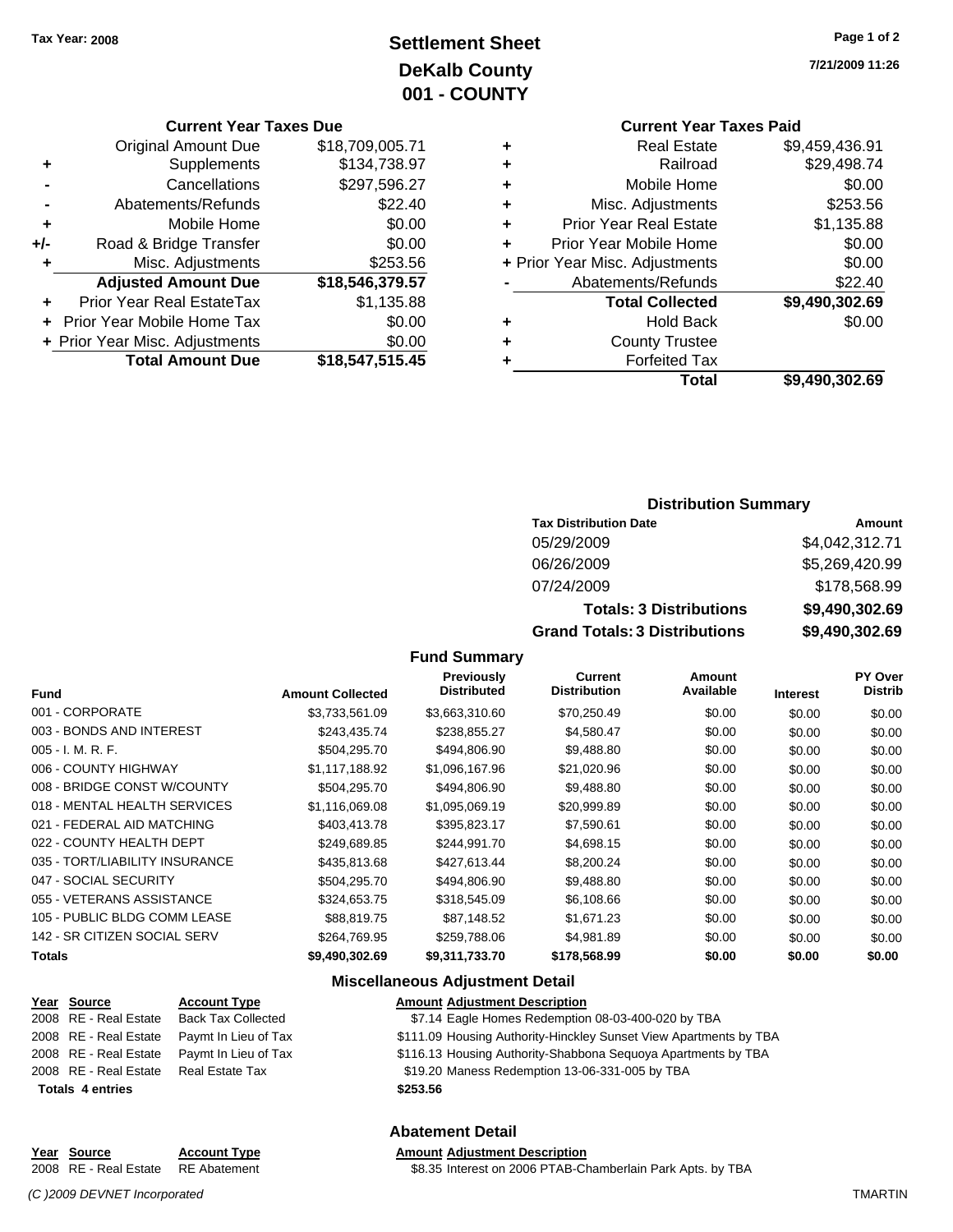Tax Year: 2008

# Settlement Sheet
## DeKalb County
## 001 - COUNTY

7/21/2009 11:26

### Current Year Taxes Due

| | | |
|---|---|---|
| | Original Amount Due | $18,709,005.71 |
| + | Supplements | $134,738.97 |
| - | Cancellations | $297,596.27 |
| - | Abatements/Refunds | $22.40 |
| + | Mobile Home | $0.00 |
| +/- | Road & Bridge Transfer | $0.00 |
| + | Misc. Adjustments | $253.56 |
| | **Adjusted Amount Due** | **$18,546,379.57** |
| + | Prior Year Real EstateTax | $1,135.88 |
| + | Prior Year Mobile Home Tax | $0.00 |
| + | Prior Year Misc. Adjustments | $0.00 |
| | **Total Amount Due** | **$18,547,515.45** |

### Current Year Taxes Paid

| | | |
|---|---|---|
| + | Real Estate | $9,459,436.91 |
| + | Railroad | $29,498.74 |
| + | Mobile Home | $0.00 |
| + | Misc. Adjustments | $253.56 |
| + | Prior Year Real Estate | $1,135.88 |
| + | Prior Year Mobile Home | $0.00 |
| + | Prior Year Misc. Adjustments | $0.00 |
| - | Abatements/Refunds | $22.40 |
| | **Total Collected** | **$9,490,302.69** |
| + | Hold Back | $0.00 |
| + | County Trustee | |
| + | Forfeited Tax | |
| | **Total** | **$9,490,302.69** |

### Distribution Summary

| Tax Distribution Date | Amount |
|---|---|
| 05/29/2009 | $4,042,312.71 |
| 06/26/2009 | $5,269,420.99 |
| 07/24/2009 | $178,568.99 |
| **Totals: 3 Distributions** | **$9,490,302.69** |
| **Grand Totals: 3 Distributions** | **$9,490,302.69** |

### Fund Summary

| Fund | Amount Collected | Previously Distributed | Current Distribution | Amount Available | Interest | PY Over Distrib |
|---|---|---|---|---|---|---|
| 001 - CORPORATE | $3,733,561.09 | $3,663,310.60 | $70,250.49 | $0.00 | $0.00 | $0.00 |
| 003 - BONDS AND INTEREST | $243,435.74 | $238,855.27 | $4,580.47 | $0.00 | $0.00 | $0.00 |
| 005 - I. M. R. F. | $504,295.70 | $494,806.90 | $9,488.80 | $0.00 | $0.00 | $0.00 |
| 006 - COUNTY HIGHWAY | $1,117,188.92 | $1,096,167.96 | $21,020.96 | $0.00 | $0.00 | $0.00 |
| 008 - BRIDGE CONST W/COUNTY | $504,295.70 | $494,806.90 | $9,488.80 | $0.00 | $0.00 | $0.00 |
| 018 - MENTAL HEALTH SERVICES | $1,116,069.08 | $1,095,069.19 | $20,999.89 | $0.00 | $0.00 | $0.00 |
| 021 - FEDERAL AID MATCHING | $403,413.78 | $395,823.17 | $7,590.61 | $0.00 | $0.00 | $0.00 |
| 022 - COUNTY HEALTH DEPT | $249,689.85 | $244,991.70 | $4,698.15 | $0.00 | $0.00 | $0.00 |
| 035 - TORT/LIABILITY INSURANCE | $435,813.68 | $427,613.44 | $8,200.24 | $0.00 | $0.00 | $0.00 |
| 047 - SOCIAL SECURITY | $504,295.70 | $494,806.90 | $9,488.80 | $0.00 | $0.00 | $0.00 |
| 055 - VETERANS ASSISTANCE | $324,653.75 | $318,545.09 | $6,108.66 | $0.00 | $0.00 | $0.00 |
| 105 - PUBLIC BLDG COMM LEASE | $88,819.75 | $87,148.52 | $1,671.23 | $0.00 | $0.00 | $0.00 |
| 142 - SR CITIZEN SOCIAL SERV | $264,769.95 | $259,788.06 | $4,981.89 | $0.00 | $0.00 | $0.00 |
| **Totals** | **$9,490,302.69** | **$9,311,733.70** | **$178,568.99** | **$0.00** | **$0.00** | **$0.00** |

### Miscellaneous Adjustment Detail

| Year | Source | Account Type | Amount | Adjustment Description |
|---|---|---|---|---|
| 2008 | RE - Real Estate | Back Tax Collected | $7.14 | Eagle Homes Redemption 08-03-400-020 by TBA |
| 2008 | RE - Real Estate | Paymt In Lieu of Tax | $111.09 | Housing Authority-Hinckley Sunset View Apartments by TBA |
| 2008 | RE - Real Estate | Paymt In Lieu of Tax | $116.13 | Housing Authority-Shabbona Sequoya Apartments by TBA |
| 2008 | RE - Real Estate | Real Estate Tax | $19.20 | Maness Redemption 13-06-331-005 by TBA |
| **Totals 4 entries** | | | **$253.56** | |

### Abatement Detail

| Year | Source | Account Type | Amount | Adjustment Description |
|---|---|---|---|---|
| 2008 | RE - Real Estate | RE Abatement | $8.35 | Interest on 2006 PTAB-Chamberlain Park Apts. by TBA |

*(C )2009 DEVNET Incorporated* TMARTIN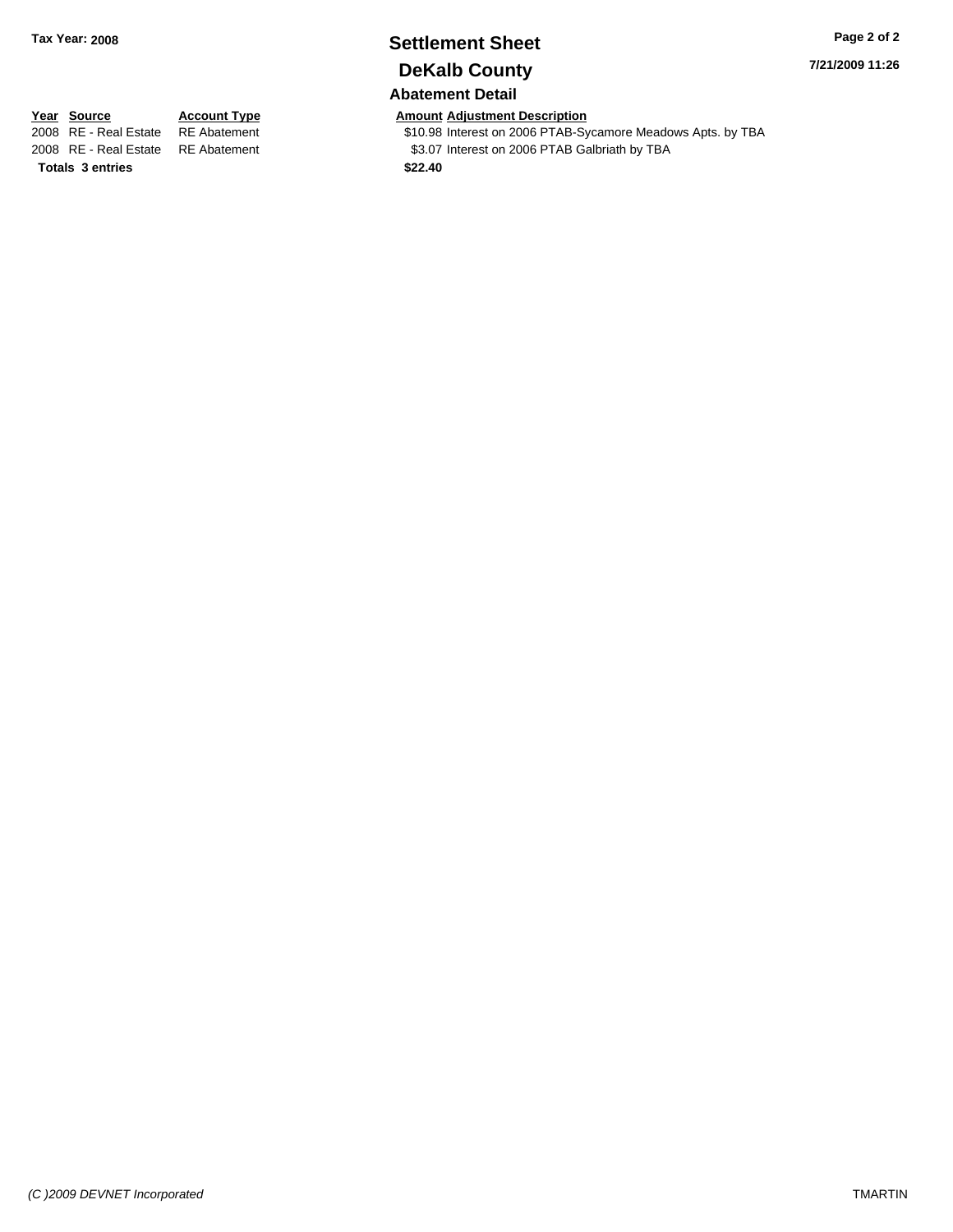Tax Year: 2008

# Settlement Sheet

## DeKalb County

### Abatement Detail

| Year | Source | Account Type | Amount | Adjustment Description |
|---|---|---|---|---|
| 2008 | RE - Real Estate | RE Abatement | $10.98 | Interest on 2006 PTAB-Sycamore Meadows Apts. by TBA |
| 2008 | RE - Real Estate | RE Abatement | $3.07 | Interest on 2006 PTAB Galbriath by TBA |
| **Totals** | **3 entries** | | **$22.40** | |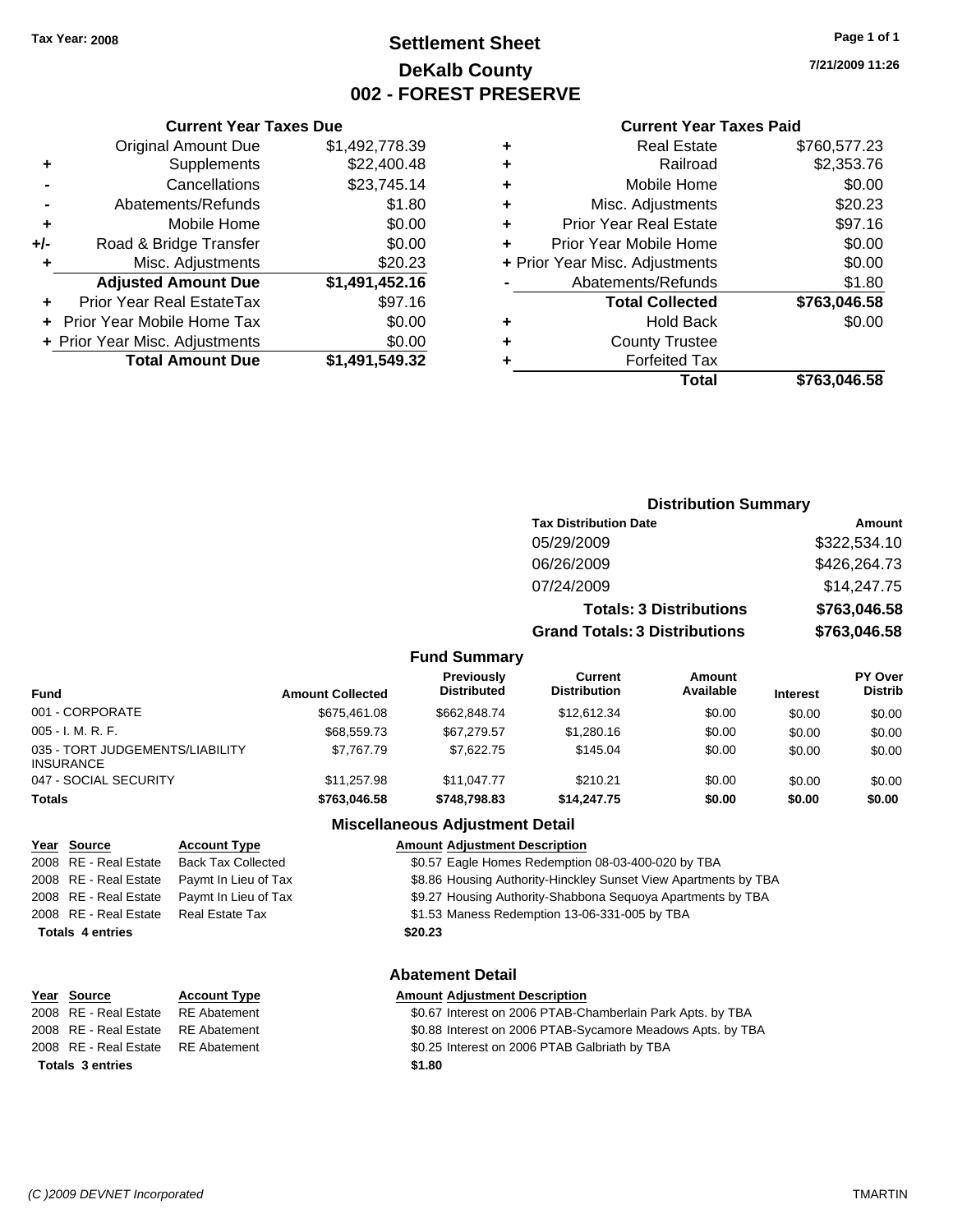Tax Year: 2008

# Settlement Sheet
## DeKalb County
## 002 - FOREST PRESERVE

7/21/2009 11:26

### Current Year Taxes Due

| | | |
|---|---|---|
| | Original Amount Due | $1,492,778.39 |
| + | Supplements | $22,400.48 |
| - | Cancellations | $23,745.14 |
| - | Abatements/Refunds | $1.80 |
| + | Mobile Home | $0.00 |
| +/- | Road & Bridge Transfer | $0.00 |
| + | Misc. Adjustments | $20.23 |
| | **Adjusted Amount Due** | **$1,491,452.16** |
| + | Prior Year Real EstateTax | $97.16 |
| + | Prior Year Mobile Home Tax | $0.00 |
| + | Prior Year Misc. Adjustments | $0.00 |
| | **Total Amount Due** | **$1,491,549.32** |

### Current Year Taxes Paid

| | | |
|---|---|---|
| + | Real Estate | $760,577.23 |
| + | Railroad | $2,353.76 |
| + | Mobile Home | $0.00 |
| + | Misc. Adjustments | $20.23 |
| + | Prior Year Real Estate | $97.16 |
| + | Prior Year Mobile Home | $0.00 |
| + | Prior Year Misc. Adjustments | $0.00 |
| - | Abatements/Refunds | $1.80 |
| | **Total Collected** | **$763,046.58** |
| + | Hold Back | $0.00 |
| + | County Trustee | |
| + | Forfeited Tax | |
| | **Total** | **$763,046.58** |

### Distribution Summary

| Tax Distribution Date | Amount |
|---|---|
| 05/29/2009 | $322,534.10 |
| 06/26/2009 | $426,264.73 |
| 07/24/2009 | $14,247.75 |
| **Totals: 3 Distributions** | **$763,046.58** |
| **Grand Totals: 3 Distributions** | **$763,046.58** |

### Fund Summary

| Fund | Amount Collected | Previously Distributed | Current Distribution | Amount Available | Interest | PY Over Distrib |
|---|---|---|---|---|---|---|
| 001 - CORPORATE | $675,461.08 | $662,848.74 | $12,612.34 | $0.00 | $0.00 | $0.00 |
| 005 - I. M. R. F. | $68,559.73 | $67,279.57 | $1,280.16 | $0.00 | $0.00 | $0.00 |
| 035 - TORT JUDGEMENTS/LIABILITY INSURANCE | $7,767.79 | $7,622.75 | $145.04 | $0.00 | $0.00 | $0.00 |
| 047 - SOCIAL SECURITY | $11,257.98 | $11,047.77 | $210.21 | $0.00 | $0.00 | $0.00 |
| **Totals** | **$763,046.58** | **$748,798.83** | **$14,247.75** | **$0.00** | **$0.00** | **$0.00** |

### Miscellaneous Adjustment Detail

| Year | Source | Account Type | Amount | Adjustment Description |
|---|---|---|---|---|
| 2008 | RE - Real Estate | Back Tax Collected | $0.57 | Eagle Homes Redemption 08-03-400-020 by TBA |
| 2008 | RE - Real Estate | Paymt In Lieu of Tax | $8.86 | Housing Authority-Hinckley Sunset View Apartments by TBA |
| 2008 | RE - Real Estate | Paymt In Lieu of Tax | $9.27 | Housing Authority-Shabbona Sequoya Apartments by TBA |
| 2008 | RE - Real Estate | Real Estate Tax | $1.53 | Maness Redemption 13-06-331-005 by TBA |
| **Totals 4 entries** | | | **$20.23** | |

### Abatement Detail

| Year | Source | Account Type | Amount | Adjustment Description |
|---|---|---|---|---|
| 2008 | RE - Real Estate | RE Abatement | $0.67 | Interest on 2006 PTAB-Chamberlain Park Apts. by TBA |
| 2008 | RE - Real Estate | RE Abatement | $0.88 | Interest on 2006 PTAB-Sycamore Meadows Apts. by TBA |
| 2008 | RE - Real Estate | RE Abatement | $0.25 | Interest on 2006 PTAB Galbriath by TBA |
| **Totals 3 entries** | | | **$1.80** | |

(C )2009 DEVNET Incorporated TMARTIN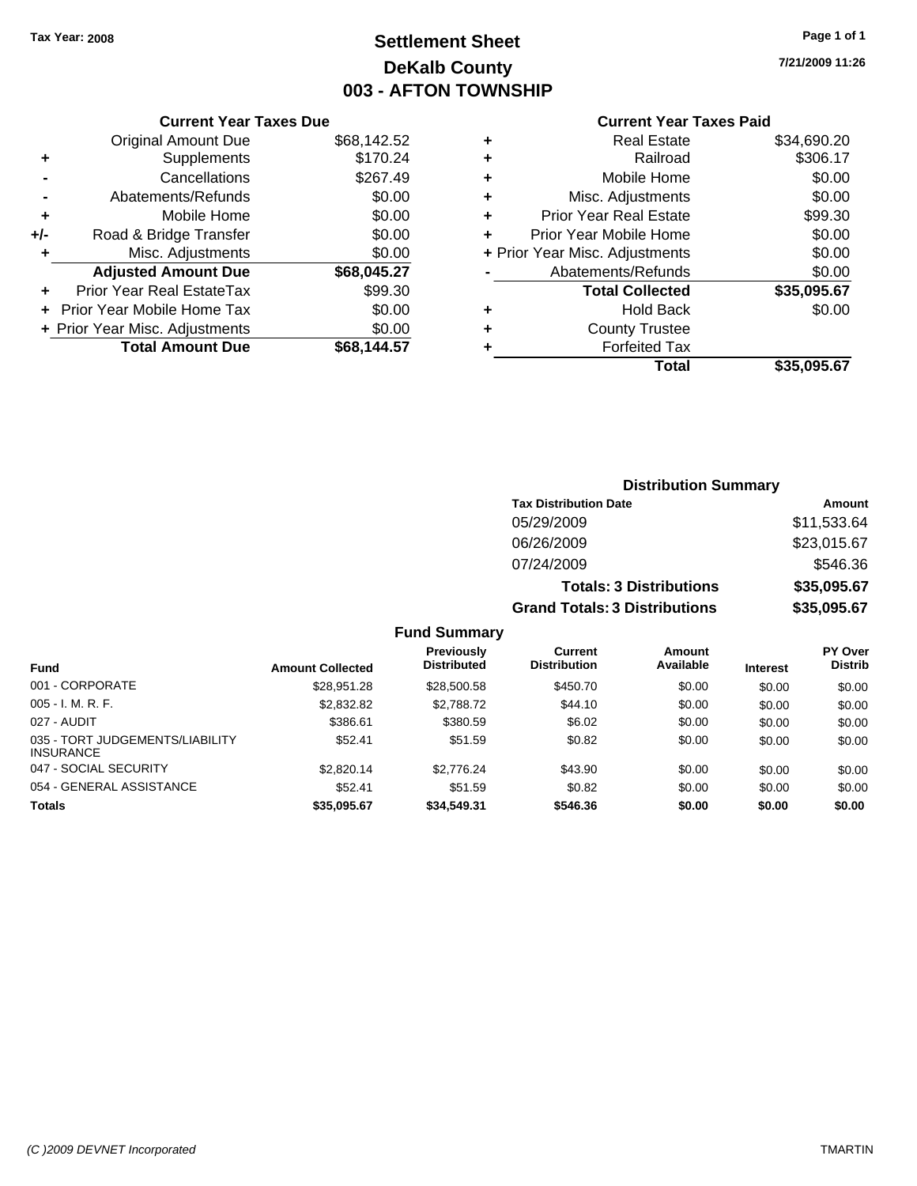Tax Year: 2008

# Settlement Sheet
## DeKalb County
## 003 - AFTON TOWNSHIP

7/21/2009 11:26

### Current Year Taxes Due

| | | |
|---|---|---|
| | Original Amount Due | $68,142.52 |
| + | Supplements | $170.24 |
| - | Cancellations | $267.49 |
| - | Abatements/Refunds | $0.00 |
| + | Mobile Home | $0.00 |
| +/- | Road & Bridge Transfer | $0.00 |
| + | Misc. Adjustments | $0.00 |
| | **Adjusted Amount Due** | **$68,045.27** |
| + | Prior Year Real EstateTax | $99.30 |
| + | Prior Year Mobile Home Tax | $0.00 |
| + | Prior Year Misc. Adjustments | $0.00 |
| | **Total Amount Due** | **$68,144.57** |

### Current Year Taxes Paid

| | | |
|---|---|---|
| + | Real Estate | $34,690.20 |
| + | Railroad | $306.17 |
| + | Mobile Home | $0.00 |
| + | Misc. Adjustments | $0.00 |
| + | Prior Year Real Estate | $99.30 |
| + | Prior Year Mobile Home | $0.00 |
| + | Prior Year Misc. Adjustments | $0.00 |
| - | Abatements/Refunds | $0.00 |
| | **Total Collected** | **$35,095.67** |
| + | Hold Back | $0.00 |
| + | County Trustee | |
| + | Forfeited Tax | |
| | **Total** | **$35,095.67** |

### Distribution Summary

| Tax Distribution Date | Amount |
|---|---|
| 05/29/2009 | $11,533.64 |
| 06/26/2009 | $23,015.67 |
| 07/24/2009 | $546.36 |
| **Totals: 3 Distributions** | **$35,095.67** |
| **Grand Totals: 3 Distributions** | **$35,095.67** |

### Fund Summary

| Fund | Amount Collected | Previously Distributed | Current Distribution | Amount Available | Interest | PY Over Distrib |
|---|---|---|---|---|---|---|
| 001 - CORPORATE | $28,951.28 | $28,500.58 | $450.70 | $0.00 | $0.00 | $0.00 |
| 005 - I. M. R. F. | $2,832.82 | $2,788.72 | $44.10 | $0.00 | $0.00 | $0.00 |
| 027 - AUDIT | $386.61 | $380.59 | $6.02 | $0.00 | $0.00 | $0.00 |
| 035 - TORT JUDGEMENTS/LIABILITY INSURANCE | $52.41 | $51.59 | $0.82 | $0.00 | $0.00 | $0.00 |
| 047 - SOCIAL SECURITY | $2,820.14 | $2,776.24 | $43.90 | $0.00 | $0.00 | $0.00 |
| 054 - GENERAL ASSISTANCE | $52.41 | $51.59 | $0.82 | $0.00 | $0.00 | $0.00 |
| **Totals** | **$35,095.67** | **$34,549.31** | **$546.36** | **$0.00** | **$0.00** | **$0.00** |

(C )2009 DEVNET Incorporated TMARTIN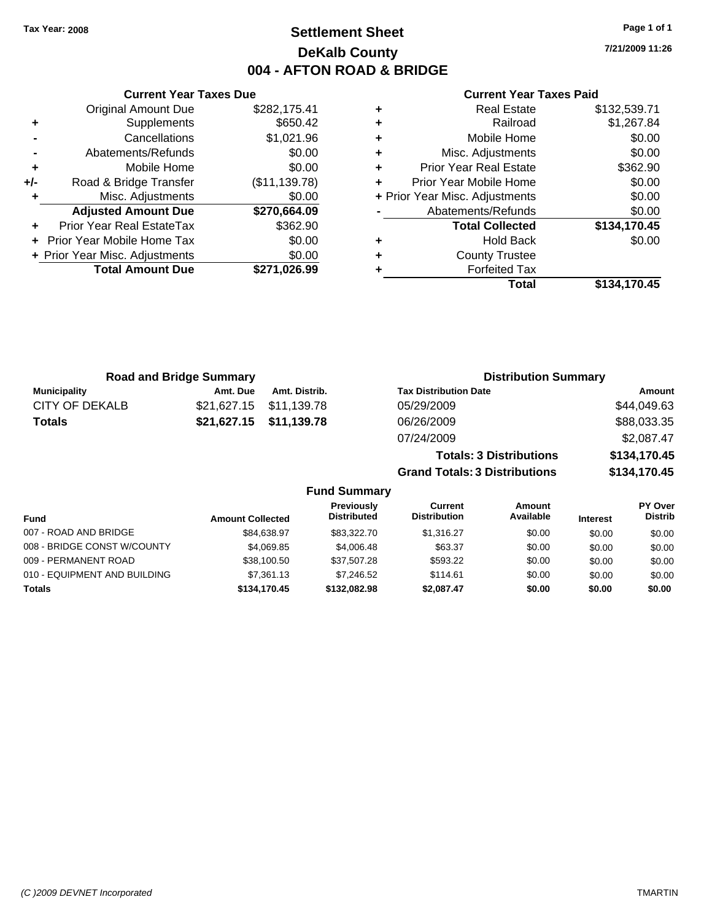**Tax Year: 2008**

# Settlement Sheet
## DeKalb County
## 004 - AFTON ROAD & BRIDGE

7/21/2009 11:26

### Current Year Taxes Due

| | | |
|---|---|---|
| | Original Amount Due | $282,175.41 |
| + | Supplements | $650.42 |
| - | Cancellations | $1,021.96 |
| - | Abatements/Refunds | $0.00 |
| + | Mobile Home | $0.00 |
| +/- | Road & Bridge Transfer | ($11,139.78) |
| + | Misc. Adjustments | $0.00 |
| | **Adjusted Amount Due** | **$270,664.09** |
| + | Prior Year Real EstateTax | $362.90 |
| + | Prior Year Mobile Home Tax | $0.00 |
| + | Prior Year Misc. Adjustments | $0.00 |
| | **Total Amount Due** | **$271,026.99** |

### Current Year Taxes Paid

| | | |
|---|---|---|
| + | Real Estate | $132,539.71 |
| + | Railroad | $1,267.84 |
| + | Mobile Home | $0.00 |
| + | Misc. Adjustments | $0.00 |
| + | Prior Year Real Estate | $362.90 |
| + | Prior Year Mobile Home | $0.00 |
| + | Prior Year Misc. Adjustments | $0.00 |
| - | Abatements/Refunds | $0.00 |
| | **Total Collected** | **$134,170.45** |
| + | Hold Back | $0.00 |
| + | County Trustee | |
| + | Forfeited Tax | |
| | **Total** | **$134,170.45** |

### Road and Bridge Summary

| Municipality | Amt. Due | Amt. Distrib. |
|---|---|---|
| CITY OF DEKALB | $21,627.15 | $11,139.78 |
| **Totals** | **$21,627.15** | **$11,139.78** |

### Distribution Summary

| Tax Distribution Date | Amount |
|---|---|
| 05/29/2009 | $44,049.63 |
| 06/26/2009 | $88,033.35 |
| 07/24/2009 | $2,087.47 |
| **Totals: 3 Distributions** | **$134,170.45** |
| **Grand Totals: 3 Distributions** | **$134,170.45** |

### Fund Summary

| Fund | Amount Collected | Previously Distributed | Current Distribution | Amount Available | Interest | PY Over Distrib |
|---|---|---|---|---|---|---|
| 007 - ROAD AND BRIDGE | $84,638.97 | $83,322.70 | $1,316.27 | $0.00 | $0.00 | $0.00 |
| 008 - BRIDGE CONST W/COUNTY | $4,069.85 | $4,006.48 | $63.37 | $0.00 | $0.00 | $0.00 |
| 009 - PERMANENT ROAD | $38,100.50 | $37,507.28 | $593.22 | $0.00 | $0.00 | $0.00 |
| 010 - EQUIPMENT AND BUILDING | $7,361.13 | $7,246.52 | $114.61 | $0.00 | $0.00 | $0.00 |
| **Totals** | **$134,170.45** | **$132,082.98** | **$2,087.47** | **$0.00** | **$0.00** | **$0.00** |

(C )2009 DEVNET Incorporated TMARTIN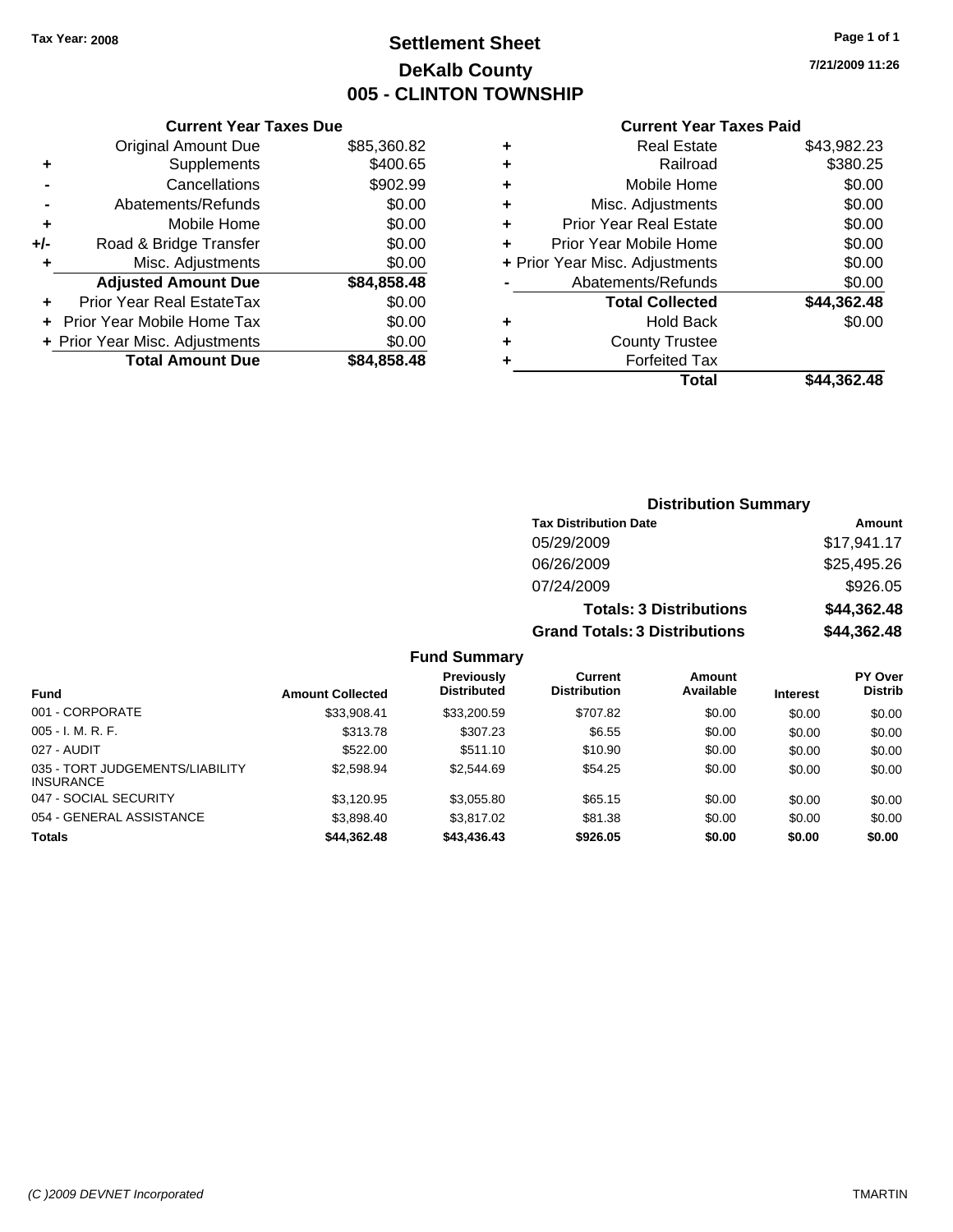Tax Year: 2008

# Settlement Sheet
## DeKalb County
## 005 - CLINTON TOWNSHIP

7/21/2009 11:26

### Current Year Taxes Due

| | | |
|---|---|---|
| | Original Amount Due | $85,360.82 |
| + | Supplements | $400.65 |
| - | Cancellations | $902.99 |
| - | Abatements/Refunds | $0.00 |
| + | Mobile Home | $0.00 |
| +/- | Road & Bridge Transfer | $0.00 |
| + | Misc. Adjustments | $0.00 |
| | **Adjusted Amount Due** | **$84,858.48** |
| + | Prior Year Real EstateTax | $0.00 |
| + | Prior Year Mobile Home Tax | $0.00 |
| + | Prior Year Misc. Adjustments | $0.00 |
| | **Total Amount Due** | **$84,858.48** |

### Current Year Taxes Paid

| | | |
|---|---|---|
| + | Real Estate | $43,982.23 |
| + | Railroad | $380.25 |
| + | Mobile Home | $0.00 |
| + | Misc. Adjustments | $0.00 |
| + | Prior Year Real Estate | $0.00 |
| + | Prior Year Mobile Home | $0.00 |
| + | Prior Year Misc. Adjustments | $0.00 |
| - | Abatements/Refunds | $0.00 |
| | **Total Collected** | **$44,362.48** |
| + | Hold Back | $0.00 |
| + | County Trustee | |
| + | Forfeited Tax | |
| | **Total** | **$44,362.48** |

### Distribution Summary

| Tax Distribution Date | Amount |
|---|---|
| 05/29/2009 | $17,941.17 |
| 06/26/2009 | $25,495.26 |
| 07/24/2009 | $926.05 |
| **Totals: 3 Distributions** | **$44,362.48** |
| **Grand Totals: 3 Distributions** | **$44,362.48** |

### Fund Summary

| Fund | Amount Collected | Previously Distributed | Current Distribution | Amount Available | Interest | PY Over Distrib |
|---|---|---|---|---|---|---|
| 001 - CORPORATE | $33,908.41 | $33,200.59 | $707.82 | $0.00 | $0.00 | $0.00 |
| 005 - I. M. R. F. | $313.78 | $307.23 | $6.55 | $0.00 | $0.00 | $0.00 |
| 027 - AUDIT | $522.00 | $511.10 | $10.90 | $0.00 | $0.00 | $0.00 |
| 035 - TORT JUDGEMENTS/LIABILITY INSURANCE | $2,598.94 | $2,544.69 | $54.25 | $0.00 | $0.00 | $0.00 |
| 047 - SOCIAL SECURITY | $3,120.95 | $3,055.80 | $65.15 | $0.00 | $0.00 | $0.00 |
| 054 - GENERAL ASSISTANCE | $3,898.40 | $3,817.02 | $81.38 | $0.00 | $0.00 | $0.00 |
| **Totals** | **$44,362.48** | **$43,436.43** | **$926.05** | **$0.00** | **$0.00** | **$0.00** |

(C )2009 DEVNET Incorporated TMARTIN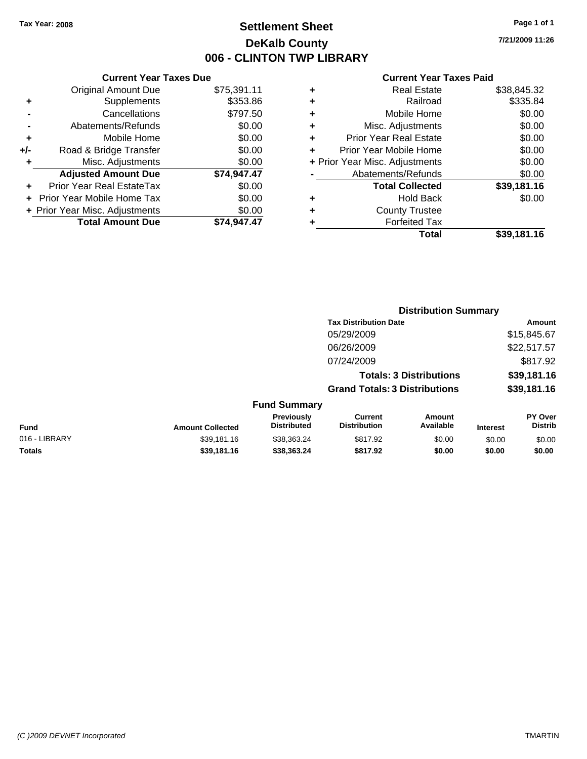Tax Year: 2008

# Settlement Sheet

## DeKalb County

## 006 - CLINTON TWP LIBRARY

7/21/2009 11:26

### Current Year Taxes Due

| | | |
|---|---|---|
| | Original Amount Due | $75,391.11 |
| + | Supplements | $353.86 |
| - | Cancellations | $797.50 |
| - | Abatements/Refunds | $0.00 |
| + | Mobile Home | $0.00 |
| +/- | Road & Bridge Transfer | $0.00 |
| + | Misc. Adjustments | $0.00 |
| | **Adjusted Amount Due** | **$74,947.47** |
| + | Prior Year Real EstateTax | $0.00 |
| + | Prior Year Mobile Home Tax | $0.00 |
| + | Prior Year Misc. Adjustments | $0.00 |
| | **Total Amount Due** | **$74,947.47** |

### Current Year Taxes Paid

| | | |
|---|---|---|
| + | Real Estate | $38,845.32 |
| + | Railroad | $335.84 |
| + | Mobile Home | $0.00 |
| + | Misc. Adjustments | $0.00 |
| + | Prior Year Real Estate | $0.00 |
| + | Prior Year Mobile Home | $0.00 |
| + | Prior Year Misc. Adjustments | $0.00 |
| - | Abatements/Refunds | $0.00 |
| | **Total Collected** | **$39,181.16** |
| + | Hold Back | $0.00 |
| + | County Trustee | |
| + | Forfeited Tax | |
| | **Total** | **$39,181.16** |

### Distribution Summary

| Tax Distribution Date | Amount |
|---|---|
| 05/29/2009 | $15,845.67 |
| 06/26/2009 | $22,517.57 |
| 07/24/2009 | $817.92 |
| **Totals: 3 Distributions** | **$39,181.16** |
| **Grand Totals: 3 Distributions** | **$39,181.16** |

### Fund Summary

| Fund | Amount Collected | Previously Distributed | Current Distribution | Amount Available | Interest | PY Over Distrib |
|---|---|---|---|---|---|---|
| 016 - LIBRARY | $39,181.16 | $38,363.24 | $817.92 | $0.00 | $0.00 | $0.00 |
| **Totals** | **$39,181.16** | **$38,363.24** | **$817.92** | **$0.00** | **$0.00** | **$0.00** |

(C )2009 DEVNET Incorporated TMARTIN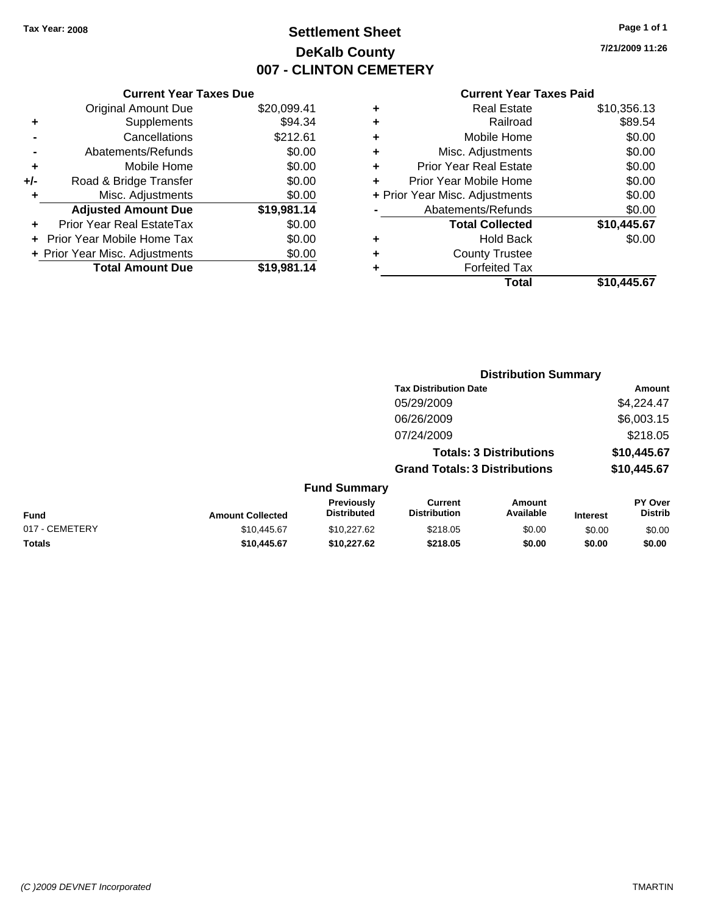Tax Year: 2008

# Settlement Sheet
## DeKalb County
## 007 - CLINTON CEMETERY

7/21/2009 11:26

### Current Year Taxes Due

| | | |
|---|---|---|
| | Original Amount Due | $20,099.41 |
| + | Supplements | $94.34 |
| - | Cancellations | $212.61 |
| - | Abatements/Refunds | $0.00 |
| + | Mobile Home | $0.00 |
| +/- | Road & Bridge Transfer | $0.00 |
| + | Misc. Adjustments | $0.00 |
| | **Adjusted Amount Due** | **$19,981.14** |
| + | Prior Year Real EstateTax | $0.00 |
| + | Prior Year Mobile Home Tax | $0.00 |
| + | Prior Year Misc. Adjustments | $0.00 |
| | **Total Amount Due** | **$19,981.14** |

### Current Year Taxes Paid

| | | |
|---|---|---|
| + | Real Estate | $10,356.13 |
| + | Railroad | $89.54 |
| + | Mobile Home | $0.00 |
| + | Misc. Adjustments | $0.00 |
| + | Prior Year Real Estate | $0.00 |
| + | Prior Year Mobile Home | $0.00 |
| + | Prior Year Misc. Adjustments | $0.00 |
| - | Abatements/Refunds | $0.00 |
| | **Total Collected** | **$10,445.67** |
| + | Hold Back | $0.00 |
| + | County Trustee | |
| + | Forfeited Tax | |
| | **Total** | **$10,445.67** |

### Distribution Summary

| Tax Distribution Date | Amount |
|---|---|
| 05/29/2009 | $4,224.47 |
| 06/26/2009 | $6,003.15 |
| 07/24/2009 | $218.05 |
| **Totals: 3 Distributions** | **$10,445.67** |
| **Grand Totals: 3 Distributions** | **$10,445.67** |

### Fund Summary

| Fund | Amount Collected | Previously Distributed | Current Distribution | Amount Available | Interest | PY Over Distrib |
|---|---|---|---|---|---|---|
| 017 - CEMETERY | $10,445.67 | $10,227.62 | $218.05 | $0.00 | $0.00 | $0.00 |
| **Totals** | **$10,445.67** | **$10,227.62** | **$218.05** | **$0.00** | **$0.00** | **$0.00** |

(C )2009 DEVNET Incorporated TMARTIN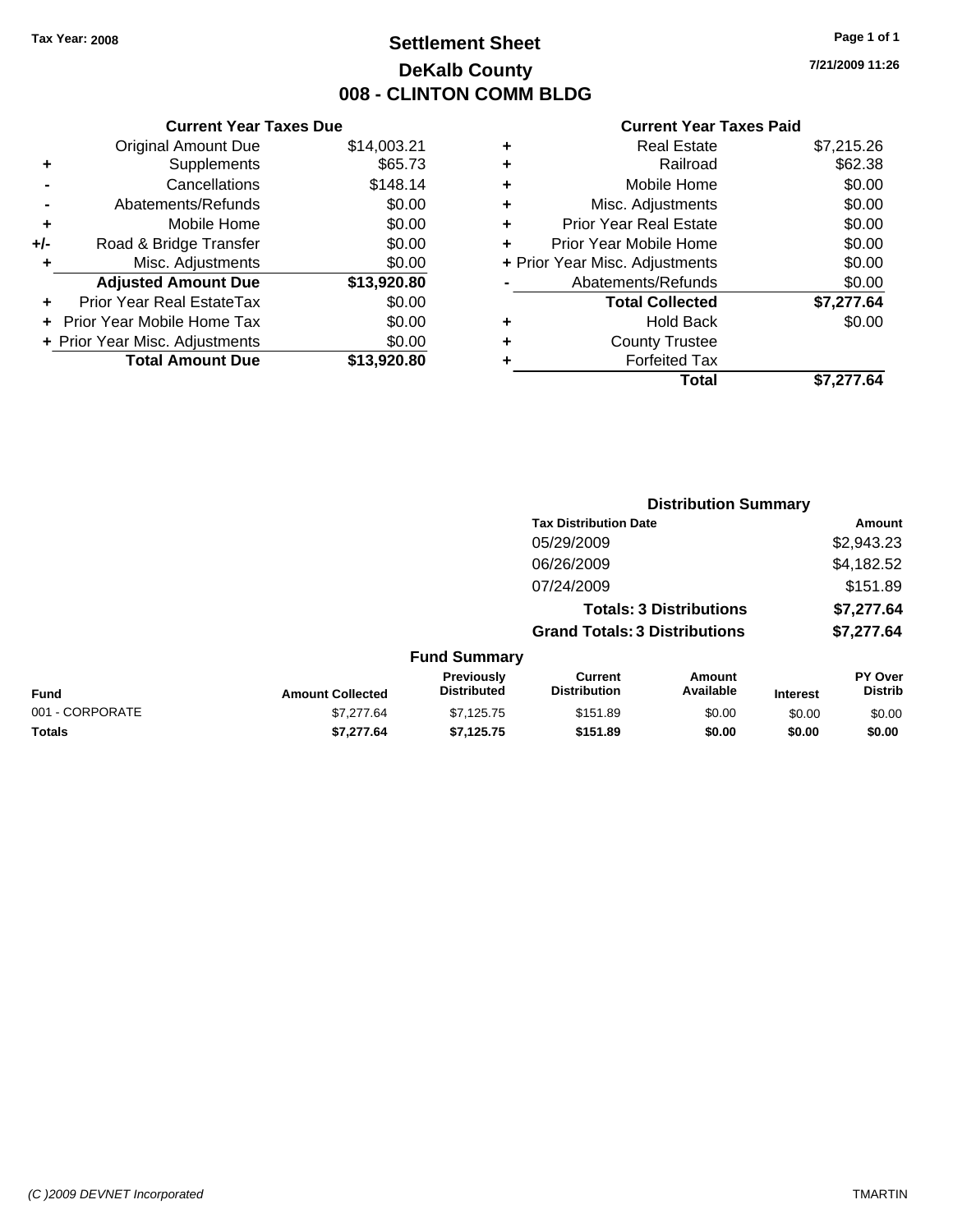Tax Year: 2008

# Settlement Sheet
## DeKalb County
## 008 - CLINTON COMM BLDG

7/21/2009 11:26

| | Current Year Taxes Due | |
|---|---|---|
| | Original Amount Due | $14,003.21 |
| + | Supplements | $65.73 |
| - | Cancellations | $148.14 |
| - | Abatements/Refunds | $0.00 |
| + | Mobile Home | $0.00 |
| +/- | Road & Bridge Transfer | $0.00 |
| + | Misc. Adjustments | $0.00 |
| | **Adjusted Amount Due** | **$13,920.80** |
| + | Prior Year Real EstateTax | $0.00 |
| + | Prior Year Mobile Home Tax | $0.00 |
| + | Prior Year Misc. Adjustments | $0.00 |
| | **Total Amount Due** | **$13,920.80** |

| | Current Year Taxes Paid | |
|---|---|---|
| + | Real Estate | $7,215.26 |
| + | Railroad | $62.38 |
| + | Mobile Home | $0.00 |
| + | Misc. Adjustments | $0.00 |
| + | Prior Year Real Estate | $0.00 |
| + | Prior Year Mobile Home | $0.00 |
| + | Prior Year Misc. Adjustments | $0.00 |
| - | Abatements/Refunds | $0.00 |
| | **Total Collected** | **$7,277.64** |
| + | Hold Back | $0.00 |
| + | County Trustee | |
| + | Forfeited Tax | |
| | **Total** | **$7,277.64** |

### Distribution Summary

| Tax Distribution Date | Amount |
|---|---|
| 05/29/2009 | $2,943.23 |
| 06/26/2009 | $4,182.52 |
| 07/24/2009 | $151.89 |
| **Totals: 3 Distributions** | **$7,277.64** |
| **Grand Totals: 3 Distributions** | **$7,277.64** |

### Fund Summary

| Fund | Amount Collected | Previously Distributed | Current Distribution | Amount Available | Interest | PY Over Distrib |
|---|---|---|---|---|---|---|
| 001 - CORPORATE | $7,277.64 | $7,125.75 | $151.89 | $0.00 | $0.00 | $0.00 |
| **Totals** | **$7,277.64** | **$7,125.75** | **$151.89** | **$0.00** | **$0.00** | **$0.00** |

(C )2009 DEVNET Incorporated TMARTIN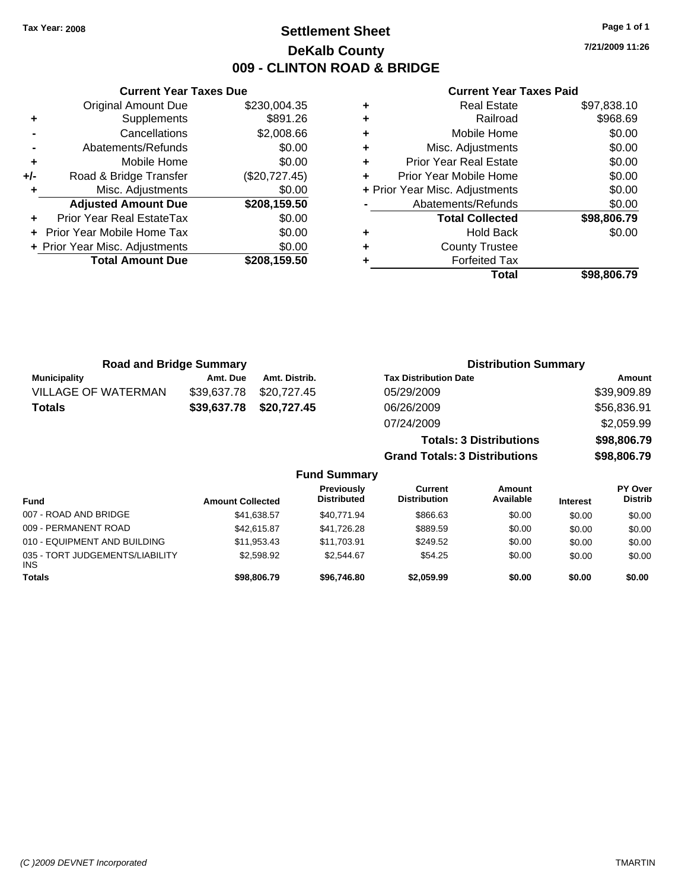Tax Year: 2008

# Settlement Sheet

## DeKalb County

## 009 - CLINTON ROAD & BRIDGE

7/21/2009 11:26

### Current Year Taxes Due

| | | |
|---|---|---|
| | Original Amount Due | $230,004.35 |
| + | Supplements | $891.26 |
| - | Cancellations | $2,008.66 |
| - | Abatements/Refunds | $0.00 |
| + | Mobile Home | $0.00 |
| +/- | Road & Bridge Transfer | ($20,727.45) |
| + | Misc. Adjustments | $0.00 |
| | **Adjusted Amount Due** | **$208,159.50** |
| + | Prior Year Real EstateTax | $0.00 |
| + | Prior Year Mobile Home Tax | $0.00 |
| + | Prior Year Misc. Adjustments | $0.00 |
| | **Total Amount Due** | **$208,159.50** |

### Current Year Taxes Paid

| | | |
|---|---|---|
| + | Real Estate | $97,838.10 |
| + | Railroad | $968.69 |
| + | Mobile Home | $0.00 |
| + | Misc. Adjustments | $0.00 |
| + | Prior Year Real Estate | $0.00 |
| + | Prior Year Mobile Home | $0.00 |
| + | Prior Year Misc. Adjustments | $0.00 |
| - | Abatements/Refunds | $0.00 |
| | **Total Collected** | **$98,806.79** |
| + | Hold Back | $0.00 |
| + | County Trustee | |
| + | Forfeited Tax | |
| | **Total** | **$98,806.79** |

### Road and Bridge Summary

| Municipality | Amt. Due | Amt. Distrib. |
|---|---|---|
| VILLAGE OF WATERMAN | $39,637.78 | $20,727.45 |
| **Totals** | **$39,637.78** | **$20,727.45** |

### Distribution Summary

| Tax Distribution Date | Amount |
|---|---|
| 05/29/2009 | $39,909.89 |
| 06/26/2009 | $56,836.91 |
| 07/24/2009 | $2,059.99 |
| **Totals: 3 Distributions** | **$98,806.79** |
| **Grand Totals: 3 Distributions** | **$98,806.79** |

### Fund Summary

| Fund | Amount Collected | Previously Distributed | Current Distribution | Amount Available | Interest | PY Over Distrib |
|---|---|---|---|---|---|---|
| 007 - ROAD AND BRIDGE | $41,638.57 | $40,771.94 | $866.63 | $0.00 | $0.00 | $0.00 |
| 009 - PERMANENT ROAD | $42,615.87 | $41,726.28 | $889.59 | $0.00 | $0.00 | $0.00 |
| 010 - EQUIPMENT AND BUILDING | $11,953.43 | $11,703.91 | $249.52 | $0.00 | $0.00 | $0.00 |
| 035 - TORT JUDGEMENTS/LIABILITY INS | $2,598.92 | $2,544.67 | $54.25 | $0.00 | $0.00 | $0.00 |
| **Totals** | **$98,806.79** | **$96,746.80** | **$2,059.99** | **$0.00** | **$0.00** | **$0.00** |

(C )2009 DEVNET Incorporated TMARTIN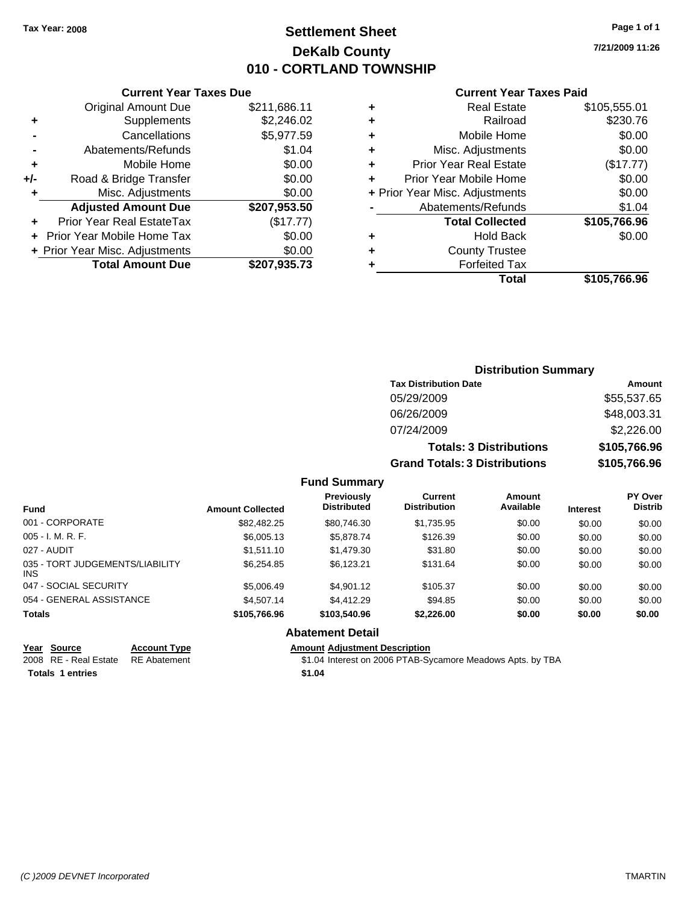Tax Year: 2008

# Settlement Sheet
## DeKalb County
## 010 - CORTLAND TOWNSHIP

7/21/2009 11:26

### Current Year Taxes Due

| | | |
|---|---|---|
| | Original Amount Due | $211,686.11 |
| + | Supplements | $2,246.02 |
| - | Cancellations | $5,977.59 |
| - | Abatements/Refunds | $1.04 |
| + | Mobile Home | $0.00 |
| +/- | Road & Bridge Transfer | $0.00 |
| + | Misc. Adjustments | $0.00 |
| | **Adjusted Amount Due** | **$207,953.50** |
| + | Prior Year Real EstateTax | ($17.77) |
| + | Prior Year Mobile Home Tax | $0.00 |
| + | Prior Year Misc. Adjustments | $0.00 |
| | **Total Amount Due** | **$207,935.73** |

### Current Year Taxes Paid

| | | |
|---|---|---|
| + | Real Estate | $105,555.01 |
| + | Railroad | $230.76 |
| + | Mobile Home | $0.00 |
| + | Misc. Adjustments | $0.00 |
| + | Prior Year Real Estate | ($17.77) |
| + | Prior Year Mobile Home | $0.00 |
| + | Prior Year Misc. Adjustments | $0.00 |
| - | Abatements/Refunds | $1.04 |
| | **Total Collected** | **$105,766.96** |
| + | Hold Back | $0.00 |
| + | County Trustee | |
| + | Forfeited Tax | |
| | **Total** | **$105,766.96** |

### Distribution Summary

| Tax Distribution Date | Amount |
|---|---|
| 05/29/2009 | $55,537.65 |
| 06/26/2009 | $48,003.31 |
| 07/24/2009 | $2,226.00 |
| **Totals: 3 Distributions** | **$105,766.96** |
| **Grand Totals: 3 Distributions** | **$105,766.96** |

### Fund Summary

| Fund | Amount Collected | Previously Distributed | Current Distribution | Amount Available | Interest | PY Over Distrib |
|---|---|---|---|---|---|---|
| 001 - CORPORATE | $82,482.25 | $80,746.30 | $1,735.95 | $0.00 | $0.00 | $0.00 |
| 005 - I. M. R. F. | $6,005.13 | $5,878.74 | $126.39 | $0.00 | $0.00 | $0.00 |
| 027 - AUDIT | $1,511.10 | $1,479.30 | $31.80 | $0.00 | $0.00 | $0.00 |
| 035 - TORT JUDGEMENTS/LIABILITY INS | $6,254.85 | $6,123.21 | $131.64 | $0.00 | $0.00 | $0.00 |
| 047 - SOCIAL SECURITY | $5,006.49 | $4,901.12 | $105.37 | $0.00 | $0.00 | $0.00 |
| 054 - GENERAL ASSISTANCE | $4,507.14 | $4,412.29 | $94.85 | $0.00 | $0.00 | $0.00 |
| **Totals** | **$105,766.96** | **$103,540.96** | **$2,226.00** | **$0.00** | **$0.00** | **$0.00** |

### Abatement Detail

| Year | Source | Account Type | Amount | Adjustment Description |
|---|---|---|---|---|
| 2008 | RE - Real Estate | RE Abatement | $1.04 | Interest on 2006 PTAB-Sycamore Meadows Apts. by TBA |
| **Totals 1 entries** | | | **$1.04** | |

(C )2009 DEVNET Incorporated — TMARTIN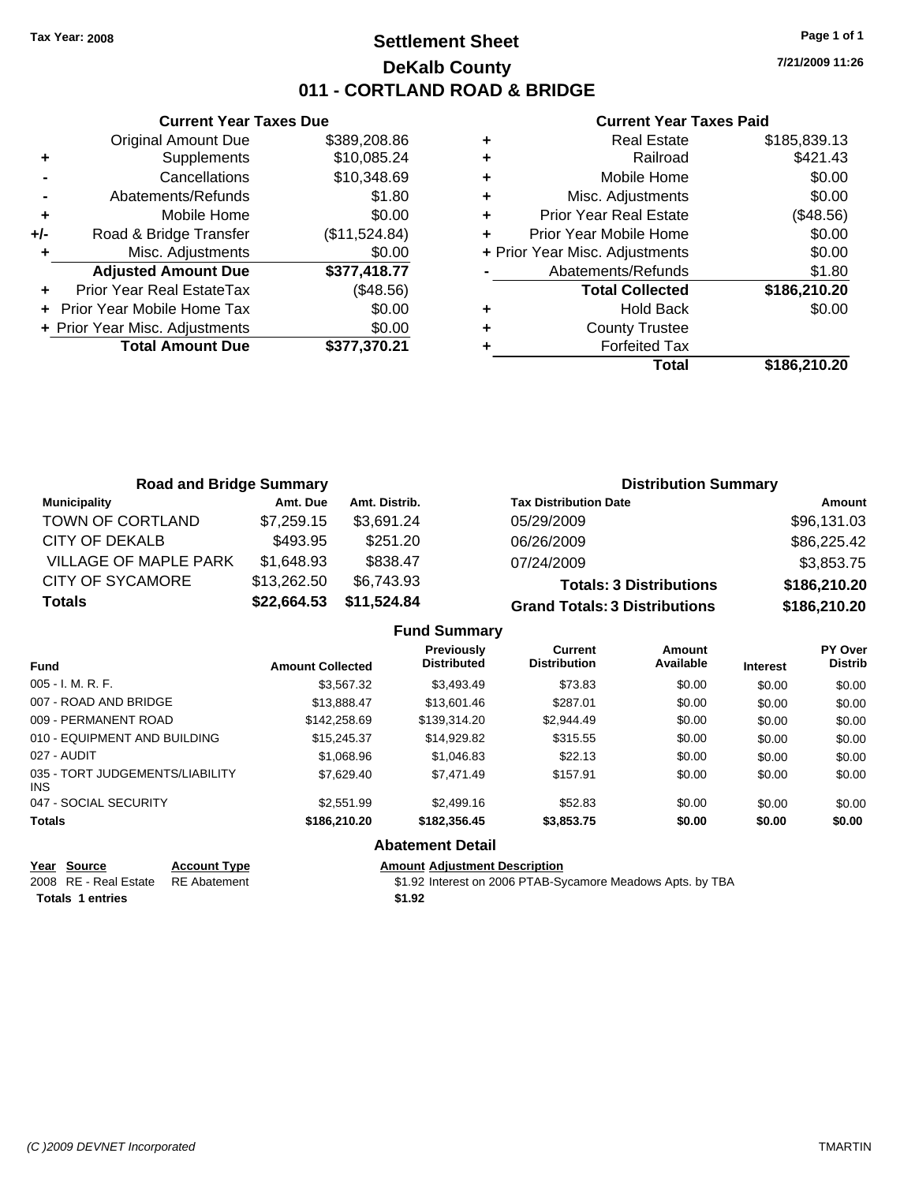Tax Year: 2008

# Settlement Sheet
## DeKalb County
## 011 - CORTLAND ROAD & BRIDGE

7/21/2009 11:26

### Current Year Taxes Due

| | | |
|---|---|---|
| | Original Amount Due | $389,208.86 |
| + | Supplements | $10,085.24 |
| - | Cancellations | $10,348.69 |
| - | Abatements/Refunds | $1.80 |
| + | Mobile Home | $0.00 |
| +/- | Road & Bridge Transfer | ($11,524.84) |
| + | Misc. Adjustments | $0.00 |
| | **Adjusted Amount Due** | **$377,418.77** |
| + | Prior Year Real EstateTax | ($48.56) |
| + | Prior Year Mobile Home Tax | $0.00 |
| + | Prior Year Misc. Adjustments | $0.00 |
| | **Total Amount Due** | **$377,370.21** |

### Current Year Taxes Paid

| | | |
|---|---|---|
| + | Real Estate | $185,839.13 |
| + | Railroad | $421.43 |
| + | Mobile Home | $0.00 |
| + | Misc. Adjustments | $0.00 |
| + | Prior Year Real Estate | ($48.56) |
| + | Prior Year Mobile Home | $0.00 |
| + | Prior Year Misc. Adjustments | $0.00 |
| - | Abatements/Refunds | $1.80 |
| | **Total Collected** | **$186,210.20** |
| + | Hold Back | $0.00 |
| + | County Trustee | |
| + | Forfeited Tax | |
| | **Total** | **$186,210.20** |

### Road and Bridge Summary

| Municipality | Amt. Due | Amt. Distrib. |
|---|---|---|
| TOWN OF CORTLAND | $7,259.15 | $3,691.24 |
| CITY OF DEKALB | $493.95 | $251.20 |
| VILLAGE OF MAPLE PARK | $1,648.93 | $838.47 |
| CITY OF SYCAMORE | $13,262.50 | $6,743.93 |
| **Totals** | **$22,664.53** | **$11,524.84** |

### Distribution Summary

| Tax Distribution Date | Amount |
|---|---|
| 05/29/2009 | $96,131.03 |
| 06/26/2009 | $86,225.42 |
| 07/24/2009 | $3,853.75 |
| **Totals: 3 Distributions** | **$186,210.20** |
| **Grand Totals: 3 Distributions** | **$186,210.20** |

### Fund Summary

| Fund | Amount Collected | Previously Distributed | Current Distribution | Amount Available | Interest | PY Over Distrib |
|---|---|---|---|---|---|---|
| 005 - I. M. R. F. | $3,567.32 | $3,493.49 | $73.83 | $0.00 | $0.00 | $0.00 |
| 007 - ROAD AND BRIDGE | $13,888.47 | $13,601.46 | $287.01 | $0.00 | $0.00 | $0.00 |
| 009 - PERMANENT ROAD | $142,258.69 | $139,314.20 | $2,944.49 | $0.00 | $0.00 | $0.00 |
| 010 - EQUIPMENT AND BUILDING | $15,245.37 | $14,929.82 | $315.55 | $0.00 | $0.00 | $0.00 |
| 027 - AUDIT | $1,068.96 | $1,046.83 | $22.13 | $0.00 | $0.00 | $0.00 |
| 035 - TORT JUDGEMENTS/LIABILITY INS | $7,629.40 | $7,471.49 | $157.91 | $0.00 | $0.00 | $0.00 |
| 047 - SOCIAL SECURITY | $2,551.99 | $2,499.16 | $52.83 | $0.00 | $0.00 | $0.00 |
| **Totals** | **$186,210.20** | **$182,356.45** | **$3,853.75** | **$0.00** | **$0.00** | **$0.00** |

### Abatement Detail

| Year | Source | Account Type | Amount | Adjustment Description |
|---|---|---|---|---|
| 2008 | RE - Real Estate | RE Abatement | $1.92 | Interest on 2006 PTAB-Sycamore Meadows Apts. by TBA |
| **Totals 1 entries** | | | **$1.92** | |

(C )2009 DEVNET Incorporated TMARTIN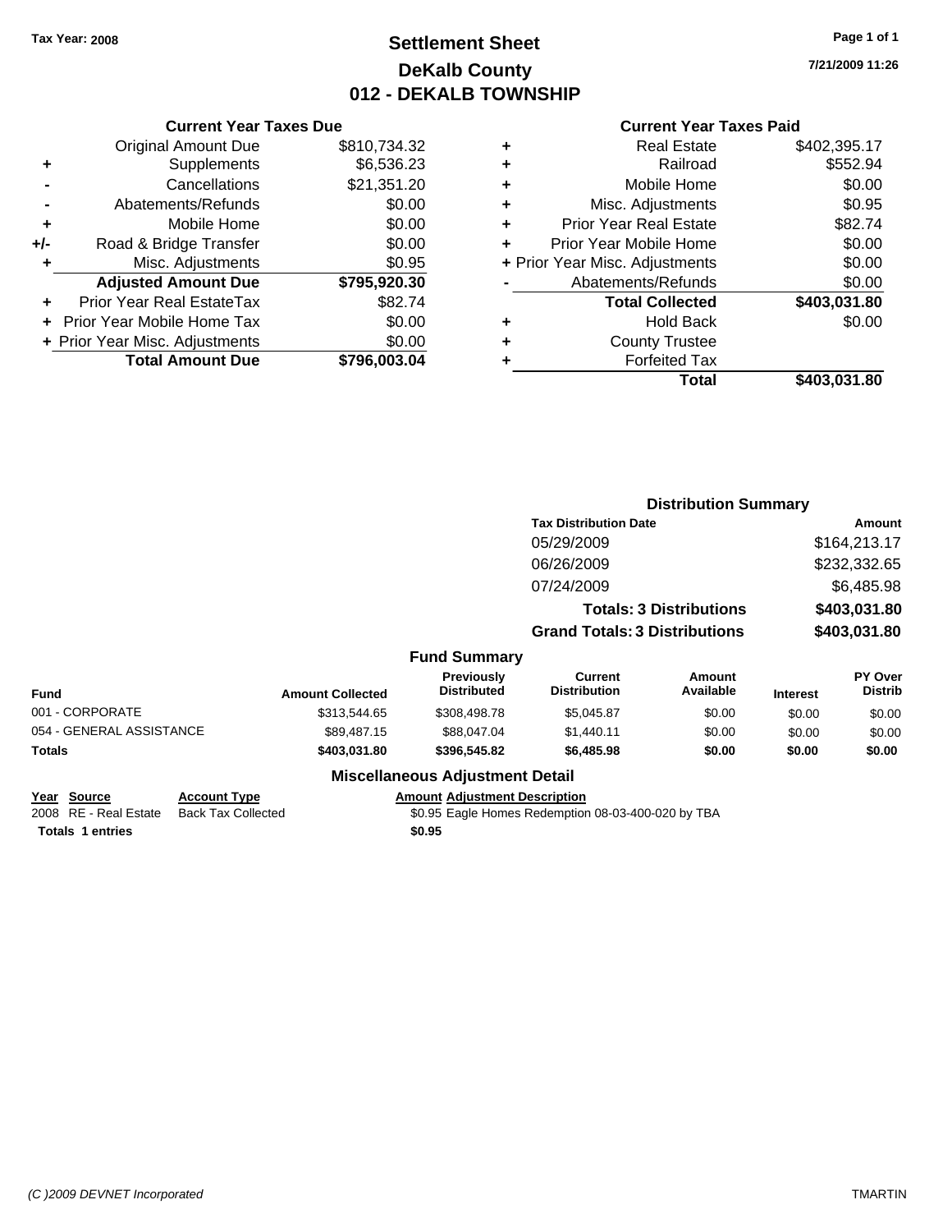Tax Year: 2008

# Settlement Sheet
## DeKalb County
## 012 - DEKALB TOWNSHIP

7/21/2009 11:26

### Current Year Taxes Due

| | | |
|---|---|---|
| | Original Amount Due | $810,734.32 |
| + | Supplements | $6,536.23 |
| - | Cancellations | $21,351.20 |
| - | Abatements/Refunds | $0.00 |
| + | Mobile Home | $0.00 |
| +/- | Road & Bridge Transfer | $0.00 |
| + | Misc. Adjustments | $0.95 |
| | **Adjusted Amount Due** | **$795,920.30** |
| + | Prior Year Real EstateTax | $82.74 |
| + | Prior Year Mobile Home Tax | $0.00 |
| + | Prior Year Misc. Adjustments | $0.00 |
| | **Total Amount Due** | **$796,003.04** |

### Current Year Taxes Paid

| | | |
|---|---|---|
| + | Real Estate | $402,395.17 |
| + | Railroad | $552.94 |
| + | Mobile Home | $0.00 |
| + | Misc. Adjustments | $0.95 |
| + | Prior Year Real Estate | $82.74 |
| + | Prior Year Mobile Home | $0.00 |
| + | Prior Year Misc. Adjustments | $0.00 |
| - | Abatements/Refunds | $0.00 |
| | **Total Collected** | **$403,031.80** |
| + | Hold Back | $0.00 |
| + | County Trustee | |
| + | Forfeited Tax | |
| | **Total** | **$403,031.80** |

### Distribution Summary

| Tax Distribution Date | Amount |
|---|---|
| 05/29/2009 | $164,213.17 |
| 06/26/2009 | $232,332.65 |
| 07/24/2009 | $6,485.98 |
| **Totals: 3 Distributions** | **$403,031.80** |
| **Grand Totals: 3 Distributions** | **$403,031.80** |

### Fund Summary

| Fund | Amount Collected | Previously Distributed | Current Distribution | Amount Available | Interest | PY Over Distrib |
|---|---|---|---|---|---|---|
| 001 - CORPORATE | $313,544.65 | $308,498.78 | $5,045.87 | $0.00 | $0.00 | $0.00 |
| 054 - GENERAL ASSISTANCE | $89,487.15 | $88,047.04 | $1,440.11 | $0.00 | $0.00 | $0.00 |
| **Totals** | **$403,031.80** | **$396,545.82** | **$6,485.98** | **$0.00** | **$0.00** | **$0.00** |

### Miscellaneous Adjustment Detail

| Year | Source | Account Type | Amount | Adjustment Description |
|---|---|---|---|---|
| 2008 | RE - Real Estate | Back Tax Collected | $0.95 | Eagle Homes Redemption 08-03-400-020 by TBA |
| **Totals 1 entries** | | | **$0.95** | |

(C )2009 DEVNET Incorporated — TMARTIN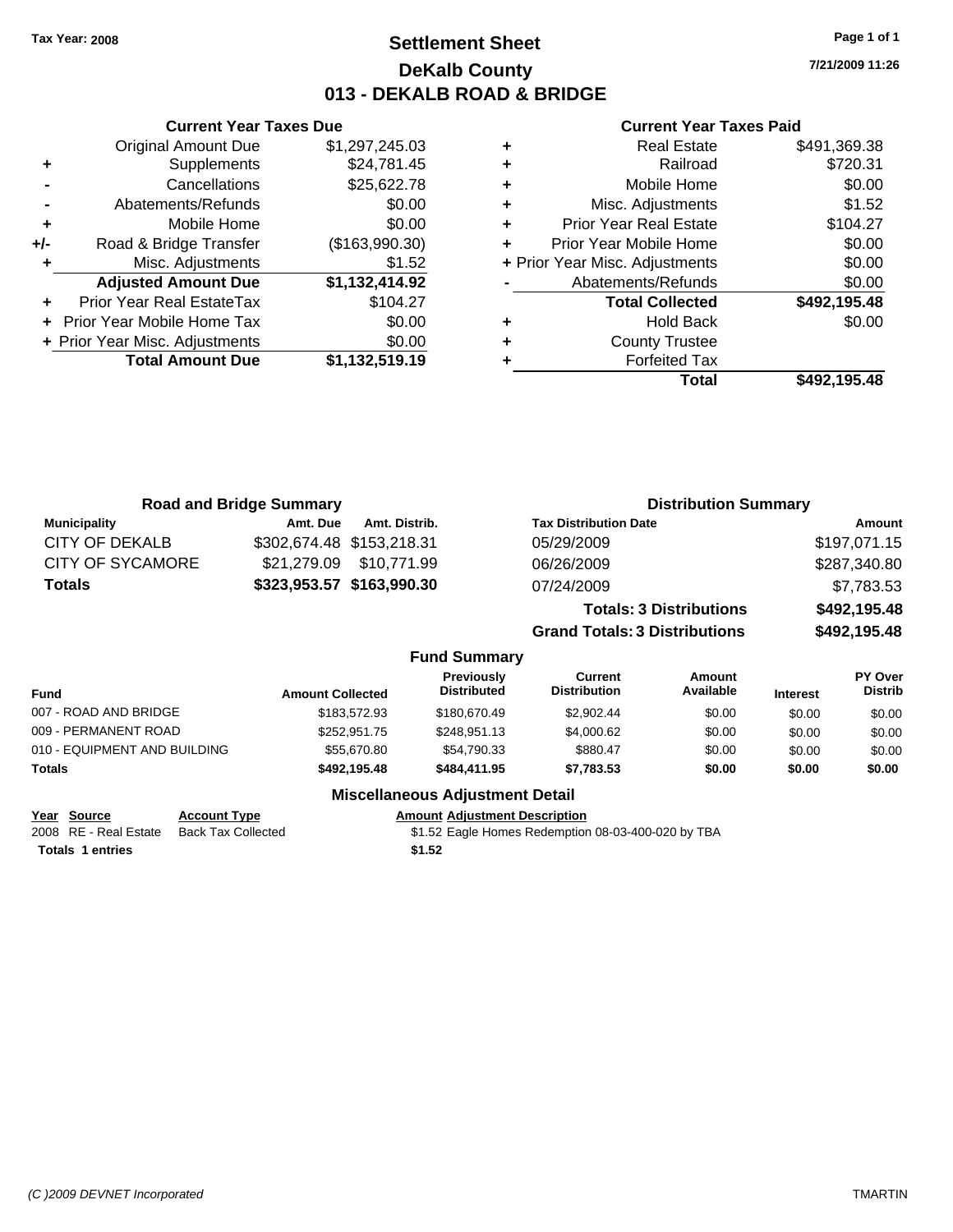Tax Year: 2008

# Settlement Sheet
## DeKalb County
## 013 - DEKALB ROAD & BRIDGE

7/21/2009 11:26

### Current Year Taxes Due

| | | |
|---|---|---|
| | Original Amount Due | $1,297,245.03 |
| + | Supplements | $24,781.45 |
| - | Cancellations | $25,622.78 |
| - | Abatements/Refunds | $0.00 |
| + | Mobile Home | $0.00 |
| +/- | Road & Bridge Transfer | ($163,990.30) |
| + | Misc. Adjustments | $1.52 |
| | **Adjusted Amount Due** | **$1,132,414.92** |
| + | Prior Year Real EstateTax | $104.27 |
| + | Prior Year Mobile Home Tax | $0.00 |
| + | Prior Year Misc. Adjustments | $0.00 |
| | **Total Amount Due** | **$1,132,519.19** |

### Current Year Taxes Paid

| | | |
|---|---|---|
| + | Real Estate | $491,369.38 |
| + | Railroad | $720.31 |
| + | Mobile Home | $0.00 |
| + | Misc. Adjustments | $1.52 |
| + | Prior Year Real Estate | $104.27 |
| + | Prior Year Mobile Home | $0.00 |
| + | Prior Year Misc. Adjustments | $0.00 |
| - | Abatements/Refunds | $0.00 |
| | **Total Collected** | **$492,195.48** |
| + | Hold Back | $0.00 |
| + | County Trustee | |
| + | Forfeited Tax | |
| | **Total** | **$492,195.48** |

### Road and Bridge Summary

| Municipality | Amt. Due | Amt. Distrib. |
|---|---|---|
| CITY OF DEKALB | $302,674.48 | $153,218.31 |
| CITY OF SYCAMORE | $21,279.09 | $10,771.99 |
| **Totals** | **$323,953.57** | **$163,990.30** |

### Distribution Summary

| Tax Distribution Date | Amount |
|---|---|
| 05/29/2009 | $197,071.15 |
| 06/26/2009 | $287,340.80 |
| 07/24/2009 | $7,783.53 |
| **Totals: 3 Distributions** | **$492,195.48** |
| **Grand Totals: 3 Distributions** | **$492,195.48** |

### Fund Summary

| Fund | Amount Collected | Previously Distributed | Current Distribution | Amount Available | Interest | PY Over Distrib |
|---|---|---|---|---|---|---|
| 007 - ROAD AND BRIDGE | $183,572.93 | $180,670.49 | $2,902.44 | $0.00 | $0.00 | $0.00 |
| 009 - PERMANENT ROAD | $252,951.75 | $248,951.13 | $4,000.62 | $0.00 | $0.00 | $0.00 |
| 010 - EQUIPMENT AND BUILDING | $55,670.80 | $54,790.33 | $880.47 | $0.00 | $0.00 | $0.00 |
| **Totals** | **$492,195.48** | **$484,411.95** | **$7,783.53** | **$0.00** | **$0.00** | **$0.00** |

### Miscellaneous Adjustment Detail

| Year | Source | Account Type | Amount | Adjustment Description |
|---|---|---|---|---|
| 2008 | RE - Real Estate | Back Tax Collected | $1.52 | Eagle Homes Redemption 08-03-400-020 by TBA |
| **Totals 1 entries** | | | **$1.52** | |

(C )2009 DEVNET Incorporated TMARTIN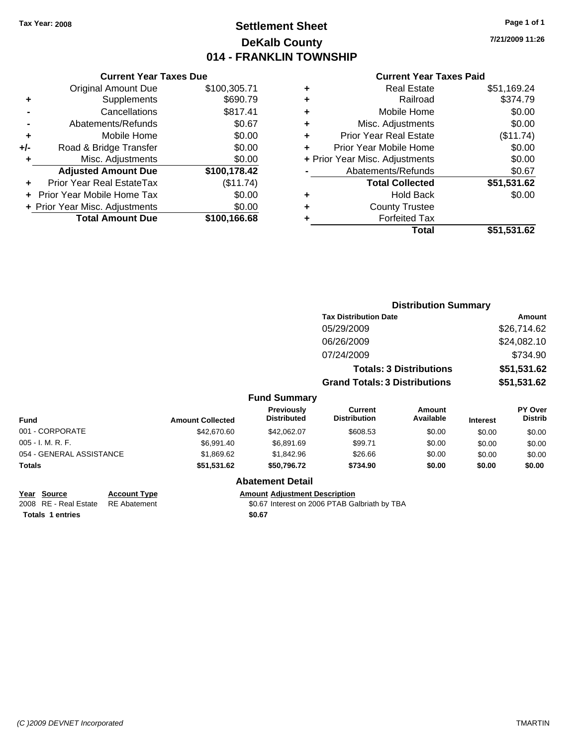Tax Year: 2008

# Settlement Sheet
## DeKalb County
## 014 - FRANKLIN TOWNSHIP

7/21/2009 11:26

### Current Year Taxes Due

| | | |
|---|---|---|
| | Original Amount Due | $100,305.71 |
| + | Supplements | $690.79 |
| - | Cancellations | $817.41 |
| - | Abatements/Refunds | $0.67 |
| + | Mobile Home | $0.00 |
| +/- | Road & Bridge Transfer | $0.00 |
| + | Misc. Adjustments | $0.00 |
| | **Adjusted Amount Due** | **$100,178.42** |
| + | Prior Year Real EstateTax | ($11.74) |
| + | Prior Year Mobile Home Tax | $0.00 |
| + | Prior Year Misc. Adjustments | $0.00 |
| | **Total Amount Due** | **$100,166.68** |

### Current Year Taxes Paid

| | | |
|---|---|---|
| + | Real Estate | $51,169.24 |
| + | Railroad | $374.79 |
| + | Mobile Home | $0.00 |
| + | Misc. Adjustments | $0.00 |
| + | Prior Year Real Estate | ($11.74) |
| + | Prior Year Mobile Home | $0.00 |
| + | Prior Year Misc. Adjustments | $0.00 |
| - | Abatements/Refunds | $0.67 |
| | **Total Collected** | **$51,531.62** |
| + | Hold Back | $0.00 |
| + | County Trustee | |
| + | Forfeited Tax | |
| | **Total** | **$51,531.62** |

### Distribution Summary

| Tax Distribution Date | Amount |
|---|---|
| 05/29/2009 | $26,714.62 |
| 06/26/2009 | $24,082.10 |
| 07/24/2009 | $734.90 |
| **Totals: 3 Distributions** | **$51,531.62** |
| **Grand Totals: 3 Distributions** | **$51,531.62** |

### Fund Summary

| Fund | Amount Collected | Previously Distributed | Current Distribution | Amount Available | Interest | PY Over Distrib |
|---|---|---|---|---|---|---|
| 001 - CORPORATE | $42,670.60 | $42,062.07 | $608.53 | $0.00 | $0.00 | $0.00 |
| 005 - I. M. R. F. | $6,991.40 | $6,891.69 | $99.71 | $0.00 | $0.00 | $0.00 |
| 054 - GENERAL ASSISTANCE | $1,869.62 | $1,842.96 | $26.66 | $0.00 | $0.00 | $0.00 |
| **Totals** | **$51,531.62** | **$50,796.72** | **$734.90** | **$0.00** | **$0.00** | **$0.00** |

### Abatement Detail

| Year | Source | Account Type | Amount | Adjustment Description |
|---|---|---|---|---|
| 2008 | RE - Real Estate | RE Abatement | $0.67 | Interest on 2006 PTAB Galbriath by TBA |
| **Totals 1 entries** | | | **$0.67** | |

(C )2009 DEVNET Incorporated TMARTIN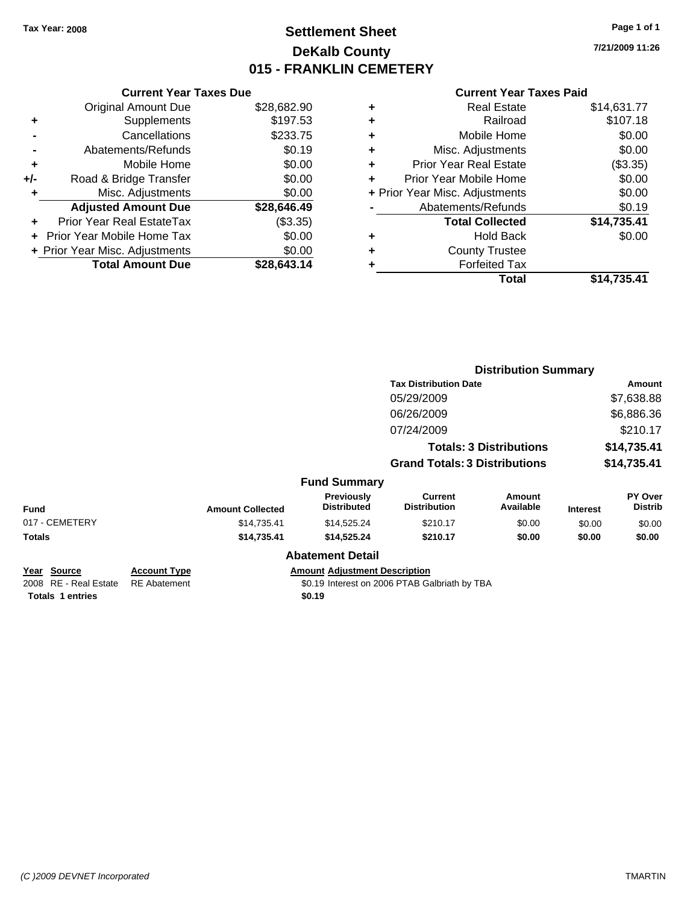Tax Year: 2008

# Settlement Sheet
## DeKalb County
## 015 - FRANKLIN CEMETERY

7/21/2009 11:26

### Current Year Taxes Due

| | | |
|---|---|---|
| | Original Amount Due | $28,682.90 |
| + | Supplements | $197.53 |
| - | Cancellations | $233.75 |
| - | Abatements/Refunds | $0.19 |
| + | Mobile Home | $0.00 |
| +/- | Road & Bridge Transfer | $0.00 |
| + | Misc. Adjustments | $0.00 |
| | **Adjusted Amount Due** | **$28,646.49** |
| + | Prior Year Real EstateTax | ($3.35) |
| + | Prior Year Mobile Home Tax | $0.00 |
| + | Prior Year Misc. Adjustments | $0.00 |
| | **Total Amount Due** | **$28,643.14** |

### Current Year Taxes Paid

| | | |
|---|---|---|
| + | Real Estate | $14,631.77 |
| + | Railroad | $107.18 |
| + | Mobile Home | $0.00 |
| + | Misc. Adjustments | $0.00 |
| + | Prior Year Real Estate | ($3.35) |
| + | Prior Year Mobile Home | $0.00 |
| + | Prior Year Misc. Adjustments | $0.00 |
| - | Abatements/Refunds | $0.19 |
| | **Total Collected** | **$14,735.41** |
| + | Hold Back | $0.00 |
| + | County Trustee | |
| + | Forfeited Tax | |
| | **Total** | **$14,735.41** |

### Distribution Summary

| Tax Distribution Date | Amount |
|---|---|
| 05/29/2009 | $7,638.88 |
| 06/26/2009 | $6,886.36 |
| 07/24/2009 | $210.17 |
| **Totals: 3 Distributions** | **$14,735.41** |
| **Grand Totals: 3 Distributions** | **$14,735.41** |

### Fund Summary

| Fund | Amount Collected | Previously Distributed | Current Distribution | Amount Available | Interest | PY Over Distrib |
|---|---|---|---|---|---|---|
| 017 - CEMETERY | $14,735.41 | $14,525.24 | $210.17 | $0.00 | $0.00 | $0.00 |
| **Totals** | **$14,735.41** | **$14,525.24** | **$210.17** | **$0.00** | **$0.00** | **$0.00** |

### Abatement Detail

| Year | Source | Account Type | Amount | Adjustment Description |
|---|---|---|---|---|
| 2008 | RE - Real Estate | RE Abatement | $0.19 | Interest on 2006 PTAB Galbriath by TBA |
| **Totals** | **1 entries** | | **$0.19** | |

(C )2009 DEVNET Incorporated TMARTIN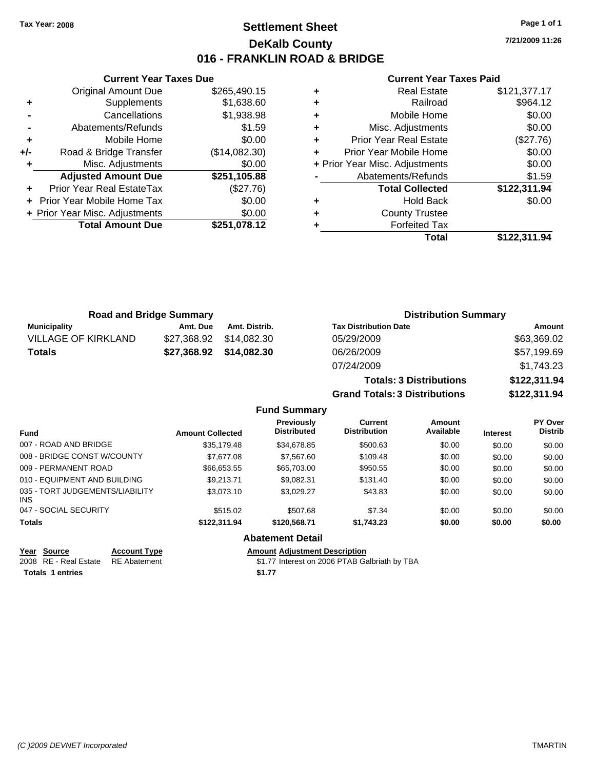Tax Year: 2008

# Settlement Sheet

## DeKalb County

## 016 - FRANKLIN ROAD & BRIDGE

7/21/2009 11:26

### Current Year Taxes Due

| | | |
|---|---|---|
| | Original Amount Due | $265,490.15 |
| + | Supplements | $1,638.60 |
| - | Cancellations | $1,938.98 |
| - | Abatements/Refunds | $1.59 |
| + | Mobile Home | $0.00 |
| +/- | Road & Bridge Transfer | ($14,082.30) |
| + | Misc. Adjustments | $0.00 |
| | **Adjusted Amount Due** | **$251,105.88** |
| + | Prior Year Real EstateTax | ($27.76) |
| + | Prior Year Mobile Home Tax | $0.00 |
| + | Prior Year Misc. Adjustments | $0.00 |
| | **Total Amount Due** | **$251,078.12** |

### Current Year Taxes Paid

| | | |
|---|---|---|
| + | Real Estate | $121,377.17 |
| + | Railroad | $964.12 |
| + | Mobile Home | $0.00 |
| + | Misc. Adjustments | $0.00 |
| + | Prior Year Real Estate | ($27.76) |
| + | Prior Year Mobile Home | $0.00 |
| + | Prior Year Misc. Adjustments | $0.00 |
| - | Abatements/Refunds | $1.59 |
| | **Total Collected** | **$122,311.94** |
| + | Hold Back | $0.00 |
| + | County Trustee | |
| + | Forfeited Tax | |
| | **Total** | **$122,311.94** |

### Road and Bridge Summary

| Municipality | Amt. Due | Amt. Distrib. |
|---|---|---|
| VILLAGE OF KIRKLAND | $27,368.92 | $14,082.30 |
| **Totals** | **$27,368.92** | **$14,082.30** |

### Distribution Summary

| Tax Distribution Date | Amount |
|---|---|
| 05/29/2009 | $63,369.02 |
| 06/26/2009 | $57,199.69 |
| 07/24/2009 | $1,743.23 |
| **Totals: 3 Distributions** | **$122,311.94** |
| **Grand Totals: 3 Distributions** | **$122,311.94** |

### Fund Summary

| Fund | Amount Collected | Previously Distributed | Current Distribution | Amount Available | Interest | PY Over Distrib |
|---|---|---|---|---|---|---|
| 007 - ROAD AND BRIDGE | $35,179.48 | $34,678.85 | $500.63 | $0.00 | $0.00 | $0.00 |
| 008 - BRIDGE CONST W/COUNTY | $7,677.08 | $7,567.60 | $109.48 | $0.00 | $0.00 | $0.00 |
| 009 - PERMANENT ROAD | $66,653.55 | $65,703.00 | $950.55 | $0.00 | $0.00 | $0.00 |
| 010 - EQUIPMENT AND BUILDING | $9,213.71 | $9,082.31 | $131.40 | $0.00 | $0.00 | $0.00 |
| 035 - TORT JUDGEMENTS/LIABILITY INS | $3,073.10 | $3,029.27 | $43.83 | $0.00 | $0.00 | $0.00 |
| 047 - SOCIAL SECURITY | $515.02 | $507.68 | $7.34 | $0.00 | $0.00 | $0.00 |
| **Totals** | **$122,311.94** | **$120,568.71** | **$1,743.23** | **$0.00** | **$0.00** | **$0.00** |

### Abatement Detail

| Year | Source | Account Type | Amount | Adjustment Description |
|---|---|---|---|---|
| 2008 | RE - Real Estate | RE Abatement | $1.77 | Interest on 2006 PTAB Galbriath by TBA |
| **Totals 1 entries** | | | **$1.77** | |

(C )2009 DEVNET Incorporated TMARTIN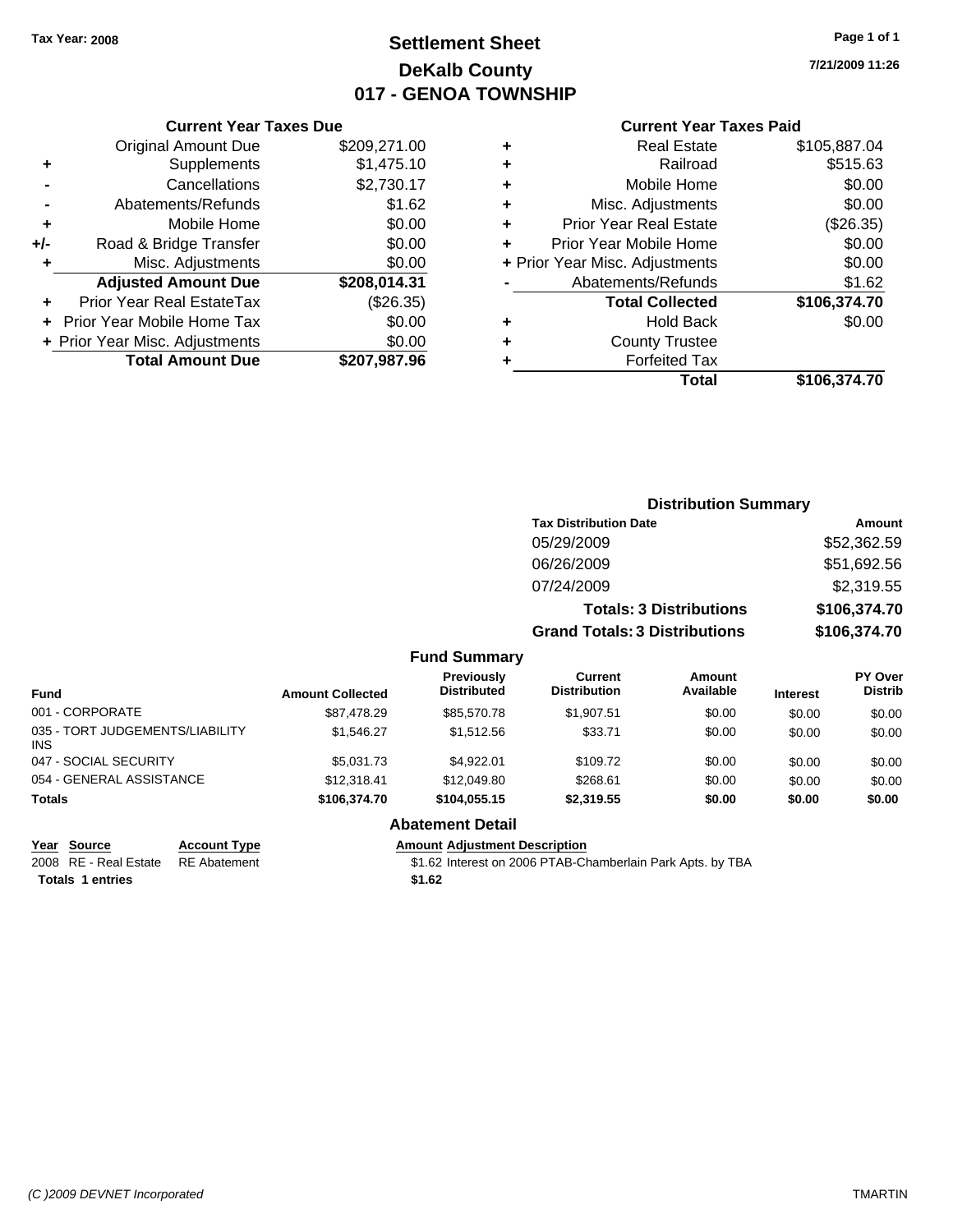**Tax Year: 2008**

# Settlement Sheet
## DeKalb County
## 017 - GENOA TOWNSHIP

7/21/2009 11:26

### Current Year Taxes Due

| | | |
|---|---|---|
| | Original Amount Due | $209,271.00 |
| + | Supplements | $1,475.10 |
| - | Cancellations | $2,730.17 |
| - | Abatements/Refunds | $1.62 |
| + | Mobile Home | $0.00 |
| +/- | Road & Bridge Transfer | $0.00 |
| + | Misc. Adjustments | $0.00 |
| | **Adjusted Amount Due** | **$208,014.31** |
| + | Prior Year Real EstateTax | ($26.35) |
| + | Prior Year Mobile Home Tax | $0.00 |
| + | Prior Year Misc. Adjustments | $0.00 |
| | **Total Amount Due** | **$207,987.96** |

### Current Year Taxes Paid

| | | |
|---|---|---|
| + | Real Estate | $105,887.04 |
| + | Railroad | $515.63 |
| + | Mobile Home | $0.00 |
| + | Misc. Adjustments | $0.00 |
| + | Prior Year Real Estate | ($26.35) |
| + | Prior Year Mobile Home | $0.00 |
| + | Prior Year Misc. Adjustments | $0.00 |
| - | Abatements/Refunds | $1.62 |
| | **Total Collected** | **$106,374.70** |
| + | Hold Back | $0.00 |
| + | County Trustee | |
| + | Forfeited Tax | |
| | **Total** | **$106,374.70** |

### Distribution Summary

| Tax Distribution Date | Amount |
|---|---|
| 05/29/2009 | $52,362.59 |
| 06/26/2009 | $51,692.56 |
| 07/24/2009 | $2,319.55 |
| **Totals: 3 Distributions** | **$106,374.70** |
| **Grand Totals: 3 Distributions** | **$106,374.70** |

### Fund Summary

| Fund | Amount Collected | Previously Distributed | Current Distribution | Amount Available | Interest | PY Over Distrib |
|---|---|---|---|---|---|---|
| 001 - CORPORATE | $87,478.29 | $85,570.78 | $1,907.51 | $0.00 | $0.00 | $0.00 |
| 035 - TORT JUDGEMENTS/LIABILITY INS | $1,546.27 | $1,512.56 | $33.71 | $0.00 | $0.00 | $0.00 |
| 047 - SOCIAL SECURITY | $5,031.73 | $4,922.01 | $109.72 | $0.00 | $0.00 | $0.00 |
| 054 - GENERAL ASSISTANCE | $12,318.41 | $12,049.80 | $268.61 | $0.00 | $0.00 | $0.00 |
| **Totals** | **$106,374.70** | **$104,055.15** | **$2,319.55** | **$0.00** | **$0.00** | **$0.00** |

### Abatement Detail

| Year | Source | Account Type | Amount | Adjustment Description |
|---|---|---|---|---|
| 2008 | RE - Real Estate | RE Abatement | $1.62 | Interest on 2006 PTAB-Chamberlain Park Apts. by TBA |
| **Totals** | **1 entries** | | **$1.62** | |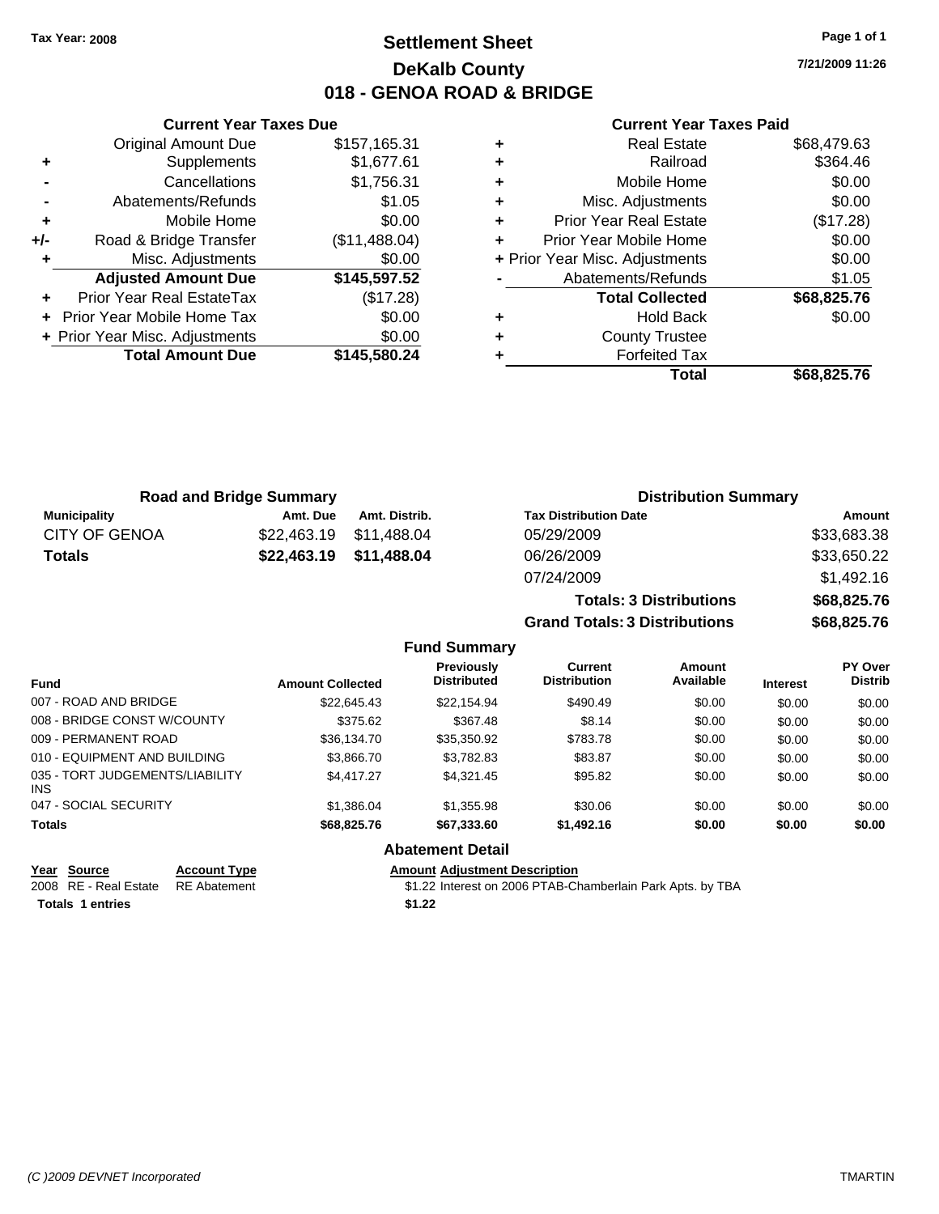Tax Year: 2008

# Settlement Sheet
## DeKalb County
## 018 - GENOA ROAD & BRIDGE

7/21/2009 11:26

### Current Year Taxes Due

| | | |
|---|---|---|
| | Original Amount Due | $157,165.31 |
| + | Supplements | $1,677.61 |
| - | Cancellations | $1,756.31 |
| - | Abatements/Refunds | $1.05 |
| + | Mobile Home | $0.00 |
| +/- | Road & Bridge Transfer | ($11,488.04) |
| + | Misc. Adjustments | $0.00 |
| | **Adjusted Amount Due** | **$145,597.52** |
| + | Prior Year Real EstateTax | ($17.28) |
| + | Prior Year Mobile Home Tax | $0.00 |
| + | Prior Year Misc. Adjustments | $0.00 |
| | **Total Amount Due** | **$145,580.24** |

### Current Year Taxes Paid

| | | |
|---|---|---|
| + | Real Estate | $68,479.63 |
| + | Railroad | $364.46 |
| + | Mobile Home | $0.00 |
| + | Misc. Adjustments | $0.00 |
| + | Prior Year Real Estate | ($17.28) |
| + | Prior Year Mobile Home | $0.00 |
| + | Prior Year Misc. Adjustments | $0.00 |
| - | Abatements/Refunds | $1.05 |
| | **Total Collected** | **$68,825.76** |
| + | Hold Back | $0.00 |
| + | County Trustee | |
| + | Forfeited Tax | |
| | **Total** | **$68,825.76** |

### Road and Bridge Summary

| Municipality | Amt. Due | Amt. Distrib. |
|---|---|---|
| CITY OF GENOA | $22,463.19 | $11,488.04 |
| **Totals** | **$22,463.19** | **$11,488.04** |

### Distribution Summary

| Tax Distribution Date | Amount |
|---|---|
| 05/29/2009 | $33,683.38 |
| 06/26/2009 | $33,650.22 |
| 07/24/2009 | $1,492.16 |
| **Totals: 3 Distributions** | **$68,825.76** |
| **Grand Totals: 3 Distributions** | **$68,825.76** |

### Fund Summary

| Fund | Amount Collected | Previously Distributed | Current Distribution | Amount Available | Interest | PY Over Distrib |
|---|---|---|---|---|---|---|
| 007 - ROAD AND BRIDGE | $22,645.43 | $22,154.94 | $490.49 | $0.00 | $0.00 | $0.00 |
| 008 - BRIDGE CONST W/COUNTY | $375.62 | $367.48 | $8.14 | $0.00 | $0.00 | $0.00 |
| 009 - PERMANENT ROAD | $36,134.70 | $35,350.92 | $783.78 | $0.00 | $0.00 | $0.00 |
| 010 - EQUIPMENT AND BUILDING | $3,866.70 | $3,782.83 | $83.87 | $0.00 | $0.00 | $0.00 |
| 035 - TORT JUDGEMENTS/LIABILITY INS | $4,417.27 | $4,321.45 | $95.82 | $0.00 | $0.00 | $0.00 |
| 047 - SOCIAL SECURITY | $1,386.04 | $1,355.98 | $30.06 | $0.00 | $0.00 | $0.00 |
| **Totals** | **$68,825.76** | **$67,333.60** | **$1,492.16** | **$0.00** | **$0.00** | **$0.00** |

### Abatement Detail

| Year | Source | Account Type | Amount | Adjustment Description |
|---|---|---|---|---|
| 2008 | RE - Real Estate | RE Abatement | $1.22 | Interest on 2006 PTAB-Chamberlain Park Apts. by TBA |
| **Totals** | **1 entries** | | **$1.22** | |

(C )2009 DEVNET Incorporated TMARTIN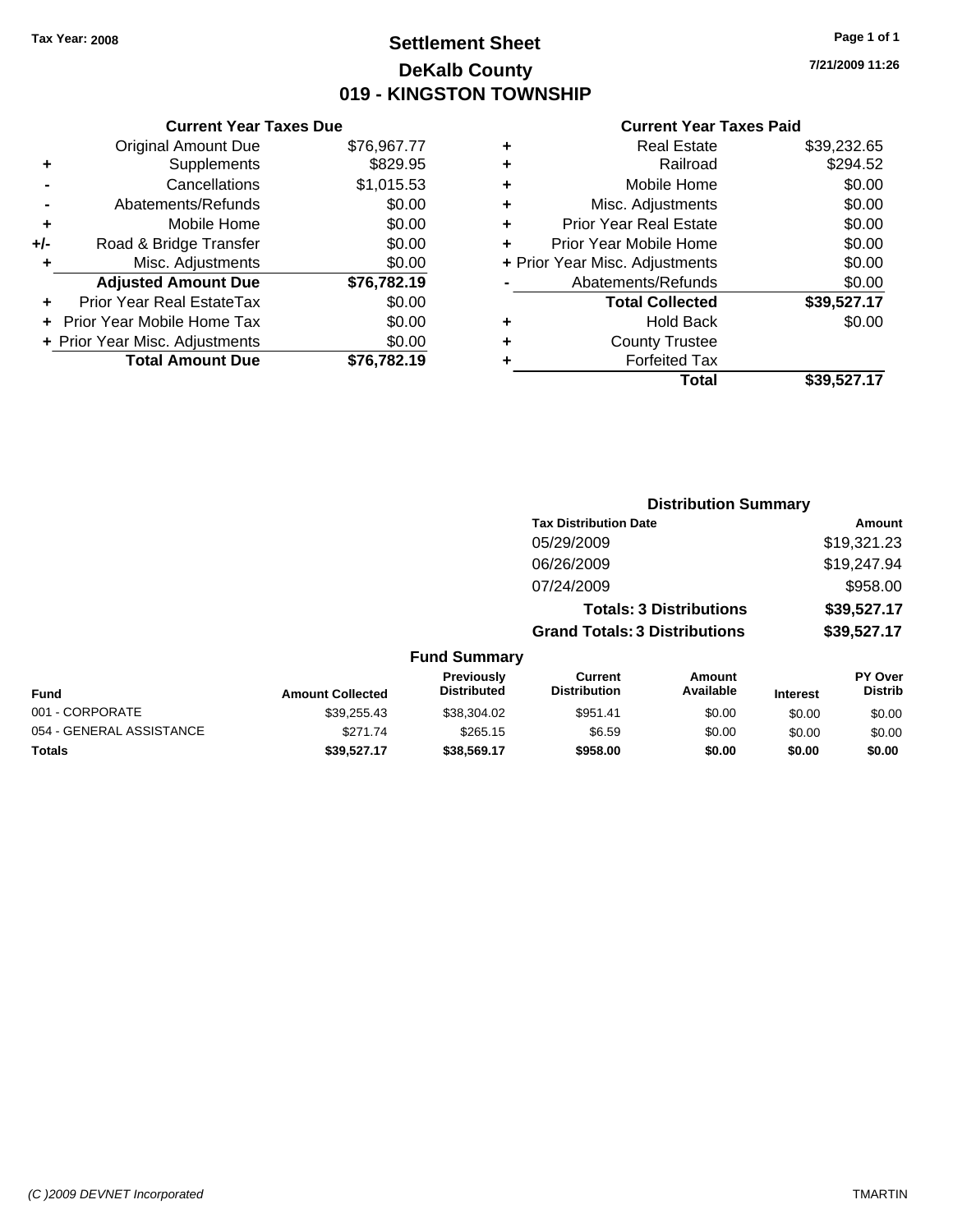Tax Year: 2008

# Settlement Sheet
## DeKalb County
## 019 - KINGSTON TOWNSHIP

7/21/2009 11:26

### Current Year Taxes Due

| | | |
|---|---|---|
| | Original Amount Due | $76,967.77 |
| + | Supplements | $829.95 |
| - | Cancellations | $1,015.53 |
| - | Abatements/Refunds | $0.00 |
| + | Mobile Home | $0.00 |
| +/- | Road & Bridge Transfer | $0.00 |
| + | Misc. Adjustments | $0.00 |
| | **Adjusted Amount Due** | **$76,782.19** |
| + | Prior Year Real EstateTax | $0.00 |
| + | Prior Year Mobile Home Tax | $0.00 |
| + | Prior Year Misc. Adjustments | $0.00 |
| | **Total Amount Due** | **$76,782.19** |

### Current Year Taxes Paid

| | | |
|---|---|---|
| + | Real Estate | $39,232.65 |
| + | Railroad | $294.52 |
| + | Mobile Home | $0.00 |
| + | Misc. Adjustments | $0.00 |
| + | Prior Year Real Estate | $0.00 |
| + | Prior Year Mobile Home | $0.00 |
| + | Prior Year Misc. Adjustments | $0.00 |
| - | Abatements/Refunds | $0.00 |
| | **Total Collected** | **$39,527.17** |
| + | Hold Back | $0.00 |
| + | County Trustee | |
| + | Forfeited Tax | |
| | **Total** | **$39,527.17** |

### Distribution Summary

| Tax Distribution Date | Amount |
|---|---|
| 05/29/2009 | $19,321.23 |
| 06/26/2009 | $19,247.94 |
| 07/24/2009 | $958.00 |
| **Totals: 3 Distributions** | **$39,527.17** |
| **Grand Totals: 3 Distributions** | **$39,527.17** |

### Fund Summary

| Fund | Amount Collected | Previously Distributed | Current Distribution | Amount Available | Interest | PY Over Distrib |
|---|---|---|---|---|---|---|
| 001 - CORPORATE | $39,255.43 | $38,304.02 | $951.41 | $0.00 | $0.00 | $0.00 |
| 054 - GENERAL ASSISTANCE | $271.74 | $265.15 | $6.59 | $0.00 | $0.00 | $0.00 |
| **Totals** | **$39,527.17** | **$38,569.17** | **$958.00** | **$0.00** | **$0.00** | **$0.00** |

(C )2009 DEVNET Incorporated TMARTIN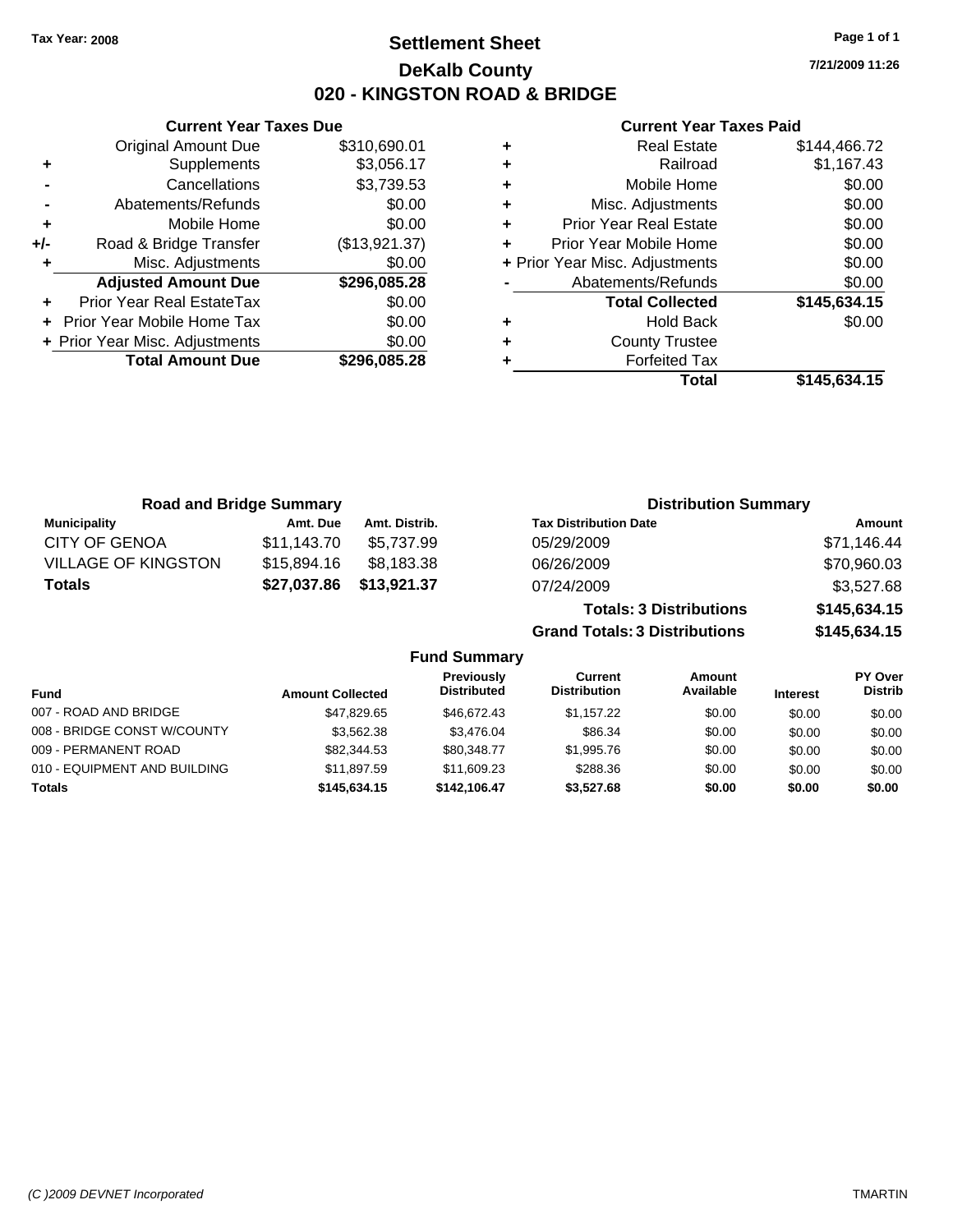Tax Year: 2008

# Settlement Sheet

## DeKalb County

## 020 - KINGSTON ROAD & BRIDGE

7/21/2009 11:26

### Current Year Taxes Due

| | | |
|---|---|---|
| | Original Amount Due | $310,690.01 |
| + | Supplements | $3,056.17 |
| - | Cancellations | $3,739.53 |
| - | Abatements/Refunds | $0.00 |
| + | Mobile Home | $0.00 |
| +/- | Road & Bridge Transfer | ($13,921.37) |
| + | Misc. Adjustments | $0.00 |
| | **Adjusted Amount Due** | **$296,085.28** |
| + | Prior Year Real EstateTax | $0.00 |
| + | Prior Year Mobile Home Tax | $0.00 |
| + | Prior Year Misc. Adjustments | $0.00 |
| | **Total Amount Due** | **$296,085.28** |

### Current Year Taxes Paid

| | | |
|---|---|---|
| + | Real Estate | $144,466.72 |
| + | Railroad | $1,167.43 |
| + | Mobile Home | $0.00 |
| + | Misc. Adjustments | $0.00 |
| + | Prior Year Real Estate | $0.00 |
| + | Prior Year Mobile Home | $0.00 |
| + | Prior Year Misc. Adjustments | $0.00 |
| - | Abatements/Refunds | $0.00 |
| | **Total Collected** | **$145,634.15** |
| + | Hold Back | $0.00 |
| + | County Trustee | |
| + | Forfeited Tax | |
| | **Total** | **$145,634.15** |

### Road and Bridge Summary

| Municipality | Amt. Due | Amt. Distrib. |
|---|---|---|
| CITY OF GENOA | $11,143.70 | $5,737.99 |
| VILLAGE OF KINGSTON | $15,894.16 | $8,183.38 |
| **Totals** | **$27,037.86** | **$13,921.37** |

### Distribution Summary

| Tax Distribution Date | Amount |
|---|---|
| 05/29/2009 | $71,146.44 |
| 06/26/2009 | $70,960.03 |
| 07/24/2009 | $3,527.68 |
| **Totals: 3 Distributions** | **$145,634.15** |
| **Grand Totals: 3 Distributions** | **$145,634.15** |

### Fund Summary

| Fund | Amount Collected | Previously Distributed | Current Distribution | Amount Available | Interest | PY Over Distrib |
|---|---|---|---|---|---|---|
| 007 - ROAD AND BRIDGE | $47,829.65 | $46,672.43 | $1,157.22 | $0.00 | $0.00 | $0.00 |
| 008 - BRIDGE CONST W/COUNTY | $3,562.38 | $3,476.04 | $86.34 | $0.00 | $0.00 | $0.00 |
| 009 - PERMANENT ROAD | $82,344.53 | $80,348.77 | $1,995.76 | $0.00 | $0.00 | $0.00 |
| 010 - EQUIPMENT AND BUILDING | $11,897.59 | $11,609.23 | $288.36 | $0.00 | $0.00 | $0.00 |
| **Totals** | **$145,634.15** | **$142,106.47** | **$3,527.68** | **$0.00** | **$0.00** | **$0.00** |

(C )2009 DEVNET Incorporated TMARTIN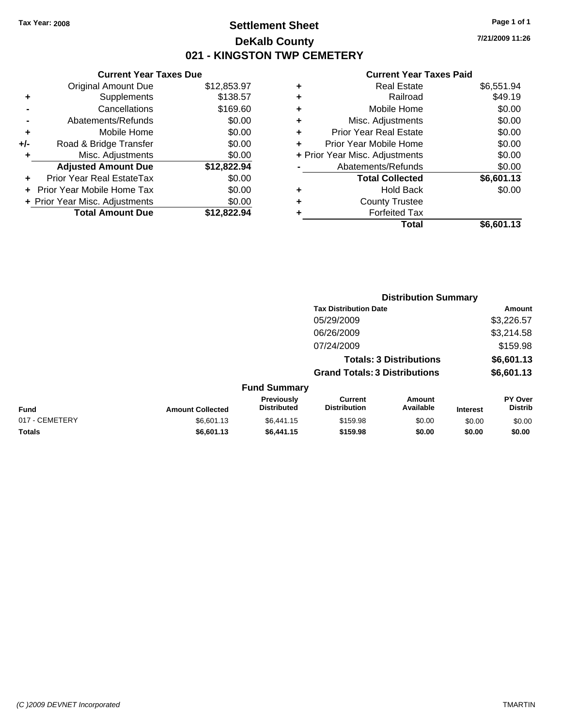Tax Year: 2008

# Settlement Sheet

## DeKalb County

## 021 - KINGSTON TWP CEMETERY

7/21/2009 11:26

### Current Year Taxes Due

| | | |
|---|---|---|
| | Original Amount Due | $12,853.97 |
| + | Supplements | $138.57 |
| - | Cancellations | $169.60 |
| - | Abatements/Refunds | $0.00 |
| + | Mobile Home | $0.00 |
| +/- | Road & Bridge Transfer | $0.00 |
| + | Misc. Adjustments | $0.00 |
| | **Adjusted Amount Due** | **$12,822.94** |
| + | Prior Year Real EstateTax | $0.00 |
| + | Prior Year Mobile Home Tax | $0.00 |
| + | Prior Year Misc. Adjustments | $0.00 |
| | **Total Amount Due** | **$12,822.94** |

### Current Year Taxes Paid

| | | |
|---|---|---|
| + | Real Estate | $6,551.94 |
| + | Railroad | $49.19 |
| + | Mobile Home | $0.00 |
| + | Misc. Adjustments | $0.00 |
| + | Prior Year Real Estate | $0.00 |
| + | Prior Year Mobile Home | $0.00 |
| + | Prior Year Misc. Adjustments | $0.00 |
| - | Abatements/Refunds | $0.00 |
| | **Total Collected** | **$6,601.13** |
| + | Hold Back | $0.00 |
| + | County Trustee | |
| + | Forfeited Tax | |
| | **Total** | **$6,601.13** |

### Distribution Summary

| Tax Distribution Date | Amount |
|---|---|
| 05/29/2009 | $3,226.57 |
| 06/26/2009 | $3,214.58 |
| 07/24/2009 | $159.98 |
| **Totals: 3 Distributions** | **$6,601.13** |
| **Grand Totals: 3 Distributions** | **$6,601.13** |

### Fund Summary

| Fund | Amount Collected | Previously Distributed | Current Distribution | Amount Available | Interest | PY Over Distrib |
|---|---|---|---|---|---|---|
| 017 - CEMETERY | $6,601.13 | $6,441.15 | $159.98 | $0.00 | $0.00 | $0.00 |
| **Totals** | **$6,601.13** | **$6,441.15** | **$159.98** | **$0.00** | **$0.00** | **$0.00** |

(C )2009 DEVNET Incorporated TMARTIN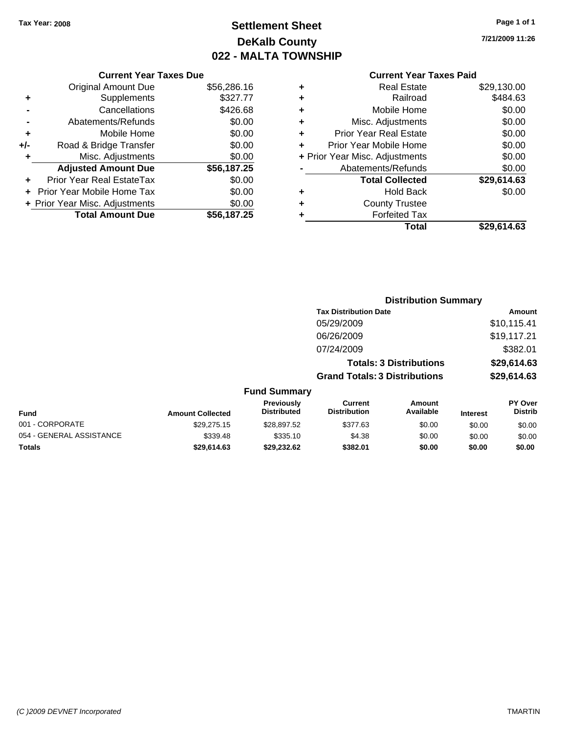Tax Year: 2008

# Settlement Sheet
## DeKalb County
## 022 - MALTA TOWNSHIP

7/21/2009 11:26

### Current Year Taxes Due

| | | |
|---|---|---|
| | Original Amount Due | $56,286.16 |
| + | Supplements | $327.77 |
| - | Cancellations | $426.68 |
| - | Abatements/Refunds | $0.00 |
| + | Mobile Home | $0.00 |
| +/- | Road & Bridge Transfer | $0.00 |
| + | Misc. Adjustments | $0.00 |
| | **Adjusted Amount Due** | **$56,187.25** |
| + | Prior Year Real EstateTax | $0.00 |
| + | Prior Year Mobile Home Tax | $0.00 |
| + | Prior Year Misc. Adjustments | $0.00 |
| | **Total Amount Due** | **$56,187.25** |

### Current Year Taxes Paid

| | | |
|---|---|---|
| + | Real Estate | $29,130.00 |
| + | Railroad | $484.63 |
| + | Mobile Home | $0.00 |
| + | Misc. Adjustments | $0.00 |
| + | Prior Year Real Estate | $0.00 |
| + | Prior Year Mobile Home | $0.00 |
| + | Prior Year Misc. Adjustments | $0.00 |
| - | Abatements/Refunds | $0.00 |
| | **Total Collected** | **$29,614.63** |
| + | Hold Back | $0.00 |
| + | County Trustee | |
| + | Forfeited Tax | |
| | **Total** | **$29,614.63** |

### Distribution Summary

| Tax Distribution Date | Amount |
|---|---|
| 05/29/2009 | $10,115.41 |
| 06/26/2009 | $19,117.21 |
| 07/24/2009 | $382.01 |
| **Totals: 3 Distributions** | **$29,614.63** |
| **Grand Totals: 3 Distributions** | **$29,614.63** |

### Fund Summary

| Fund | Amount Collected | Previously Distributed | Current Distribution | Amount Available | Interest | PY Over Distrib |
|---|---|---|---|---|---|---|
| 001 - CORPORATE | $29,275.15 | $28,897.52 | $377.63 | $0.00 | $0.00 | $0.00 |
| 054 - GENERAL ASSISTANCE | $339.48 | $335.10 | $4.38 | $0.00 | $0.00 | $0.00 |
| **Totals** | **$29,614.63** | **$29,232.62** | **$382.01** | **$0.00** | **$0.00** | **$0.00** |

(C )2009 DEVNET Incorporated TMARTIN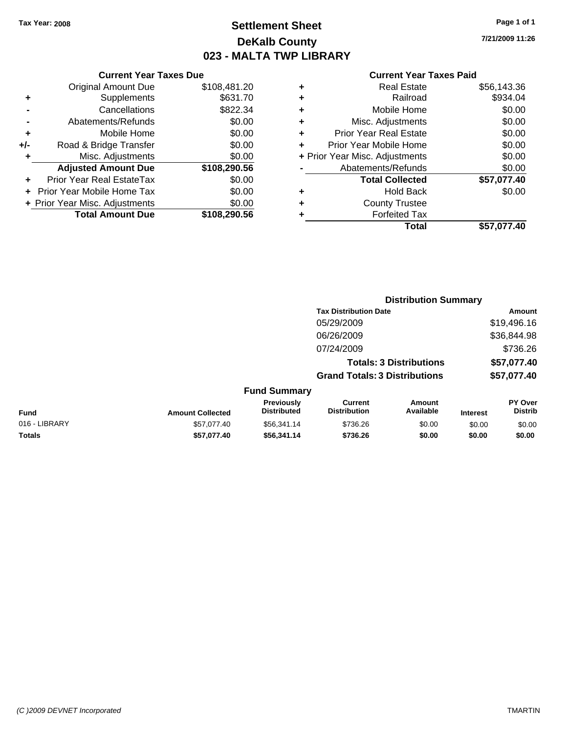Tax Year: 2008

# Settlement Sheet
## DeKalb County
## 023 - MALTA TWP LIBRARY

7/21/2009 11:26

### Current Year Taxes Due

| | | |
|---|---|---|
| | Original Amount Due | $108,481.20 |
| + | Supplements | $631.70 |
| - | Cancellations | $822.34 |
| - | Abatements/Refunds | $0.00 |
| + | Mobile Home | $0.00 |
| +/- | Road & Bridge Transfer | $0.00 |
| + | Misc. Adjustments | $0.00 |
| | **Adjusted Amount Due** | **$108,290.56** |
| + | Prior Year Real EstateTax | $0.00 |
| + | Prior Year Mobile Home Tax | $0.00 |
| + | Prior Year Misc. Adjustments | $0.00 |
| | **Total Amount Due** | **$108,290.56** |

### Current Year Taxes Paid

| | | |
|---|---|---|
| + | Real Estate | $56,143.36 |
| + | Railroad | $934.04 |
| + | Mobile Home | $0.00 |
| + | Misc. Adjustments | $0.00 |
| + | Prior Year Real Estate | $0.00 |
| + | Prior Year Mobile Home | $0.00 |
| + | Prior Year Misc. Adjustments | $0.00 |
| - | Abatements/Refunds | $0.00 |
| | **Total Collected** | **$57,077.40** |
| + | Hold Back | $0.00 |
| + | County Trustee | |
| + | Forfeited Tax | |
| | **Total** | **$57,077.40** |

### Distribution Summary

| Tax Distribution Date | Amount |
|---|---|
| 05/29/2009 | $19,496.16 |
| 06/26/2009 | $36,844.98 |
| 07/24/2009 | $736.26 |
| **Totals: 3 Distributions** | **$57,077.40** |
| **Grand Totals: 3 Distributions** | **$57,077.40** |

### Fund Summary

| Fund | Amount Collected | Previously Distributed | Current Distribution | Amount Available | Interest | PY Over Distrib |
|---|---|---|---|---|---|---|
| 016 - LIBRARY | $57,077.40 | $56,341.14 | $736.26 | $0.00 | $0.00 | $0.00 |
| **Totals** | **$57,077.40** | **$56,341.14** | **$736.26** | **$0.00** | **$0.00** | **$0.00** |

(C )2009 DEVNET Incorporated TMARTIN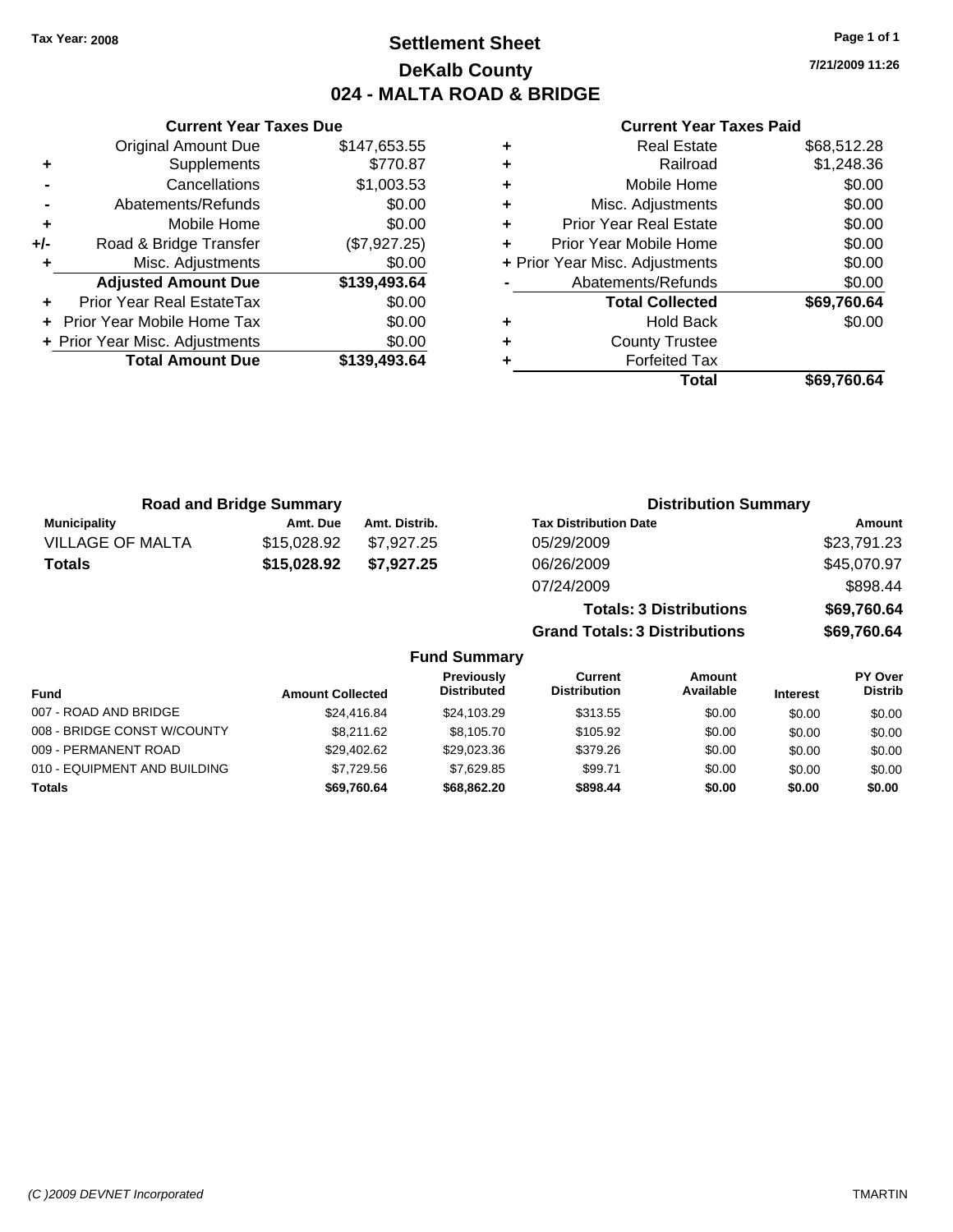Tax Year: 2008

# Settlement Sheet
## DeKalb County
## 024 - MALTA ROAD & BRIDGE

7/21/2009 11:26

### Current Year Taxes Due

| | | |
|---|---|---|
| | Original Amount Due | $147,653.55 |
| + | Supplements | $770.87 |
| - | Cancellations | $1,003.53 |
| - | Abatements/Refunds | $0.00 |
| + | Mobile Home | $0.00 |
| +/- | Road & Bridge Transfer | ($7,927.25) |
| + | Misc. Adjustments | $0.00 |
| | **Adjusted Amount Due** | **$139,493.64** |
| + | Prior Year Real EstateTax | $0.00 |
| + | Prior Year Mobile Home Tax | $0.00 |
| + | Prior Year Misc. Adjustments | $0.00 |
| | **Total Amount Due** | **$139,493.64** |

### Current Year Taxes Paid

| | | |
|---|---|---|
| + | Real Estate | $68,512.28 |
| + | Railroad | $1,248.36 |
| + | Mobile Home | $0.00 |
| + | Misc. Adjustments | $0.00 |
| + | Prior Year Real Estate | $0.00 |
| + | Prior Year Mobile Home | $0.00 |
| + | Prior Year Misc. Adjustments | $0.00 |
| - | Abatements/Refunds | $0.00 |
| | **Total Collected** | **$69,760.64** |
| + | Hold Back | $0.00 |
| + | County Trustee | |
| + | Forfeited Tax | |
| | **Total** | **$69,760.64** |

### Road and Bridge Summary

| Municipality | Amt. Due | Amt. Distrib. |
|---|---|---|
| VILLAGE OF MALTA | $15,028.92 | $7,927.25 |
| **Totals** | **$15,028.92** | **$7,927.25** |

### Distribution Summary

| Tax Distribution Date | Amount |
|---|---|
| 05/29/2009 | $23,791.23 |
| 06/26/2009 | $45,070.97 |
| 07/24/2009 | $898.44 |
| **Totals: 3 Distributions** | **$69,760.64** |
| **Grand Totals: 3 Distributions** | **$69,760.64** |

### Fund Summary

| Fund | Amount Collected | Previously Distributed | Current Distribution | Amount Available | Interest | PY Over Distrib |
|---|---|---|---|---|---|---|
| 007 - ROAD AND BRIDGE | $24,416.84 | $24,103.29 | $313.55 | $0.00 | $0.00 | $0.00 |
| 008 - BRIDGE CONST W/COUNTY | $8,211.62 | $8,105.70 | $105.92 | $0.00 | $0.00 | $0.00 |
| 009 - PERMANENT ROAD | $29,402.62 | $29,023.36 | $379.26 | $0.00 | $0.00 | $0.00 |
| 010 - EQUIPMENT AND BUILDING | $7,729.56 | $7,629.85 | $99.71 | $0.00 | $0.00 | $0.00 |
| **Totals** | **$69,760.64** | **$68,862.20** | **$898.44** | **$0.00** | **$0.00** | **$0.00** |

(C )2009 DEVNET Incorporated TMARTIN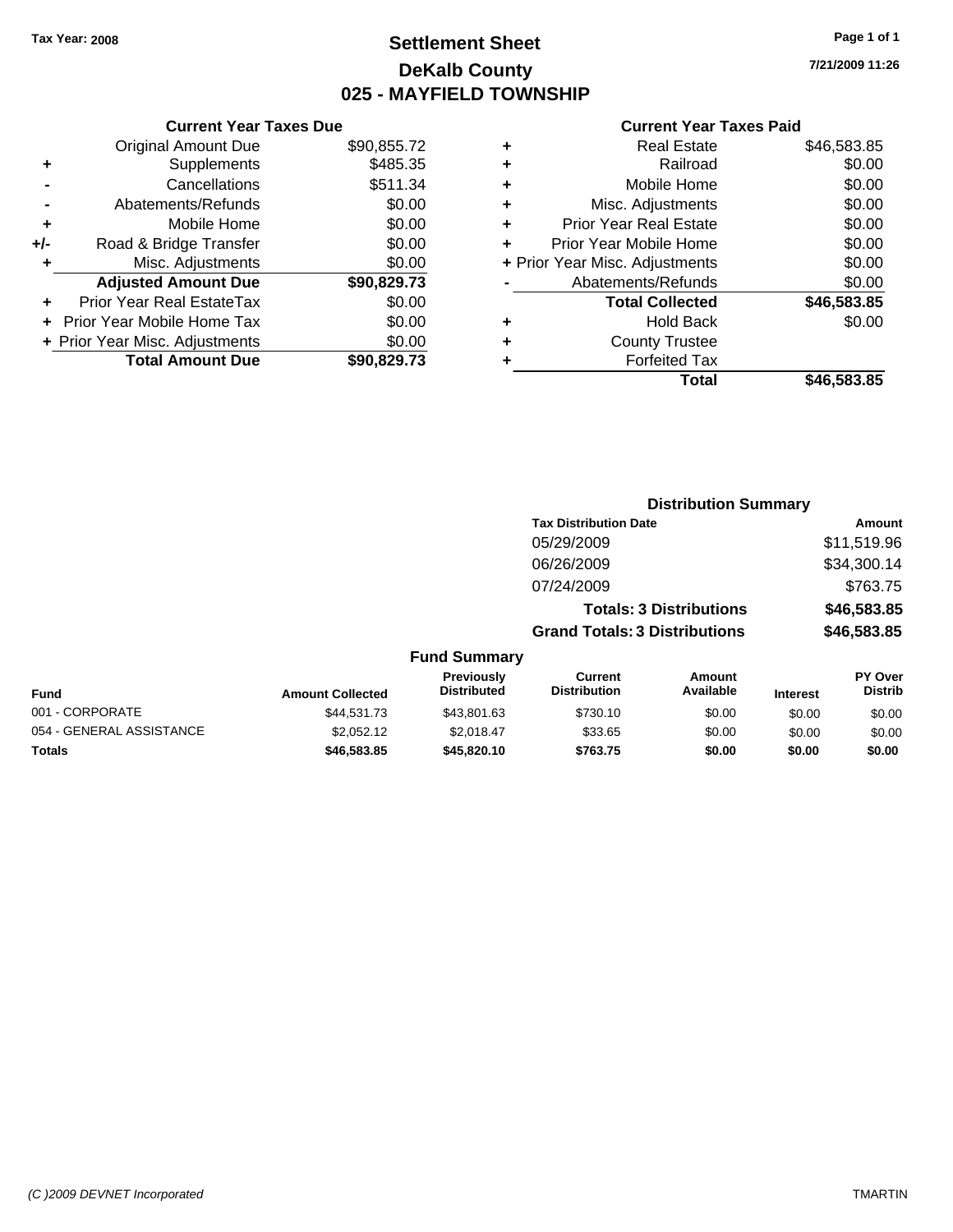Tax Year: 2008

# Settlement Sheet
## DeKalb County
## 025 - MAYFIELD TOWNSHIP

7/21/2009 11:26

### Current Year Taxes Due

| | | |
|---|---|---|
| | Original Amount Due | $90,855.72 |
| + | Supplements | $485.35 |
| - | Cancellations | $511.34 |
| - | Abatements/Refunds | $0.00 |
| + | Mobile Home | $0.00 |
| +/- | Road & Bridge Transfer | $0.00 |
| + | Misc. Adjustments | $0.00 |
| | **Adjusted Amount Due** | **$90,829.73** |
| + | Prior Year Real EstateTax | $0.00 |
| + | Prior Year Mobile Home Tax | $0.00 |
| + | Prior Year Misc. Adjustments | $0.00 |
| | **Total Amount Due** | **$90,829.73** |

### Current Year Taxes Paid

| | | |
|---|---|---|
| + | Real Estate | $46,583.85 |
| + | Railroad | $0.00 |
| + | Mobile Home | $0.00 |
| + | Misc. Adjustments | $0.00 |
| + | Prior Year Real Estate | $0.00 |
| + | Prior Year Mobile Home | $0.00 |
| + | Prior Year Misc. Adjustments | $0.00 |
| - | Abatements/Refunds | $0.00 |
| | **Total Collected** | **$46,583.85** |
| + | Hold Back | $0.00 |
| + | County Trustee | |
| + | Forfeited Tax | |
| | **Total** | **$46,583.85** |

### Distribution Summary

| Tax Distribution Date | Amount |
|---|---|
| 05/29/2009 | $11,519.96 |
| 06/26/2009 | $34,300.14 |
| 07/24/2009 | $763.75 |
| **Totals: 3 Distributions** | **$46,583.85** |
| **Grand Totals: 3 Distributions** | **$46,583.85** |

### Fund Summary

| Fund | Amount Collected | Previously Distributed | Current Distribution | Amount Available | Interest | PY Over Distrib |
|---|---|---|---|---|---|---|
| 001 - CORPORATE | $44,531.73 | $43,801.63 | $730.10 | $0.00 | $0.00 | $0.00 |
| 054 - GENERAL ASSISTANCE | $2,052.12 | $2,018.47 | $33.65 | $0.00 | $0.00 | $0.00 |
| **Totals** | **$46,583.85** | **$45,820.10** | **$763.75** | **$0.00** | **$0.00** | **$0.00** |

(C )2009 DEVNET Incorporated TMARTIN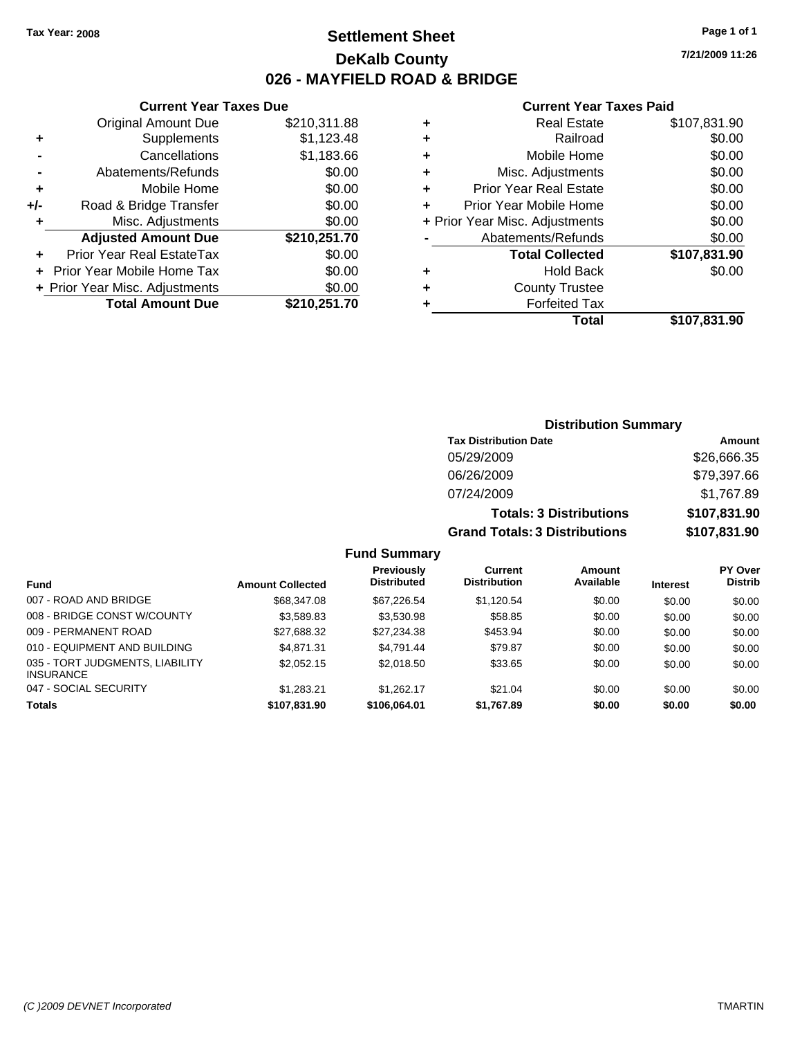Tax Year: 2008

# Settlement Sheet

## DeKalb County

## 026 - MAYFIELD ROAD & BRIDGE

7/21/2009 11:26

### Current Year Taxes Due

| | | |
|---|---|---|
| | Original Amount Due | $210,311.88 |
| + | Supplements | $1,123.48 |
| - | Cancellations | $1,183.66 |
| - | Abatements/Refunds | $0.00 |
| + | Mobile Home | $0.00 |
| +/- | Road & Bridge Transfer | $0.00 |
| + | Misc. Adjustments | $0.00 |
| | **Adjusted Amount Due** | **$210,251.70** |
| + | Prior Year Real EstateTax | $0.00 |
| + | Prior Year Mobile Home Tax | $0.00 |
| + | Prior Year Misc. Adjustments | $0.00 |
| | **Total Amount Due** | **$210,251.70** |

### Current Year Taxes Paid

| | | |
|---|---|---|
| + | Real Estate | $107,831.90 |
| + | Railroad | $0.00 |
| + | Mobile Home | $0.00 |
| + | Misc. Adjustments | $0.00 |
| + | Prior Year Real Estate | $0.00 |
| + | Prior Year Mobile Home | $0.00 |
| + | Prior Year Misc. Adjustments | $0.00 |
| - | Abatements/Refunds | $0.00 |
| | **Total Collected** | **$107,831.90** |
| + | Hold Back | $0.00 |
| + | County Trustee | |
| + | Forfeited Tax | |
| | **Total** | **$107,831.90** |

### Distribution Summary

| Tax Distribution Date | Amount |
|---|---|
| 05/29/2009 | $26,666.35 |
| 06/26/2009 | $79,397.66 |
| 07/24/2009 | $1,767.89 |
| **Totals: 3 Distributions** | **$107,831.90** |
| **Grand Totals: 3 Distributions** | **$107,831.90** |

### Fund Summary

| Fund | Amount Collected | Previously Distributed | Current Distribution | Amount Available | Interest | PY Over Distrib |
|---|---|---|---|---|---|---|
| 007 - ROAD AND BRIDGE | $68,347.08 | $67,226.54 | $1,120.54 | $0.00 | $0.00 | $0.00 |
| 008 - BRIDGE CONST W/COUNTY | $3,589.83 | $3,530.98 | $58.85 | $0.00 | $0.00 | $0.00 |
| 009 - PERMANENT ROAD | $27,688.32 | $27,234.38 | $453.94 | $0.00 | $0.00 | $0.00 |
| 010 - EQUIPMENT AND BUILDING | $4,871.31 | $4,791.44 | $79.87 | $0.00 | $0.00 | $0.00 |
| 035 - TORT JUDGMENTS, LIABILITY INSURANCE | $2,052.15 | $2,018.50 | $33.65 | $0.00 | $0.00 | $0.00 |
| 047 - SOCIAL SECURITY | $1,283.21 | $1,262.17 | $21.04 | $0.00 | $0.00 | $0.00 |
| **Totals** | **$107,831.90** | **$106,064.01** | **$1,767.89** | **$0.00** | **$0.00** | **$0.00** |

(C )2009 DEVNET Incorporated TMARTIN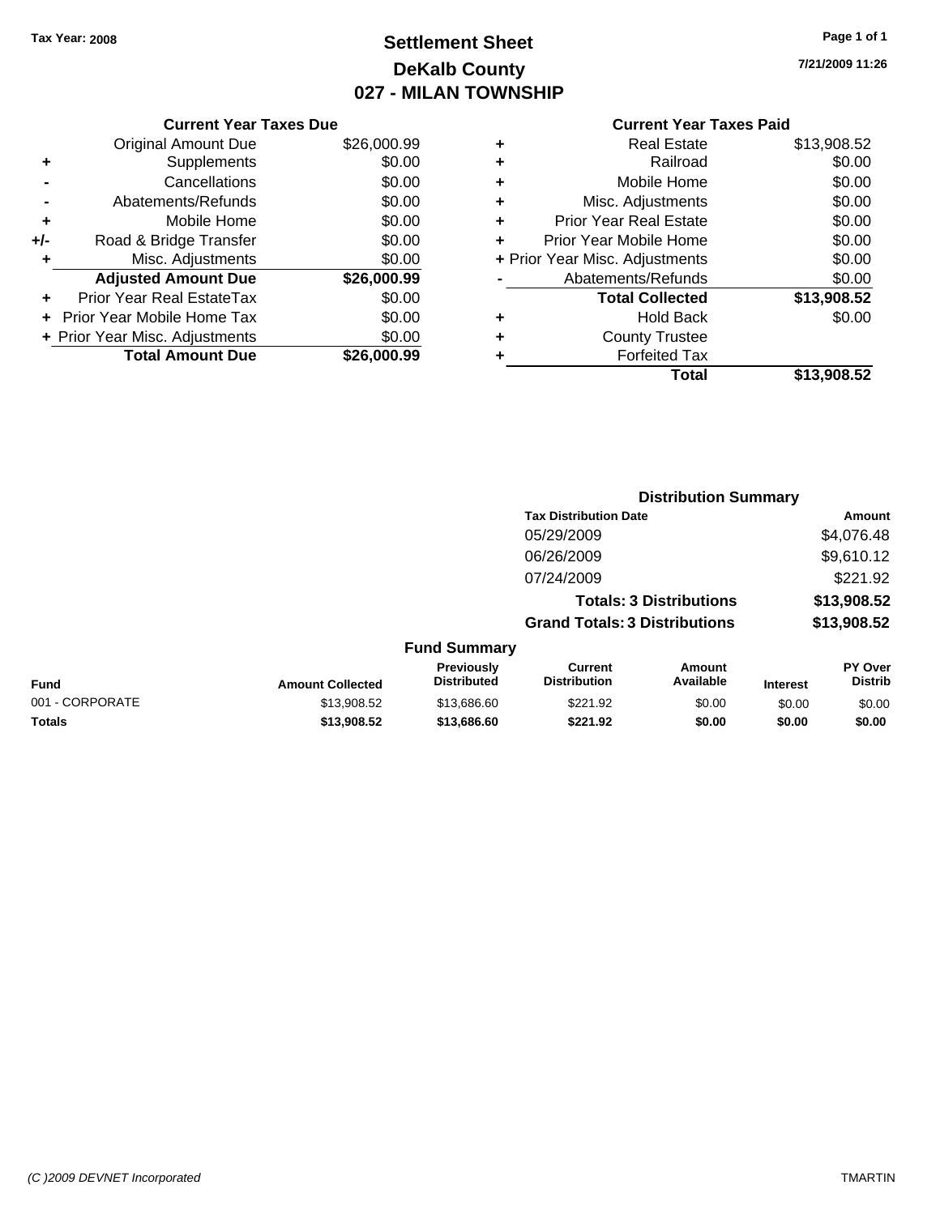Tax Year: 2008

# Settlement Sheet
## DeKalb County
## 027 - MILAN TOWNSHIP

7/21/2009 11:26

### Current Year Taxes Due

| | | |
|---|---|---|
| | Original Amount Due | $26,000.99 |
| + | Supplements | $0.00 |
| - | Cancellations | $0.00 |
| - | Abatements/Refunds | $0.00 |
| + | Mobile Home | $0.00 |
| +/- | Road & Bridge Transfer | $0.00 |
| + | Misc. Adjustments | $0.00 |
| | **Adjusted Amount Due** | **$26,000.99** |
| + | Prior Year Real EstateTax | $0.00 |
| + | Prior Year Mobile Home Tax | $0.00 |
| + | Prior Year Misc. Adjustments | $0.00 |
| | **Total Amount Due** | **$26,000.99** |

### Current Year Taxes Paid

| | | |
|---|---|---|
| + | Real Estate | $13,908.52 |
| + | Railroad | $0.00 |
| + | Mobile Home | $0.00 |
| + | Misc. Adjustments | $0.00 |
| + | Prior Year Real Estate | $0.00 |
| + | Prior Year Mobile Home | $0.00 |
| + | Prior Year Misc. Adjustments | $0.00 |
| - | Abatements/Refunds | $0.00 |
| | **Total Collected** | **$13,908.52** |
| + | Hold Back | $0.00 |
| + | County Trustee | |
| + | Forfeited Tax | |
| | **Total** | **$13,908.52** |

### Distribution Summary

| Tax Distribution Date | Amount |
|---|---|
| 05/29/2009 | $4,076.48 |
| 06/26/2009 | $9,610.12 |
| 07/24/2009 | $221.92 |
| **Totals: 3 Distributions** | **$13,908.52** |
| **Grand Totals: 3 Distributions** | **$13,908.52** |

### Fund Summary

| Fund | Amount Collected | Previously Distributed | Current Distribution | Amount Available | Interest | PY Over Distrib |
|---|---|---|---|---|---|---|
| 001 - CORPORATE | $13,908.52 | $13,686.60 | $221.92 | $0.00 | $0.00 | $0.00 |
| **Totals** | **$13,908.52** | **$13,686.60** | **$221.92** | **$0.00** | **$0.00** | **$0.00** |

(C )2009 DEVNET Incorporated TMARTIN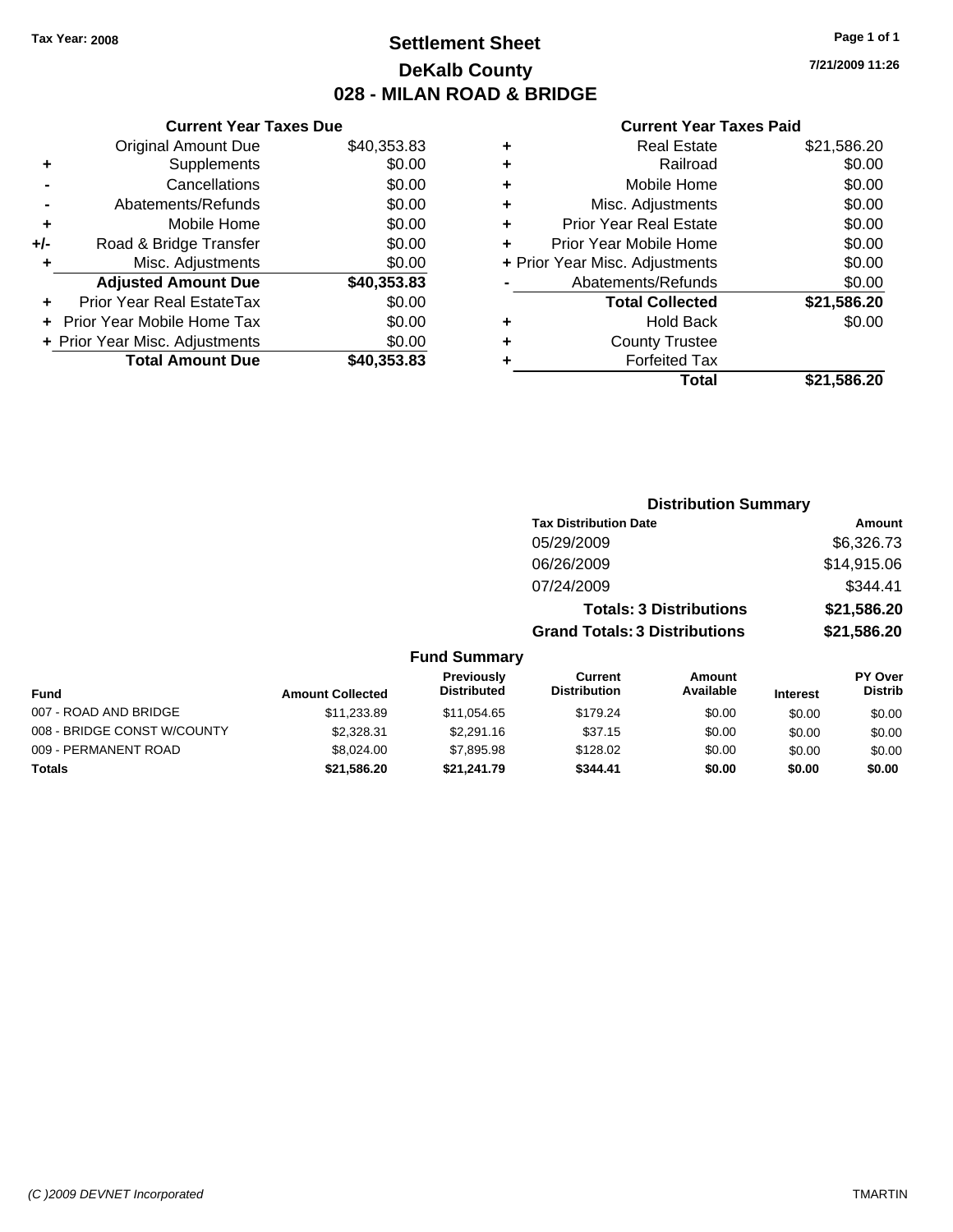Tax Year: 2008

# Settlement Sheet
## DeKalb County
## 028 - MILAN ROAD & BRIDGE

7/21/2009 11:26

### Current Year Taxes Due

| | | |
|---|---|---|
| | Original Amount Due | $40,353.83 |
| + | Supplements | $0.00 |
| - | Cancellations | $0.00 |
| - | Abatements/Refunds | $0.00 |
| + | Mobile Home | $0.00 |
| +/- | Road & Bridge Transfer | $0.00 |
| + | Misc. Adjustments | $0.00 |
| | **Adjusted Amount Due** | **$40,353.83** |
| + | Prior Year Real EstateTax | $0.00 |
| + | Prior Year Mobile Home Tax | $0.00 |
| + | Prior Year Misc. Adjustments | $0.00 |
| | **Total Amount Due** | **$40,353.83** |

### Current Year Taxes Paid

| | | |
|---|---|---|
| + | Real Estate | $21,586.20 |
| + | Railroad | $0.00 |
| + | Mobile Home | $0.00 |
| + | Misc. Adjustments | $0.00 |
| + | Prior Year Real Estate | $0.00 |
| + | Prior Year Mobile Home | $0.00 |
| + | Prior Year Misc. Adjustments | $0.00 |
| - | Abatements/Refunds | $0.00 |
| | **Total Collected** | **$21,586.20** |
| + | Hold Back | $0.00 |
| + | County Trustee | |
| + | Forfeited Tax | |
| | **Total** | **$21,586.20** |

### Distribution Summary

| Tax Distribution Date | Amount |
|---|---|
| 05/29/2009 | $6,326.73 |
| 06/26/2009 | $14,915.06 |
| 07/24/2009 | $344.41 |
| **Totals: 3 Distributions** | **$21,586.20** |
| **Grand Totals: 3 Distributions** | **$21,586.20** |

### Fund Summary

| Fund | Amount Collected | Previously Distributed | Current Distribution | Amount Available | Interest | PY Over Distrib |
|---|---|---|---|---|---|---|
| 007 - ROAD AND BRIDGE | $11,233.89 | $11,054.65 | $179.24 | $0.00 | $0.00 | $0.00 |
| 008 - BRIDGE CONST W/COUNTY | $2,328.31 | $2,291.16 | $37.15 | $0.00 | $0.00 | $0.00 |
| 009 - PERMANENT ROAD | $8,024.00 | $7,895.98 | $128.02 | $0.00 | $0.00 | $0.00 |
| **Totals** | **$21,586.20** | **$21,241.79** | **$344.41** | **$0.00** | **$0.00** | **$0.00** |

(C )2009 DEVNET Incorporated

TMARTIN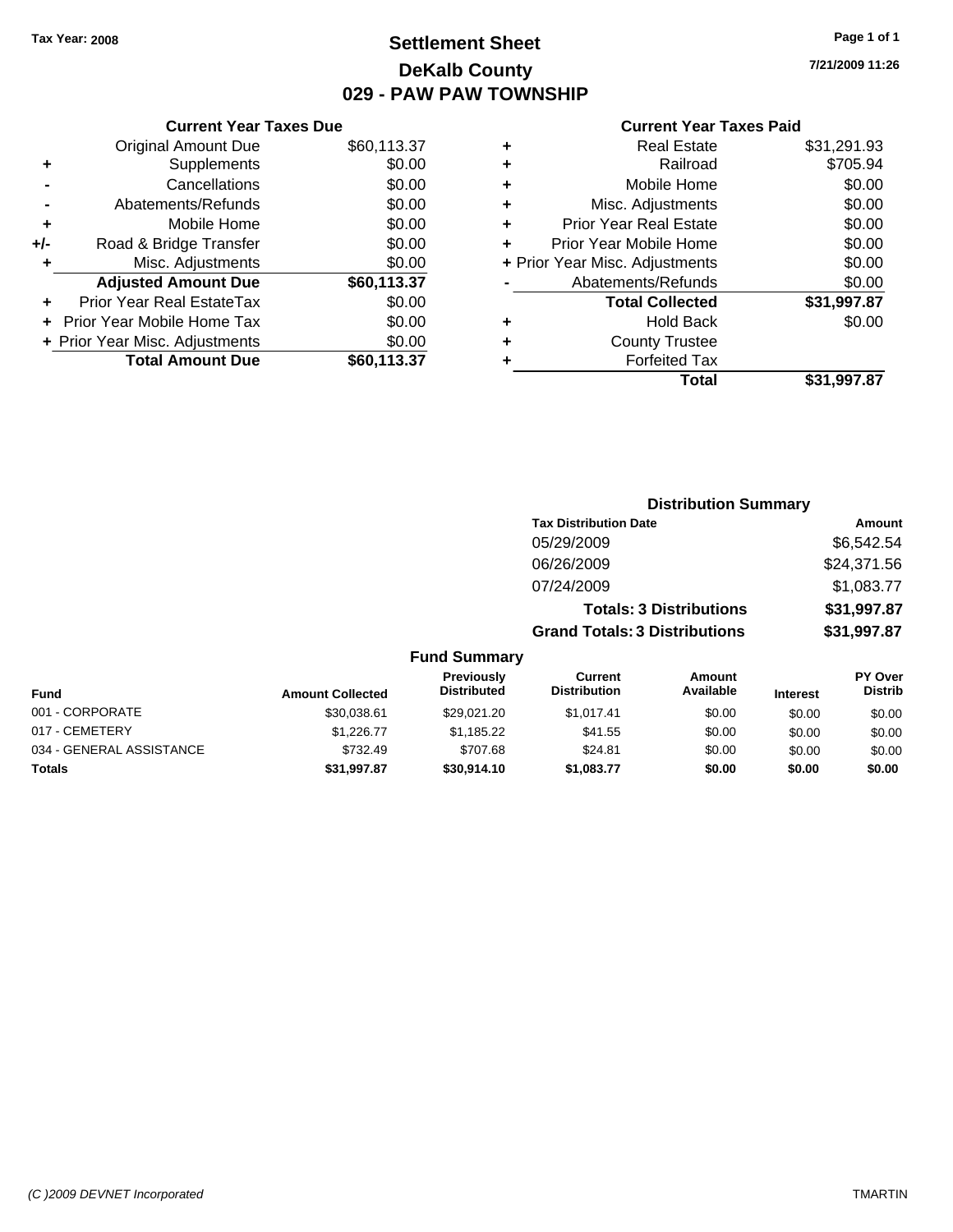Tax Year: 2008

# Settlement Sheet

## DeKalb County

## 029 - PAW PAW TOWNSHIP

7/21/2009 11:26

### Current Year Taxes Due

| | | |
|---|---|---|
| | Original Amount Due | $60,113.37 |
| + | Supplements | $0.00 |
| - | Cancellations | $0.00 |
| - | Abatements/Refunds | $0.00 |
| + | Mobile Home | $0.00 |
| +/- | Road & Bridge Transfer | $0.00 |
| + | Misc. Adjustments | $0.00 |
| | **Adjusted Amount Due** | **$60,113.37** |
| + | Prior Year Real EstateTax | $0.00 |
| + | Prior Year Mobile Home Tax | $0.00 |
| + | Prior Year Misc. Adjustments | $0.00 |
| | **Total Amount Due** | **$60,113.37** |

### Current Year Taxes Paid

| | | |
|---|---|---|
| + | Real Estate | $31,291.93 |
| + | Railroad | $705.94 |
| + | Mobile Home | $0.00 |
| + | Misc. Adjustments | $0.00 |
| + | Prior Year Real Estate | $0.00 |
| + | Prior Year Mobile Home | $0.00 |
| + | Prior Year Misc. Adjustments | $0.00 |
| - | Abatements/Refunds | $0.00 |
| | **Total Collected** | **$31,997.87** |
| + | Hold Back | $0.00 |
| + | County Trustee | |
| + | Forfeited Tax | |
| | **Total** | **$31,997.87** |

### Distribution Summary

| Tax Distribution Date | Amount |
|---|---|
| 05/29/2009 | $6,542.54 |
| 06/26/2009 | $24,371.56 |
| 07/24/2009 | $1,083.77 |
| **Totals: 3 Distributions** | **$31,997.87** |
| **Grand Totals: 3 Distributions** | **$31,997.87** |

### Fund Summary

| Fund | Amount Collected | Previously Distributed | Current Distribution | Amount Available | Interest | PY Over Distrib |
|---|---|---|---|---|---|---|
| 001 - CORPORATE | $30,038.61 | $29,021.20 | $1,017.41 | $0.00 | $0.00 | $0.00 |
| 017 - CEMETERY | $1,226.77 | $1,185.22 | $41.55 | $0.00 | $0.00 | $0.00 |
| 034 - GENERAL ASSISTANCE | $732.49 | $707.68 | $24.81 | $0.00 | $0.00 | $0.00 |
| **Totals** | **$31,997.87** | **$30,914.10** | **$1,083.77** | **$0.00** | **$0.00** | **$0.00** |

(C )2009 DEVNET Incorporated TMARTIN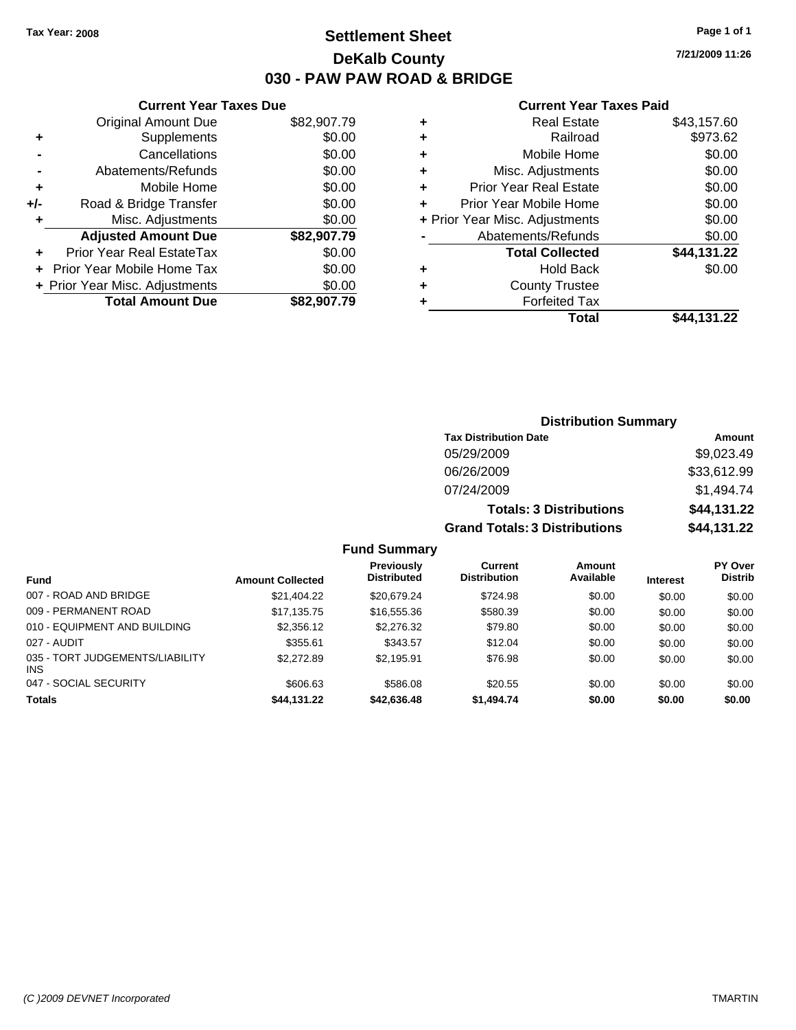Tax Year: 2008

# Settlement Sheet

## DeKalb County

## 030 - PAW PAW ROAD & BRIDGE

7/21/2009 11:26

### Current Year Taxes Due

| | | |
|---|---|---|
| | Original Amount Due | $82,907.79 |
| + | Supplements | $0.00 |
| - | Cancellations | $0.00 |
| - | Abatements/Refunds | $0.00 |
| + | Mobile Home | $0.00 |
| +/- | Road & Bridge Transfer | $0.00 |
| + | Misc. Adjustments | $0.00 |
| | **Adjusted Amount Due** | **$82,907.79** |
| + | Prior Year Real EstateTax | $0.00 |
| + | Prior Year Mobile Home Tax | $0.00 |
| + | Prior Year Misc. Adjustments | $0.00 |
| | **Total Amount Due** | **$82,907.79** |

### Current Year Taxes Paid

| | | |
|---|---|---|
| + | Real Estate | $43,157.60 |
| + | Railroad | $973.62 |
| + | Mobile Home | $0.00 |
| + | Misc. Adjustments | $0.00 |
| + | Prior Year Real Estate | $0.00 |
| + | Prior Year Mobile Home | $0.00 |
| + | Prior Year Misc. Adjustments | $0.00 |
| - | Abatements/Refunds | $0.00 |
| | **Total Collected** | **$44,131.22** |
| + | Hold Back | $0.00 |
| + | County Trustee | |
| + | Forfeited Tax | |
| | **Total** | **$44,131.22** |

### Distribution Summary

| Tax Distribution Date | Amount |
|---|---|
| 05/29/2009 | $9,023.49 |
| 06/26/2009 | $33,612.99 |
| 07/24/2009 | $1,494.74 |
| **Totals: 3 Distributions** | **$44,131.22** |
| **Grand Totals: 3 Distributions** | **$44,131.22** |

### Fund Summary

| Fund | Amount Collected | Previously Distributed | Current Distribution | Amount Available | Interest | PY Over Distrib |
|---|---|---|---|---|---|---|
| 007 - ROAD AND BRIDGE | $21,404.22 | $20,679.24 | $724.98 | $0.00 | $0.00 | $0.00 |
| 009 - PERMANENT ROAD | $17,135.75 | $16,555.36 | $580.39 | $0.00 | $0.00 | $0.00 |
| 010 - EQUIPMENT AND BUILDING | $2,356.12 | $2,276.32 | $79.80 | $0.00 | $0.00 | $0.00 |
| 027 - AUDIT | $355.61 | $343.57 | $12.04 | $0.00 | $0.00 | $0.00 |
| 035 - TORT JUDGEMENTS/LIABILITY INS | $2,272.89 | $2,195.91 | $76.98 | $0.00 | $0.00 | $0.00 |
| 047 - SOCIAL SECURITY | $606.63 | $586.08 | $20.55 | $0.00 | $0.00 | $0.00 |
| **Totals** | **$44,131.22** | **$42,636.48** | **$1,494.74** | **$0.00** | **$0.00** | **$0.00** |

(C )2009 DEVNET Incorporated TMARTIN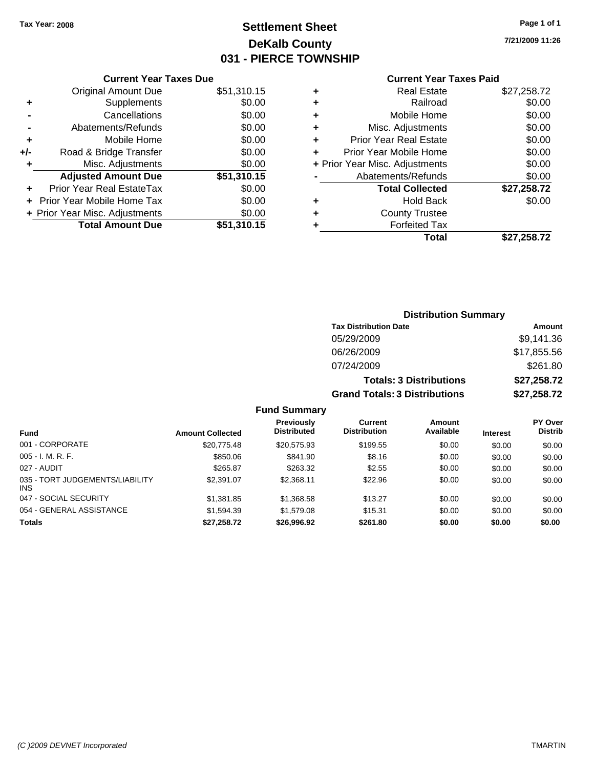**Tax Year: 2008**

# Settlement Sheet
## DeKalb County
## 031 - PIERCE TOWNSHIP

7/21/2009 11:26

### Current Year Taxes Due

| | | |
|---|---|---|
| | Original Amount Due | $51,310.15 |
| + | Supplements | $0.00 |
| - | Cancellations | $0.00 |
| - | Abatements/Refunds | $0.00 |
| + | Mobile Home | $0.00 |
| +/- | Road & Bridge Transfer | $0.00 |
| + | Misc. Adjustments | $0.00 |
| | **Adjusted Amount Due** | **$51,310.15** |
| + | Prior Year Real EstateTax | $0.00 |
| + | Prior Year Mobile Home Tax | $0.00 |
| + | Prior Year Misc. Adjustments | $0.00 |
| | **Total Amount Due** | **$51,310.15** |

### Current Year Taxes Paid

| | | |
|---|---|---|
| + | Real Estate | $27,258.72 |
| + | Railroad | $0.00 |
| + | Mobile Home | $0.00 |
| + | Misc. Adjustments | $0.00 |
| + | Prior Year Real Estate | $0.00 |
| + | Prior Year Mobile Home | $0.00 |
| + | Prior Year Misc. Adjustments | $0.00 |
| - | Abatements/Refunds | $0.00 |
| | **Total Collected** | **$27,258.72** |
| + | Hold Back | $0.00 |
| + | County Trustee | |
| + | Forfeited Tax | |
| | **Total** | **$27,258.72** |

### Distribution Summary

| Tax Distribution Date | Amount |
|---|---|
| 05/29/2009 | $9,141.36 |
| 06/26/2009 | $17,855.56 |
| 07/24/2009 | $261.80 |
| **Totals: 3 Distributions** | **$27,258.72** |
| **Grand Totals: 3 Distributions** | **$27,258.72** |

### Fund Summary

| Fund | Amount Collected | Previously Distributed | Current Distribution | Amount Available | Interest | PY Over Distrib |
|---|---|---|---|---|---|---|
| 001 - CORPORATE | $20,775.48 | $20,575.93 | $199.55 | $0.00 | $0.00 | $0.00 |
| 005 - I. M. R. F. | $850.06 | $841.90 | $8.16 | $0.00 | $0.00 | $0.00 |
| 027 - AUDIT | $265.87 | $263.32 | $2.55 | $0.00 | $0.00 | $0.00 |
| 035 - TORT JUDGEMENTS/LIABILITY INS | $2,391.07 | $2,368.11 | $22.96 | $0.00 | $0.00 | $0.00 |
| 047 - SOCIAL SECURITY | $1,381.85 | $1,368.58 | $13.27 | $0.00 | $0.00 | $0.00 |
| 054 - GENERAL ASSISTANCE | $1,594.39 | $1,579.08 | $15.31 | $0.00 | $0.00 | $0.00 |
| **Totals** | **$27,258.72** | **$26,996.92** | **$261.80** | **$0.00** | **$0.00** | **$0.00** |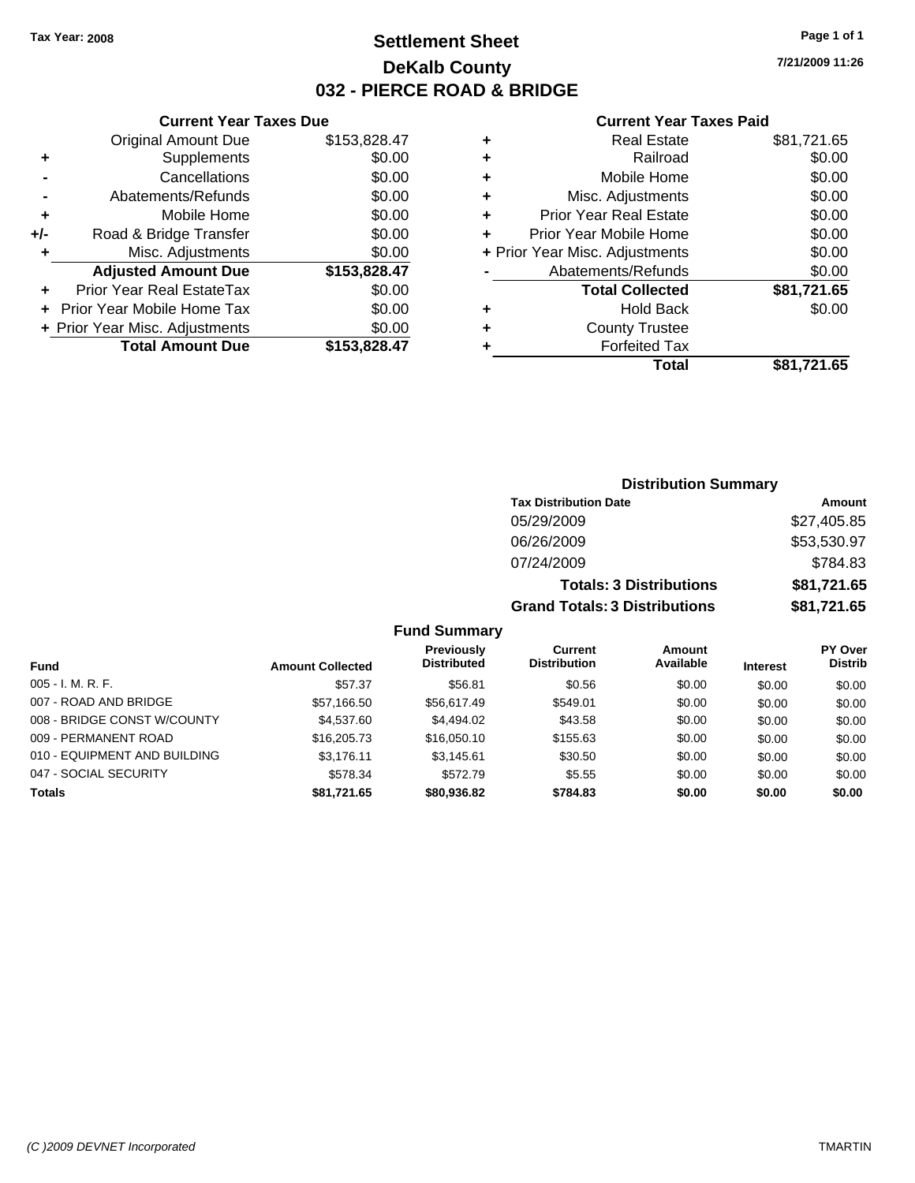Tax Year: 2008

# Settlement Sheet
## DeKalb County
## 032 - PIERCE ROAD & BRIDGE

7/21/2009 11:26

| | Current Year Taxes Due | |
|---|---|---|
| | Original Amount Due | $153,828.47 |
| + | Supplements | $0.00 |
| - | Cancellations | $0.00 |
| - | Abatements/Refunds | $0.00 |
| + | Mobile Home | $0.00 |
| +/- | Road & Bridge Transfer | $0.00 |
| + | Misc. Adjustments | $0.00 |
| | **Adjusted Amount Due** | **$153,828.47** |
| + | Prior Year Real EstateTax | $0.00 |
| + | Prior Year Mobile Home Tax | $0.00 |
| + | Prior Year Misc. Adjustments | $0.00 |
| | **Total Amount Due** | **$153,828.47** |

| | Current Year Taxes Paid | |
|---|---|---|
| + | Real Estate | $81,721.65 |
| + | Railroad | $0.00 |
| + | Mobile Home | $0.00 |
| + | Misc. Adjustments | $0.00 |
| + | Prior Year Real Estate | $0.00 |
| + | Prior Year Mobile Home | $0.00 |
| + | Prior Year Misc. Adjustments | $0.00 |
| - | Abatements/Refunds | $0.00 |
| | **Total Collected** | **$81,721.65** |
| + | Hold Back | $0.00 |
| + | County Trustee | |
| + | Forfeited Tax | |
| | **Total** | **$81,721.65** |

### Distribution Summary

| Tax Distribution Date | Amount |
|---|---|
| 05/29/2009 | $27,405.85 |
| 06/26/2009 | $53,530.97 |
| 07/24/2009 | $784.83 |
| **Totals: 3 Distributions** | **$81,721.65** |
| **Grand Totals: 3 Distributions** | **$81,721.65** |

### Fund Summary

| Fund | Amount Collected | Previously Distributed | Current Distribution | Amount Available | Interest | PY Over Distrib |
|---|---|---|---|---|---|---|
| 005 - I. M. R. F. | $57.37 | $56.81 | $0.56 | $0.00 | $0.00 | $0.00 |
| 007 - ROAD AND BRIDGE | $57,166.50 | $56,617.49 | $549.01 | $0.00 | $0.00 | $0.00 |
| 008 - BRIDGE CONST W/COUNTY | $4,537.60 | $4,494.02 | $43.58 | $0.00 | $0.00 | $0.00 |
| 009 - PERMANENT ROAD | $16,205.73 | $16,050.10 | $155.63 | $0.00 | $0.00 | $0.00 |
| 010 - EQUIPMENT AND BUILDING | $3,176.11 | $3,145.61 | $30.50 | $0.00 | $0.00 | $0.00 |
| 047 - SOCIAL SECURITY | $578.34 | $572.79 | $5.55 | $0.00 | $0.00 | $0.00 |
| **Totals** | **$81,721.65** | **$80,936.82** | **$784.83** | **$0.00** | **$0.00** | **$0.00** |

(C )2009 DEVNET Incorporated TMARTIN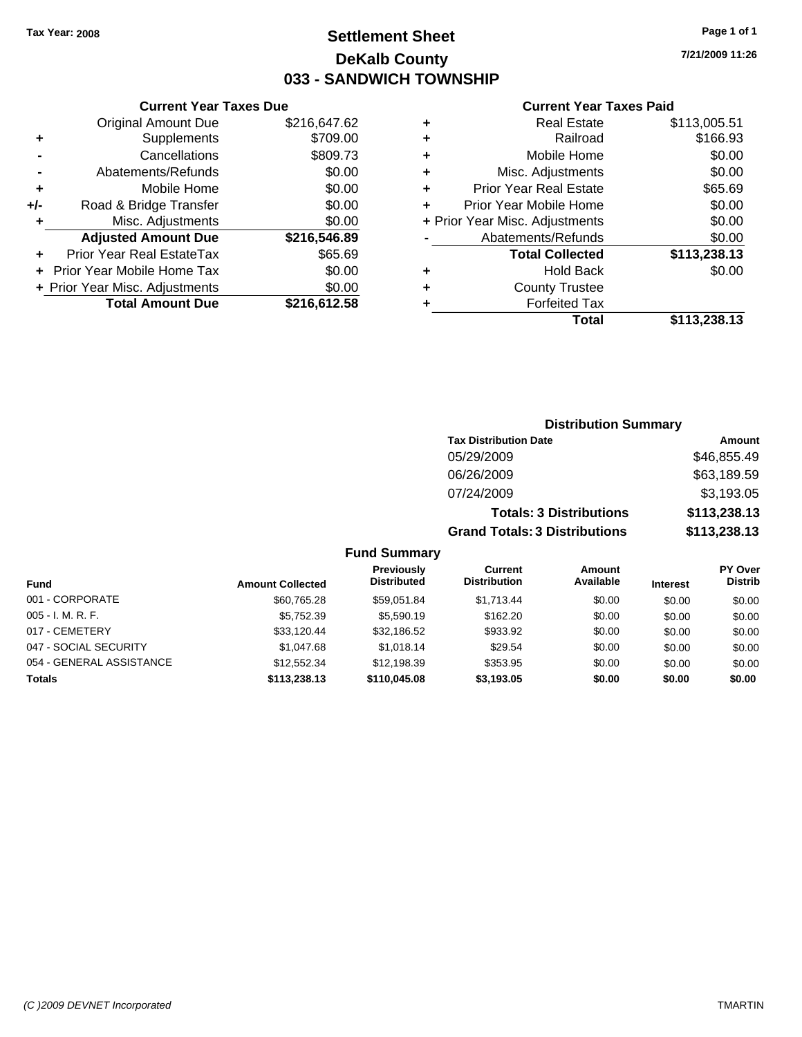Tax Year: 2008

# Settlement Sheet
## DeKalb County
## 033 - SANDWICH TOWNSHIP

7/21/2009 11:26

### Current Year Taxes Due

| | | |
|---|---|---|
| | Original Amount Due | $216,647.62 |
| + | Supplements | $709.00 |
| - | Cancellations | $809.73 |
| - | Abatements/Refunds | $0.00 |
| + | Mobile Home | $0.00 |
| +/- | Road & Bridge Transfer | $0.00 |
| + | Misc. Adjustments | $0.00 |
| | **Adjusted Amount Due** | **$216,546.89** |
| + | Prior Year Real EstateTax | $65.69 |
| + | Prior Year Mobile Home Tax | $0.00 |
| + | Prior Year Misc. Adjustments | $0.00 |
| | **Total Amount Due** | **$216,612.58** |

### Current Year Taxes Paid

| | | |
|---|---|---|
| + | Real Estate | $113,005.51 |
| + | Railroad | $166.93 |
| + | Mobile Home | $0.00 |
| + | Misc. Adjustments | $0.00 |
| + | Prior Year Real Estate | $65.69 |
| + | Prior Year Mobile Home | $0.00 |
| + | Prior Year Misc. Adjustments | $0.00 |
| - | Abatements/Refunds | $0.00 |
| | **Total Collected** | **$113,238.13** |
| + | Hold Back | $0.00 |
| + | County Trustee | |
| + | Forfeited Tax | |
| | **Total** | **$113,238.13** |

### Distribution Summary

| Tax Distribution Date | Amount |
|---|---|
| 05/29/2009 | $46,855.49 |
| 06/26/2009 | $63,189.59 |
| 07/24/2009 | $3,193.05 |
| **Totals: 3 Distributions** | **$113,238.13** |
| **Grand Totals: 3 Distributions** | **$113,238.13** |

### Fund Summary

| Fund | Amount Collected | Previously Distributed | Current Distribution | Amount Available | Interest | PY Over Distrib |
|---|---|---|---|---|---|---|
| 001 - CORPORATE | $60,765.28 | $59,051.84 | $1,713.44 | $0.00 | $0.00 | $0.00 |
| 005 - I. M. R. F. | $5,752.39 | $5,590.19 | $162.20 | $0.00 | $0.00 | $0.00 |
| 017 - CEMETERY | $33,120.44 | $32,186.52 | $933.92 | $0.00 | $0.00 | $0.00 |
| 047 - SOCIAL SECURITY | $1,047.68 | $1,018.14 | $29.54 | $0.00 | $0.00 | $0.00 |
| 054 - GENERAL ASSISTANCE | $12,552.34 | $12,198.39 | $353.95 | $0.00 | $0.00 | $0.00 |
| **Totals** | **$113,238.13** | **$110,045.08** | **$3,193.05** | **$0.00** | **$0.00** | **$0.00** |

(C )2009 DEVNET Incorporated TMARTIN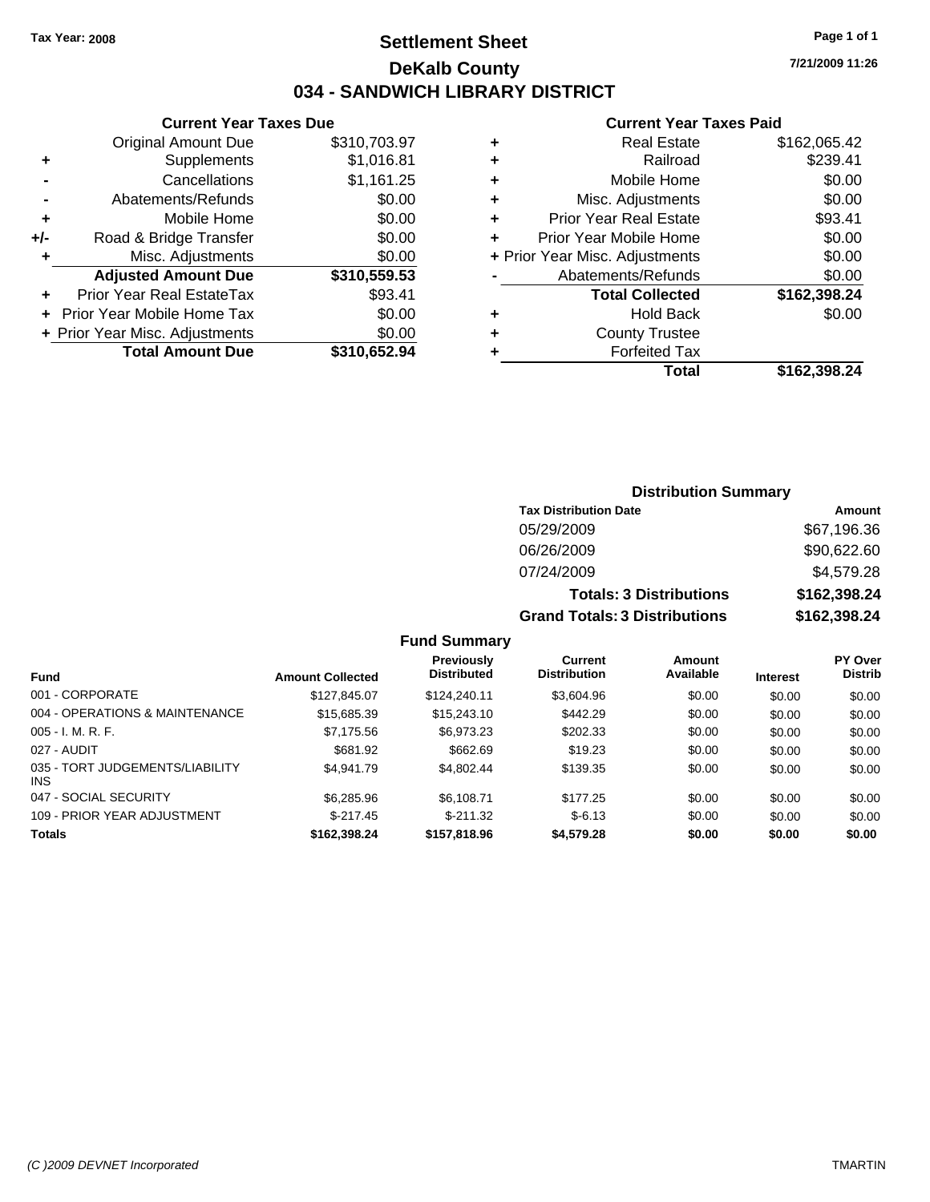**Tax Year: 2008**

# Settlement Sheet
# DeKalb County
## 034 - SANDWICH LIBRARY DISTRICT

7/21/2009 11:26

### Current Year Taxes Due

| | | |
|---|---|---|
| | Original Amount Due | $310,703.97 |
| + | Supplements | $1,016.81 |
| - | Cancellations | $1,161.25 |
| - | Abatements/Refunds | $0.00 |
| + | Mobile Home | $0.00 |
| +/- | Road & Bridge Transfer | $0.00 |
| + | Misc. Adjustments | $0.00 |
| | **Adjusted Amount Due** | **$310,559.53** |
| + | Prior Year Real EstateTax | $93.41 |
| + | Prior Year Mobile Home Tax | $0.00 |
| + | Prior Year Misc. Adjustments | $0.00 |
| | **Total Amount Due** | **$310,652.94** |

### Current Year Taxes Paid

| | | |
|---|---|---|
| + | Real Estate | $162,065.42 |
| + | Railroad | $239.41 |
| + | Mobile Home | $0.00 |
| + | Misc. Adjustments | $0.00 |
| + | Prior Year Real Estate | $93.41 |
| + | Prior Year Mobile Home | $0.00 |
| + | Prior Year Misc. Adjustments | $0.00 |
| - | Abatements/Refunds | $0.00 |
| | **Total Collected** | **$162,398.24** |
| + | Hold Back | $0.00 |
| + | County Trustee | |
| + | Forfeited Tax | |
| | **Total** | **$162,398.24** |

### Distribution Summary

| Tax Distribution Date | Amount |
|---|---|
| 05/29/2009 | $67,196.36 |
| 06/26/2009 | $90,622.60 |
| 07/24/2009 | $4,579.28 |
| **Totals: 3 Distributions** | **$162,398.24** |
| **Grand Totals: 3 Distributions** | **$162,398.24** |

### Fund Summary

| Fund | Amount Collected | Previously Distributed | Current Distribution | Amount Available | Interest | PY Over Distrib |
|---|---|---|---|---|---|---|
| 001 - CORPORATE | $127,845.07 | $124,240.11 | $3,604.96 | $0.00 | $0.00 | $0.00 |
| 004 - OPERATIONS & MAINTENANCE | $15,685.39 | $15,243.10 | $442.29 | $0.00 | $0.00 | $0.00 |
| 005 - I. M. R. F. | $7,175.56 | $6,973.23 | $202.33 | $0.00 | $0.00 | $0.00 |
| 027 - AUDIT | $681.92 | $662.69 | $19.23 | $0.00 | $0.00 | $0.00 |
| 035 - TORT JUDGEMENTS/LIABILITY INS | $4,941.79 | $4,802.44 | $139.35 | $0.00 | $0.00 | $0.00 |
| 047 - SOCIAL SECURITY | $6,285.96 | $6,108.71 | $177.25 | $0.00 | $0.00 | $0.00 |
| 109 - PRIOR YEAR ADJUSTMENT | $-217.45 | $-211.32 | $-6.13 | $0.00 | $0.00 | $0.00 |
| **Totals** | **$162,398.24** | **$157,818.96** | **$4,579.28** | **$0.00** | **$0.00** | **$0.00** |

(C )2009 DEVNET Incorporated TMARTIN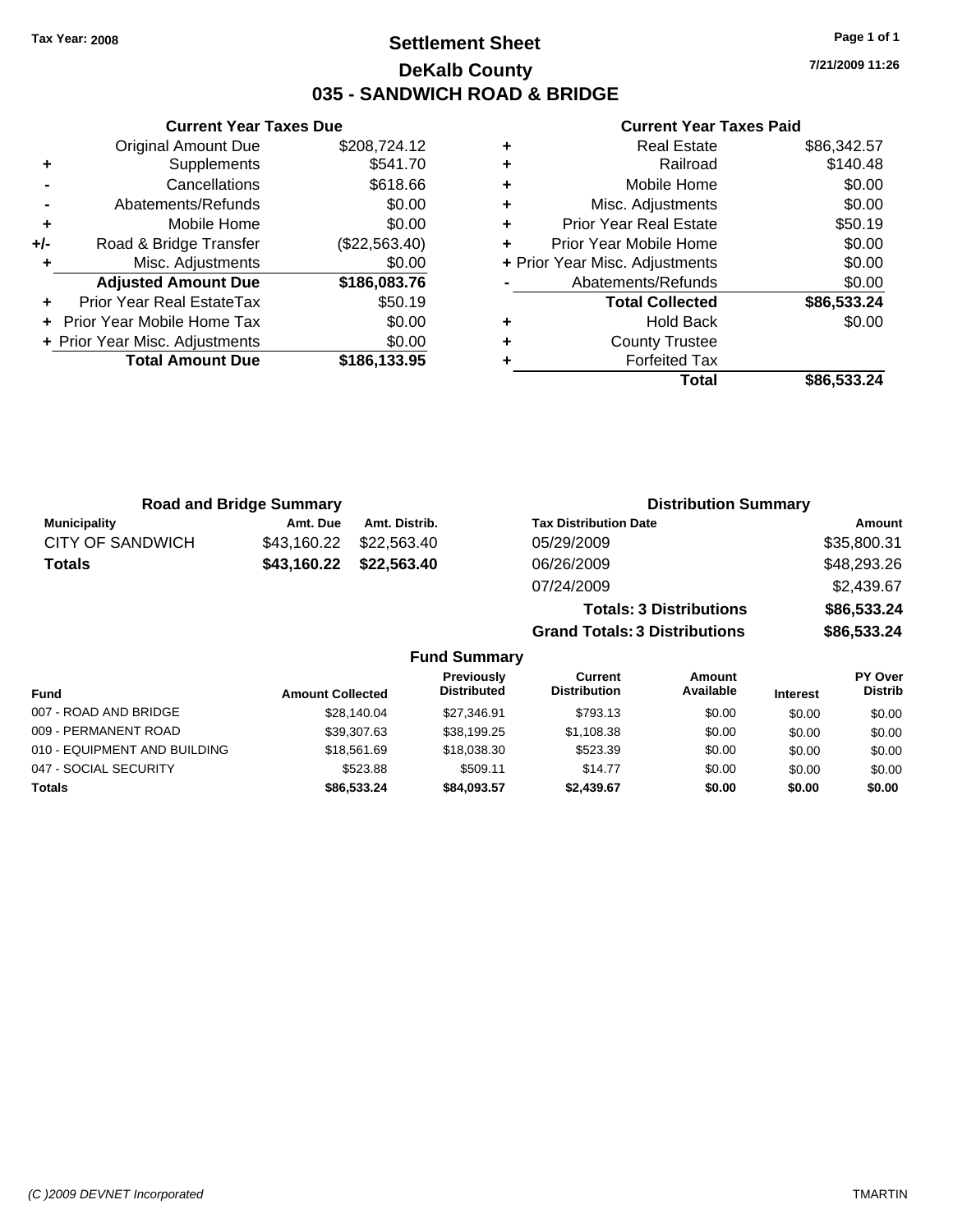**Tax Year: 2008**

# Settlement Sheet

## DeKalb County

## 035 - SANDWICH ROAD & BRIDGE

**7/21/2009 11:26**

### Current Year Taxes Due

| | | |
|---|---|---|
| | Original Amount Due | $208,724.12 |
| + | Supplements | $541.70 |
| - | Cancellations | $618.66 |
| - | Abatements/Refunds | $0.00 |
| + | Mobile Home | $0.00 |
| +/- | Road & Bridge Transfer | ($22,563.40) |
| + | Misc. Adjustments | $0.00 |
| | **Adjusted Amount Due** | **$186,083.76** |
| + | Prior Year Real EstateTax | $50.19 |
| + | Prior Year Mobile Home Tax | $0.00 |
| + | Prior Year Misc. Adjustments | $0.00 |
| | **Total Amount Due** | **$186,133.95** |

### Current Year Taxes Paid

| | | |
|---|---|---|
| + | Real Estate | $86,342.57 |
| + | Railroad | $140.48 |
| + | Mobile Home | $0.00 |
| + | Misc. Adjustments | $0.00 |
| + | Prior Year Real Estate | $50.19 |
| + | Prior Year Mobile Home | $0.00 |
| + | Prior Year Misc. Adjustments | $0.00 |
| - | Abatements/Refunds | $0.00 |
| | **Total Collected** | **$86,533.24** |
| + | Hold Back | $0.00 |
| + | County Trustee | |
| + | Forfeited Tax | |
| | **Total** | **$86,533.24** |

### Road and Bridge Summary

| Municipality | Amt. Due | Amt. Distrib. |
|---|---|---|
| CITY OF SANDWICH | $43,160.22 | $22,563.40 |
| **Totals** | **$43,160.22** | **$22,563.40** |

### Distribution Summary

| Tax Distribution Date | Amount |
|---|---|
| 05/29/2009 | $35,800.31 |
| 06/26/2009 | $48,293.26 |
| 07/24/2009 | $2,439.67 |
| **Totals: 3 Distributions** | **$86,533.24** |
| **Grand Totals: 3 Distributions** | **$86,533.24** |

### Fund Summary

| Fund | Amount Collected | Previously Distributed | Current Distribution | Amount Available | Interest | PY Over Distrib |
|---|---|---|---|---|---|---|
| 007 - ROAD AND BRIDGE | $28,140.04 | $27,346.91 | $793.13 | $0.00 | $0.00 | $0.00 |
| 009 - PERMANENT ROAD | $39,307.63 | $38,199.25 | $1,108.38 | $0.00 | $0.00 | $0.00 |
| 010 - EQUIPMENT AND BUILDING | $18,561.69 | $18,038.30 | $523.39 | $0.00 | $0.00 | $0.00 |
| 047 - SOCIAL SECURITY | $523.88 | $509.11 | $14.77 | $0.00 | $0.00 | $0.00 |
| **Totals** | **$86,533.24** | **$84,093.57** | **$2,439.67** | **$0.00** | **$0.00** | **$0.00** |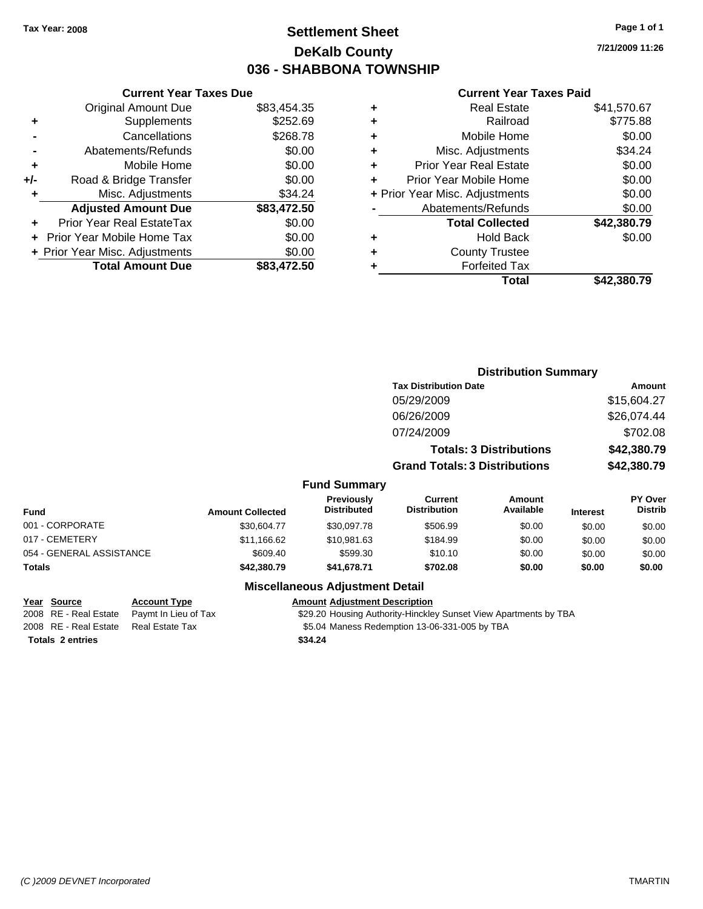Tax Year: 2008

# Settlement Sheet
## DeKalb County
## 036 - SHABBONA TOWNSHIP

7/21/2009 11:26

### Current Year Taxes Due

| | | |
|---|---|---|
| | Original Amount Due | $83,454.35 |
| + | Supplements | $252.69 |
| - | Cancellations | $268.78 |
| - | Abatements/Refunds | $0.00 |
| + | Mobile Home | $0.00 |
| +/- | Road & Bridge Transfer | $0.00 |
| + | Misc. Adjustments | $34.24 |
| | **Adjusted Amount Due** | **$83,472.50** |
| + | Prior Year Real EstateTax | $0.00 |
| + | Prior Year Mobile Home Tax | $0.00 |
| + | Prior Year Misc. Adjustments | $0.00 |
| | **Total Amount Due** | **$83,472.50** |

### Current Year Taxes Paid

| | | |
|---|---|---|
| + | Real Estate | $41,570.67 |
| + | Railroad | $775.88 |
| + | Mobile Home | $0.00 |
| + | Misc. Adjustments | $34.24 |
| + | Prior Year Real Estate | $0.00 |
| + | Prior Year Mobile Home | $0.00 |
| + | Prior Year Misc. Adjustments | $0.00 |
| - | Abatements/Refunds | $0.00 |
| | **Total Collected** | **$42,380.79** |
| + | Hold Back | $0.00 |
| + | County Trustee | |
| + | Forfeited Tax | |
| | **Total** | **$42,380.79** |

### Distribution Summary

| Tax Distribution Date | Amount |
|---|---|
| 05/29/2009 | $15,604.27 |
| 06/26/2009 | $26,074.44 |
| 07/24/2009 | $702.08 |
| **Totals: 3 Distributions** | **$42,380.79** |
| **Grand Totals: 3 Distributions** | **$42,380.79** |

### Fund Summary

| Fund | Amount Collected | Previously Distributed | Current Distribution | Amount Available | Interest | PY Over Distrib |
|---|---|---|---|---|---|---|
| 001 - CORPORATE | $30,604.77 | $30,097.78 | $506.99 | $0.00 | $0.00 | $0.00 |
| 017 - CEMETERY | $11,166.62 | $10,981.63 | $184.99 | $0.00 | $0.00 | $0.00 |
| 054 - GENERAL ASSISTANCE | $609.40 | $599.30 | $10.10 | $0.00 | $0.00 | $0.00 |
| **Totals** | **$42,380.79** | **$41,678.71** | **$702.08** | **$0.00** | **$0.00** | **$0.00** |

### Miscellaneous Adjustment Detail

| Year | Source | Account Type | Amount | Adjustment Description |
|---|---|---|---|---|
| 2008 | RE - Real Estate | Paymt In Lieu of Tax | $29.20 | Housing Authority-Hinckley Sunset View Apartments by TBA |
| 2008 | RE - Real Estate | Real Estate Tax | $5.04 | Maness Redemption 13-06-331-005 by TBA |
| **Totals** | **2 entries** | | **$34.24** | |

(C )2009 DEVNET Incorporated TMARTIN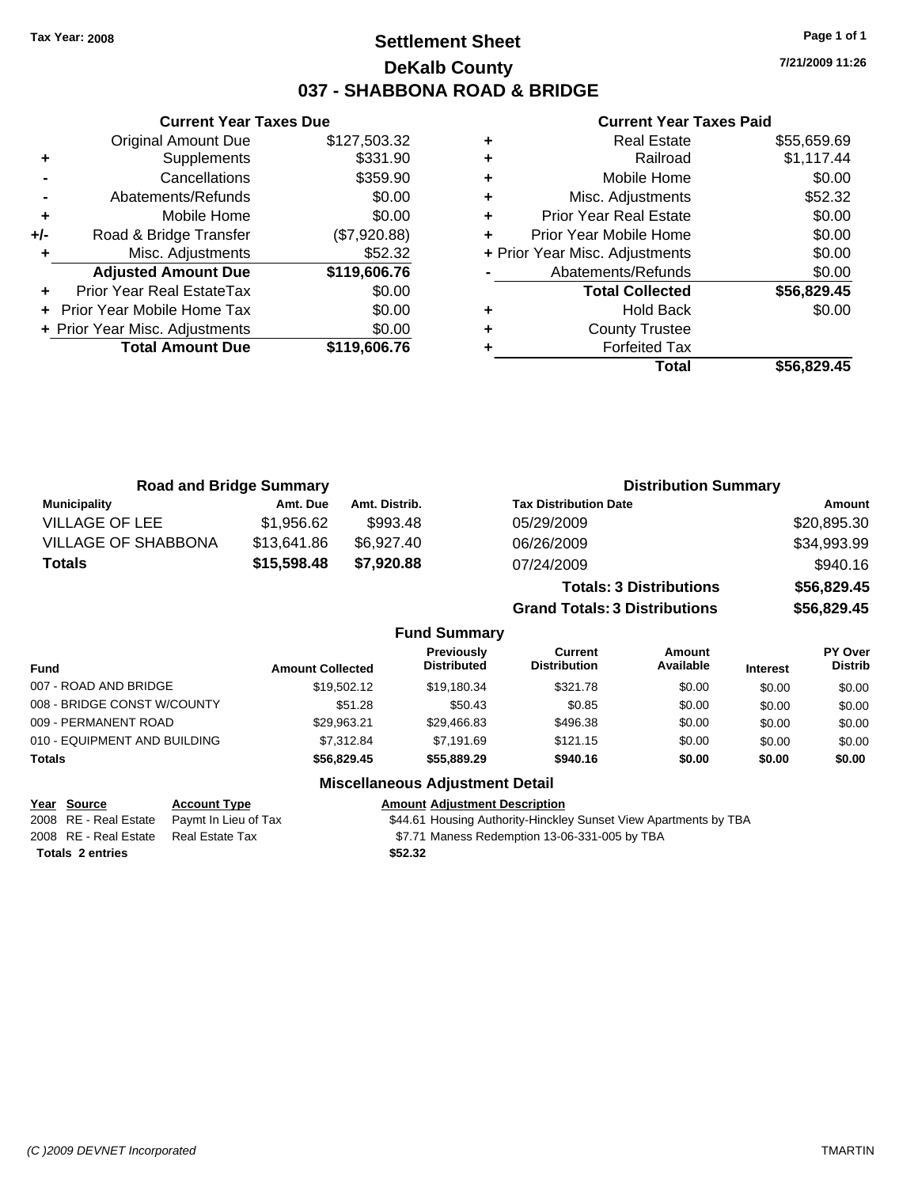Tax Year: 2008

# Settlement Sheet

## DeKalb County

## 037 - SHABBONA ROAD & BRIDGE

7/21/2009 11:26

### Current Year Taxes Due

| | | |
|---|---|---|
| | Original Amount Due | $127,503.32 |
| + | Supplements | $331.90 |
| - | Cancellations | $359.90 |
| - | Abatements/Refunds | $0.00 |
| + | Mobile Home | $0.00 |
| +/- | Road & Bridge Transfer | ($7,920.88) |
| + | Misc. Adjustments | $52.32 |
| | **Adjusted Amount Due** | **$119,606.76** |
| + | Prior Year Real EstateTax | $0.00 |
| + | Prior Year Mobile Home Tax | $0.00 |
| + | Prior Year Misc. Adjustments | $0.00 |
| | **Total Amount Due** | **$119,606.76** |

### Current Year Taxes Paid

| | | |
|---|---|---|
| + | Real Estate | $55,659.69 |
| + | Railroad | $1,117.44 |
| + | Mobile Home | $0.00 |
| + | Misc. Adjustments | $52.32 |
| + | Prior Year Real Estate | $0.00 |
| + | Prior Year Mobile Home | $0.00 |
| + | Prior Year Misc. Adjustments | $0.00 |
| - | Abatements/Refunds | $0.00 |
| | **Total Collected** | **$56,829.45** |
| + | Hold Back | $0.00 |
| + | County Trustee | |
| + | Forfeited Tax | |
| | **Total** | **$56,829.45** |

### Road and Bridge Summary

| Municipality | Amt. Due | Amt. Distrib. |
|---|---|---|
| VILLAGE OF LEE | $1,956.62 | $993.48 |
| VILLAGE OF SHABBONA | $13,641.86 | $6,927.40 |
| **Totals** | **$15,598.48** | **$7,920.88** |

### Distribution Summary

| Tax Distribution Date | Amount |
|---|---|
| 05/29/2009 | $20,895.30 |
| 06/26/2009 | $34,993.99 |
| 07/24/2009 | $940.16 |
| **Totals: 3 Distributions** | **$56,829.45** |
| **Grand Totals: 3 Distributions** | **$56,829.45** |

### Fund Summary

| Fund | Amount Collected | Previously Distributed | Current Distribution | Amount Available | Interest | PY Over Distrib |
|---|---|---|---|---|---|---|
| 007 - ROAD AND BRIDGE | $19,502.12 | $19,180.34 | $321.78 | $0.00 | $0.00 | $0.00 |
| 008 - BRIDGE CONST W/COUNTY | $51.28 | $50.43 | $0.85 | $0.00 | $0.00 | $0.00 |
| 009 - PERMANENT ROAD | $29,963.21 | $29,466.83 | $496.38 | $0.00 | $0.00 | $0.00 |
| 010 - EQUIPMENT AND BUILDING | $7,312.84 | $7,191.69 | $121.15 | $0.00 | $0.00 | $0.00 |
| **Totals** | **$56,829.45** | **$55,889.29** | **$940.16** | **$0.00** | **$0.00** | **$0.00** |

### Miscellaneous Adjustment Detail

| Year | Source | Account Type | Amount | Adjustment Description |
|---|---|---|---|---|
| 2008 | RE - Real Estate | Paymt In Lieu of Tax | $44.61 | Housing Authority-Hinckley Sunset View Apartments by TBA |
| 2008 | RE - Real Estate | Real Estate Tax | $7.71 | Maness Redemption 13-06-331-005 by TBA |
| **Totals 2 entries** | | | **$52.32** | |

(C )2009 DEVNET Incorporated TMARTIN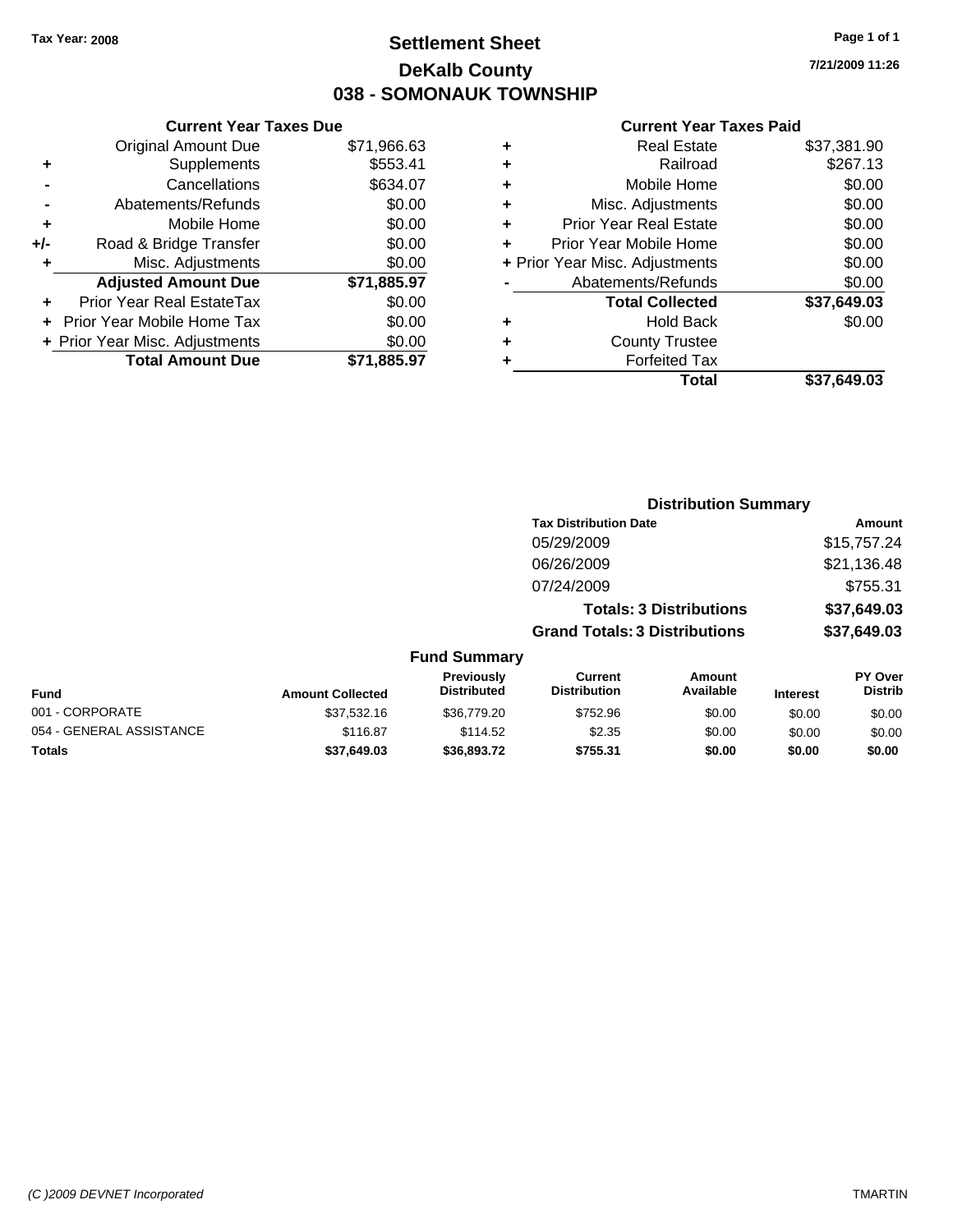Tax Year: 2008

# Settlement Sheet
## DeKalb County
## 038 - SOMONAUK TOWNSHIP

7/21/2009 11:26

### Current Year Taxes Due

| | | |
|---|---|---|
| | Original Amount Due | $71,966.63 |
| + | Supplements | $553.41 |
| - | Cancellations | $634.07 |
| - | Abatements/Refunds | $0.00 |
| + | Mobile Home | $0.00 |
| +/- | Road & Bridge Transfer | $0.00 |
| + | Misc. Adjustments | $0.00 |
| | **Adjusted Amount Due** | **$71,885.97** |
| + | Prior Year Real EstateTax | $0.00 |
| + | Prior Year Mobile Home Tax | $0.00 |
| + | Prior Year Misc. Adjustments | $0.00 |
| | **Total Amount Due** | **$71,885.97** |

### Current Year Taxes Paid

| | | |
|---|---|---|
| + | Real Estate | $37,381.90 |
| + | Railroad | $267.13 |
| + | Mobile Home | $0.00 |
| + | Misc. Adjustments | $0.00 |
| + | Prior Year Real Estate | $0.00 |
| + | Prior Year Mobile Home | $0.00 |
| + | Prior Year Misc. Adjustments | $0.00 |
| - | Abatements/Refunds | $0.00 |
| | **Total Collected** | **$37,649.03** |
| + | Hold Back | $0.00 |
| + | County Trustee | |
| + | Forfeited Tax | |
| | **Total** | **$37,649.03** |

### Distribution Summary

| Tax Distribution Date | Amount |
|---|---|
| 05/29/2009 | $15,757.24 |
| 06/26/2009 | $21,136.48 |
| 07/24/2009 | $755.31 |
| **Totals: 3 Distributions** | **$37,649.03** |
| **Grand Totals: 3 Distributions** | **$37,649.03** |

### Fund Summary

| Fund | Amount Collected | Previously Distributed | Current Distribution | Amount Available | Interest | PY Over Distrib |
|---|---|---|---|---|---|---|
| 001 - CORPORATE | $37,532.16 | $36,779.20 | $752.96 | $0.00 | $0.00 | $0.00 |
| 054 - GENERAL ASSISTANCE | $116.87 | $114.52 | $2.35 | $0.00 | $0.00 | $0.00 |
| **Totals** | **$37,649.03** | **$36,893.72** | **$755.31** | **$0.00** | **$0.00** | **$0.00** |

(C )2009 DEVNET Incorporated — TMARTIN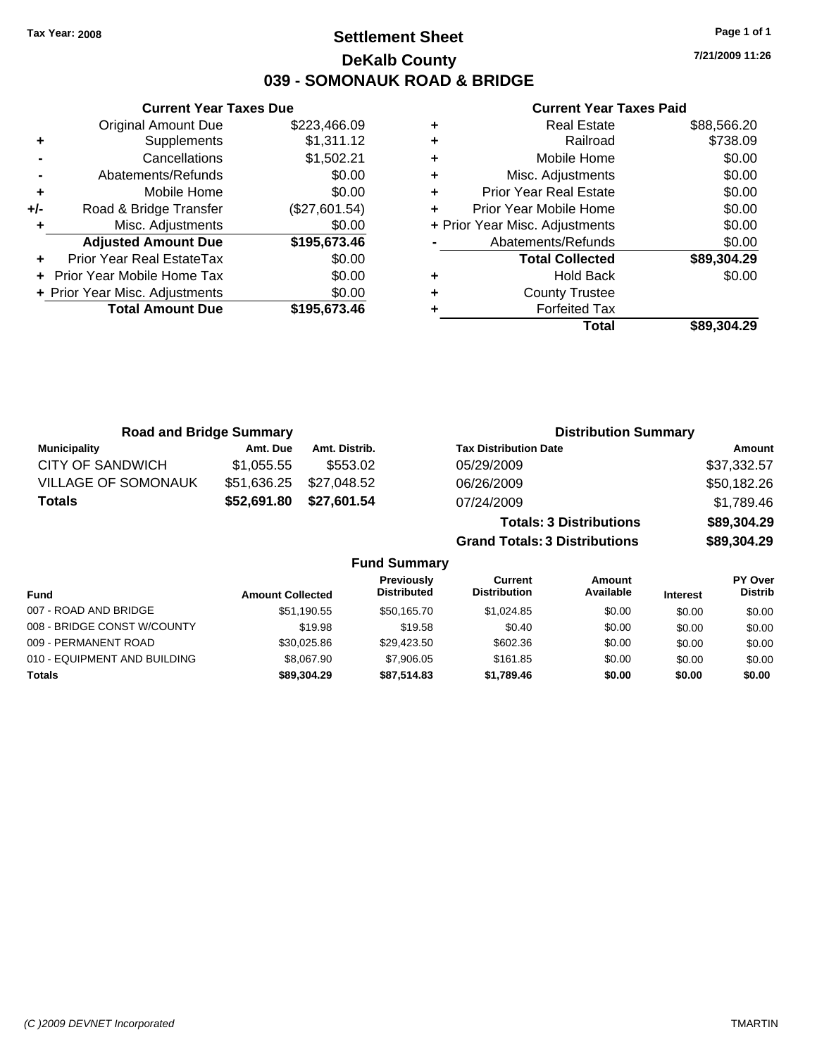Tax Year: 2008

# Settlement Sheet

## DeKalb County

## 039 - SOMONAUK ROAD & BRIDGE

7/21/2009 11:26

### Current Year Taxes Due

| | | |
|---|---|---|
| | Original Amount Due | $223,466.09 |
| + | Supplements | $1,311.12 |
| - | Cancellations | $1,502.21 |
| - | Abatements/Refunds | $0.00 |
| + | Mobile Home | $0.00 |
| +/- | Road & Bridge Transfer | ($27,601.54) |
| + | Misc. Adjustments | $0.00 |
| | **Adjusted Amount Due** | **$195,673.46** |
| + | Prior Year Real EstateTax | $0.00 |
| + | Prior Year Mobile Home Tax | $0.00 |
| + | Prior Year Misc. Adjustments | $0.00 |
| | **Total Amount Due** | **$195,673.46** |

### Current Year Taxes Paid

| | | |
|---|---|---|
| + | Real Estate | $88,566.20 |
| + | Railroad | $738.09 |
| + | Mobile Home | $0.00 |
| + | Misc. Adjustments | $0.00 |
| + | Prior Year Real Estate | $0.00 |
| + | Prior Year Mobile Home | $0.00 |
| + | Prior Year Misc. Adjustments | $0.00 |
| - | Abatements/Refunds | $0.00 |
| | **Total Collected** | **$89,304.29** |
| + | Hold Back | $0.00 |
| + | County Trustee | |
| + | Forfeited Tax | |
| | **Total** | **$89,304.29** |

### Road and Bridge Summary

| Municipality | Amt. Due | Amt. Distrib. |
|---|---|---|
| CITY OF SANDWICH | $1,055.55 | $553.02 |
| VILLAGE OF SOMONAUK | $51,636.25 | $27,048.52 |
| **Totals** | **$52,691.80** | **$27,601.54** |

### Distribution Summary

| Tax Distribution Date | Amount |
|---|---|
| 05/29/2009 | $37,332.57 |
| 06/26/2009 | $50,182.26 |
| 07/24/2009 | $1,789.46 |
| **Totals: 3 Distributions** | **$89,304.29** |
| **Grand Totals: 3 Distributions** | **$89,304.29** |

### Fund Summary

| Fund | Amount Collected | Previously Distributed | Current Distribution | Amount Available | Interest | PY Over Distrib |
|---|---|---|---|---|---|---|
| 007 - ROAD AND BRIDGE | $51,190.55 | $50,165.70 | $1,024.85 | $0.00 | $0.00 | $0.00 |
| 008 - BRIDGE CONST W/COUNTY | $19.98 | $19.58 | $0.40 | $0.00 | $0.00 | $0.00 |
| 009 - PERMANENT ROAD | $30,025.86 | $29,423.50 | $602.36 | $0.00 | $0.00 | $0.00 |
| 010 - EQUIPMENT AND BUILDING | $8,067.90 | $7,906.05 | $161.85 | $0.00 | $0.00 | $0.00 |
| **Totals** | **$89,304.29** | **$87,514.83** | **$1,789.46** | **$0.00** | **$0.00** | **$0.00** |

(C )2009 DEVNET Incorporated TMARTIN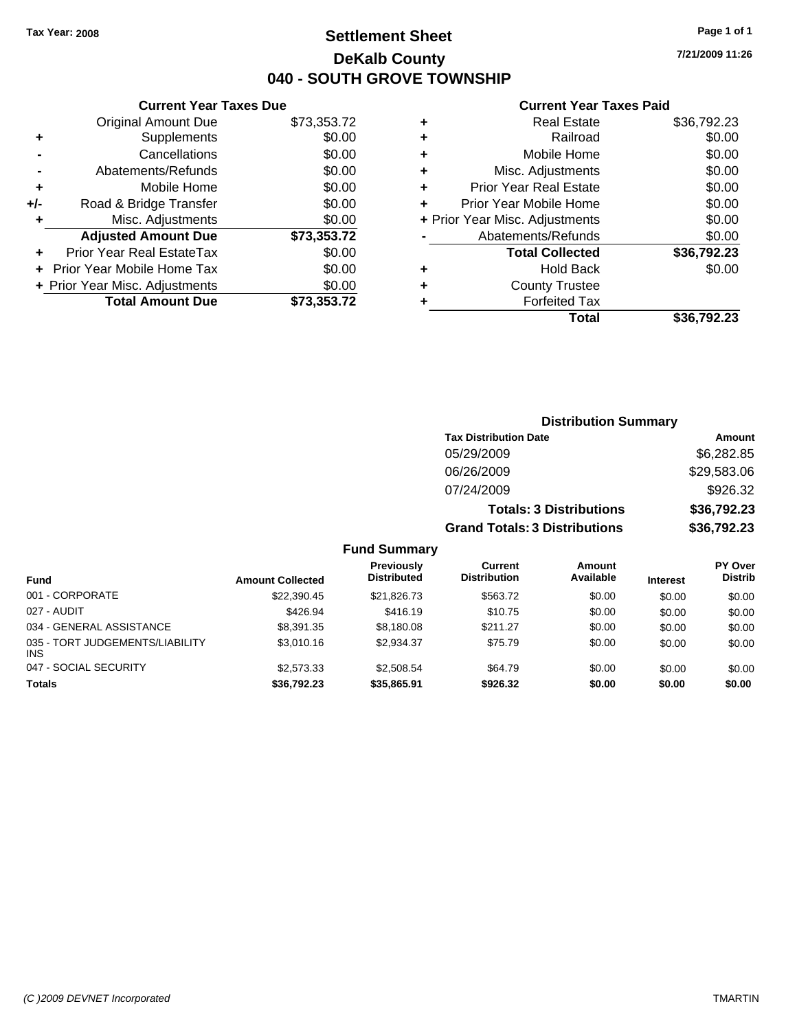**Tax Year: 2008**

# Settlement Sheet

## DeKalb County

## 040 - SOUTH GROVE TOWNSHIP

7/21/2009 11:26

### Current Year Taxes Due

| | | |
|---|---|---|
| | Original Amount Due | $73,353.72 |
| + | Supplements | $0.00 |
| - | Cancellations | $0.00 |
| - | Abatements/Refunds | $0.00 |
| + | Mobile Home | $0.00 |
| +/- | Road & Bridge Transfer | $0.00 |
| + | Misc. Adjustments | $0.00 |
| | **Adjusted Amount Due** | **$73,353.72** |
| + | Prior Year Real EstateTax | $0.00 |
| + | Prior Year Mobile Home Tax | $0.00 |
| + | Prior Year Misc. Adjustments | $0.00 |
| | **Total Amount Due** | **$73,353.72** |

### Current Year Taxes Paid

| | | |
|---|---|---|
| + | Real Estate | $36,792.23 |
| + | Railroad | $0.00 |
| + | Mobile Home | $0.00 |
| + | Misc. Adjustments | $0.00 |
| + | Prior Year Real Estate | $0.00 |
| + | Prior Year Mobile Home | $0.00 |
| + | Prior Year Misc. Adjustments | $0.00 |
| - | Abatements/Refunds | $0.00 |
| | **Total Collected** | **$36,792.23** |
| + | Hold Back | $0.00 |
| + | County Trustee | |
| + | Forfeited Tax | |
| | **Total** | **$36,792.23** |

### Distribution Summary

| Tax Distribution Date | Amount |
|---|---|
| 05/29/2009 | $6,282.85 |
| 06/26/2009 | $29,583.06 |
| 07/24/2009 | $926.32 |
| **Totals: 3 Distributions** | **$36,792.23** |
| **Grand Totals: 3 Distributions** | **$36,792.23** |

### Fund Summary

| Fund | Amount Collected | Previously Distributed | Current Distribution | Amount Available | Interest | PY Over Distrib |
|---|---|---|---|---|---|---|
| 001 - CORPORATE | $22,390.45 | $21,826.73 | $563.72 | $0.00 | $0.00 | $0.00 |
| 027 - AUDIT | $426.94 | $416.19 | $10.75 | $0.00 | $0.00 | $0.00 |
| 034 - GENERAL ASSISTANCE | $8,391.35 | $8,180.08 | $211.27 | $0.00 | $0.00 | $0.00 |
| 035 - TORT JUDGEMENTS/LIABILITY INS | $3,010.16 | $2,934.37 | $75.79 | $0.00 | $0.00 | $0.00 |
| 047 - SOCIAL SECURITY | $2,573.33 | $2,508.54 | $64.79 | $0.00 | $0.00 | $0.00 |
| **Totals** | **$36,792.23** | **$35,865.91** | **$926.32** | **$0.00** | **$0.00** | **$0.00** |

(C )2009 DEVNET Incorporated TMARTIN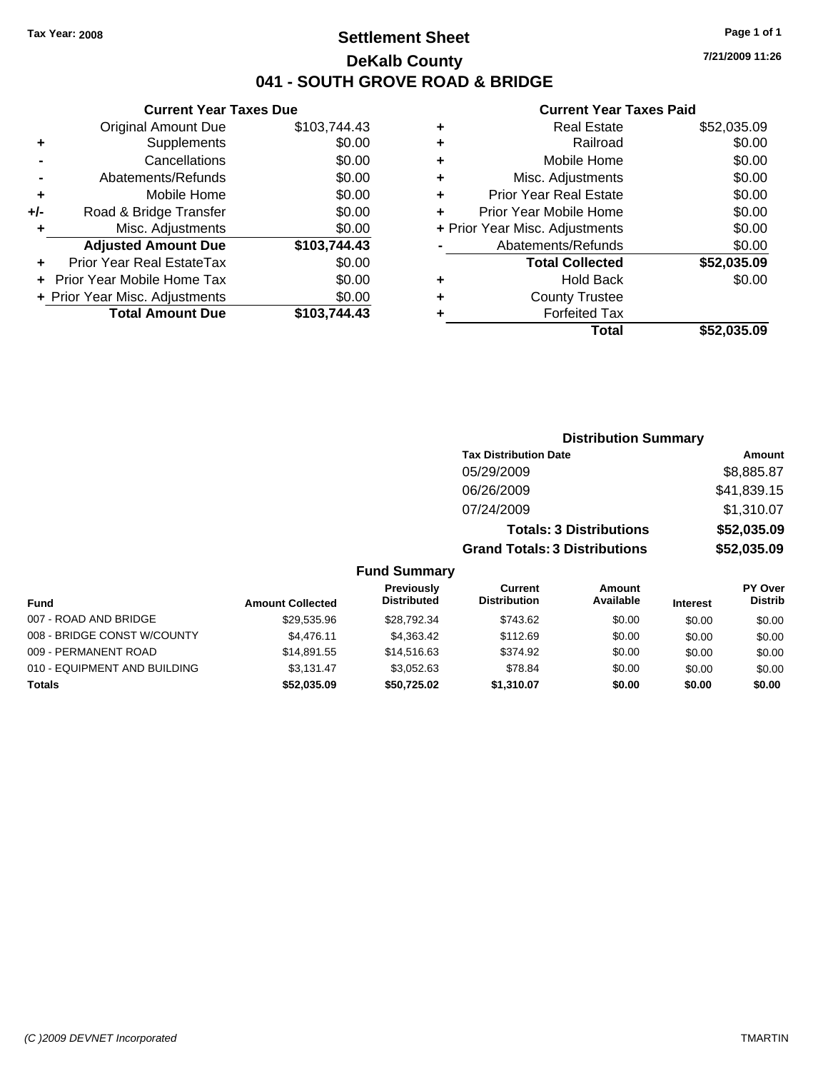**Tax Year: 2008**

# Settlement Sheet

## DeKalb County

## 041 - SOUTH GROVE ROAD & BRIDGE

7/21/2009 11:26

### Current Year Taxes Due

| | | |
|---|---|---|
| | Original Amount Due | $103,744.43 |
| + | Supplements | $0.00 |
| - | Cancellations | $0.00 |
| - | Abatements/Refunds | $0.00 |
| + | Mobile Home | $0.00 |
| +/- | Road & Bridge Transfer | $0.00 |
| + | Misc. Adjustments | $0.00 |
| | **Adjusted Amount Due** | **$103,744.43** |
| + | Prior Year Real EstateTax | $0.00 |
| + | Prior Year Mobile Home Tax | $0.00 |
| + | Prior Year Misc. Adjustments | $0.00 |
| | **Total Amount Due** | **$103,744.43** |

### Current Year Taxes Paid

| | | |
|---|---|---|
| + | Real Estate | $52,035.09 |
| + | Railroad | $0.00 |
| + | Mobile Home | $0.00 |
| + | Misc. Adjustments | $0.00 |
| + | Prior Year Real Estate | $0.00 |
| + | Prior Year Mobile Home | $0.00 |
| + | Prior Year Misc. Adjustments | $0.00 |
| - | Abatements/Refunds | $0.00 |
| | **Total Collected** | **$52,035.09** |
| + | Hold Back | $0.00 |
| + | County Trustee | |
| + | Forfeited Tax | |
| | **Total** | **$52,035.09** |

### Distribution Summary

| Tax Distribution Date | Amount |
|---|---|
| 05/29/2009 | $8,885.87 |
| 06/26/2009 | $41,839.15 |
| 07/24/2009 | $1,310.07 |
| **Totals: 3 Distributions** | **$52,035.09** |
| **Grand Totals: 3 Distributions** | **$52,035.09** |

### Fund Summary

| Fund | Amount Collected | Previously Distributed | Current Distribution | Amount Available | Interest | PY Over Distrib |
|---|---|---|---|---|---|---|
| 007 - ROAD AND BRIDGE | $29,535.96 | $28,792.34 | $743.62 | $0.00 | $0.00 | $0.00 |
| 008 - BRIDGE CONST W/COUNTY | $4,476.11 | $4,363.42 | $112.69 | $0.00 | $0.00 | $0.00 |
| 009 - PERMANENT ROAD | $14,891.55 | $14,516.63 | $374.92 | $0.00 | $0.00 | $0.00 |
| 010 - EQUIPMENT AND BUILDING | $3,131.47 | $3,052.63 | $78.84 | $0.00 | $0.00 | $0.00 |
| **Totals** | **$52,035.09** | **$50,725.02** | **$1,310.07** | **$0.00** | **$0.00** | **$0.00** |

(C )2009 DEVNET Incorporated TMARTIN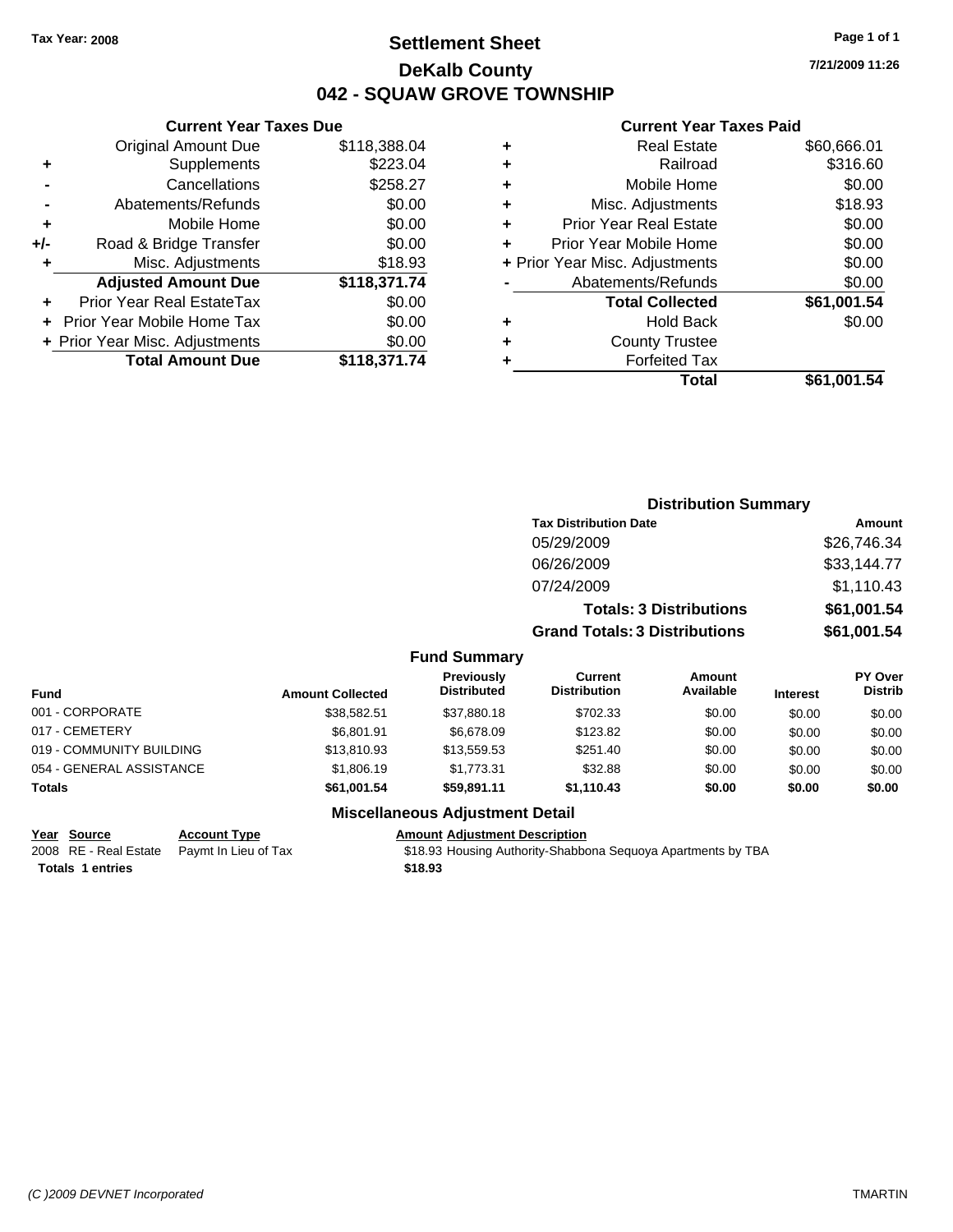**Tax Year: 2008**

# Settlement Sheet

## DeKalb County

## 042 - SQUAW GROVE TOWNSHIP

**7/21/2009 11:26**

### Current Year Taxes Due

| | | |
|---|---|---|
| | Original Amount Due | $118,388.04 |
| + | Supplements | $223.04 |
| - | Cancellations | $258.27 |
| - | Abatements/Refunds | $0.00 |
| + | Mobile Home | $0.00 |
| +/- | Road & Bridge Transfer | $0.00 |
| + | Misc. Adjustments | $18.93 |
| | **Adjusted Amount Due** | **$118,371.74** |
| + | Prior Year Real EstateTax | $0.00 |
| + | Prior Year Mobile Home Tax | $0.00 |
| + | Prior Year Misc. Adjustments | $0.00 |
| | **Total Amount Due** | **$118,371.74** |

### Current Year Taxes Paid

| | | |
|---|---|---|
| + | Real Estate | $60,666.01 |
| + | Railroad | $316.60 |
| + | Mobile Home | $0.00 |
| + | Misc. Adjustments | $18.93 |
| + | Prior Year Real Estate | $0.00 |
| + | Prior Year Mobile Home | $0.00 |
| + | Prior Year Misc. Adjustments | $0.00 |
| - | Abatements/Refunds | $0.00 |
| | **Total Collected** | **$61,001.54** |
| + | Hold Back | $0.00 |
| + | County Trustee | |
| + | Forfeited Tax | |
| | **Total** | **$61,001.54** |

### Distribution Summary

| Tax Distribution Date | Amount |
|---|---|
| 05/29/2009 | $26,746.34 |
| 06/26/2009 | $33,144.77 |
| 07/24/2009 | $1,110.43 |
| **Totals: 3 Distributions** | **$61,001.54** |
| **Grand Totals: 3 Distributions** | **$61,001.54** |

### Fund Summary

| Fund | Amount Collected | Previously Distributed | Current Distribution | Amount Available | Interest | PY Over Distrib |
|---|---|---|---|---|---|---|
| 001 - CORPORATE | $38,582.51 | $37,880.18 | $702.33 | $0.00 | $0.00 | $0.00 |
| 017 - CEMETERY | $6,801.91 | $6,678.09 | $123.82 | $0.00 | $0.00 | $0.00 |
| 019 - COMMUNITY BUILDING | $13,810.93 | $13,559.53 | $251.40 | $0.00 | $0.00 | $0.00 |
| 054 - GENERAL ASSISTANCE | $1,806.19 | $1,773.31 | $32.88 | $0.00 | $0.00 | $0.00 |
| **Totals** | **$61,001.54** | **$59,891.11** | **$1,110.43** | **$0.00** | **$0.00** | **$0.00** |

### Miscellaneous Adjustment Detail

| Year | Source | Account Type | Amount | Adjustment Description |
|---|---|---|---|---|
| 2008 | RE - Real Estate | Paymt In Lieu of Tax | $18.93 | Housing Authority-Shabbona Sequoya Apartments by TBA |
| **Totals** | **1 entries** | | **$18.93** | |

*(C )2009 DEVNET Incorporated* TMARTIN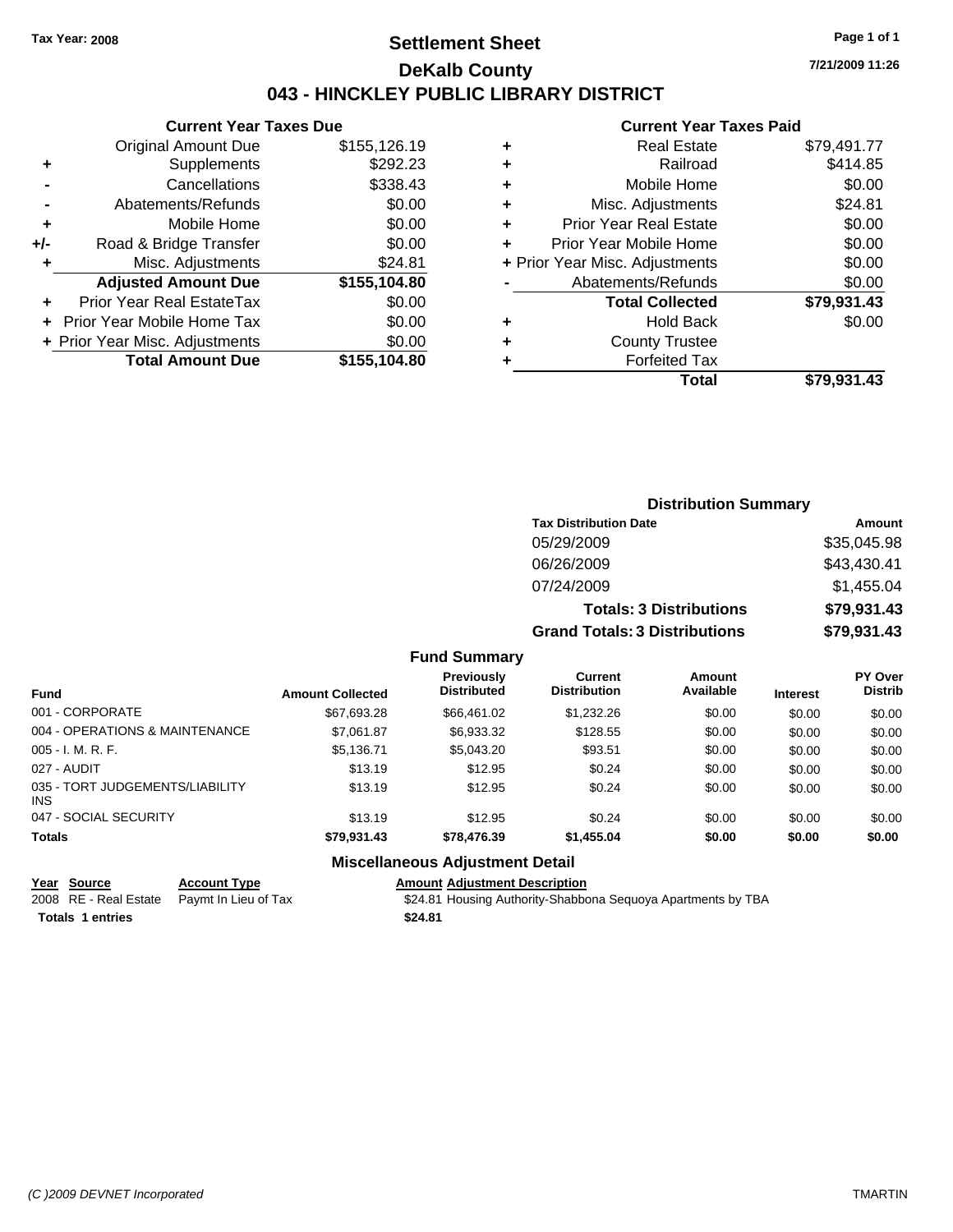Tax Year: 2008

# Settlement Sheet

## DeKalb County

## 043 - HINCKLEY PUBLIC LIBRARY DISTRICT

7/21/2009 11:26

### Current Year Taxes Due

| | | |
|---|---|---|
| | Original Amount Due | $155,126.19 |
| + | Supplements | $292.23 |
| - | Cancellations | $338.43 |
| - | Abatements/Refunds | $0.00 |
| + | Mobile Home | $0.00 |
| +/- | Road & Bridge Transfer | $0.00 |
| + | Misc. Adjustments | $24.81 |
| | **Adjusted Amount Due** | **$155,104.80** |
| + | Prior Year Real EstateTax | $0.00 |
| + | Prior Year Mobile Home Tax | $0.00 |
| + | Prior Year Misc. Adjustments | $0.00 |
| | **Total Amount Due** | **$155,104.80** |

### Current Year Taxes Paid

| | | |
|---|---|---|
| + | Real Estate | $79,491.77 |
| + | Railroad | $414.85 |
| + | Mobile Home | $0.00 |
| + | Misc. Adjustments | $24.81 |
| + | Prior Year Real Estate | $0.00 |
| + | Prior Year Mobile Home | $0.00 |
| + | Prior Year Misc. Adjustments | $0.00 |
| - | Abatements/Refunds | $0.00 |
| | **Total Collected** | **$79,931.43** |
| + | Hold Back | $0.00 |
| + | County Trustee | |
| + | Forfeited Tax | |
| | **Total** | **$79,931.43** |

### Distribution Summary

| Tax Distribution Date | Amount |
|---|---|
| 05/29/2009 | $35,045.98 |
| 06/26/2009 | $43,430.41 |
| 07/24/2009 | $1,455.04 |
| **Totals: 3 Distributions** | **$79,931.43** |
| **Grand Totals: 3 Distributions** | **$79,931.43** |

### Fund Summary

| Fund | Amount Collected | Previously Distributed | Current Distribution | Amount Available | Interest | PY Over Distrib |
|---|---|---|---|---|---|---|
| 001 - CORPORATE | $67,693.28 | $66,461.02 | $1,232.26 | $0.00 | $0.00 | $0.00 |
| 004 - OPERATIONS & MAINTENANCE | $7,061.87 | $6,933.32 | $128.55 | $0.00 | $0.00 | $0.00 |
| 005 - I. M. R. F. | $5,136.71 | $5,043.20 | $93.51 | $0.00 | $0.00 | $0.00 |
| 027 - AUDIT | $13.19 | $12.95 | $0.24 | $0.00 | $0.00 | $0.00 |
| 035 - TORT JUDGEMENTS/LIABILITY INS | $13.19 | $12.95 | $0.24 | $0.00 | $0.00 | $0.00 |
| 047 - SOCIAL SECURITY | $13.19 | $12.95 | $0.24 | $0.00 | $0.00 | $0.00 |
| **Totals** | **$79,931.43** | **$78,476.39** | **$1,455.04** | **$0.00** | **$0.00** | **$0.00** |

### Miscellaneous Adjustment Detail

| Year | Source | Account Type | Amount | Adjustment Description |
|---|---|---|---|---|
| 2008 | RE - Real Estate | Paymt In Lieu of Tax | $24.81 | Housing Authority-Shabbona Sequoya Apartments by TBA |
| **Totals 1 entries** | | | **$24.81** | |

(C )2009 DEVNET Incorporated TMARTIN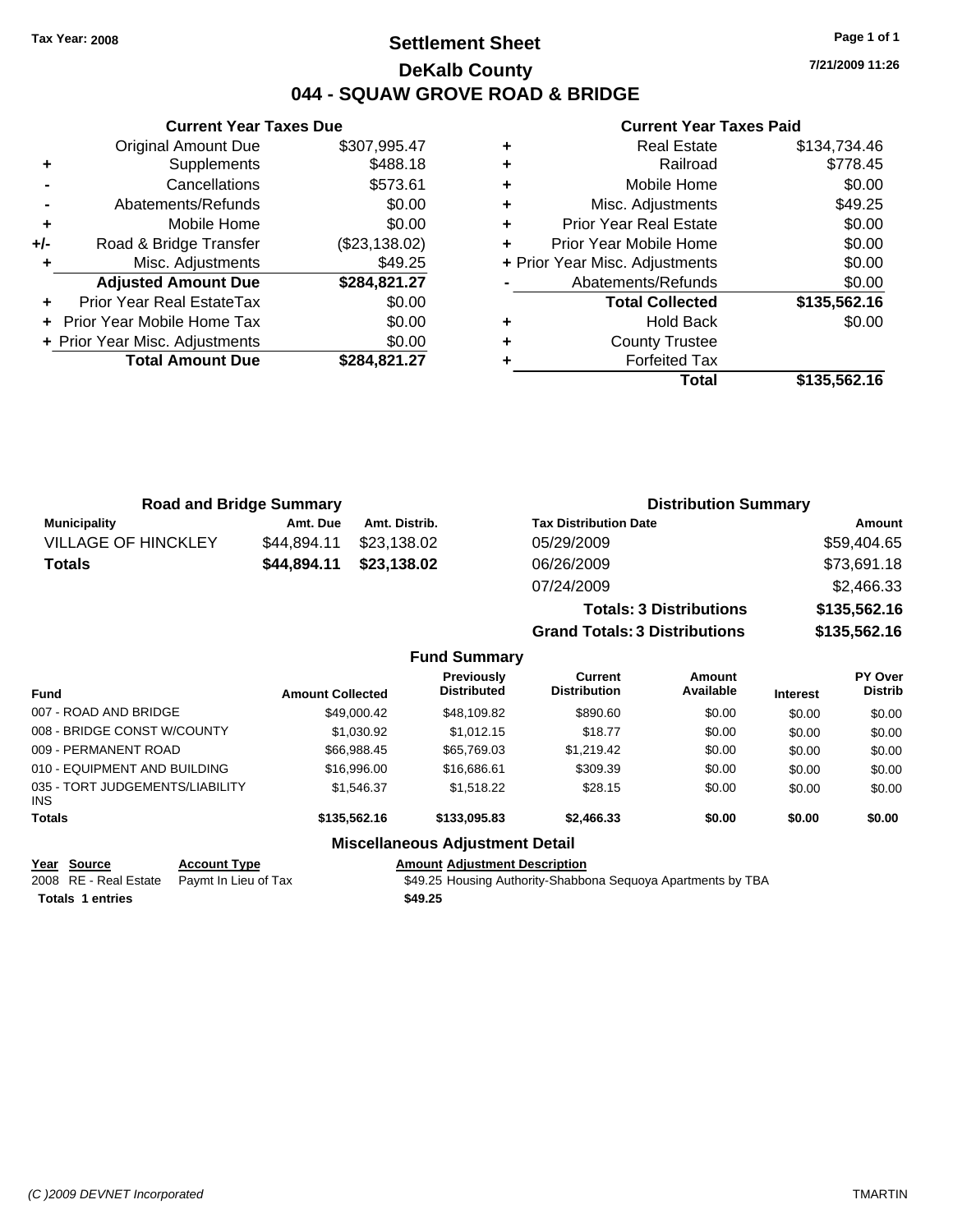Tax Year: 2008

# Settlement Sheet

## DeKalb County

## 044 - SQUAW GROVE ROAD & BRIDGE

7/21/2009 11:26

### Current Year Taxes Due

| | | |
|---|---|---|
| | Original Amount Due | $307,995.47 |
| + | Supplements | $488.18 |
| - | Cancellations | $573.61 |
| - | Abatements/Refunds | $0.00 |
| + | Mobile Home | $0.00 |
| +/- | Road & Bridge Transfer | ($23,138.02) |
| + | Misc. Adjustments | $49.25 |
| | **Adjusted Amount Due** | **$284,821.27** |
| + | Prior Year Real EstateTax | $0.00 |
| + | Prior Year Mobile Home Tax | $0.00 |
| + | Prior Year Misc. Adjustments | $0.00 |
| | **Total Amount Due** | **$284,821.27** |

### Current Year Taxes Paid

| | | |
|---|---|---|
| + | Real Estate | $134,734.46 |
| + | Railroad | $778.45 |
| + | Mobile Home | $0.00 |
| + | Misc. Adjustments | $49.25 |
| + | Prior Year Real Estate | $0.00 |
| + | Prior Year Mobile Home | $0.00 |
| + | Prior Year Misc. Adjustments | $0.00 |
| - | Abatements/Refunds | $0.00 |
| | **Total Collected** | **$135,562.16** |
| + | Hold Back | $0.00 |
| + | County Trustee | |
| + | Forfeited Tax | |
| | **Total** | **$135,562.16** |

### Road and Bridge Summary

| Municipality | Amt. Due | Amt. Distrib. |
|---|---|---|
| VILLAGE OF HINCKLEY | $44,894.11 | $23,138.02 |
| **Totals** | **$44,894.11** | **$23,138.02** |

### Distribution Summary

| Tax Distribution Date | Amount |
|---|---|
| 05/29/2009 | $59,404.65 |
| 06/26/2009 | $73,691.18 |
| 07/24/2009 | $2,466.33 |
| **Totals: 3 Distributions** | **$135,562.16** |
| **Grand Totals: 3 Distributions** | **$135,562.16** |

### Fund Summary

| Fund | Amount Collected | Previously Distributed | Current Distribution | Amount Available | Interest | PY Over Distrib |
|---|---|---|---|---|---|---|
| 007 - ROAD AND BRIDGE | $49,000.42 | $48,109.82 | $890.60 | $0.00 | $0.00 | $0.00 |
| 008 - BRIDGE CONST W/COUNTY | $1,030.92 | $1,012.15 | $18.77 | $0.00 | $0.00 | $0.00 |
| 009 - PERMANENT ROAD | $66,988.45 | $65,769.03 | $1,219.42 | $0.00 | $0.00 | $0.00 |
| 010 - EQUIPMENT AND BUILDING | $16,996.00 | $16,686.61 | $309.39 | $0.00 | $0.00 | $0.00 |
| 035 - TORT JUDGEMENTS/LIABILITY INS | $1,546.37 | $1,518.22 | $28.15 | $0.00 | $0.00 | $0.00 |
| **Totals** | **$135,562.16** | **$133,095.83** | **$2,466.33** | **$0.00** | **$0.00** | **$0.00** |

### Miscellaneous Adjustment Detail

| Year | Source | Account Type | Amount | Adjustment Description |
|---|---|---|---|---|
| 2008 | RE - Real Estate | Paymt In Lieu of Tax | $49.25 | Housing Authority-Shabbona Sequoya Apartments by TBA |
| **Totals** | **1 entries** | | **$49.25** | |

(C )2009 DEVNET Incorporated TMARTIN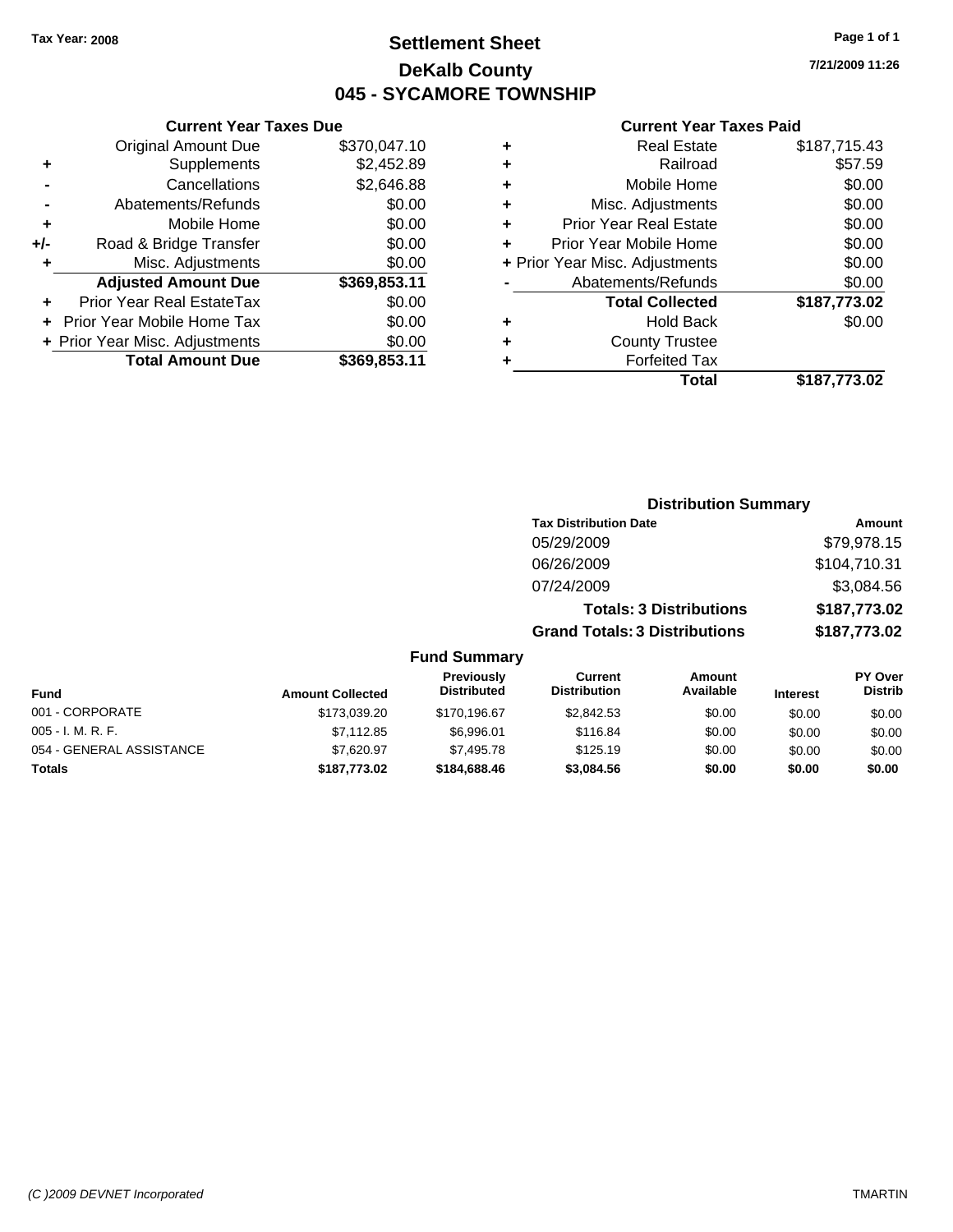Tax Year: 2008

# Settlement Sheet
## DeKalb County
## 045 - SYCAMORE TOWNSHIP

7/21/2009 11:26

### Current Year Taxes Due

| | | |
|---|---|---|
| | Original Amount Due | $370,047.10 |
| + | Supplements | $2,452.89 |
| - | Cancellations | $2,646.88 |
| - | Abatements/Refunds | $0.00 |
| + | Mobile Home | $0.00 |
| +/- | Road & Bridge Transfer | $0.00 |
| + | Misc. Adjustments | $0.00 |
| | **Adjusted Amount Due** | **$369,853.11** |
| + | Prior Year Real EstateTax | $0.00 |
| + | Prior Year Mobile Home Tax | $0.00 |
| + | Prior Year Misc. Adjustments | $0.00 |
| | **Total Amount Due** | **$369,853.11** |

### Current Year Taxes Paid

| | | |
|---|---|---|
| + | Real Estate | $187,715.43 |
| + | Railroad | $57.59 |
| + | Mobile Home | $0.00 |
| + | Misc. Adjustments | $0.00 |
| + | Prior Year Real Estate | $0.00 |
| + | Prior Year Mobile Home | $0.00 |
| + | Prior Year Misc. Adjustments | $0.00 |
| - | Abatements/Refunds | $0.00 |
| | **Total Collected** | **$187,773.02** |
| + | Hold Back | $0.00 |
| + | County Trustee | |
| + | Forfeited Tax | |
| | **Total** | **$187,773.02** |

### Distribution Summary

| Tax Distribution Date | Amount |
|---|---|
| 05/29/2009 | $79,978.15 |
| 06/26/2009 | $104,710.31 |
| 07/24/2009 | $3,084.56 |
| **Totals: 3 Distributions** | **$187,773.02** |
| **Grand Totals: 3 Distributions** | **$187,773.02** |

### Fund Summary

| Fund | Amount Collected | Previously Distributed | Current Distribution | Amount Available | Interest | PY Over Distrib |
|---|---|---|---|---|---|---|
| 001 - CORPORATE | $173,039.20 | $170,196.67 | $2,842.53 | $0.00 | $0.00 | $0.00 |
| 005 - I. M. R. F. | $7,112.85 | $6,996.01 | $116.84 | $0.00 | $0.00 | $0.00 |
| 054 - GENERAL ASSISTANCE | $7,620.97 | $7,495.78 | $125.19 | $0.00 | $0.00 | $0.00 |
| **Totals** | **$187,773.02** | **$184,688.46** | **$3,084.56** | **$0.00** | **$0.00** | **$0.00** |

(C )2009 DEVNET Incorporated — TMARTIN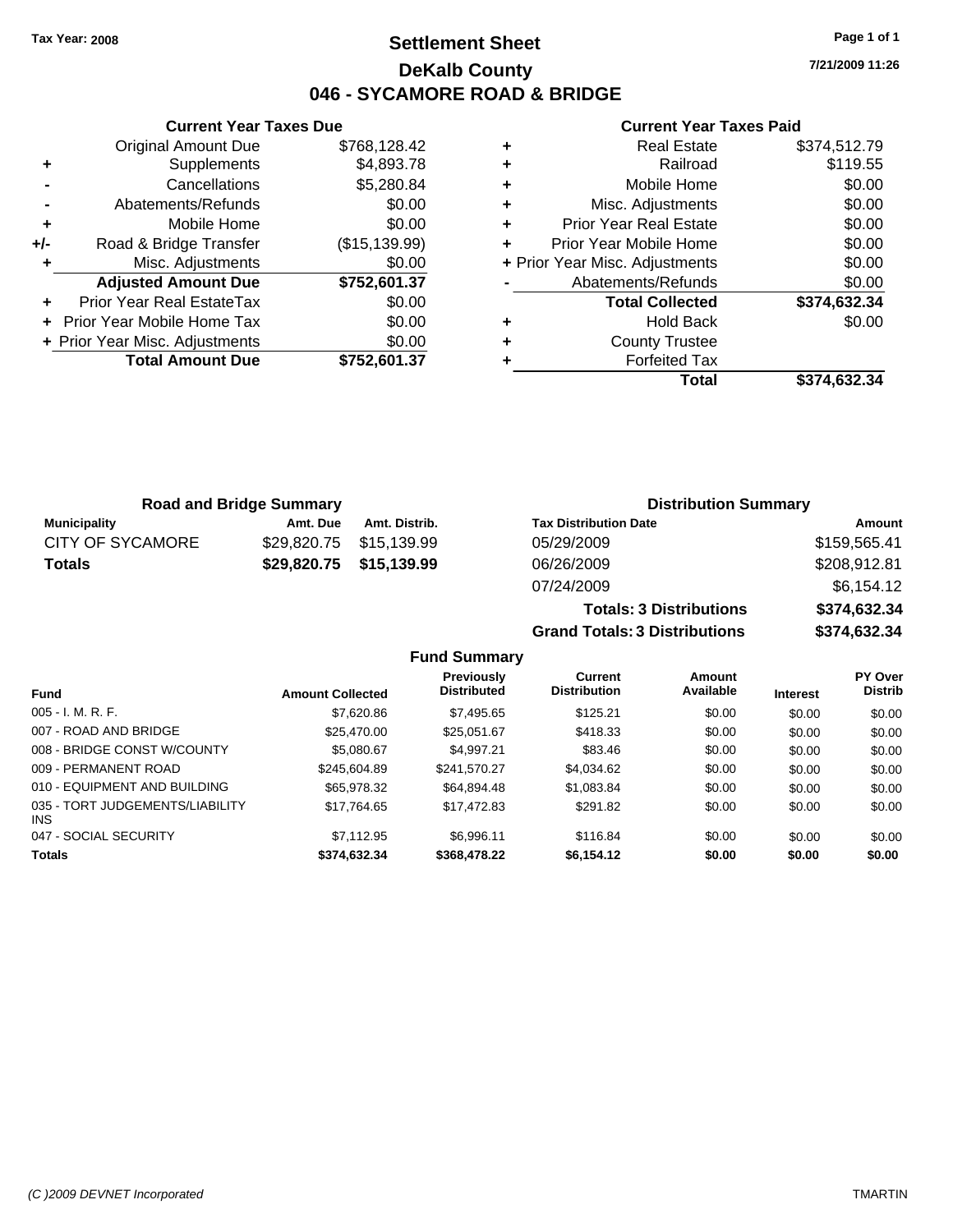Tax Year: 2008

# Settlement Sheet

## DeKalb County

## 046 - SYCAMORE ROAD & BRIDGE

7/21/2009 11:26

### Current Year Taxes Due

| | | |
|---|---|---|
| | Original Amount Due | $768,128.42 |
| + | Supplements | $4,893.78 |
| - | Cancellations | $5,280.84 |
| - | Abatements/Refunds | $0.00 |
| + | Mobile Home | $0.00 |
| +/- | Road & Bridge Transfer | ($15,139.99) |
| + | Misc. Adjustments | $0.00 |
| | **Adjusted Amount Due** | **$752,601.37** |
| + | Prior Year Real EstateTax | $0.00 |
| + | Prior Year Mobile Home Tax | $0.00 |
| + | Prior Year Misc. Adjustments | $0.00 |
| | **Total Amount Due** | **$752,601.37** |

### Current Year Taxes Paid

| | | |
|---|---|---|
| + | Real Estate | $374,512.79 |
| + | Railroad | $119.55 |
| + | Mobile Home | $0.00 |
| + | Misc. Adjustments | $0.00 |
| + | Prior Year Real Estate | $0.00 |
| + | Prior Year Mobile Home | $0.00 |
| + | Prior Year Misc. Adjustments | $0.00 |
| - | Abatements/Refunds | $0.00 |
| | **Total Collected** | **$374,632.34** |
| + | Hold Back | $0.00 |
| + | County Trustee | |
| + | Forfeited Tax | |
| | **Total** | **$374,632.34** |

### Road and Bridge Summary

| Municipality | Amt. Due | Amt. Distrib. |
|---|---|---|
| CITY OF SYCAMORE | $29,820.75 | $15,139.99 |
| **Totals** | **$29,820.75** | **$15,139.99** |

### Distribution Summary

| Tax Distribution Date | Amount |
|---|---|
| 05/29/2009 | $159,565.41 |
| 06/26/2009 | $208,912.81 |
| 07/24/2009 | $6,154.12 |
| **Totals: 3 Distributions** | **$374,632.34** |
| **Grand Totals: 3 Distributions** | **$374,632.34** |

### Fund Summary

| Fund | Amount Collected | Previously Distributed | Current Distribution | Amount Available | Interest | PY Over Distrib |
|---|---|---|---|---|---|---|
| 005 - I. M. R. F. | $7,620.86 | $7,495.65 | $125.21 | $0.00 | $0.00 | $0.00 |
| 007 - ROAD AND BRIDGE | $25,470.00 | $25,051.67 | $418.33 | $0.00 | $0.00 | $0.00 |
| 008 - BRIDGE CONST W/COUNTY | $5,080.67 | $4,997.21 | $83.46 | $0.00 | $0.00 | $0.00 |
| 009 - PERMANENT ROAD | $245,604.89 | $241,570.27 | $4,034.62 | $0.00 | $0.00 | $0.00 |
| 010 - EQUIPMENT AND BUILDING | $65,978.32 | $64,894.48 | $1,083.84 | $0.00 | $0.00 | $0.00 |
| 035 - TORT JUDGEMENTS/LIABILITY INS | $17,764.65 | $17,472.83 | $291.82 | $0.00 | $0.00 | $0.00 |
| 047 - SOCIAL SECURITY | $7,112.95 | $6,996.11 | $116.84 | $0.00 | $0.00 | $0.00 |
| **Totals** | **$374,632.34** | **$368,478.22** | **$6,154.12** | **$0.00** | **$0.00** | **$0.00** |

(C )2009 DEVNET Incorporated TMARTIN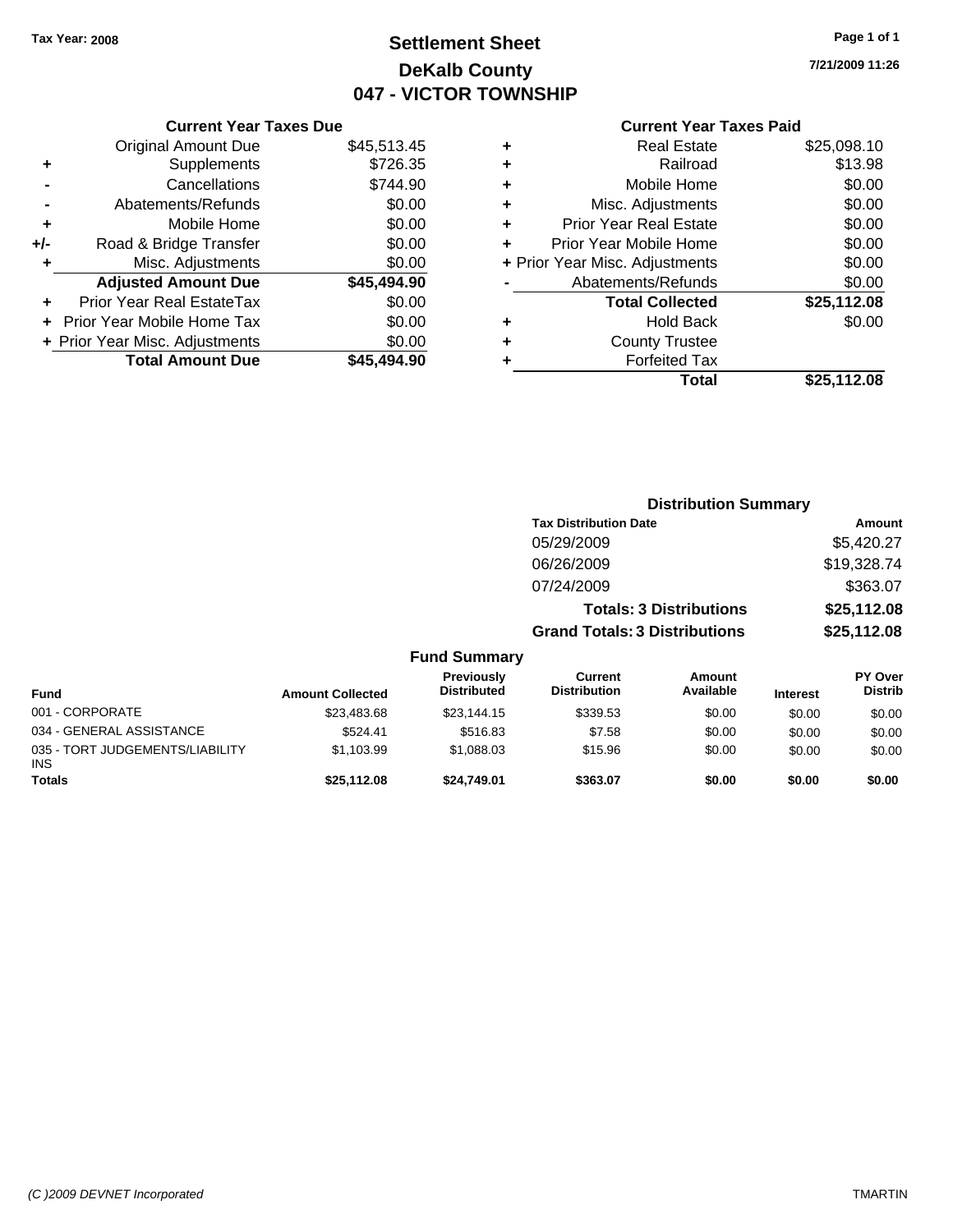Tax Year: 2008

# Settlement Sheet

## DeKalb County

## 047 - VICTOR TOWNSHIP

7/21/2009 11:26

### Current Year Taxes Due

| | | |
|---|---|---|
| | Original Amount Due | $45,513.45 |
| + | Supplements | $726.35 |
| - | Cancellations | $744.90 |
| - | Abatements/Refunds | $0.00 |
| + | Mobile Home | $0.00 |
| +/- | Road & Bridge Transfer | $0.00 |
| + | Misc. Adjustments | $0.00 |
| | **Adjusted Amount Due** | **$45,494.90** |
| + | Prior Year Real EstateTax | $0.00 |
| + | Prior Year Mobile Home Tax | $0.00 |
| + | Prior Year Misc. Adjustments | $0.00 |
| | **Total Amount Due** | **$45,494.90** |

### Current Year Taxes Paid

| | | |
|---|---|---|
| + | Real Estate | $25,098.10 |
| + | Railroad | $13.98 |
| + | Mobile Home | $0.00 |
| + | Misc. Adjustments | $0.00 |
| + | Prior Year Real Estate | $0.00 |
| + | Prior Year Mobile Home | $0.00 |
| + | Prior Year Misc. Adjustments | $0.00 |
| - | Abatements/Refunds | $0.00 |
| | **Total Collected** | **$25,112.08** |
| + | Hold Back | $0.00 |
| + | County Trustee | |
| + | Forfeited Tax | |
| | **Total** | **$25,112.08** |

### Distribution Summary

| Tax Distribution Date | Amount |
|---|---|
| 05/29/2009 | $5,420.27 |
| 06/26/2009 | $19,328.74 |
| 07/24/2009 | $363.07 |
| **Totals: 3 Distributions** | **$25,112.08** |
| **Grand Totals: 3 Distributions** | **$25,112.08** |

### Fund Summary

| Fund | Amount Collected | Previously Distributed | Current Distribution | Amount Available | Interest | PY Over Distrib |
|---|---|---|---|---|---|---|
| 001 - CORPORATE | $23,483.68 | $23,144.15 | $339.53 | $0.00 | $0.00 | $0.00 |
| 034 - GENERAL ASSISTANCE | $524.41 | $516.83 | $7.58 | $0.00 | $0.00 | $0.00 |
| 035 - TORT JUDGEMENTS/LIABILITY INS | $1,103.99 | $1,088.03 | $15.96 | $0.00 | $0.00 | $0.00 |
| **Totals** | **$25,112.08** | **$24,749.01** | **$363.07** | **$0.00** | **$0.00** | **$0.00** |

(C )2009 DEVNET Incorporated — TMARTIN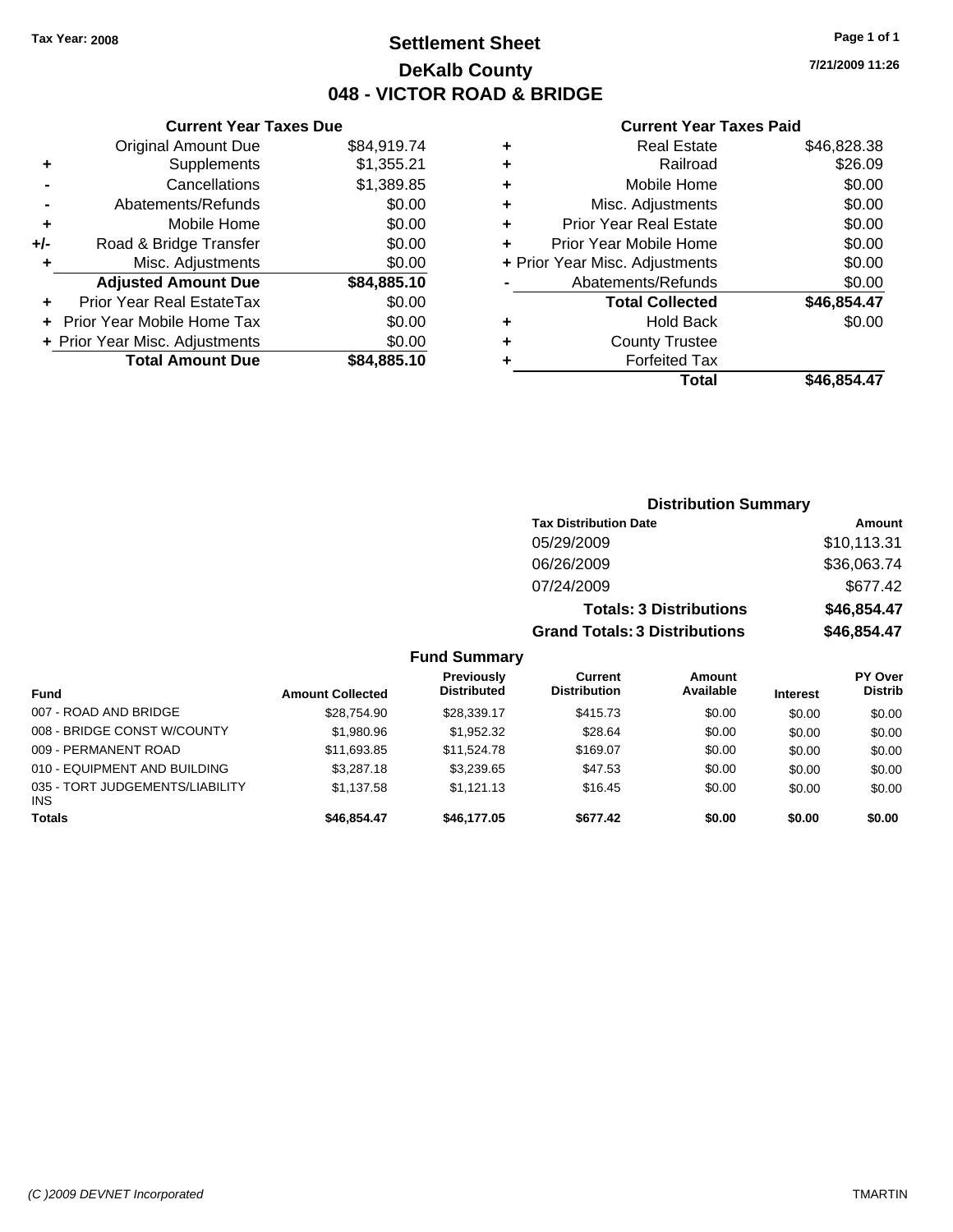Tax Year: 2008

# Settlement Sheet
## DeKalb County
## 048 - VICTOR ROAD & BRIDGE

7/21/2009 11:26

### Current Year Taxes Due

| | | |
|---|---|---|
| | Original Amount Due | $84,919.74 |
| + | Supplements | $1,355.21 |
| - | Cancellations | $1,389.85 |
| - | Abatements/Refunds | $0.00 |
| + | Mobile Home | $0.00 |
| +/- | Road & Bridge Transfer | $0.00 |
| + | Misc. Adjustments | $0.00 |
| | **Adjusted Amount Due** | **$84,885.10** |
| + | Prior Year Real EstateTax | $0.00 |
| + | Prior Year Mobile Home Tax | $0.00 |
| + | Prior Year Misc. Adjustments | $0.00 |
| | **Total Amount Due** | **$84,885.10** |

### Current Year Taxes Paid

| | | |
|---|---|---|
| + | Real Estate | $46,828.38 |
| + | Railroad | $26.09 |
| + | Mobile Home | $0.00 |
| + | Misc. Adjustments | $0.00 |
| + | Prior Year Real Estate | $0.00 |
| + | Prior Year Mobile Home | $0.00 |
| + | Prior Year Misc. Adjustments | $0.00 |
| - | Abatements/Refunds | $0.00 |
| | **Total Collected** | **$46,854.47** |
| + | Hold Back | $0.00 |
| + | County Trustee | |
| + | Forfeited Tax | |
| | **Total** | **$46,854.47** |

### Distribution Summary

| Tax Distribution Date | Amount |
|---|---|
| 05/29/2009 | $10,113.31 |
| 06/26/2009 | $36,063.74 |
| 07/24/2009 | $677.42 |
| **Totals: 3 Distributions** | **$46,854.47** |
| **Grand Totals: 3 Distributions** | **$46,854.47** |

### Fund Summary

| Fund | Amount Collected | Previously Distributed | Current Distribution | Amount Available | Interest | PY Over Distrib |
|---|---|---|---|---|---|---|
| 007 - ROAD AND BRIDGE | $28,754.90 | $28,339.17 | $415.73 | $0.00 | $0.00 | $0.00 |
| 008 - BRIDGE CONST W/COUNTY | $1,980.96 | $1,952.32 | $28.64 | $0.00 | $0.00 | $0.00 |
| 009 - PERMANENT ROAD | $11,693.85 | $11,524.78 | $169.07 | $0.00 | $0.00 | $0.00 |
| 010 - EQUIPMENT AND BUILDING | $3,287.18 | $3,239.65 | $47.53 | $0.00 | $0.00 | $0.00 |
| 035 - TORT JUDGEMENTS/LIABILITY INS | $1,137.58 | $1,121.13 | $16.45 | $0.00 | $0.00 | $0.00 |
| **Totals** | **$46,854.47** | **$46,177.05** | **$677.42** | **$0.00** | **$0.00** | **$0.00** |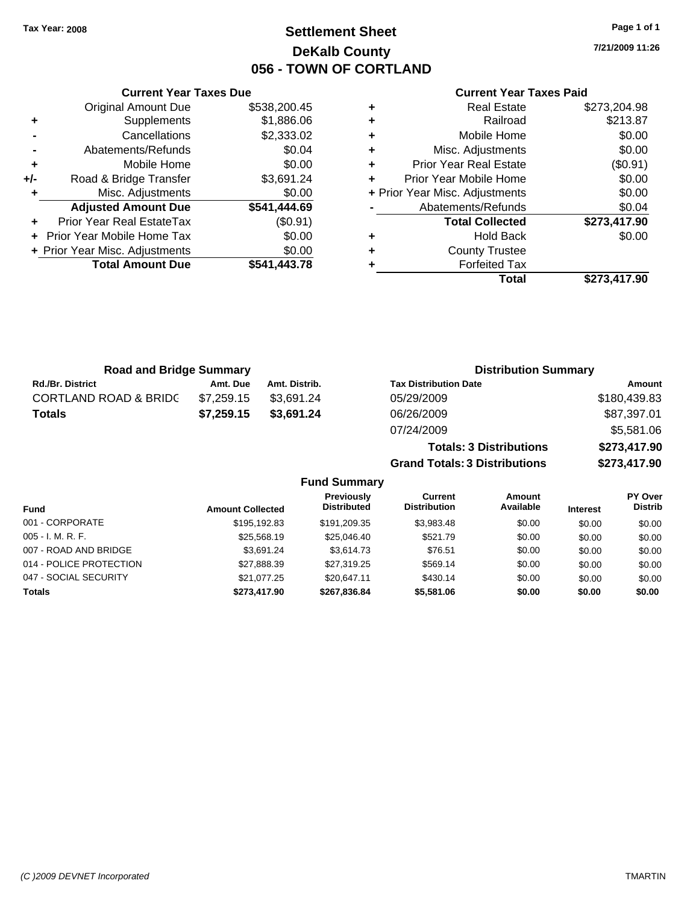**Tax Year: 2008**

# Settlement Sheet
## DeKalb County
## 056 - TOWN OF CORTLAND

7/21/2009 11:26

### Current Year Taxes Due

| | | |
|---|---|---|
| | Original Amount Due | $538,200.45 |
| + | Supplements | $1,886.06 |
| - | Cancellations | $2,333.02 |
| - | Abatements/Refunds | $0.04 |
| + | Mobile Home | $0.00 |
| +/- | Road & Bridge Transfer | $3,691.24 |
| + | Misc. Adjustments | $0.00 |
| | **Adjusted Amount Due** | **$541,444.69** |
| + | Prior Year Real EstateTax | ($0.91) |
| + | Prior Year Mobile Home Tax | $0.00 |
| + | Prior Year Misc. Adjustments | $0.00 |
| | **Total Amount Due** | **$541,443.78** |

### Current Year Taxes Paid

| | | |
|---|---|---|
| + | Real Estate | $273,204.98 |
| + | Railroad | $213.87 |
| + | Mobile Home | $0.00 |
| + | Misc. Adjustments | $0.00 |
| + | Prior Year Real Estate | ($0.91) |
| + | Prior Year Mobile Home | $0.00 |
| + | Prior Year Misc. Adjustments | $0.00 |
| - | Abatements/Refunds | $0.04 |
| | **Total Collected** | **$273,417.90** |
| + | Hold Back | $0.00 |
| + | County Trustee | |
| + | Forfeited Tax | |
| | **Total** | **$273,417.90** |

### Road and Bridge Summary

| Rd./Br. District | Amt. Due | Amt. Distrib. |
|---|---|---|
| CORTLAND ROAD & BRIDG | $7,259.15 | $3,691.24 |
| **Totals** | **$7,259.15** | **$3,691.24** |

### Distribution Summary

| Tax Distribution Date | Amount |
|---|---|
| 05/29/2009 | $180,439.83 |
| 06/26/2009 | $87,397.01 |
| 07/24/2009 | $5,581.06 |
| **Totals: 3 Distributions** | **$273,417.90** |
| **Grand Totals: 3 Distributions** | **$273,417.90** |

### Fund Summary

| Fund | Amount Collected | Previously Distributed | Current Distribution | Amount Available | Interest | PY Over Distrib |
|---|---|---|---|---|---|---|
| 001 - CORPORATE | $195,192.83 | $191,209.35 | $3,983.48 | $0.00 | $0.00 | $0.00 |
| 005 - I. M. R. F. | $25,568.19 | $25,046.40 | $521.79 | $0.00 | $0.00 | $0.00 |
| 007 - ROAD AND BRIDGE | $3,691.24 | $3,614.73 | $76.51 | $0.00 | $0.00 | $0.00 |
| 014 - POLICE PROTECTION | $27,888.39 | $27,319.25 | $569.14 | $0.00 | $0.00 | $0.00 |
| 047 - SOCIAL SECURITY | $21,077.25 | $20,647.11 | $430.14 | $0.00 | $0.00 | $0.00 |
| **Totals** | **$273,417.90** | **$267,836.84** | **$5,581.06** | **$0.00** | **$0.00** | **$0.00** |

(C )2009 DEVNET Incorporated TMARTIN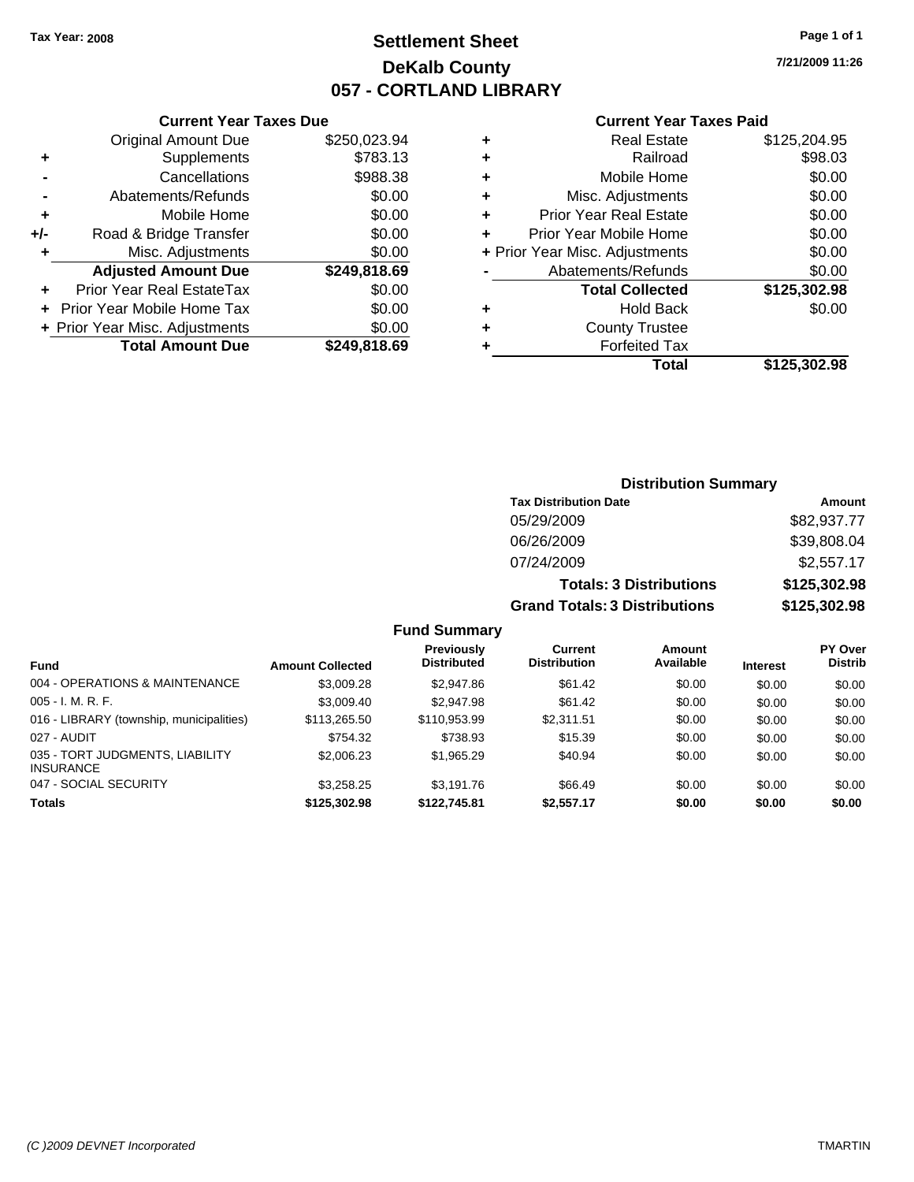Tax Year: 2008

# Settlement Sheet
## DeKalb County
## 057 - CORTLAND LIBRARY

7/21/2009 11:26

### Current Year Taxes Due

| | | |
|---|---|---|
| | Original Amount Due | $250,023.94 |
| + | Supplements | $783.13 |
| - | Cancellations | $988.38 |
| - | Abatements/Refunds | $0.00 |
| + | Mobile Home | $0.00 |
| +/- | Road & Bridge Transfer | $0.00 |
| + | Misc. Adjustments | $0.00 |
| | **Adjusted Amount Due** | **$249,818.69** |
| + | Prior Year Real EstateTax | $0.00 |
| + | Prior Year Mobile Home Tax | $0.00 |
| + | Prior Year Misc. Adjustments | $0.00 |
| | **Total Amount Due** | **$249,818.69** |

### Current Year Taxes Paid

| | | |
|---|---|---|
| + | Real Estate | $125,204.95 |
| + | Railroad | $98.03 |
| + | Mobile Home | $0.00 |
| + | Misc. Adjustments | $0.00 |
| + | Prior Year Real Estate | $0.00 |
| + | Prior Year Mobile Home | $0.00 |
| + | Prior Year Misc. Adjustments | $0.00 |
| - | Abatements/Refunds | $0.00 |
| | **Total Collected** | **$125,302.98** |
| + | Hold Back | $0.00 |
| + | County Trustee | |
| + | Forfeited Tax | |
| | **Total** | **$125,302.98** |

### Distribution Summary

| Tax Distribution Date | Amount |
|---|---|
| 05/29/2009 | $82,937.77 |
| 06/26/2009 | $39,808.04 |
| 07/24/2009 | $2,557.17 |
| **Totals: 3 Distributions** | **$125,302.98** |
| **Grand Totals: 3 Distributions** | **$125,302.98** |

### Fund Summary

| Fund | Amount Collected | Previously Distributed | Current Distribution | Amount Available | Interest | PY Over Distrib |
|---|---|---|---|---|---|---|
| 004 - OPERATIONS & MAINTENANCE | $3,009.28 | $2,947.86 | $61.42 | $0.00 | $0.00 | $0.00 |
| 005 - I. M. R. F. | $3,009.40 | $2,947.98 | $61.42 | $0.00 | $0.00 | $0.00 |
| 016 - LIBRARY (township, municipalities) | $113,265.50 | $110,953.99 | $2,311.51 | $0.00 | $0.00 | $0.00 |
| 027 - AUDIT | $754.32 | $738.93 | $15.39 | $0.00 | $0.00 | $0.00 |
| 035 - TORT JUDGMENTS, LIABILITY INSURANCE | $2,006.23 | $1,965.29 | $40.94 | $0.00 | $0.00 | $0.00 |
| 047 - SOCIAL SECURITY | $3,258.25 | $3,191.76 | $66.49 | $0.00 | $0.00 | $0.00 |
| **Totals** | **$125,302.98** | **$122,745.81** | **$2,557.17** | **$0.00** | **$0.00** | **$0.00** |

(C )2009 DEVNET Incorporated TMARTIN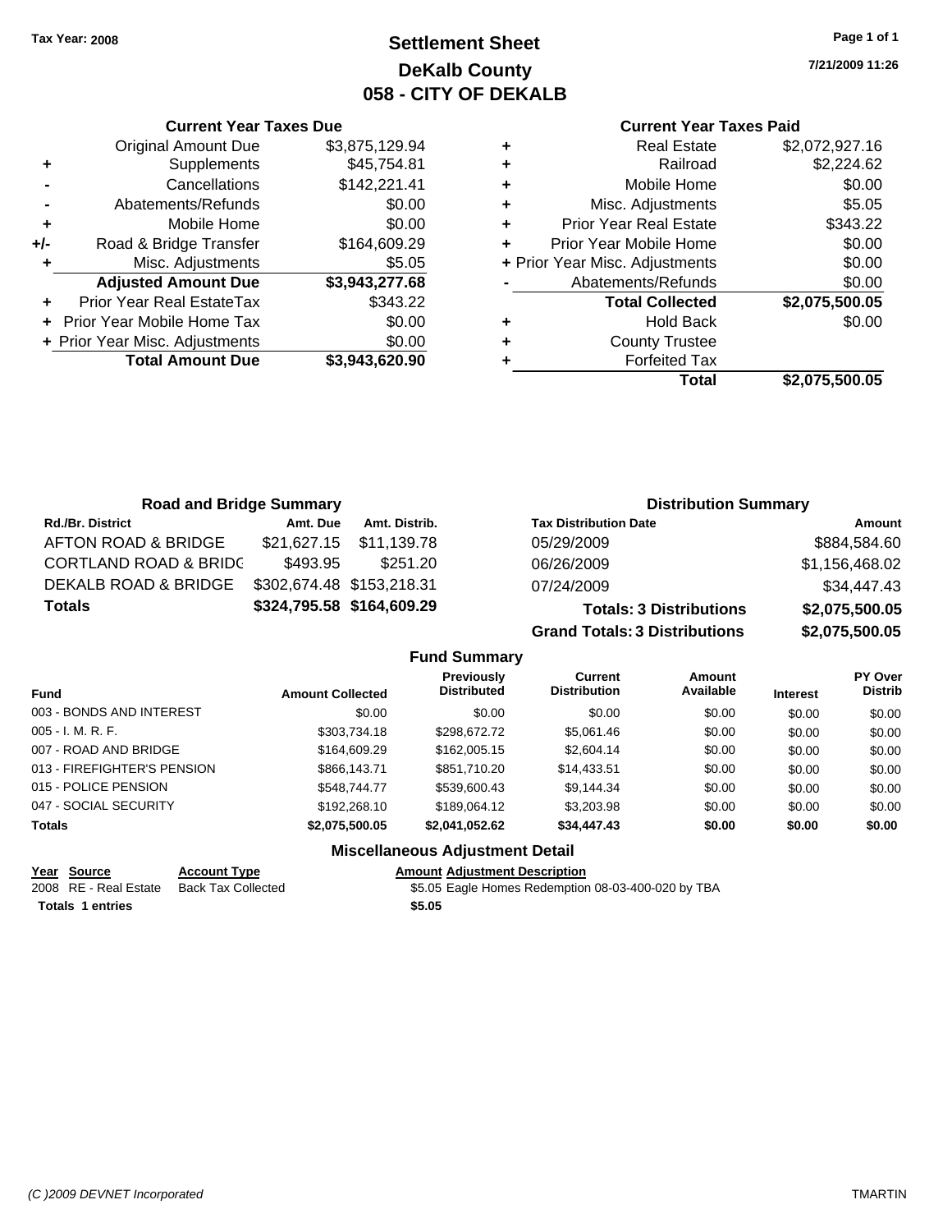Tax Year: 2008

# Settlement Sheet
## DeKalb County
## 058 - CITY OF DEKALB

7/21/2009 11:26

| | Current Year Taxes Due | |
|---|---|---|
| | Original Amount Due | $3,875,129.94 |
| + | Supplements | $45,754.81 |
| - | Cancellations | $142,221.41 |
| - | Abatements/Refunds | $0.00 |
| + | Mobile Home | $0.00 |
| +/- | Road & Bridge Transfer | $164,609.29 |
| + | Misc. Adjustments | $5.05 |
| | **Adjusted Amount Due** | **$3,943,277.68** |
| + | Prior Year Real EstateTax | $343.22 |
| + | Prior Year Mobile Home Tax | $0.00 |
| + | Prior Year Misc. Adjustments | $0.00 |
| | **Total Amount Due** | **$3,943,620.90** |

| | Current Year Taxes Paid | |
|---|---|---|
| + | Real Estate | $2,072,927.16 |
| + | Railroad | $2,224.62 |
| + | Mobile Home | $0.00 |
| + | Misc. Adjustments | $5.05 |
| + | Prior Year Real Estate | $343.22 |
| + | Prior Year Mobile Home | $0.00 |
| + | Prior Year Misc. Adjustments | $0.00 |
| - | Abatements/Refunds | $0.00 |
| | **Total Collected** | **$2,075,500.05** |
| + | Hold Back | $0.00 |
| + | County Trustee | |
| + | Forfeited Tax | |
| | **Total** | **$2,075,500.05** |

### Road and Bridge Summary

| Rd./Br. District | Amt. Due | Amt. Distrib. |
|---|---|---|
| AFTON ROAD & BRIDGE | $21,627.15 | $11,139.78 |
| CORTLAND ROAD & BRIDG | $493.95 | $251.20 |
| DEKALB ROAD & BRIDGE | $302,674.48 | $153,218.31 |
| **Totals** | **$324,795.58** | **$164,609.29** |

### Distribution Summary

| Tax Distribution Date | Amount |
|---|---|
| 05/29/2009 | $884,584.60 |
| 06/26/2009 | $1,156,468.02 |
| 07/24/2009 | $34,447.43 |
| **Totals: 3 Distributions** | **$2,075,500.05** |
| **Grand Totals: 3 Distributions** | **$2,075,500.05** |

### Fund Summary

| Fund | Amount Collected | Previously Distributed | Current Distribution | Amount Available | Interest | PY Over Distrib |
|---|---|---|---|---|---|---|
| 003 - BONDS AND INTEREST | $0.00 | $0.00 | $0.00 | $0.00 | $0.00 | $0.00 |
| 005 - I. M. R. F. | $303,734.18 | $298,672.72 | $5,061.46 | $0.00 | $0.00 | $0.00 |
| 007 - ROAD AND BRIDGE | $164,609.29 | $162,005.15 | $2,604.14 | $0.00 | $0.00 | $0.00 |
| 013 - FIREFIGHTER'S PENSION | $866,143.71 | $851,710.20 | $14,433.51 | $0.00 | $0.00 | $0.00 |
| 015 - POLICE PENSION | $548,744.77 | $539,600.43 | $9,144.34 | $0.00 | $0.00 | $0.00 |
| 047 - SOCIAL SECURITY | $192,268.10 | $189,064.12 | $3,203.98 | $0.00 | $0.00 | $0.00 |
| **Totals** | **$2,075,500.05** | **$2,041,052.62** | **$34,447.43** | **$0.00** | **$0.00** | **$0.00** |

### Miscellaneous Adjustment Detail

| Year | Source | Account Type | Amount | Adjustment Description |
|---|---|---|---|---|
| 2008 | RE - Real Estate | Back Tax Collected | $5.05 | Eagle Homes Redemption 08-03-400-020 by TBA |
| **Totals** | **1 entries** | | **$5.05** | |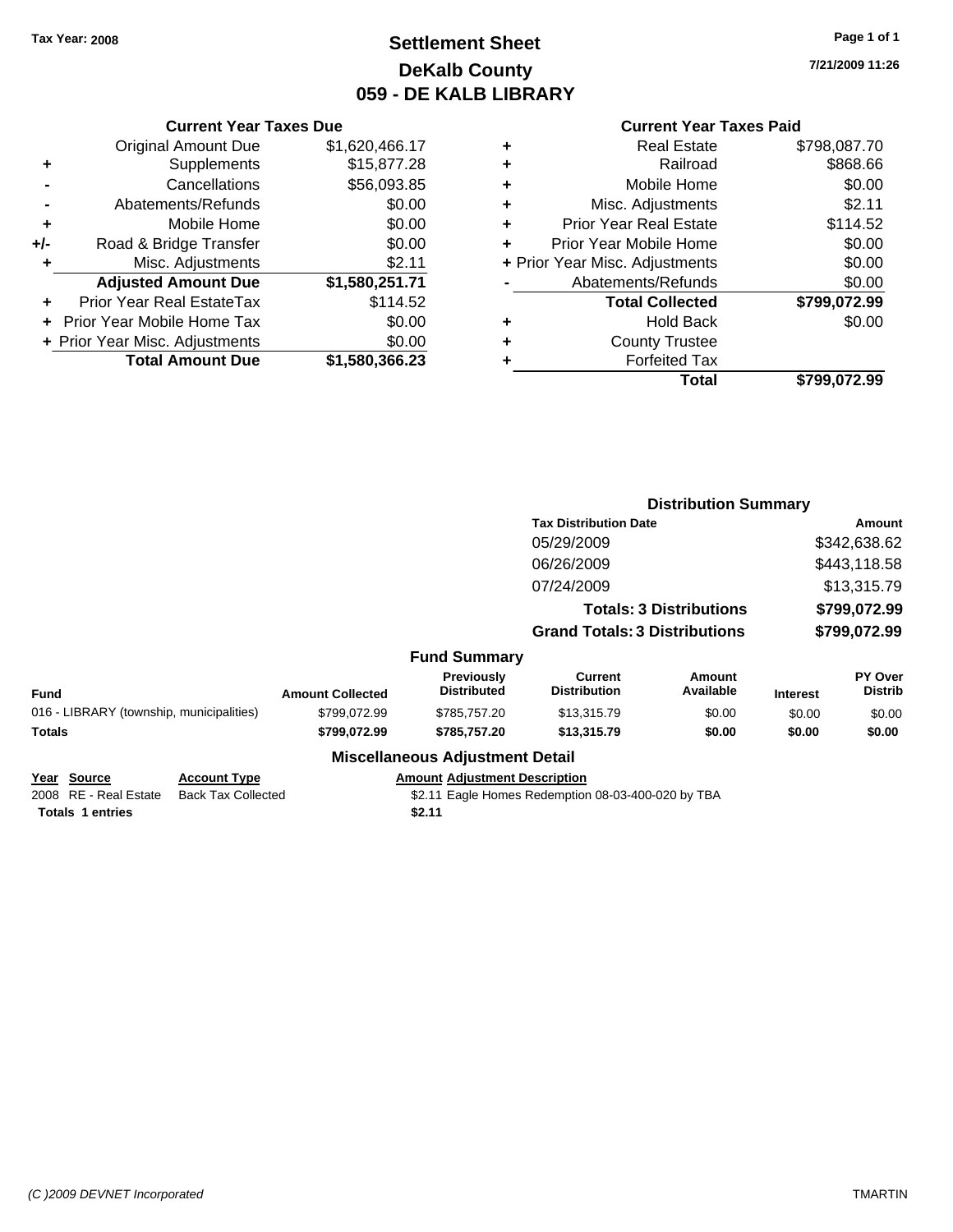Tax Year: 2008

# Settlement Sheet
## DeKalb County
## 059 - DE KALB LIBRARY

7/21/2009 11:26

### Current Year Taxes Due

| | | |
|---|---|---|
| | Original Amount Due | $1,620,466.17 |
| + | Supplements | $15,877.28 |
| - | Cancellations | $56,093.85 |
| - | Abatements/Refunds | $0.00 |
| + | Mobile Home | $0.00 |
| +/- | Road & Bridge Transfer | $0.00 |
| + | Misc. Adjustments | $2.11 |
| | **Adjusted Amount Due** | **$1,580,251.71** |
| + | Prior Year Real EstateTax | $114.52 |
| + | Prior Year Mobile Home Tax | $0.00 |
| + | Prior Year Misc. Adjustments | $0.00 |
| | **Total Amount Due** | **$1,580,366.23** |

### Current Year Taxes Paid

| | | |
|---|---|---|
| + | Real Estate | $798,087.70 |
| + | Railroad | $868.66 |
| + | Mobile Home | $0.00 |
| + | Misc. Adjustments | $2.11 |
| + | Prior Year Real Estate | $114.52 |
| + | Prior Year Mobile Home | $0.00 |
| + | Prior Year Misc. Adjustments | $0.00 |
| - | Abatements/Refunds | $0.00 |
| | **Total Collected** | **$799,072.99** |
| + | Hold Back | $0.00 |
| + | County Trustee | |
| + | Forfeited Tax | |
| | **Total** | **$799,072.99** |

### Distribution Summary

| Tax Distribution Date | Amount |
|---|---|
| 05/29/2009 | $342,638.62 |
| 06/26/2009 | $443,118.58 |
| 07/24/2009 | $13,315.79 |
| **Totals: 3 Distributions** | **$799,072.99** |
| **Grand Totals: 3 Distributions** | **$799,072.99** |

### Fund Summary

| Fund | Amount Collected | Previously Distributed | Current Distribution | Amount Available | Interest | PY Over Distrib |
|---|---|---|---|---|---|---|
| 016 - LIBRARY (township, municipalities) | $799,072.99 | $785,757.20 | $13,315.79 | $0.00 | $0.00 | $0.00 |
| **Totals** | **$799,072.99** | **$785,757.20** | **$13,315.79** | **$0.00** | **$0.00** | **$0.00** |

### Miscellaneous Adjustment Detail

| Year | Source | Account Type | Amount | Adjustment Description |
|---|---|---|---|---|
| 2008 | RE - Real Estate | Back Tax Collected | $2.11 | Eagle Homes Redemption 08-03-400-020 by TBA |
| **Totals** | **1 entries** | | **$2.11** | |

(C )2009 DEVNET Incorporated TMARTIN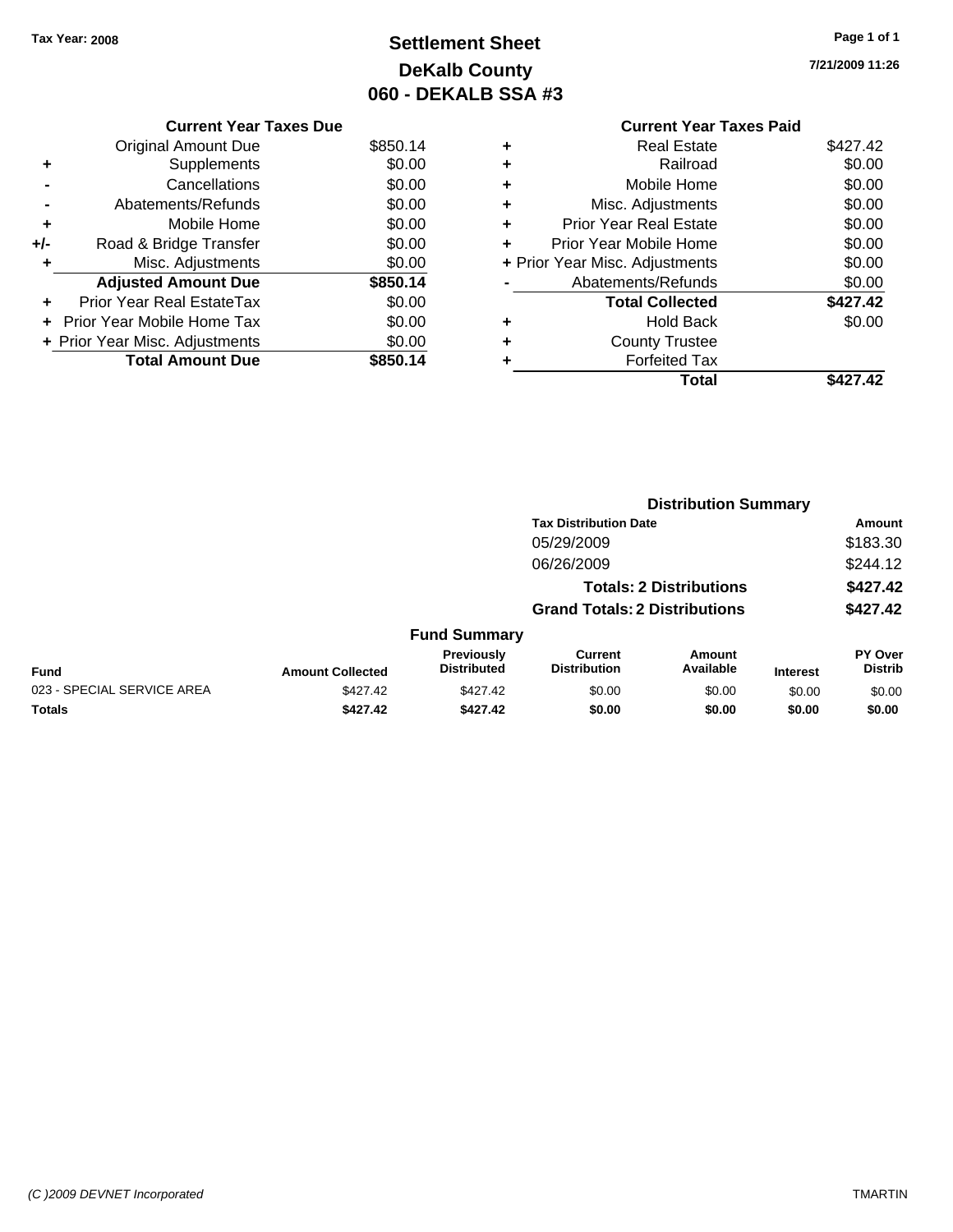Tax Year: 2008

# Settlement Sheet
## DeKalb County
## 060 - DEKALB SSA #3

7/21/2009 11:26

| | Current Year Taxes Due | |
|---|---|---|
| | Original Amount Due | $850.14 |
| + | Supplements | $0.00 |
| - | Cancellations | $0.00 |
| - | Abatements/Refunds | $0.00 |
| + | Mobile Home | $0.00 |
| +/- | Road & Bridge Transfer | $0.00 |
| + | Misc. Adjustments | $0.00 |
| | **Adjusted Amount Due** | **$850.14** |
| + | Prior Year Real EstateTax | $0.00 |
| + | Prior Year Mobile Home Tax | $0.00 |
| + | Prior Year Misc. Adjustments | $0.00 |
| | **Total Amount Due** | **$850.14** |

| | Current Year Taxes Paid | |
|---|---|---|
| + | Real Estate | $427.42 |
| + | Railroad | $0.00 |
| + | Mobile Home | $0.00 |
| + | Misc. Adjustments | $0.00 |
| + | Prior Year Real Estate | $0.00 |
| + | Prior Year Mobile Home | $0.00 |
| + | Prior Year Misc. Adjustments | $0.00 |
| - | Abatements/Refunds | $0.00 |
| | **Total Collected** | **$427.42** |
| + | Hold Back | $0.00 |
| + | County Trustee | |
| + | Forfeited Tax | |
| | **Total** | **$427.42** |

### Distribution Summary

| Tax Distribution Date | Amount |
|---|---|
| 05/29/2009 | $183.30 |
| 06/26/2009 | $244.12 |
| **Totals: 2 Distributions** | **$427.42** |
| **Grand Totals: 2 Distributions** | **$427.42** |

### Fund Summary

| Fund | Amount Collected | Previously Distributed | Current Distribution | Amount Available | Interest | PY Over Distrib |
|---|---|---|---|---|---|---|
| 023 - SPECIAL SERVICE AREA | $427.42 | $427.42 | $0.00 | $0.00 | $0.00 | $0.00 |
| **Totals** | **$427.42** | **$427.42** | **$0.00** | **$0.00** | **$0.00** | **$0.00** |

(C )2009 DEVNET Incorporated — TMARTIN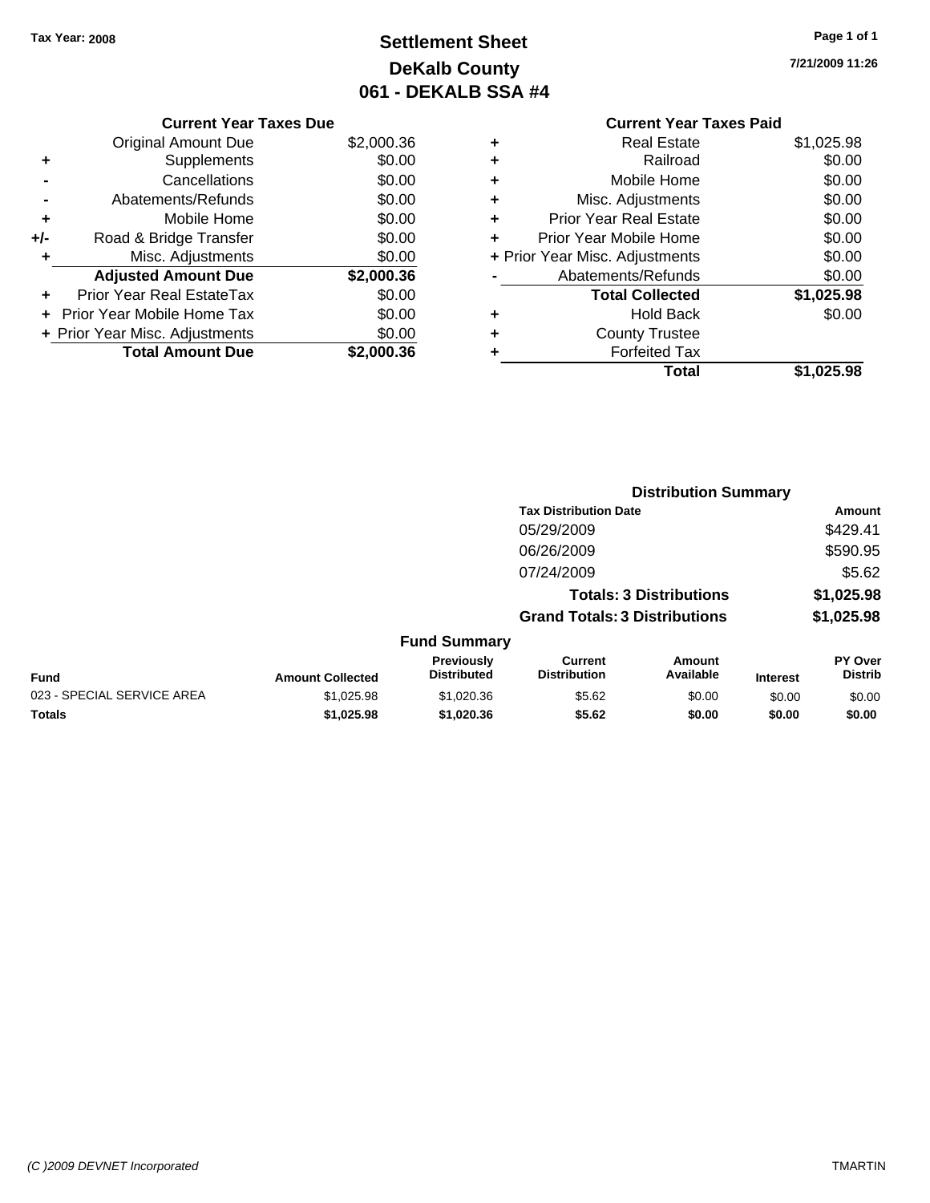Tax Year: 2008

# Settlement Sheet
## DeKalb County
## 061 - DEKALB SSA #4

7/21/2009 11:26

| | Current Year Taxes Due | |
|---|---|---|
| | Original Amount Due | $2,000.36 |
| + | Supplements | $0.00 |
| - | Cancellations | $0.00 |
| - | Abatements/Refunds | $0.00 |
| + | Mobile Home | $0.00 |
| +/- | Road & Bridge Transfer | $0.00 |
| + | Misc. Adjustments | $0.00 |
| | **Adjusted Amount Due** | **$2,000.36** |
| + | Prior Year Real EstateTax | $0.00 |
| + | Prior Year Mobile Home Tax | $0.00 |
| + | Prior Year Misc. Adjustments | $0.00 |
| | **Total Amount Due** | **$2,000.36** |

| | Current Year Taxes Paid | |
|---|---|---|
| + | Real Estate | $1,025.98 |
| + | Railroad | $0.00 |
| + | Mobile Home | $0.00 |
| + | Misc. Adjustments | $0.00 |
| + | Prior Year Real Estate | $0.00 |
| + | Prior Year Mobile Home | $0.00 |
| + | Prior Year Misc. Adjustments | $0.00 |
| - | Abatements/Refunds | $0.00 |
| | **Total Collected** | **$1,025.98** |
| + | Hold Back | $0.00 |
| + | County Trustee | |
| + | Forfeited Tax | |
| | **Total** | **$1,025.98** |

### Distribution Summary

| Tax Distribution Date | Amount |
|---|---|
| 05/29/2009 | $429.41 |
| 06/26/2009 | $590.95 |
| 07/24/2009 | $5.62 |
| **Totals: 3 Distributions** | **$1,025.98** |
| **Grand Totals: 3 Distributions** | **$1,025.98** |

### Fund Summary

| Fund | Amount Collected | Previously Distributed | Current Distribution | Amount Available | Interest | PY Over Distrib |
|---|---|---|---|---|---|---|
| 023 - SPECIAL SERVICE AREA | $1,025.98 | $1,020.36 | $5.62 | $0.00 | $0.00 | $0.00 |
| **Totals** | **$1,025.98** | **$1,020.36** | **$5.62** | **$0.00** | **$0.00** | **$0.00** |

(C )2009 DEVNET Incorporated TMARTIN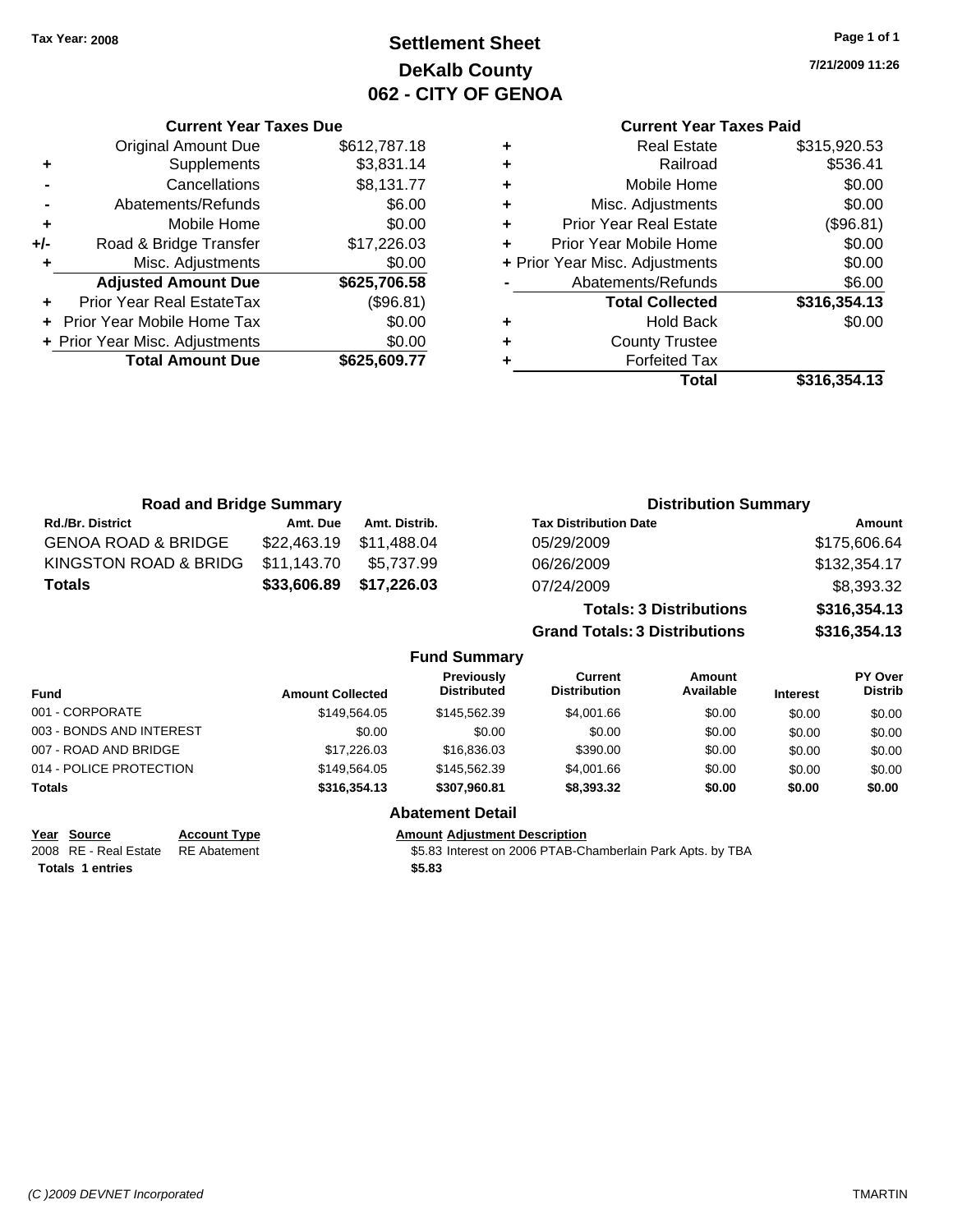Tax Year: 2008

# Settlement Sheet
## DeKalb County
## 062 - CITY OF GENOA

7/21/2009 11:26

### Current Year Taxes Due

| | | |
|---|---|---|
| | Original Amount Due | $612,787.18 |
| + | Supplements | $3,831.14 |
| - | Cancellations | $8,131.77 |
| - | Abatements/Refunds | $6.00 |
| + | Mobile Home | $0.00 |
| +/- | Road & Bridge Transfer | $17,226.03 |
| + | Misc. Adjustments | $0.00 |
| | **Adjusted Amount Due** | **$625,706.58** |
| + | Prior Year Real EstateTax | ($96.81) |
| + | Prior Year Mobile Home Tax | $0.00 |
| + | Prior Year Misc. Adjustments | $0.00 |
| | **Total Amount Due** | **$625,609.77** |

### Current Year Taxes Paid

| | | |
|---|---|---|
| + | Real Estate | $315,920.53 |
| + | Railroad | $536.41 |
| + | Mobile Home | $0.00 |
| + | Misc. Adjustments | $0.00 |
| + | Prior Year Real Estate | ($96.81) |
| + | Prior Year Mobile Home | $0.00 |
| + | Prior Year Misc. Adjustments | $0.00 |
| - | Abatements/Refunds | $6.00 |
| | **Total Collected** | **$316,354.13** |
| + | Hold Back | $0.00 |
| + | County Trustee | |
| + | Forfeited Tax | |
| | **Total** | **$316,354.13** |

### Road and Bridge Summary

| Rd./Br. District | Amt. Due | Amt. Distrib. |
|---|---|---|
| GENOA ROAD & BRIDGE | $22,463.19 | $11,488.04 |
| KINGSTON ROAD & BRIDG | $11,143.70 | $5,737.99 |
| **Totals** | **$33,606.89** | **$17,226.03** |

### Distribution Summary

| Tax Distribution Date | Amount |
|---|---|
| 05/29/2009 | $175,606.64 |
| 06/26/2009 | $132,354.17 |
| 07/24/2009 | $8,393.32 |
| **Totals: 3 Distributions** | **$316,354.13** |
| **Grand Totals: 3 Distributions** | **$316,354.13** |

### Fund Summary

| Fund | Amount Collected | Previously Distributed | Current Distribution | Amount Available | Interest | PY Over Distrib |
|---|---|---|---|---|---|---|
| 001 - CORPORATE | $149,564.05 | $145,562.39 | $4,001.66 | $0.00 | $0.00 | $0.00 |
| 003 - BONDS AND INTEREST | $0.00 | $0.00 | $0.00 | $0.00 | $0.00 | $0.00 |
| 007 - ROAD AND BRIDGE | $17,226.03 | $16,836.03 | $390.00 | $0.00 | $0.00 | $0.00 |
| 014 - POLICE PROTECTION | $149,564.05 | $145,562.39 | $4,001.66 | $0.00 | $0.00 | $0.00 |
| **Totals** | **$316,354.13** | **$307,960.81** | **$8,393.32** | **$0.00** | **$0.00** | **$0.00** |

### Abatement Detail

| Year | Source | Account Type | Amount | Adjustment Description |
|---|---|---|---|---|
| 2008 | RE - Real Estate | RE Abatement | $5.83 | Interest on 2006 PTAB-Chamberlain Park Apts. by TBA |
| **Totals 1 entries** | | | **$5.83** | |

(C )2009 DEVNET Incorporated TMARTIN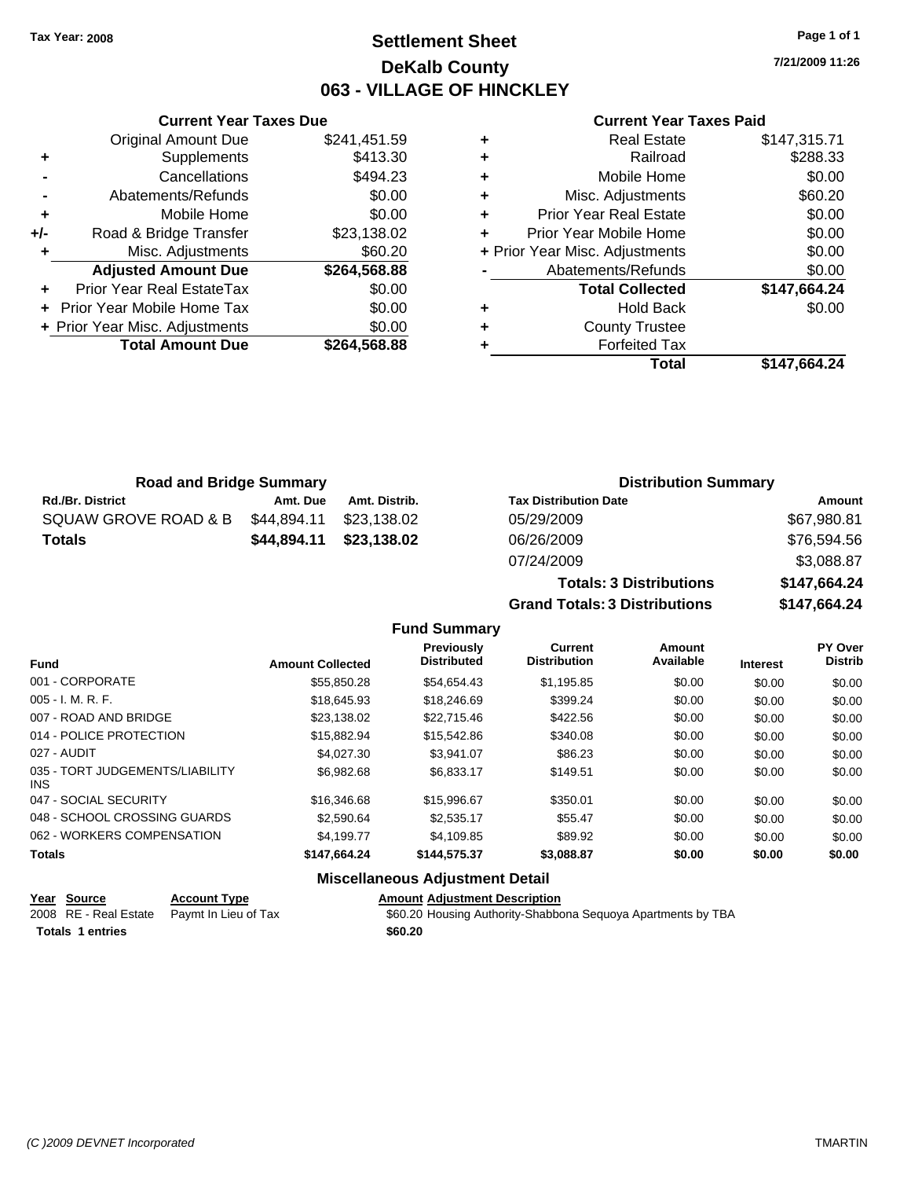Tax Year: 2008

# Settlement Sheet
## DeKalb County
## 063 - VILLAGE OF HINCKLEY

7/21/2009 11:26

### Current Year Taxes Due

| | | |
|---|---|---|
| | Original Amount Due | $241,451.59 |
| + | Supplements | $413.30 |
| - | Cancellations | $494.23 |
| - | Abatements/Refunds | $0.00 |
| + | Mobile Home | $0.00 |
| +/- | Road & Bridge Transfer | $23,138.02 |
| + | Misc. Adjustments | $60.20 |
| | **Adjusted Amount Due** | **$264,568.88** |
| + | Prior Year Real EstateTax | $0.00 |
| + | Prior Year Mobile Home Tax | $0.00 |
| + | Prior Year Misc. Adjustments | $0.00 |
| | **Total Amount Due** | **$264,568.88** |

### Current Year Taxes Paid

| | | |
|---|---|---|
| + | Real Estate | $147,315.71 |
| + | Railroad | $288.33 |
| + | Mobile Home | $0.00 |
| + | Misc. Adjustments | $60.20 |
| + | Prior Year Real Estate | $0.00 |
| + | Prior Year Mobile Home | $0.00 |
| + | Prior Year Misc. Adjustments | $0.00 |
| - | Abatements/Refunds | $0.00 |
| | **Total Collected** | **$147,664.24** |
| + | Hold Back | $0.00 |
| + | County Trustee | |
| + | Forfeited Tax | |
| | **Total** | **$147,664.24** |

### Road and Bridge Summary

| Rd./Br. District | Amt. Due | Amt. Distrib. |
|---|---|---|
| SQUAW GROVE ROAD & B | $44,894.11 | $23,138.02 |
| **Totals** | **$44,894.11** | **$23,138.02** |

### Distribution Summary

| Tax Distribution Date | Amount |
|---|---|
| 05/29/2009 | $67,980.81 |
| 06/26/2009 | $76,594.56 |
| 07/24/2009 | $3,088.87 |
| **Totals: 3 Distributions** | **$147,664.24** |
| **Grand Totals: 3 Distributions** | **$147,664.24** |

### Fund Summary

| Fund | Amount Collected | Previously Distributed | Current Distribution | Amount Available | Interest | PY Over Distrib |
|---|---|---|---|---|---|---|
| 001 - CORPORATE | $55,850.28 | $54,654.43 | $1,195.85 | $0.00 | $0.00 | $0.00 |
| 005 - I. M. R. F. | $18,645.93 | $18,246.69 | $399.24 | $0.00 | $0.00 | $0.00 |
| 007 - ROAD AND BRIDGE | $23,138.02 | $22,715.46 | $422.56 | $0.00 | $0.00 | $0.00 |
| 014 - POLICE PROTECTION | $15,882.94 | $15,542.86 | $340.08 | $0.00 | $0.00 | $0.00 |
| 027 - AUDIT | $4,027.30 | $3,941.07 | $86.23 | $0.00 | $0.00 | $0.00 |
| 035 - TORT JUDGEMENTS/LIABILITY INS | $6,982.68 | $6,833.17 | $149.51 | $0.00 | $0.00 | $0.00 |
| 047 - SOCIAL SECURITY | $16,346.68 | $15,996.67 | $350.01 | $0.00 | $0.00 | $0.00 |
| 048 - SCHOOL CROSSING GUARDS | $2,590.64 | $2,535.17 | $55.47 | $0.00 | $0.00 | $0.00 |
| 062 - WORKERS COMPENSATION | $4,199.77 | $4,109.85 | $89.92 | $0.00 | $0.00 | $0.00 |
| **Totals** | **$147,664.24** | **$144,575.37** | **$3,088.87** | **$0.00** | **$0.00** | **$0.00** |

### Miscellaneous Adjustment Detail

| Year | Source | Account Type | Amount | Adjustment Description |
|---|---|---|---|---|
| 2008 | RE - Real Estate | Paymt In Lieu of Tax | $60.20 | Housing Authority-Shabbona Sequoya Apartments by TBA |
| **Totals 1 entries** | | | **$60.20** | |

(C )2009 DEVNET Incorporated — TMARTIN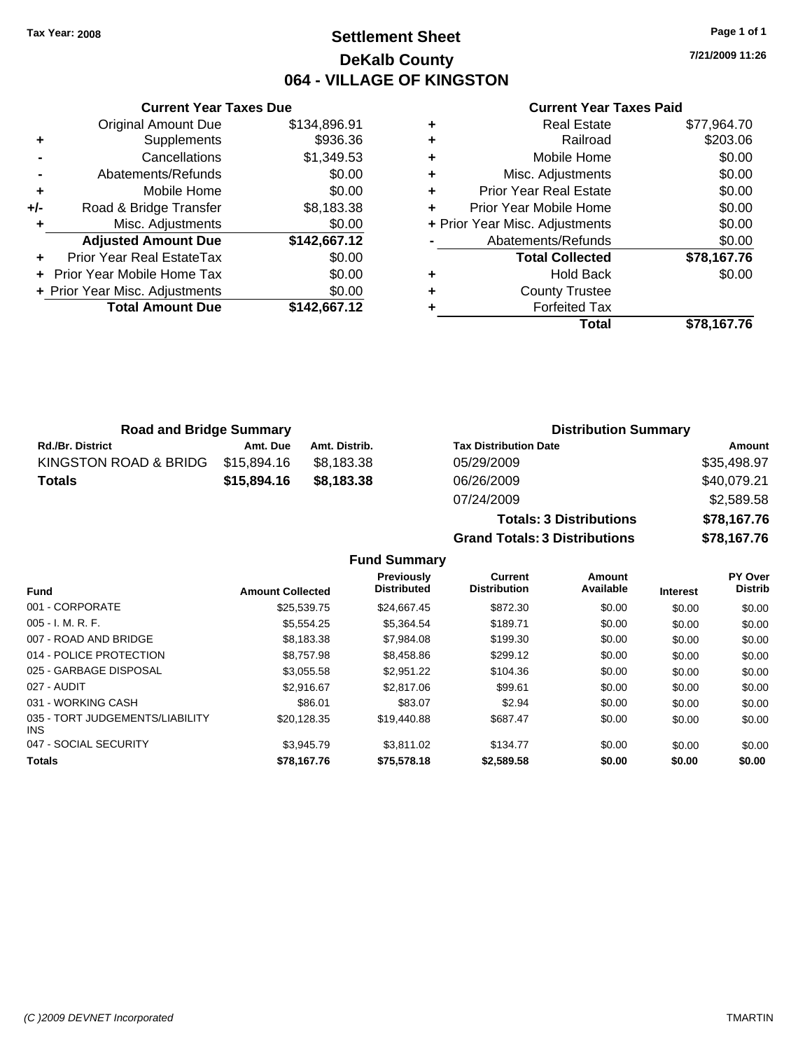Tax Year: 2008

# Settlement Sheet
## DeKalb County
## 064 - VILLAGE OF KINGSTON

7/21/2009 11:26

### Current Year Taxes Due

| | | |
|---|---|---|
| | Original Amount Due | $134,896.91 |
| + | Supplements | $936.36 |
| - | Cancellations | $1,349.53 |
| - | Abatements/Refunds | $0.00 |
| + | Mobile Home | $0.00 |
| +/- | Road & Bridge Transfer | $8,183.38 |
| + | Misc. Adjustments | $0.00 |
| | **Adjusted Amount Due** | **$142,667.12** |
| + | Prior Year Real EstateTax | $0.00 |
| + | Prior Year Mobile Home Tax | $0.00 |
| + | Prior Year Misc. Adjustments | $0.00 |
| | **Total Amount Due** | **$142,667.12** |

### Current Year Taxes Paid

| | | |
|---|---|---|
| + | Real Estate | $77,964.70 |
| + | Railroad | $203.06 |
| + | Mobile Home | $0.00 |
| + | Misc. Adjustments | $0.00 |
| + | Prior Year Real Estate | $0.00 |
| + | Prior Year Mobile Home | $0.00 |
| + | Prior Year Misc. Adjustments | $0.00 |
| - | Abatements/Refunds | $0.00 |
| | **Total Collected** | **$78,167.76** |
| + | Hold Back | $0.00 |
| + | County Trustee | |
| + | Forfeited Tax | |
| | **Total** | **$78,167.76** |

### Road and Bridge Summary

| Rd./Br. District | Amt. Due | Amt. Distrib. |
|---|---|---|
| KINGSTON ROAD & BRIDG | $15,894.16 | $8,183.38 |
| **Totals** | **$15,894.16** | **$8,183.38** |

### Distribution Summary

| Tax Distribution Date | Amount |
|---|---|
| 05/29/2009 | $35,498.97 |
| 06/26/2009 | $40,079.21 |
| 07/24/2009 | $2,589.58 |
| **Totals: 3 Distributions** | **$78,167.76** |
| **Grand Totals: 3 Distributions** | **$78,167.76** |

### Fund Summary

| Fund | Amount Collected | Previously Distributed | Current Distribution | Amount Available | Interest | PY Over Distrib |
|---|---|---|---|---|---|---|
| 001 - CORPORATE | $25,539.75 | $24,667.45 | $872.30 | $0.00 | $0.00 | $0.00 |
| 005 - I. M. R. F. | $5,554.25 | $5,364.54 | $189.71 | $0.00 | $0.00 | $0.00 |
| 007 - ROAD AND BRIDGE | $8,183.38 | $7,984.08 | $199.30 | $0.00 | $0.00 | $0.00 |
| 014 - POLICE PROTECTION | $8,757.98 | $8,458.86 | $299.12 | $0.00 | $0.00 | $0.00 |
| 025 - GARBAGE DISPOSAL | $3,055.58 | $2,951.22 | $104.36 | $0.00 | $0.00 | $0.00 |
| 027 - AUDIT | $2,916.67 | $2,817.06 | $99.61 | $0.00 | $0.00 | $0.00 |
| 031 - WORKING CASH | $86.01 | $83.07 | $2.94 | $0.00 | $0.00 | $0.00 |
| 035 - TORT JUDGEMENTS/LIABILITY INS | $20,128.35 | $19,440.88 | $687.47 | $0.00 | $0.00 | $0.00 |
| 047 - SOCIAL SECURITY | $3,945.79 | $3,811.02 | $134.77 | $0.00 | $0.00 | $0.00 |
| **Totals** | **$78,167.76** | **$75,578.18** | **$2,589.58** | **$0.00** | **$0.00** | **$0.00** |

(C )2009 DEVNET Incorporated TMARTIN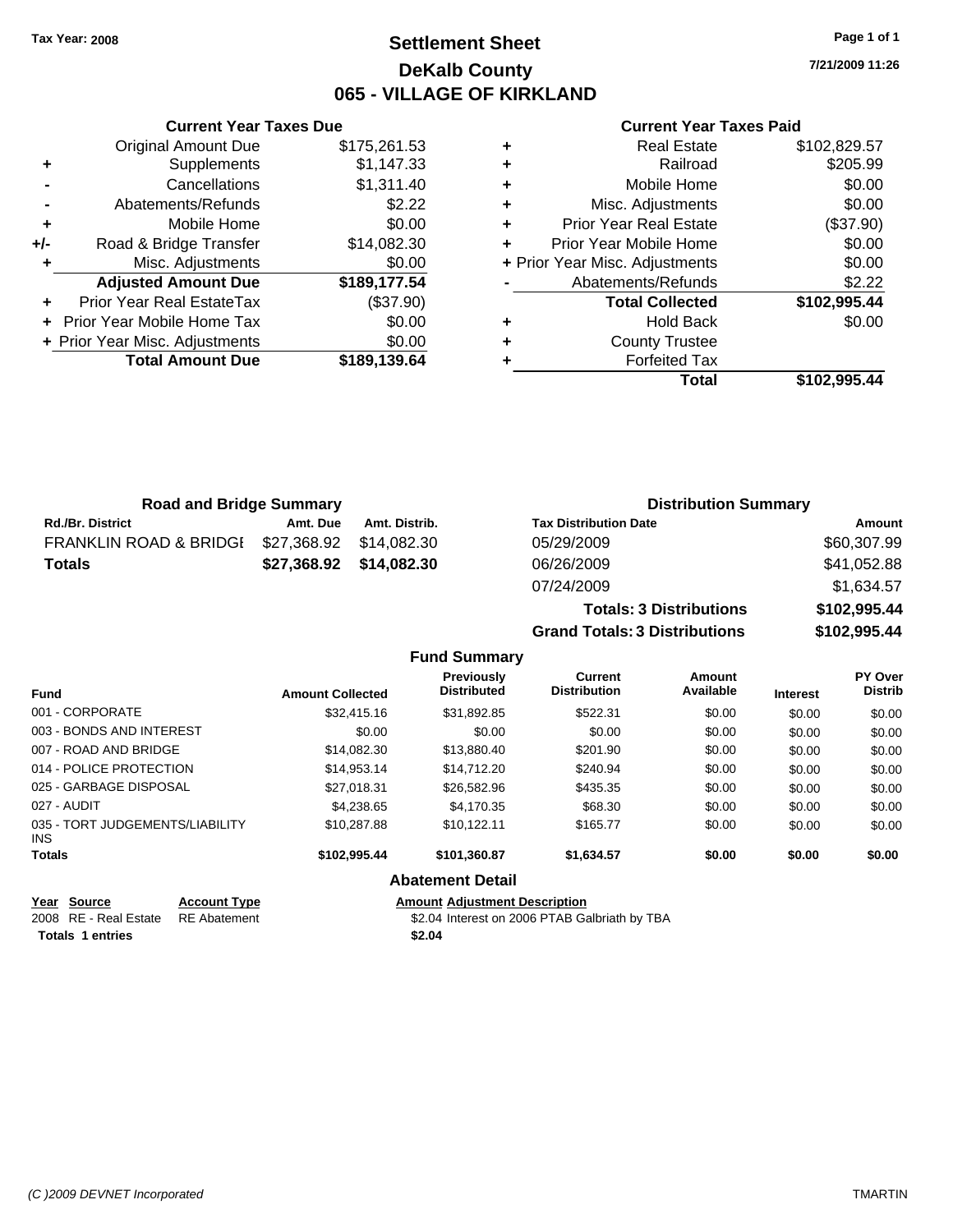Tax Year: 2008

# Settlement Sheet

## DeKalb County

## 065 - VILLAGE OF KIRKLAND

7/21/2009 11:26

### Current Year Taxes Due

| | | |
|---|---|---|
| | Original Amount Due | $175,261.53 |
| + | Supplements | $1,147.33 |
| - | Cancellations | $1,311.40 |
| - | Abatements/Refunds | $2.22 |
| + | Mobile Home | $0.00 |
| +/- | Road & Bridge Transfer | $14,082.30 |
| + | Misc. Adjustments | $0.00 |
| | **Adjusted Amount Due** | **$189,177.54** |
| + | Prior Year Real EstateTax | ($37.90) |
| + | Prior Year Mobile Home Tax | $0.00 |
| + | Prior Year Misc. Adjustments | $0.00 |
| | **Total Amount Due** | **$189,139.64** |

### Current Year Taxes Paid

| | | |
|---|---|---|
| + | Real Estate | $102,829.57 |
| + | Railroad | $205.99 |
| + | Mobile Home | $0.00 |
| + | Misc. Adjustments | $0.00 |
| + | Prior Year Real Estate | ($37.90) |
| + | Prior Year Mobile Home | $0.00 |
| + | Prior Year Misc. Adjustments | $0.00 |
| - | Abatements/Refunds | $2.22 |
| | **Total Collected** | **$102,995.44** |
| + | Hold Back | $0.00 |
| + | County Trustee | |
| + | Forfeited Tax | |
| | **Total** | **$102,995.44** |

### Road and Bridge Summary

| Rd./Br. District | Amt. Due | Amt. Distrib. |
|---|---|---|
| FRANKLIN ROAD & BRIDGI | $27,368.92 | $14,082.30 |
| **Totals** | **$27,368.92** | **$14,082.30** |

### Distribution Summary

| Tax Distribution Date | Amount |
|---|---|
| 05/29/2009 | $60,307.99 |
| 06/26/2009 | $41,052.88 |
| 07/24/2009 | $1,634.57 |
| **Totals: 3 Distributions** | **$102,995.44** |
| **Grand Totals: 3 Distributions** | **$102,995.44** |

### Fund Summary

| Fund | Amount Collected | Previously Distributed | Current Distribution | Amount Available | Interest | PY Over Distrib |
|---|---|---|---|---|---|---|
| 001 - CORPORATE | $32,415.16 | $31,892.85 | $522.31 | $0.00 | $0.00 | $0.00 |
| 003 - BONDS AND INTEREST | $0.00 | $0.00 | $0.00 | $0.00 | $0.00 | $0.00 |
| 007 - ROAD AND BRIDGE | $14,082.30 | $13,880.40 | $201.90 | $0.00 | $0.00 | $0.00 |
| 014 - POLICE PROTECTION | $14,953.14 | $14,712.20 | $240.94 | $0.00 | $0.00 | $0.00 |
| 025 - GARBAGE DISPOSAL | $27,018.31 | $26,582.96 | $435.35 | $0.00 | $0.00 | $0.00 |
| 027 - AUDIT | $4,238.65 | $4,170.35 | $68.30 | $0.00 | $0.00 | $0.00 |
| 035 - TORT JUDGEMENTS/LIABILITY INS | $10,287.88 | $10,122.11 | $165.77 | $0.00 | $0.00 | $0.00 |
| **Totals** | **$102,995.44** | **$101,360.87** | **$1,634.57** | **$0.00** | **$0.00** | **$0.00** |

### Abatement Detail

| Year | Source | Account Type | Amount | Adjustment Description |
|---|---|---|---|---|
| 2008 | RE - Real Estate | RE Abatement | $2.04 | Interest on 2006 PTAB Galbriath by TBA |
| **Totals** | **1 entries** | | **$2.04** | |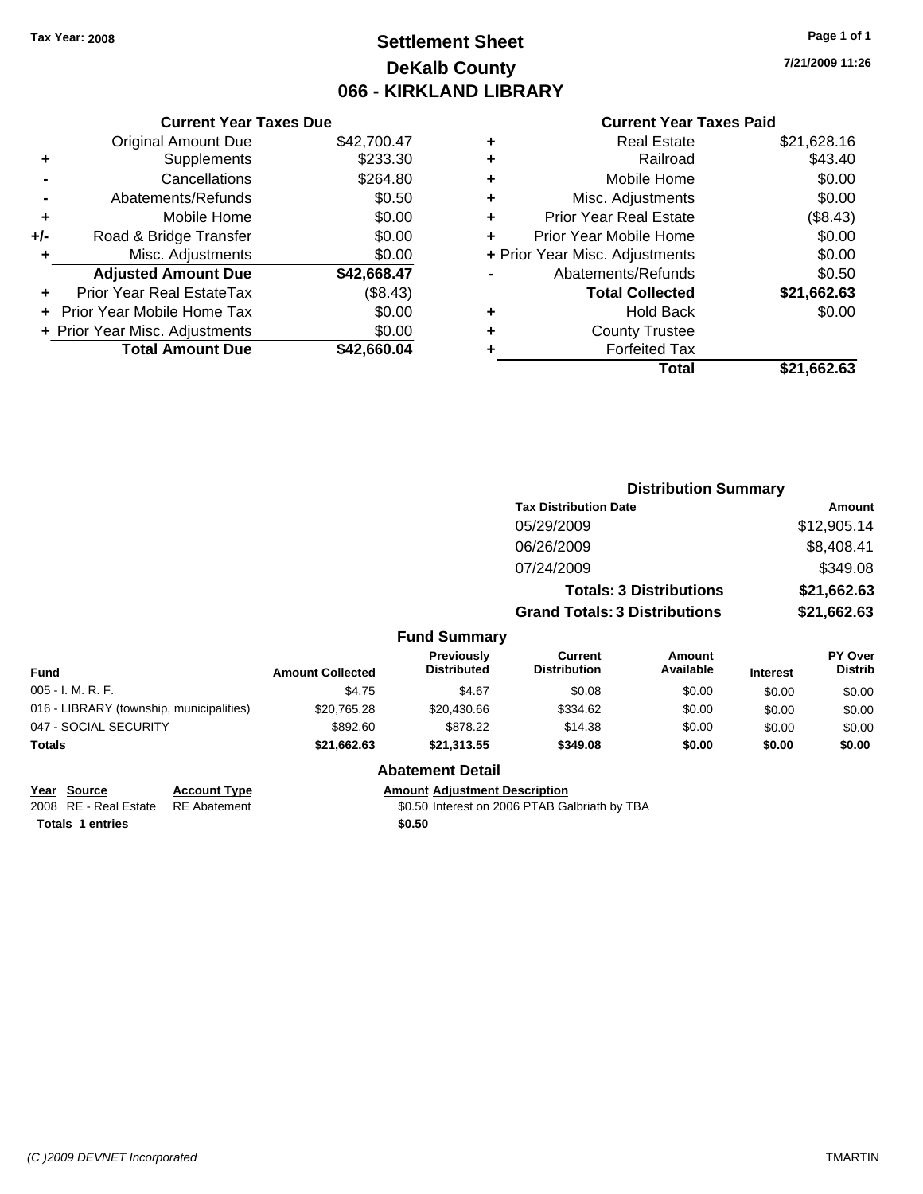**Tax Year: 2008**

# Settlement Sheet
## DeKalb County
## 066 - KIRKLAND LIBRARY

7/21/2009 11:26

### Current Year Taxes Due

| | | |
|---|---|---|
| | Original Amount Due | $42,700.47 |
| + | Supplements | $233.30 |
| - | Cancellations | $264.80 |
| - | Abatements/Refunds | $0.50 |
| + | Mobile Home | $0.00 |
| +/- | Road & Bridge Transfer | $0.00 |
| + | Misc. Adjustments | $0.00 |
| | **Adjusted Amount Due** | **$42,668.47** |
| + | Prior Year Real EstateTax | ($8.43) |
| + | Prior Year Mobile Home Tax | $0.00 |
| + | Prior Year Misc. Adjustments | $0.00 |
| | **Total Amount Due** | **$42,660.04** |

### Current Year Taxes Paid

| | | |
|---|---|---|
| + | Real Estate | $21,628.16 |
| + | Railroad | $43.40 |
| + | Mobile Home | $0.00 |
| + | Misc. Adjustments | $0.00 |
| + | Prior Year Real Estate | ($8.43) |
| + | Prior Year Mobile Home | $0.00 |
| + | Prior Year Misc. Adjustments | $0.00 |
| - | Abatements/Refunds | $0.50 |
| | **Total Collected** | **$21,662.63** |
| + | Hold Back | $0.00 |
| + | County Trustee | |
| + | Forfeited Tax | |
| | **Total** | **$21,662.63** |

### Distribution Summary

| Tax Distribution Date | Amount |
|---|---|
| 05/29/2009 | $12,905.14 |
| 06/26/2009 | $8,408.41 |
| 07/24/2009 | $349.08 |
| **Totals: 3 Distributions** | **$21,662.63** |
| **Grand Totals: 3 Distributions** | **$21,662.63** |

### Fund Summary

| Fund | Amount Collected | Previously Distributed | Current Distribution | Amount Available | Interest | PY Over Distrib |
|---|---|---|---|---|---|---|
| 005 - I. M. R. F. | $4.75 | $4.67 | $0.08 | $0.00 | $0.00 | $0.00 |
| 016 - LIBRARY (township, municipalities) | $20,765.28 | $20,430.66 | $334.62 | $0.00 | $0.00 | $0.00 |
| 047 - SOCIAL SECURITY | $892.60 | $878.22 | $14.38 | $0.00 | $0.00 | $0.00 |
| **Totals** | **$21,662.63** | **$21,313.55** | **$349.08** | **$0.00** | **$0.00** | **$0.00** |

### Abatement Detail

| Year | Source | Account Type | Amount | Adjustment Description |
|---|---|---|---|---|
| 2008 | RE - Real Estate | RE Abatement | $0.50 | Interest on 2006 PTAB Galbriath by TBA |
| **Totals 1 entries** | | | **$0.50** | |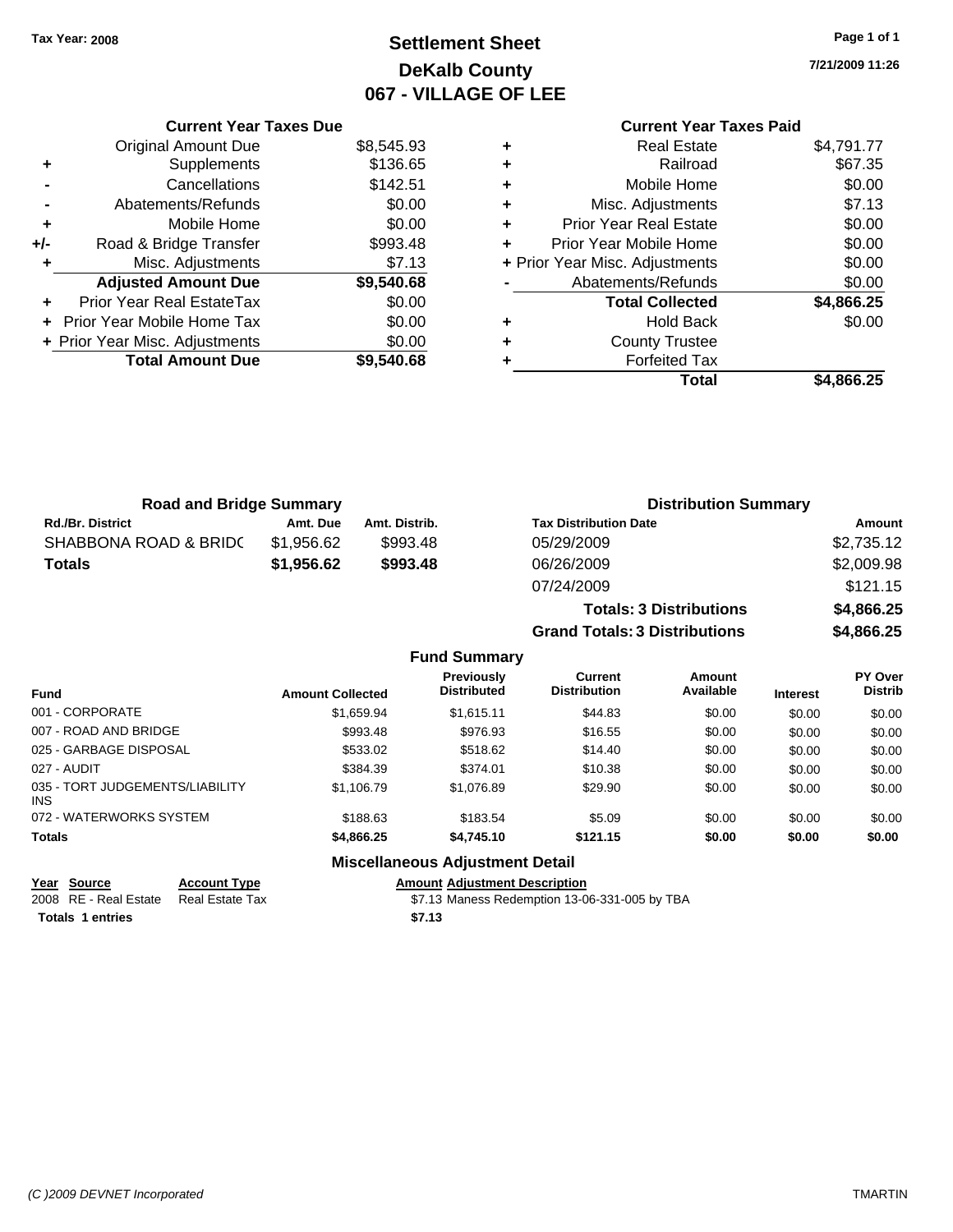Tax Year: 2008

# Settlement Sheet
## DeKalb County
## 067 - VILLAGE OF LEE

7/21/2009 11:26

| | Current Year Taxes Due | |
|---|---|---|
| | Original Amount Due | $8,545.93 |
| + | Supplements | $136.65 |
| - | Cancellations | $142.51 |
| - | Abatements/Refunds | $0.00 |
| + | Mobile Home | $0.00 |
| +/- | Road & Bridge Transfer | $993.48 |
| + | Misc. Adjustments | $7.13 |
| | **Adjusted Amount Due** | **$9,540.68** |
| + | Prior Year Real EstateTax | $0.00 |
| + | Prior Year Mobile Home Tax | $0.00 |
| + | Prior Year Misc. Adjustments | $0.00 |
| | **Total Amount Due** | **$9,540.68** |

| | Current Year Taxes Paid | |
|---|---|---|
| + | Real Estate | $4,791.77 |
| + | Railroad | $67.35 |
| + | Mobile Home | $0.00 |
| + | Misc. Adjustments | $7.13 |
| + | Prior Year Real Estate | $0.00 |
| + | Prior Year Mobile Home | $0.00 |
| + | Prior Year Misc. Adjustments | $0.00 |
| - | Abatements/Refunds | $0.00 |
| | **Total Collected** | **$4,866.25** |
| + | Hold Back | $0.00 |
| + | County Trustee | |
| + | Forfeited Tax | |
| | **Total** | **$4,866.25** |

### Road and Bridge Summary

| Rd./Br. District | Amt. Due | Amt. Distrib. |
|---|---|---|
| SHABBONA ROAD & BRIDC | $1,956.62 | $993.48 |
| **Totals** | **$1,956.62** | **$993.48** |

### Distribution Summary

| Tax Distribution Date | Amount |
|---|---|
| 05/29/2009 | $2,735.12 |
| 06/26/2009 | $2,009.98 |
| 07/24/2009 | $121.15 |
| **Totals: 3 Distributions** | **$4,866.25** |
| **Grand Totals: 3 Distributions** | **$4,866.25** |

### Fund Summary

| Fund | Amount Collected | Previously Distributed | Current Distribution | Amount Available | Interest | PY Over Distrib |
|---|---|---|---|---|---|---|
| 001 - CORPORATE | $1,659.94 | $1,615.11 | $44.83 | $0.00 | $0.00 | $0.00 |
| 007 - ROAD AND BRIDGE | $993.48 | $976.93 | $16.55 | $0.00 | $0.00 | $0.00 |
| 025 - GARBAGE DISPOSAL | $533.02 | $518.62 | $14.40 | $0.00 | $0.00 | $0.00 |
| 027 - AUDIT | $384.39 | $374.01 | $10.38 | $0.00 | $0.00 | $0.00 |
| 035 - TORT JUDGEMENTS/LIABILITY INS | $1,106.79 | $1,076.89 | $29.90 | $0.00 | $0.00 | $0.00 |
| 072 - WATERWORKS SYSTEM | $188.63 | $183.54 | $5.09 | $0.00 | $0.00 | $0.00 |
| **Totals** | **$4,866.25** | **$4,745.10** | **$121.15** | **$0.00** | **$0.00** | **$0.00** |

### Miscellaneous Adjustment Detail

| Year | Source | Account Type | Amount | Adjustment Description |
|---|---|---|---|---|
| 2008 | RE - Real Estate | Real Estate Tax | $7.13 | Maness Redemption 13-06-331-005 by TBA |
| **Totals** | **1 entries** | | **$7.13** | |

(C )2009 DEVNET Incorporated TMARTIN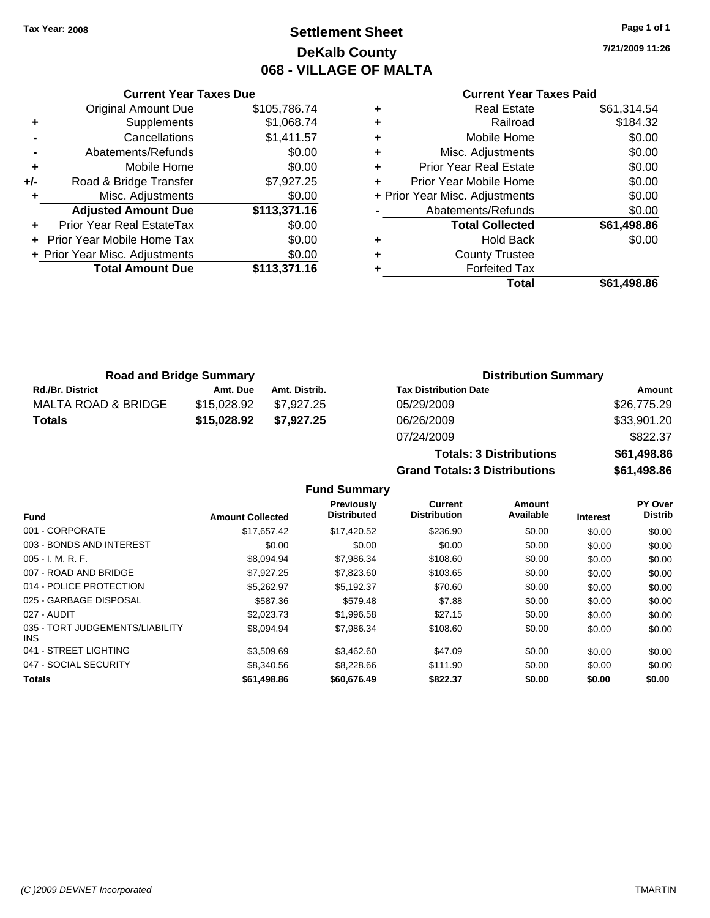Tax Year: 2008

# Settlement Sheet
## DeKalb County
## 068 - VILLAGE OF MALTA

7/21/2009 11:26

### Current Year Taxes Due

| | | |
|---|---|---|
| | Original Amount Due | $105,786.74 |
| + | Supplements | $1,068.74 |
| - | Cancellations | $1,411.57 |
| - | Abatements/Refunds | $0.00 |
| + | Mobile Home | $0.00 |
| +/- | Road & Bridge Transfer | $7,927.25 |
| + | Misc. Adjustments | $0.00 |
| | **Adjusted Amount Due** | **$113,371.16** |
| + | Prior Year Real EstateTax | $0.00 |
| + | Prior Year Mobile Home Tax | $0.00 |
| + | Prior Year Misc. Adjustments | $0.00 |
| | **Total Amount Due** | **$113,371.16** |

### Current Year Taxes Paid

| | | |
|---|---|---|
| + | Real Estate | $61,314.54 |
| + | Railroad | $184.32 |
| + | Mobile Home | $0.00 |
| + | Misc. Adjustments | $0.00 |
| + | Prior Year Real Estate | $0.00 |
| + | Prior Year Mobile Home | $0.00 |
| + | Prior Year Misc. Adjustments | $0.00 |
| - | Abatements/Refunds | $0.00 |
| | **Total Collected** | **$61,498.86** |
| + | Hold Back | $0.00 |
| + | County Trustee | |
| + | Forfeited Tax | |
| | **Total** | **$61,498.86** |

### Road and Bridge Summary

| Rd./Br. District | Amt. Due | Amt. Distrib. |
|---|---|---|
| MALTA ROAD & BRIDGE | $15,028.92 | $7,927.25 |
| **Totals** | **$15,028.92** | **$7,927.25** |

### Distribution Summary

| Tax Distribution Date | Amount |
|---|---|
| 05/29/2009 | $26,775.29 |
| 06/26/2009 | $33,901.20 |
| 07/24/2009 | $822.37 |
| **Totals: 3 Distributions** | **$61,498.86** |
| **Grand Totals: 3 Distributions** | **$61,498.86** |

### Fund Summary

| Fund | Amount Collected | Previously Distributed | Current Distribution | Amount Available | Interest | PY Over Distrib |
|---|---|---|---|---|---|---|
| 001 - CORPORATE | $17,657.42 | $17,420.52 | $236.90 | $0.00 | $0.00 | $0.00 |
| 003 - BONDS AND INTEREST | $0.00 | $0.00 | $0.00 | $0.00 | $0.00 | $0.00 |
| 005 - I. M. R. F. | $8,094.94 | $7,986.34 | $108.60 | $0.00 | $0.00 | $0.00 |
| 007 - ROAD AND BRIDGE | $7,927.25 | $7,823.60 | $103.65 | $0.00 | $0.00 | $0.00 |
| 014 - POLICE PROTECTION | $5,262.97 | $5,192.37 | $70.60 | $0.00 | $0.00 | $0.00 |
| 025 - GARBAGE DISPOSAL | $587.36 | $579.48 | $7.88 | $0.00 | $0.00 | $0.00 |
| 027 - AUDIT | $2,023.73 | $1,996.58 | $27.15 | $0.00 | $0.00 | $0.00 |
| 035 - TORT JUDGEMENTS/LIABILITY INS | $8,094.94 | $7,986.34 | $108.60 | $0.00 | $0.00 | $0.00 |
| 041 - STREET LIGHTING | $3,509.69 | $3,462.60 | $47.09 | $0.00 | $0.00 | $0.00 |
| 047 - SOCIAL SECURITY | $8,340.56 | $8,228.66 | $111.90 | $0.00 | $0.00 | $0.00 |
| **Totals** | **$61,498.86** | **$60,676.49** | **$822.37** | **$0.00** | **$0.00** | **$0.00** |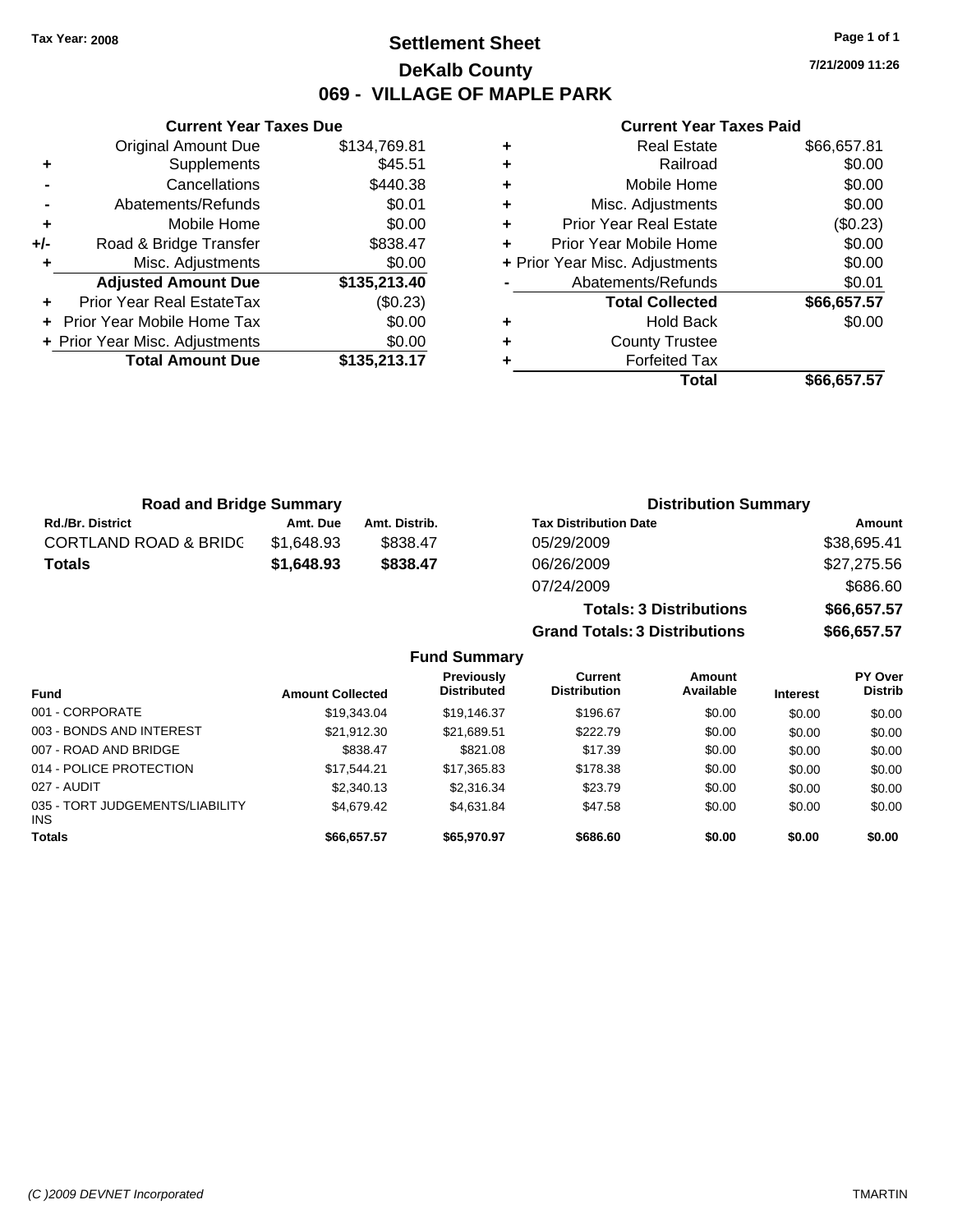Tax Year: 2008

# Settlement Sheet

## DeKalb County

## 069 - VILLAGE OF MAPLE PARK

7/21/2009 11:26

### Current Year Taxes Due

| | | |
|---|---|---|
| | Original Amount Due | $134,769.81 |
| + | Supplements | $45.51 |
| - | Cancellations | $440.38 |
| - | Abatements/Refunds | $0.01 |
| + | Mobile Home | $0.00 |
| +/- | Road & Bridge Transfer | $838.47 |
| + | Misc. Adjustments | $0.00 |
| | **Adjusted Amount Due** | **$135,213.40** |
| + | Prior Year Real EstateTax | ($0.23) |
| + | Prior Year Mobile Home Tax | $0.00 |
| + | Prior Year Misc. Adjustments | $0.00 |
| | **Total Amount Due** | **$135,213.17** |

### Current Year Taxes Paid

| | | |
|---|---|---|
| + | Real Estate | $66,657.81 |
| + | Railroad | $0.00 |
| + | Mobile Home | $0.00 |
| + | Misc. Adjustments | $0.00 |
| + | Prior Year Real Estate | ($0.23) |
| + | Prior Year Mobile Home | $0.00 |
| + | Prior Year Misc. Adjustments | $0.00 |
| - | Abatements/Refunds | $0.01 |
| | **Total Collected** | **$66,657.57** |
| + | Hold Back | $0.00 |
| + | County Trustee | |
| + | Forfeited Tax | |
| | **Total** | **$66,657.57** |

### Road and Bridge Summary

| Rd./Br. District | Amt. Due | Amt. Distrib. |
|---|---|---|
| CORTLAND ROAD & BRIDG | $1,648.93 | $838.47 |
| **Totals** | **$1,648.93** | **$838.47** |

### Distribution Summary

| Tax Distribution Date | Amount |
|---|---|
| 05/29/2009 | $38,695.41 |
| 06/26/2009 | $27,275.56 |
| 07/24/2009 | $686.60 |
| **Totals: 3 Distributions** | **$66,657.57** |
| **Grand Totals: 3 Distributions** | **$66,657.57** |

### Fund Summary

| Fund | Amount Collected | Previously Distributed | Current Distribution | Amount Available | Interest | PY Over Distrib |
|---|---|---|---|---|---|---|
| 001 - CORPORATE | $19,343.04 | $19,146.37 | $196.67 | $0.00 | $0.00 | $0.00 |
| 003 - BONDS AND INTEREST | $21,912.30 | $21,689.51 | $222.79 | $0.00 | $0.00 | $0.00 |
| 007 - ROAD AND BRIDGE | $838.47 | $821.08 | $17.39 | $0.00 | $0.00 | $0.00 |
| 014 - POLICE PROTECTION | $17,544.21 | $17,365.83 | $178.38 | $0.00 | $0.00 | $0.00 |
| 027 - AUDIT | $2,340.13 | $2,316.34 | $23.79 | $0.00 | $0.00 | $0.00 |
| 035 - TORT JUDGEMENTS/LIABILITY INS | $4,679.42 | $4,631.84 | $47.58 | $0.00 | $0.00 | $0.00 |
| **Totals** | **$66,657.57** | **$65,970.97** | **$686.60** | **$0.00** | **$0.00** | **$0.00** |

(C )2009 DEVNET Incorporated TMARTIN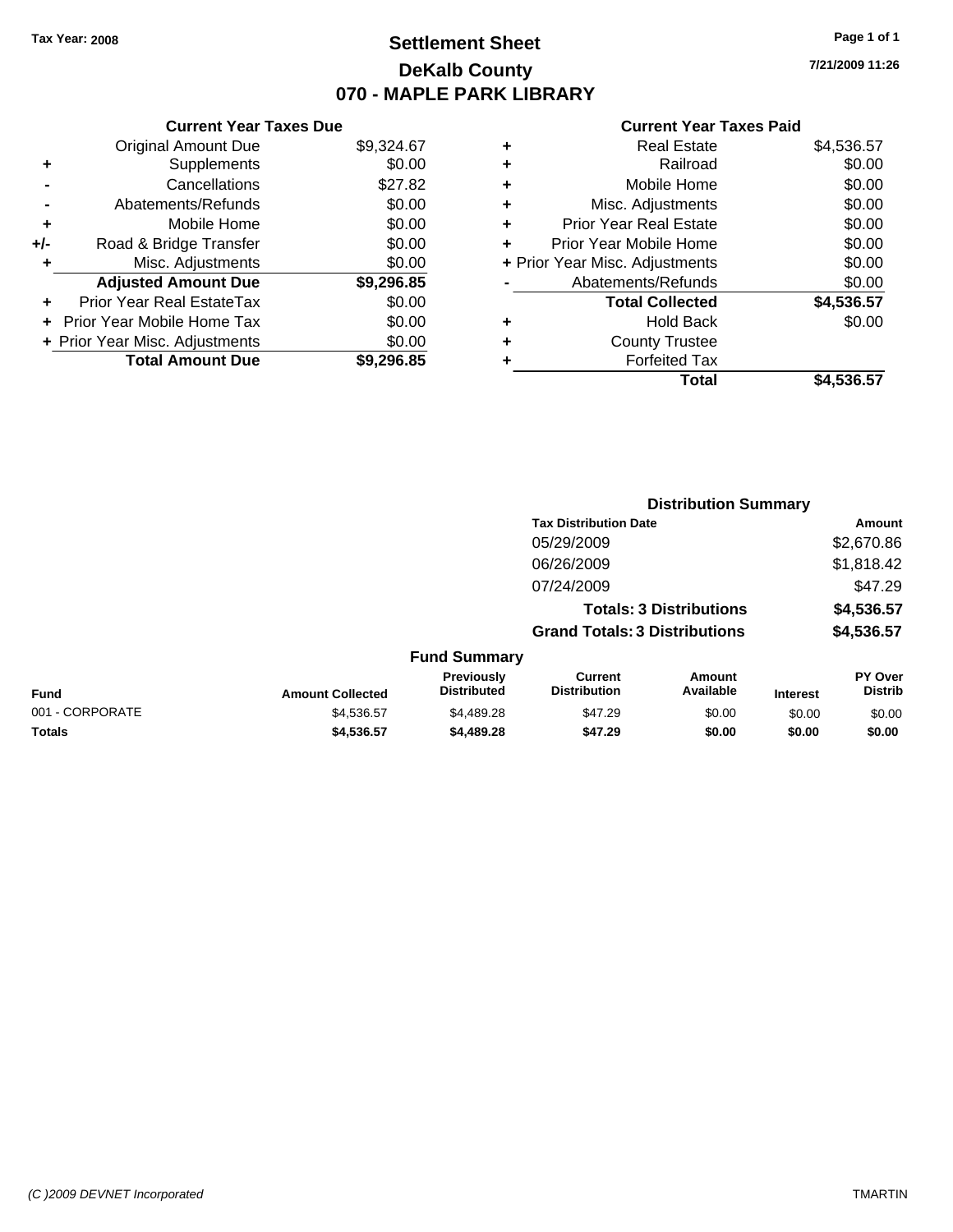Tax Year: 2008

# Settlement Sheet
## DeKalb County
## 070 - MAPLE PARK LIBRARY

7/21/2009 11:26

| | Current Year Taxes Due | |
|---|---|---|
| | Original Amount Due | $9,324.67 |
| + | Supplements | $0.00 |
| - | Cancellations | $27.82 |
| - | Abatements/Refunds | $0.00 |
| + | Mobile Home | $0.00 |
| +/- | Road & Bridge Transfer | $0.00 |
| + | Misc. Adjustments | $0.00 |
| | **Adjusted Amount Due** | **$9,296.85** |
| + | Prior Year Real EstateTax | $0.00 |
| + | Prior Year Mobile Home Tax | $0.00 |
| + | Prior Year Misc. Adjustments | $0.00 |
| | **Total Amount Due** | **$9,296.85** |

| | Current Year Taxes Paid | |
|---|---|---|
| + | Real Estate | $4,536.57 |
| + | Railroad | $0.00 |
| + | Mobile Home | $0.00 |
| + | Misc. Adjustments | $0.00 |
| + | Prior Year Real Estate | $0.00 |
| + | Prior Year Mobile Home | $0.00 |
| + | Prior Year Misc. Adjustments | $0.00 |
| - | Abatements/Refunds | $0.00 |
| | **Total Collected** | **$4,536.57** |
| + | Hold Back | $0.00 |
| + | County Trustee | |
| + | Forfeited Tax | |
| | **Total** | **$4,536.57** |

### Distribution Summary

| Tax Distribution Date | Amount |
|---|---|
| 05/29/2009 | $2,670.86 |
| 06/26/2009 | $1,818.42 |
| 07/24/2009 | $47.29 |
| **Totals: 3 Distributions** | **$4,536.57** |
| **Grand Totals: 3 Distributions** | **$4,536.57** |

### Fund Summary

| Fund | Amount Collected | Previously Distributed | Current Distribution | Amount Available | Interest | PY Over Distrib |
|---|---|---|---|---|---|---|
| 001 - CORPORATE | $4,536.57 | $4,489.28 | $47.29 | $0.00 | $0.00 | $0.00 |
| **Totals** | **$4,536.57** | **$4,489.28** | **$47.29** | **$0.00** | **$0.00** | **$0.00** |

(C )2009 DEVNET Incorporated TMARTIN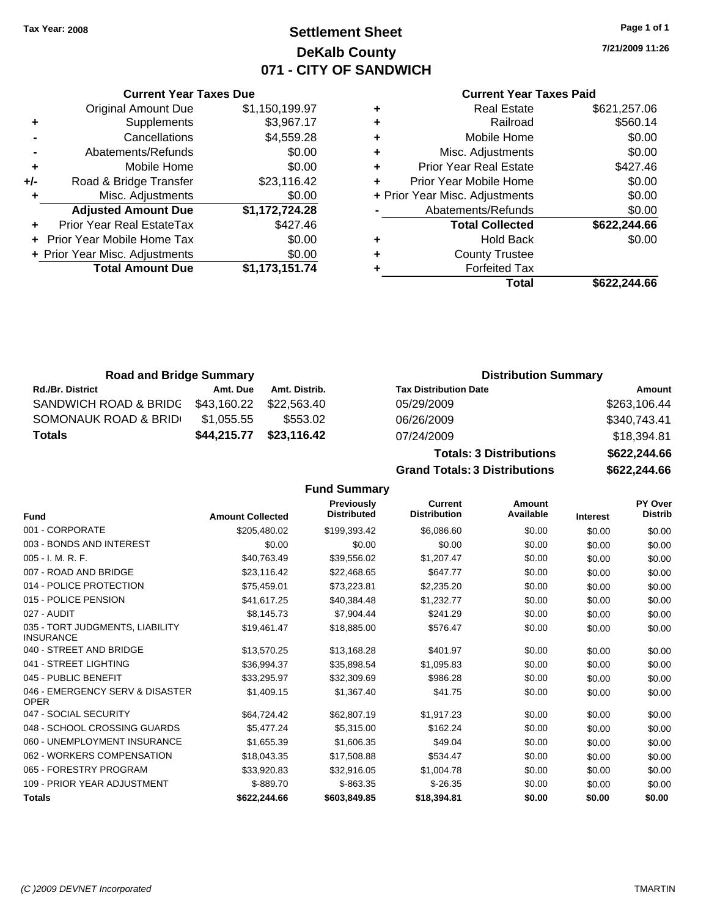Tax Year: 2008

# Settlement Sheet
## DeKalb County
## 071 - CITY OF SANDWICH

7/21/2009 11:26

### Current Year Taxes Due

| | | |
|---|---|---|
| | Original Amount Due | $1,150,199.97 |
| + | Supplements | $3,967.17 |
| - | Cancellations | $4,559.28 |
| - | Abatements/Refunds | $0.00 |
| + | Mobile Home | $0.00 |
| +/- | Road & Bridge Transfer | $23,116.42 |
| + | Misc. Adjustments | $0.00 |
| | **Adjusted Amount Due** | **$1,172,724.28** |
| + | Prior Year Real EstateTax | $427.46 |
| + | Prior Year Mobile Home Tax | $0.00 |
| + | Prior Year Misc. Adjustments | $0.00 |
| | **Total Amount Due** | **$1,173,151.74** |

### Current Year Taxes Paid

| | | |
|---|---|---|
| + | Real Estate | $621,257.06 |
| + | Railroad | $560.14 |
| + | Mobile Home | $0.00 |
| + | Misc. Adjustments | $0.00 |
| + | Prior Year Real Estate | $427.46 |
| + | Prior Year Mobile Home | $0.00 |
| + | Prior Year Misc. Adjustments | $0.00 |
| - | Abatements/Refunds | $0.00 |
| | **Total Collected** | **$622,244.66** |
| + | Hold Back | $0.00 |
| + | County Trustee | |
| + | Forfeited Tax | |
| | **Total** | **$622,244.66** |

### Road and Bridge Summary

| Rd./Br. District | Amt. Due | Amt. Distrib. |
|---|---|---|
| SANDWICH ROAD & BRIDG | $43,160.22 | $22,563.40 |
| SOMONAUK ROAD & BRID | $1,055.55 | $553.02 |
| **Totals** | **$44,215.77** | **$23,116.42** |

### Distribution Summary

| Tax Distribution Date | Amount |
|---|---|
| 05/29/2009 | $263,106.44 |
| 06/26/2009 | $340,743.41 |
| 07/24/2009 | $18,394.81 |
| **Totals: 3 Distributions** | **$622,244.66** |
| **Grand Totals: 3 Distributions** | **$622,244.66** |

### Fund Summary

| Fund | Amount Collected | Previously Distributed | Current Distribution | Amount Available | Interest | PY Over Distrib |
|---|---|---|---|---|---|---|
| 001 - CORPORATE | $205,480.02 | $199,393.42 | $6,086.60 | $0.00 | $0.00 | $0.00 |
| 003 - BONDS AND INTEREST | $0.00 | $0.00 | $0.00 | $0.00 | $0.00 | $0.00 |
| 005 - I. M. R. F. | $40,763.49 | $39,556.02 | $1,207.47 | $0.00 | $0.00 | $0.00 |
| 007 - ROAD AND BRIDGE | $23,116.42 | $22,468.65 | $647.77 | $0.00 | $0.00 | $0.00 |
| 014 - POLICE PROTECTION | $75,459.01 | $73,223.81 | $2,235.20 | $0.00 | $0.00 | $0.00 |
| 015 - POLICE PENSION | $41,617.25 | $40,384.48 | $1,232.77 | $0.00 | $0.00 | $0.00 |
| 027 - AUDIT | $8,145.73 | $7,904.44 | $241.29 | $0.00 | $0.00 | $0.00 |
| 035 - TORT JUDGMENTS, LIABILITY INSURANCE | $19,461.47 | $18,885.00 | $576.47 | $0.00 | $0.00 | $0.00 |
| 040 - STREET AND BRIDGE | $13,570.25 | $13,168.28 | $401.97 | $0.00 | $0.00 | $0.00 |
| 041 - STREET LIGHTING | $36,994.37 | $35,898.54 | $1,095.83 | $0.00 | $0.00 | $0.00 |
| 045 - PUBLIC BENEFIT | $33,295.97 | $32,309.69 | $986.28 | $0.00 | $0.00 | $0.00 |
| 046 - EMERGENCY SERV & DISASTER OPER | $1,409.15 | $1,367.40 | $41.75 | $0.00 | $0.00 | $0.00 |
| 047 - SOCIAL SECURITY | $64,724.42 | $62,807.19 | $1,917.23 | $0.00 | $0.00 | $0.00 |
| 048 - SCHOOL CROSSING GUARDS | $5,477.24 | $5,315.00 | $162.24 | $0.00 | $0.00 | $0.00 |
| 060 - UNEMPLOYMENT INSURANCE | $1,655.39 | $1,606.35 | $49.04 | $0.00 | $0.00 | $0.00 |
| 062 - WORKERS COMPENSATION | $18,043.35 | $17,508.88 | $534.47 | $0.00 | $0.00 | $0.00 |
| 065 - FORESTRY PROGRAM | $33,920.83 | $32,916.05 | $1,004.78 | $0.00 | $0.00 | $0.00 |
| 109 - PRIOR YEAR ADJUSTMENT | $-889.70 | $-863.35 | $-26.35 | $0.00 | $0.00 | $0.00 |
| **Totals** | **$622,244.66** | **$603,849.85** | **$18,394.81** | **$0.00** | **$0.00** | **$0.00** |

(C )2009 DEVNET Incorporated TMARTIN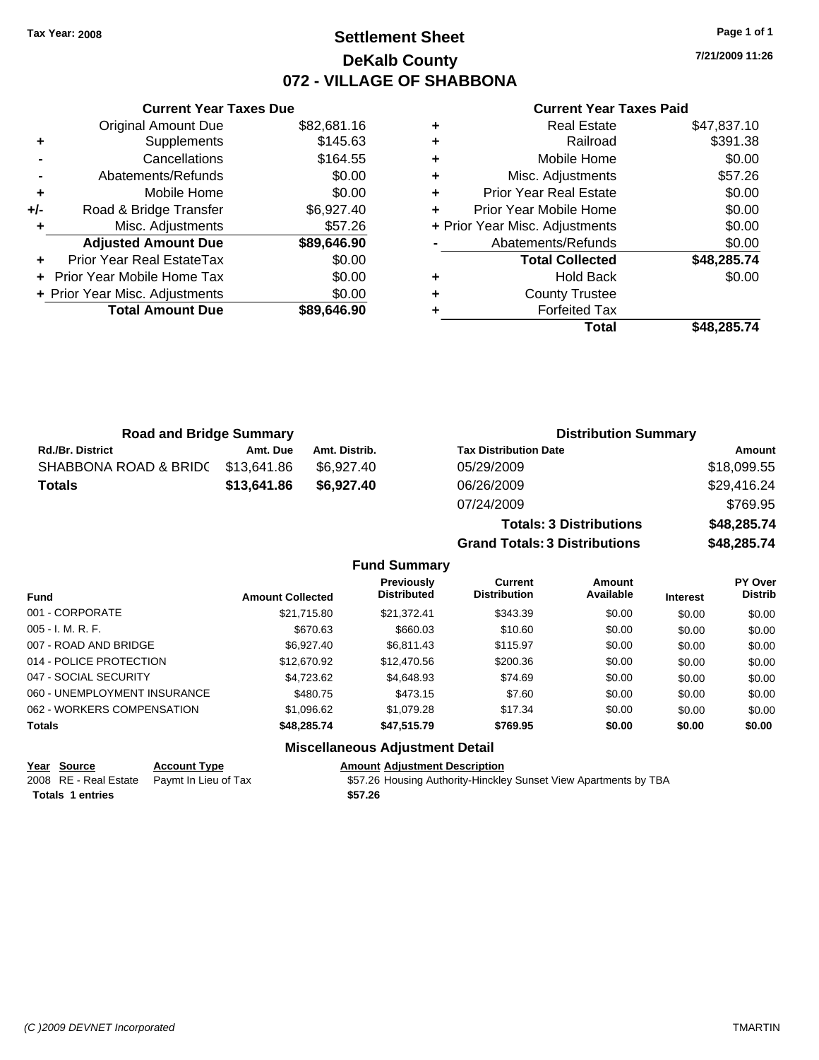Tax Year: 2008

# Settlement Sheet
## DeKalb County
## 072 - VILLAGE OF SHABBONA

7/21/2009 11:26

### Current Year Taxes Due

| | | |
|---|---|---|
| | Original Amount Due | $82,681.16 |
| + | Supplements | $145.63 |
| - | Cancellations | $164.55 |
| - | Abatements/Refunds | $0.00 |
| + | Mobile Home | $0.00 |
| +/- | Road & Bridge Transfer | $6,927.40 |
| + | Misc. Adjustments | $57.26 |
| | **Adjusted Amount Due** | **$89,646.90** |
| + | Prior Year Real EstateTax | $0.00 |
| + | Prior Year Mobile Home Tax | $0.00 |
| + | Prior Year Misc. Adjustments | $0.00 |
| | **Total Amount Due** | **$89,646.90** |

### Current Year Taxes Paid

| | | |
|---|---|---|
| + | Real Estate | $47,837.10 |
| + | Railroad | $391.38 |
| + | Mobile Home | $0.00 |
| + | Misc. Adjustments | $57.26 |
| + | Prior Year Real Estate | $0.00 |
| + | Prior Year Mobile Home | $0.00 |
| + | Prior Year Misc. Adjustments | $0.00 |
| - | Abatements/Refunds | $0.00 |
| | **Total Collected** | **$48,285.74** |
| + | Hold Back | $0.00 |
| + | County Trustee | |
| + | Forfeited Tax | |
| | **Total** | **$48,285.74** |

### Road and Bridge Summary

| Rd./Br. District | Amt. Due | Amt. Distrib. |
|---|---|---|
| SHABBONA ROAD & BRIDG | $13,641.86 | $6,927.40 |
| **Totals** | **$13,641.86** | **$6,927.40** |

### Distribution Summary

| Tax Distribution Date | Amount |
|---|---|
| 05/29/2009 | $18,099.55 |
| 06/26/2009 | $29,416.24 |
| 07/24/2009 | $769.95 |
| **Totals: 3 Distributions** | **$48,285.74** |
| **Grand Totals: 3 Distributions** | **$48,285.74** |

### Fund Summary

| Fund | Amount Collected | Previously Distributed | Current Distribution | Amount Available | Interest | PY Over Distrib |
|---|---|---|---|---|---|---|
| 001 - CORPORATE | $21,715.80 | $21,372.41 | $343.39 | $0.00 | $0.00 | $0.00 |
| 005 - I. M. R. F. | $670.63 | $660.03 | $10.60 | $0.00 | $0.00 | $0.00 |
| 007 - ROAD AND BRIDGE | $6,927.40 | $6,811.43 | $115.97 | $0.00 | $0.00 | $0.00 |
| 014 - POLICE PROTECTION | $12,670.92 | $12,470.56 | $200.36 | $0.00 | $0.00 | $0.00 |
| 047 - SOCIAL SECURITY | $4,723.62 | $4,648.93 | $74.69 | $0.00 | $0.00 | $0.00 |
| 060 - UNEMPLOYMENT INSURANCE | $480.75 | $473.15 | $7.60 | $0.00 | $0.00 | $0.00 |
| 062 - WORKERS COMPENSATION | $1,096.62 | $1,079.28 | $17.34 | $0.00 | $0.00 | $0.00 |
| **Totals** | **$48,285.74** | **$47,515.79** | **$769.95** | **$0.00** | **$0.00** | **$0.00** |

### Miscellaneous Adjustment Detail

| Year | Source | Account Type | Amount | Adjustment Description |
|---|---|---|---|---|
| 2008 | RE - Real Estate | Paymt In Lieu of Tax | $57.26 | Housing Authority-Hinckley Sunset View Apartments by TBA |
| **Totals** | **1 entries** | | **$57.26** | |

(C )2009 DEVNET Incorporated

TMARTIN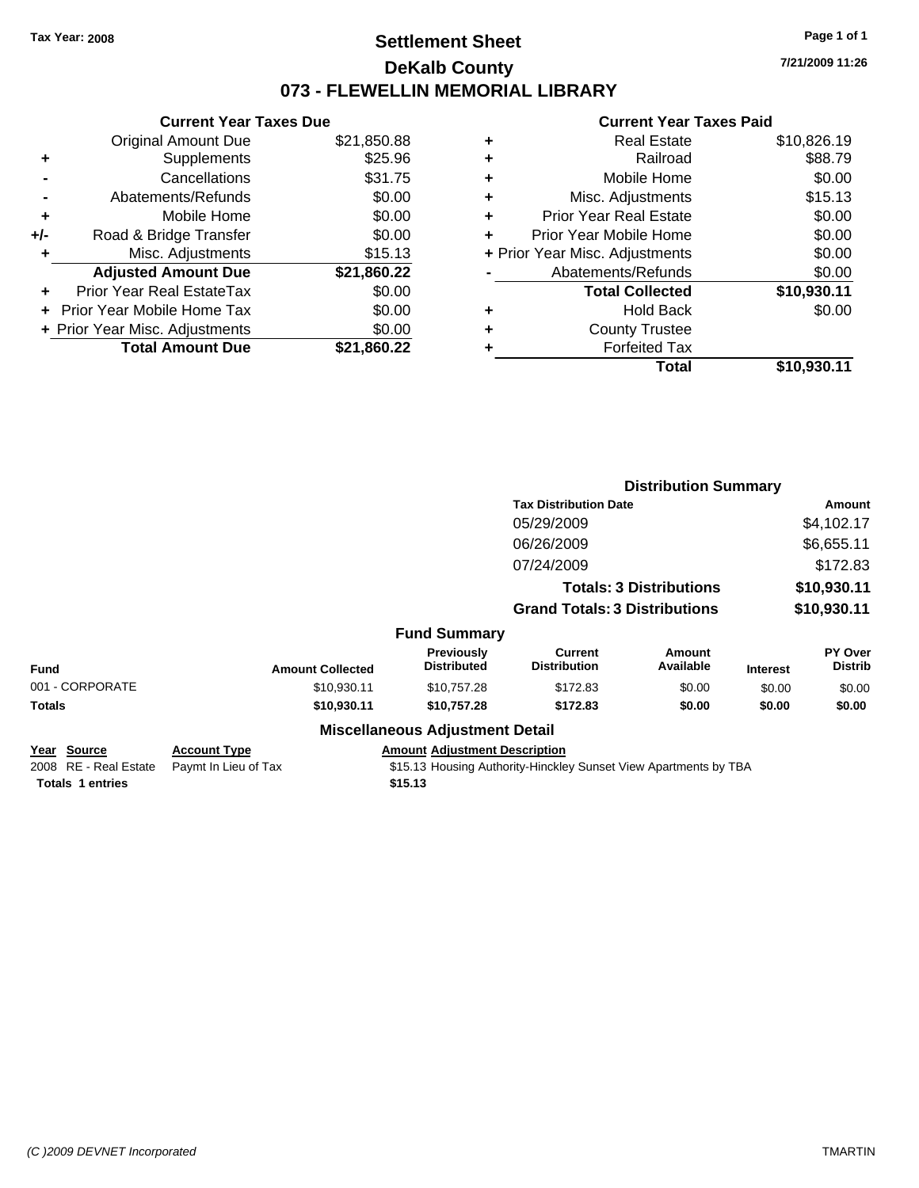Tax Year: 2008

# Settlement Sheet
## DeKalb County
## 073 - FLEWELLIN MEMORIAL LIBRARY

7/21/2009 11:26

### Current Year Taxes Due

| | | |
|---|---|---|
| | Original Amount Due | $21,850.88 |
| + | Supplements | $25.96 |
| - | Cancellations | $31.75 |
| - | Abatements/Refunds | $0.00 |
| + | Mobile Home | $0.00 |
| +/- | Road & Bridge Transfer | $0.00 |
| + | Misc. Adjustments | $15.13 |
| | **Adjusted Amount Due** | **$21,860.22** |
| + | Prior Year Real EstateTax | $0.00 |
| + | Prior Year Mobile Home Tax | $0.00 |
| + | Prior Year Misc. Adjustments | $0.00 |
| | **Total Amount Due** | **$21,860.22** |

### Current Year Taxes Paid

| | | |
|---|---|---|
| + | Real Estate | $10,826.19 |
| + | Railroad | $88.79 |
| + | Mobile Home | $0.00 |
| + | Misc. Adjustments | $15.13 |
| + | Prior Year Real Estate | $0.00 |
| + | Prior Year Mobile Home | $0.00 |
| + | Prior Year Misc. Adjustments | $0.00 |
| - | Abatements/Refunds | $0.00 |
| | **Total Collected** | **$10,930.11** |
| + | Hold Back | $0.00 |
| + | County Trustee | |
| + | Forfeited Tax | |
| | **Total** | **$10,930.11** |

### Distribution Summary

| Tax Distribution Date | Amount |
|---|---|
| 05/29/2009 | $4,102.17 |
| 06/26/2009 | $6,655.11 |
| 07/24/2009 | $172.83 |
| **Totals: 3 Distributions** | **$10,930.11** |
| **Grand Totals: 3 Distributions** | **$10,930.11** |

### Fund Summary

| Fund | Amount Collected | Previously Distributed | Current Distribution | Amount Available | Interest | PY Over Distrib |
|---|---|---|---|---|---|---|
| 001 - CORPORATE | $10,930.11 | $10,757.28 | $172.83 | $0.00 | $0.00 | $0.00 |
| **Totals** | **$10,930.11** | **$10,757.28** | **$172.83** | **$0.00** | **$0.00** | **$0.00** |

### Miscellaneous Adjustment Detail

| Year | Source | Account Type | Amount | Adjustment Description |
|---|---|---|---|---|
| 2008 | RE - Real Estate | Paymt In Lieu of Tax | $15.13 | Housing Authority-Hinckley Sunset View Apartments by TBA |
| **Totals** | **1 entries** | | **$15.13** | |

(C )2009 DEVNET Incorporated TMARTIN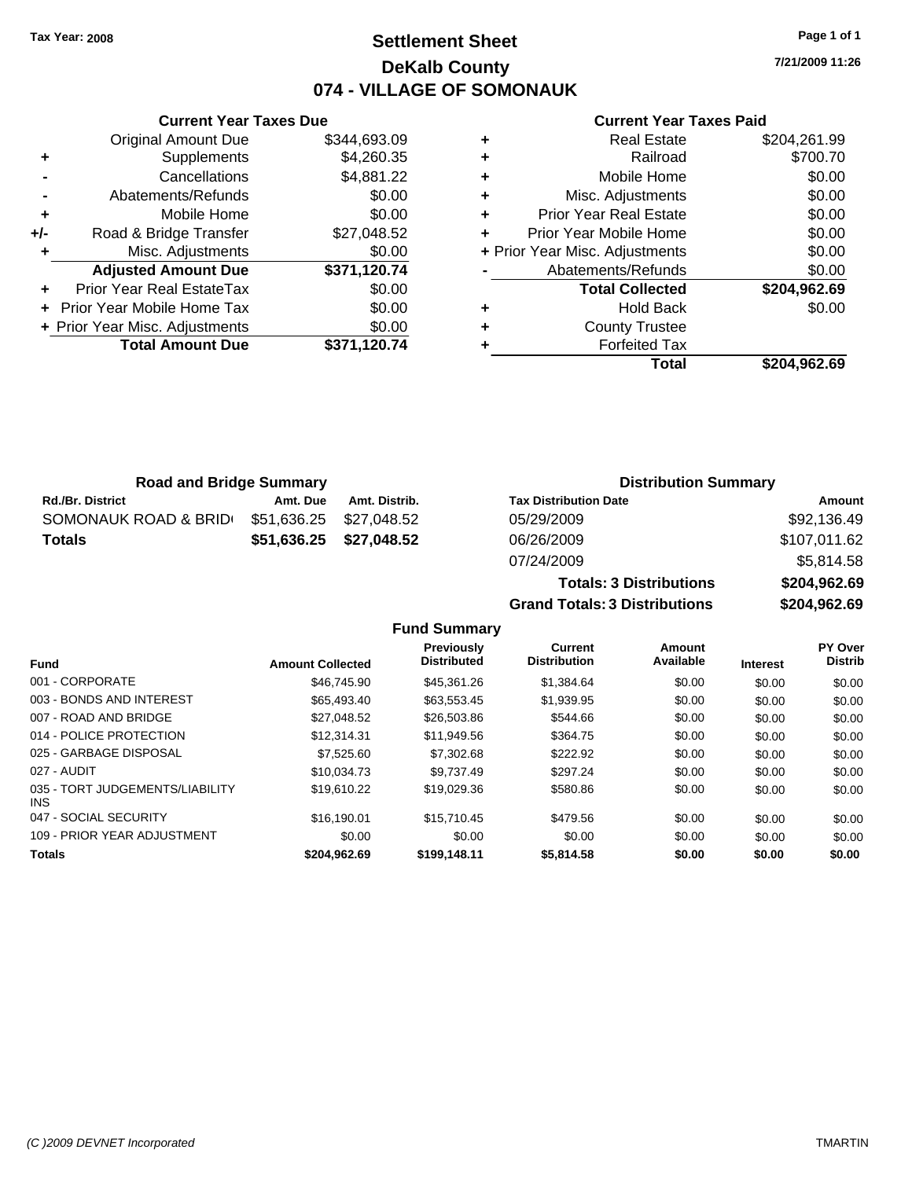Tax Year: 2008

# Settlement Sheet
## DeKalb County
## 074 - VILLAGE OF SOMONAUK

7/21/2009 11:26

### Current Year Taxes Due

| | | |
|---|---|---|
| | Original Amount Due | $344,693.09 |
| + | Supplements | $4,260.35 |
| - | Cancellations | $4,881.22 |
| - | Abatements/Refunds | $0.00 |
| + | Mobile Home | $0.00 |
| +/- | Road & Bridge Transfer | $27,048.52 |
| + | Misc. Adjustments | $0.00 |
| | **Adjusted Amount Due** | **$371,120.74** |
| + | Prior Year Real EstateTax | $0.00 |
| + | Prior Year Mobile Home Tax | $0.00 |
| + | Prior Year Misc. Adjustments | $0.00 |
| | **Total Amount Due** | **$371,120.74** |

### Current Year Taxes Paid

| | | |
|---|---|---|
| + | Real Estate | $204,261.99 |
| + | Railroad | $700.70 |
| + | Mobile Home | $0.00 |
| + | Misc. Adjustments | $0.00 |
| + | Prior Year Real Estate | $0.00 |
| + | Prior Year Mobile Home | $0.00 |
| + | Prior Year Misc. Adjustments | $0.00 |
| - | Abatements/Refunds | $0.00 |
| | **Total Collected** | **$204,962.69** |
| + | Hold Back | $0.00 |
| + | County Trustee | |
| + | Forfeited Tax | |
| | **Total** | **$204,962.69** |

### Road and Bridge Summary

| Rd./Br. District | Amt. Due | Amt. Distrib. |
|---|---|---|
| SOMONAUK ROAD & BRID( | $51,636.25 | $27,048.52 |
| **Totals** | **$51,636.25** | **$27,048.52** |

### Distribution Summary

| Tax Distribution Date | Amount |
|---|---|
| 05/29/2009 | $92,136.49 |
| 06/26/2009 | $107,011.62 |
| 07/24/2009 | $5,814.58 |
| **Totals: 3 Distributions** | **$204,962.69** |
| **Grand Totals: 3 Distributions** | **$204,962.69** |

### Fund Summary

| Fund | Amount Collected | Previously Distributed | Current Distribution | Amount Available | Interest | PY Over Distrib |
|---|---|---|---|---|---|---|
| 001 - CORPORATE | $46,745.90 | $45,361.26 | $1,384.64 | $0.00 | $0.00 | $0.00 |
| 003 - BONDS AND INTEREST | $65,493.40 | $63,553.45 | $1,939.95 | $0.00 | $0.00 | $0.00 |
| 007 - ROAD AND BRIDGE | $27,048.52 | $26,503.86 | $544.66 | $0.00 | $0.00 | $0.00 |
| 014 - POLICE PROTECTION | $12,314.31 | $11,949.56 | $364.75 | $0.00 | $0.00 | $0.00 |
| 025 - GARBAGE DISPOSAL | $7,525.60 | $7,302.68 | $222.92 | $0.00 | $0.00 | $0.00 |
| 027 - AUDIT | $10,034.73 | $9,737.49 | $297.24 | $0.00 | $0.00 | $0.00 |
| 035 - TORT JUDGEMENTS/LIABILITY INS | $19,610.22 | $19,029.36 | $580.86 | $0.00 | $0.00 | $0.00 |
| 047 - SOCIAL SECURITY | $16,190.01 | $15,710.45 | $479.56 | $0.00 | $0.00 | $0.00 |
| 109 - PRIOR YEAR ADJUSTMENT | $0.00 | $0.00 | $0.00 | $0.00 | $0.00 | $0.00 |
| **Totals** | **$204,962.69** | **$199,148.11** | **$5,814.58** | **$0.00** | **$0.00** | **$0.00** |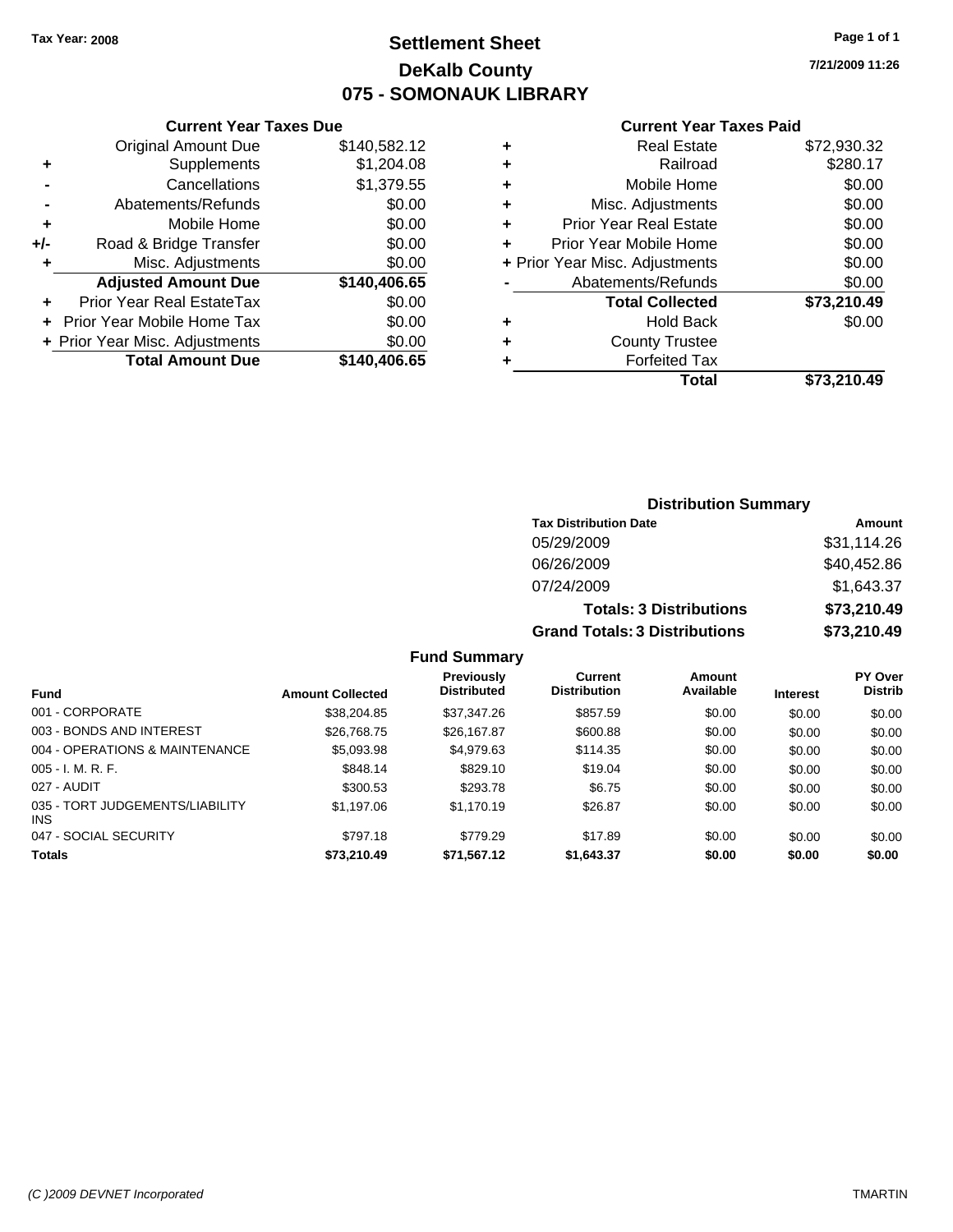**Tax Year: 2008**

# Settlement Sheet
## DeKalb County
## 075 - SOMONAUK LIBRARY

7/21/2009 11:26

### Current Year Taxes Due

| | | |
|---|---|---|
| | Original Amount Due | $140,582.12 |
| + | Supplements | $1,204.08 |
| - | Cancellations | $1,379.55 |
| - | Abatements/Refunds | $0.00 |
| + | Mobile Home | $0.00 |
| +/- | Road & Bridge Transfer | $0.00 |
| + | Misc. Adjustments | $0.00 |
| | **Adjusted Amount Due** | **$140,406.65** |
| + | Prior Year Real EstateTax | $0.00 |
| + | Prior Year Mobile Home Tax | $0.00 |
| + | Prior Year Misc. Adjustments | $0.00 |
| | **Total Amount Due** | **$140,406.65** |

### Current Year Taxes Paid

| | | |
|---|---|---|
| + | Real Estate | $72,930.32 |
| + | Railroad | $280.17 |
| + | Mobile Home | $0.00 |
| + | Misc. Adjustments | $0.00 |
| + | Prior Year Real Estate | $0.00 |
| + | Prior Year Mobile Home | $0.00 |
| + | Prior Year Misc. Adjustments | $0.00 |
| - | Abatements/Refunds | $0.00 |
| | **Total Collected** | **$73,210.49** |
| + | Hold Back | $0.00 |
| + | County Trustee | |
| + | Forfeited Tax | |
| | **Total** | **$73,210.49** |

### Distribution Summary

| Tax Distribution Date | Amount |
|---|---|
| 05/29/2009 | $31,114.26 |
| 06/26/2009 | $40,452.86 |
| 07/24/2009 | $1,643.37 |
| **Totals: 3 Distributions** | **$73,210.49** |
| **Grand Totals: 3 Distributions** | **$73,210.49** |

### Fund Summary

| Fund | Amount Collected | Previously Distributed | Current Distribution | Amount Available | Interest | PY Over Distrib |
|---|---|---|---|---|---|---|
| 001 - CORPORATE | $38,204.85 | $37,347.26 | $857.59 | $0.00 | $0.00 | $0.00 |
| 003 - BONDS AND INTEREST | $26,768.75 | $26,167.87 | $600.88 | $0.00 | $0.00 | $0.00 |
| 004 - OPERATIONS & MAINTENANCE | $5,093.98 | $4,979.63 | $114.35 | $0.00 | $0.00 | $0.00 |
| 005 - I. M. R. F. | $848.14 | $829.10 | $19.04 | $0.00 | $0.00 | $0.00 |
| 027 - AUDIT | $300.53 | $293.78 | $6.75 | $0.00 | $0.00 | $0.00 |
| 035 - TORT JUDGEMENTS/LIABILITY INS | $1,197.06 | $1,170.19 | $26.87 | $0.00 | $0.00 | $0.00 |
| 047 - SOCIAL SECURITY | $797.18 | $779.29 | $17.89 | $0.00 | $0.00 | $0.00 |
| **Totals** | **$73,210.49** | **$71,567.12** | **$1,643.37** | **$0.00** | **$0.00** | **$0.00** |

*(C )2009 DEVNET Incorporated* TMARTIN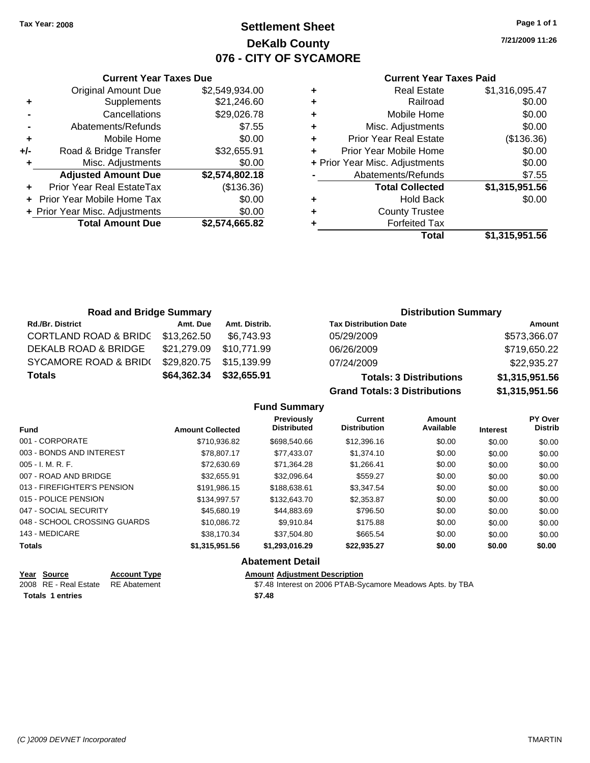Tax Year: 2008

# Settlement Sheet
## DeKalb County
## 076 - CITY OF SYCAMORE

7/21/2009 11:26

### Current Year Taxes Due

| | | |
|---|---|---|
| | Original Amount Due | $2,549,934.00 |
| + | Supplements | $21,246.60 |
| - | Cancellations | $29,026.78 |
| - | Abatements/Refunds | $7.55 |
| + | Mobile Home | $0.00 |
| +/- | Road & Bridge Transfer | $32,655.91 |
| + | Misc. Adjustments | $0.00 |
| | **Adjusted Amount Due** | **$2,574,802.18** |
| + | Prior Year Real EstateTax | ($136.36) |
| + | Prior Year Mobile Home Tax | $0.00 |
| + | Prior Year Misc. Adjustments | $0.00 |
| | **Total Amount Due** | **$2,574,665.82** |

### Current Year Taxes Paid

| | | |
|---|---|---|
| + | Real Estate | $1,316,095.47 |
| + | Railroad | $0.00 |
| + | Mobile Home | $0.00 |
| + | Misc. Adjustments | $0.00 |
| + | Prior Year Real Estate | ($136.36) |
| + | Prior Year Mobile Home | $0.00 |
| + | Prior Year Misc. Adjustments | $0.00 |
| - | Abatements/Refunds | $7.55 |
| | **Total Collected** | **$1,315,951.56** |
| + | Hold Back | $0.00 |
| + | County Trustee | |
| + | Forfeited Tax | |
| | **Total** | **$1,315,951.56** |

### Road and Bridge Summary

| Rd./Br. District | Amt. Due | Amt. Distrib. |
|---|---|---|
| CORTLAND ROAD & BRIDG | $13,262.50 | $6,743.93 |
| DEKALB ROAD & BRIDGE | $21,279.09 | $10,771.99 |
| SYCAMORE ROAD & BRID( | $29,820.75 | $15,139.99 |
| **Totals** | **$64,362.34** | **$32,655.91** |

### Distribution Summary

| Tax Distribution Date | Amount |
|---|---|
| 05/29/2009 | $573,366.07 |
| 06/26/2009 | $719,650.22 |
| 07/24/2009 | $22,935.27 |
| **Totals: 3 Distributions** | **$1,315,951.56** |
| **Grand Totals: 3 Distributions** | **$1,315,951.56** |

### Fund Summary

| Fund | Amount Collected | Previously Distributed | Current Distribution | Amount Available | Interest | PY Over Distrib |
|---|---|---|---|---|---|---|
| 001 - CORPORATE | $710,936.82 | $698,540.66 | $12,396.16 | $0.00 | $0.00 | $0.00 |
| 003 - BONDS AND INTEREST | $78,807.17 | $77,433.07 | $1,374.10 | $0.00 | $0.00 | $0.00 |
| 005 - I. M. R. F. | $72,630.69 | $71,364.28 | $1,266.41 | $0.00 | $0.00 | $0.00 |
| 007 - ROAD AND BRIDGE | $32,655.91 | $32,096.64 | $559.27 | $0.00 | $0.00 | $0.00 |
| 013 - FIREFIGHTER'S PENSION | $191,986.15 | $188,638.61 | $3,347.54 | $0.00 | $0.00 | $0.00 |
| 015 - POLICE PENSION | $134,997.57 | $132,643.70 | $2,353.87 | $0.00 | $0.00 | $0.00 |
| 047 - SOCIAL SECURITY | $45,680.19 | $44,883.69 | $796.50 | $0.00 | $0.00 | $0.00 |
| 048 - SCHOOL CROSSING GUARDS | $10,086.72 | $9,910.84 | $175.88 | $0.00 | $0.00 | $0.00 |
| 143 - MEDICARE | $38,170.34 | $37,504.80 | $665.54 | $0.00 | $0.00 | $0.00 |
| **Totals** | **$1,315,951.56** | **$1,293,016.29** | **$22,935.27** | **$0.00** | **$0.00** | **$0.00** |

### Abatement Detail

| Year | Source | Account Type | Amount | Adjustment Description |
|---|---|---|---|---|
| 2008 | RE - Real Estate | RE Abatement | $7.48 | Interest on 2006 PTAB-Sycamore Meadows Apts. by TBA |
| **Totals 1 entries** | | | **$7.48** | |

(C )2009 DEVNET Incorporated — TMARTIN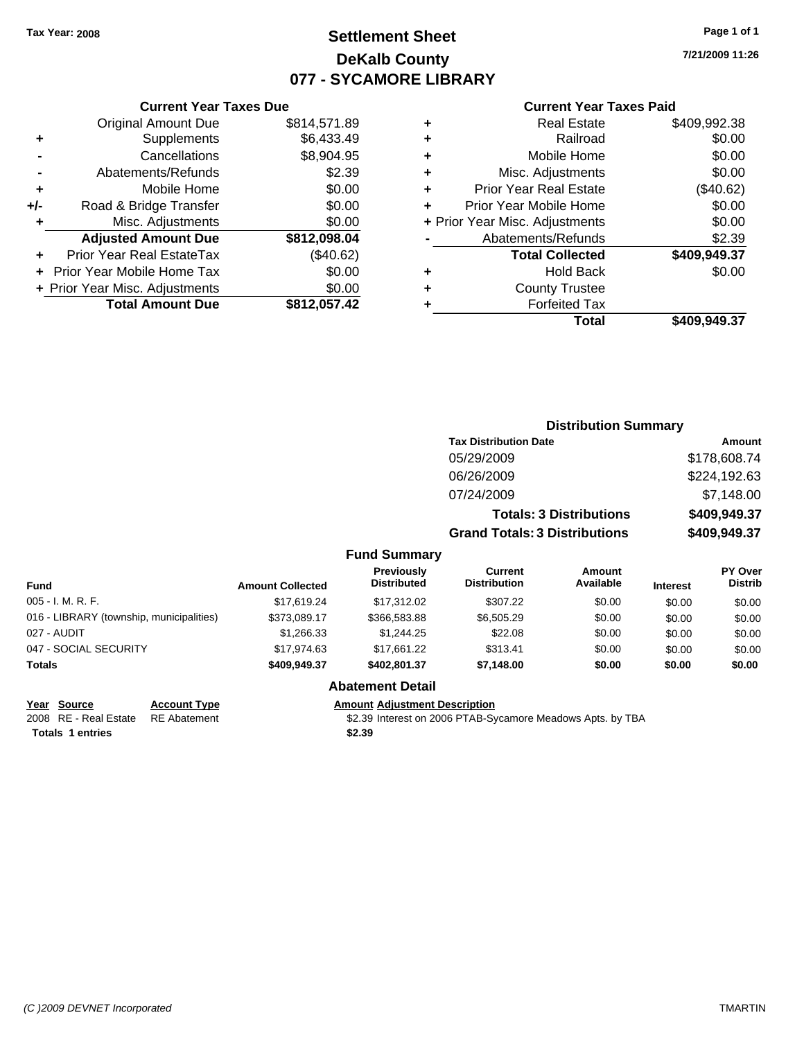**Tax Year: 2008**

# Settlement Sheet
## DeKalb County
## 077 - SYCAMORE LIBRARY

7/21/2009 11:26

### Current Year Taxes Due

| | | |
|---|---|---|
| | Original Amount Due | $814,571.89 |
| + | Supplements | $6,433.49 |
| - | Cancellations | $8,904.95 |
| - | Abatements/Refunds | $2.39 |
| + | Mobile Home | $0.00 |
| +/- | Road & Bridge Transfer | $0.00 |
| + | Misc. Adjustments | $0.00 |
| | **Adjusted Amount Due** | **$812,098.04** |
| + | Prior Year Real EstateTax | ($40.62) |
| + | Prior Year Mobile Home Tax | $0.00 |
| + | Prior Year Misc. Adjustments | $0.00 |
| | **Total Amount Due** | **$812,057.42** |

### Current Year Taxes Paid

| | | |
|---|---|---|
| + | Real Estate | $409,992.38 |
| + | Railroad | $0.00 |
| + | Mobile Home | $0.00 |
| + | Misc. Adjustments | $0.00 |
| + | Prior Year Real Estate | ($40.62) |
| + | Prior Year Mobile Home | $0.00 |
| + | Prior Year Misc. Adjustments | $0.00 |
| - | Abatements/Refunds | $2.39 |
| | **Total Collected** | **$409,949.37** |
| + | Hold Back | $0.00 |
| + | County Trustee | |
| + | Forfeited Tax | |
| | **Total** | **$409,949.37** |

### Distribution Summary

| Tax Distribution Date | Amount |
|---|---|
| 05/29/2009 | $178,608.74 |
| 06/26/2009 | $224,192.63 |
| 07/24/2009 | $7,148.00 |
| **Totals: 3 Distributions** | **$409,949.37** |
| **Grand Totals: 3 Distributions** | **$409,949.37** |

### Fund Summary

| Fund | Amount Collected | Previously Distributed | Current Distribution | Amount Available | Interest | PY Over Distrib |
|---|---|---|---|---|---|---|
| 005 - I. M. R. F. | $17,619.24 | $17,312.02 | $307.22 | $0.00 | $0.00 | $0.00 |
| 016 - LIBRARY (township, municipalities) | $373,089.17 | $366,583.88 | $6,505.29 | $0.00 | $0.00 | $0.00 |
| 027 - AUDIT | $1,266.33 | $1,244.25 | $22.08 | $0.00 | $0.00 | $0.00 |
| 047 - SOCIAL SECURITY | $17,974.63 | $17,661.22 | $313.41 | $0.00 | $0.00 | $0.00 |
| **Totals** | **$409,949.37** | **$402,801.37** | **$7,148.00** | **$0.00** | **$0.00** | **$0.00** |

### Abatement Detail

| Year | Source | Account Type | Amount | Adjustment Description |
|---|---|---|---|---|
| 2008 | RE - Real Estate | RE Abatement | $2.39 | Interest on 2006 PTAB-Sycamore Meadows Apts. by TBA |
| **Totals** | **1 entries** | | **$2.39** | |

(C )2009 DEVNET Incorporated TMARTIN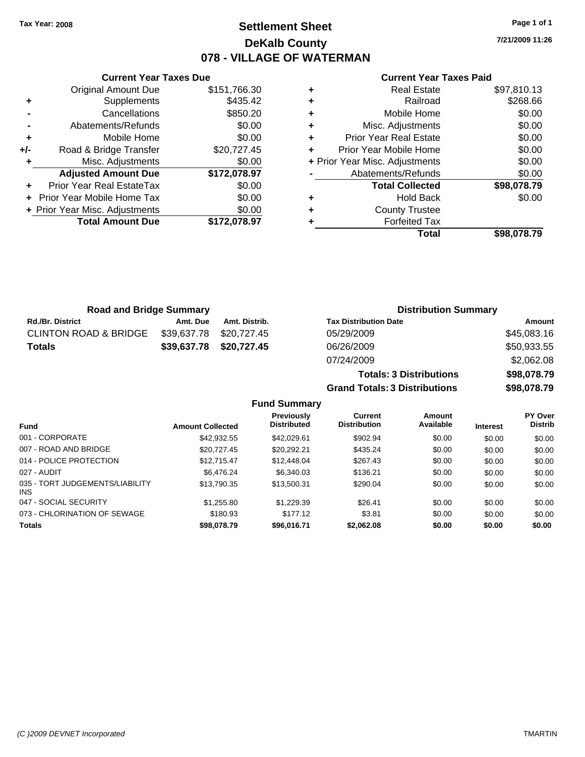**Tax Year: 2008**

# Settlement Sheet
## DeKalb County
## 078 - VILLAGE OF WATERMAN

7/21/2009 11:26

### Current Year Taxes Due

| | | |
|---|---|---|
| | Original Amount Due | $151,766.30 |
| + | Supplements | $435.42 |
| - | Cancellations | $850.20 |
| - | Abatements/Refunds | $0.00 |
| + | Mobile Home | $0.00 |
| +/- | Road & Bridge Transfer | $20,727.45 |
| + | Misc. Adjustments | $0.00 |
| | **Adjusted Amount Due** | **$172,078.97** |
| + | Prior Year Real EstateTax | $0.00 |
| + | Prior Year Mobile Home Tax | $0.00 |
| + | Prior Year Misc. Adjustments | $0.00 |
| | **Total Amount Due** | **$172,078.97** |

### Current Year Taxes Paid

| | | |
|---|---|---|
| + | Real Estate | $97,810.13 |
| + | Railroad | $268.66 |
| + | Mobile Home | $0.00 |
| + | Misc. Adjustments | $0.00 |
| + | Prior Year Real Estate | $0.00 |
| + | Prior Year Mobile Home | $0.00 |
| + | Prior Year Misc. Adjustments | $0.00 |
| - | Abatements/Refunds | $0.00 |
| | **Total Collected** | **$98,078.79** |
| + | Hold Back | $0.00 |
| + | County Trustee | |
| + | Forfeited Tax | |
| | **Total** | **$98,078.79** |

### Road and Bridge Summary

| Rd./Br. District | Amt. Due | Amt. Distrib. |
|---|---|---|
| CLINTON ROAD & BRIDGE | $39,637.78 | $20,727.45 |
| **Totals** | **$39,637.78** | **$20,727.45** |

### Distribution Summary

| Tax Distribution Date | Amount |
|---|---|
| 05/29/2009 | $45,083.16 |
| 06/26/2009 | $50,933.55 |
| 07/24/2009 | $2,062.08 |
| **Totals: 3 Distributions** | **$98,078.79** |
| **Grand Totals: 3 Distributions** | **$98,078.79** |

### Fund Summary

| Fund | Amount Collected | Previously Distributed | Current Distribution | Amount Available | Interest | PY Over Distrib |
|---|---|---|---|---|---|---|
| 001 - CORPORATE | $42,932.55 | $42,029.61 | $902.94 | $0.00 | $0.00 | $0.00 |
| 007 - ROAD AND BRIDGE | $20,727.45 | $20,292.21 | $435.24 | $0.00 | $0.00 | $0.00 |
| 014 - POLICE PROTECTION | $12,715.47 | $12,448.04 | $267.43 | $0.00 | $0.00 | $0.00 |
| 027 - AUDIT | $6,476.24 | $6,340.03 | $136.21 | $0.00 | $0.00 | $0.00 |
| 035 - TORT JUDGEMENTS/LIABILITY INS | $13,790.35 | $13,500.31 | $290.04 | $0.00 | $0.00 | $0.00 |
| 047 - SOCIAL SECURITY | $1,255.80 | $1,229.39 | $26.41 | $0.00 | $0.00 | $0.00 |
| 073 - CHLORINATION OF SEWAGE | $180.93 | $177.12 | $3.81 | $0.00 | $0.00 | $0.00 |
| **Totals** | **$98,078.79** | **$96,016.71** | **$2,062.08** | **$0.00** | **$0.00** | **$0.00** |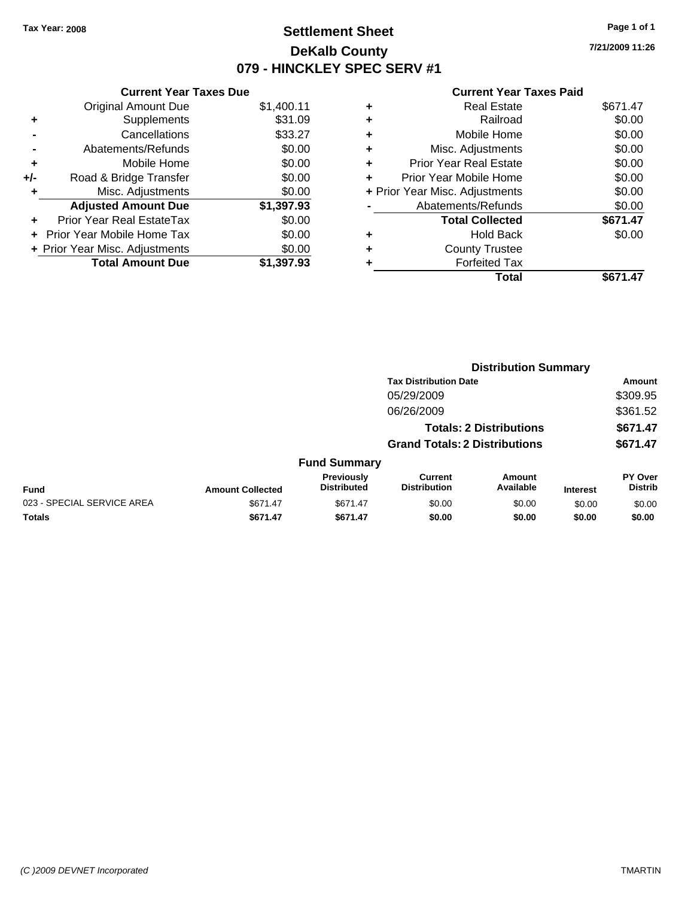Tax Year: 2008

# Settlement Sheet

## DeKalb County

## 079 - HINCKLEY SPEC SERV #1

7/21/2009 11:26

### Current Year Taxes Due

| | | |
|---|---|---|
| | Original Amount Due | $1,400.11 |
| + | Supplements | $31.09 |
| - | Cancellations | $33.27 |
| - | Abatements/Refunds | $0.00 |
| + | Mobile Home | $0.00 |
| +/- | Road & Bridge Transfer | $0.00 |
| + | Misc. Adjustments | $0.00 |
| | **Adjusted Amount Due** | **$1,397.93** |
| + | Prior Year Real EstateTax | $0.00 |
| + | Prior Year Mobile Home Tax | $0.00 |
| + | Prior Year Misc. Adjustments | $0.00 |
| | **Total Amount Due** | **$1,397.93** |

### Current Year Taxes Paid

| | | |
|---|---|---|
| + | Real Estate | $671.47 |
| + | Railroad | $0.00 |
| + | Mobile Home | $0.00 |
| + | Misc. Adjustments | $0.00 |
| + | Prior Year Real Estate | $0.00 |
| + | Prior Year Mobile Home | $0.00 |
| + | Prior Year Misc. Adjustments | $0.00 |
| - | Abatements/Refunds | $0.00 |
| | **Total Collected** | **$671.47** |
| + | Hold Back | $0.00 |
| + | County Trustee | |
| + | Forfeited Tax | |
| | **Total** | **$671.47** |

### Distribution Summary

| Tax Distribution Date | Amount |
|---|---|
| 05/29/2009 | $309.95 |
| 06/26/2009 | $361.52 |
| **Totals: 2 Distributions** | **$671.47** |
| **Grand Totals: 2 Distributions** | **$671.47** |

### Fund Summary

| Fund | Amount Collected | Previously Distributed | Current Distribution | Amount Available | Interest | PY Over Distrib |
|---|---|---|---|---|---|---|
| 023 - SPECIAL SERVICE AREA | $671.47 | $671.47 | $0.00 | $0.00 | $0.00 | $0.00 |
| **Totals** | **$671.47** | **$671.47** | **$0.00** | **$0.00** | **$0.00** | **$0.00** |

(C )2009 DEVNET Incorporated TMARTIN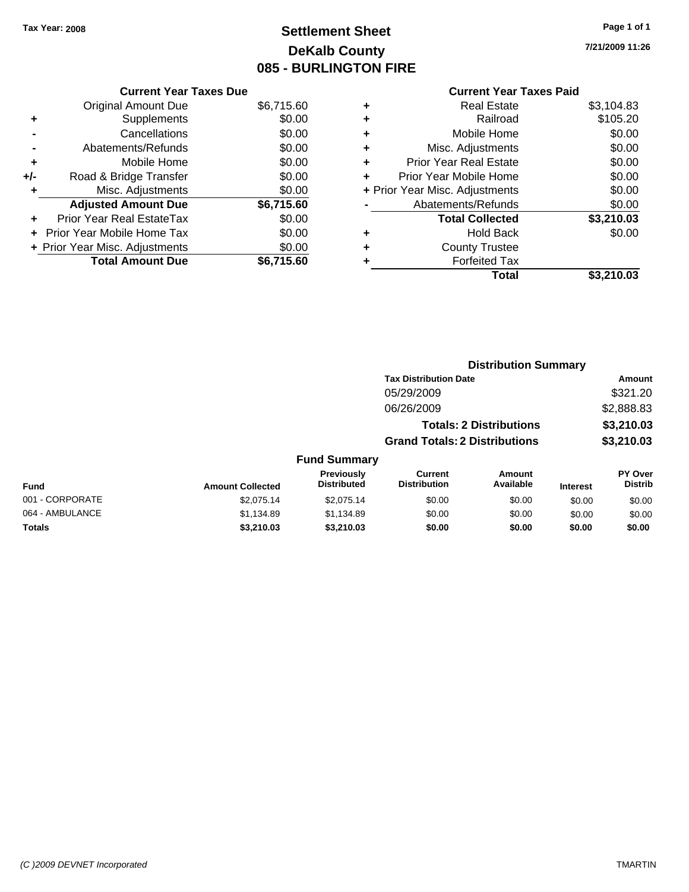Tax Year: 2008

# Settlement Sheet
## DeKalb County
## 085 - BURLINGTON FIRE

7/21/2009 11:26

| | Current Year Taxes Due | |
|---|---|---|
| | Original Amount Due | $6,715.60 |
| + | Supplements | $0.00 |
| - | Cancellations | $0.00 |
| - | Abatements/Refunds | $0.00 |
| + | Mobile Home | $0.00 |
| +/- | Road & Bridge Transfer | $0.00 |
| + | Misc. Adjustments | $0.00 |
| | **Adjusted Amount Due** | **$6,715.60** |
| + | Prior Year Real EstateTax | $0.00 |
| + | Prior Year Mobile Home Tax | $0.00 |
| + | Prior Year Misc. Adjustments | $0.00 |
| | **Total Amount Due** | **$6,715.60** |

| | Current Year Taxes Paid | |
|---|---|---|
| + | Real Estate | $3,104.83 |
| + | Railroad | $105.20 |
| + | Mobile Home | $0.00 |
| + | Misc. Adjustments | $0.00 |
| + | Prior Year Real Estate | $0.00 |
| + | Prior Year Mobile Home | $0.00 |
| + | Prior Year Misc. Adjustments | $0.00 |
| - | Abatements/Refunds | $0.00 |
| | **Total Collected** | **$3,210.03** |
| + | Hold Back | $0.00 |
| + | County Trustee | |
| + | Forfeited Tax | |
| | **Total** | **$3,210.03** |

### Distribution Summary

| Tax Distribution Date | Amount |
|---|---|
| 05/29/2009 | $321.20 |
| 06/26/2009 | $2,888.83 |
| **Totals: 2 Distributions** | **$3,210.03** |
| **Grand Totals: 2 Distributions** | **$3,210.03** |

### Fund Summary

| Fund | Amount Collected | Previously Distributed | Current Distribution | Amount Available | Interest | PY Over Distrib |
|---|---|---|---|---|---|---|
| 001 - CORPORATE | $2,075.14 | $2,075.14 | $0.00 | $0.00 | $0.00 | $0.00 |
| 064 - AMBULANCE | $1,134.89 | $1,134.89 | $0.00 | $0.00 | $0.00 | $0.00 |
| **Totals** | **$3,210.03** | **$3,210.03** | **$0.00** | **$0.00** | **$0.00** | **$0.00** |

(C )2009 DEVNET Incorporated TMARTIN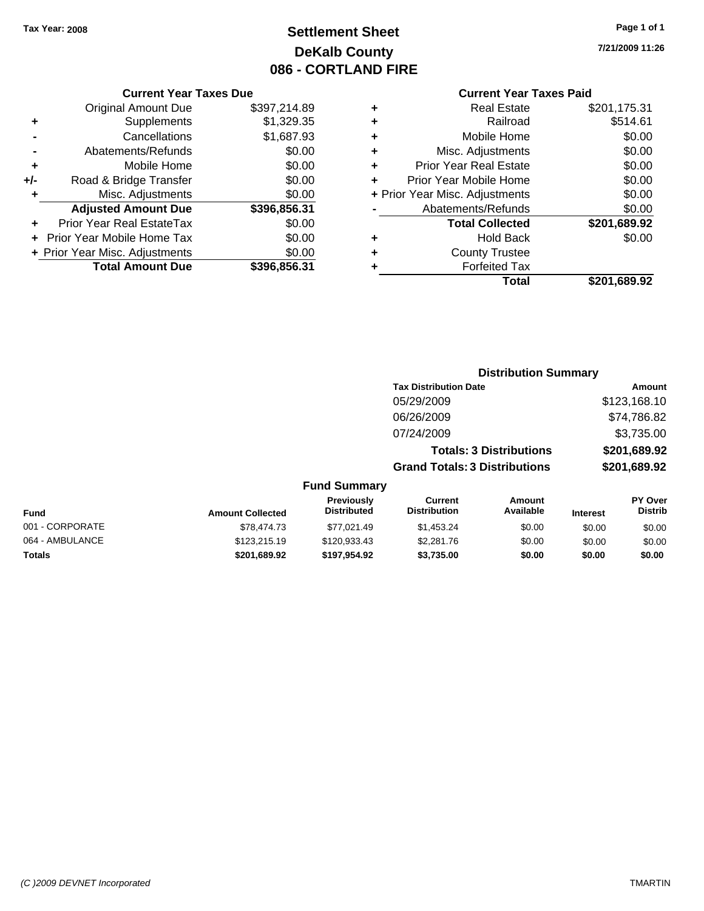Tax Year: 2008

# Settlement Sheet
## DeKalb County
## 086 - CORTLAND FIRE

7/21/2009 11:26

### Current Year Taxes Due

| | | |
|---|---|---|
| | Original Amount Due | $397,214.89 |
| + | Supplements | $1,329.35 |
| - | Cancellations | $1,687.93 |
| - | Abatements/Refunds | $0.00 |
| + | Mobile Home | $0.00 |
| +/- | Road & Bridge Transfer | $0.00 |
| + | Misc. Adjustments | $0.00 |
| | **Adjusted Amount Due** | **$396,856.31** |
| + | Prior Year Real EstateTax | $0.00 |
| + | Prior Year Mobile Home Tax | $0.00 |
| + | Prior Year Misc. Adjustments | $0.00 |
| | **Total Amount Due** | **$396,856.31** |

### Current Year Taxes Paid

| | | |
|---|---|---|
| + | Real Estate | $201,175.31 |
| + | Railroad | $514.61 |
| + | Mobile Home | $0.00 |
| + | Misc. Adjustments | $0.00 |
| + | Prior Year Real Estate | $0.00 |
| + | Prior Year Mobile Home | $0.00 |
| + | Prior Year Misc. Adjustments | $0.00 |
| - | Abatements/Refunds | $0.00 |
| | **Total Collected** | **$201,689.92** |
| + | Hold Back | $0.00 |
| + | County Trustee | |
| + | Forfeited Tax | |
| | **Total** | **$201,689.92** |

### Distribution Summary

| Tax Distribution Date | Amount |
|---|---|
| 05/29/2009 | $123,168.10 |
| 06/26/2009 | $74,786.82 |
| 07/24/2009 | $3,735.00 |
| **Totals: 3 Distributions** | **$201,689.92** |
| **Grand Totals: 3 Distributions** | **$201,689.92** |

### Fund Summary

| Fund | Amount Collected | Previously Distributed | Current Distribution | Amount Available | Interest | PY Over Distrib |
|---|---|---|---|---|---|---|
| 001 - CORPORATE | $78,474.73 | $77,021.49 | $1,453.24 | $0.00 | $0.00 | $0.00 |
| 064 - AMBULANCE | $123,215.19 | $120,933.43 | $2,281.76 | $0.00 | $0.00 | $0.00 |
| **Totals** | **$201,689.92** | **$197,954.92** | **$3,735.00** | **$0.00** | **$0.00** | **$0.00** |

(C )2009 DEVNET Incorporated TMARTIN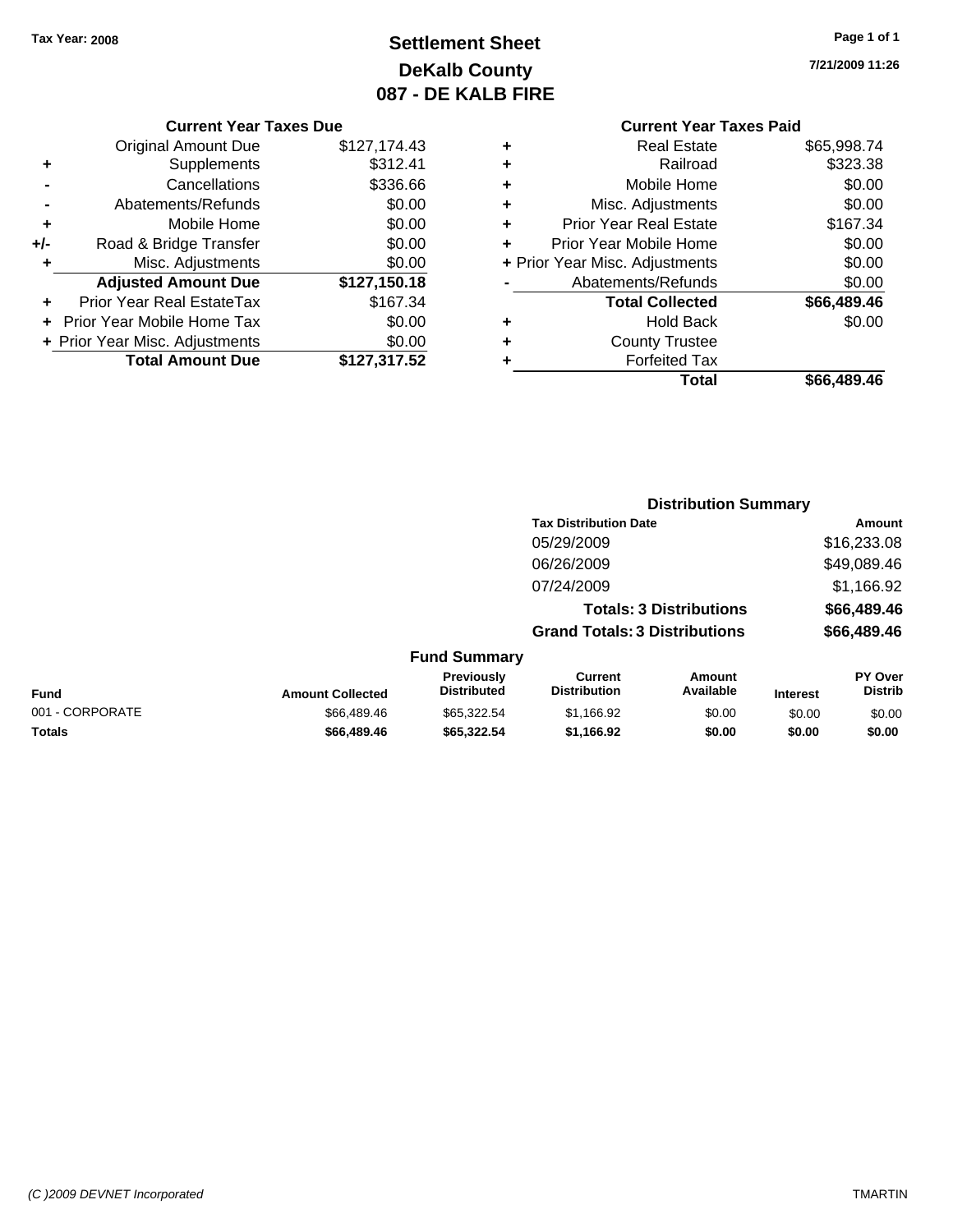Tax Year: 2008

# Settlement Sheet
## DeKalb County
## 087 - DE KALB FIRE

7/21/2009 11:26

### Current Year Taxes Due

| | | |
|---|---|---|
| | Original Amount Due | $127,174.43 |
| + | Supplements | $312.41 |
| - | Cancellations | $336.66 |
| - | Abatements/Refunds | $0.00 |
| + | Mobile Home | $0.00 |
| +/- | Road & Bridge Transfer | $0.00 |
| + | Misc. Adjustments | $0.00 |
| | **Adjusted Amount Due** | **$127,150.18** |
| + | Prior Year Real EstateTax | $167.34 |
| + | Prior Year Mobile Home Tax | $0.00 |
| + | Prior Year Misc. Adjustments | $0.00 |
| | **Total Amount Due** | **$127,317.52** |

### Current Year Taxes Paid

| | | |
|---|---|---|
| + | Real Estate | $65,998.74 |
| + | Railroad | $323.38 |
| + | Mobile Home | $0.00 |
| + | Misc. Adjustments | $0.00 |
| + | Prior Year Real Estate | $167.34 |
| + | Prior Year Mobile Home | $0.00 |
| + | Prior Year Misc. Adjustments | $0.00 |
| - | Abatements/Refunds | $0.00 |
| | **Total Collected** | **$66,489.46** |
| + | Hold Back | $0.00 |
| + | County Trustee | |
| + | Forfeited Tax | |
| | **Total** | **$66,489.46** |

### Distribution Summary

| Tax Distribution Date | Amount |
|---|---|
| 05/29/2009 | $16,233.08 |
| 06/26/2009 | $49,089.46 |
| 07/24/2009 | $1,166.92 |
| **Totals: 3 Distributions** | **$66,489.46** |
| **Grand Totals: 3 Distributions** | **$66,489.46** |

### Fund Summary

| Fund | Amount Collected | Previously Distributed | Current Distribution | Amount Available | Interest | PY Over Distrib |
|---|---|---|---|---|---|---|
| 001 - CORPORATE | $66,489.46 | $65,322.54 | $1,166.92 | $0.00 | $0.00 | $0.00 |
| **Totals** | **$66,489.46** | **$65,322.54** | **$1,166.92** | **$0.00** | **$0.00** | **$0.00** |

(C )2009 DEVNET Incorporated TMARTIN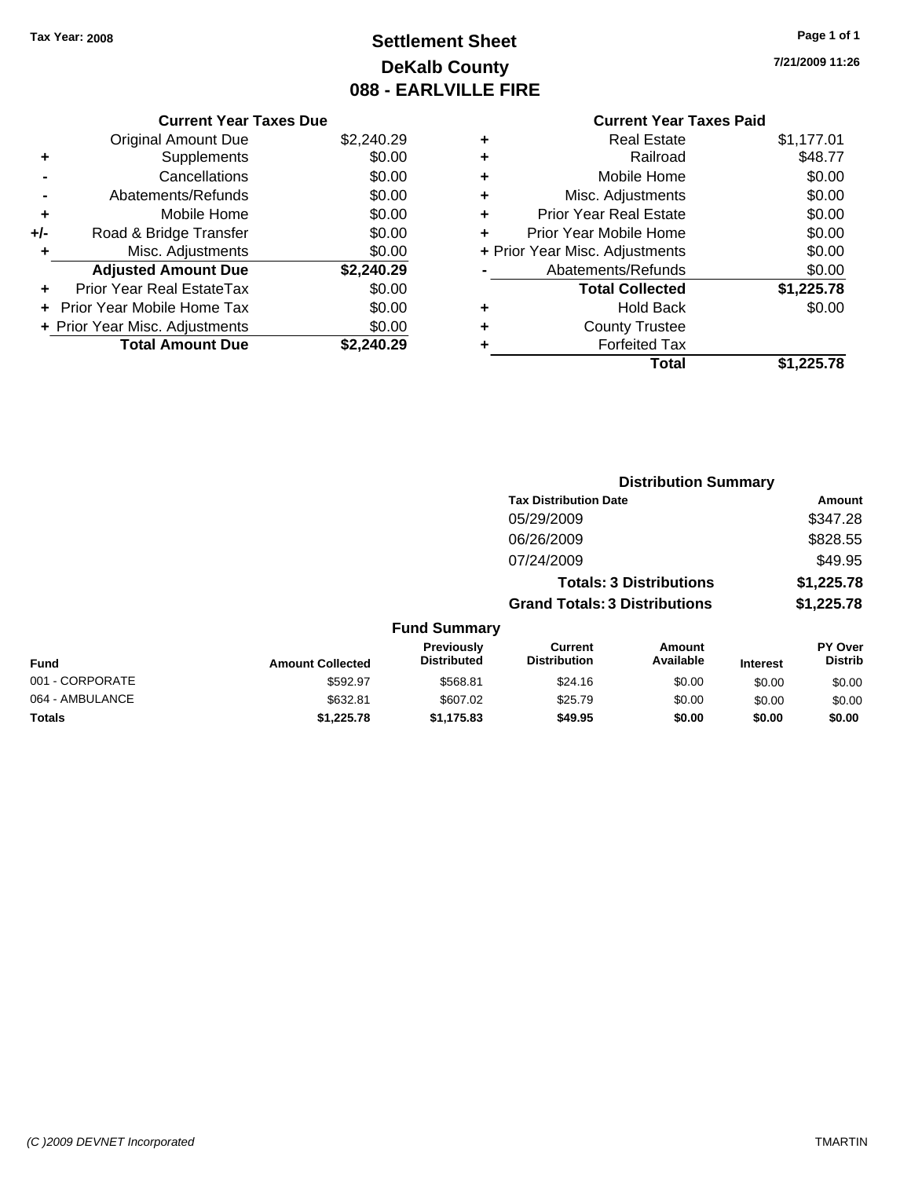Tax Year: 2008

# Settlement Sheet
## DeKalb County
## 088 - EARLVILLE FIRE

7/21/2009 11:26

| | Current Year Taxes Due | |
|---|---|---|
| | Original Amount Due | $2,240.29 |
| + | Supplements | $0.00 |
| - | Cancellations | $0.00 |
| - | Abatements/Refunds | $0.00 |
| + | Mobile Home | $0.00 |
| +/- | Road & Bridge Transfer | $0.00 |
| + | Misc. Adjustments | $0.00 |
| | **Adjusted Amount Due** | **$2,240.29** |
| + | Prior Year Real EstateTax | $0.00 |
| + | Prior Year Mobile Home Tax | $0.00 |
| + | Prior Year Misc. Adjustments | $0.00 |
| | **Total Amount Due** | **$2,240.29** |

| | Current Year Taxes Paid | |
|---|---|---|
| + | Real Estate | $1,177.01 |
| + | Railroad | $48.77 |
| + | Mobile Home | $0.00 |
| + | Misc. Adjustments | $0.00 |
| + | Prior Year Real Estate | $0.00 |
| + | Prior Year Mobile Home | $0.00 |
| + | Prior Year Misc. Adjustments | $0.00 |
| - | Abatements/Refunds | $0.00 |
| | **Total Collected** | **$1,225.78** |
| + | Hold Back | $0.00 |
| + | County Trustee | |
| + | Forfeited Tax | |
| | **Total** | **$1,225.78** |

### Distribution Summary

| Tax Distribution Date | Amount |
|---|---|
| 05/29/2009 | $347.28 |
| 06/26/2009 | $828.55 |
| 07/24/2009 | $49.95 |
| **Totals: 3 Distributions** | **$1,225.78** |
| **Grand Totals: 3 Distributions** | **$1,225.78** |

### Fund Summary

| Fund | Amount Collected | Previously Distributed | Current Distribution | Amount Available | Interest | PY Over Distrib |
|---|---|---|---|---|---|---|
| 001 - CORPORATE | $592.97 | $568.81 | $24.16 | $0.00 | $0.00 | $0.00 |
| 064 - AMBULANCE | $632.81 | $607.02 | $25.79 | $0.00 | $0.00 | $0.00 |
| **Totals** | **$1,225.78** | **$1,175.83** | **$49.95** | **$0.00** | **$0.00** | **$0.00** |

(C )2009 DEVNET Incorporated TMARTIN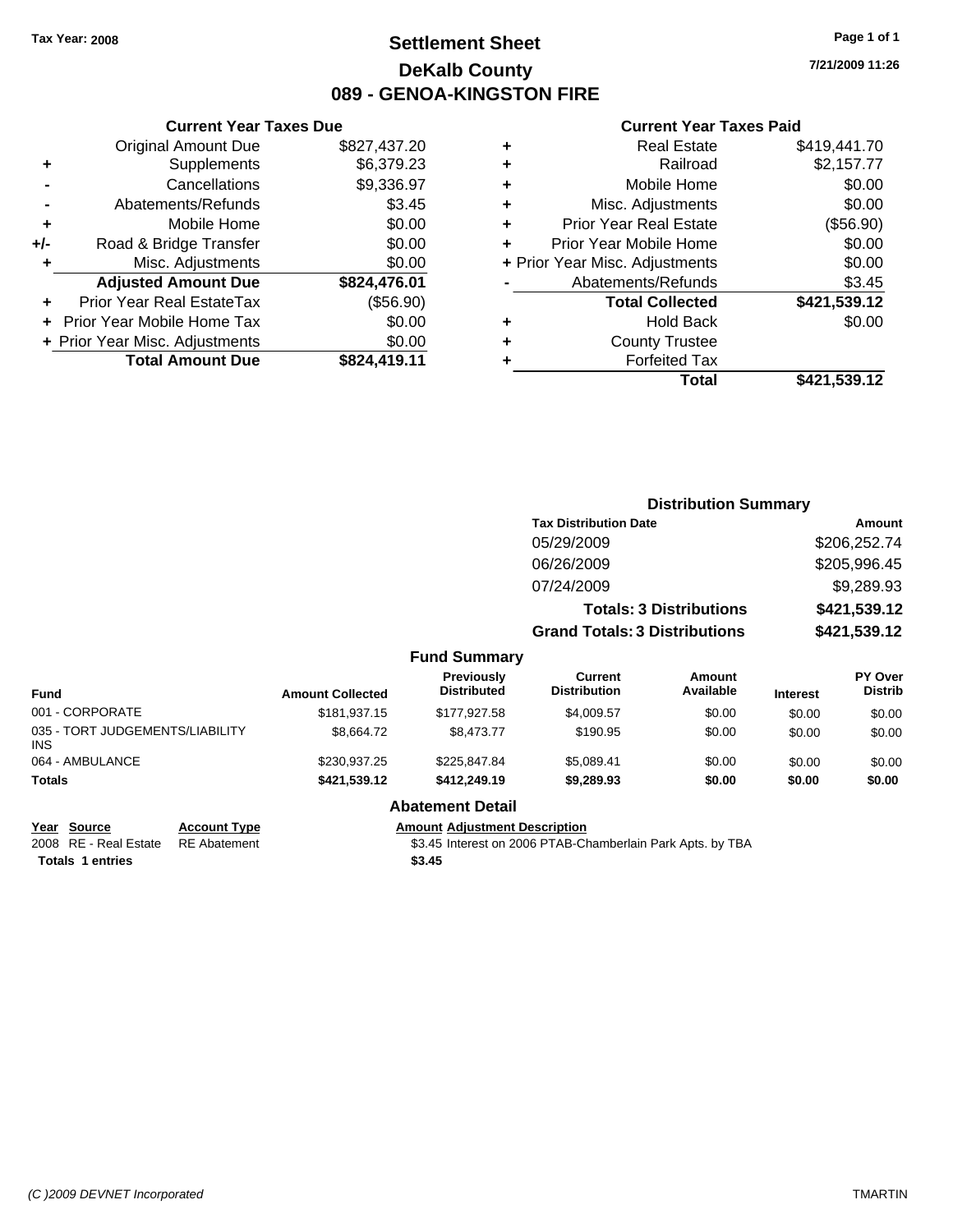Tax Year: 2008

# Settlement Sheet
## DeKalb County
## 089 - GENOA-KINGSTON FIRE

7/21/2009 11:26

### Current Year Taxes Due

| | | |
|---|---|---|
| | Original Amount Due | $827,437.20 |
| + | Supplements | $6,379.23 |
| - | Cancellations | $9,336.97 |
| - | Abatements/Refunds | $3.45 |
| + | Mobile Home | $0.00 |
| +/- | Road & Bridge Transfer | $0.00 |
| + | Misc. Adjustments | $0.00 |
| | **Adjusted Amount Due** | **$824,476.01** |
| + | Prior Year Real EstateTax | ($56.90) |
| + | Prior Year Mobile Home Tax | $0.00 |
| + | Prior Year Misc. Adjustments | $0.00 |
| | **Total Amount Due** | **$824,419.11** |

### Current Year Taxes Paid

| | | |
|---|---|---|
| + | Real Estate | $419,441.70 |
| + | Railroad | $2,157.77 |
| + | Mobile Home | $0.00 |
| + | Misc. Adjustments | $0.00 |
| + | Prior Year Real Estate | ($56.90) |
| + | Prior Year Mobile Home | $0.00 |
| + | Prior Year Misc. Adjustments | $0.00 |
| - | Abatements/Refunds | $3.45 |
| | **Total Collected** | **$421,539.12** |
| + | Hold Back | $0.00 |
| + | County Trustee | |
| + | Forfeited Tax | |
| | **Total** | **$421,539.12** |

### Distribution Summary

| Tax Distribution Date | Amount |
|---|---|
| 05/29/2009 | $206,252.74 |
| 06/26/2009 | $205,996.45 |
| 07/24/2009 | $9,289.93 |
| **Totals: 3 Distributions** | **$421,539.12** |
| **Grand Totals: 3 Distributions** | **$421,539.12** |

### Fund Summary

| Fund | Amount Collected | Previously Distributed | Current Distribution | Amount Available | Interest | PY Over Distrib |
|---|---|---|---|---|---|---|
| 001 - CORPORATE | $181,937.15 | $177,927.58 | $4,009.57 | $0.00 | $0.00 | $0.00 |
| 035 - TORT JUDGEMENTS/LIABILITY INS | $8,664.72 | $8,473.77 | $190.95 | $0.00 | $0.00 | $0.00 |
| 064 - AMBULANCE | $230,937.25 | $225,847.84 | $5,089.41 | $0.00 | $0.00 | $0.00 |
| **Totals** | **$421,539.12** | **$412,249.19** | **$9,289.93** | **$0.00** | **$0.00** | **$0.00** |

### Abatement Detail

| Year | Source | Account Type | Amount | Adjustment Description |
|---|---|---|---|---|
| 2008 | RE - Real Estate | RE Abatement | $3.45 | Interest on 2006 PTAB-Chamberlain Park Apts. by TBA |
| **Totals 1 entries** | | | **$3.45** | |

(C )2009 DEVNET Incorporated TMARTIN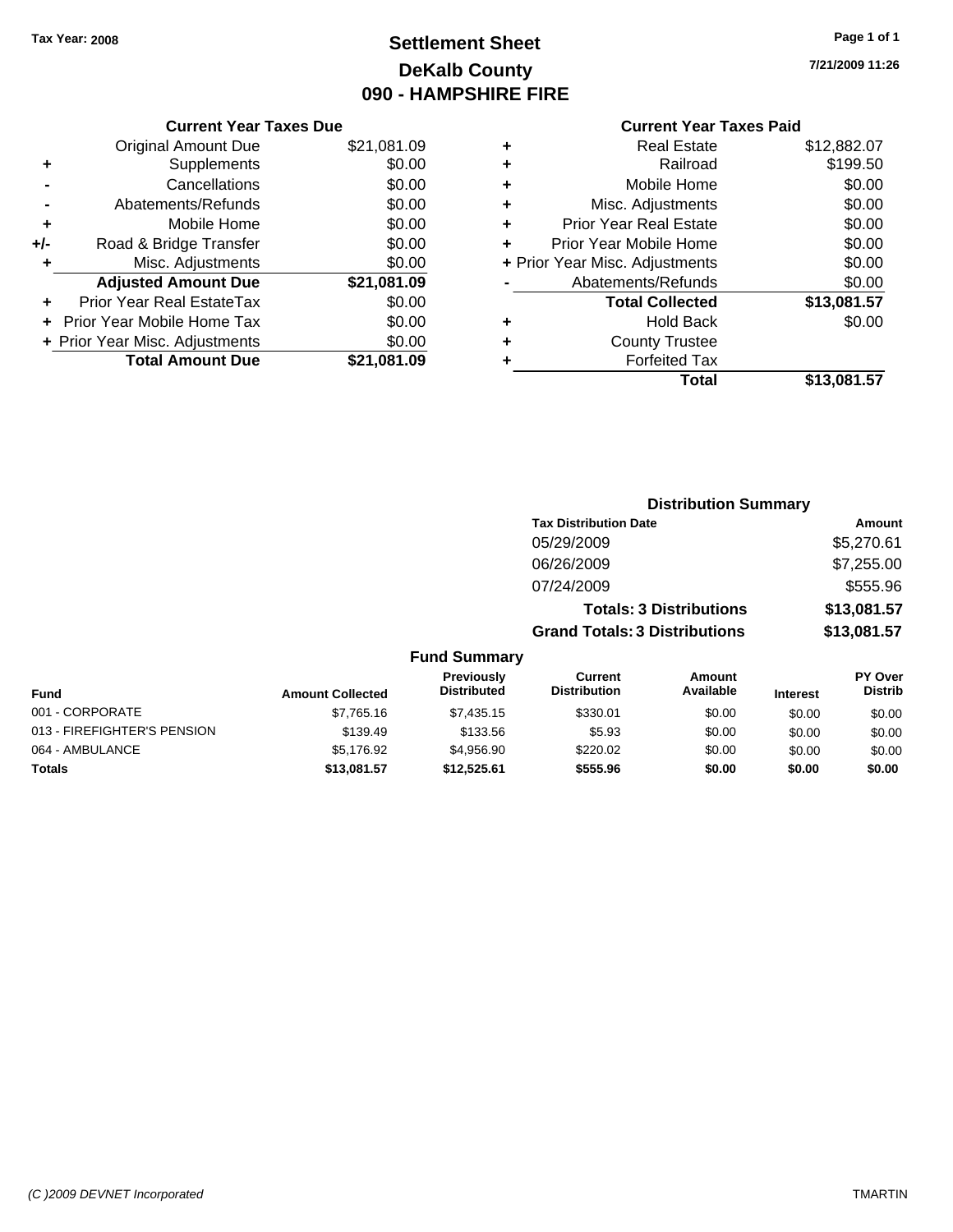Tax Year: 2008

# Settlement Sheet
## DeKalb County
## 090 - HAMPSHIRE FIRE

7/21/2009 11:26

### Current Year Taxes Due

| | | |
|---|---|---|
| | Original Amount Due | $21,081.09 |
| + | Supplements | $0.00 |
| - | Cancellations | $0.00 |
| - | Abatements/Refunds | $0.00 |
| + | Mobile Home | $0.00 |
| +/- | Road & Bridge Transfer | $0.00 |
| + | Misc. Adjustments | $0.00 |
| | **Adjusted Amount Due** | **$21,081.09** |
| + | Prior Year Real EstateTax | $0.00 |
| + | Prior Year Mobile Home Tax | $0.00 |
| + | Prior Year Misc. Adjustments | $0.00 |
| | **Total Amount Due** | **$21,081.09** |

### Current Year Taxes Paid

| | | |
|---|---|---|
| + | Real Estate | $12,882.07 |
| + | Railroad | $199.50 |
| + | Mobile Home | $0.00 |
| + | Misc. Adjustments | $0.00 |
| + | Prior Year Real Estate | $0.00 |
| + | Prior Year Mobile Home | $0.00 |
| + | Prior Year Misc. Adjustments | $0.00 |
| - | Abatements/Refunds | $0.00 |
| | **Total Collected** | **$13,081.57** |
| + | Hold Back | $0.00 |
| + | County Trustee | |
| + | Forfeited Tax | |
| | **Total** | **$13,081.57** |

### Distribution Summary

| Tax Distribution Date | Amount |
|---|---|
| 05/29/2009 | $5,270.61 |
| 06/26/2009 | $7,255.00 |
| 07/24/2009 | $555.96 |
| **Totals: 3 Distributions** | **$13,081.57** |
| **Grand Totals: 3 Distributions** | **$13,081.57** |

### Fund Summary

| Fund | Amount Collected | Previously Distributed | Current Distribution | Amount Available | Interest | PY Over Distrib |
|---|---|---|---|---|---|---|
| 001 - CORPORATE | $7,765.16 | $7,435.15 | $330.01 | $0.00 | $0.00 | $0.00 |
| 013 - FIREFIGHTER'S PENSION | $139.49 | $133.56 | $5.93 | $0.00 | $0.00 | $0.00 |
| 064 - AMBULANCE | $5,176.92 | $4,956.90 | $220.02 | $0.00 | $0.00 | $0.00 |
| **Totals** | **$13,081.57** | **$12,525.61** | **$555.96** | **$0.00** | **$0.00** | **$0.00** |

(C )2009 DEVNET Incorporated TMARTIN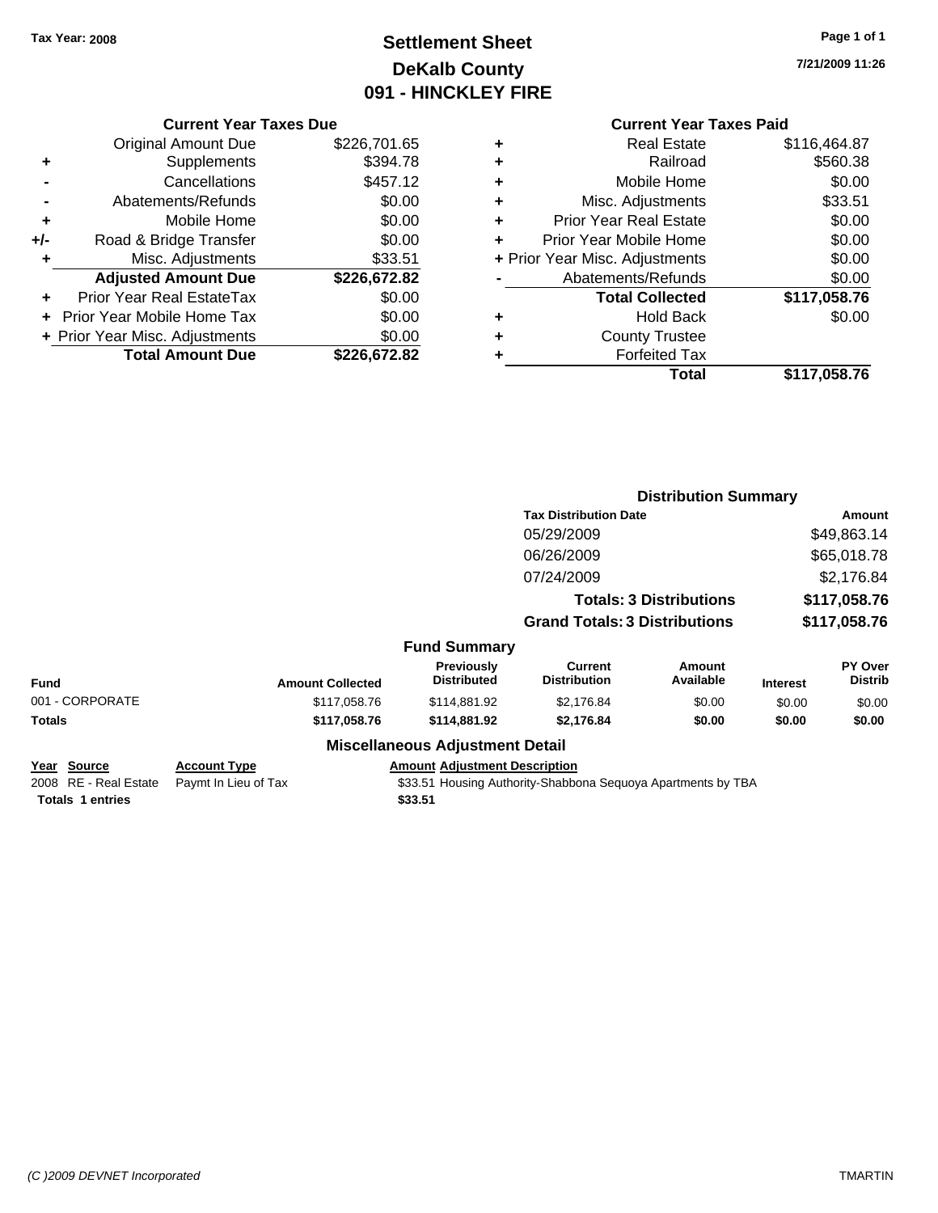Tax Year: 2008

# Settlement Sheet
## DeKalb County
## 091 - HINCKLEY FIRE

7/21/2009 11:26

### Current Year Taxes Due

| | | |
|---|---|---|
| | Original Amount Due | $226,701.65 |
| + | Supplements | $394.78 |
| - | Cancellations | $457.12 |
| - | Abatements/Refunds | $0.00 |
| + | Mobile Home | $0.00 |
| +/- | Road & Bridge Transfer | $0.00 |
| + | Misc. Adjustments | $33.51 |
| | **Adjusted Amount Due** | **$226,672.82** |
| + | Prior Year Real EstateTax | $0.00 |
| + | Prior Year Mobile Home Tax | $0.00 |
| + | Prior Year Misc. Adjustments | $0.00 |
| | **Total Amount Due** | **$226,672.82** |

### Current Year Taxes Paid

| | | |
|---|---|---|
| + | Real Estate | $116,464.87 |
| + | Railroad | $560.38 |
| + | Mobile Home | $0.00 |
| + | Misc. Adjustments | $33.51 |
| + | Prior Year Real Estate | $0.00 |
| + | Prior Year Mobile Home | $0.00 |
| + | Prior Year Misc. Adjustments | $0.00 |
| - | Abatements/Refunds | $0.00 |
| | **Total Collected** | **$117,058.76** |
| + | Hold Back | $0.00 |
| + | County Trustee | |
| + | Forfeited Tax | |
| | **Total** | **$117,058.76** |

### Distribution Summary

| Tax Distribution Date | Amount |
|---|---|
| 05/29/2009 | $49,863.14 |
| 06/26/2009 | $65,018.78 |
| 07/24/2009 | $2,176.84 |
| **Totals: 3 Distributions** | **$117,058.76** |
| **Grand Totals: 3 Distributions** | **$117,058.76** |

### Fund Summary

| Fund | Amount Collected | Previously Distributed | Current Distribution | Amount Available | Interest | PY Over Distrib |
|---|---|---|---|---|---|---|
| 001 - CORPORATE | $117,058.76 | $114,881.92 | $2,176.84 | $0.00 | $0.00 | $0.00 |
| **Totals** | **$117,058.76** | **$114,881.92** | **$2,176.84** | **$0.00** | **$0.00** | **$0.00** |

### Miscellaneous Adjustment Detail

| Year | Source | Account Type | Amount | Adjustment Description |
|---|---|---|---|---|
| 2008 | RE - Real Estate | Paymt In Lieu of Tax | $33.51 | Housing Authority-Shabbona Sequoya Apartments by TBA |
| **Totals** | **1 entries** | | **$33.51** | |

(C )2009 DEVNET Incorporated TMARTIN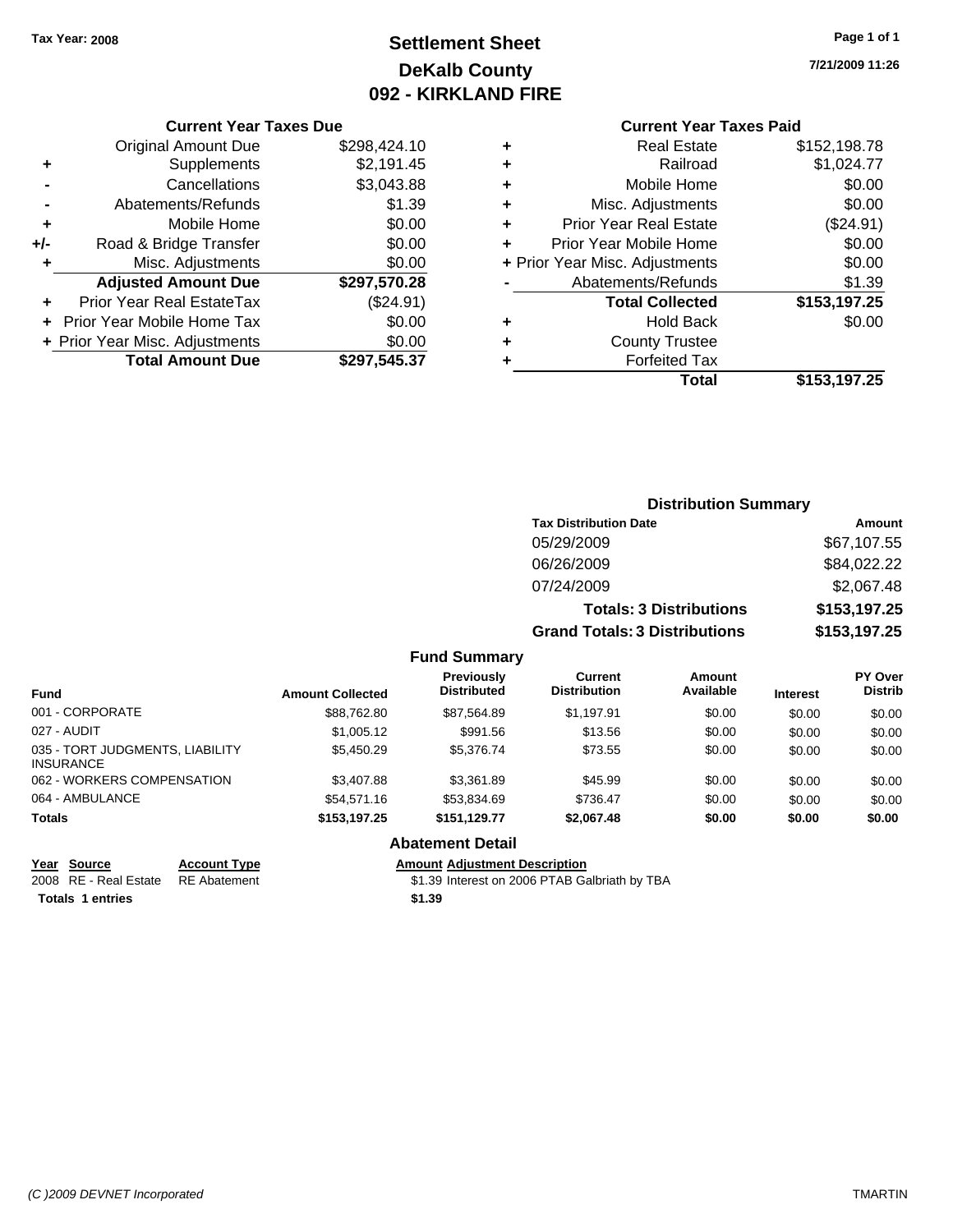Tax Year: 2008

# Settlement Sheet
## DeKalb County
## 092 - KIRKLAND FIRE

7/21/2009 11:26

### Current Year Taxes Due

| | | |
|---|---|---|
| | Original Amount Due | $298,424.10 |
| + | Supplements | $2,191.45 |
| - | Cancellations | $3,043.88 |
| - | Abatements/Refunds | $1.39 |
| + | Mobile Home | $0.00 |
| +/- | Road & Bridge Transfer | $0.00 |
| + | Misc. Adjustments | $0.00 |
| | **Adjusted Amount Due** | **$297,570.28** |
| + | Prior Year Real EstateTax | ($24.91) |
| + | Prior Year Mobile Home Tax | $0.00 |
| + | Prior Year Misc. Adjustments | $0.00 |
| | **Total Amount Due** | **$297,545.37** |

### Current Year Taxes Paid

| | | |
|---|---|---|
| + | Real Estate | $152,198.78 |
| + | Railroad | $1,024.77 |
| + | Mobile Home | $0.00 |
| + | Misc. Adjustments | $0.00 |
| + | Prior Year Real Estate | ($24.91) |
| + | Prior Year Mobile Home | $0.00 |
| + | Prior Year Misc. Adjustments | $0.00 |
| - | Abatements/Refunds | $1.39 |
| | **Total Collected** | **$153,197.25** |
| + | Hold Back | $0.00 |
| + | County Trustee | |
| + | Forfeited Tax | |
| | **Total** | **$153,197.25** |

### Distribution Summary

| Tax Distribution Date | Amount |
|---|---|
| 05/29/2009 | $67,107.55 |
| 06/26/2009 | $84,022.22 |
| 07/24/2009 | $2,067.48 |
| **Totals: 3 Distributions** | **$153,197.25** |
| **Grand Totals: 3 Distributions** | **$153,197.25** |

### Fund Summary

| Fund | Amount Collected | Previously Distributed | Current Distribution | Amount Available | Interest | PY Over Distrib |
|---|---|---|---|---|---|---|
| 001 - CORPORATE | $88,762.80 | $87,564.89 | $1,197.91 | $0.00 | $0.00 | $0.00 |
| 027 - AUDIT | $1,005.12 | $991.56 | $13.56 | $0.00 | $0.00 | $0.00 |
| 035 - TORT JUDGMENTS, LIABILITY INSURANCE | $5,450.29 | $5,376.74 | $73.55 | $0.00 | $0.00 | $0.00 |
| 062 - WORKERS COMPENSATION | $3,407.88 | $3,361.89 | $45.99 | $0.00 | $0.00 | $0.00 |
| 064 - AMBULANCE | $54,571.16 | $53,834.69 | $736.47 | $0.00 | $0.00 | $0.00 |
| **Totals** | **$153,197.25** | **$151,129.77** | **$2,067.48** | **$0.00** | **$0.00** | **$0.00** |

### Abatement Detail

| Year | Source | Account Type | Amount | Adjustment Description |
|---|---|---|---|---|
| 2008 | RE - Real Estate | RE Abatement | $1.39 | Interest on 2006 PTAB Galbriath by TBA |
| **Totals** | **1 entries** | | **$1.39** | |

(C )2009 DEVNET Incorporated TMARTIN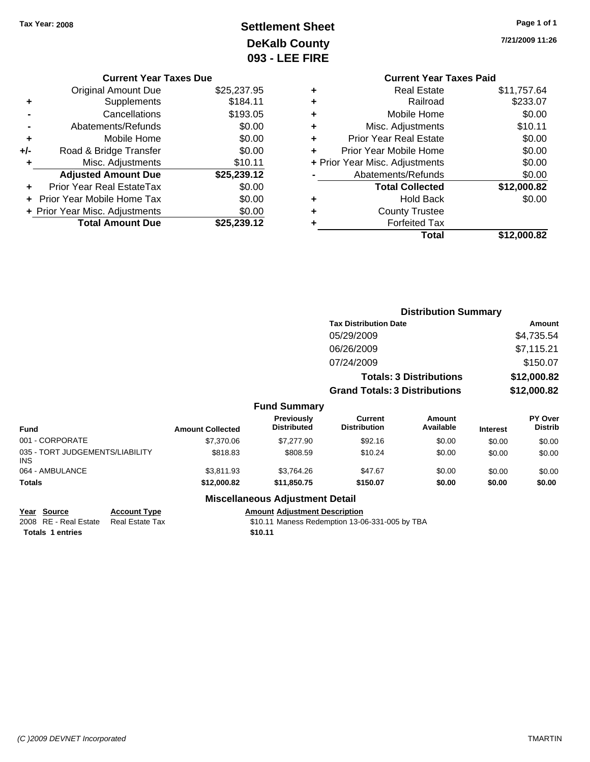**Tax Year: 2008**

# Settlement Sheet
## DeKalb County
## 093 - LEE FIRE

**7/21/2009 11:26**

### Current Year Taxes Due

| | | |
|---|---|---|
| | Original Amount Due | $25,237.95 |
| + | Supplements | $184.11 |
| - | Cancellations | $193.05 |
| - | Abatements/Refunds | $0.00 |
| + | Mobile Home | $0.00 |
| +/- | Road & Bridge Transfer | $0.00 |
| + | Misc. Adjustments | $10.11 |
| | **Adjusted Amount Due** | **$25,239.12** |
| + | Prior Year Real EstateTax | $0.00 |
| + | Prior Year Mobile Home Tax | $0.00 |
| + | Prior Year Misc. Adjustments | $0.00 |
| | **Total Amount Due** | **$25,239.12** |

### Current Year Taxes Paid

| | | |
|---|---|---|
| + | Real Estate | $11,757.64 |
| + | Railroad | $233.07 |
| + | Mobile Home | $0.00 |
| + | Misc. Adjustments | $10.11 |
| + | Prior Year Real Estate | $0.00 |
| + | Prior Year Mobile Home | $0.00 |
| + | Prior Year Misc. Adjustments | $0.00 |
| - | Abatements/Refunds | $0.00 |
| | **Total Collected** | **$12,000.82** |
| + | Hold Back | $0.00 |
| + | County Trustee | |
| + | Forfeited Tax | |
| | **Total** | **$12,000.82** |

### Distribution Summary

| Tax Distribution Date | Amount |
|---|---|
| 05/29/2009 | $4,735.54 |
| 06/26/2009 | $7,115.21 |
| 07/24/2009 | $150.07 |
| **Totals: 3 Distributions** | **$12,000.82** |
| **Grand Totals: 3 Distributions** | **$12,000.82** |

### Fund Summary

| Fund | Amount Collected | Previously Distributed | Current Distribution | Amount Available | Interest | PY Over Distrib |
|---|---|---|---|---|---|---|
| 001 - CORPORATE | $7,370.06 | $7,277.90 | $92.16 | $0.00 | $0.00 | $0.00 |
| 035 - TORT JUDGEMENTS/LIABILITY INS | $818.83 | $808.59 | $10.24 | $0.00 | $0.00 | $0.00 |
| 064 - AMBULANCE | $3,811.93 | $3,764.26 | $47.67 | $0.00 | $0.00 | $0.00 |
| **Totals** | **$12,000.82** | **$11,850.75** | **$150.07** | **$0.00** | **$0.00** | **$0.00** |

### Miscellaneous Adjustment Detail

| Year | Source | Account Type | Amount | Adjustment Description |
|---|---|---|---|---|
| 2008 | RE - Real Estate | Real Estate Tax | $10.11 | Maness Redemption 13-06-331-005 by TBA |
| **Totals 1 entries** | | | **$10.11** | |

*(C )2009 DEVNET Incorporated* TMARTIN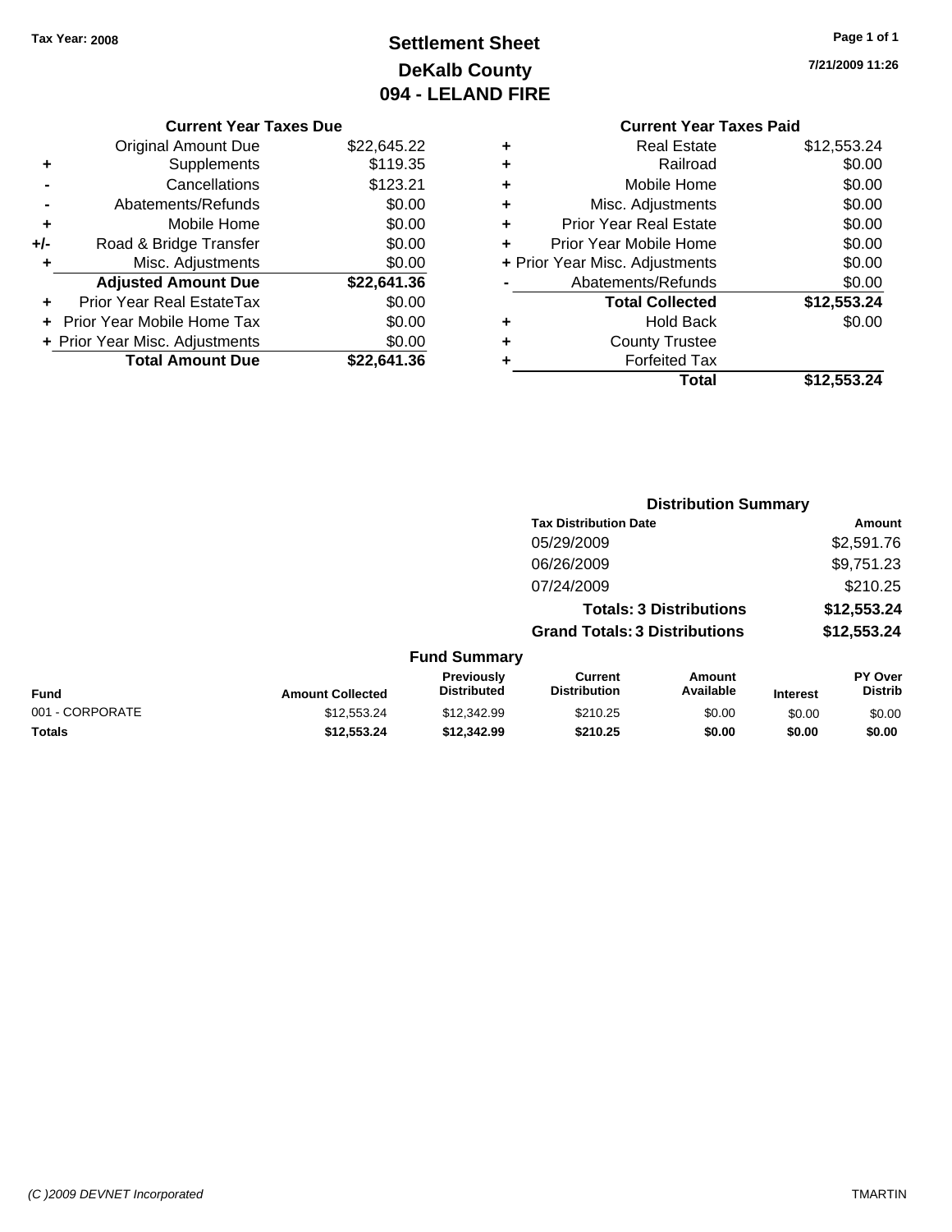Tax Year: 2008

# Settlement Sheet
## DeKalb County
## 094 - LELAND FIRE

7/21/2009 11:26

### Current Year Taxes Due

| | | |
|---|---|---|
| | Original Amount Due | $22,645.22 |
| + | Supplements | $119.35 |
| - | Cancellations | $123.21 |
| - | Abatements/Refunds | $0.00 |
| + | Mobile Home | $0.00 |
| +/- | Road & Bridge Transfer | $0.00 |
| + | Misc. Adjustments | $0.00 |
| | **Adjusted Amount Due** | **$22,641.36** |
| + | Prior Year Real EstateTax | $0.00 |
| + | Prior Year Mobile Home Tax | $0.00 |
| + | Prior Year Misc. Adjustments | $0.00 |
| | **Total Amount Due** | **$22,641.36** |

### Current Year Taxes Paid

| | | |
|---|---|---|
| + | Real Estate | $12,553.24 |
| + | Railroad | $0.00 |
| + | Mobile Home | $0.00 |
| + | Misc. Adjustments | $0.00 |
| + | Prior Year Real Estate | $0.00 |
| + | Prior Year Mobile Home | $0.00 |
| + | Prior Year Misc. Adjustments | $0.00 |
| - | Abatements/Refunds | $0.00 |
| | **Total Collected** | **$12,553.24** |
| + | Hold Back | $0.00 |
| + | County Trustee | |
| + | Forfeited Tax | |
| | **Total** | **$12,553.24** |

### Distribution Summary

| Tax Distribution Date | Amount |
|---|---|
| 05/29/2009 | $2,591.76 |
| 06/26/2009 | $9,751.23 |
| 07/24/2009 | $210.25 |
| **Totals: 3 Distributions** | **$12,553.24** |
| **Grand Totals: 3 Distributions** | **$12,553.24** |

### Fund Summary

| Fund | Amount Collected | Previously Distributed | Current Distribution | Amount Available | Interest | PY Over Distrib |
|---|---|---|---|---|---|---|
| 001 - CORPORATE | $12,553.24 | $12,342.99 | $210.25 | $0.00 | $0.00 | $0.00 |
| **Totals** | **$12,553.24** | **$12,342.99** | **$210.25** | **$0.00** | **$0.00** | **$0.00** |

(C )2009 DEVNET Incorporated TMARTIN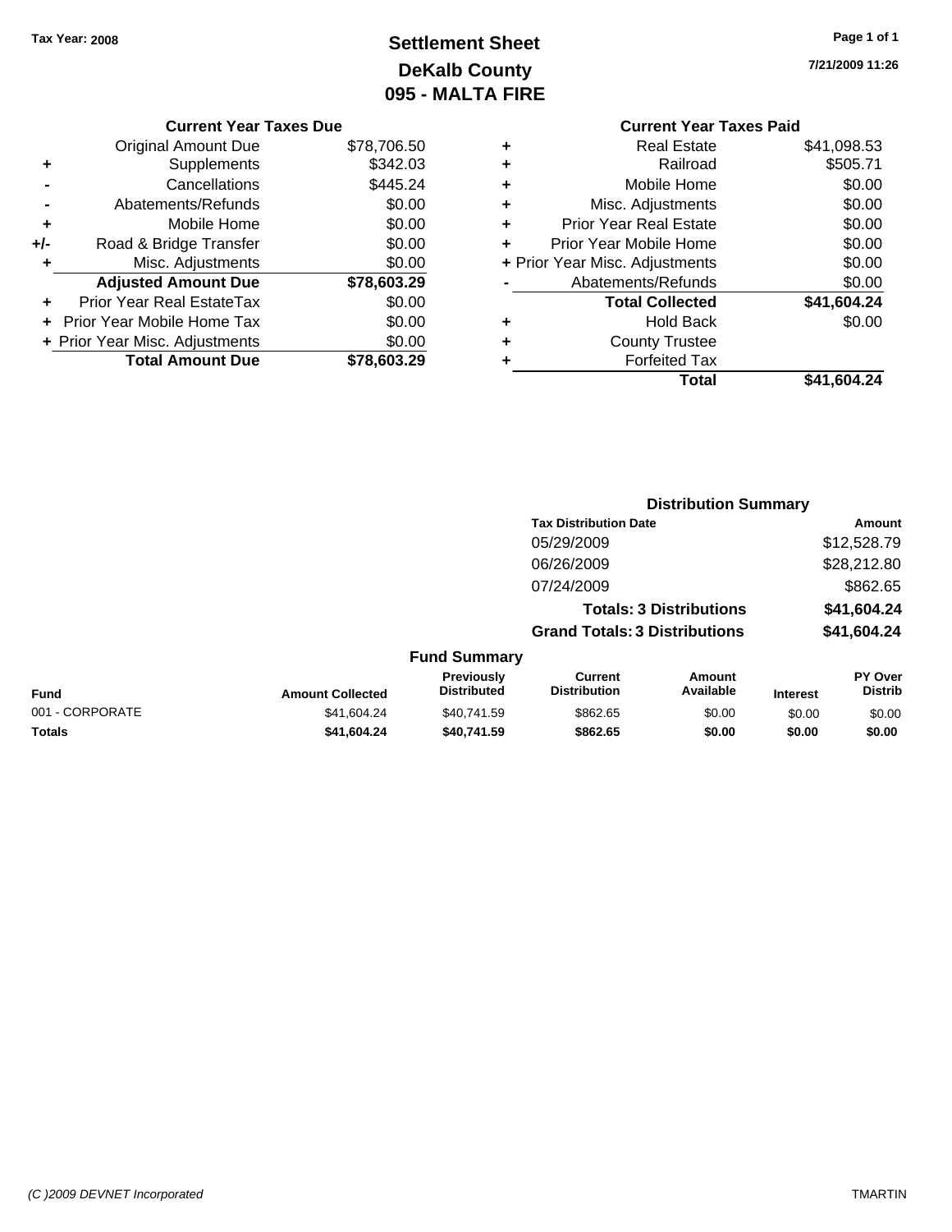Tax Year: 2008

# Settlement Sheet
## DeKalb County
## 095 - MALTA FIRE

7/21/2009 11:26

**Current Year Taxes Due**

| | | |
|---|---|---|
| | Original Amount Due | $78,706.50 |
| + | Supplements | $342.03 |
| - | Cancellations | $445.24 |
| - | Abatements/Refunds | $0.00 |
| + | Mobile Home | $0.00 |
| +/- | Road & Bridge Transfer | $0.00 |
| + | Misc. Adjustments | $0.00 |
| | **Adjusted Amount Due** | **$78,603.29** |
| + | Prior Year Real EstateTax | $0.00 |
| + | Prior Year Mobile Home Tax | $0.00 |
| + | Prior Year Misc. Adjustments | $0.00 |
| | **Total Amount Due** | **$78,603.29** |

**Current Year Taxes Paid**

| | | |
|---|---|---|
| + | Real Estate | $41,098.53 |
| + | Railroad | $505.71 |
| + | Mobile Home | $0.00 |
| + | Misc. Adjustments | $0.00 |
| + | Prior Year Real Estate | $0.00 |
| + | Prior Year Mobile Home | $0.00 |
| + | Prior Year Misc. Adjustments | $0.00 |
| - | Abatements/Refunds | $0.00 |
| | **Total Collected** | **$41,604.24** |
| + | Hold Back | $0.00 |
| + | County Trustee | |
| + | Forfeited Tax | |
| | **Total** | **$41,604.24** |

**Distribution Summary**

| Tax Distribution Date | Amount |
|---|---|
| 05/29/2009 | $12,528.79 |
| 06/26/2009 | $28,212.80 |
| 07/24/2009 | $862.65 |
| **Totals: 3 Distributions** | **$41,604.24** |
| **Grand Totals: 3 Distributions** | **$41,604.24** |

**Fund Summary**

| Fund | Amount Collected | Previously Distributed | Current Distribution | Amount Available | Interest | PY Over Distrib |
|---|---|---|---|---|---|---|
| 001 - CORPORATE | $41,604.24 | $40,741.59 | $862.65 | $0.00 | $0.00 | $0.00 |
| **Totals** | **$41,604.24** | **$40,741.59** | **$862.65** | **$0.00** | **$0.00** | **$0.00** |

(C )2009 DEVNET Incorporated — TMARTIN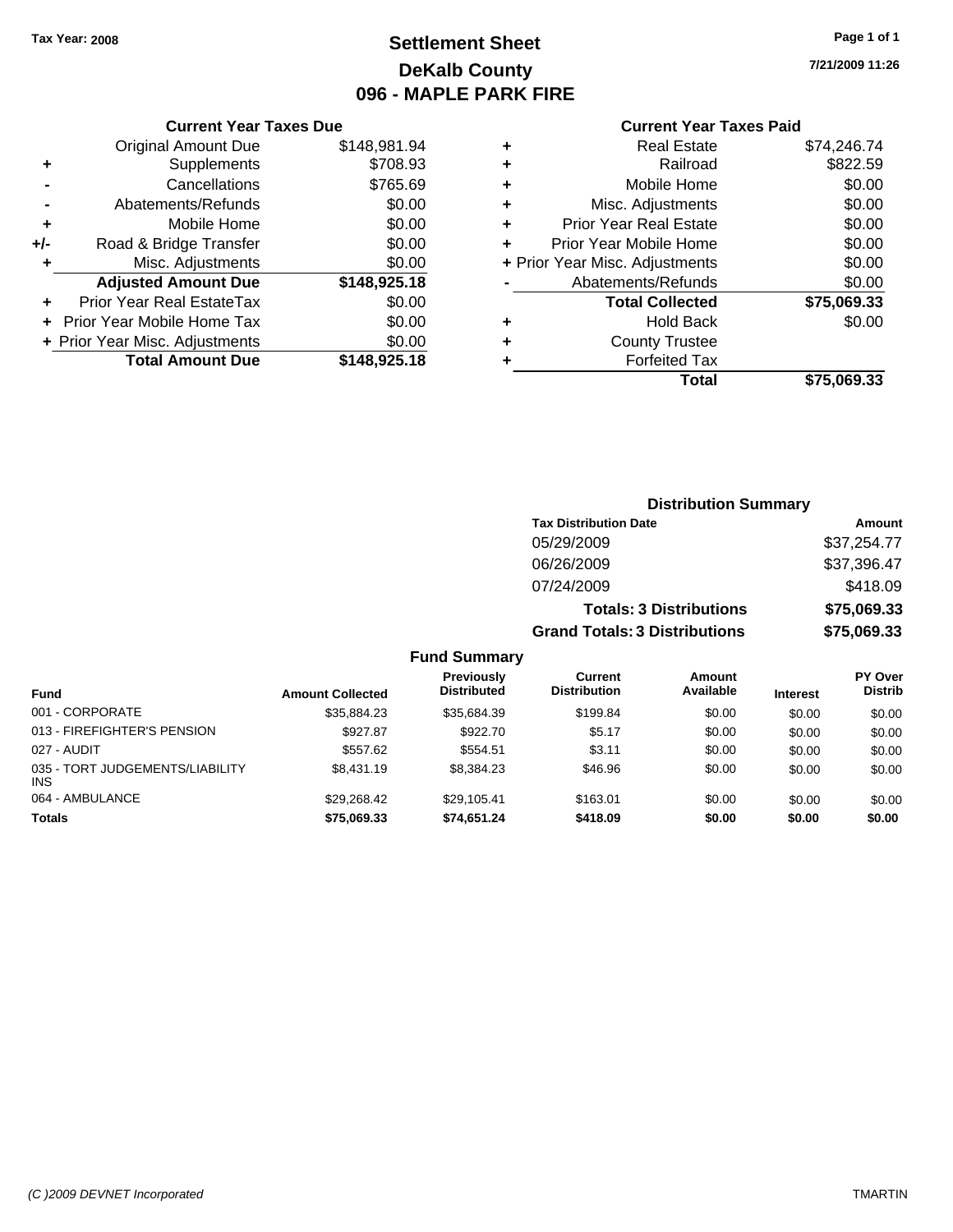Tax Year: 2008

# Settlement Sheet
## DeKalb County
## 096 - MAPLE PARK FIRE

7/21/2009 11:26

### Current Year Taxes Due

| | | |
|---|---|---|
| | Original Amount Due | $148,981.94 |
| + | Supplements | $708.93 |
| - | Cancellations | $765.69 |
| - | Abatements/Refunds | $0.00 |
| + | Mobile Home | $0.00 |
| +/- | Road & Bridge Transfer | $0.00 |
| + | Misc. Adjustments | $0.00 |
| | **Adjusted Amount Due** | **$148,925.18** |
| + | Prior Year Real EstateTax | $0.00 |
| + | Prior Year Mobile Home Tax | $0.00 |
| + | Prior Year Misc. Adjustments | $0.00 |
| | **Total Amount Due** | **$148,925.18** |

### Current Year Taxes Paid

| | | |
|---|---|---|
| + | Real Estate | $74,246.74 |
| + | Railroad | $822.59 |
| + | Mobile Home | $0.00 |
| + | Misc. Adjustments | $0.00 |
| + | Prior Year Real Estate | $0.00 |
| + | Prior Year Mobile Home | $0.00 |
| + | Prior Year Misc. Adjustments | $0.00 |
| - | Abatements/Refunds | $0.00 |
| | **Total Collected** | **$75,069.33** |
| + | Hold Back | $0.00 |
| + | County Trustee | |
| + | Forfeited Tax | |
| | **Total** | **$75,069.33** |

### Distribution Summary

| Tax Distribution Date | Amount |
|---|---|
| 05/29/2009 | $37,254.77 |
| 06/26/2009 | $37,396.47 |
| 07/24/2009 | $418.09 |
| **Totals: 3 Distributions** | **$75,069.33** |
| **Grand Totals: 3 Distributions** | **$75,069.33** |

### Fund Summary

| Fund | Amount Collected | Previously Distributed | Current Distribution | Amount Available | Interest | PY Over Distrib |
|---|---|---|---|---|---|---|
| 001 - CORPORATE | $35,884.23 | $35,684.39 | $199.84 | $0.00 | $0.00 | $0.00 |
| 013 - FIREFIGHTER'S PENSION | $927.87 | $922.70 | $5.17 | $0.00 | $0.00 | $0.00 |
| 027 - AUDIT | $557.62 | $554.51 | $3.11 | $0.00 | $0.00 | $0.00 |
| 035 - TORT JUDGEMENTS/LIABILITY INS | $8,431.19 | $8,384.23 | $46.96 | $0.00 | $0.00 | $0.00 |
| 064 - AMBULANCE | $29,268.42 | $29,105.41 | $163.01 | $0.00 | $0.00 | $0.00 |
| **Totals** | **$75,069.33** | **$74,651.24** | **$418.09** | **$0.00** | **$0.00** | **$0.00** |

(C )2009 DEVNET Incorporated TMARTIN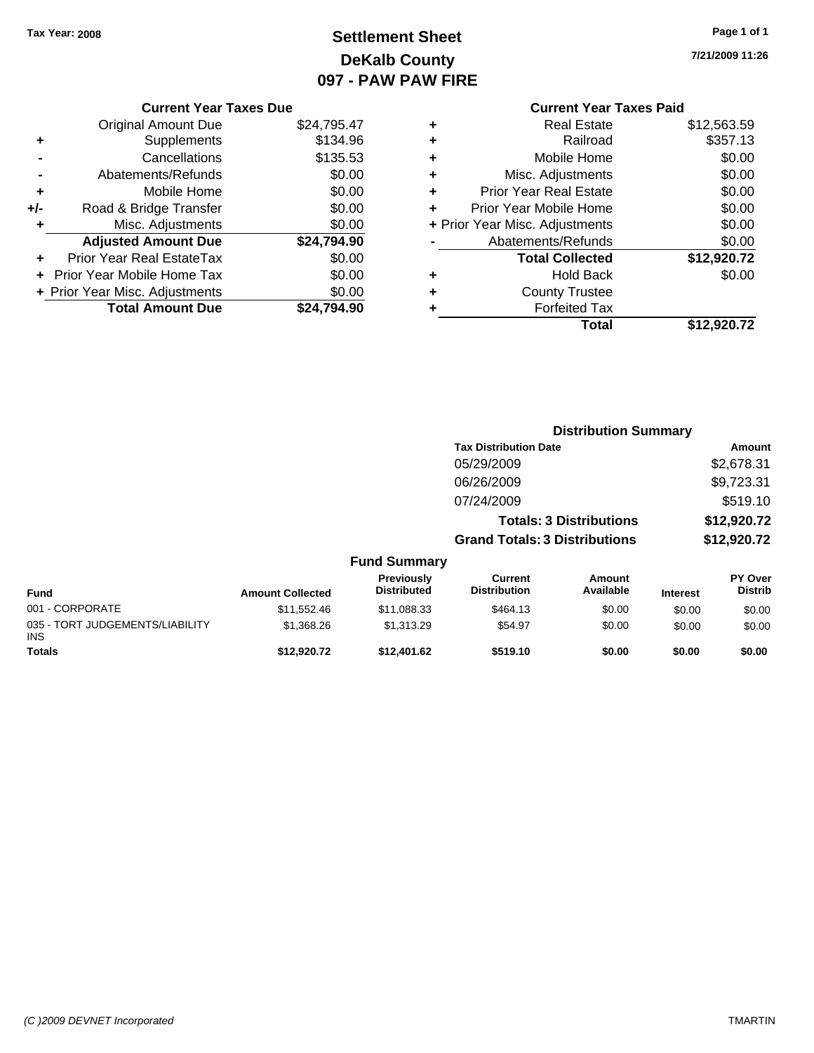Tax Year: 2008

# Settlement Sheet
## DeKalb County
## 097 - PAW PAW FIRE

7/21/2009 11:26

### Current Year Taxes Due

| | | |
|---|---|---|
| | Original Amount Due | $24,795.47 |
| + | Supplements | $134.96 |
| - | Cancellations | $135.53 |
| - | Abatements/Refunds | $0.00 |
| + | Mobile Home | $0.00 |
| +/- | Road & Bridge Transfer | $0.00 |
| + | Misc. Adjustments | $0.00 |
| | **Adjusted Amount Due** | **$24,794.90** |
| + | Prior Year Real EstateTax | $0.00 |
| + | Prior Year Mobile Home Tax | $0.00 |
| + | Prior Year Misc. Adjustments | $0.00 |
| | **Total Amount Due** | **$24,794.90** |

### Current Year Taxes Paid

| | | |
|---|---|---|
| + | Real Estate | $12,563.59 |
| + | Railroad | $357.13 |
| + | Mobile Home | $0.00 |
| + | Misc. Adjustments | $0.00 |
| + | Prior Year Real Estate | $0.00 |
| + | Prior Year Mobile Home | $0.00 |
| + | Prior Year Misc. Adjustments | $0.00 |
| - | Abatements/Refunds | $0.00 |
| | **Total Collected** | **$12,920.72** |
| + | Hold Back | $0.00 |
| + | County Trustee | |
| + | Forfeited Tax | |
| | **Total** | **$12,920.72** |

### Distribution Summary

| Tax Distribution Date | Amount |
|---|---|
| 05/29/2009 | $2,678.31 |
| 06/26/2009 | $9,723.31 |
| 07/24/2009 | $519.10 |
| **Totals: 3 Distributions** | **$12,920.72** |
| **Grand Totals: 3 Distributions** | **$12,920.72** |

### Fund Summary

| Fund | Amount Collected | Previously Distributed | Current Distribution | Amount Available | Interest | PY Over Distrib |
|---|---|---|---|---|---|---|
| 001 - CORPORATE | $11,552.46 | $11,088.33 | $464.13 | $0.00 | $0.00 | $0.00 |
| 035 - TORT JUDGEMENTS/LIABILITY INS | $1,368.26 | $1,313.29 | $54.97 | $0.00 | $0.00 | $0.00 |
| **Totals** | **$12,920.72** | **$12,401.62** | **$519.10** | **$0.00** | **$0.00** | **$0.00** |

(C )2009 DEVNET Incorporated TMARTIN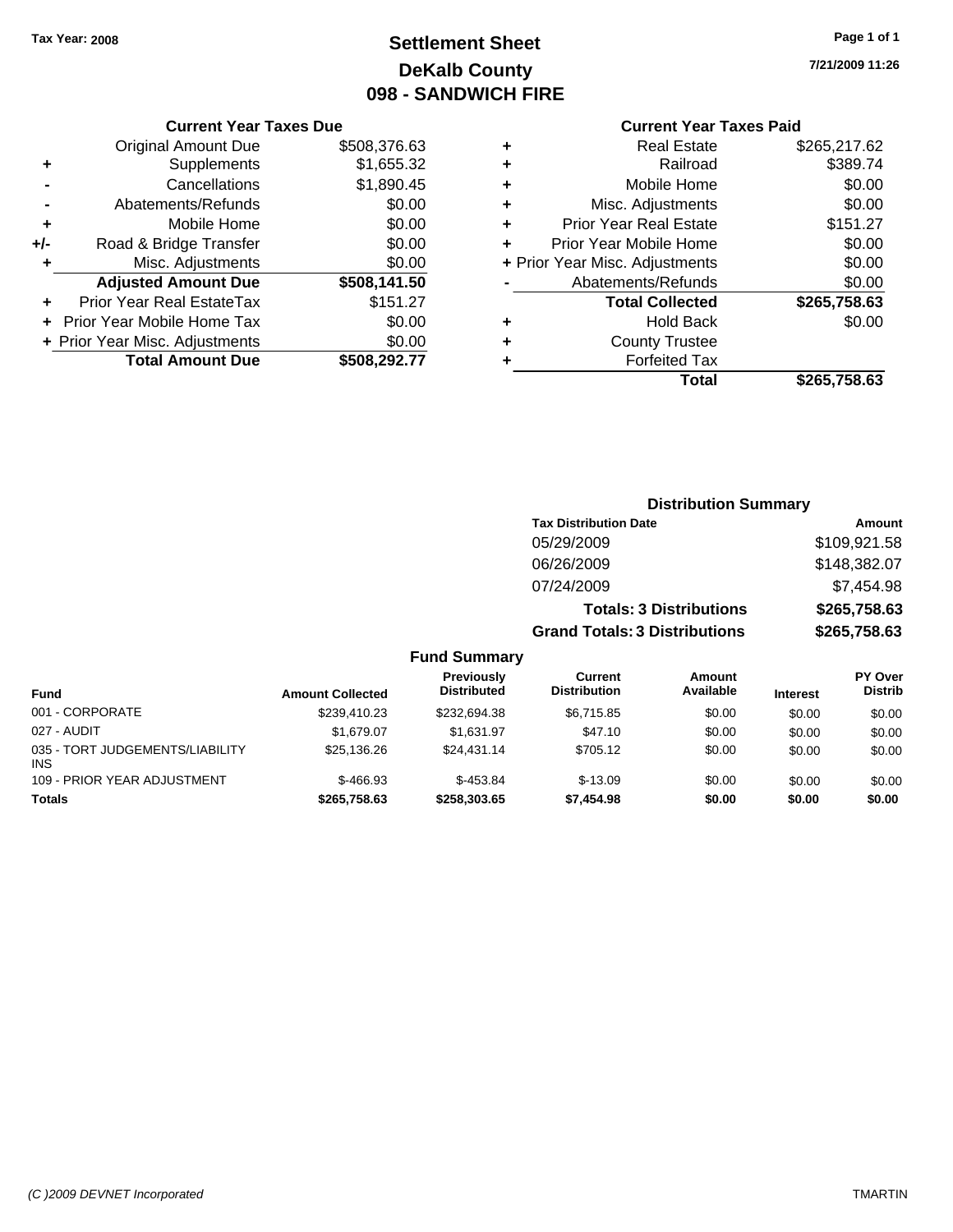Tax Year: 2008

# Settlement Sheet
## DeKalb County
## 098 - SANDWICH FIRE

7/21/2009 11:26

### Current Year Taxes Due

| | | |
|---|---|---|
| | Original Amount Due | $508,376.63 |
| + | Supplements | $1,655.32 |
| - | Cancellations | $1,890.45 |
| - | Abatements/Refunds | $0.00 |
| + | Mobile Home | $0.00 |
| +/- | Road & Bridge Transfer | $0.00 |
| + | Misc. Adjustments | $0.00 |
| | **Adjusted Amount Due** | **$508,141.50** |
| + | Prior Year Real EstateTax | $151.27 |
| + | Prior Year Mobile Home Tax | $0.00 |
| + | Prior Year Misc. Adjustments | $0.00 |
| | **Total Amount Due** | **$508,292.77** |

### Current Year Taxes Paid

| | | |
|---|---|---|
| + | Real Estate | $265,217.62 |
| + | Railroad | $389.74 |
| + | Mobile Home | $0.00 |
| + | Misc. Adjustments | $0.00 |
| + | Prior Year Real Estate | $151.27 |
| + | Prior Year Mobile Home | $0.00 |
| + | Prior Year Misc. Adjustments | $0.00 |
| - | Abatements/Refunds | $0.00 |
| | **Total Collected** | **$265,758.63** |
| + | Hold Back | $0.00 |
| + | County Trustee | |
| + | Forfeited Tax | |
| | **Total** | **$265,758.63** |

### Distribution Summary

| Tax Distribution Date | Amount |
|---|---|
| 05/29/2009 | $109,921.58 |
| 06/26/2009 | $148,382.07 |
| 07/24/2009 | $7,454.98 |
| **Totals: 3 Distributions** | **$265,758.63** |
| **Grand Totals: 3 Distributions** | **$265,758.63** |

### Fund Summary

| Fund | Amount Collected | Previously Distributed | Current Distribution | Amount Available | Interest | PY Over Distrib |
|---|---|---|---|---|---|---|
| 001 - CORPORATE | $239,410.23 | $232,694.38 | $6,715.85 | $0.00 | $0.00 | $0.00 |
| 027 - AUDIT | $1,679.07 | $1,631.97 | $47.10 | $0.00 | $0.00 | $0.00 |
| 035 - TORT JUDGEMENTS/LIABILITY INS | $25,136.26 | $24,431.14 | $705.12 | $0.00 | $0.00 | $0.00 |
| 109 - PRIOR YEAR ADJUSTMENT | $-466.93 | $-453.84 | $-13.09 | $0.00 | $0.00 | $0.00 |
| **Totals** | **$265,758.63** | **$258,303.65** | **$7,454.98** | **$0.00** | **$0.00** | **$0.00** |

(C )2009 DEVNET Incorporated TMARTIN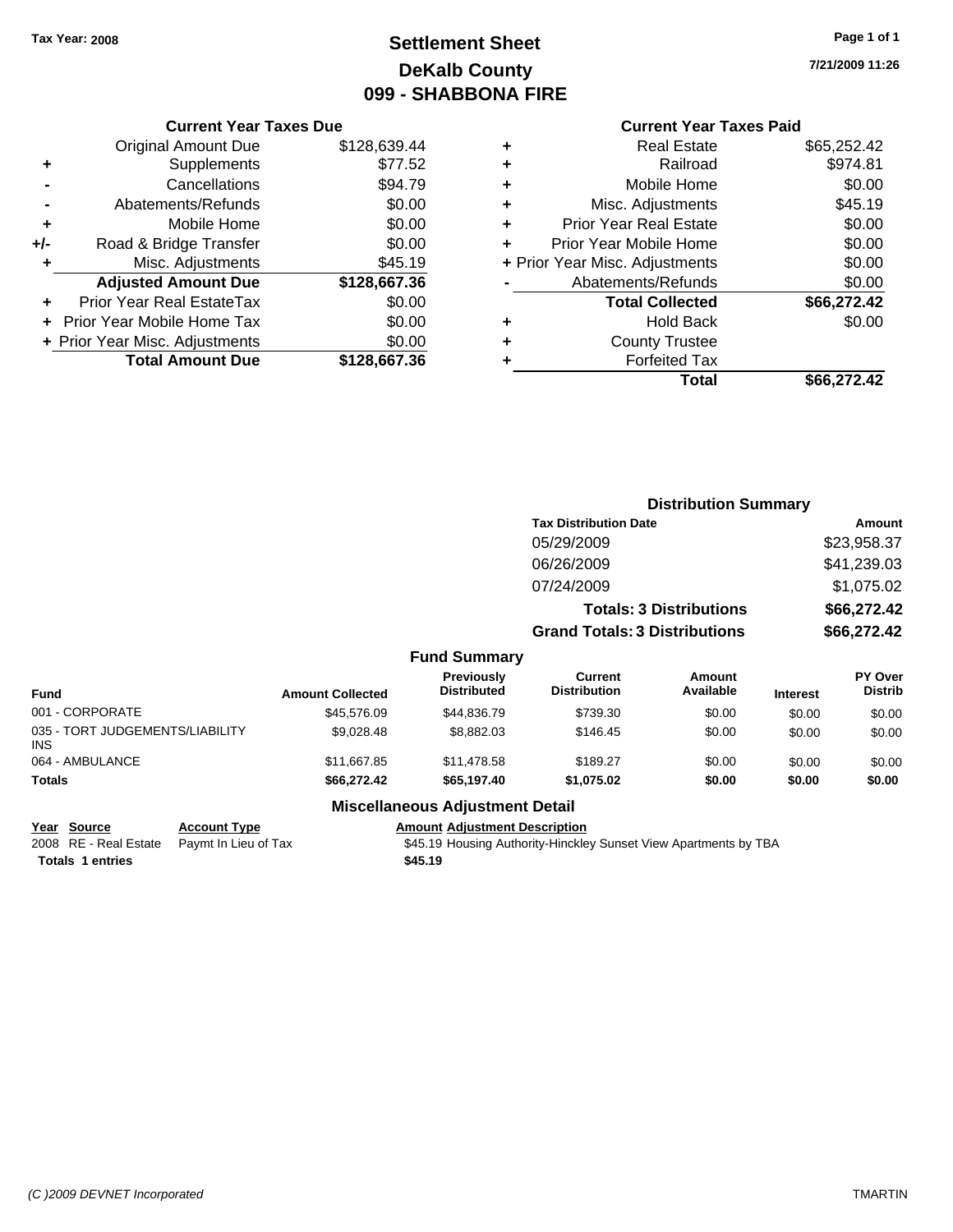**Tax Year: 2008**

# Settlement Sheet
## DeKalb County
## 099 - SHABBONA FIRE

7/21/2009 11:26

### Current Year Taxes Due

| | | |
|---|---|---|
| | Original Amount Due | $128,639.44 |
| + | Supplements | $77.52 |
| - | Cancellations | $94.79 |
| - | Abatements/Refunds | $0.00 |
| + | Mobile Home | $0.00 |
| +/- | Road & Bridge Transfer | $0.00 |
| + | Misc. Adjustments | $45.19 |
| | **Adjusted Amount Due** | **$128,667.36** |
| + | Prior Year Real EstateTax | $0.00 |
| + | Prior Year Mobile Home Tax | $0.00 |
| + | Prior Year Misc. Adjustments | $0.00 |
| | **Total Amount Due** | **$128,667.36** |

### Current Year Taxes Paid

| | | |
|---|---|---|
| + | Real Estate | $65,252.42 |
| + | Railroad | $974.81 |
| + | Mobile Home | $0.00 |
| + | Misc. Adjustments | $45.19 |
| + | Prior Year Real Estate | $0.00 |
| + | Prior Year Mobile Home | $0.00 |
| + | Prior Year Misc. Adjustments | $0.00 |
| - | Abatements/Refunds | $0.00 |
| | **Total Collected** | **$66,272.42** |
| + | Hold Back | $0.00 |
| + | County Trustee | |
| + | Forfeited Tax | |
| | **Total** | **$66,272.42** |

### Distribution Summary

| Tax Distribution Date | Amount |
|---|---|
| 05/29/2009 | $23,958.37 |
| 06/26/2009 | $41,239.03 |
| 07/24/2009 | $1,075.02 |
| **Totals: 3 Distributions** | **$66,272.42** |
| **Grand Totals: 3 Distributions** | **$66,272.42** |

### Fund Summary

| Fund | Amount Collected | Previously Distributed | Current Distribution | Amount Available | Interest | PY Over Distrib |
|---|---|---|---|---|---|---|
| 001 - CORPORATE | $45,576.09 | $44,836.79 | $739.30 | $0.00 | $0.00 | $0.00 |
| 035 - TORT JUDGEMENTS/LIABILITY INS | $9,028.48 | $8,882.03 | $146.45 | $0.00 | $0.00 | $0.00 |
| 064 - AMBULANCE | $11,667.85 | $11,478.58 | $189.27 | $0.00 | $0.00 | $0.00 |
| **Totals** | **$66,272.42** | **$65,197.40** | **$1,075.02** | **$0.00** | **$0.00** | **$0.00** |

### Miscellaneous Adjustment Detail

| Year | Source | Account Type | Amount | Adjustment Description |
|---|---|---|---|---|
| 2008 | RE - Real Estate | Paymt In Lieu of Tax | $45.19 | Housing Authority-Hinckley Sunset View Apartments by TBA |
| **Totals** | **1 entries** | | **$45.19** | |

*(C )2009 DEVNET Incorporated* TMARTIN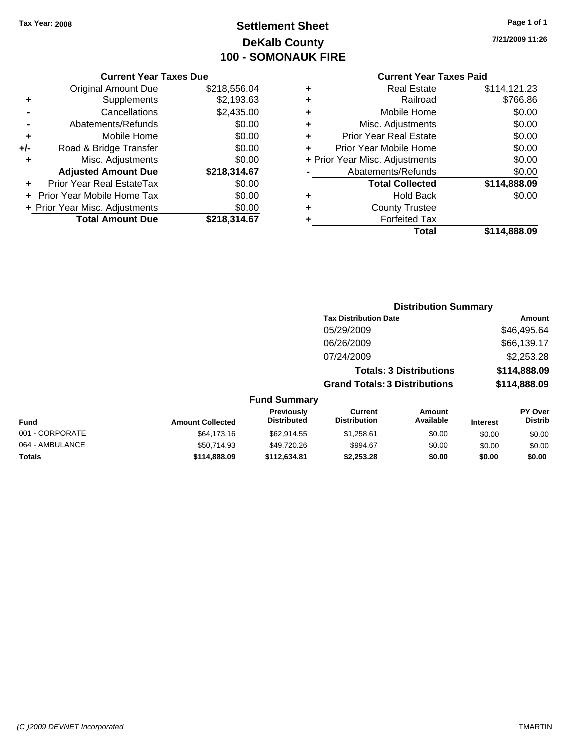Tax Year: 2008

# Settlement Sheet
## DeKalb County
## 100 - SOMONAUK FIRE

7/21/2009 11:26

### Current Year Taxes Due

| | | |
|---|---|---|
| | Original Amount Due | $218,556.04 |
| + | Supplements | $2,193.63 |
| - | Cancellations | $2,435.00 |
| - | Abatements/Refunds | $0.00 |
| + | Mobile Home | $0.00 |
| +/- | Road & Bridge Transfer | $0.00 |
| + | Misc. Adjustments | $0.00 |
| | **Adjusted Amount Due** | **$218,314.67** |
| + | Prior Year Real EstateTax | $0.00 |
| + | Prior Year Mobile Home Tax | $0.00 |
| + | Prior Year Misc. Adjustments | $0.00 |
| | **Total Amount Due** | **$218,314.67** |

### Current Year Taxes Paid

| | | |
|---|---|---|
| + | Real Estate | $114,121.23 |
| + | Railroad | $766.86 |
| + | Mobile Home | $0.00 |
| + | Misc. Adjustments | $0.00 |
| + | Prior Year Real Estate | $0.00 |
| + | Prior Year Mobile Home | $0.00 |
| + | Prior Year Misc. Adjustments | $0.00 |
| - | Abatements/Refunds | $0.00 |
| | **Total Collected** | **$114,888.09** |
| + | Hold Back | $0.00 |
| + | County Trustee | |
| + | Forfeited Tax | |
| | **Total** | **$114,888.09** |

### Distribution Summary

| Tax Distribution Date | Amount |
|---|---|
| 05/29/2009 | $46,495.64 |
| 06/26/2009 | $66,139.17 |
| 07/24/2009 | $2,253.28 |
| **Totals: 3 Distributions** | **$114,888.09** |
| **Grand Totals: 3 Distributions** | **$114,888.09** |

### Fund Summary

| Fund | Amount Collected | Previously Distributed | Current Distribution | Amount Available | Interest | PY Over Distrib |
|---|---|---|---|---|---|---|
| 001 - CORPORATE | $64,173.16 | $62,914.55 | $1,258.61 | $0.00 | $0.00 | $0.00 |
| 064 - AMBULANCE | $50,714.93 | $49,720.26 | $994.67 | $0.00 | $0.00 | $0.00 |
| **Totals** | **$114,888.09** | **$112,634.81** | **$2,253.28** | **$0.00** | **$0.00** | **$0.00** |

(C )2009 DEVNET Incorporated TMARTIN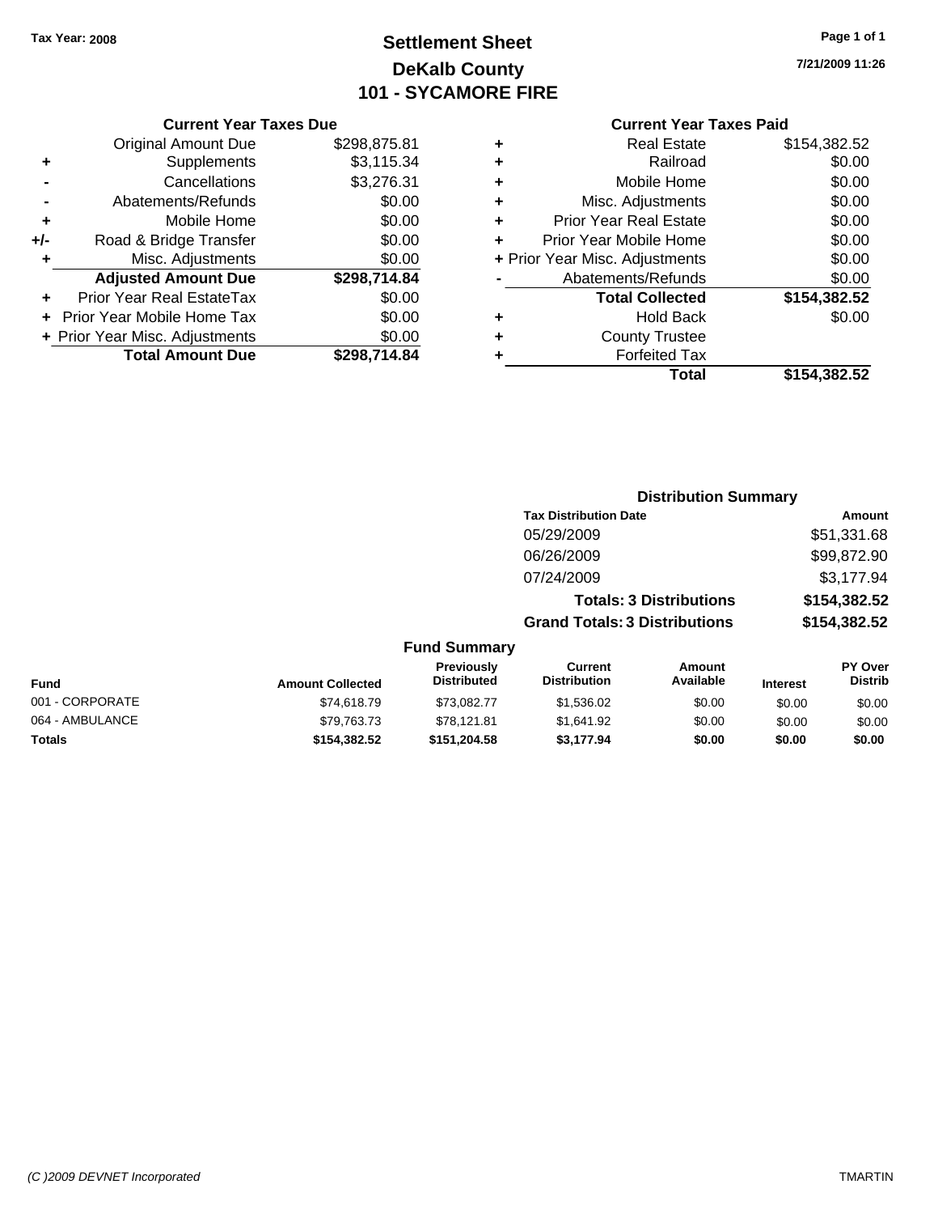Tax Year: 2008

# Settlement Sheet
## DeKalb County
## 101 - SYCAMORE FIRE

7/21/2009 11:26

### Current Year Taxes Due

| | | |
|---|---|---|
| | Original Amount Due | $298,875.81 |
| + | Supplements | $3,115.34 |
| - | Cancellations | $3,276.31 |
| - | Abatements/Refunds | $0.00 |
| + | Mobile Home | $0.00 |
| +/- | Road & Bridge Transfer | $0.00 |
| + | Misc. Adjustments | $0.00 |
| | **Adjusted Amount Due** | **$298,714.84** |
| + | Prior Year Real EstateTax | $0.00 |
| + | Prior Year Mobile Home Tax | $0.00 |
| + | Prior Year Misc. Adjustments | $0.00 |
| | **Total Amount Due** | **$298,714.84** |

### Current Year Taxes Paid

| | | |
|---|---|---|
| + | Real Estate | $154,382.52 |
| + | Railroad | $0.00 |
| + | Mobile Home | $0.00 |
| + | Misc. Adjustments | $0.00 |
| + | Prior Year Real Estate | $0.00 |
| + | Prior Year Mobile Home | $0.00 |
| + | Prior Year Misc. Adjustments | $0.00 |
| - | Abatements/Refunds | $0.00 |
| | **Total Collected** | **$154,382.52** |
| + | Hold Back | $0.00 |
| + | County Trustee | |
| + | Forfeited Tax | |
| | **Total** | **$154,382.52** |

### Distribution Summary

| Tax Distribution Date | Amount |
|---|---|
| 05/29/2009 | $51,331.68 |
| 06/26/2009 | $99,872.90 |
| 07/24/2009 | $3,177.94 |
| **Totals: 3 Distributions** | **$154,382.52** |
| **Grand Totals: 3 Distributions** | **$154,382.52** |

### Fund Summary

| Fund | Amount Collected | Previously Distributed | Current Distribution | Amount Available | Interest | PY Over Distrib |
|---|---|---|---|---|---|---|
| 001 - CORPORATE | $74,618.79 | $73,082.77 | $1,536.02 | $0.00 | $0.00 | $0.00 |
| 064 - AMBULANCE | $79,763.73 | $78,121.81 | $1,641.92 | $0.00 | $0.00 | $0.00 |
| **Totals** | **$154,382.52** | **$151,204.58** | **$3,177.94** | **$0.00** | **$0.00** | **$0.00** |

(C )2009 DEVNET Incorporated TMARTIN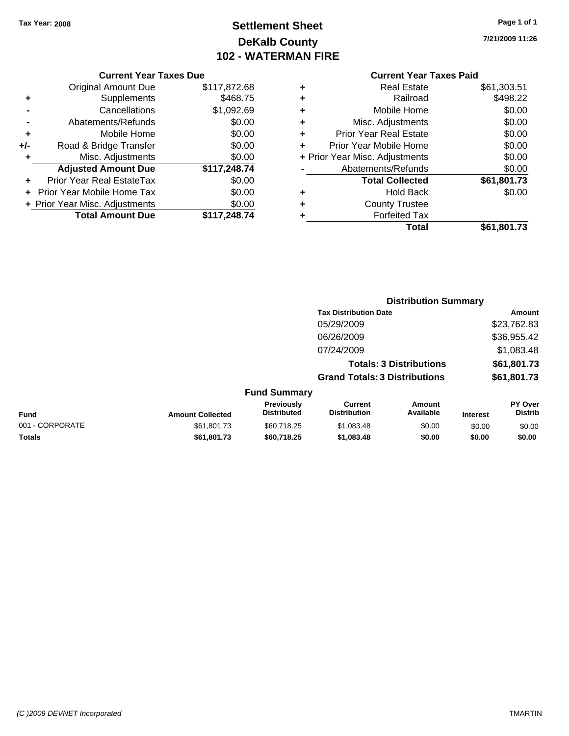Tax Year: 2008

# Settlement Sheet
## DeKalb County
## 102 - WATERMAN FIRE

7/21/2009 11:26

### Current Year Taxes Due

| | | |
|---|---|---|
| | Original Amount Due | $117,872.68 |
| + | Supplements | $468.75 |
| - | Cancellations | $1,092.69 |
| - | Abatements/Refunds | $0.00 |
| + | Mobile Home | $0.00 |
| +/- | Road & Bridge Transfer | $0.00 |
| + | Misc. Adjustments | $0.00 |
| | **Adjusted Amount Due** | **$117,248.74** |
| + | Prior Year Real EstateTax | $0.00 |
| + | Prior Year Mobile Home Tax | $0.00 |
| + | Prior Year Misc. Adjustments | $0.00 |
| | **Total Amount Due** | **$117,248.74** |

### Current Year Taxes Paid

| | | |
|---|---|---|
| + | Real Estate | $61,303.51 |
| + | Railroad | $498.22 |
| + | Mobile Home | $0.00 |
| + | Misc. Adjustments | $0.00 |
| + | Prior Year Real Estate | $0.00 |
| + | Prior Year Mobile Home | $0.00 |
| + | Prior Year Misc. Adjustments | $0.00 |
| - | Abatements/Refunds | $0.00 |
| | **Total Collected** | **$61,801.73** |
| + | Hold Back | $0.00 |
| + | County Trustee | |
| + | Forfeited Tax | |
| | **Total** | **$61,801.73** |

### Distribution Summary

| Tax Distribution Date | Amount |
|---|---|
| 05/29/2009 | $23,762.83 |
| 06/26/2009 | $36,955.42 |
| 07/24/2009 | $1,083.48 |
| **Totals: 3 Distributions** | **$61,801.73** |
| **Grand Totals: 3 Distributions** | **$61,801.73** |

### Fund Summary

| Fund | Amount Collected | Previously Distributed | Current Distribution | Amount Available | Interest | PY Over Distrib |
|---|---|---|---|---|---|---|
| 001 - CORPORATE | $61,801.73 | $60,718.25 | $1,083.48 | $0.00 | $0.00 | $0.00 |
| **Totals** | **$61,801.73** | **$60,718.25** | **$1,083.48** | **$0.00** | **$0.00** | **$0.00** |

(C )2009 DEVNET Incorporated

TMARTIN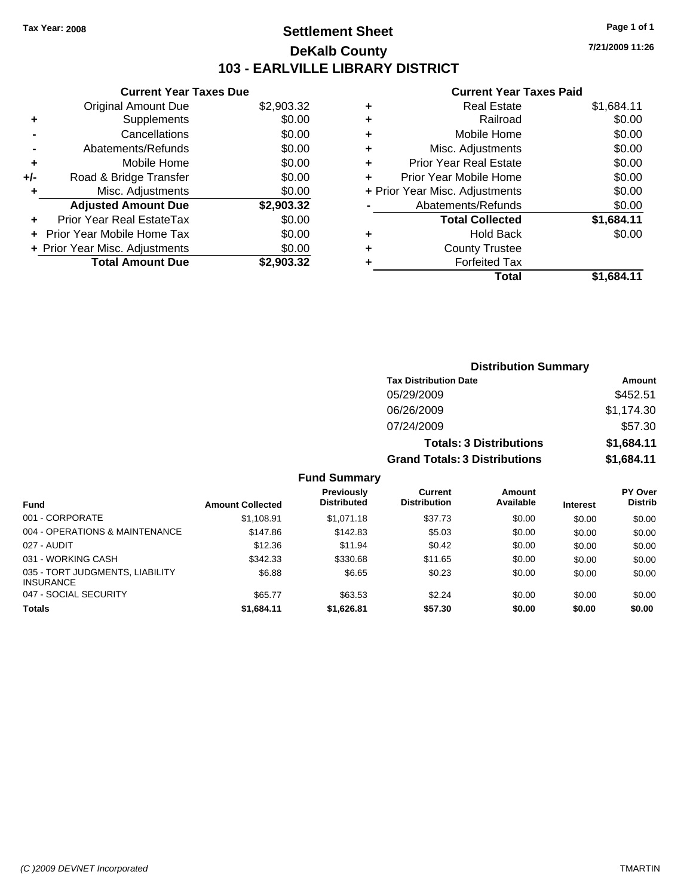Tax Year: 2008

# Settlement Sheet
## DeKalb County
## 103 - EARLVILLE LIBRARY DISTRICT

7/21/2009 11:26

### Current Year Taxes Due

| | | |
|---|---|---|
| | Original Amount Due | $2,903.32 |
| + | Supplements | $0.00 |
| - | Cancellations | $0.00 |
| - | Abatements/Refunds | $0.00 |
| + | Mobile Home | $0.00 |
| +/- | Road & Bridge Transfer | $0.00 |
| + | Misc. Adjustments | $0.00 |
| | **Adjusted Amount Due** | **$2,903.32** |
| + | Prior Year Real EstateTax | $0.00 |
| + | Prior Year Mobile Home Tax | $0.00 |
| + | Prior Year Misc. Adjustments | $0.00 |
| | **Total Amount Due** | **$2,903.32** |

### Current Year Taxes Paid

| | | |
|---|---|---|
| + | Real Estate | $1,684.11 |
| + | Railroad | $0.00 |
| + | Mobile Home | $0.00 |
| + | Misc. Adjustments | $0.00 |
| + | Prior Year Real Estate | $0.00 |
| + | Prior Year Mobile Home | $0.00 |
| + | Prior Year Misc. Adjustments | $0.00 |
| - | Abatements/Refunds | $0.00 |
| | **Total Collected** | **$1,684.11** |
| + | Hold Back | $0.00 |
| + | County Trustee | |
| + | Forfeited Tax | |
| | **Total** | **$1,684.11** |

### Distribution Summary

| Tax Distribution Date | Amount |
|---|---|
| 05/29/2009 | $452.51 |
| 06/26/2009 | $1,174.30 |
| 07/24/2009 | $57.30 |
| **Totals: 3 Distributions** | **$1,684.11** |
| **Grand Totals: 3 Distributions** | **$1,684.11** |

### Fund Summary

| Fund | Amount Collected | Previously Distributed | Current Distribution | Amount Available | Interest | PY Over Distrib |
|---|---|---|---|---|---|---|
| 001 - CORPORATE | $1,108.91 | $1,071.18 | $37.73 | $0.00 | $0.00 | $0.00 |
| 004 - OPERATIONS & MAINTENANCE | $147.86 | $142.83 | $5.03 | $0.00 | $0.00 | $0.00 |
| 027 - AUDIT | $12.36 | $11.94 | $0.42 | $0.00 | $0.00 | $0.00 |
| 031 - WORKING CASH | $342.33 | $330.68 | $11.65 | $0.00 | $0.00 | $0.00 |
| 035 - TORT JUDGMENTS, LIABILITY INSURANCE | $6.88 | $6.65 | $0.23 | $0.00 | $0.00 | $0.00 |
| 047 - SOCIAL SECURITY | $65.77 | $63.53 | $2.24 | $0.00 | $0.00 | $0.00 |
| **Totals** | **$1,684.11** | **$1,626.81** | **$57.30** | **$0.00** | **$0.00** | **$0.00** |

(C )2009 DEVNET Incorporated TMARTIN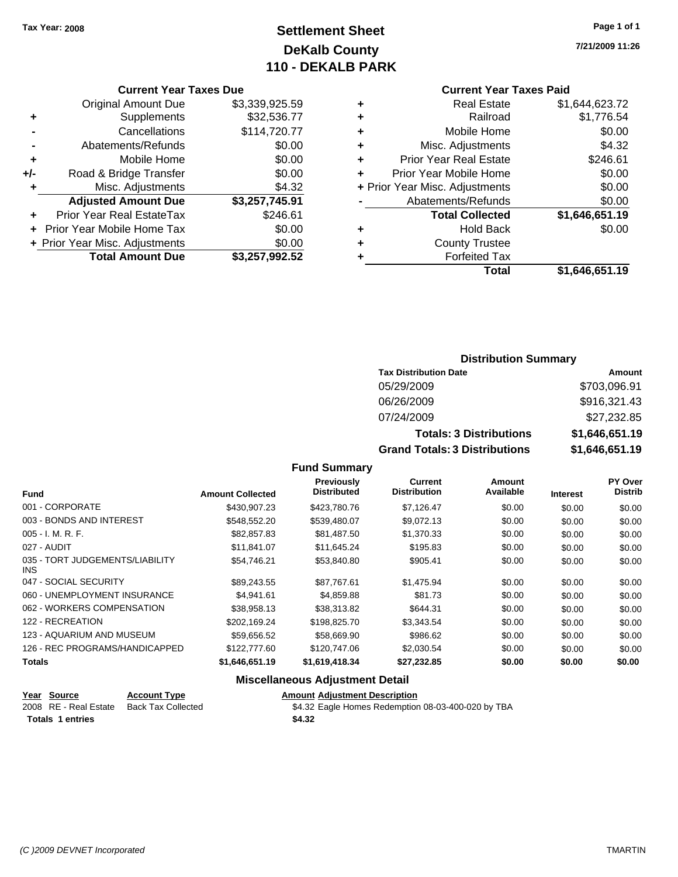Tax Year: 2008

# Settlement Sheet
## DeKalb County
## 110 - DEKALB PARK

7/21/2009 11:26

### Current Year Taxes Due

| | | |
|---|---|---|
| | Original Amount Due | $3,339,925.59 |
| + | Supplements | $32,536.77 |
| - | Cancellations | $114,720.77 |
| - | Abatements/Refunds | $0.00 |
| + | Mobile Home | $0.00 |
| +/- | Road & Bridge Transfer | $0.00 |
| + | Misc. Adjustments | $4.32 |
| | **Adjusted Amount Due** | **$3,257,745.91** |
| + | Prior Year Real EstateTax | $246.61 |
| + | Prior Year Mobile Home Tax | $0.00 |
| + | Prior Year Misc. Adjustments | $0.00 |
| | **Total Amount Due** | **$3,257,992.52** |

### Current Year Taxes Paid

| | | |
|---|---|---|
| + | Real Estate | $1,644,623.72 |
| + | Railroad | $1,776.54 |
| + | Mobile Home | $0.00 |
| + | Misc. Adjustments | $4.32 |
| + | Prior Year Real Estate | $246.61 |
| + | Prior Year Mobile Home | $0.00 |
| + | Prior Year Misc. Adjustments | $0.00 |
| - | Abatements/Refunds | $0.00 |
| | **Total Collected** | **$1,646,651.19** |
| + | Hold Back | $0.00 |
| + | County Trustee | |
| + | Forfeited Tax | |
| | **Total** | **$1,646,651.19** |

### Distribution Summary

| Tax Distribution Date | Amount |
|---|---|
| 05/29/2009 | $703,096.91 |
| 06/26/2009 | $916,321.43 |
| 07/24/2009 | $27,232.85 |
| **Totals: 3 Distributions** | **$1,646,651.19** |
| **Grand Totals: 3 Distributions** | **$1,646,651.19** |

### Fund Summary

| Fund | Amount Collected | Previously Distributed | Current Distribution | Amount Available | Interest | PY Over Distrib |
|---|---|---|---|---|---|---|
| 001 - CORPORATE | $430,907.23 | $423,780.76 | $7,126.47 | $0.00 | $0.00 | $0.00 |
| 003 - BONDS AND INTEREST | $548,552.20 | $539,480.07 | $9,072.13 | $0.00 | $0.00 | $0.00 |
| 005 - I. M. R. F. | $82,857.83 | $81,487.50 | $1,370.33 | $0.00 | $0.00 | $0.00 |
| 027 - AUDIT | $11,841.07 | $11,645.24 | $195.83 | $0.00 | $0.00 | $0.00 |
| 035 - TORT JUDGEMENTS/LIABILITY INS | $54,746.21 | $53,840.80 | $905.41 | $0.00 | $0.00 | $0.00 |
| 047 - SOCIAL SECURITY | $89,243.55 | $87,767.61 | $1,475.94 | $0.00 | $0.00 | $0.00 |
| 060 - UNEMPLOYMENT INSURANCE | $4,941.61 | $4,859.88 | $81.73 | $0.00 | $0.00 | $0.00 |
| 062 - WORKERS COMPENSATION | $38,958.13 | $38,313.82 | $644.31 | $0.00 | $0.00 | $0.00 |
| 122 - RECREATION | $202,169.24 | $198,825.70 | $3,343.54 | $0.00 | $0.00 | $0.00 |
| 123 - AQUARIUM AND MUSEUM | $59,656.52 | $58,669.90 | $986.62 | $0.00 | $0.00 | $0.00 |
| 126 - REC PROGRAMS/HANDICAPPED | $122,777.60 | $120,747.06 | $2,030.54 | $0.00 | $0.00 | $0.00 |
| **Totals** | **$1,646,651.19** | **$1,619,418.34** | **$27,232.85** | **$0.00** | **$0.00** | **$0.00** |

### Miscellaneous Adjustment Detail

| Year | Source | Account Type | Amount | Adjustment Description |
|---|---|---|---|---|
| 2008 | RE - Real Estate | Back Tax Collected | $4.32 | Eagle Homes Redemption 08-03-400-020 by TBA |
| **Totals 1 entries** | | | **$4.32** | |

(C )2009 DEVNET Incorporated

TMARTIN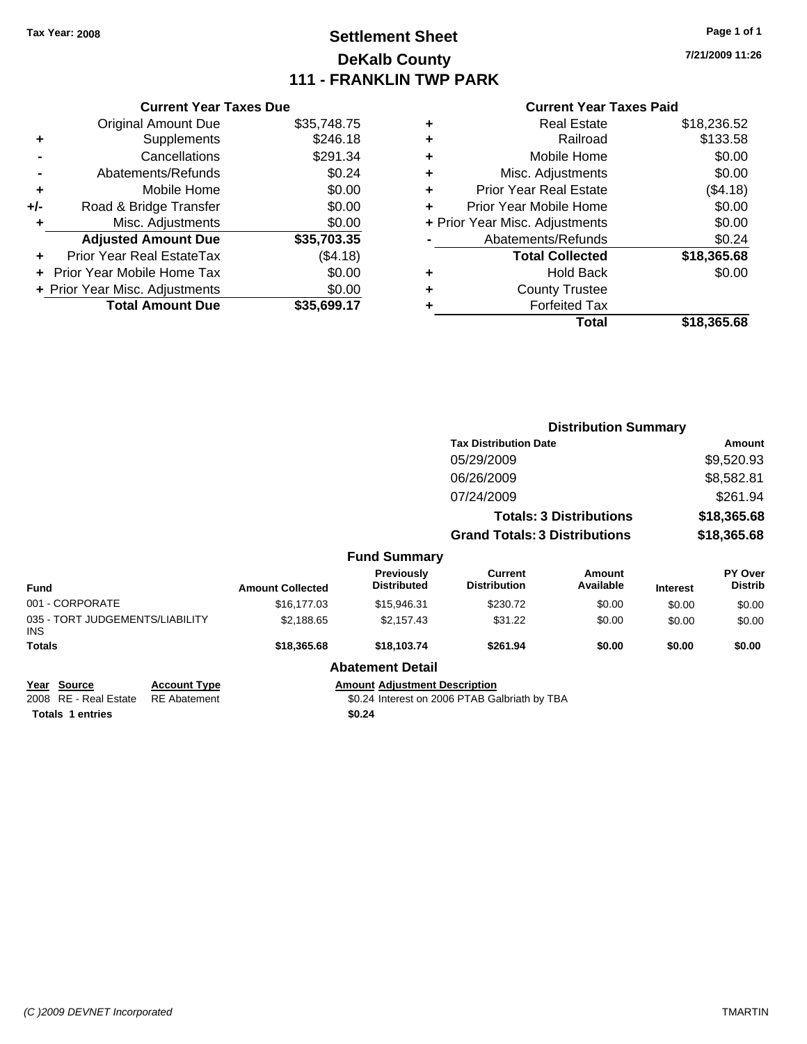Tax Year: 2008

# Settlement Sheet
## DeKalb County
## 111 - FRANKLIN TWP PARK

7/21/2009 11:26

### Current Year Taxes Due

| | | |
|---|---|---|
| | Original Amount Due | $35,748.75 |
| + | Supplements | $246.18 |
| - | Cancellations | $291.34 |
| - | Abatements/Refunds | $0.24 |
| + | Mobile Home | $0.00 |
| +/- | Road & Bridge Transfer | $0.00 |
| + | Misc. Adjustments | $0.00 |
| | **Adjusted Amount Due** | **$35,703.35** |
| + | Prior Year Real EstateTax | ($4.18) |
| + | Prior Year Mobile Home Tax | $0.00 |
| + | Prior Year Misc. Adjustments | $0.00 |
| | **Total Amount Due** | **$35,699.17** |

### Current Year Taxes Paid

| | | |
|---|---|---|
| + | Real Estate | $18,236.52 |
| + | Railroad | $133.58 |
| + | Mobile Home | $0.00 |
| + | Misc. Adjustments | $0.00 |
| + | Prior Year Real Estate | ($4.18) |
| + | Prior Year Mobile Home | $0.00 |
| + | Prior Year Misc. Adjustments | $0.00 |
| - | Abatements/Refunds | $0.24 |
| | **Total Collected** | **$18,365.68** |
| + | Hold Back | $0.00 |
| + | County Trustee | |
| + | Forfeited Tax | |
| | **Total** | **$18,365.68** |

### Distribution Summary

| Tax Distribution Date | Amount |
|---|---|
| 05/29/2009 | $9,520.93 |
| 06/26/2009 | $8,582.81 |
| 07/24/2009 | $261.94 |
| **Totals: 3 Distributions** | **$18,365.68** |
| **Grand Totals: 3 Distributions** | **$18,365.68** |

### Fund Summary

| Fund | Amount Collected | Previously Distributed | Current Distribution | Amount Available | Interest | PY Over Distrib |
|---|---|---|---|---|---|---|
| 001 - CORPORATE | $16,177.03 | $15,946.31 | $230.72 | $0.00 | $0.00 | $0.00 |
| 035 - TORT JUDGEMENTS/LIABILITY INS | $2,188.65 | $2,157.43 | $31.22 | $0.00 | $0.00 | $0.00 |
| **Totals** | **$18,365.68** | **$18,103.74** | **$261.94** | **$0.00** | **$0.00** | **$0.00** |

### Abatement Detail

| Year | Source | Account Type | Amount | Adjustment Description |
|---|---|---|---|---|
| 2008 | RE - Real Estate | RE Abatement | $0.24 | Interest on 2006 PTAB Galbriath by TBA |
| **Totals 1 entries** | | | **$0.24** | |

(C )2009 DEVNET Incorporated

TMARTIN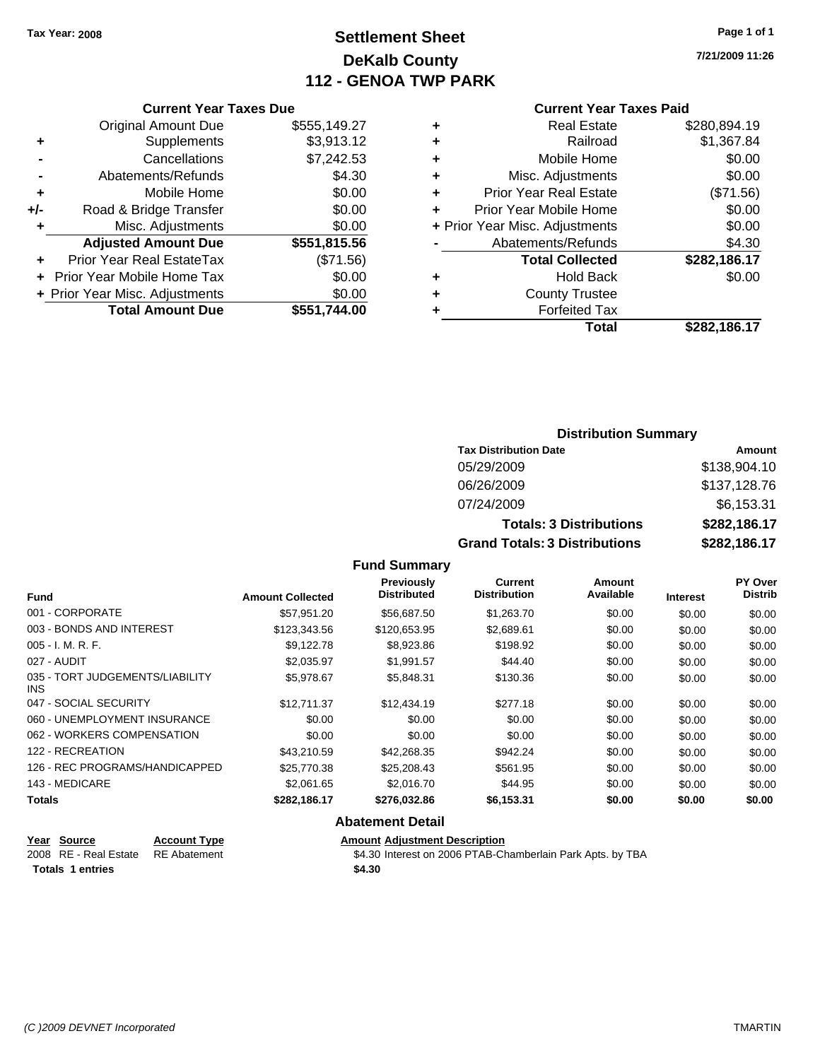Tax Year: 2008

# Settlement Sheet
## DeKalb County
## 112 - GENOA TWP PARK

7/21/2009 11:26

### Current Year Taxes Due

| | | |
|---|---|---|
| | Original Amount Due | $555,149.27 |
| + | Supplements | $3,913.12 |
| - | Cancellations | $7,242.53 |
| - | Abatements/Refunds | $4.30 |
| + | Mobile Home | $0.00 |
| +/- | Road & Bridge Transfer | $0.00 |
| + | Misc. Adjustments | $0.00 |
| | **Adjusted Amount Due** | **$551,815.56** |
| + | Prior Year Real EstateTax | ($71.56) |
| + | Prior Year Mobile Home Tax | $0.00 |
| + | Prior Year Misc. Adjustments | $0.00 |
| | **Total Amount Due** | **$551,744.00** |

### Current Year Taxes Paid

| | | |
|---|---|---|
| + | Real Estate | $280,894.19 |
| + | Railroad | $1,367.84 |
| + | Mobile Home | $0.00 |
| + | Misc. Adjustments | $0.00 |
| + | Prior Year Real Estate | ($71.56) |
| + | Prior Year Mobile Home | $0.00 |
| + | Prior Year Misc. Adjustments | $0.00 |
| - | Abatements/Refunds | $4.30 |
| | **Total Collected** | **$282,186.17** |
| + | Hold Back | $0.00 |
| + | County Trustee | |
| + | Forfeited Tax | |
| | **Total** | **$282,186.17** |

### Distribution Summary

| Tax Distribution Date | Amount |
|---|---|
| 05/29/2009 | $138,904.10 |
| 06/26/2009 | $137,128.76 |
| 07/24/2009 | $6,153.31 |
| **Totals: 3 Distributions** | **$282,186.17** |
| **Grand Totals: 3 Distributions** | **$282,186.17** |

### Fund Summary

| Fund | Amount Collected | Previously Distributed | Current Distribution | Amount Available | Interest | PY Over Distrib |
|---|---|---|---|---|---|---|
| 001 - CORPORATE | $57,951.20 | $56,687.50 | $1,263.70 | $0.00 | $0.00 | $0.00 |
| 003 - BONDS AND INTEREST | $123,343.56 | $120,653.95 | $2,689.61 | $0.00 | $0.00 | $0.00 |
| 005 - I. M. R. F. | $9,122.78 | $8,923.86 | $198.92 | $0.00 | $0.00 | $0.00 |
| 027 - AUDIT | $2,035.97 | $1,991.57 | $44.40 | $0.00 | $0.00 | $0.00 |
| 035 - TORT JUDGEMENTS/LIABILITY INS | $5,978.67 | $5,848.31 | $130.36 | $0.00 | $0.00 | $0.00 |
| 047 - SOCIAL SECURITY | $12,711.37 | $12,434.19 | $277.18 | $0.00 | $0.00 | $0.00 |
| 060 - UNEMPLOYMENT INSURANCE | $0.00 | $0.00 | $0.00 | $0.00 | $0.00 | $0.00 |
| 062 - WORKERS COMPENSATION | $0.00 | $0.00 | $0.00 | $0.00 | $0.00 | $0.00 |
| 122 - RECREATION | $43,210.59 | $42,268.35 | $942.24 | $0.00 | $0.00 | $0.00 |
| 126 - REC PROGRAMS/HANDICAPPED | $25,770.38 | $25,208.43 | $561.95 | $0.00 | $0.00 | $0.00 |
| 143 - MEDICARE | $2,061.65 | $2,016.70 | $44.95 | $0.00 | $0.00 | $0.00 |
| **Totals** | **$282,186.17** | **$276,032.86** | **$6,153.31** | **$0.00** | **$0.00** | **$0.00** |

### Abatement Detail

| Year | Source | Account Type | Amount | Adjustment Description |
|---|---|---|---|---|
| 2008 | RE - Real Estate | RE Abatement | $4.30 | Interest on 2006 PTAB-Chamberlain Park Apts. by TBA |
| **Totals** | **1 entries** | | **$4.30** | |

(C )2009 DEVNET Incorporated TMARTIN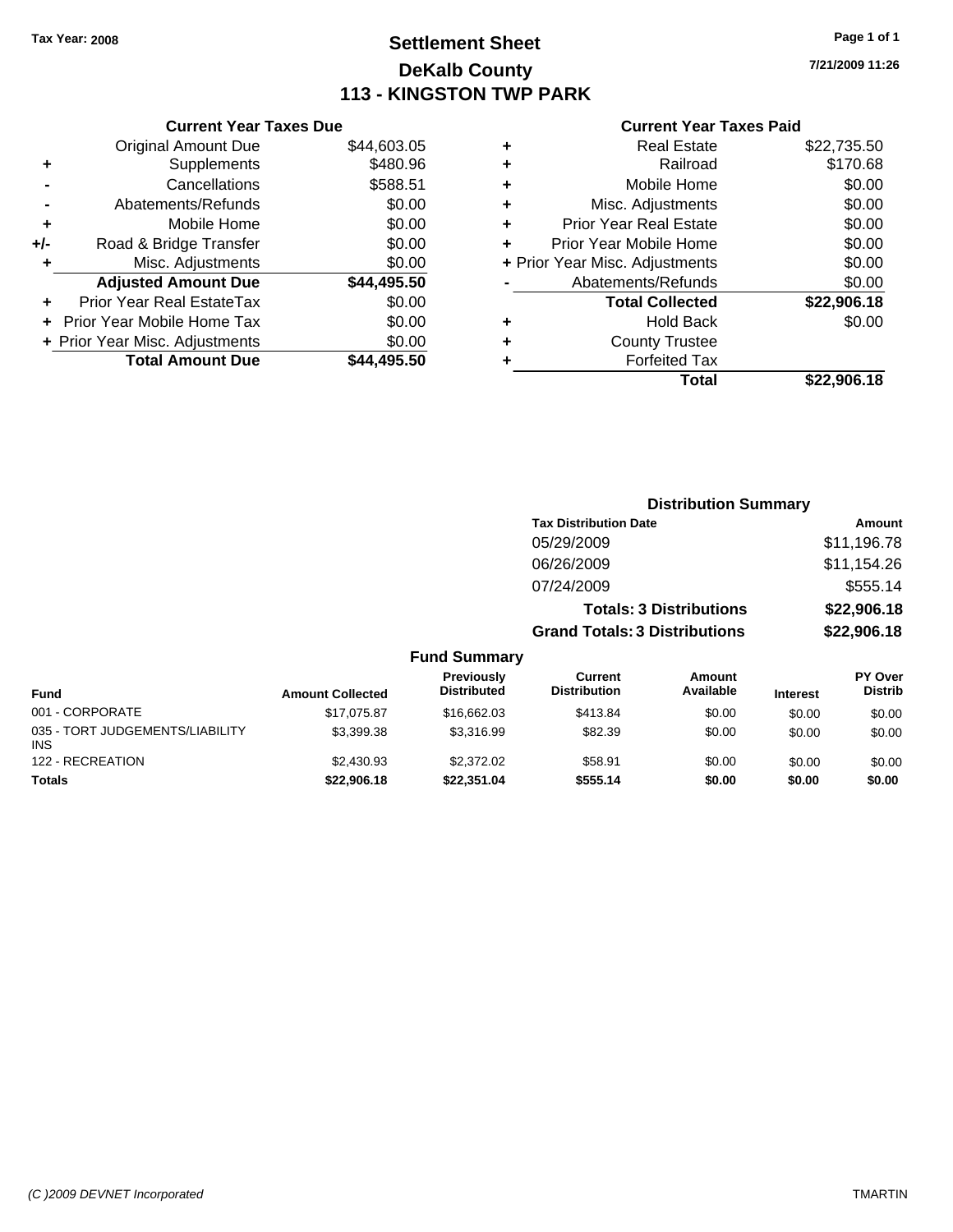Tax Year: 2008

# Settlement Sheet
## DeKalb County
## 113 - KINGSTON TWP PARK

Page 1 of 1

7/21/2009 11:26

### Current Year Taxes Due

| | | |
|---|---|---|
| | Original Amount Due | $44,603.05 |
| + | Supplements | $480.96 |
| - | Cancellations | $588.51 |
| - | Abatements/Refunds | $0.00 |
| + | Mobile Home | $0.00 |
| +/- | Road & Bridge Transfer | $0.00 |
| + | Misc. Adjustments | $0.00 |
| | **Adjusted Amount Due** | **$44,495.50** |
| + | Prior Year Real EstateTax | $0.00 |
| + | Prior Year Mobile Home Tax | $0.00 |
| + | Prior Year Misc. Adjustments | $0.00 |
| | **Total Amount Due** | **$44,495.50** |

### Current Year Taxes Paid

| | | |
|---|---|---|
| + | Real Estate | $22,735.50 |
| + | Railroad | $170.68 |
| + | Mobile Home | $0.00 |
| + | Misc. Adjustments | $0.00 |
| + | Prior Year Real Estate | $0.00 |
| + | Prior Year Mobile Home | $0.00 |
| + | Prior Year Misc. Adjustments | $0.00 |
| - | Abatements/Refunds | $0.00 |
| | **Total Collected** | **$22,906.18** |
| + | Hold Back | $0.00 |
| + | County Trustee | |
| + | Forfeited Tax | |
| | **Total** | **$22,906.18** |

### Distribution Summary

| Tax Distribution Date | Amount |
|---|---|
| 05/29/2009 | $11,196.78 |
| 06/26/2009 | $11,154.26 |
| 07/24/2009 | $555.14 |
| **Totals: 3 Distributions** | **$22,906.18** |
| **Grand Totals: 3 Distributions** | **$22,906.18** |

### Fund Summary

| Fund | Amount Collected | Previously Distributed | Current Distribution | Amount Available | Interest | PY Over Distrib |
|---|---|---|---|---|---|---|
| 001 - CORPORATE | $17,075.87 | $16,662.03 | $413.84 | $0.00 | $0.00 | $0.00 |
| 035 - TORT JUDGEMENTS/LIABILITY INS | $3,399.38 | $3,316.99 | $82.39 | $0.00 | $0.00 | $0.00 |
| 122 - RECREATION | $2,430.93 | $2,372.02 | $58.91 | $0.00 | $0.00 | $0.00 |
| **Totals** | **$22,906.18** | **$22,351.04** | **$555.14** | **$0.00** | **$0.00** | **$0.00** |

(C )2009 DEVNET Incorporated TMARTIN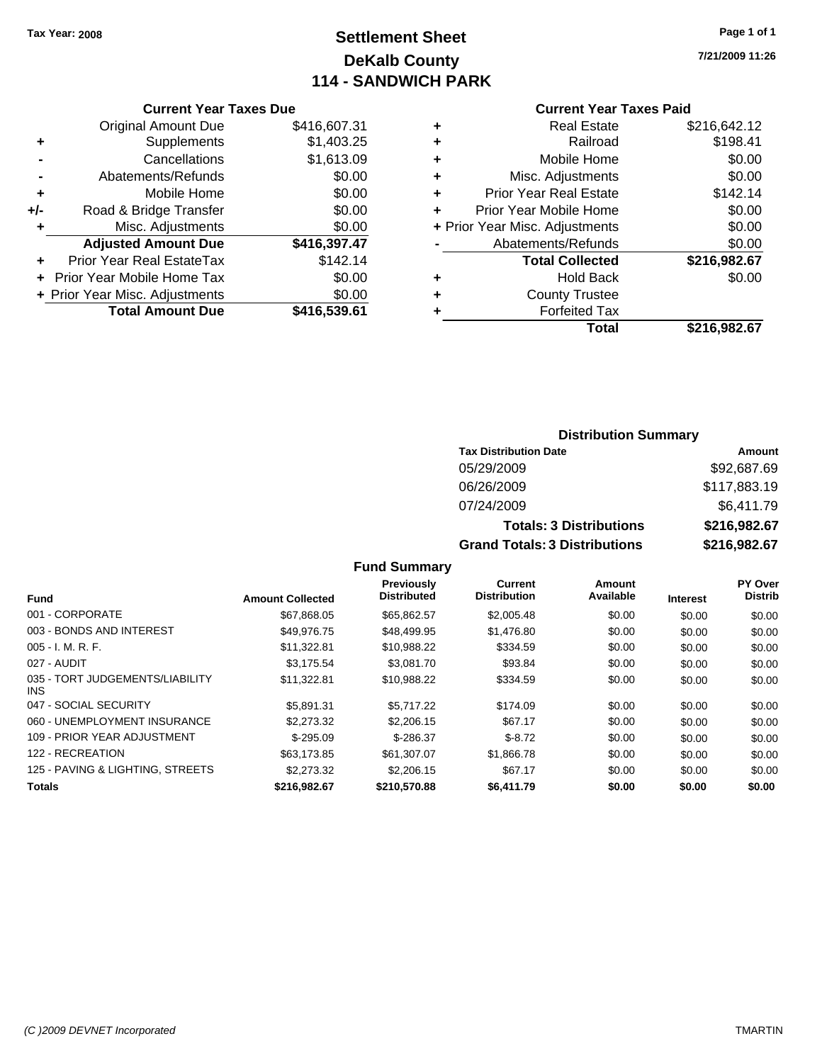Tax Year: 2008

# Settlement Sheet
## DeKalb County
## 114 - SANDWICH PARK

7/21/2009 11:26

### Current Year Taxes Due

| | | |
|---|---|---|
| | Original Amount Due | $416,607.31 |
| + | Supplements | $1,403.25 |
| - | Cancellations | $1,613.09 |
| - | Abatements/Refunds | $0.00 |
| + | Mobile Home | $0.00 |
| +/- | Road & Bridge Transfer | $0.00 |
| + | Misc. Adjustments | $0.00 |
| | **Adjusted Amount Due** | **$416,397.47** |
| + | Prior Year Real EstateTax | $142.14 |
| + | Prior Year Mobile Home Tax | $0.00 |
| + | Prior Year Misc. Adjustments | $0.00 |
| | **Total Amount Due** | **$416,539.61** |

### Current Year Taxes Paid

| | | |
|---|---|---|
| + | Real Estate | $216,642.12 |
| + | Railroad | $198.41 |
| + | Mobile Home | $0.00 |
| + | Misc. Adjustments | $0.00 |
| + | Prior Year Real Estate | $142.14 |
| + | Prior Year Mobile Home | $0.00 |
| + | Prior Year Misc. Adjustments | $0.00 |
| - | Abatements/Refunds | $0.00 |
| | **Total Collected** | **$216,982.67** |
| + | Hold Back | $0.00 |
| + | County Trustee | |
| + | Forfeited Tax | |
| | **Total** | **$216,982.67** |

### Distribution Summary

| Tax Distribution Date | Amount |
|---|---|
| 05/29/2009 | $92,687.69 |
| 06/26/2009 | $117,883.19 |
| 07/24/2009 | $6,411.79 |
| **Totals: 3 Distributions** | **$216,982.67** |
| **Grand Totals: 3 Distributions** | **$216,982.67** |

### Fund Summary

| Fund | Amount Collected | Previously Distributed | Current Distribution | Amount Available | Interest | PY Over Distrib |
|---|---|---|---|---|---|---|
| 001 - CORPORATE | $67,868.05 | $65,862.57 | $2,005.48 | $0.00 | $0.00 | $0.00 |
| 003 - BONDS AND INTEREST | $49,976.75 | $48,499.95 | $1,476.80 | $0.00 | $0.00 | $0.00 |
| 005 - I. M. R. F. | $11,322.81 | $10,988.22 | $334.59 | $0.00 | $0.00 | $0.00 |
| 027 - AUDIT | $3,175.54 | $3,081.70 | $93.84 | $0.00 | $0.00 | $0.00 |
| 035 - TORT JUDGEMENTS/LIABILITY INS | $11,322.81 | $10,988.22 | $334.59 | $0.00 | $0.00 | $0.00 |
| 047 - SOCIAL SECURITY | $5,891.31 | $5,717.22 | $174.09 | $0.00 | $0.00 | $0.00 |
| 060 - UNEMPLOYMENT INSURANCE | $2,273.32 | $2,206.15 | $67.17 | $0.00 | $0.00 | $0.00 |
| 109 - PRIOR YEAR ADJUSTMENT | $-295.09 | $-286.37 | $-8.72 | $0.00 | $0.00 | $0.00 |
| 122 - RECREATION | $63,173.85 | $61,307.07 | $1,866.78 | $0.00 | $0.00 | $0.00 |
| 125 - PAVING & LIGHTING, STREETS | $2,273.32 | $2,206.15 | $67.17 | $0.00 | $0.00 | $0.00 |
| **Totals** | **$216,982.67** | **$210,570.88** | **$6,411.79** | **$0.00** | **$0.00** | **$0.00** |

(C )2009 DEVNET Incorporated TMARTIN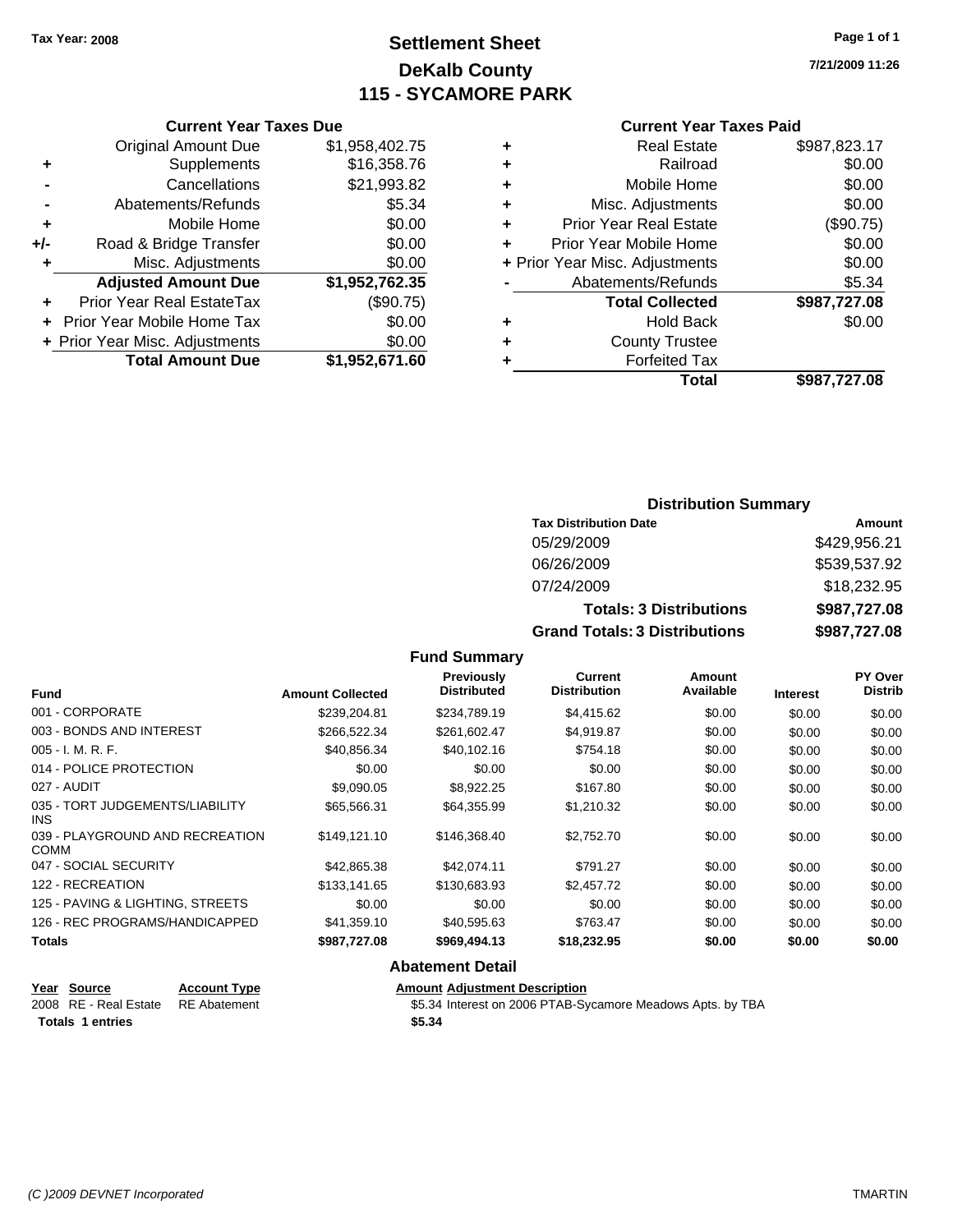Tax Year: 2008

# Settlement Sheet
## DeKalb County
## 115 - SYCAMORE PARK

7/21/2009 11:26

### Current Year Taxes Due

| | | |
|---|---|---|
| | Original Amount Due | $1,958,402.75 |
| + | Supplements | $16,358.76 |
| - | Cancellations | $21,993.82 |
| - | Abatements/Refunds | $5.34 |
| + | Mobile Home | $0.00 |
| +/- | Road & Bridge Transfer | $0.00 |
| + | Misc. Adjustments | $0.00 |
| | **Adjusted Amount Due** | **$1,952,762.35** |
| + | Prior Year Real EstateTax | ($90.75) |
| + | Prior Year Mobile Home Tax | $0.00 |
| + | Prior Year Misc. Adjustments | $0.00 |
| | **Total Amount Due** | **$1,952,671.60** |

### Current Year Taxes Paid

| | | |
|---|---|---|
| + | Real Estate | $987,823.17 |
| + | Railroad | $0.00 |
| + | Mobile Home | $0.00 |
| + | Misc. Adjustments | $0.00 |
| + | Prior Year Real Estate | ($90.75) |
| + | Prior Year Mobile Home | $0.00 |
| + | Prior Year Misc. Adjustments | $0.00 |
| - | Abatements/Refunds | $5.34 |
| | **Total Collected** | **$987,727.08** |
| + | Hold Back | $0.00 |
| + | County Trustee | |
| + | Forfeited Tax | |
| | **Total** | **$987,727.08** |

### Distribution Summary

| Tax Distribution Date | Amount |
|---|---|
| 05/29/2009 | $429,956.21 |
| 06/26/2009 | $539,537.92 |
| 07/24/2009 | $18,232.95 |
| **Totals: 3 Distributions** | **$987,727.08** |
| **Grand Totals: 3 Distributions** | **$987,727.08** |

### Fund Summary

| Fund | Amount Collected | Previously Distributed | Current Distribution | Amount Available | Interest | PY Over Distrib |
|---|---|---|---|---|---|---|
| 001 - CORPORATE | $239,204.81 | $234,789.19 | $4,415.62 | $0.00 | $0.00 | $0.00 |
| 003 - BONDS AND INTEREST | $266,522.34 | $261,602.47 | $4,919.87 | $0.00 | $0.00 | $0.00 |
| 005 - I. M. R. F. | $40,856.34 | $40,102.16 | $754.18 | $0.00 | $0.00 | $0.00 |
| 014 - POLICE PROTECTION | $0.00 | $0.00 | $0.00 | $0.00 | $0.00 | $0.00 |
| 027 - AUDIT | $9,090.05 | $8,922.25 | $167.80 | $0.00 | $0.00 | $0.00 |
| 035 - TORT JUDGEMENTS/LIABILITY INS | $65,566.31 | $64,355.99 | $1,210.32 | $0.00 | $0.00 | $0.00 |
| 039 - PLAYGROUND AND RECREATION COMM | $149,121.10 | $146,368.40 | $2,752.70 | $0.00 | $0.00 | $0.00 |
| 047 - SOCIAL SECURITY | $42,865.38 | $42,074.11 | $791.27 | $0.00 | $0.00 | $0.00 |
| 122 - RECREATION | $133,141.65 | $130,683.93 | $2,457.72 | $0.00 | $0.00 | $0.00 |
| 125 - PAVING & LIGHTING, STREETS | $0.00 | $0.00 | $0.00 | $0.00 | $0.00 | $0.00 |
| 126 - REC PROGRAMS/HANDICAPPED | $41,359.10 | $40,595.63 | $763.47 | $0.00 | $0.00 | $0.00 |
| **Totals** | **$987,727.08** | **$969,494.13** | **$18,232.95** | **$0.00** | **$0.00** | **$0.00** |

### Abatement Detail

| Year | Source | Account Type | Amount | Adjustment Description |
|---|---|---|---|---|
| 2008 | RE - Real Estate | RE Abatement | $5.34 | Interest on 2006 PTAB-Sycamore Meadows Apts. by TBA |
| **Totals 1 entries** | | | **$5.34** | |

(C )2009 DEVNET Incorporated — TMARTIN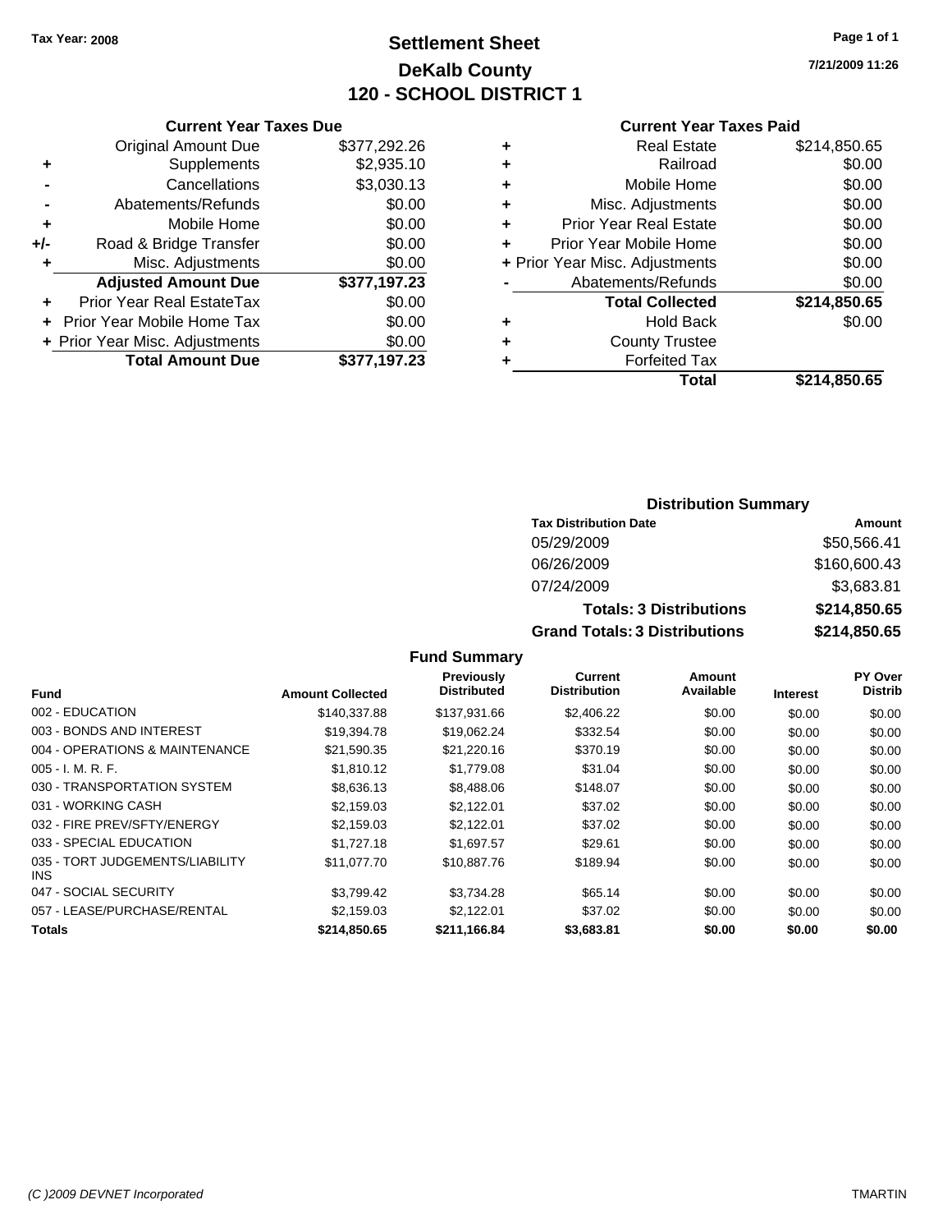Tax Year: 2008

# Settlement Sheet
## DeKalb County
## 120 - SCHOOL DISTRICT 1

7/21/2009 11:26

### Current Year Taxes Due

| | | |
|---|---|---|
| | Original Amount Due | $377,292.26 |
| + | Supplements | $2,935.10 |
| - | Cancellations | $3,030.13 |
| - | Abatements/Refunds | $0.00 |
| + | Mobile Home | $0.00 |
| +/- | Road & Bridge Transfer | $0.00 |
| + | Misc. Adjustments | $0.00 |
| | **Adjusted Amount Due** | **$377,197.23** |
| + | Prior Year Real EstateTax | $0.00 |
| + | Prior Year Mobile Home Tax | $0.00 |
| + | Prior Year Misc. Adjustments | $0.00 |
| | **Total Amount Due** | **$377,197.23** |

### Current Year Taxes Paid

| | | |
|---|---|---|
| + | Real Estate | $214,850.65 |
| + | Railroad | $0.00 |
| + | Mobile Home | $0.00 |
| + | Misc. Adjustments | $0.00 |
| + | Prior Year Real Estate | $0.00 |
| + | Prior Year Mobile Home | $0.00 |
| + | Prior Year Misc. Adjustments | $0.00 |
| - | Abatements/Refunds | $0.00 |
| | **Total Collected** | **$214,850.65** |
| + | Hold Back | $0.00 |
| + | County Trustee | |
| + | Forfeited Tax | |
| | **Total** | **$214,850.65** |

### Distribution Summary

| Tax Distribution Date | Amount |
|---|---|
| 05/29/2009 | $50,566.41 |
| 06/26/2009 | $160,600.43 |
| 07/24/2009 | $3,683.81 |
| **Totals: 3 Distributions** | **$214,850.65** |
| **Grand Totals: 3 Distributions** | **$214,850.65** |

### Fund Summary

| Fund | Amount Collected | Previously Distributed | Current Distribution | Amount Available | Interest | PY Over Distrib |
|---|---|---|---|---|---|---|
| 002 - EDUCATION | $140,337.88 | $137,931.66 | $2,406.22 | $0.00 | $0.00 | $0.00 |
| 003 - BONDS AND INTEREST | $19,394.78 | $19,062.24 | $332.54 | $0.00 | $0.00 | $0.00 |
| 004 - OPERATIONS & MAINTENANCE | $21,590.35 | $21,220.16 | $370.19 | $0.00 | $0.00 | $0.00 |
| 005 - I. M. R. F. | $1,810.12 | $1,779.08 | $31.04 | $0.00 | $0.00 | $0.00 |
| 030 - TRANSPORTATION SYSTEM | $8,636.13 | $8,488.06 | $148.07 | $0.00 | $0.00 | $0.00 |
| 031 - WORKING CASH | $2,159.03 | $2,122.01 | $37.02 | $0.00 | $0.00 | $0.00 |
| 032 - FIRE PREV/SFTY/ENERGY | $2,159.03 | $2,122.01 | $37.02 | $0.00 | $0.00 | $0.00 |
| 033 - SPECIAL EDUCATION | $1,727.18 | $1,697.57 | $29.61 | $0.00 | $0.00 | $0.00 |
| 035 - TORT JUDGEMENTS/LIABILITY INS | $11,077.70 | $10,887.76 | $189.94 | $0.00 | $0.00 | $0.00 |
| 047 - SOCIAL SECURITY | $3,799.42 | $3,734.28 | $65.14 | $0.00 | $0.00 | $0.00 |
| 057 - LEASE/PURCHASE/RENTAL | $2,159.03 | $2,122.01 | $37.02 | $0.00 | $0.00 | $0.00 |
| **Totals** | **$214,850.65** | **$211,166.84** | **$3,683.81** | **$0.00** | **$0.00** | **$0.00** |

(C )2009 DEVNET Incorporated TMARTIN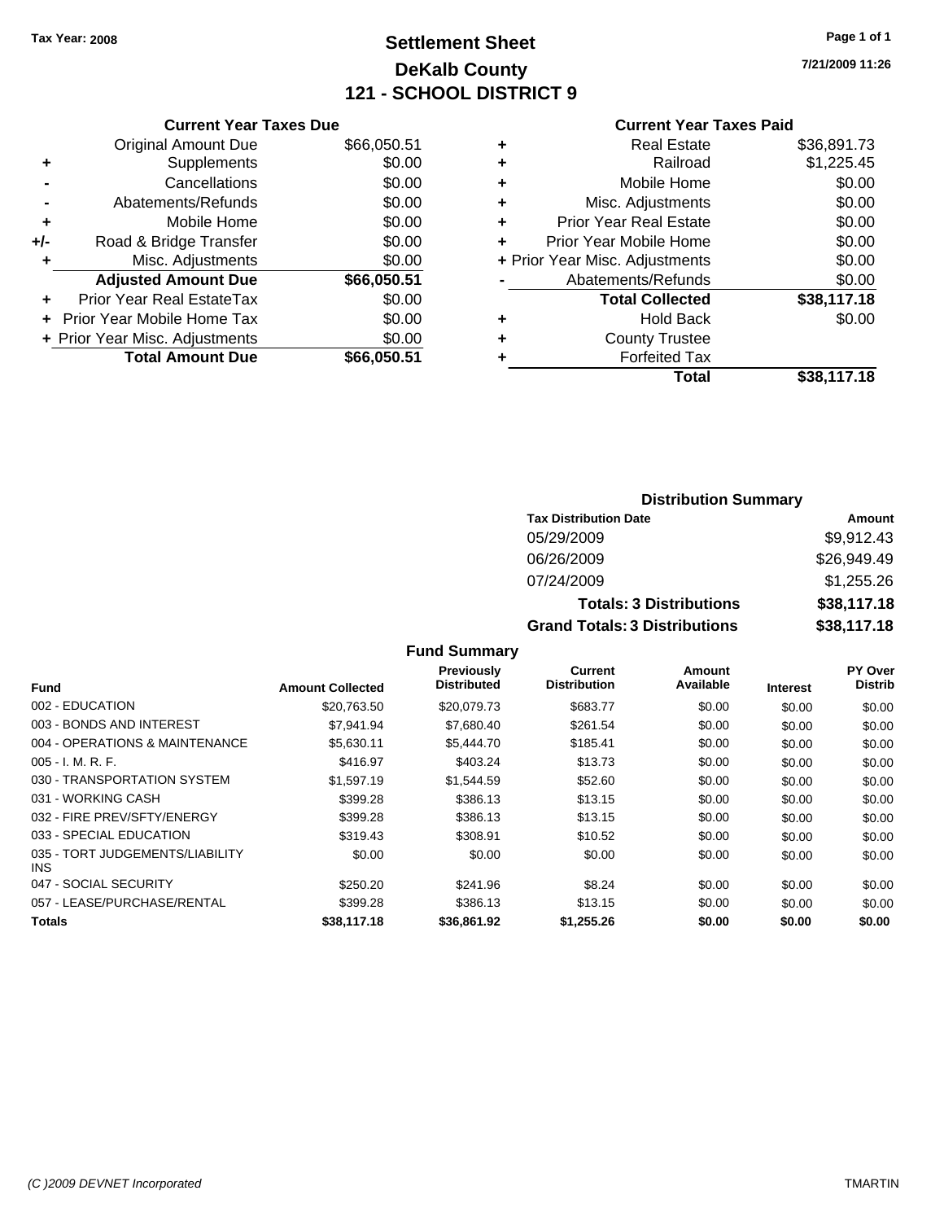Tax Year: 2008

# Settlement Sheet
## DeKalb County
## 121 - SCHOOL DISTRICT 9

7/21/2009 11:26

### Current Year Taxes Due

| | | |
|---|---|---|
| | Original Amount Due | $66,050.51 |
| + | Supplements | $0.00 |
| - | Cancellations | $0.00 |
| - | Abatements/Refunds | $0.00 |
| + | Mobile Home | $0.00 |
| +/- | Road & Bridge Transfer | $0.00 |
| + | Misc. Adjustments | $0.00 |
| | **Adjusted Amount Due** | **$66,050.51** |
| + | Prior Year Real EstateTax | $0.00 |
| + | Prior Year Mobile Home Tax | $0.00 |
| + | Prior Year Misc. Adjustments | $0.00 |
| | **Total Amount Due** | **$66,050.51** |

### Current Year Taxes Paid

| | | |
|---|---|---|
| + | Real Estate | $36,891.73 |
| + | Railroad | $1,225.45 |
| + | Mobile Home | $0.00 |
| + | Misc. Adjustments | $0.00 |
| + | Prior Year Real Estate | $0.00 |
| + | Prior Year Mobile Home | $0.00 |
| + | Prior Year Misc. Adjustments | $0.00 |
| - | Abatements/Refunds | $0.00 |
| | **Total Collected** | **$38,117.18** |
| + | Hold Back | $0.00 |
| + | County Trustee | |
| + | Forfeited Tax | |
| | **Total** | **$38,117.18** |

### Distribution Summary

| Tax Distribution Date | Amount |
|---|---|
| 05/29/2009 | $9,912.43 |
| 06/26/2009 | $26,949.49 |
| 07/24/2009 | $1,255.26 |
| **Totals: 3 Distributions** | **$38,117.18** |
| **Grand Totals: 3 Distributions** | **$38,117.18** |

### Fund Summary

| Fund | Amount Collected | Previously Distributed | Current Distribution | Amount Available | Interest | PY Over Distrib |
|---|---|---|---|---|---|---|
| 002 - EDUCATION | $20,763.50 | $20,079.73 | $683.77 | $0.00 | $0.00 | $0.00 |
| 003 - BONDS AND INTEREST | $7,941.94 | $7,680.40 | $261.54 | $0.00 | $0.00 | $0.00 |
| 004 - OPERATIONS & MAINTENANCE | $5,630.11 | $5,444.70 | $185.41 | $0.00 | $0.00 | $0.00 |
| 005 - I. M. R. F. | $416.97 | $403.24 | $13.73 | $0.00 | $0.00 | $0.00 |
| 030 - TRANSPORTATION SYSTEM | $1,597.19 | $1,544.59 | $52.60 | $0.00 | $0.00 | $0.00 |
| 031 - WORKING CASH | $399.28 | $386.13 | $13.15 | $0.00 | $0.00 | $0.00 |
| 032 - FIRE PREV/SFTY/ENERGY | $399.28 | $386.13 | $13.15 | $0.00 | $0.00 | $0.00 |
| 033 - SPECIAL EDUCATION | $319.43 | $308.91 | $10.52 | $0.00 | $0.00 | $0.00 |
| 035 - TORT JUDGEMENTS/LIABILITY INS | $0.00 | $0.00 | $0.00 | $0.00 | $0.00 | $0.00 |
| 047 - SOCIAL SECURITY | $250.20 | $241.96 | $8.24 | $0.00 | $0.00 | $0.00 |
| 057 - LEASE/PURCHASE/RENTAL | $399.28 | $386.13 | $13.15 | $0.00 | $0.00 | $0.00 |
| **Totals** | **$38,117.18** | **$36,861.92** | **$1,255.26** | **$0.00** | **$0.00** | **$0.00** |

(C )2009 DEVNET Incorporated TMARTIN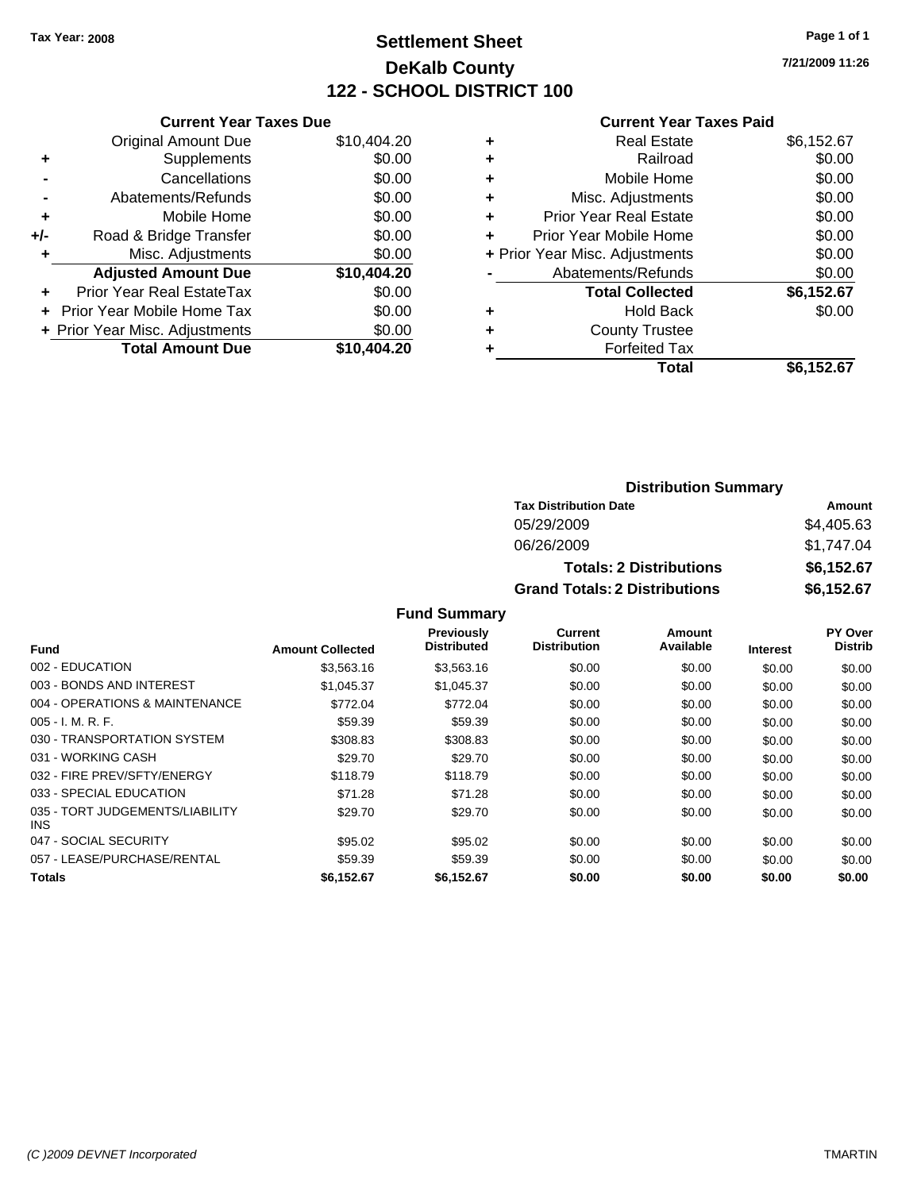Tax Year: 2008

# Settlement Sheet

## DeKalb County

## 122 - SCHOOL DISTRICT 100

7/21/2009 11:26

### Current Year Taxes Due

| | | |
|---|---|---|
| | Original Amount Due | $10,404.20 |
| + | Supplements | $0.00 |
| - | Cancellations | $0.00 |
| - | Abatements/Refunds | $0.00 |
| + | Mobile Home | $0.00 |
| +/- | Road & Bridge Transfer | $0.00 |
| + | Misc. Adjustments | $0.00 |
| | **Adjusted Amount Due** | **$10,404.20** |
| + | Prior Year Real EstateTax | $0.00 |
| + | Prior Year Mobile Home Tax | $0.00 |
| + | Prior Year Misc. Adjustments | $0.00 |
| | **Total Amount Due** | **$10,404.20** |

### Current Year Taxes Paid

| | | |
|---|---|---|
| + | Real Estate | $6,152.67 |
| + | Railroad | $0.00 |
| + | Mobile Home | $0.00 |
| + | Misc. Adjustments | $0.00 |
| + | Prior Year Real Estate | $0.00 |
| + | Prior Year Mobile Home | $0.00 |
| + | Prior Year Misc. Adjustments | $0.00 |
| - | Abatements/Refunds | $0.00 |
| | **Total Collected** | **$6,152.67** |
| + | Hold Back | $0.00 |
| + | County Trustee | |
| + | Forfeited Tax | |
| | **Total** | **$6,152.67** |

### Distribution Summary

| Tax Distribution Date | Amount |
|---|---|
| 05/29/2009 | $4,405.63 |
| 06/26/2009 | $1,747.04 |
| **Totals: 2 Distributions** | **$6,152.67** |
| **Grand Totals: 2 Distributions** | **$6,152.67** |

### Fund Summary

| Fund | Amount Collected | Previously Distributed | Current Distribution | Amount Available | Interest | PY Over Distrib |
|---|---|---|---|---|---|---|
| 002 - EDUCATION | $3,563.16 | $3,563.16 | $0.00 | $0.00 | $0.00 | $0.00 |
| 003 - BONDS AND INTEREST | $1,045.37 | $1,045.37 | $0.00 | $0.00 | $0.00 | $0.00 |
| 004 - OPERATIONS & MAINTENANCE | $772.04 | $772.04 | $0.00 | $0.00 | $0.00 | $0.00 |
| 005 - I. M. R. F. | $59.39 | $59.39 | $0.00 | $0.00 | $0.00 | $0.00 |
| 030 - TRANSPORTATION SYSTEM | $308.83 | $308.83 | $0.00 | $0.00 | $0.00 | $0.00 |
| 031 - WORKING CASH | $29.70 | $29.70 | $0.00 | $0.00 | $0.00 | $0.00 |
| 032 - FIRE PREV/SFTY/ENERGY | $118.79 | $118.79 | $0.00 | $0.00 | $0.00 | $0.00 |
| 033 - SPECIAL EDUCATION | $71.28 | $71.28 | $0.00 | $0.00 | $0.00 | $0.00 |
| 035 - TORT JUDGEMENTS/LIABILITY INS | $29.70 | $29.70 | $0.00 | $0.00 | $0.00 | $0.00 |
| 047 - SOCIAL SECURITY | $95.02 | $95.02 | $0.00 | $0.00 | $0.00 | $0.00 |
| 057 - LEASE/PURCHASE/RENTAL | $59.39 | $59.39 | $0.00 | $0.00 | $0.00 | $0.00 |
| **Totals** | **$6,152.67** | **$6,152.67** | **$0.00** | **$0.00** | **$0.00** | **$0.00** |

(C )2009 DEVNET Incorporated — TMARTIN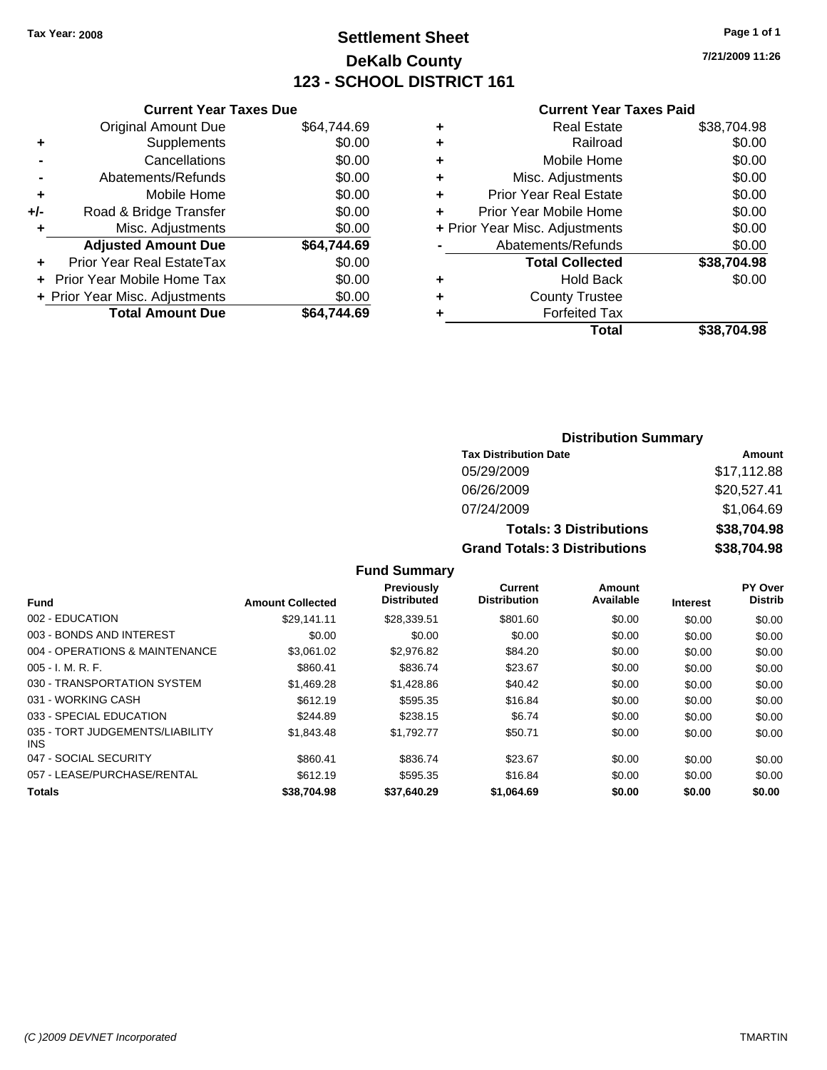Tax Year: 2008

# Settlement Sheet
## DeKalb County
## 123 - SCHOOL DISTRICT 161

7/21/2009 11:26

### Current Year Taxes Due

| | | |
|---|---|---|
| | Original Amount Due | $64,744.69 |
| + | Supplements | $0.00 |
| - | Cancellations | $0.00 |
| - | Abatements/Refunds | $0.00 |
| + | Mobile Home | $0.00 |
| +/- | Road & Bridge Transfer | $0.00 |
| + | Misc. Adjustments | $0.00 |
| | **Adjusted Amount Due** | **$64,744.69** |
| + | Prior Year Real EstateTax | $0.00 |
| + | Prior Year Mobile Home Tax | $0.00 |
| + | Prior Year Misc. Adjustments | $0.00 |
| | **Total Amount Due** | **$64,744.69** |

### Current Year Taxes Paid

| | | |
|---|---|---|
| + | Real Estate | $38,704.98 |
| + | Railroad | $0.00 |
| + | Mobile Home | $0.00 |
| + | Misc. Adjustments | $0.00 |
| + | Prior Year Real Estate | $0.00 |
| + | Prior Year Mobile Home | $0.00 |
| + | Prior Year Misc. Adjustments | $0.00 |
| - | Abatements/Refunds | $0.00 |
| | **Total Collected** | **$38,704.98** |
| + | Hold Back | $0.00 |
| + | County Trustee | |
| + | Forfeited Tax | |
| | **Total** | **$38,704.98** |

### Distribution Summary

| Tax Distribution Date | Amount |
|---|---|
| 05/29/2009 | $17,112.88 |
| 06/26/2009 | $20,527.41 |
| 07/24/2009 | $1,064.69 |
| **Totals: 3 Distributions** | **$38,704.98** |
| **Grand Totals: 3 Distributions** | **$38,704.98** |

### Fund Summary

| Fund | Amount Collected | Previously Distributed | Current Distribution | Amount Available | Interest | PY Over Distrib |
|---|---|---|---|---|---|---|
| 002 - EDUCATION | $29,141.11 | $28,339.51 | $801.60 | $0.00 | $0.00 | $0.00 |
| 003 - BONDS AND INTEREST | $0.00 | $0.00 | $0.00 | $0.00 | $0.00 | $0.00 |
| 004 - OPERATIONS & MAINTENANCE | $3,061.02 | $2,976.82 | $84.20 | $0.00 | $0.00 | $0.00 |
| 005 - I. M. R. F. | $860.41 | $836.74 | $23.67 | $0.00 | $0.00 | $0.00 |
| 030 - TRANSPORTATION SYSTEM | $1,469.28 | $1,428.86 | $40.42 | $0.00 | $0.00 | $0.00 |
| 031 - WORKING CASH | $612.19 | $595.35 | $16.84 | $0.00 | $0.00 | $0.00 |
| 033 - SPECIAL EDUCATION | $244.89 | $238.15 | $6.74 | $0.00 | $0.00 | $0.00 |
| 035 - TORT JUDGEMENTS/LIABILITY INS | $1,843.48 | $1,792.77 | $50.71 | $0.00 | $0.00 | $0.00 |
| 047 - SOCIAL SECURITY | $860.41 | $836.74 | $23.67 | $0.00 | $0.00 | $0.00 |
| 057 - LEASE/PURCHASE/RENTAL | $612.19 | $595.35 | $16.84 | $0.00 | $0.00 | $0.00 |
| **Totals** | **$38,704.98** | **$37,640.29** | **$1,064.69** | **$0.00** | **$0.00** | **$0.00** |

(C )2009 DEVNET Incorporated TMARTIN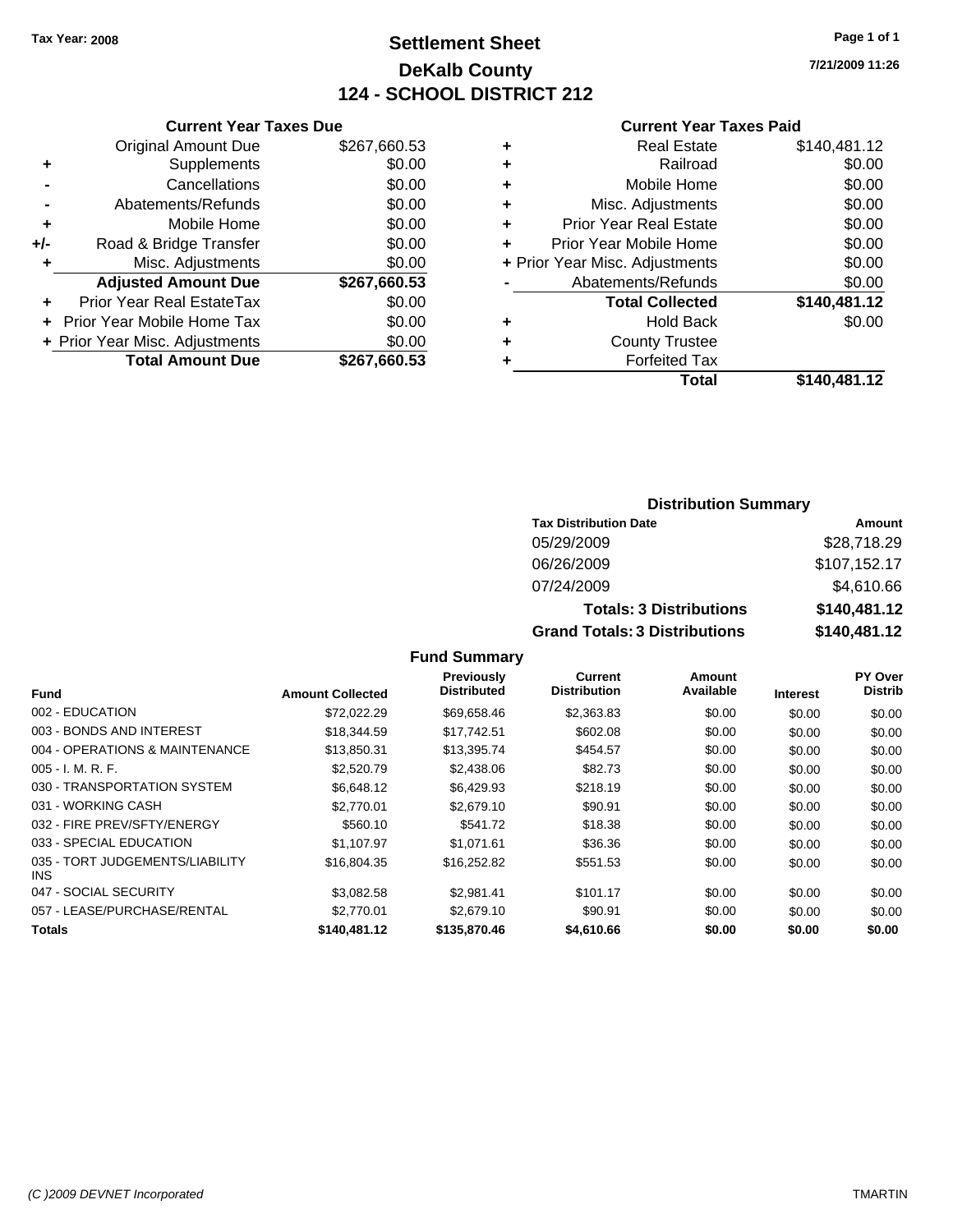Tax Year: 2008

# Settlement Sheet
## DeKalb County
## 124 - SCHOOL DISTRICT 212

7/21/2009 11:26

### Current Year Taxes Due

| | | |
|---|---|---|
| | Original Amount Due | $267,660.53 |
| + | Supplements | $0.00 |
| - | Cancellations | $0.00 |
| - | Abatements/Refunds | $0.00 |
| + | Mobile Home | $0.00 |
| +/- | Road & Bridge Transfer | $0.00 |
| + | Misc. Adjustments | $0.00 |
| | **Adjusted Amount Due** | **$267,660.53** |
| + | Prior Year Real EstateTax | $0.00 |
| + | Prior Year Mobile Home Tax | $0.00 |
| + | Prior Year Misc. Adjustments | $0.00 |
| | **Total Amount Due** | **$267,660.53** |

### Current Year Taxes Paid

| | | |
|---|---|---|
| + | Real Estate | $140,481.12 |
| + | Railroad | $0.00 |
| + | Mobile Home | $0.00 |
| + | Misc. Adjustments | $0.00 |
| + | Prior Year Real Estate | $0.00 |
| + | Prior Year Mobile Home | $0.00 |
| + | Prior Year Misc. Adjustments | $0.00 |
| - | Abatements/Refunds | $0.00 |
| | **Total Collected** | **$140,481.12** |
| + | Hold Back | $0.00 |
| + | County Trustee | |
| + | Forfeited Tax | |
| | **Total** | **$140,481.12** |

### Distribution Summary

| Tax Distribution Date | Amount |
|---|---|
| 05/29/2009 | $28,718.29 |
| 06/26/2009 | $107,152.17 |
| 07/24/2009 | $4,610.66 |
| **Totals: 3 Distributions** | **$140,481.12** |
| **Grand Totals: 3 Distributions** | **$140,481.12** |

### Fund Summary

| Fund | Amount Collected | Previously Distributed | Current Distribution | Amount Available | Interest | PY Over Distrib |
|---|---|---|---|---|---|---|
| 002 - EDUCATION | $72,022.29 | $69,658.46 | $2,363.83 | $0.00 | $0.00 | $0.00 |
| 003 - BONDS AND INTEREST | $18,344.59 | $17,742.51 | $602.08 | $0.00 | $0.00 | $0.00 |
| 004 - OPERATIONS & MAINTENANCE | $13,850.31 | $13,395.74 | $454.57 | $0.00 | $0.00 | $0.00 |
| 005 - I. M. R. F. | $2,520.79 | $2,438.06 | $82.73 | $0.00 | $0.00 | $0.00 |
| 030 - TRANSPORTATION SYSTEM | $6,648.12 | $6,429.93 | $218.19 | $0.00 | $0.00 | $0.00 |
| 031 - WORKING CASH | $2,770.01 | $2,679.10 | $90.91 | $0.00 | $0.00 | $0.00 |
| 032 - FIRE PREV/SFTY/ENERGY | $560.10 | $541.72 | $18.38 | $0.00 | $0.00 | $0.00 |
| 033 - SPECIAL EDUCATION | $1,107.97 | $1,071.61 | $36.36 | $0.00 | $0.00 | $0.00 |
| 035 - TORT JUDGEMENTS/LIABILITY INS | $16,804.35 | $16,252.82 | $551.53 | $0.00 | $0.00 | $0.00 |
| 047 - SOCIAL SECURITY | $3,082.58 | $2,981.41 | $101.17 | $0.00 | $0.00 | $0.00 |
| 057 - LEASE/PURCHASE/RENTAL | $2,770.01 | $2,679.10 | $90.91 | $0.00 | $0.00 | $0.00 |
| **Totals** | **$140,481.12** | **$135,870.46** | **$4,610.66** | **$0.00** | **$0.00** | **$0.00** |

(C )2009 DEVNET Incorporated TMARTIN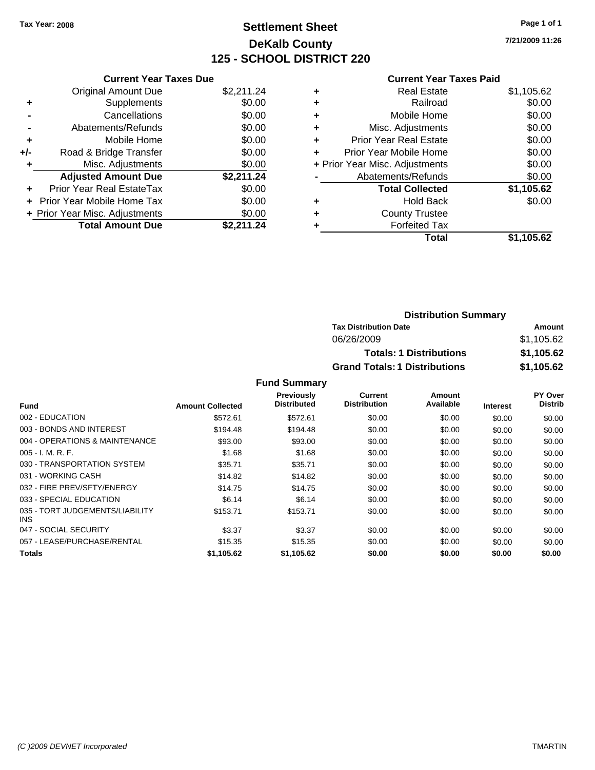**Tax Year: 2008**

# Settlement Sheet
## DeKalb County
## 125 - SCHOOL DISTRICT 220

7/21/2009 11:26

### Current Year Taxes Due

| | | |
|---|---|---|
| | Original Amount Due | $2,211.24 |
| + | Supplements | $0.00 |
| - | Cancellations | $0.00 |
| - | Abatements/Refunds | $0.00 |
| + | Mobile Home | $0.00 |
| +/- | Road & Bridge Transfer | $0.00 |
| + | Misc. Adjustments | $0.00 |
| | **Adjusted Amount Due** | **$2,211.24** |
| + | Prior Year Real EstateTax | $0.00 |
| + | Prior Year Mobile Home Tax | $0.00 |
| + | Prior Year Misc. Adjustments | $0.00 |
| | **Total Amount Due** | **$2,211.24** |

### Current Year Taxes Paid

| | | |
|---|---|---|
| + | Real Estate | $1,105.62 |
| + | Railroad | $0.00 |
| + | Mobile Home | $0.00 |
| + | Misc. Adjustments | $0.00 |
| + | Prior Year Real Estate | $0.00 |
| + | Prior Year Mobile Home | $0.00 |
| + | Prior Year Misc. Adjustments | $0.00 |
| - | Abatements/Refunds | $0.00 |
| | **Total Collected** | **$1,105.62** |
| + | Hold Back | $0.00 |
| + | County Trustee | |
| + | Forfeited Tax | |
| | **Total** | **$1,105.62** |

### Distribution Summary

| Tax Distribution Date | Amount |
|---|---|
| 06/26/2009 | $1,105.62 |
| **Totals: 1 Distributions** | **$1,105.62** |
| **Grand Totals: 1 Distributions** | **$1,105.62** |

### Fund Summary

| Fund | Amount Collected | Previously Distributed | Current Distribution | Amount Available | Interest | PY Over Distrib |
|---|---|---|---|---|---|---|
| 002 - EDUCATION | $572.61 | $572.61 | $0.00 | $0.00 | $0.00 | $0.00 |
| 003 - BONDS AND INTEREST | $194.48 | $194.48 | $0.00 | $0.00 | $0.00 | $0.00 |
| 004 - OPERATIONS & MAINTENANCE | $93.00 | $93.00 | $0.00 | $0.00 | $0.00 | $0.00 |
| 005 - I. M. R. F. | $1.68 | $1.68 | $0.00 | $0.00 | $0.00 | $0.00 |
| 030 - TRANSPORTATION SYSTEM | $35.71 | $35.71 | $0.00 | $0.00 | $0.00 | $0.00 |
| 031 - WORKING CASH | $14.82 | $14.82 | $0.00 | $0.00 | $0.00 | $0.00 |
| 032 - FIRE PREV/SFTY/ENERGY | $14.75 | $14.75 | $0.00 | $0.00 | $0.00 | $0.00 |
| 033 - SPECIAL EDUCATION | $6.14 | $6.14 | $0.00 | $0.00 | $0.00 | $0.00 |
| 035 - TORT JUDGEMENTS/LIABILITY INS | $153.71 | $153.71 | $0.00 | $0.00 | $0.00 | $0.00 |
| 047 - SOCIAL SECURITY | $3.37 | $3.37 | $0.00 | $0.00 | $0.00 | $0.00 |
| 057 - LEASE/PURCHASE/RENTAL | $15.35 | $15.35 | $0.00 | $0.00 | $0.00 | $0.00 |
| **Totals** | **$1,105.62** | **$1,105.62** | **$0.00** | **$0.00** | **$0.00** | **$0.00** |

(C )2009 DEVNET Incorporated — TMARTIN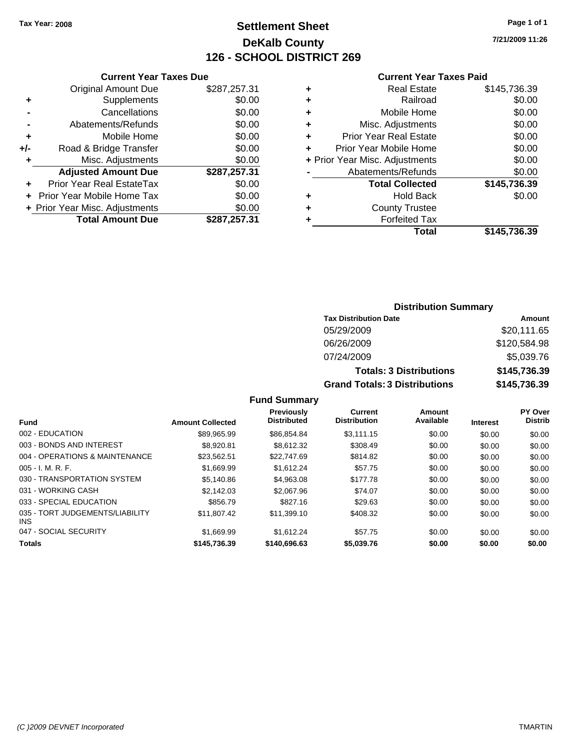Tax Year: 2008

# Settlement Sheet
## DeKalb County
## 126 - SCHOOL DISTRICT 269

7/21/2009 11:26

### Current Year Taxes Due

| | | |
|---|---|---|
| | Original Amount Due | $287,257.31 |
| + | Supplements | $0.00 |
| - | Cancellations | $0.00 |
| - | Abatements/Refunds | $0.00 |
| + | Mobile Home | $0.00 |
| +/- | Road & Bridge Transfer | $0.00 |
| + | Misc. Adjustments | $0.00 |
| | **Adjusted Amount Due** | **$287,257.31** |
| + | Prior Year Real EstateTax | $0.00 |
| + | Prior Year Mobile Home Tax | $0.00 |
| + | Prior Year Misc. Adjustments | $0.00 |
| | **Total Amount Due** | **$287,257.31** |

### Current Year Taxes Paid

| | | |
|---|---|---|
| + | Real Estate | $145,736.39 |
| + | Railroad | $0.00 |
| + | Mobile Home | $0.00 |
| + | Misc. Adjustments | $0.00 |
| + | Prior Year Real Estate | $0.00 |
| + | Prior Year Mobile Home | $0.00 |
| + | Prior Year Misc. Adjustments | $0.00 |
| - | Abatements/Refunds | $0.00 |
| | **Total Collected** | **$145,736.39** |
| + | Hold Back | $0.00 |
| + | County Trustee | |
| + | Forfeited Tax | |
| | **Total** | **$145,736.39** |

### Distribution Summary

| Tax Distribution Date | Amount |
|---|---|
| 05/29/2009 | $20,111.65 |
| 06/26/2009 | $120,584.98 |
| 07/24/2009 | $5,039.76 |
| **Totals: 3 Distributions** | **$145,736.39** |
| **Grand Totals: 3 Distributions** | **$145,736.39** |

### Fund Summary

| Fund | Amount Collected | Previously Distributed | Current Distribution | Amount Available | Interest | PY Over Distrib |
|---|---|---|---|---|---|---|
| 002 - EDUCATION | $89,965.99 | $86,854.84 | $3,111.15 | $0.00 | $0.00 | $0.00 |
| 003 - BONDS AND INTEREST | $8,920.81 | $8,612.32 | $308.49 | $0.00 | $0.00 | $0.00 |
| 004 - OPERATIONS & MAINTENANCE | $23,562.51 | $22,747.69 | $814.82 | $0.00 | $0.00 | $0.00 |
| 005 - I. M. R. F. | $1,669.99 | $1,612.24 | $57.75 | $0.00 | $0.00 | $0.00 |
| 030 - TRANSPORTATION SYSTEM | $5,140.86 | $4,963.08 | $177.78 | $0.00 | $0.00 | $0.00 |
| 031 - WORKING CASH | $2,142.03 | $2,067.96 | $74.07 | $0.00 | $0.00 | $0.00 |
| 033 - SPECIAL EDUCATION | $856.79 | $827.16 | $29.63 | $0.00 | $0.00 | $0.00 |
| 035 - TORT JUDGEMENTS/LIABILITY INS | $11,807.42 | $11,399.10 | $408.32 | $0.00 | $0.00 | $0.00 |
| 047 - SOCIAL SECURITY | $1,669.99 | $1,612.24 | $57.75 | $0.00 | $0.00 | $0.00 |
| **Totals** | **$145,736.39** | **$140,696.63** | **$5,039.76** | **$0.00** | **$0.00** | **$0.00** |

(C )2009 DEVNET Incorporated TMARTIN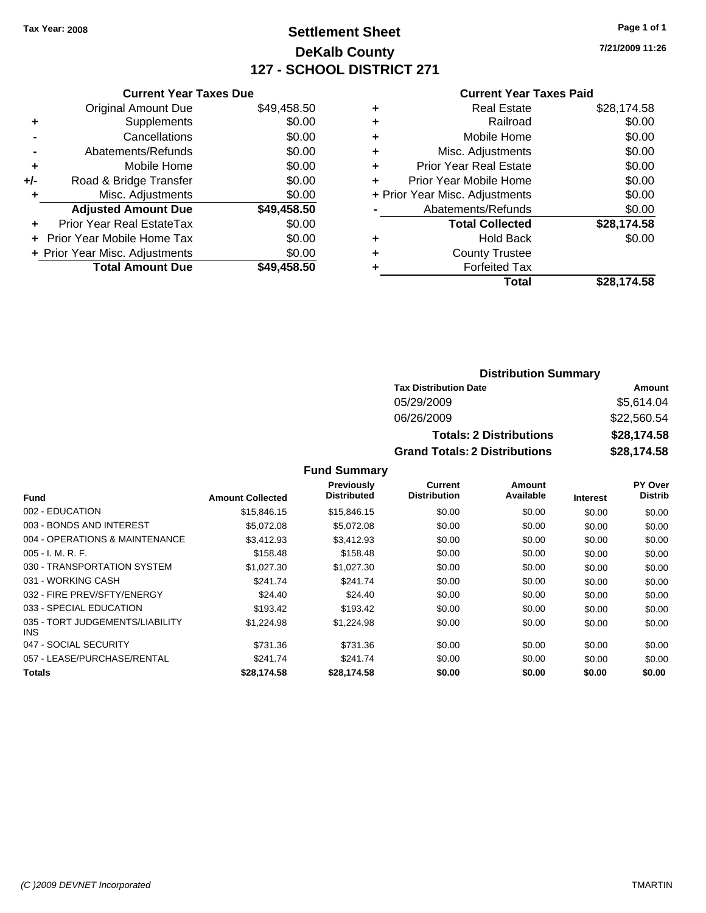Tax Year: 2008

# Settlement Sheet
## DeKalb County
## 127 - SCHOOL DISTRICT 271

7/21/2009 11:26

### Current Year Taxes Due

| | | |
|---|---|---|
| | Original Amount Due | $49,458.50 |
| + | Supplements | $0.00 |
| - | Cancellations | $0.00 |
| - | Abatements/Refunds | $0.00 |
| + | Mobile Home | $0.00 |
| +/- | Road & Bridge Transfer | $0.00 |
| + | Misc. Adjustments | $0.00 |
| | **Adjusted Amount Due** | **$49,458.50** |
| + | Prior Year Real EstateTax | $0.00 |
| + | Prior Year Mobile Home Tax | $0.00 |
| + | Prior Year Misc. Adjustments | $0.00 |
| | **Total Amount Due** | **$49,458.50** |

### Current Year Taxes Paid

| | | |
|---|---|---|
| + | Real Estate | $28,174.58 |
| + | Railroad | $0.00 |
| + | Mobile Home | $0.00 |
| + | Misc. Adjustments | $0.00 |
| + | Prior Year Real Estate | $0.00 |
| + | Prior Year Mobile Home | $0.00 |
| + | Prior Year Misc. Adjustments | $0.00 |
| - | Abatements/Refunds | $0.00 |
| | **Total Collected** | **$28,174.58** |
| + | Hold Back | $0.00 |
| + | County Trustee | |
| + | Forfeited Tax | |
| | **Total** | **$28,174.58** |

### Distribution Summary

| Tax Distribution Date | Amount |
|---|---|
| 05/29/2009 | $5,614.04 |
| 06/26/2009 | $22,560.54 |
| **Totals: 2 Distributions** | **$28,174.58** |
| **Grand Totals: 2 Distributions** | **$28,174.58** |

### Fund Summary

| Fund | Amount Collected | Previously Distributed | Current Distribution | Amount Available | Interest | PY Over Distrib |
|---|---|---|---|---|---|---|
| 002 - EDUCATION | $15,846.15 | $15,846.15 | $0.00 | $0.00 | $0.00 | $0.00 |
| 003 - BONDS AND INTEREST | $5,072.08 | $5,072.08 | $0.00 | $0.00 | $0.00 | $0.00 |
| 004 - OPERATIONS & MAINTENANCE | $3,412.93 | $3,412.93 | $0.00 | $0.00 | $0.00 | $0.00 |
| 005 - I. M. R. F. | $158.48 | $158.48 | $0.00 | $0.00 | $0.00 | $0.00 |
| 030 - TRANSPORTATION SYSTEM | $1,027.30 | $1,027.30 | $0.00 | $0.00 | $0.00 | $0.00 |
| 031 - WORKING CASH | $241.74 | $241.74 | $0.00 | $0.00 | $0.00 | $0.00 |
| 032 - FIRE PREV/SFTY/ENERGY | $24.40 | $24.40 | $0.00 | $0.00 | $0.00 | $0.00 |
| 033 - SPECIAL EDUCATION | $193.42 | $193.42 | $0.00 | $0.00 | $0.00 | $0.00 |
| 035 - TORT JUDGEMENTS/LIABILITY INS | $1,224.98 | $1,224.98 | $0.00 | $0.00 | $0.00 | $0.00 |
| 047 - SOCIAL SECURITY | $731.36 | $731.36 | $0.00 | $0.00 | $0.00 | $0.00 |
| 057 - LEASE/PURCHASE/RENTAL | $241.74 | $241.74 | $0.00 | $0.00 | $0.00 | $0.00 |
| **Totals** | **$28,174.58** | **$28,174.58** | **$0.00** | **$0.00** | **$0.00** | **$0.00** |

(C )2009 DEVNET Incorporated TMARTIN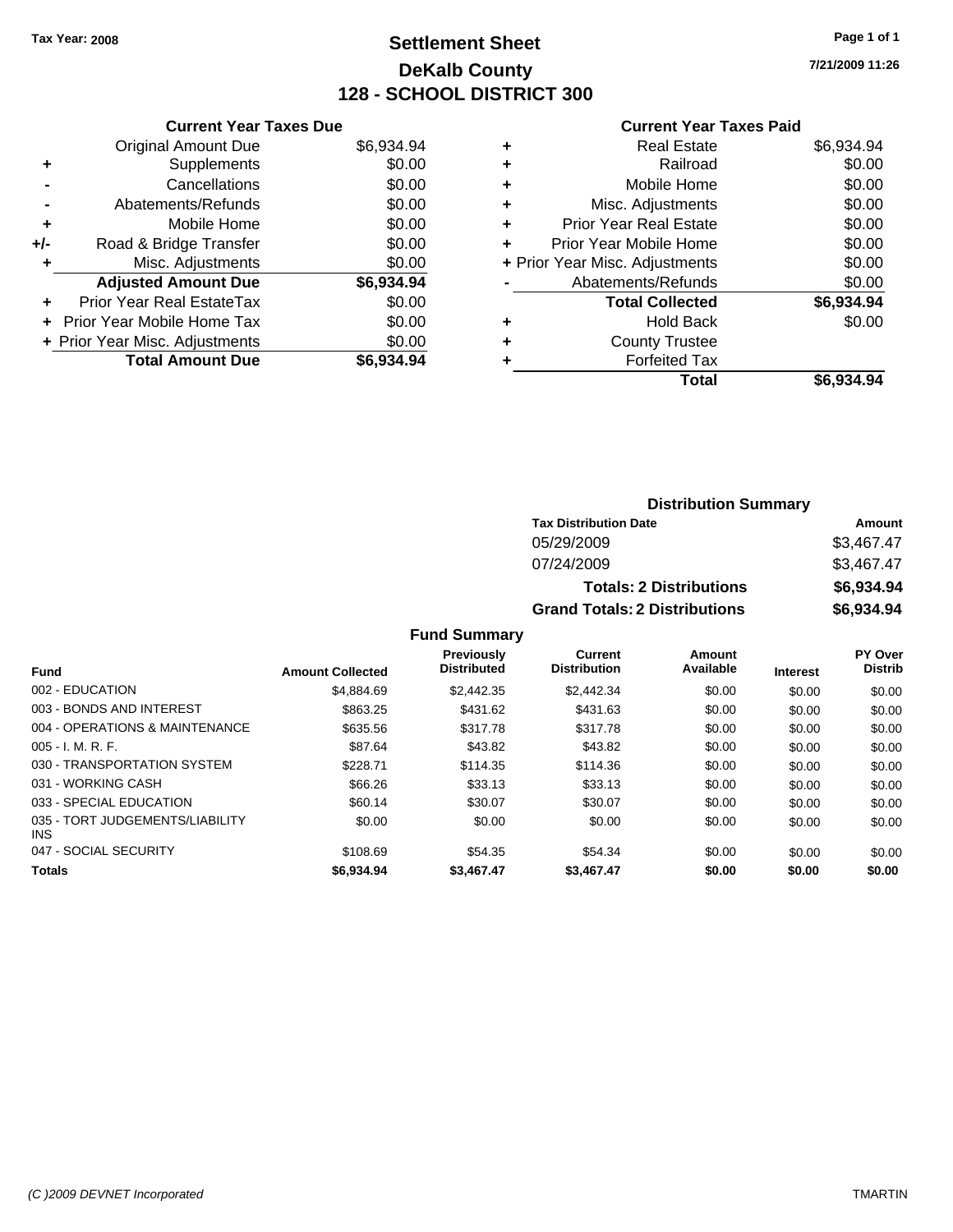Tax Year: 2008

# Settlement Sheet

## DeKalb County

## 128 - SCHOOL DISTRICT 300

7/21/2009 11:26

### Current Year Taxes Due

| | | |
|---|---|---|
| | Original Amount Due | $6,934.94 |
| + | Supplements | $0.00 |
| - | Cancellations | $0.00 |
| - | Abatements/Refunds | $0.00 |
| + | Mobile Home | $0.00 |
| +/- | Road & Bridge Transfer | $0.00 |
| + | Misc. Adjustments | $0.00 |
| | **Adjusted Amount Due** | **$6,934.94** |
| + | Prior Year Real EstateTax | $0.00 |
| + | Prior Year Mobile Home Tax | $0.00 |
| + | Prior Year Misc. Adjustments | $0.00 |
| | **Total Amount Due** | **$6,934.94** |

### Current Year Taxes Paid

| | | |
|---|---|---|
| + | Real Estate | $6,934.94 |
| + | Railroad | $0.00 |
| + | Mobile Home | $0.00 |
| + | Misc. Adjustments | $0.00 |
| + | Prior Year Real Estate | $0.00 |
| + | Prior Year Mobile Home | $0.00 |
| + | Prior Year Misc. Adjustments | $0.00 |
| - | Abatements/Refunds | $0.00 |
| | **Total Collected** | **$6,934.94** |
| + | Hold Back | $0.00 |
| + | County Trustee | |
| + | Forfeited Tax | |
| | **Total** | **$6,934.94** |

### Distribution Summary

| Tax Distribution Date | Amount |
|---|---|
| 05/29/2009 | $3,467.47 |
| 07/24/2009 | $3,467.47 |
| **Totals: 2 Distributions** | **$6,934.94** |
| **Grand Totals: 2 Distributions** | **$6,934.94** |

### Fund Summary

| Fund | Amount Collected | Previously Distributed | Current Distribution | Amount Available | Interest | PY Over Distrib |
|---|---|---|---|---|---|---|
| 002 - EDUCATION | $4,884.69 | $2,442.35 | $2,442.34 | $0.00 | $0.00 | $0.00 |
| 003 - BONDS AND INTEREST | $863.25 | $431.62 | $431.63 | $0.00 | $0.00 | $0.00 |
| 004 - OPERATIONS & MAINTENANCE | $635.56 | $317.78 | $317.78 | $0.00 | $0.00 | $0.00 |
| 005 - I. M. R. F. | $87.64 | $43.82 | $43.82 | $0.00 | $0.00 | $0.00 |
| 030 - TRANSPORTATION SYSTEM | $228.71 | $114.35 | $114.36 | $0.00 | $0.00 | $0.00 |
| 031 - WORKING CASH | $66.26 | $33.13 | $33.13 | $0.00 | $0.00 | $0.00 |
| 033 - SPECIAL EDUCATION | $60.14 | $30.07 | $30.07 | $0.00 | $0.00 | $0.00 |
| 035 - TORT JUDGEMENTS/LIABILITY INS | $0.00 | $0.00 | $0.00 | $0.00 | $0.00 | $0.00 |
| 047 - SOCIAL SECURITY | $108.69 | $54.35 | $54.34 | $0.00 | $0.00 | $0.00 |
| **Totals** | **$6,934.94** | **$3,467.47** | **$3,467.47** | **$0.00** | **$0.00** | **$0.00** |

(C )2009 DEVNET Incorporated TMARTIN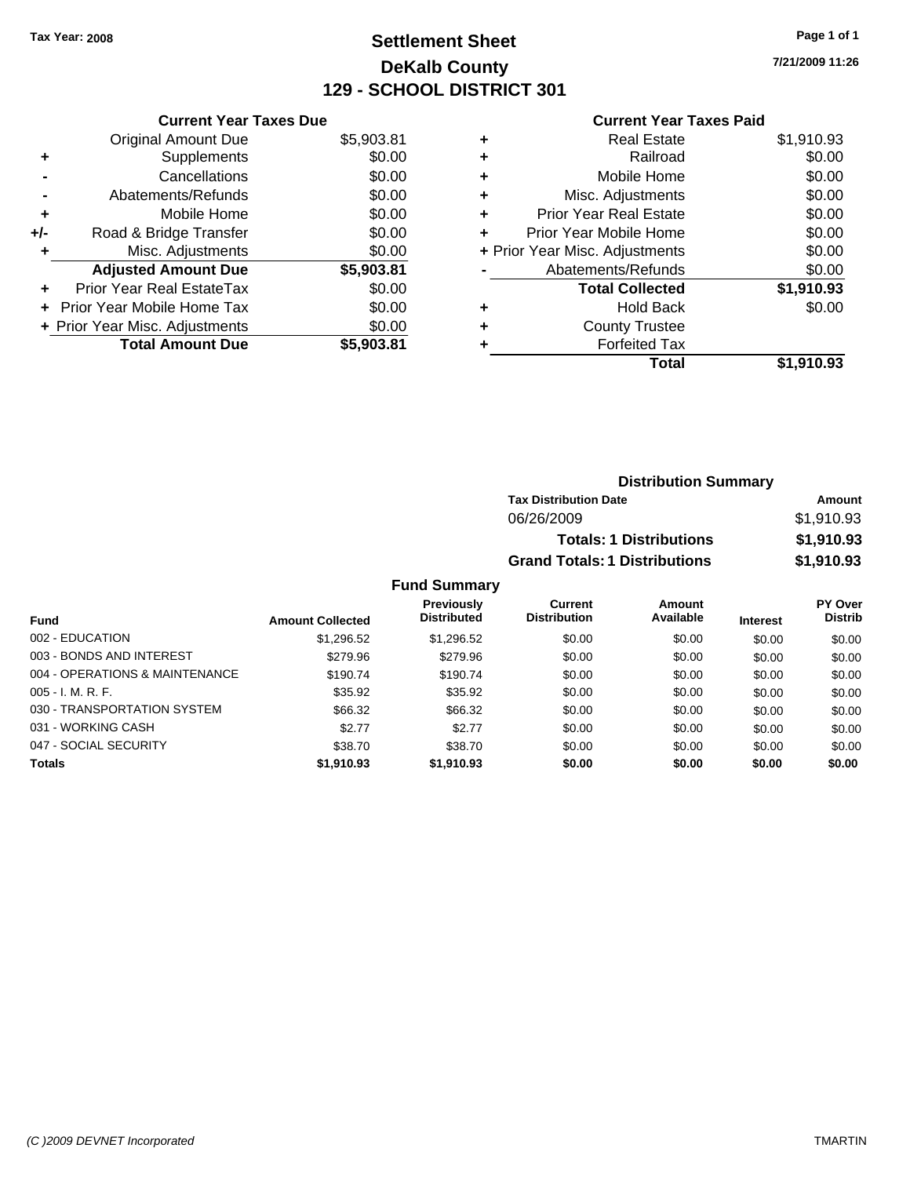**Tax Year: 2008**

# Settlement Sheet
# DeKalb County
# 129 - SCHOOL DISTRICT 301

7/21/2009 11:26

## Current Year Taxes Due

| | | |
|---|---|---|
| | Original Amount Due | $5,903.81 |
| + | Supplements | $0.00 |
| - | Cancellations | $0.00 |
| - | Abatements/Refunds | $0.00 |
| + | Mobile Home | $0.00 |
| +/- | Road & Bridge Transfer | $0.00 |
| + | Misc. Adjustments | $0.00 |
| | **Adjusted Amount Due** | **$5,903.81** |
| + | Prior Year Real EstateTax | $0.00 |
| + | Prior Year Mobile Home Tax | $0.00 |
| + | Prior Year Misc. Adjustments | $0.00 |
| | **Total Amount Due** | **$5,903.81** |

## Current Year Taxes Paid

| | | |
|---|---|---|
| + | Real Estate | $1,910.93 |
| + | Railroad | $0.00 |
| + | Mobile Home | $0.00 |
| + | Misc. Adjustments | $0.00 |
| + | Prior Year Real Estate | $0.00 |
| + | Prior Year Mobile Home | $0.00 |
| + | Prior Year Misc. Adjustments | $0.00 |
| - | Abatements/Refunds | $0.00 |
| | **Total Collected** | **$1,910.93** |
| + | Hold Back | $0.00 |
| + | County Trustee | |
| + | Forfeited Tax | |
| | **Total** | **$1,910.93** |

## Distribution Summary

| Tax Distribution Date | Amount |
|---|---|
| 06/26/2009 | $1,910.93 |
| **Totals: 1 Distributions** | **$1,910.93** |
| **Grand Totals: 1 Distributions** | **$1,910.93** |

## Fund Summary

| Fund | Amount Collected | Previously Distributed | Current Distribution | Amount Available | Interest | PY Over Distrib |
|---|---|---|---|---|---|---|
| 002 - EDUCATION | $1,296.52 | $1,296.52 | $0.00 | $0.00 | $0.00 | $0.00 |
| 003 - BONDS AND INTEREST | $279.96 | $279.96 | $0.00 | $0.00 | $0.00 | $0.00 |
| 004 - OPERATIONS & MAINTENANCE | $190.74 | $190.74 | $0.00 | $0.00 | $0.00 | $0.00 |
| 005 - I. M. R. F. | $35.92 | $35.92 | $0.00 | $0.00 | $0.00 | $0.00 |
| 030 - TRANSPORTATION SYSTEM | $66.32 | $66.32 | $0.00 | $0.00 | $0.00 | $0.00 |
| 031 - WORKING CASH | $2.77 | $2.77 | $0.00 | $0.00 | $0.00 | $0.00 |
| 047 - SOCIAL SECURITY | $38.70 | $38.70 | $0.00 | $0.00 | $0.00 | $0.00 |
| **Totals** | **$1,910.93** | **$1,910.93** | **$0.00** | **$0.00** | **$0.00** | **$0.00** |

*(C )2009 DEVNET Incorporated* TMARTIN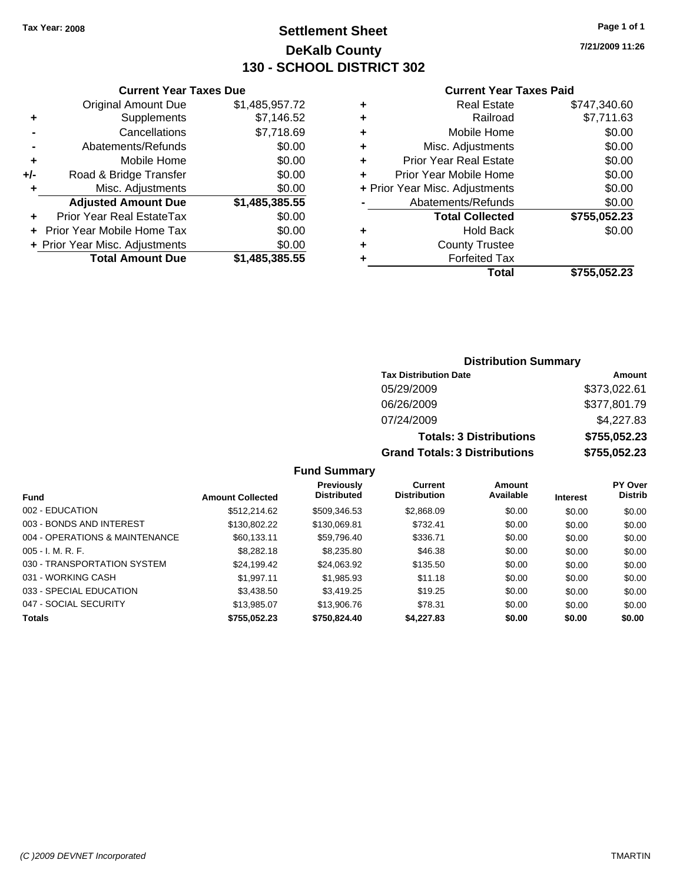Tax Year: 2008

# Settlement Sheet
## DeKalb County
## 130 - SCHOOL DISTRICT 302

7/21/2009 11:26

### Current Year Taxes Due

| | | |
|---|---|---|
| | Original Amount Due | $1,485,957.72 |
| + | Supplements | $7,146.52 |
| - | Cancellations | $7,718.69 |
| - | Abatements/Refunds | $0.00 |
| + | Mobile Home | $0.00 |
| +/- | Road & Bridge Transfer | $0.00 |
| + | Misc. Adjustments | $0.00 |
| | **Adjusted Amount Due** | **$1,485,385.55** |
| + | Prior Year Real EstateTax | $0.00 |
| + | Prior Year Mobile Home Tax | $0.00 |
| + | Prior Year Misc. Adjustments | $0.00 |
| | **Total Amount Due** | **$1,485,385.55** |

### Current Year Taxes Paid

| | | |
|---|---|---|
| + | Real Estate | $747,340.60 |
| + | Railroad | $7,711.63 |
| + | Mobile Home | $0.00 |
| + | Misc. Adjustments | $0.00 |
| + | Prior Year Real Estate | $0.00 |
| + | Prior Year Mobile Home | $0.00 |
| + | Prior Year Misc. Adjustments | $0.00 |
| - | Abatements/Refunds | $0.00 |
| | **Total Collected** | **$755,052.23** |
| + | Hold Back | $0.00 |
| + | County Trustee | |
| + | Forfeited Tax | |
| | **Total** | **$755,052.23** |

### Distribution Summary

| Tax Distribution Date | Amount |
|---|---|
| 05/29/2009 | $373,022.61 |
| 06/26/2009 | $377,801.79 |
| 07/24/2009 | $4,227.83 |
| **Totals: 3 Distributions** | **$755,052.23** |
| **Grand Totals: 3 Distributions** | **$755,052.23** |

### Fund Summary

| Fund | Amount Collected | Previously Distributed | Current Distribution | Amount Available | Interest | PY Over Distrib |
|---|---|---|---|---|---|---|
| 002 - EDUCATION | $512,214.62 | $509,346.53 | $2,868.09 | $0.00 | $0.00 | $0.00 |
| 003 - BONDS AND INTEREST | $130,802.22 | $130,069.81 | $732.41 | $0.00 | $0.00 | $0.00 |
| 004 - OPERATIONS & MAINTENANCE | $60,133.11 | $59,796.40 | $336.71 | $0.00 | $0.00 | $0.00 |
| 005 - I. M. R. F. | $8,282.18 | $8,235.80 | $46.38 | $0.00 | $0.00 | $0.00 |
| 030 - TRANSPORTATION SYSTEM | $24,199.42 | $24,063.92 | $135.50 | $0.00 | $0.00 | $0.00 |
| 031 - WORKING CASH | $1,997.11 | $1,985.93 | $11.18 | $0.00 | $0.00 | $0.00 |
| 033 - SPECIAL EDUCATION | $3,438.50 | $3,419.25 | $19.25 | $0.00 | $0.00 | $0.00 |
| 047 - SOCIAL SECURITY | $13,985.07 | $13,906.76 | $78.31 | $0.00 | $0.00 | $0.00 |
| **Totals** | **$755,052.23** | **$750,824.40** | **$4,227.83** | **$0.00** | **$0.00** | **$0.00** |

(C )2009 DEVNET Incorporated TMARTIN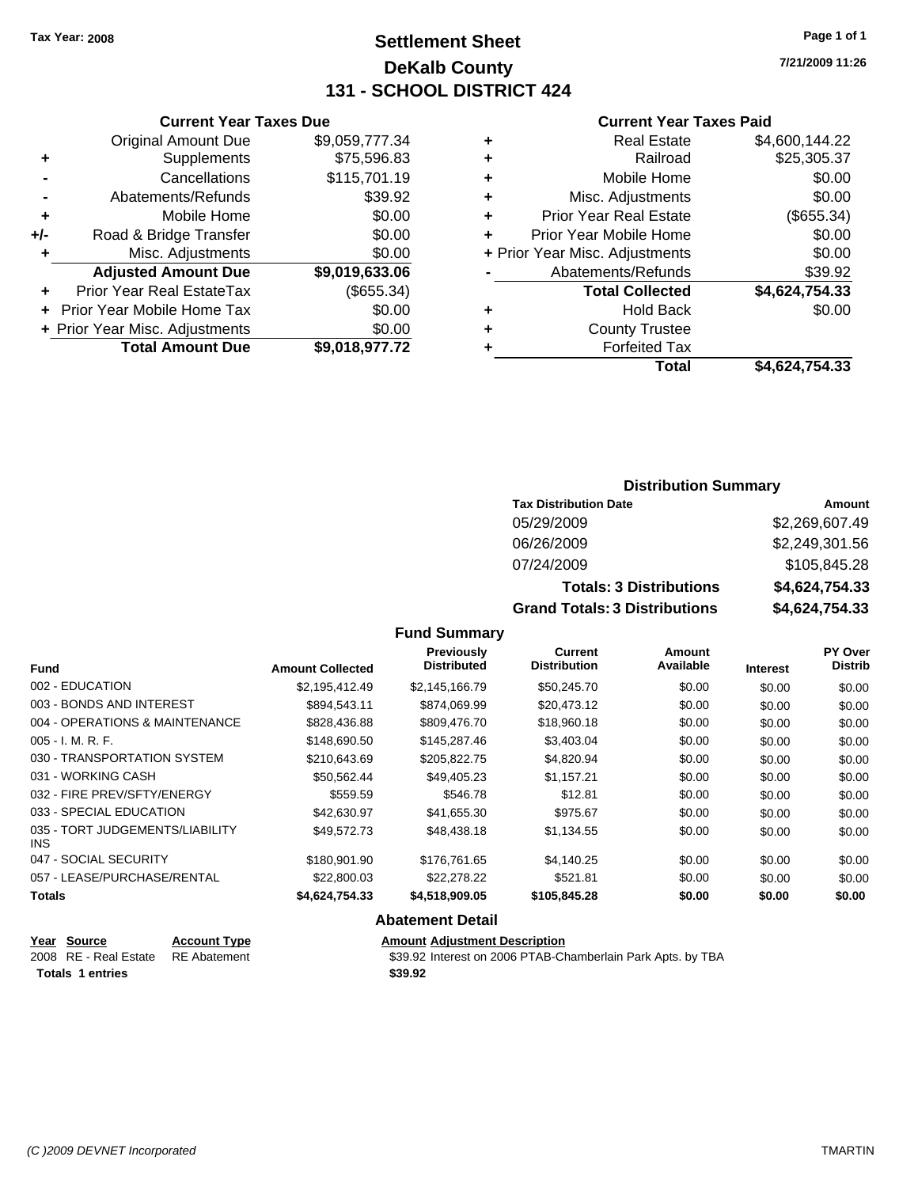Tax Year: 2008

# Settlement Sheet
## DeKalb County
## 131 - SCHOOL DISTRICT 424

7/21/2009 11:26

### Current Year Taxes Due

| | | |
|---|---|---|
| | Original Amount Due | $9,059,777.34 |
| + | Supplements | $75,596.83 |
| - | Cancellations | $115,701.19 |
| - | Abatements/Refunds | $39.92 |
| + | Mobile Home | $0.00 |
| +/- | Road & Bridge Transfer | $0.00 |
| + | Misc. Adjustments | $0.00 |
| | **Adjusted Amount Due** | **$9,019,633.06** |
| + | Prior Year Real EstateTax | ($655.34) |
| + | Prior Year Mobile Home Tax | $0.00 |
| + | Prior Year Misc. Adjustments | $0.00 |
| | **Total Amount Due** | **$9,018,977.72** |

### Current Year Taxes Paid

| | | |
|---|---|---|
| + | Real Estate | $4,600,144.22 |
| + | Railroad | $25,305.37 |
| + | Mobile Home | $0.00 |
| + | Misc. Adjustments | $0.00 |
| + | Prior Year Real Estate | ($655.34) |
| + | Prior Year Mobile Home | $0.00 |
| + | Prior Year Misc. Adjustments | $0.00 |
| - | Abatements/Refunds | $39.92 |
| | **Total Collected** | **$4,624,754.33** |
| + | Hold Back | $0.00 |
| + | County Trustee | |
| + | Forfeited Tax | |
| | **Total** | **$4,624,754.33** |

### Distribution Summary

| Tax Distribution Date | Amount |
|---|---|
| 05/29/2009 | $2,269,607.49 |
| 06/26/2009 | $2,249,301.56 |
| 07/24/2009 | $105,845.28 |
| **Totals: 3 Distributions** | **$4,624,754.33** |
| **Grand Totals: 3 Distributions** | **$4,624,754.33** |

### Fund Summary

| Fund | Amount Collected | Previously Distributed | Current Distribution | Amount Available | Interest | PY Over Distrib |
|---|---|---|---|---|---|---|
| 002 - EDUCATION | $2,195,412.49 | $2,145,166.79 | $50,245.70 | $0.00 | $0.00 | $0.00 |
| 003 - BONDS AND INTEREST | $894,543.11 | $874,069.99 | $20,473.12 | $0.00 | $0.00 | $0.00 |
| 004 - OPERATIONS & MAINTENANCE | $828,436.88 | $809,476.70 | $18,960.18 | $0.00 | $0.00 | $0.00 |
| 005 - I. M. R. F. | $148,690.50 | $145,287.46 | $3,403.04 | $0.00 | $0.00 | $0.00 |
| 030 - TRANSPORTATION SYSTEM | $210,643.69 | $205,822.75 | $4,820.94 | $0.00 | $0.00 | $0.00 |
| 031 - WORKING CASH | $50,562.44 | $49,405.23 | $1,157.21 | $0.00 | $0.00 | $0.00 |
| 032 - FIRE PREV/SFTY/ENERGY | $559.59 | $546.78 | $12.81 | $0.00 | $0.00 | $0.00 |
| 033 - SPECIAL EDUCATION | $42,630.97 | $41,655.30 | $975.67 | $0.00 | $0.00 | $0.00 |
| 035 - TORT JUDGEMENTS/LIABILITY INS | $49,572.73 | $48,438.18 | $1,134.55 | $0.00 | $0.00 | $0.00 |
| 047 - SOCIAL SECURITY | $180,901.90 | $176,761.65 | $4,140.25 | $0.00 | $0.00 | $0.00 |
| 057 - LEASE/PURCHASE/RENTAL | $22,800.03 | $22,278.22 | $521.81 | $0.00 | $0.00 | $0.00 |
| **Totals** | **$4,624,754.33** | **$4,518,909.05** | **$105,845.28** | **$0.00** | **$0.00** | **$0.00** |

### Abatement Detail

| Year | Source | Account Type | Amount | Adjustment Description |
|---|---|---|---|---|
| 2008 | RE - Real Estate | RE Abatement | $39.92 | Interest on 2006 PTAB-Chamberlain Park Apts. by TBA |
| **Totals 1 entries** | | | **$39.92** | |

(C )2009 DEVNET Incorporated TMARTIN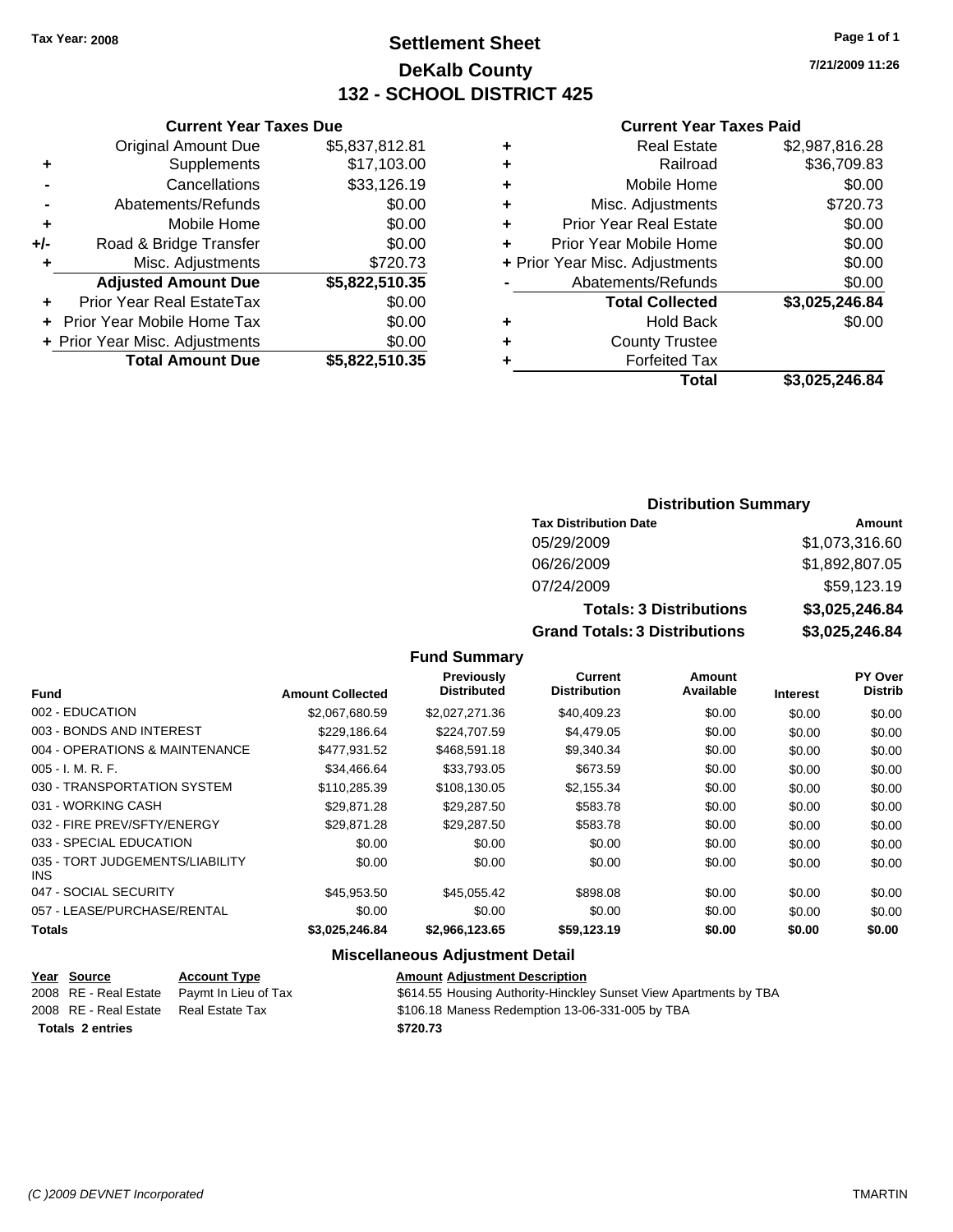Tax Year: 2008

# Settlement Sheet
## DeKalb County
## 132 - SCHOOL DISTRICT 425

7/21/2009 11:26

### Current Year Taxes Due

| | | |
|---|---|---|
| | Original Amount Due | $5,837,812.81 |
| + | Supplements | $17,103.00 |
| - | Cancellations | $33,126.19 |
| - | Abatements/Refunds | $0.00 |
| + | Mobile Home | $0.00 |
| +/- | Road & Bridge Transfer | $0.00 |
| + | Misc. Adjustments | $720.73 |
| | **Adjusted Amount Due** | **$5,822,510.35** |
| + | Prior Year Real EstateTax | $0.00 |
| + | Prior Year Mobile Home Tax | $0.00 |
| + | Prior Year Misc. Adjustments | $0.00 |
| | **Total Amount Due** | **$5,822,510.35** |

### Current Year Taxes Paid

| | | |
|---|---|---|
| + | Real Estate | $2,987,816.28 |
| + | Railroad | $36,709.83 |
| + | Mobile Home | $0.00 |
| + | Misc. Adjustments | $720.73 |
| + | Prior Year Real Estate | $0.00 |
| + | Prior Year Mobile Home | $0.00 |
| + | Prior Year Misc. Adjustments | $0.00 |
| - | Abatements/Refunds | $0.00 |
| | **Total Collected** | **$3,025,246.84** |
| + | Hold Back | $0.00 |
| + | County Trustee | |
| + | Forfeited Tax | |
| | **Total** | **$3,025,246.84** |

### Distribution Summary

| Tax Distribution Date | Amount |
|---|---|
| 05/29/2009 | $1,073,316.60 |
| 06/26/2009 | $1,892,807.05 |
| 07/24/2009 | $59,123.19 |
| **Totals: 3 Distributions** | **$3,025,246.84** |
| **Grand Totals: 3 Distributions** | **$3,025,246.84** |

### Fund Summary

| Fund | Amount Collected | Previously Distributed | Current Distribution | Amount Available | Interest | PY Over Distrib |
|---|---|---|---|---|---|---|
| 002 - EDUCATION | $2,067,680.59 | $2,027,271.36 | $40,409.23 | $0.00 | $0.00 | $0.00 |
| 003 - BONDS AND INTEREST | $229,186.64 | $224,707.59 | $4,479.05 | $0.00 | $0.00 | $0.00 |
| 004 - OPERATIONS & MAINTENANCE | $477,931.52 | $468,591.18 | $9,340.34 | $0.00 | $0.00 | $0.00 |
| 005 - I. M. R. F. | $34,466.64 | $33,793.05 | $673.59 | $0.00 | $0.00 | $0.00 |
| 030 - TRANSPORTATION SYSTEM | $110,285.39 | $108,130.05 | $2,155.34 | $0.00 | $0.00 | $0.00 |
| 031 - WORKING CASH | $29,871.28 | $29,287.50 | $583.78 | $0.00 | $0.00 | $0.00 |
| 032 - FIRE PREV/SFTY/ENERGY | $29,871.28 | $29,287.50 | $583.78 | $0.00 | $0.00 | $0.00 |
| 033 - SPECIAL EDUCATION | $0.00 | $0.00 | $0.00 | $0.00 | $0.00 | $0.00 |
| 035 - TORT JUDGEMENTS/LIABILITY INS | $0.00 | $0.00 | $0.00 | $0.00 | $0.00 | $0.00 |
| 047 - SOCIAL SECURITY | $45,953.50 | $45,055.42 | $898.08 | $0.00 | $0.00 | $0.00 |
| 057 - LEASE/PURCHASE/RENTAL | $0.00 | $0.00 | $0.00 | $0.00 | $0.00 | $0.00 |
| **Totals** | **$3,025,246.84** | **$2,966,123.65** | **$59,123.19** | **$0.00** | **$0.00** | **$0.00** |

### Miscellaneous Adjustment Detail

| Year | Source | Account Type | Amount | Adjustment Description |
|---|---|---|---|---|
| 2008 | RE - Real Estate | Paymt In Lieu of Tax | $614.55 | Housing Authority-Hinckley Sunset View Apartments by TBA |
| 2008 | RE - Real Estate | Real Estate Tax | $106.18 | Maness Redemption 13-06-331-005 by TBA |
| **Totals 2 entries** | | | **$720.73** | |

(C )2009 DEVNET Incorporated TMARTIN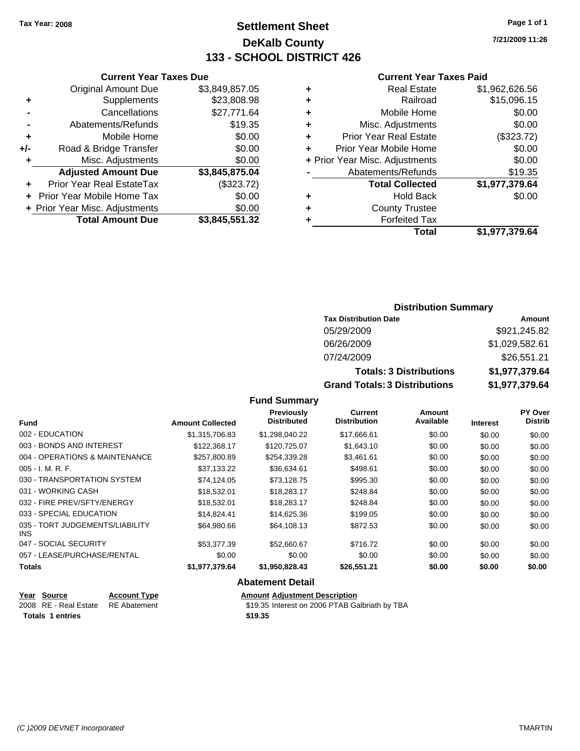Tax Year: 2008

# Settlement Sheet
## DeKalb County
## 133 - SCHOOL DISTRICT 426

7/21/2009 11:26

### Current Year Taxes Due

| | | |
|---|---|---|
| | Original Amount Due | $3,849,857.05 |
| + | Supplements | $23,808.98 |
| - | Cancellations | $27,771.64 |
| - | Abatements/Refunds | $19.35 |
| + | Mobile Home | $0.00 |
| +/- | Road & Bridge Transfer | $0.00 |
| + | Misc. Adjustments | $0.00 |
| | **Adjusted Amount Due** | **$3,845,875.04** |
| + | Prior Year Real EstateTax | ($323.72) |
| + | Prior Year Mobile Home Tax | $0.00 |
| + | Prior Year Misc. Adjustments | $0.00 |
| | **Total Amount Due** | **$3,845,551.32** |

### Current Year Taxes Paid

| | | |
|---|---|---|
| + | Real Estate | $1,962,626.56 |
| + | Railroad | $15,096.15 |
| + | Mobile Home | $0.00 |
| + | Misc. Adjustments | $0.00 |
| + | Prior Year Real Estate | ($323.72) |
| + | Prior Year Mobile Home | $0.00 |
| + | Prior Year Misc. Adjustments | $0.00 |
| - | Abatements/Refunds | $19.35 |
| | **Total Collected** | **$1,977,379.64** |
| + | Hold Back | $0.00 |
| + | County Trustee | |
| + | Forfeited Tax | |
| | **Total** | **$1,977,379.64** |

### Distribution Summary

| Tax Distribution Date | Amount |
|---|---|
| 05/29/2009 | $921,245.82 |
| 06/26/2009 | $1,029,582.61 |
| 07/24/2009 | $26,551.21 |
| **Totals: 3 Distributions** | **$1,977,379.64** |
| **Grand Totals: 3 Distributions** | **$1,977,379.64** |

### Fund Summary

| Fund | Amount Collected | Previously Distributed | Current Distribution | Amount Available | Interest | PY Over Distrib |
|---|---|---|---|---|---|---|
| 002 - EDUCATION | $1,315,706.83 | $1,298,040.22 | $17,666.61 | $0.00 | $0.00 | $0.00 |
| 003 - BONDS AND INTEREST | $122,368.17 | $120,725.07 | $1,643.10 | $0.00 | $0.00 | $0.00 |
| 004 - OPERATIONS & MAINTENANCE | $257,800.89 | $254,339.28 | $3,461.61 | $0.00 | $0.00 | $0.00 |
| 005 - I. M. R. F. | $37,133.22 | $36,634.61 | $498.61 | $0.00 | $0.00 | $0.00 |
| 030 - TRANSPORTATION SYSTEM | $74,124.05 | $73,128.75 | $995.30 | $0.00 | $0.00 | $0.00 |
| 031 - WORKING CASH | $18,532.01 | $18,283.17 | $248.84 | $0.00 | $0.00 | $0.00 |
| 032 - FIRE PREV/SFTY/ENERGY | $18,532.01 | $18,283.17 | $248.84 | $0.00 | $0.00 | $0.00 |
| 033 - SPECIAL EDUCATION | $14,824.41 | $14,625.36 | $199.05 | $0.00 | $0.00 | $0.00 |
| 035 - TORT JUDGEMENTS/LIABILITY INS | $64,980.66 | $64,108.13 | $872.53 | $0.00 | $0.00 | $0.00 |
| 047 - SOCIAL SECURITY | $53,377.39 | $52,660.67 | $716.72 | $0.00 | $0.00 | $0.00 |
| 057 - LEASE/PURCHASE/RENTAL | $0.00 | $0.00 | $0.00 | $0.00 | $0.00 | $0.00 |
| **Totals** | **$1,977,379.64** | **$1,950,828.43** | **$26,551.21** | **$0.00** | **$0.00** | **$0.00** |

### Abatement Detail

| Year | Source | Account Type | Amount | Adjustment Description |
|---|---|---|---|---|
| 2008 | RE - Real Estate | RE Abatement | $19.35 | Interest on 2006 PTAB Galbriath by TBA |
| **Totals 1 entries** | | | **$19.35** | |

(C )2009 DEVNET Incorporated — TMARTIN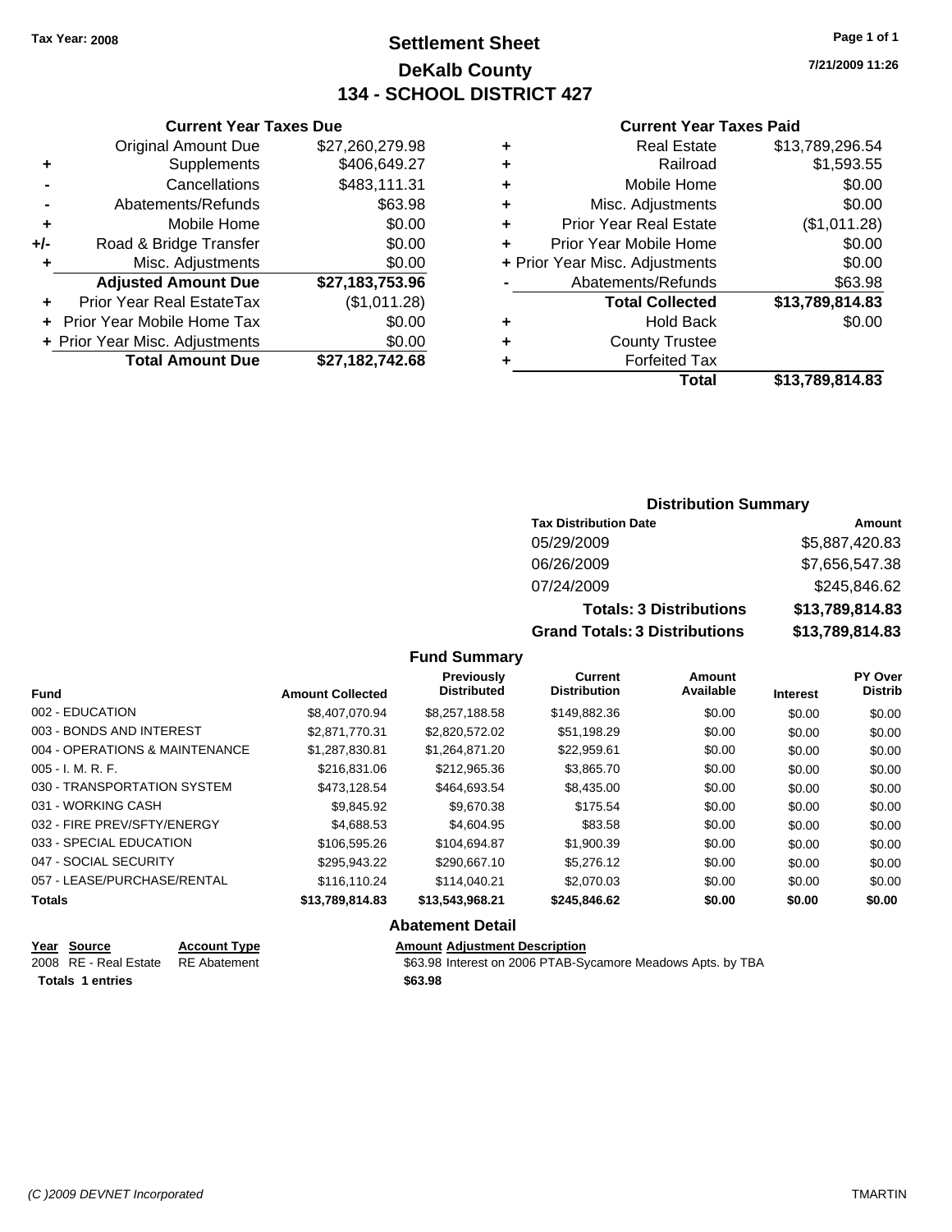Tax Year: 2008

# Settlement Sheet
## DeKalb County
## 134 - SCHOOL DISTRICT 427

7/21/2009 11:26

### Current Year Taxes Due

| | | |
|---|---|---|
| | Original Amount Due | $27,260,279.98 |
| + | Supplements | $406,649.27 |
| - | Cancellations | $483,111.31 |
| - | Abatements/Refunds | $63.98 |
| + | Mobile Home | $0.00 |
| +/- | Road & Bridge Transfer | $0.00 |
| + | Misc. Adjustments | $0.00 |
| | **Adjusted Amount Due** | **$27,183,753.96** |
| + | Prior Year Real EstateTax | ($1,011.28) |
| + | Prior Year Mobile Home Tax | $0.00 |
| + | Prior Year Misc. Adjustments | $0.00 |
| | **Total Amount Due** | **$27,182,742.68** |

### Current Year Taxes Paid

| | | |
|---|---|---|
| + | Real Estate | $13,789,296.54 |
| + | Railroad | $1,593.55 |
| + | Mobile Home | $0.00 |
| + | Misc. Adjustments | $0.00 |
| + | Prior Year Real Estate | ($1,011.28) |
| + | Prior Year Mobile Home | $0.00 |
| + | Prior Year Misc. Adjustments | $0.00 |
| - | Abatements/Refunds | $63.98 |
| | **Total Collected** | **$13,789,814.83** |
| + | Hold Back | $0.00 |
| + | County Trustee | |
| + | Forfeited Tax | |
| | **Total** | **$13,789,814.83** |

### Distribution Summary

| Tax Distribution Date | Amount |
|---|---|
| 05/29/2009 | $5,887,420.83 |
| 06/26/2009 | $7,656,547.38 |
| 07/24/2009 | $245,846.62 |
| **Totals: 3 Distributions** | **$13,789,814.83** |
| **Grand Totals: 3 Distributions** | **$13,789,814.83** |

### Fund Summary

| Fund | Amount Collected | Previously Distributed | Current Distribution | Amount Available | Interest | PY Over Distrib |
|---|---|---|---|---|---|---|
| 002 - EDUCATION | $8,407,070.94 | $8,257,188.58 | $149,882.36 | $0.00 | $0.00 | $0.00 |
| 003 - BONDS AND INTEREST | $2,871,770.31 | $2,820,572.02 | $51,198.29 | $0.00 | $0.00 | $0.00 |
| 004 - OPERATIONS & MAINTENANCE | $1,287,830.81 | $1,264,871.20 | $22,959.61 | $0.00 | $0.00 | $0.00 |
| 005 - I. M. R. F. | $216,831.06 | $212,965.36 | $3,865.70 | $0.00 | $0.00 | $0.00 |
| 030 - TRANSPORTATION SYSTEM | $473,128.54 | $464,693.54 | $8,435.00 | $0.00 | $0.00 | $0.00 |
| 031 - WORKING CASH | $9,845.92 | $9,670.38 | $175.54 | $0.00 | $0.00 | $0.00 |
| 032 - FIRE PREV/SFTY/ENERGY | $4,688.53 | $4,604.95 | $83.58 | $0.00 | $0.00 | $0.00 |
| 033 - SPECIAL EDUCATION | $106,595.26 | $104,694.87 | $1,900.39 | $0.00 | $0.00 | $0.00 |
| 047 - SOCIAL SECURITY | $295,943.22 | $290,667.10 | $5,276.12 | $0.00 | $0.00 | $0.00 |
| 057 - LEASE/PURCHASE/RENTAL | $116,110.24 | $114,040.21 | $2,070.03 | $0.00 | $0.00 | $0.00 |
| **Totals** | **$13,789,814.83** | **$13,543,968.21** | **$245,846.62** | **$0.00** | **$0.00** | **$0.00** |

### Abatement Detail

| Year | Source | Account Type | Amount | Adjustment Description |
|---|---|---|---|---|
| 2008 | RE - Real Estate | RE Abatement | $63.98 | Interest on 2006 PTAB-Sycamore Meadows Apts. by TBA |
| **Totals** | **1 entries** | | **$63.98** | |

(C )2009 DEVNET Incorporated TMARTIN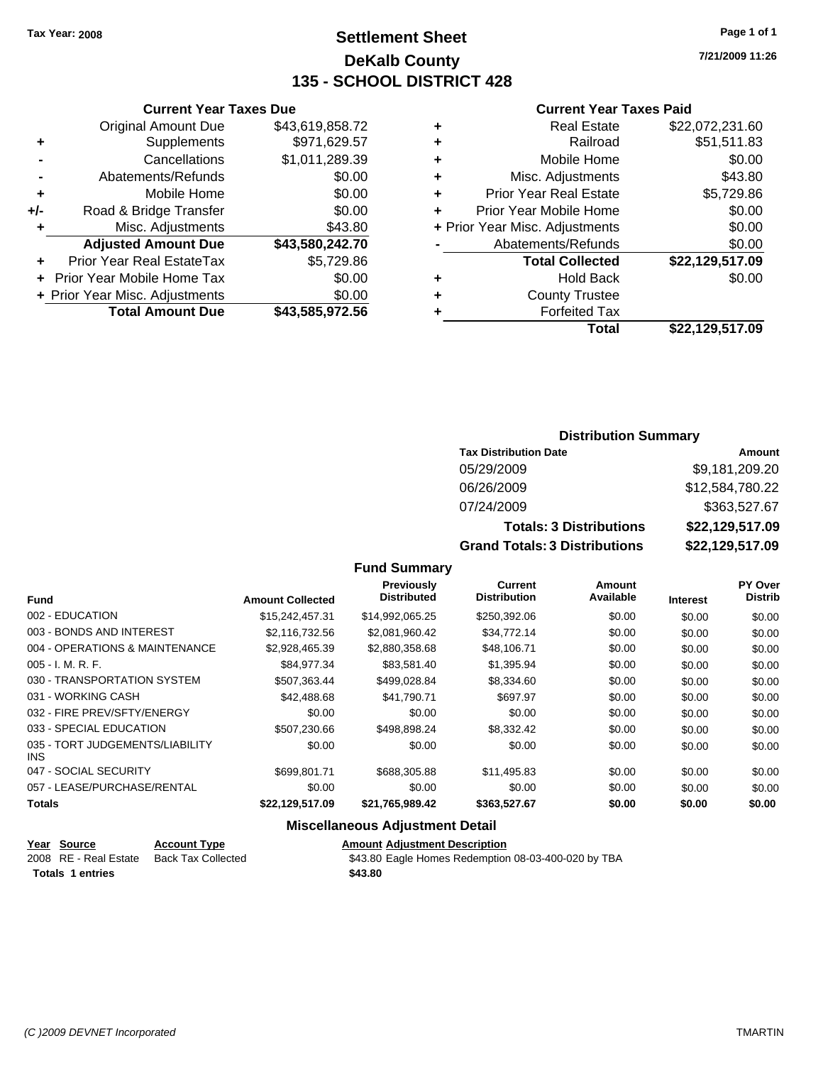Tax Year: 2008

# Settlement Sheet
## DeKalb County
## 135 - SCHOOL DISTRICT 428

7/21/2009 11:26

### Current Year Taxes Due

| | | |
|---|---|---|
| | Original Amount Due | $43,619,858.72 |
| + | Supplements | $971,629.57 |
| - | Cancellations | $1,011,289.39 |
| - | Abatements/Refunds | $0.00 |
| + | Mobile Home | $0.00 |
| +/- | Road & Bridge Transfer | $0.00 |
| + | Misc. Adjustments | $43.80 |
| | **Adjusted Amount Due** | **$43,580,242.70** |
| + | Prior Year Real EstateTax | $5,729.86 |
| + | Prior Year Mobile Home Tax | $0.00 |
| + | Prior Year Misc. Adjustments | $0.00 |
| | **Total Amount Due** | **$43,585,972.56** |

### Current Year Taxes Paid

| | | |
|---|---|---|
| + | Real Estate | $22,072,231.60 |
| + | Railroad | $51,511.83 |
| + | Mobile Home | $0.00 |
| + | Misc. Adjustments | $43.80 |
| + | Prior Year Real Estate | $5,729.86 |
| + | Prior Year Mobile Home | $0.00 |
| + | Prior Year Misc. Adjustments | $0.00 |
| - | Abatements/Refunds | $0.00 |
| | **Total Collected** | **$22,129,517.09** |
| + | Hold Back | $0.00 |
| + | County Trustee | |
| + | Forfeited Tax | |
| | **Total** | **$22,129,517.09** |

### Distribution Summary

| Tax Distribution Date | Amount |
|---|---|
| 05/29/2009 | $9,181,209.20 |
| 06/26/2009 | $12,584,780.22 |
| 07/24/2009 | $363,527.67 |
| **Totals: 3 Distributions** | **$22,129,517.09** |
| **Grand Totals: 3 Distributions** | **$22,129,517.09** |

### Fund Summary

| Fund | Amount Collected | Previously Distributed | Current Distribution | Amount Available | Interest | PY Over Distrib |
|---|---|---|---|---|---|---|
| 002 - EDUCATION | $15,242,457.31 | $14,992,065.25 | $250,392.06 | $0.00 | $0.00 | $0.00 |
| 003 - BONDS AND INTEREST | $2,116,732.56 | $2,081,960.42 | $34,772.14 | $0.00 | $0.00 | $0.00 |
| 004 - OPERATIONS & MAINTENANCE | $2,928,465.39 | $2,880,358.68 | $48,106.71 | $0.00 | $0.00 | $0.00 |
| 005 - I. M. R. F. | $84,977.34 | $83,581.40 | $1,395.94 | $0.00 | $0.00 | $0.00 |
| 030 - TRANSPORTATION SYSTEM | $507,363.44 | $499,028.84 | $8,334.60 | $0.00 | $0.00 | $0.00 |
| 031 - WORKING CASH | $42,488.68 | $41,790.71 | $697.97 | $0.00 | $0.00 | $0.00 |
| 032 - FIRE PREV/SFTY/ENERGY | $0.00 | $0.00 | $0.00 | $0.00 | $0.00 | $0.00 |
| 033 - SPECIAL EDUCATION | $507,230.66 | $498,898.24 | $8,332.42 | $0.00 | $0.00 | $0.00 |
| 035 - TORT JUDGEMENTS/LIABILITY INS | $0.00 | $0.00 | $0.00 | $0.00 | $0.00 | $0.00 |
| 047 - SOCIAL SECURITY | $699,801.71 | $688,305.88 | $11,495.83 | $0.00 | $0.00 | $0.00 |
| 057 - LEASE/PURCHASE/RENTAL | $0.00 | $0.00 | $0.00 | $0.00 | $0.00 | $0.00 |
| **Totals** | **$22,129,517.09** | **$21,765,989.42** | **$363,527.67** | **$0.00** | **$0.00** | **$0.00** |

### Miscellaneous Adjustment Detail

| Year | Source | Account Type | Amount | Adjustment Description |
|---|---|---|---|---|
| 2008 | RE - Real Estate | Back Tax Collected | $43.80 | Eagle Homes Redemption 08-03-400-020 by TBA |
| **Totals** | **1 entries** | | **$43.80** | |

(C )2009 DEVNET Incorporated TMARTIN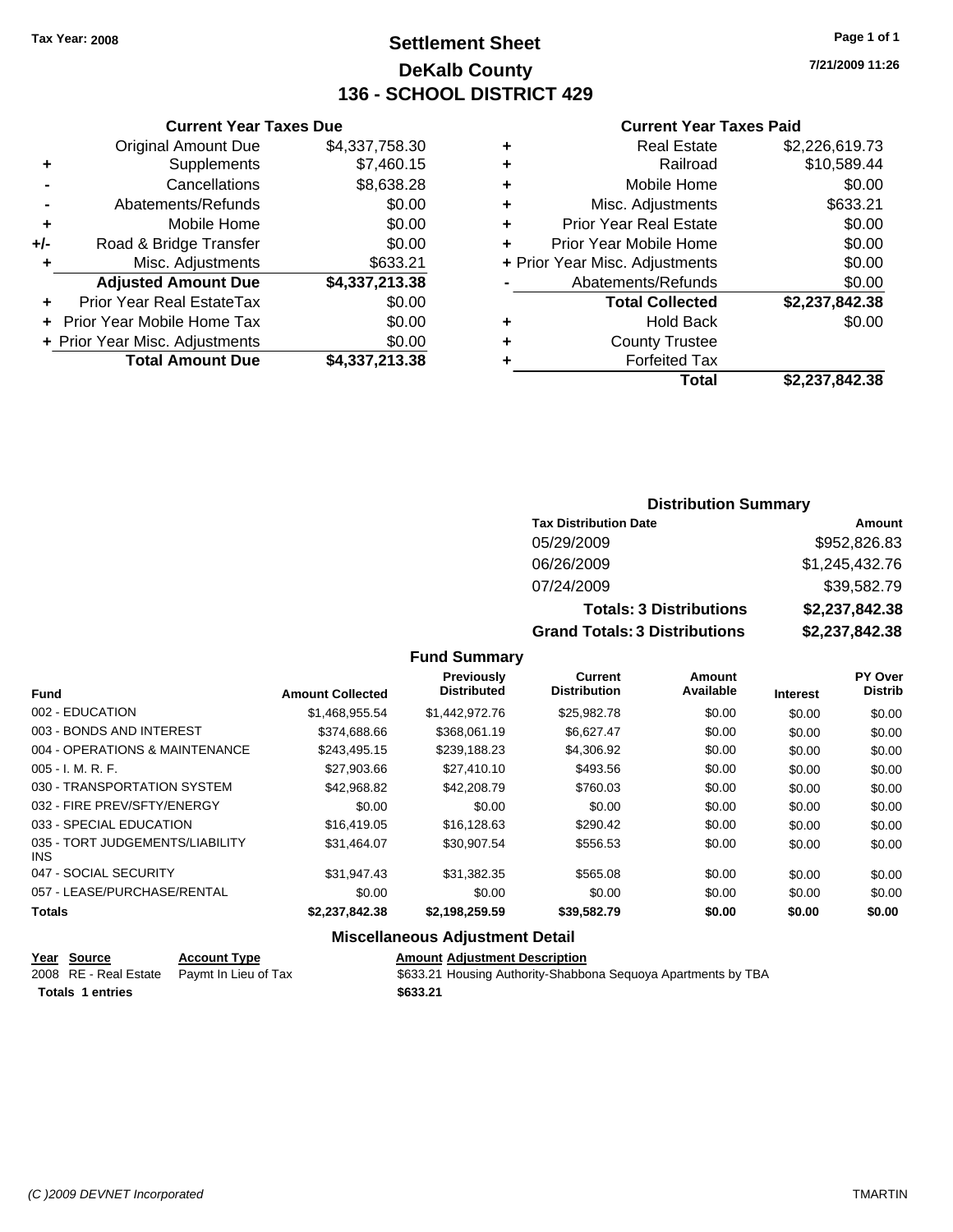**Tax Year: 2008**

# Settlement Sheet
## DeKalb County
## 136 - SCHOOL DISTRICT 429

7/21/2009 11:26

### Current Year Taxes Due

| | | |
|---|---|---|
| | Original Amount Due | $4,337,758.30 |
| + | Supplements | $7,460.15 |
| - | Cancellations | $8,638.28 |
| - | Abatements/Refunds | $0.00 |
| + | Mobile Home | $0.00 |
| +/- | Road & Bridge Transfer | $0.00 |
| + | Misc. Adjustments | $633.21 |
| | **Adjusted Amount Due** | **$4,337,213.38** |
| + | Prior Year Real EstateTax | $0.00 |
| + | Prior Year Mobile Home Tax | $0.00 |
| + | Prior Year Misc. Adjustments | $0.00 |
| | **Total Amount Due** | **$4,337,213.38** |

### Current Year Taxes Paid

| | | |
|---|---|---|
| + | Real Estate | $2,226,619.73 |
| + | Railroad | $10,589.44 |
| + | Mobile Home | $0.00 |
| + | Misc. Adjustments | $633.21 |
| + | Prior Year Real Estate | $0.00 |
| + | Prior Year Mobile Home | $0.00 |
| + | Prior Year Misc. Adjustments | $0.00 |
| - | Abatements/Refunds | $0.00 |
| | **Total Collected** | **$2,237,842.38** |
| + | Hold Back | $0.00 |
| + | County Trustee | |
| + | Forfeited Tax | |
| | **Total** | **$2,237,842.38** |

### Distribution Summary

| Tax Distribution Date | Amount |
|---|---|
| 05/29/2009 | $952,826.83 |
| 06/26/2009 | $1,245,432.76 |
| 07/24/2009 | $39,582.79 |
| **Totals: 3 Distributions** | **$2,237,842.38** |
| **Grand Totals: 3 Distributions** | **$2,237,842.38** |

### Fund Summary

| Fund | Amount Collected | Previously Distributed | Current Distribution | Amount Available | Interest | PY Over Distrib |
|---|---|---|---|---|---|---|
| 002 - EDUCATION | $1,468,955.54 | $1,442,972.76 | $25,982.78 | $0.00 | $0.00 | $0.00 |
| 003 - BONDS AND INTEREST | $374,688.66 | $368,061.19 | $6,627.47 | $0.00 | $0.00 | $0.00 |
| 004 - OPERATIONS & MAINTENANCE | $243,495.15 | $239,188.23 | $4,306.92 | $0.00 | $0.00 | $0.00 |
| 005 - I. M. R. F. | $27,903.66 | $27,410.10 | $493.56 | $0.00 | $0.00 | $0.00 |
| 030 - TRANSPORTATION SYSTEM | $42,968.82 | $42,208.79 | $760.03 | $0.00 | $0.00 | $0.00 |
| 032 - FIRE PREV/SFTY/ENERGY | $0.00 | $0.00 | $0.00 | $0.00 | $0.00 | $0.00 |
| 033 - SPECIAL EDUCATION | $16,419.05 | $16,128.63 | $290.42 | $0.00 | $0.00 | $0.00 |
| 035 - TORT JUDGEMENTS/LIABILITY INS | $31,464.07 | $30,907.54 | $556.53 | $0.00 | $0.00 | $0.00 |
| 047 - SOCIAL SECURITY | $31,947.43 | $31,382.35 | $565.08 | $0.00 | $0.00 | $0.00 |
| 057 - LEASE/PURCHASE/RENTAL | $0.00 | $0.00 | $0.00 | $0.00 | $0.00 | $0.00 |
| **Totals** | **$2,237,842.38** | **$2,198,259.59** | **$39,582.79** | **$0.00** | **$0.00** | **$0.00** |

### Miscellaneous Adjustment Detail

| Year | Source | Account Type | Amount | Adjustment Description |
|---|---|---|---|---|
| 2008 | RE - Real Estate | Paymt In Lieu of Tax | $633.21 | Housing Authority-Shabbona Sequoya Apartments by TBA |
| **Totals** | **1 entries** | | **$633.21** | |

(C )2009 DEVNET Incorporated — TMARTIN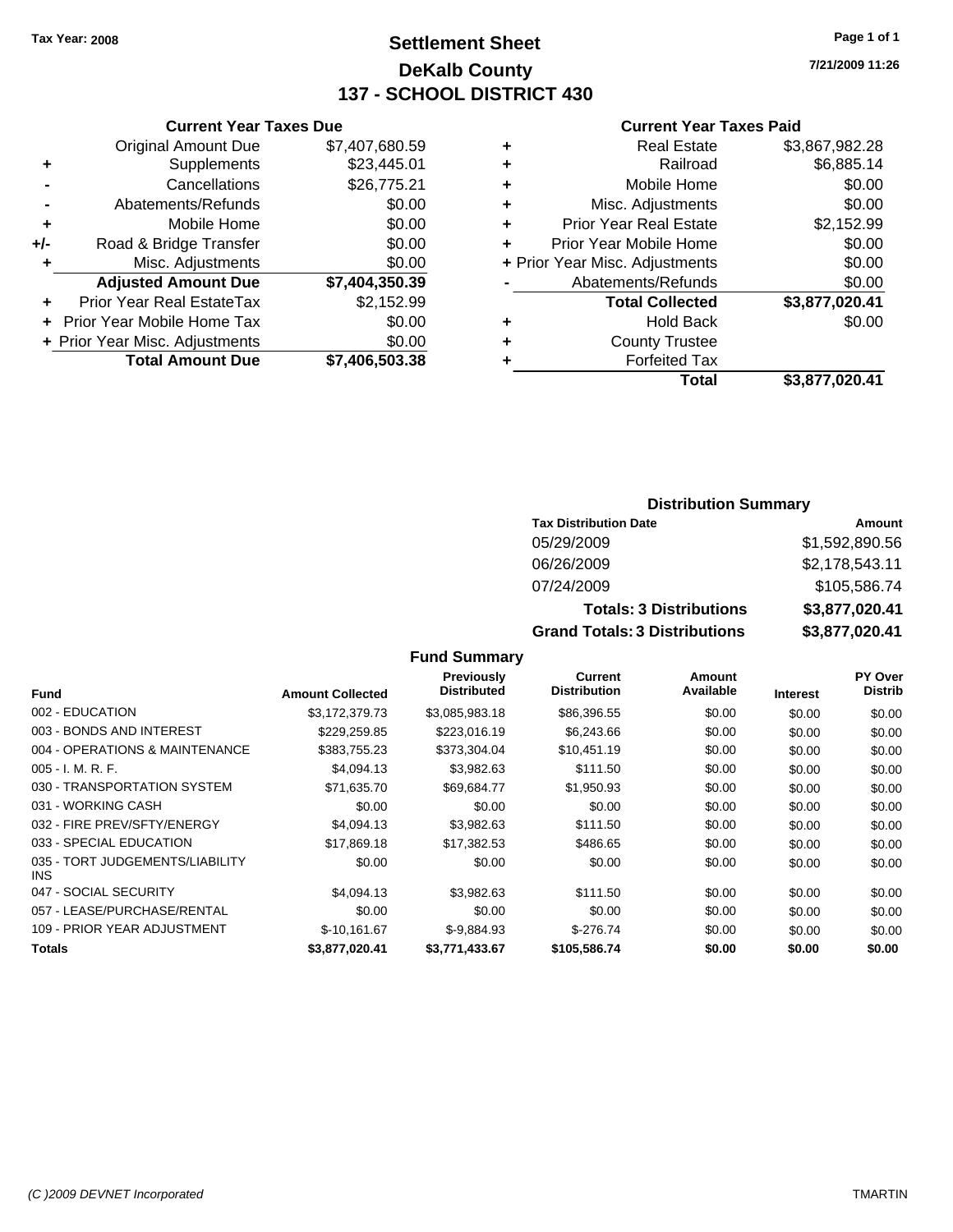Tax Year: 2008

# Settlement Sheet
## DeKalb County
## 137 - SCHOOL DISTRICT 430

7/21/2009 11:26

### Current Year Taxes Due

| | | |
|---|---|---|
| | Original Amount Due | $7,407,680.59 |
| + | Supplements | $23,445.01 |
| - | Cancellations | $26,775.21 |
| - | Abatements/Refunds | $0.00 |
| + | Mobile Home | $0.00 |
| +/- | Road & Bridge Transfer | $0.00 |
| + | Misc. Adjustments | $0.00 |
| | **Adjusted Amount Due** | **$7,404,350.39** |
| + | Prior Year Real EstateTax | $2,152.99 |
| + | Prior Year Mobile Home Tax | $0.00 |
| + | Prior Year Misc. Adjustments | $0.00 |
| | **Total Amount Due** | **$7,406,503.38** |

### Current Year Taxes Paid

| | | |
|---|---|---|
| + | Real Estate | $3,867,982.28 |
| + | Railroad | $6,885.14 |
| + | Mobile Home | $0.00 |
| + | Misc. Adjustments | $0.00 |
| + | Prior Year Real Estate | $2,152.99 |
| + | Prior Year Mobile Home | $0.00 |
| + | Prior Year Misc. Adjustments | $0.00 |
| - | Abatements/Refunds | $0.00 |
| | **Total Collected** | **$3,877,020.41** |
| + | Hold Back | $0.00 |
| + | County Trustee | |
| + | Forfeited Tax | |
| | **Total** | **$3,877,020.41** |

### Distribution Summary

| Tax Distribution Date | Amount |
|---|---|
| 05/29/2009 | $1,592,890.56 |
| 06/26/2009 | $2,178,543.11 |
| 07/24/2009 | $105,586.74 |
| **Totals: 3 Distributions** | **$3,877,020.41** |
| **Grand Totals: 3 Distributions** | **$3,877,020.41** |

### Fund Summary

| Fund | Amount Collected | Previously Distributed | Current Distribution | Amount Available | Interest | PY Over Distrib |
|---|---|---|---|---|---|---|
| 002 - EDUCATION | $3,172,379.73 | $3,085,983.18 | $86,396.55 | $0.00 | $0.00 | $0.00 |
| 003 - BONDS AND INTEREST | $229,259.85 | $223,016.19 | $6,243.66 | $0.00 | $0.00 | $0.00 |
| 004 - OPERATIONS & MAINTENANCE | $383,755.23 | $373,304.04 | $10,451.19 | $0.00 | $0.00 | $0.00 |
| 005 - I. M. R. F. | $4,094.13 | $3,982.63 | $111.50 | $0.00 | $0.00 | $0.00 |
| 030 - TRANSPORTATION SYSTEM | $71,635.70 | $69,684.77 | $1,950.93 | $0.00 | $0.00 | $0.00 |
| 031 - WORKING CASH | $0.00 | $0.00 | $0.00 | $0.00 | $0.00 | $0.00 |
| 032 - FIRE PREV/SFTY/ENERGY | $4,094.13 | $3,982.63 | $111.50 | $0.00 | $0.00 | $0.00 |
| 033 - SPECIAL EDUCATION | $17,869.18 | $17,382.53 | $486.65 | $0.00 | $0.00 | $0.00 |
| 035 - TORT JUDGEMENTS/LIABILITY INS | $0.00 | $0.00 | $0.00 | $0.00 | $0.00 | $0.00 |
| 047 - SOCIAL SECURITY | $4,094.13 | $3,982.63 | $111.50 | $0.00 | $0.00 | $0.00 |
| 057 - LEASE/PURCHASE/RENTAL | $0.00 | $0.00 | $0.00 | $0.00 | $0.00 | $0.00 |
| 109 - PRIOR YEAR ADJUSTMENT | $-10,161.67 | $-9,884.93 | $-276.74 | $0.00 | $0.00 | $0.00 |
| **Totals** | **$3,877,020.41** | **$3,771,433.67** | **$105,586.74** | **$0.00** | **$0.00** | **$0.00** |

(C )2009 DEVNET Incorporated — TMARTIN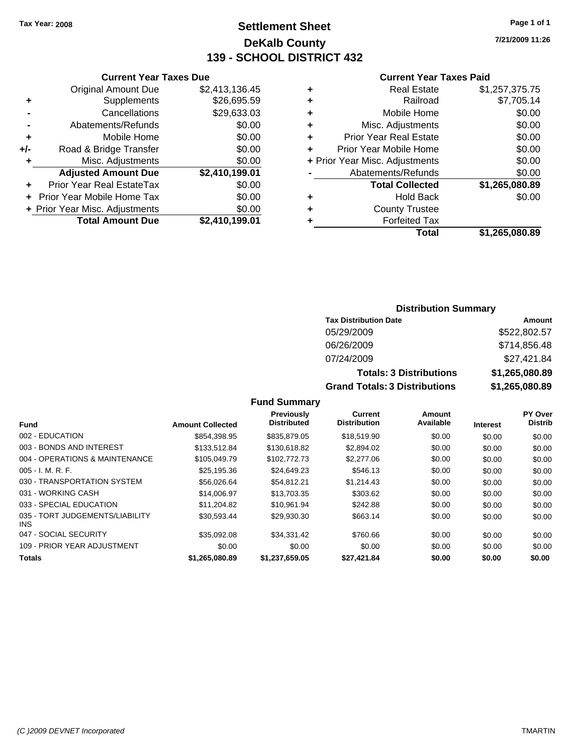Tax Year: 2008

# Settlement Sheet
## DeKalb County
## 139 - SCHOOL DISTRICT 432

7/21/2009 11:26

### Current Year Taxes Due

| | | |
|---|---|---|
| | Original Amount Due | $2,413,136.45 |
| + | Supplements | $26,695.59 |
| - | Cancellations | $29,633.03 |
| - | Abatements/Refunds | $0.00 |
| + | Mobile Home | $0.00 |
| +/- | Road & Bridge Transfer | $0.00 |
| + | Misc. Adjustments | $0.00 |
| | **Adjusted Amount Due** | **$2,410,199.01** |
| + | Prior Year Real EstateTax | $0.00 |
| + | Prior Year Mobile Home Tax | $0.00 |
| + | Prior Year Misc. Adjustments | $0.00 |
| | **Total Amount Due** | **$2,410,199.01** |

### Current Year Taxes Paid

| | | |
|---|---|---|
| + | Real Estate | $1,257,375.75 |
| + | Railroad | $7,705.14 |
| + | Mobile Home | $0.00 |
| + | Misc. Adjustments | $0.00 |
| + | Prior Year Real Estate | $0.00 |
| + | Prior Year Mobile Home | $0.00 |
| + | Prior Year Misc. Adjustments | $0.00 |
| - | Abatements/Refunds | $0.00 |
| | **Total Collected** | **$1,265,080.89** |
| + | Hold Back | $0.00 |
| + | County Trustee | |
| + | Forfeited Tax | |
| | **Total** | **$1,265,080.89** |

### Distribution Summary

| Tax Distribution Date | Amount |
|---|---|
| 05/29/2009 | $522,802.57 |
| 06/26/2009 | $714,856.48 |
| 07/24/2009 | $27,421.84 |
| **Totals: 3 Distributions** | **$1,265,080.89** |
| **Grand Totals: 3 Distributions** | **$1,265,080.89** |

### Fund Summary

| Fund | Amount Collected | Previously Distributed | Current Distribution | Amount Available | Interest | PY Over Distrib |
|---|---|---|---|---|---|---|
| 002 - EDUCATION | $854,398.95 | $835,879.05 | $18,519.90 | $0.00 | $0.00 | $0.00 |
| 003 - BONDS AND INTEREST | $133,512.84 | $130,618.82 | $2,894.02 | $0.00 | $0.00 | $0.00 |
| 004 - OPERATIONS & MAINTENANCE | $105,049.79 | $102,772.73 | $2,277.06 | $0.00 | $0.00 | $0.00 |
| 005 - I. M. R. F. | $25,195.36 | $24,649.23 | $546.13 | $0.00 | $0.00 | $0.00 |
| 030 - TRANSPORTATION SYSTEM | $56,026.64 | $54,812.21 | $1,214.43 | $0.00 | $0.00 | $0.00 |
| 031 - WORKING CASH | $14,006.97 | $13,703.35 | $303.62 | $0.00 | $0.00 | $0.00 |
| 033 - SPECIAL EDUCATION | $11,204.82 | $10,961.94 | $242.88 | $0.00 | $0.00 | $0.00 |
| 035 - TORT JUDGEMENTS/LIABILITY INS | $30,593.44 | $29,930.30 | $663.14 | $0.00 | $0.00 | $0.00 |
| 047 - SOCIAL SECURITY | $35,092.08 | $34,331.42 | $760.66 | $0.00 | $0.00 | $0.00 |
| 109 - PRIOR YEAR ADJUSTMENT | $0.00 | $0.00 | $0.00 | $0.00 | $0.00 | $0.00 |
| **Totals** | **$1,265,080.89** | **$1,237,659.05** | **$27,421.84** | **$0.00** | **$0.00** | **$0.00** |

(C )2009 DEVNET Incorporated TMARTIN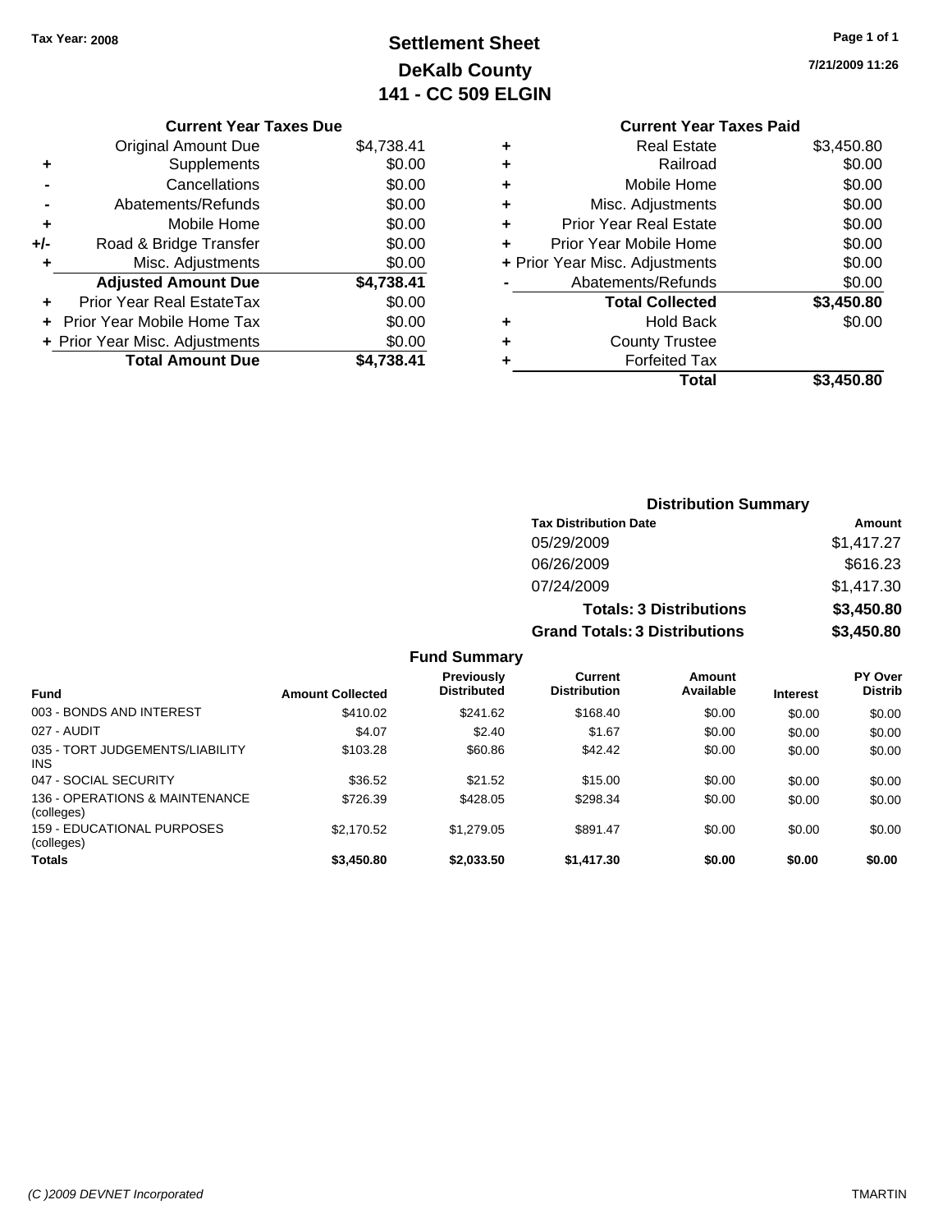Tax Year: 2008

# Settlement Sheet
## DeKalb County
## 141 - CC 509 ELGIN

7/21/2009 11:26

### Current Year Taxes Due

| | | |
|---|---|---|
| | Original Amount Due | $4,738.41 |
| + | Supplements | $0.00 |
| - | Cancellations | $0.00 |
| - | Abatements/Refunds | $0.00 |
| + | Mobile Home | $0.00 |
| +/- | Road & Bridge Transfer | $0.00 |
| + | Misc. Adjustments | $0.00 |
| | **Adjusted Amount Due** | **$4,738.41** |
| + | Prior Year Real EstateTax | $0.00 |
| + | Prior Year Mobile Home Tax | $0.00 |
| + | Prior Year Misc. Adjustments | $0.00 |
| | **Total Amount Due** | **$4,738.41** |

### Current Year Taxes Paid

| | | |
|---|---|---|
| + | Real Estate | $3,450.80 |
| + | Railroad | $0.00 |
| + | Mobile Home | $0.00 |
| + | Misc. Adjustments | $0.00 |
| + | Prior Year Real Estate | $0.00 |
| + | Prior Year Mobile Home | $0.00 |
| + | Prior Year Misc. Adjustments | $0.00 |
| - | Abatements/Refunds | $0.00 |
| | **Total Collected** | **$3,450.80** |
| + | Hold Back | $0.00 |
| + | County Trustee | |
| + | Forfeited Tax | |
| | **Total** | **$3,450.80** |

### Distribution Summary

| Tax Distribution Date | Amount |
|---|---|
| 05/29/2009 | $1,417.27 |
| 06/26/2009 | $616.23 |
| 07/24/2009 | $1,417.30 |
| **Totals: 3 Distributions** | **$3,450.80** |
| **Grand Totals: 3 Distributions** | **$3,450.80** |

### Fund Summary

| Fund | Amount Collected | Previously Distributed | Current Distribution | Amount Available | Interest | PY Over Distrib |
|---|---|---|---|---|---|---|
| 003 - BONDS AND INTEREST | $410.02 | $241.62 | $168.40 | $0.00 | $0.00 | $0.00 |
| 027 - AUDIT | $4.07 | $2.40 | $1.67 | $0.00 | $0.00 | $0.00 |
| 035 - TORT JUDGEMENTS/LIABILITY INS | $103.28 | $60.86 | $42.42 | $0.00 | $0.00 | $0.00 |
| 047 - SOCIAL SECURITY | $36.52 | $21.52 | $15.00 | $0.00 | $0.00 | $0.00 |
| 136 - OPERATIONS & MAINTENANCE (colleges) | $726.39 | $428.05 | $298.34 | $0.00 | $0.00 | $0.00 |
| 159 - EDUCATIONAL PURPOSES (colleges) | $2,170.52 | $1,279.05 | $891.47 | $0.00 | $0.00 | $0.00 |
| **Totals** | **$3,450.80** | **$2,033.50** | **$1,417.30** | **$0.00** | **$0.00** | **$0.00** |

(C )2009 DEVNET Incorporated TMARTIN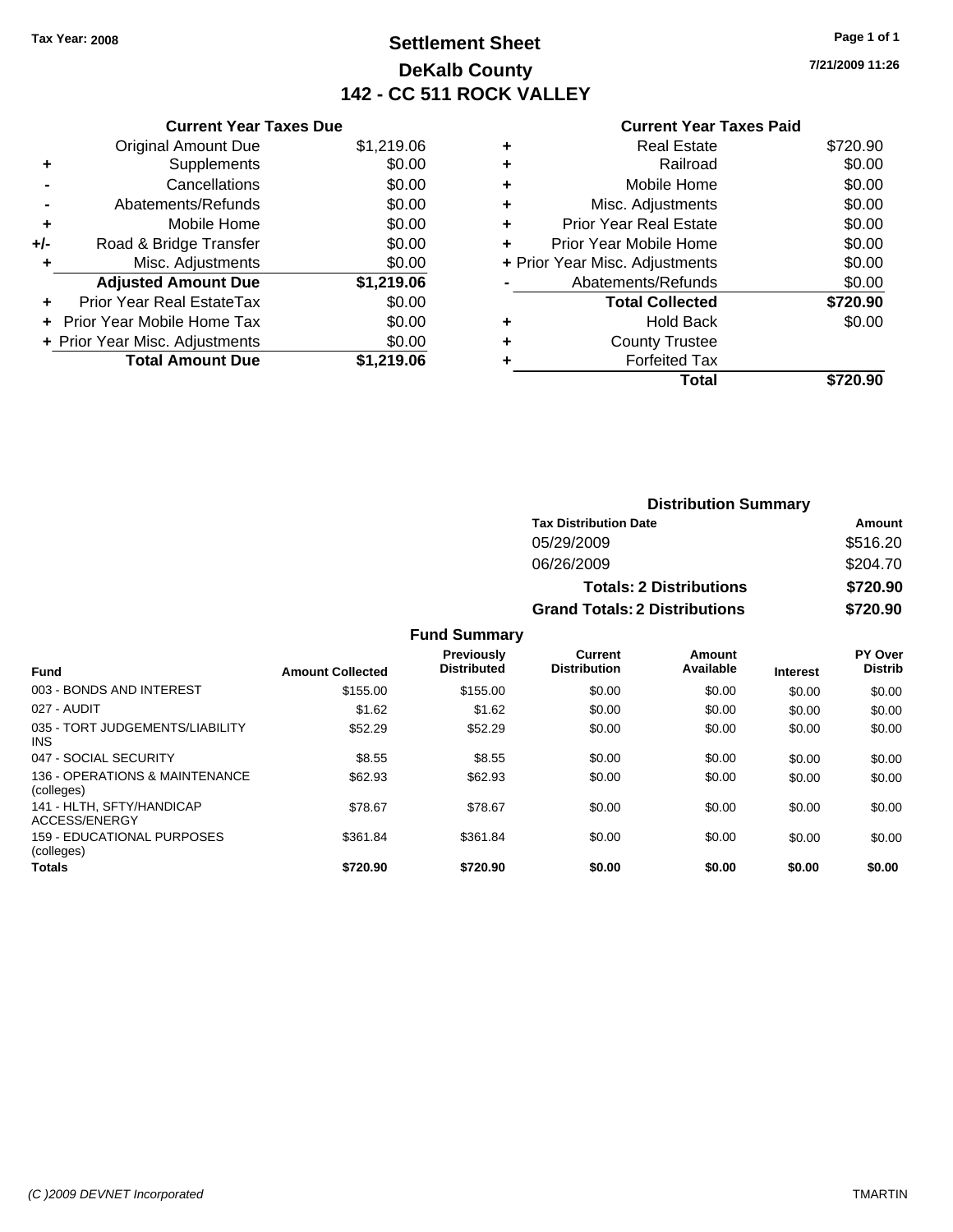Tax Year: 2008

# Settlement Sheet
## DeKalb County
## 142 - CC 511 ROCK VALLEY

7/21/2009 11:26

### Current Year Taxes Due

| | | |
|---|---|---|
| | Original Amount Due | $1,219.06 |
| + | Supplements | $0.00 |
| - | Cancellations | $0.00 |
| - | Abatements/Refunds | $0.00 |
| + | Mobile Home | $0.00 |
| +/- | Road & Bridge Transfer | $0.00 |
| + | Misc. Adjustments | $0.00 |
| | **Adjusted Amount Due** | **$1,219.06** |
| + | Prior Year Real EstateTax | $0.00 |
| + | Prior Year Mobile Home Tax | $0.00 |
| + | Prior Year Misc. Adjustments | $0.00 |
| | **Total Amount Due** | **$1,219.06** |

### Current Year Taxes Paid

| | | |
|---|---|---|
| + | Real Estate | $720.90 |
| + | Railroad | $0.00 |
| + | Mobile Home | $0.00 |
| + | Misc. Adjustments | $0.00 |
| + | Prior Year Real Estate | $0.00 |
| + | Prior Year Mobile Home | $0.00 |
| + | Prior Year Misc. Adjustments | $0.00 |
| - | Abatements/Refunds | $0.00 |
| | **Total Collected** | **$720.90** |
| + | Hold Back | $0.00 |
| + | County Trustee | |
| + | Forfeited Tax | |
| | **Total** | **$720.90** |

### Distribution Summary

| Tax Distribution Date | Amount |
|---|---|
| 05/29/2009 | $516.20 |
| 06/26/2009 | $204.70 |
| **Totals: 2 Distributions** | **$720.90** |
| **Grand Totals: 2 Distributions** | **$720.90** |

### Fund Summary

| Fund | Amount Collected | Previously Distributed | Current Distribution | Amount Available | Interest | PY Over Distrib |
|---|---|---|---|---|---|---|
| 003 - BONDS AND INTEREST | $155.00 | $155.00 | $0.00 | $0.00 | $0.00 | $0.00 |
| 027 - AUDIT | $1.62 | $1.62 | $0.00 | $0.00 | $0.00 | $0.00 |
| 035 - TORT JUDGEMENTS/LIABILITY INS | $52.29 | $52.29 | $0.00 | $0.00 | $0.00 | $0.00 |
| 047 - SOCIAL SECURITY | $8.55 | $8.55 | $0.00 | $0.00 | $0.00 | $0.00 |
| 136 - OPERATIONS & MAINTENANCE (colleges) | $62.93 | $62.93 | $0.00 | $0.00 | $0.00 | $0.00 |
| 141 - HLTH, SFTY/HANDICAP ACCESS/ENERGY | $78.67 | $78.67 | $0.00 | $0.00 | $0.00 | $0.00 |
| 159 - EDUCATIONAL PURPOSES (colleges) | $361.84 | $361.84 | $0.00 | $0.00 | $0.00 | $0.00 |
| **Totals** | **$720.90** | **$720.90** | **$0.00** | **$0.00** | **$0.00** | **$0.00** |

(C )2009 DEVNET Incorporated TMARTIN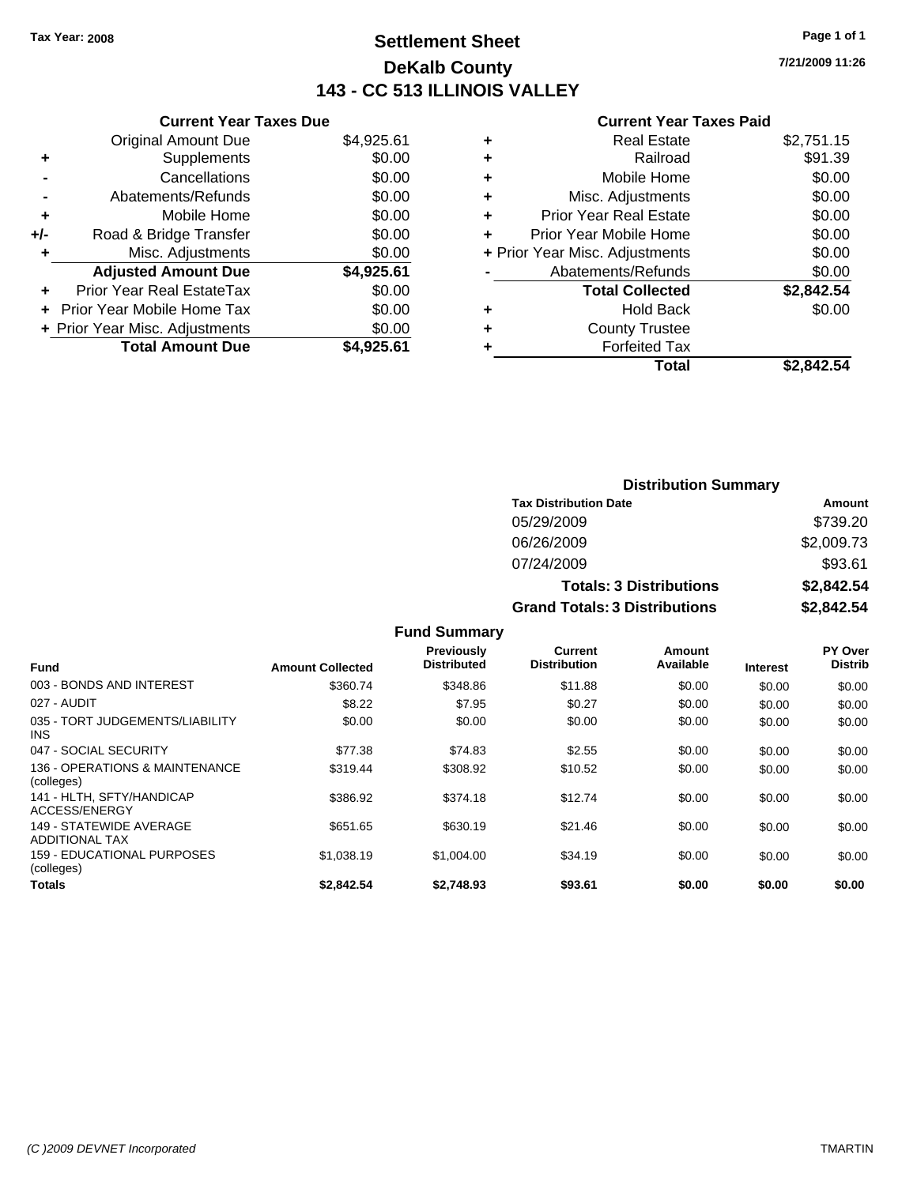Tax Year: 2008

# Settlement Sheet
## DeKalb County
## 143 - CC 513 ILLINOIS VALLEY

7/21/2009 11:26

### Current Year Taxes Due

| | | |
|---|---|---|
| | Original Amount Due | $4,925.61 |
| + | Supplements | $0.00 |
| - | Cancellations | $0.00 |
| - | Abatements/Refunds | $0.00 |
| + | Mobile Home | $0.00 |
| +/- | Road & Bridge Transfer | $0.00 |
| + | Misc. Adjustments | $0.00 |
| | **Adjusted Amount Due** | **$4,925.61** |
| + | Prior Year Real EstateTax | $0.00 |
| + | Prior Year Mobile Home Tax | $0.00 |
| + | Prior Year Misc. Adjustments | $0.00 |
| | **Total Amount Due** | **$4,925.61** |

### Current Year Taxes Paid

| | | |
|---|---|---|
| + | Real Estate | $2,751.15 |
| + | Railroad | $91.39 |
| + | Mobile Home | $0.00 |
| + | Misc. Adjustments | $0.00 |
| + | Prior Year Real Estate | $0.00 |
| + | Prior Year Mobile Home | $0.00 |
| + | Prior Year Misc. Adjustments | $0.00 |
| - | Abatements/Refunds | $0.00 |
| | **Total Collected** | **$2,842.54** |
| + | Hold Back | $0.00 |
| + | County Trustee | |
| + | Forfeited Tax | |
| | **Total** | **$2,842.54** |

### Distribution Summary

| Tax Distribution Date | Amount |
|---|---|
| 05/29/2009 | $739.20 |
| 06/26/2009 | $2,009.73 |
| 07/24/2009 | $93.61 |
| **Totals: 3 Distributions** | **$2,842.54** |
| **Grand Totals: 3 Distributions** | **$2,842.54** |

### Fund Summary

| Fund | Amount Collected | Previously Distributed | Current Distribution | Amount Available | Interest | PY Over Distrib |
|---|---|---|---|---|---|---|
| 003 - BONDS AND INTEREST | $360.74 | $348.86 | $11.88 | $0.00 | $0.00 | $0.00 |
| 027 - AUDIT | $8.22 | $7.95 | $0.27 | $0.00 | $0.00 | $0.00 |
| 035 - TORT JUDGEMENTS/LIABILITY INS | $0.00 | $0.00 | $0.00 | $0.00 | $0.00 | $0.00 |
| 047 - SOCIAL SECURITY | $77.38 | $74.83 | $2.55 | $0.00 | $0.00 | $0.00 |
| 136 - OPERATIONS & MAINTENANCE (colleges) | $319.44 | $308.92 | $10.52 | $0.00 | $0.00 | $0.00 |
| 141 - HLTH, SFTY/HANDICAP ACCESS/ENERGY | $386.92 | $374.18 | $12.74 | $0.00 | $0.00 | $0.00 |
| 149 - STATEWIDE AVERAGE ADDITIONAL TAX | $651.65 | $630.19 | $21.46 | $0.00 | $0.00 | $0.00 |
| 159 - EDUCATIONAL PURPOSES (colleges) | $1,038.19 | $1,004.00 | $34.19 | $0.00 | $0.00 | $0.00 |
| **Totals** | **$2,842.54** | **$2,748.93** | **$93.61** | **$0.00** | **$0.00** | **$0.00** |

(C )2009 DEVNET Incorporated TMARTIN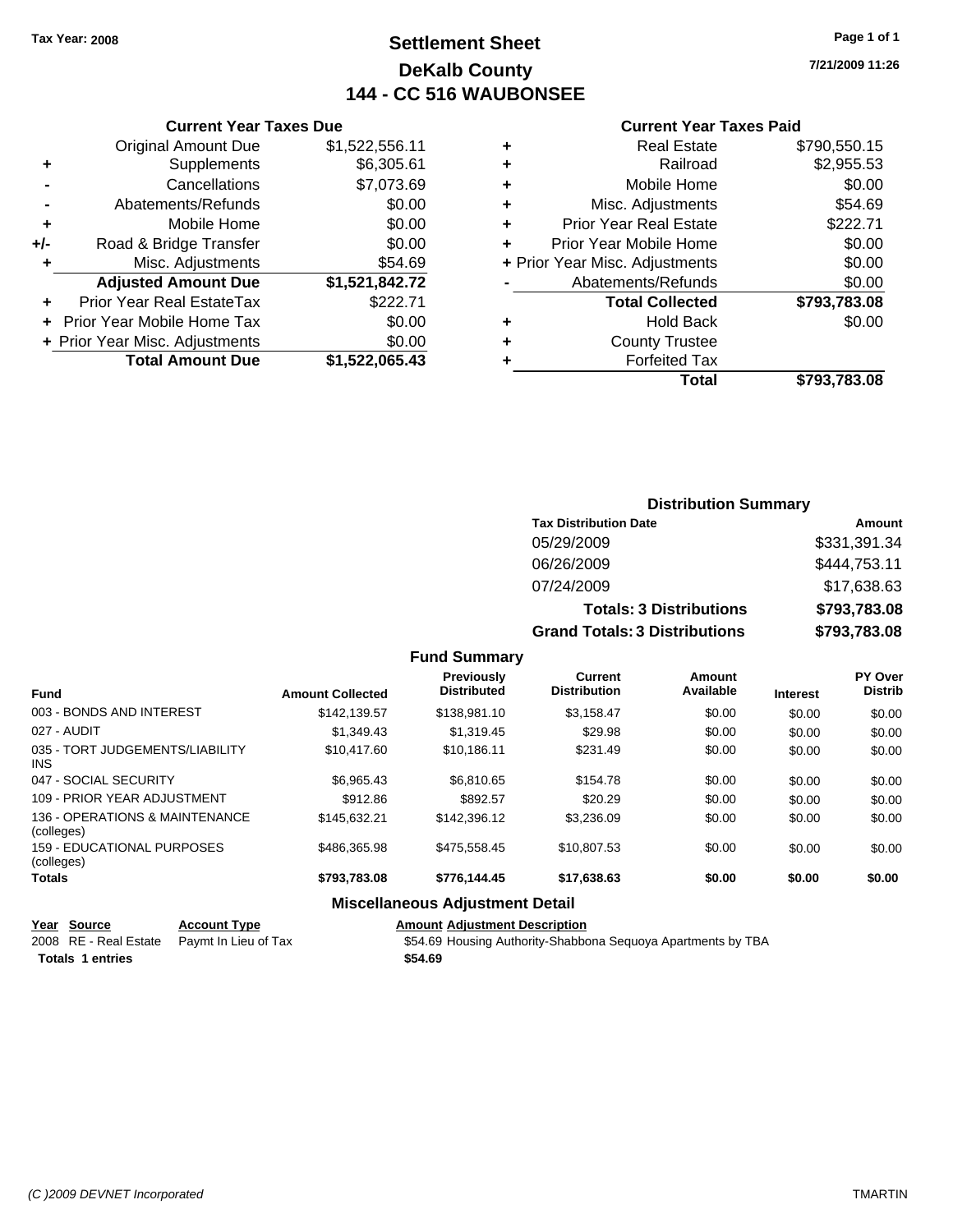Tax Year: 2008

# Settlement Sheet
## DeKalb County
## 144 - CC 516 WAUBONSEE

7/21/2009 11:26

### Current Year Taxes Due

| | | |
|---|---|---|
| | Original Amount Due | $1,522,556.11 |
| + | Supplements | $6,305.61 |
| - | Cancellations | $7,073.69 |
| - | Abatements/Refunds | $0.00 |
| + | Mobile Home | $0.00 |
| +/- | Road & Bridge Transfer | $0.00 |
| + | Misc. Adjustments | $54.69 |
| | **Adjusted Amount Due** | **$1,521,842.72** |
| + | Prior Year Real EstateTax | $222.71 |
| + | Prior Year Mobile Home Tax | $0.00 |
| + | Prior Year Misc. Adjustments | $0.00 |
| | **Total Amount Due** | **$1,522,065.43** |

### Current Year Taxes Paid

| | | |
|---|---|---|
| + | Real Estate | $790,550.15 |
| + | Railroad | $2,955.53 |
| + | Mobile Home | $0.00 |
| + | Misc. Adjustments | $54.69 |
| + | Prior Year Real Estate | $222.71 |
| + | Prior Year Mobile Home | $0.00 |
| + | Prior Year Misc. Adjustments | $0.00 |
| - | Abatements/Refunds | $0.00 |
| | **Total Collected** | **$793,783.08** |
| + | Hold Back | $0.00 |
| + | County Trustee | |
| + | Forfeited Tax | |
| | **Total** | **$793,783.08** |

### Distribution Summary

| Tax Distribution Date | Amount |
|---|---|
| 05/29/2009 | $331,391.34 |
| 06/26/2009 | $444,753.11 |
| 07/24/2009 | $17,638.63 |
| **Totals: 3 Distributions** | **$793,783.08** |
| **Grand Totals: 3 Distributions** | **$793,783.08** |

### Fund Summary

| Fund | Amount Collected | Previously Distributed | Current Distribution | Amount Available | Interest | PY Over Distrib |
|---|---|---|---|---|---|---|
| 003 - BONDS AND INTEREST | $142,139.57 | $138,981.10 | $3,158.47 | $0.00 | $0.00 | $0.00 |
| 027 - AUDIT | $1,349.43 | $1,319.45 | $29.98 | $0.00 | $0.00 | $0.00 |
| 035 - TORT JUDGEMENTS/LIABILITY INS | $10,417.60 | $10,186.11 | $231.49 | $0.00 | $0.00 | $0.00 |
| 047 - SOCIAL SECURITY | $6,965.43 | $6,810.65 | $154.78 | $0.00 | $0.00 | $0.00 |
| 109 - PRIOR YEAR ADJUSTMENT | $912.86 | $892.57 | $20.29 | $0.00 | $0.00 | $0.00 |
| 136 - OPERATIONS & MAINTENANCE (colleges) | $145,632.21 | $142,396.12 | $3,236.09 | $0.00 | $0.00 | $0.00 |
| 159 - EDUCATIONAL PURPOSES (colleges) | $486,365.98 | $475,558.45 | $10,807.53 | $0.00 | $0.00 | $0.00 |
| **Totals** | **$793,783.08** | **$776,144.45** | **$17,638.63** | **$0.00** | **$0.00** | **$0.00** |

### Miscellaneous Adjustment Detail

| Year | Source | Account Type | Amount | Adjustment Description |
|---|---|---|---|---|
| 2008 | RE - Real Estate | Paymt In Lieu of Tax | $54.69 | Housing Authority-Shabbona Sequoya Apartments by TBA |
| **Totals 1 entries** | | | **$54.69** | |

(C )2009 DEVNET Incorporated TMARTIN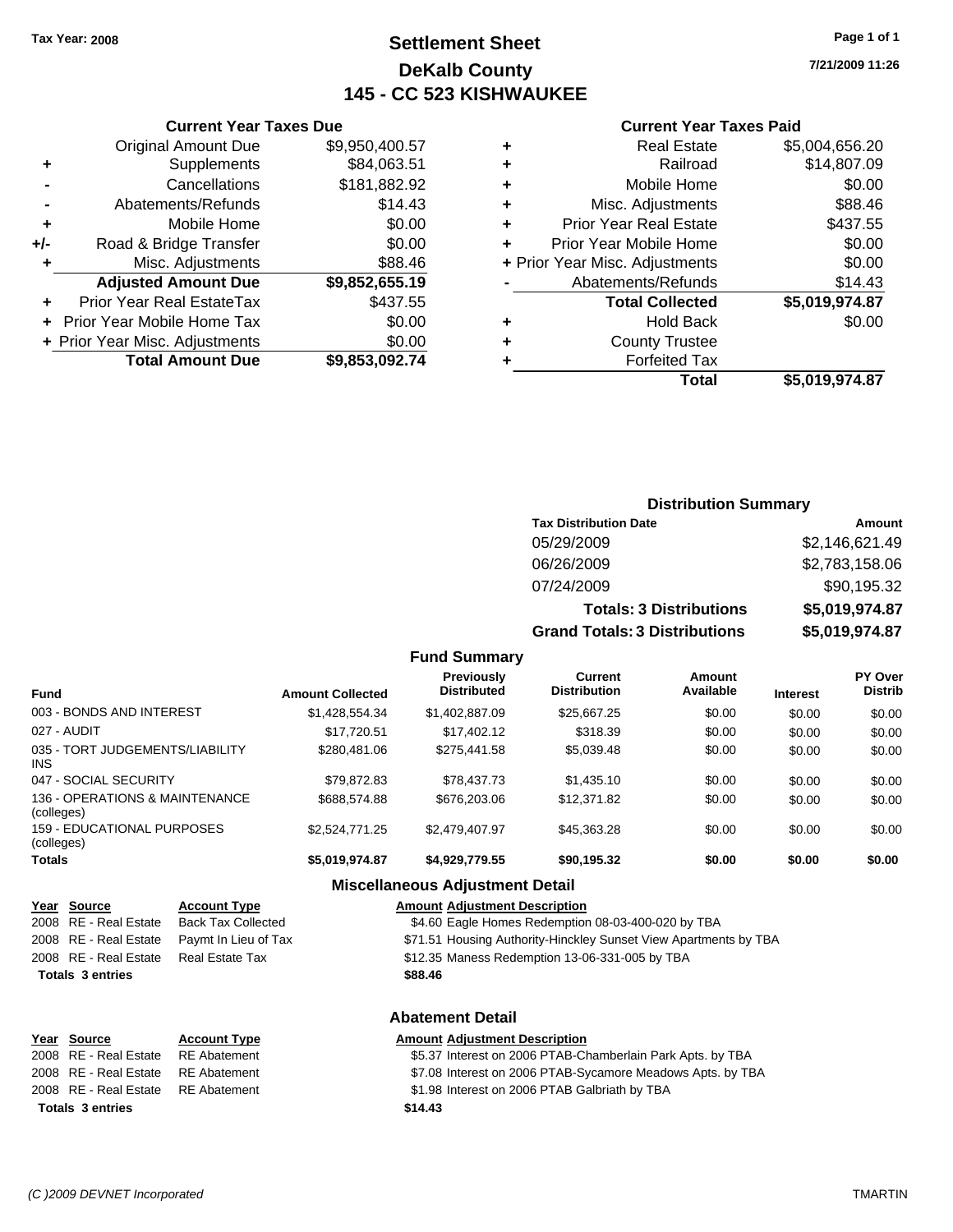Tax Year: 2008

# Settlement Sheet
## DeKalb County
## 145 - CC 523 KISHWAUKEE

7/21/2009 11:26

### Current Year Taxes Due

| | | |
|---|---|---|
| | Original Amount Due | $9,950,400.57 |
| + | Supplements | $84,063.51 |
| - | Cancellations | $181,882.92 |
| - | Abatements/Refunds | $14.43 |
| + | Mobile Home | $0.00 |
| +/- | Road & Bridge Transfer | $0.00 |
| + | Misc. Adjustments | $88.46 |
| | **Adjusted Amount Due** | **$9,852,655.19** |
| + | Prior Year Real EstateTax | $437.55 |
| + | Prior Year Mobile Home Tax | $0.00 |
| + | Prior Year Misc. Adjustments | $0.00 |
| | **Total Amount Due** | **$9,853,092.74** |

### Current Year Taxes Paid

| | | |
|---|---|---|
| + | Real Estate | $5,004,656.20 |
| + | Railroad | $14,807.09 |
| + | Mobile Home | $0.00 |
| + | Misc. Adjustments | $88.46 |
| + | Prior Year Real Estate | $437.55 |
| + | Prior Year Mobile Home | $0.00 |
| + | Prior Year Misc. Adjustments | $0.00 |
| - | Abatements/Refunds | $14.43 |
| | **Total Collected** | **$5,019,974.87** |
| + | Hold Back | $0.00 |
| + | County Trustee | |
| + | Forfeited Tax | |
| | **Total** | **$5,019,974.87** |

### Distribution Summary

| Tax Distribution Date | Amount |
|---|---|
| 05/29/2009 | $2,146,621.49 |
| 06/26/2009 | $2,783,158.06 |
| 07/24/2009 | $90,195.32 |
| **Totals: 3 Distributions** | **$5,019,974.87** |
| **Grand Totals: 3 Distributions** | **$5,019,974.87** |

### Fund Summary

| Fund | Amount Collected | Previously Distributed | Current Distribution | Amount Available | Interest | PY Over Distrib |
|---|---|---|---|---|---|---|
| 003 - BONDS AND INTEREST | $1,428,554.34 | $1,402,887.09 | $25,667.25 | $0.00 | $0.00 | $0.00 |
| 027 - AUDIT | $17,720.51 | $17,402.12 | $318.39 | $0.00 | $0.00 | $0.00 |
| 035 - TORT JUDGEMENTS/LIABILITY INS | $280,481.06 | $275,441.58 | $5,039.48 | $0.00 | $0.00 | $0.00 |
| 047 - SOCIAL SECURITY | $79,872.83 | $78,437.73 | $1,435.10 | $0.00 | $0.00 | $0.00 |
| 136 - OPERATIONS & MAINTENANCE (colleges) | $688,574.88 | $676,203.06 | $12,371.82 | $0.00 | $0.00 | $0.00 |
| 159 - EDUCATIONAL PURPOSES (colleges) | $2,524,771.25 | $2,479,407.97 | $45,363.28 | $0.00 | $0.00 | $0.00 |
| **Totals** | **$5,019,974.87** | **$4,929,779.55** | **$90,195.32** | **$0.00** | **$0.00** | **$0.00** |

### Miscellaneous Adjustment Detail

| Year | Source | Account Type | Amount | Adjustment Description |
|---|---|---|---|---|
| 2008 | RE - Real Estate | Back Tax Collected | $4.60 | Eagle Homes Redemption 08-03-400-020 by TBA |
| 2008 | RE - Real Estate | Paymt In Lieu of Tax | $71.51 | Housing Authority-Hinckley Sunset View Apartments by TBA |
| 2008 | RE - Real Estate | Real Estate Tax | $12.35 | Maness Redemption 13-06-331-005 by TBA |
| **Totals 3 entries** | | | **$88.46** | |

### Abatement Detail

| Year | Source | Account Type | Amount | Adjustment Description |
|---|---|---|---|---|
| 2008 | RE - Real Estate | RE Abatement | $5.37 | Interest on 2006 PTAB-Chamberlain Park Apts. by TBA |
| 2008 | RE - Real Estate | RE Abatement | $7.08 | Interest on 2006 PTAB-Sycamore Meadows Apts. by TBA |
| 2008 | RE - Real Estate | RE Abatement | $1.98 | Interest on 2006 PTAB Galbriath by TBA |
| **Totals 3 entries** | | | **$14.43** | |

(C )2009 DEVNET Incorporated TMARTIN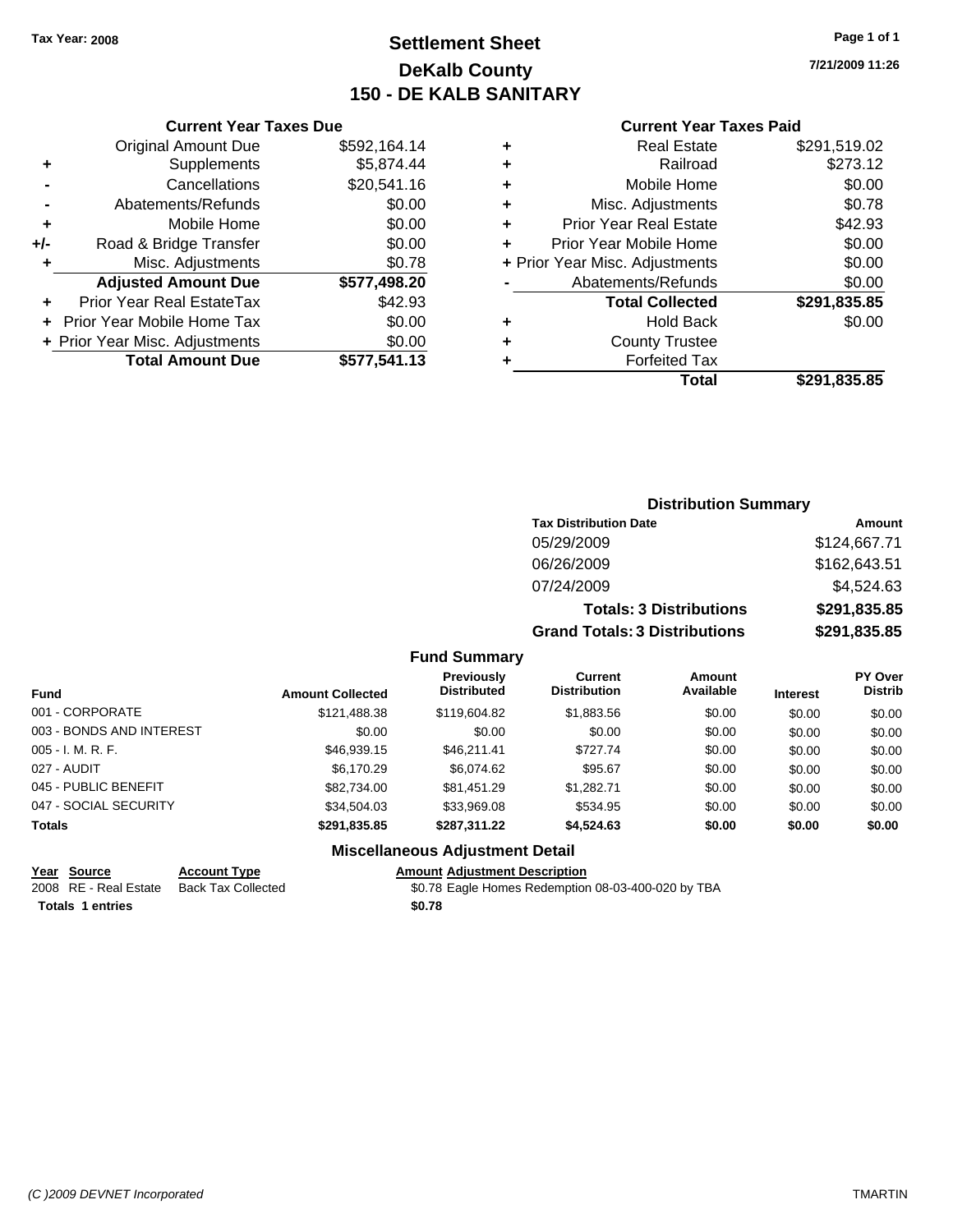Tax Year: 2008

# Settlement Sheet
## DeKalb County
## 150 - DE KALB SANITARY

7/21/2009 11:26

### Current Year Taxes Due

| | | |
|---|---|---|
| | Original Amount Due | $592,164.14 |
| + | Supplements | $5,874.44 |
| - | Cancellations | $20,541.16 |
| - | Abatements/Refunds | $0.00 |
| + | Mobile Home | $0.00 |
| +/- | Road & Bridge Transfer | $0.00 |
| + | Misc. Adjustments | $0.78 |
| | **Adjusted Amount Due** | **$577,498.20** |
| + | Prior Year Real EstateTax | $42.93 |
| + | Prior Year Mobile Home Tax | $0.00 |
| + | Prior Year Misc. Adjustments | $0.00 |
| | **Total Amount Due** | **$577,541.13** |

### Current Year Taxes Paid

| | | |
|---|---|---|
| + | Real Estate | $291,519.02 |
| + | Railroad | $273.12 |
| + | Mobile Home | $0.00 |
| + | Misc. Adjustments | $0.78 |
| + | Prior Year Real Estate | $42.93 |
| + | Prior Year Mobile Home | $0.00 |
| + | Prior Year Misc. Adjustments | $0.00 |
| - | Abatements/Refunds | $0.00 |
| | **Total Collected** | **$291,835.85** |
| + | Hold Back | $0.00 |
| + | County Trustee | |
| + | Forfeited Tax | |
| | **Total** | **$291,835.85** |

### Distribution Summary

| Tax Distribution Date | Amount |
|---|---|
| 05/29/2009 | $124,667.71 |
| 06/26/2009 | $162,643.51 |
| 07/24/2009 | $4,524.63 |
| **Totals: 3 Distributions** | **$291,835.85** |
| **Grand Totals: 3 Distributions** | **$291,835.85** |

### Fund Summary

| Fund | Amount Collected | Previously Distributed | Current Distribution | Amount Available | Interest | PY Over Distrib |
|---|---|---|---|---|---|---|
| 001 - CORPORATE | $121,488.38 | $119,604.82 | $1,883.56 | $0.00 | $0.00 | $0.00 |
| 003 - BONDS AND INTEREST | $0.00 | $0.00 | $0.00 | $0.00 | $0.00 | $0.00 |
| 005 - I. M. R. F. | $46,939.15 | $46,211.41 | $727.74 | $0.00 | $0.00 | $0.00 |
| 027 - AUDIT | $6,170.29 | $6,074.62 | $95.67 | $0.00 | $0.00 | $0.00 |
| 045 - PUBLIC BENEFIT | $82,734.00 | $81,451.29 | $1,282.71 | $0.00 | $0.00 | $0.00 |
| 047 - SOCIAL SECURITY | $34,504.03 | $33,969.08 | $534.95 | $0.00 | $0.00 | $0.00 |
| **Totals** | **$291,835.85** | **$287,311.22** | **$4,524.63** | **$0.00** | **$0.00** | **$0.00** |

### Miscellaneous Adjustment Detail

| Year | Source | Account Type | Amount | Adjustment Description |
|---|---|---|---|---|
| 2008 | RE - Real Estate | Back Tax Collected | $0.78 | Eagle Homes Redemption 08-03-400-020 by TBA |
| **Totals 1 entries** | | | **$0.78** | |

(C )2009 DEVNET Incorporated

TMARTIN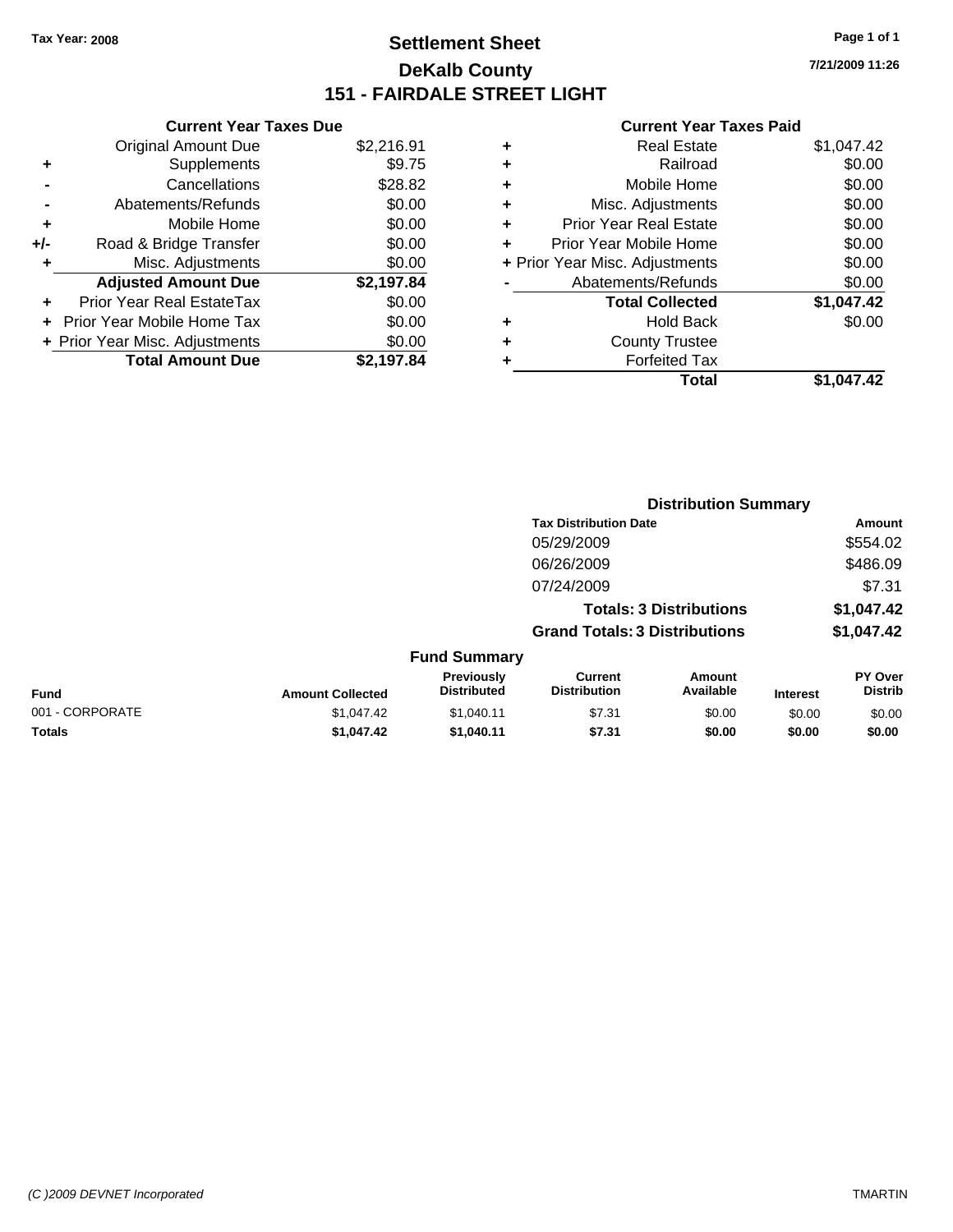Tax Year: 2008

# Settlement Sheet

## DeKalb County

## 151 - FAIRDALE STREET LIGHT

7/21/2009 11:26

### Current Year Taxes Due

| | | |
|---|---|---|
| | Original Amount Due | $2,216.91 |
| + | Supplements | $9.75 |
| - | Cancellations | $28.82 |
| - | Abatements/Refunds | $0.00 |
| + | Mobile Home | $0.00 |
| +/- | Road & Bridge Transfer | $0.00 |
| + | Misc. Adjustments | $0.00 |
| | **Adjusted Amount Due** | **$2,197.84** |
| + | Prior Year Real EstateTax | $0.00 |
| + | Prior Year Mobile Home Tax | $0.00 |
| + | Prior Year Misc. Adjustments | $0.00 |
| | **Total Amount Due** | **$2,197.84** |

### Current Year Taxes Paid

| | | |
|---|---|---|
| + | Real Estate | $1,047.42 |
| + | Railroad | $0.00 |
| + | Mobile Home | $0.00 |
| + | Misc. Adjustments | $0.00 |
| + | Prior Year Real Estate | $0.00 |
| + | Prior Year Mobile Home | $0.00 |
| + | Prior Year Misc. Adjustments | $0.00 |
| - | Abatements/Refunds | $0.00 |
| | **Total Collected** | **$1,047.42** |
| + | Hold Back | $0.00 |
| + | County Trustee | |
| + | Forfeited Tax | |
| | **Total** | **$1,047.42** |

### Distribution Summary

| Tax Distribution Date | Amount |
|---|---|
| 05/29/2009 | $554.02 |
| 06/26/2009 | $486.09 |
| 07/24/2009 | $7.31 |
| **Totals: 3 Distributions** | **$1,047.42** |
| **Grand Totals: 3 Distributions** | **$1,047.42** |

### Fund Summary

| Fund | Amount Collected | Previously Distributed | Current Distribution | Amount Available | Interest | PY Over Distrib |
|---|---|---|---|---|---|---|
| 001 - CORPORATE | $1,047.42 | $1,040.11 | $7.31 | $0.00 | $0.00 | $0.00 |
| **Totals** | **$1,047.42** | **$1,040.11** | **$7.31** | **$0.00** | **$0.00** | **$0.00** |

(C )2009 DEVNET Incorporated

TMARTIN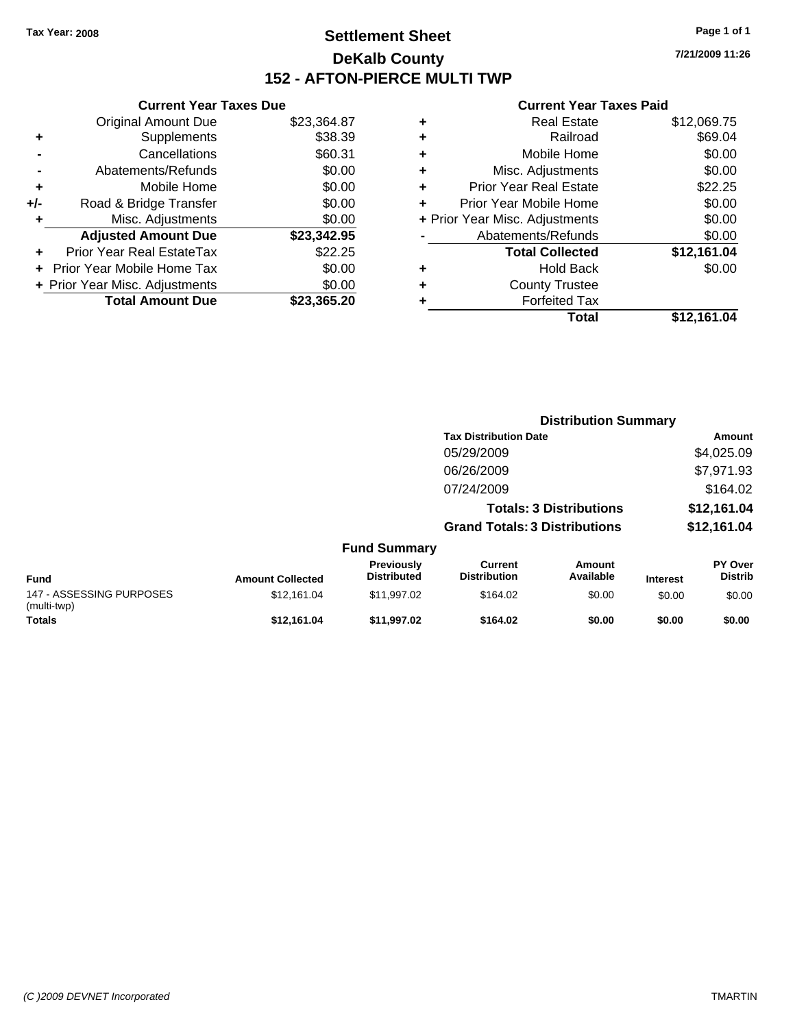Tax Year: 2008

# Settlement Sheet

## DeKalb County

## 152 - AFTON-PIERCE MULTI TWP

7/21/2009 11:26

### Current Year Taxes Due

| | | |
|---|---|---|
| | Original Amount Due | $23,364.87 |
| + | Supplements | $38.39 |
| - | Cancellations | $60.31 |
| - | Abatements/Refunds | $0.00 |
| + | Mobile Home | $0.00 |
| +/- | Road & Bridge Transfer | $0.00 |
| + | Misc. Adjustments | $0.00 |
| | **Adjusted Amount Due** | **$23,342.95** |
| + | Prior Year Real EstateTax | $22.25 |
| + | Prior Year Mobile Home Tax | $0.00 |
| + | Prior Year Misc. Adjustments | $0.00 |
| | **Total Amount Due** | **$23,365.20** |

### Current Year Taxes Paid

| | | |
|---|---|---|
| + | Real Estate | $12,069.75 |
| + | Railroad | $69.04 |
| + | Mobile Home | $0.00 |
| + | Misc. Adjustments | $0.00 |
| + | Prior Year Real Estate | $22.25 |
| + | Prior Year Mobile Home | $0.00 |
| + | Prior Year Misc. Adjustments | $0.00 |
| - | Abatements/Refunds | $0.00 |
| | **Total Collected** | **$12,161.04** |
| + | Hold Back | $0.00 |
| + | County Trustee | |
| + | Forfeited Tax | |
| | **Total** | **$12,161.04** |

### Distribution Summary

| Tax Distribution Date | Amount |
|---|---|
| 05/29/2009 | $4,025.09 |
| 06/26/2009 | $7,971.93 |
| 07/24/2009 | $164.02 |
| **Totals: 3 Distributions** | **$12,161.04** |
| **Grand Totals: 3 Distributions** | **$12,161.04** |

### Fund Summary

| Fund | Amount Collected | Previously Distributed | Current Distribution | Amount Available | Interest | PY Over Distrib |
|---|---|---|---|---|---|---|
| 147 - ASSESSING PURPOSES (multi-twp) | $12,161.04 | $11,997.02 | $164.02 | $0.00 | $0.00 | $0.00 |
| **Totals** | **$12,161.04** | **$11,997.02** | **$164.02** | **$0.00** | **$0.00** | **$0.00** |

(C )2009 DEVNET Incorporated TMARTIN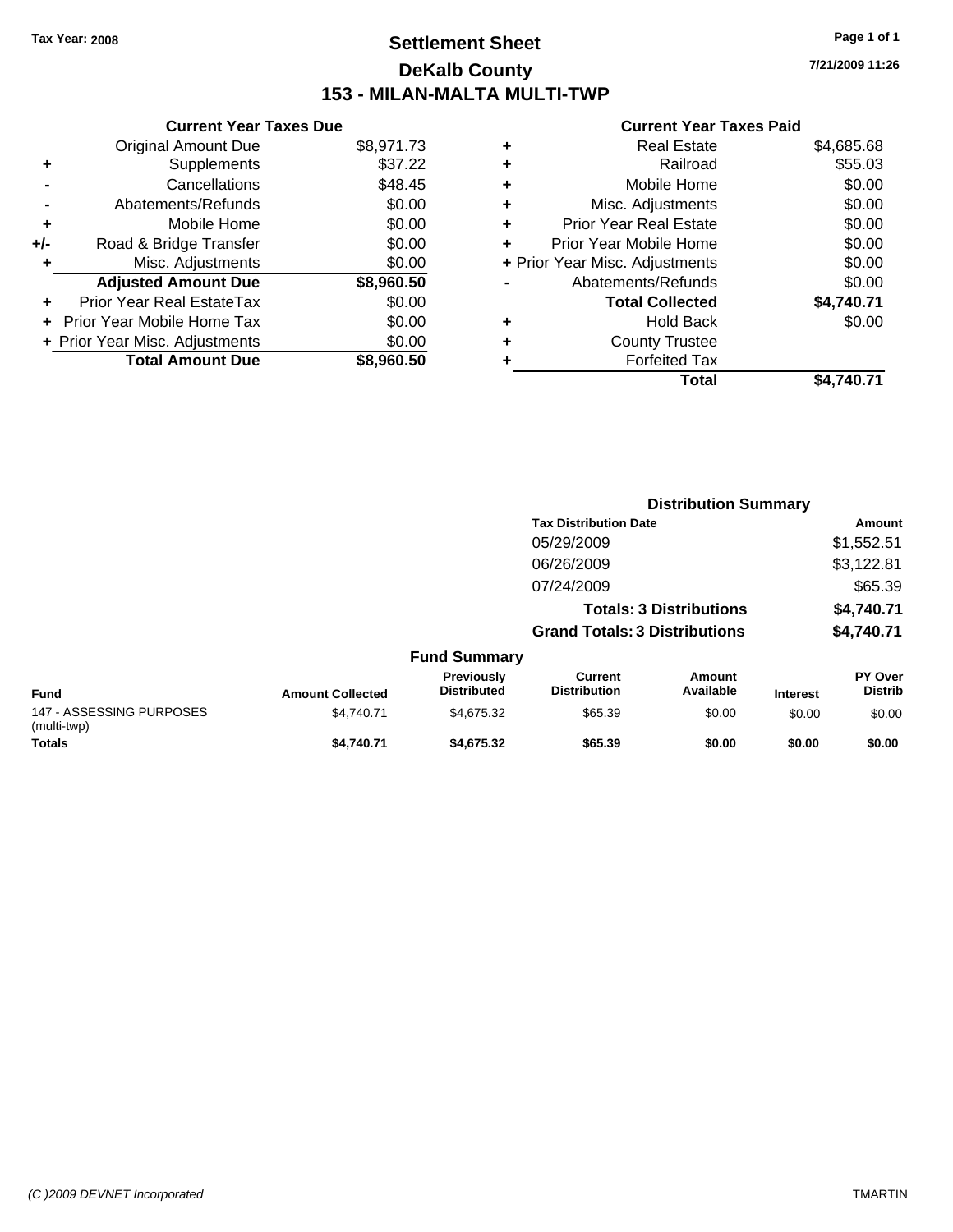Tax Year: 2008

# Settlement Sheet

## DeKalb County

## 153 - MILAN-MALTA MULTI-TWP

7/21/2009 11:26

### Current Year Taxes Due

| | | |
|---|---|---|
| | Original Amount Due | $8,971.73 |
| + | Supplements | $37.22 |
| - | Cancellations | $48.45 |
| - | Abatements/Refunds | $0.00 |
| + | Mobile Home | $0.00 |
| +/- | Road & Bridge Transfer | $0.00 |
| + | Misc. Adjustments | $0.00 |
| | **Adjusted Amount Due** | **$8,960.50** |
| + | Prior Year Real EstateTax | $0.00 |
| + | Prior Year Mobile Home Tax | $0.00 |
| + | Prior Year Misc. Adjustments | $0.00 |
| | **Total Amount Due** | **$8,960.50** |

### Current Year Taxes Paid

| | | |
|---|---|---|
| + | Real Estate | $4,685.68 |
| + | Railroad | $55.03 |
| + | Mobile Home | $0.00 |
| + | Misc. Adjustments | $0.00 |
| + | Prior Year Real Estate | $0.00 |
| + | Prior Year Mobile Home | $0.00 |
| + | Prior Year Misc. Adjustments | $0.00 |
| - | Abatements/Refunds | $0.00 |
| | **Total Collected** | **$4,740.71** |
| + | Hold Back | $0.00 |
| + | County Trustee | |
| + | Forfeited Tax | |
| | **Total** | **$4,740.71** |

### Distribution Summary

| Tax Distribution Date | Amount |
|---|---|
| 05/29/2009 | $1,552.51 |
| 06/26/2009 | $3,122.81 |
| 07/24/2009 | $65.39 |
| **Totals: 3 Distributions** | **$4,740.71** |
| **Grand Totals: 3 Distributions** | **$4,740.71** |

### Fund Summary

| Fund | Amount Collected | Previously Distributed | Current Distribution | Amount Available | Interest | PY Over Distrib |
|---|---|---|---|---|---|---|
| 147 - ASSESSING PURPOSES (multi-twp) | $4,740.71 | $4,675.32 | $65.39 | $0.00 | $0.00 | $0.00 |
| **Totals** | **$4,740.71** | **$4,675.32** | **$65.39** | **$0.00** | **$0.00** | **$0.00** |

(C )2009 DEVNET Incorporated TMARTIN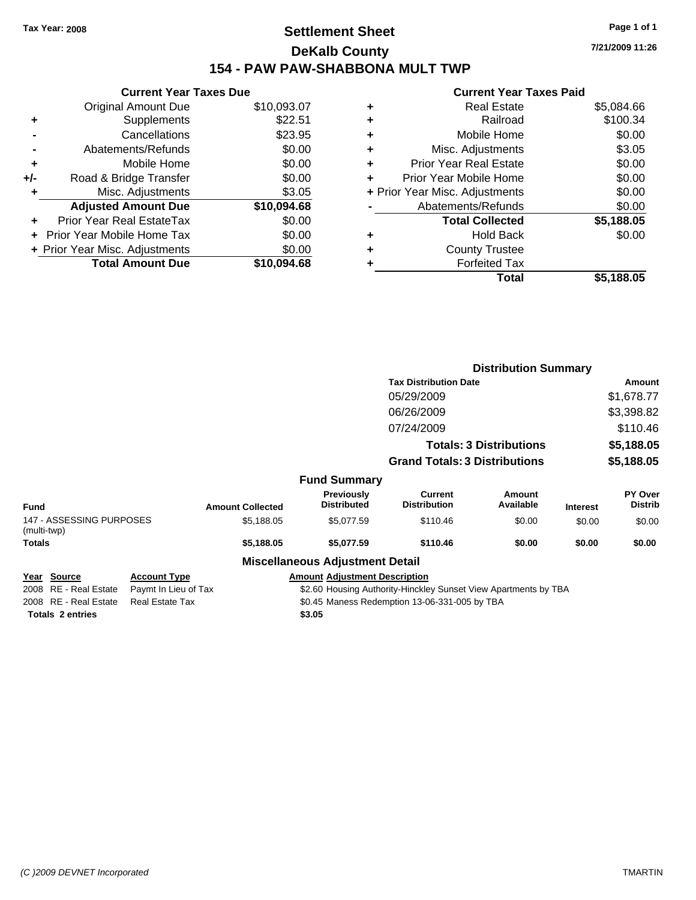**Tax Year: 2008**

# Settlement Sheet

## DeKalb County

## 154 - PAW PAW-SHABBONA MULT TWP

**7/21/2009 11:26**

### Current Year Taxes Due

| | | |
|---|---|---|
| | Original Amount Due | $10,093.07 |
| + | Supplements | $22.51 |
| - | Cancellations | $23.95 |
| - | Abatements/Refunds | $0.00 |
| + | Mobile Home | $0.00 |
| +/- | Road & Bridge Transfer | $0.00 |
| + | Misc. Adjustments | $3.05 |
| | **Adjusted Amount Due** | **$10,094.68** |
| + | Prior Year Real EstateTax | $0.00 |
| + | Prior Year Mobile Home Tax | $0.00 |
| + | Prior Year Misc. Adjustments | $0.00 |
| | **Total Amount Due** | **$10,094.68** |

### Current Year Taxes Paid

| | | |
|---|---|---|
| + | Real Estate | $5,084.66 |
| + | Railroad | $100.34 |
| + | Mobile Home | $0.00 |
| + | Misc. Adjustments | $3.05 |
| + | Prior Year Real Estate | $0.00 |
| + | Prior Year Mobile Home | $0.00 |
| + | Prior Year Misc. Adjustments | $0.00 |
| - | Abatements/Refunds | $0.00 |
| | **Total Collected** | **$5,188.05** |
| + | Hold Back | $0.00 |
| + | County Trustee | |
| + | Forfeited Tax | |
| | **Total** | **$5,188.05** |

### Distribution Summary

| Tax Distribution Date | Amount |
|---|---|
| 05/29/2009 | $1,678.77 |
| 06/26/2009 | $3,398.82 |
| 07/24/2009 | $110.46 |
| **Totals: 3 Distributions** | **$5,188.05** |
| **Grand Totals: 3 Distributions** | **$5,188.05** |

### Fund Summary

| Fund | Amount Collected | Previously Distributed | Current Distribution | Amount Available | Interest | PY Over Distrib |
|---|---|---|---|---|---|---|
| 147 - ASSESSING PURPOSES (multi-twp) | $5,188.05 | $5,077.59 | $110.46 | $0.00 | $0.00 | $0.00 |
| **Totals** | **$5,188.05** | **$5,077.59** | **$110.46** | **$0.00** | **$0.00** | **$0.00** |

### Miscellaneous Adjustment Detail

| Year | Source | Account Type | Amount | Adjustment Description |
|---|---|---|---|---|
| 2008 | RE - Real Estate | Paymt In Lieu of Tax | $2.60 | Housing Authority-Hinckley Sunset View Apartments by TBA |
| 2008 | RE - Real Estate | Real Estate Tax | $0.45 | Maness Redemption 13-06-331-005 by TBA |
| **Totals** | **2 entries** | | **$3.05** | |

*(C )2009 DEVNET Incorporated* TMARTIN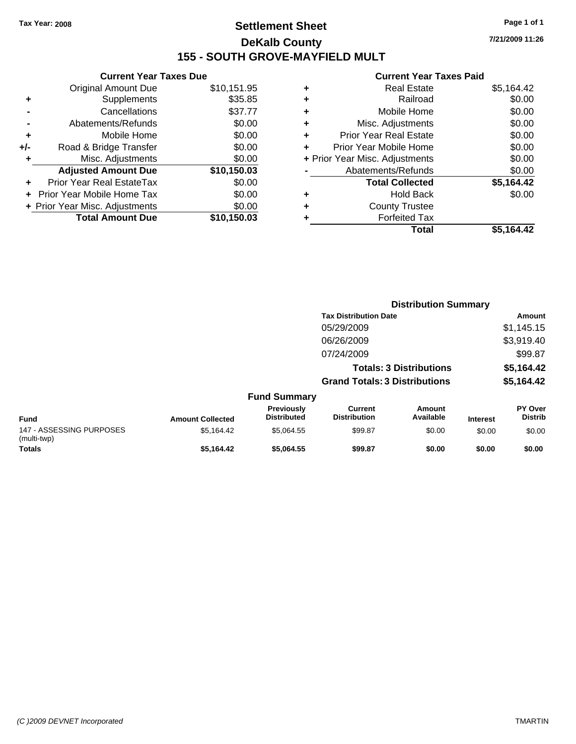Tax Year: 2008

# Settlement Sheet

## DeKalb County

## 155 - SOUTH GROVE-MAYFIELD MULT

7/21/2009 11:26

### Current Year Taxes Due

| | | |
|---|---|---|
| | Original Amount Due | $10,151.95 |
| + | Supplements | $35.85 |
| - | Cancellations | $37.77 |
| - | Abatements/Refunds | $0.00 |
| + | Mobile Home | $0.00 |
| +/- | Road & Bridge Transfer | $0.00 |
| + | Misc. Adjustments | $0.00 |
| | **Adjusted Amount Due** | **$10,150.03** |
| + | Prior Year Real EstateTax | $0.00 |
| + | Prior Year Mobile Home Tax | $0.00 |
| + | Prior Year Misc. Adjustments | $0.00 |
| | **Total Amount Due** | **$10,150.03** |

### Current Year Taxes Paid

| | | |
|---|---|---|
| + | Real Estate | $5,164.42 |
| + | Railroad | $0.00 |
| + | Mobile Home | $0.00 |
| + | Misc. Adjustments | $0.00 |
| + | Prior Year Real Estate | $0.00 |
| + | Prior Year Mobile Home | $0.00 |
| + | Prior Year Misc. Adjustments | $0.00 |
| - | Abatements/Refunds | $0.00 |
| | **Total Collected** | **$5,164.42** |
| + | Hold Back | $0.00 |
| + | County Trustee | |
| + | Forfeited Tax | |
| | **Total** | **$5,164.42** |

### Distribution Summary

| Tax Distribution Date | Amount |
|---|---|
| 05/29/2009 | $1,145.15 |
| 06/26/2009 | $3,919.40 |
| 07/24/2009 | $99.87 |
| **Totals: 3 Distributions** | **$5,164.42** |
| **Grand Totals: 3 Distributions** | **$5,164.42** |

### Fund Summary

| Fund | Amount Collected | Previously Distributed | Current Distribution | Amount Available | Interest | PY Over Distrib |
|---|---|---|---|---|---|---|
| 147 - ASSESSING PURPOSES (multi-twp) | $5,164.42 | $5,064.55 | $99.87 | $0.00 | $0.00 | $0.00 |
| **Totals** | **$5,164.42** | **$5,064.55** | **$99.87** | **$0.00** | **$0.00** | **$0.00** |

(C )2009 DEVNET Incorporated TMARTIN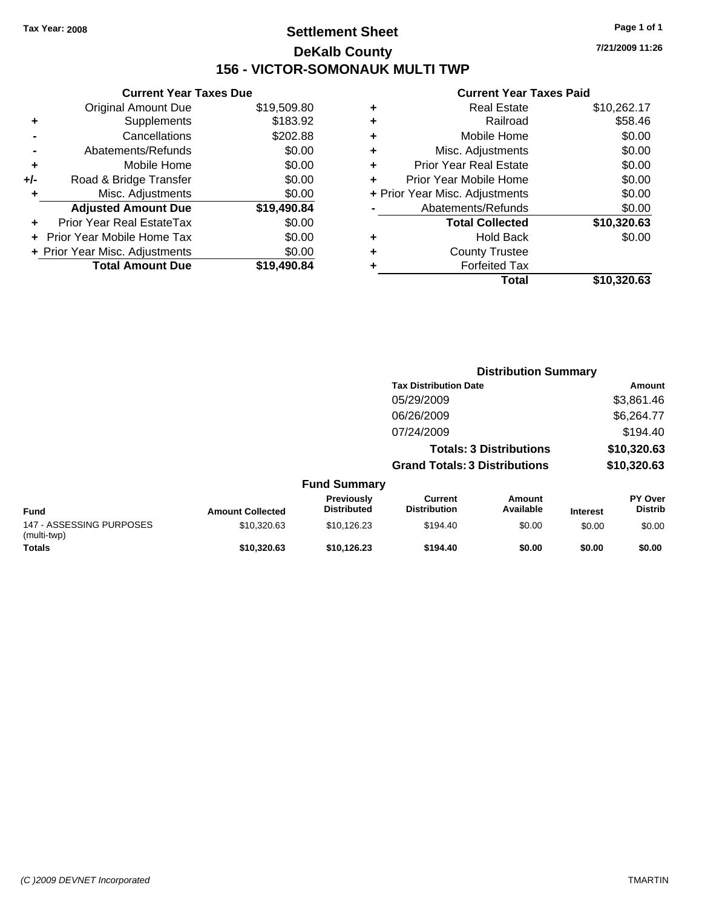**Tax Year: 2008**

# Settlement Sheet

## DeKalb County

## 156 - VICTOR-SOMONAUK MULTI TWP

7/21/2009 11:26

| | Current Year Taxes Due | |
|---|---|---|
| | Original Amount Due | $19,509.80 |
| + | Supplements | $183.92 |
| - | Cancellations | $202.88 |
| - | Abatements/Refunds | $0.00 |
| + | Mobile Home | $0.00 |
| +/- | Road & Bridge Transfer | $0.00 |
| + | Misc. Adjustments | $0.00 |
| | **Adjusted Amount Due** | **$19,490.84** |
| + | Prior Year Real EstateTax | $0.00 |
| + | Prior Year Mobile Home Tax | $0.00 |
| + | Prior Year Misc. Adjustments | $0.00 |
| | **Total Amount Due** | **$19,490.84** |

| | Current Year Taxes Paid | |
|---|---|---|
| + | Real Estate | $10,262.17 |
| + | Railroad | $58.46 |
| + | Mobile Home | $0.00 |
| + | Misc. Adjustments | $0.00 |
| + | Prior Year Real Estate | $0.00 |
| + | Prior Year Mobile Home | $0.00 |
| + | Prior Year Misc. Adjustments | $0.00 |
| - | Abatements/Refunds | $0.00 |
| | **Total Collected** | **$10,320.63** |
| + | Hold Back | $0.00 |
| + | County Trustee | |
| + | Forfeited Tax | |
| | **Total** | **$10,320.63** |

### Distribution Summary

| Tax Distribution Date | Amount |
|---|---|
| 05/29/2009 | $3,861.46 |
| 06/26/2009 | $6,264.77 |
| 07/24/2009 | $194.40 |
| **Totals: 3 Distributions** | **$10,320.63** |
| **Grand Totals: 3 Distributions** | **$10,320.63** |

### Fund Summary

| Fund | Amount Collected | Previously Distributed | Current Distribution | Amount Available | Interest | PY Over Distrib |
|---|---|---|---|---|---|---|
| 147 - ASSESSING PURPOSES (multi-twp) | $10,320.63 | $10,126.23 | $194.40 | $0.00 | $0.00 | $0.00 |
| **Totals** | **$10,320.63** | **$10,126.23** | **$194.40** | **$0.00** | **$0.00** | **$0.00** |

*(C )2009 DEVNET Incorporated* TMARTIN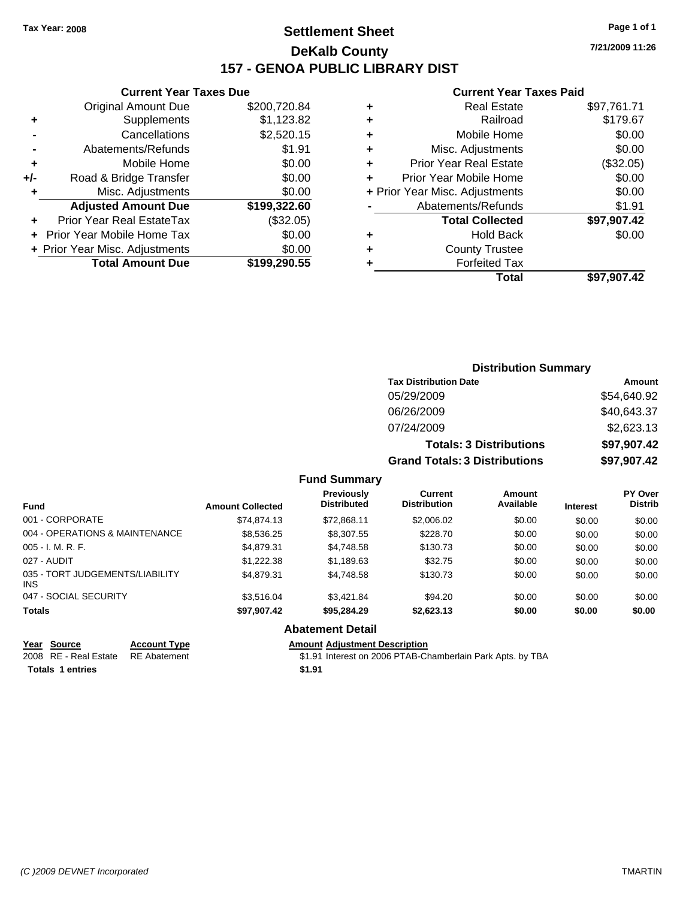Tax Year: 2008

# Settlement Sheet

## DeKalb County

## 157 - GENOA PUBLIC LIBRARY DIST

7/21/2009 11:26

### Current Year Taxes Due

| | | |
|---|---|---|
| | Original Amount Due | $200,720.84 |
| + | Supplements | $1,123.82 |
| - | Cancellations | $2,520.15 |
| - | Abatements/Refunds | $1.91 |
| + | Mobile Home | $0.00 |
| +/- | Road & Bridge Transfer | $0.00 |
| + | Misc. Adjustments | $0.00 |
| | **Adjusted Amount Due** | **$199,322.60** |
| + | Prior Year Real EstateTax | ($32.05) |
| + | Prior Year Mobile Home Tax | $0.00 |
| + | Prior Year Misc. Adjustments | $0.00 |
| | **Total Amount Due** | **$199,290.55** |

### Current Year Taxes Paid

| | | |
|---|---|---|
| + | Real Estate | $97,761.71 |
| + | Railroad | $179.67 |
| + | Mobile Home | $0.00 |
| + | Misc. Adjustments | $0.00 |
| + | Prior Year Real Estate | ($32.05) |
| + | Prior Year Mobile Home | $0.00 |
| + | Prior Year Misc. Adjustments | $0.00 |
| - | Abatements/Refunds | $1.91 |
| | **Total Collected** | **$97,907.42** |
| + | Hold Back | $0.00 |
| + | County Trustee | |
| + | Forfeited Tax | |
| | **Total** | **$97,907.42** |

### Distribution Summary

| Tax Distribution Date | Amount |
|---|---|
| 05/29/2009 | $54,640.92 |
| 06/26/2009 | $40,643.37 |
| 07/24/2009 | $2,623.13 |
| **Totals: 3 Distributions** | **$97,907.42** |
| **Grand Totals: 3 Distributions** | **$97,907.42** |

### Fund Summary

| Fund | Amount Collected | Previously Distributed | Current Distribution | Amount Available | Interest | PY Over Distrib |
|---|---|---|---|---|---|---|
| 001 - CORPORATE | $74,874.13 | $72,868.11 | $2,006.02 | $0.00 | $0.00 | $0.00 |
| 004 - OPERATIONS & MAINTENANCE | $8,536.25 | $8,307.55 | $228.70 | $0.00 | $0.00 | $0.00 |
| 005 - I. M. R. F. | $4,879.31 | $4,748.58 | $130.73 | $0.00 | $0.00 | $0.00 |
| 027 - AUDIT | $1,222.38 | $1,189.63 | $32.75 | $0.00 | $0.00 | $0.00 |
| 035 - TORT JUDGEMENTS/LIABILITY INS | $4,879.31 | $4,748.58 | $130.73 | $0.00 | $0.00 | $0.00 |
| 047 - SOCIAL SECURITY | $3,516.04 | $3,421.84 | $94.20 | $0.00 | $0.00 | $0.00 |
| **Totals** | **$97,907.42** | **$95,284.29** | **$2,623.13** | **$0.00** | **$0.00** | **$0.00** |

### Abatement Detail

| Year | Source | Account Type | Amount | Adjustment Description |
|---|---|---|---|---|
| 2008 | RE - Real Estate | RE Abatement | $1.91 | Interest on 2006 PTAB-Chamberlain Park Apts. by TBA |
| **Totals** | **1 entries** | | **$1.91** | |

(C )2009 DEVNET Incorporated TMARTIN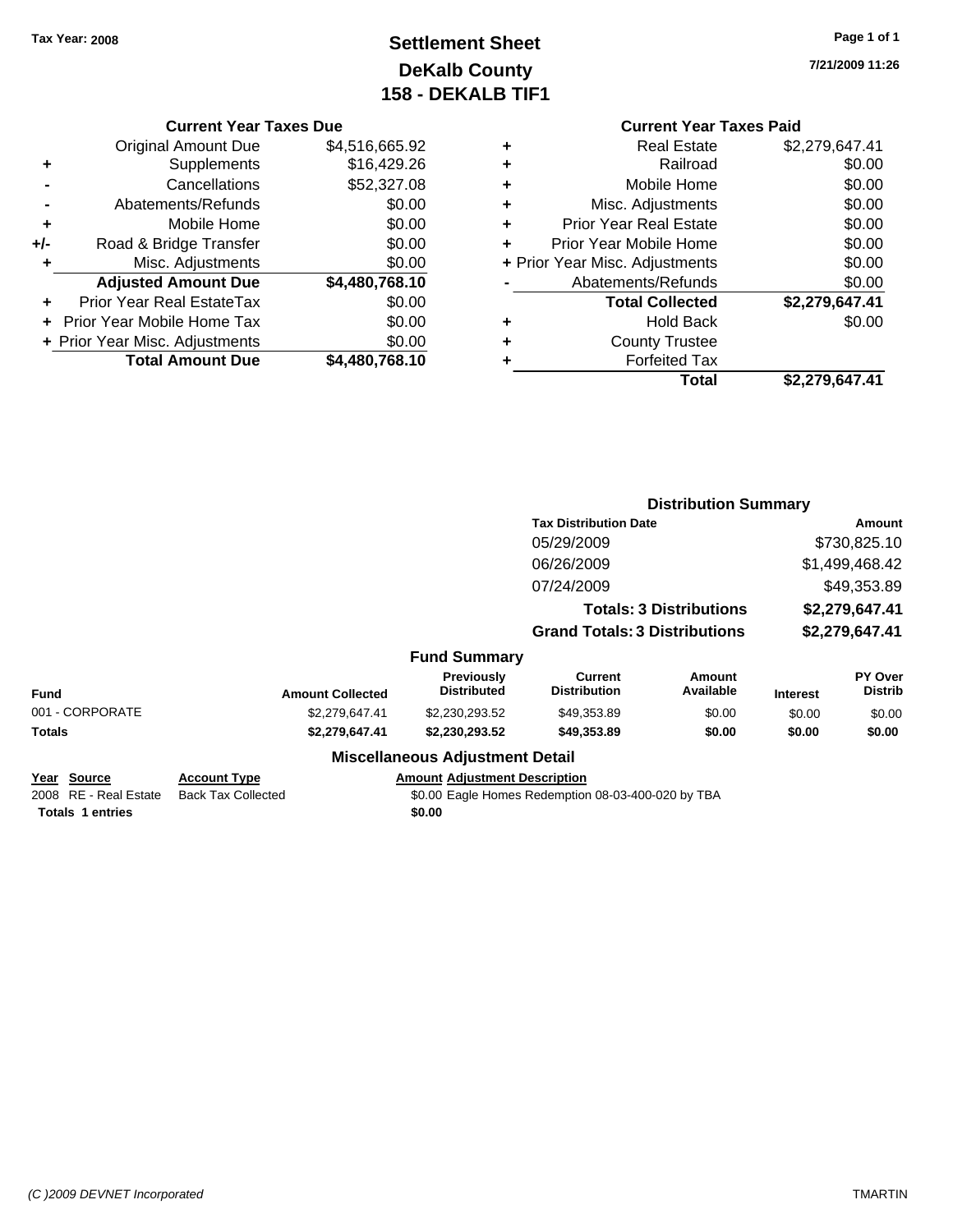Tax Year: 2008

# Settlement Sheet
## DeKalb County
## 158 - DEKALB TIF1

7/21/2009 11:26

### Current Year Taxes Due

| | | |
|---|---|---|
| | Original Amount Due | $4,516,665.92 |
| + | Supplements | $16,429.26 |
| - | Cancellations | $52,327.08 |
| - | Abatements/Refunds | $0.00 |
| + | Mobile Home | $0.00 |
| +/- | Road & Bridge Transfer | $0.00 |
| + | Misc. Adjustments | $0.00 |
| | **Adjusted Amount Due** | **$4,480,768.10** |
| + | Prior Year Real EstateTax | $0.00 |
| + | Prior Year Mobile Home Tax | $0.00 |
| + | Prior Year Misc. Adjustments | $0.00 |
| | **Total Amount Due** | **$4,480,768.10** |

### Current Year Taxes Paid

| | | |
|---|---|---|
| + | Real Estate | $2,279,647.41 |
| + | Railroad | $0.00 |
| + | Mobile Home | $0.00 |
| + | Misc. Adjustments | $0.00 |
| + | Prior Year Real Estate | $0.00 |
| + | Prior Year Mobile Home | $0.00 |
| + | Prior Year Misc. Adjustments | $0.00 |
| - | Abatements/Refunds | $0.00 |
| | **Total Collected** | **$2,279,647.41** |
| + | Hold Back | $0.00 |
| + | County Trustee | |
| + | Forfeited Tax | |
| | **Total** | **$2,279,647.41** |

### Distribution Summary

| Tax Distribution Date | Amount |
|---|---|
| 05/29/2009 | $730,825.10 |
| 06/26/2009 | $1,499,468.42 |
| 07/24/2009 | $49,353.89 |
| **Totals: 3 Distributions** | **$2,279,647.41** |
| **Grand Totals: 3 Distributions** | **$2,279,647.41** |

### Fund Summary

| Fund | Amount Collected | Previously Distributed | Current Distribution | Amount Available | Interest | PY Over Distrib |
|---|---|---|---|---|---|---|
| 001 - CORPORATE | $2,279,647.41 | $2,230,293.52 | $49,353.89 | $0.00 | $0.00 | $0.00 |
| **Totals** | **$2,279,647.41** | **$2,230,293.52** | **$49,353.89** | **$0.00** | **$0.00** | **$0.00** |

### Miscellaneous Adjustment Detail

| Year | Source | Account Type | Amount | Adjustment Description |
|---|---|---|---|---|
| 2008 | RE - Real Estate | Back Tax Collected | $0.00 | Eagle Homes Redemption 08-03-400-020 by TBA |
| **Totals 1 entries** | | | **$0.00** | |

(C )2009 DEVNET Incorporated

TMARTIN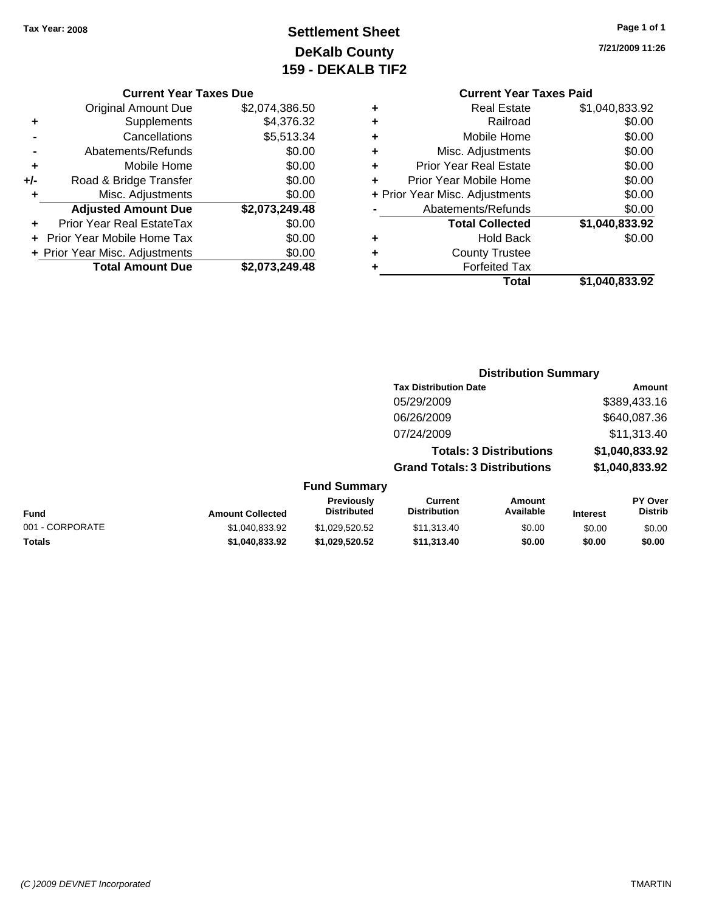Tax Year: 2008

# Settlement Sheet
## DeKalb County
## 159 - DEKALB TIF2

7/21/2009 11:26

### Current Year Taxes Due

| | | |
|---|---|---|
| | Original Amount Due | $2,074,386.50 |
| + | Supplements | $4,376.32 |
| - | Cancellations | $5,513.34 |
| - | Abatements/Refunds | $0.00 |
| + | Mobile Home | $0.00 |
| +/- | Road & Bridge Transfer | $0.00 |
| + | Misc. Adjustments | $0.00 |
| | **Adjusted Amount Due** | **$2,073,249.48** |
| + | Prior Year Real EstateTax | $0.00 |
| + | Prior Year Mobile Home Tax | $0.00 |
| + | Prior Year Misc. Adjustments | $0.00 |
| | **Total Amount Due** | **$2,073,249.48** |

### Current Year Taxes Paid

| | | |
|---|---|---|
| + | Real Estate | $1,040,833.92 |
| + | Railroad | $0.00 |
| + | Mobile Home | $0.00 |
| + | Misc. Adjustments | $0.00 |
| + | Prior Year Real Estate | $0.00 |
| + | Prior Year Mobile Home | $0.00 |
| + | Prior Year Misc. Adjustments | $0.00 |
| - | Abatements/Refunds | $0.00 |
| | **Total Collected** | **$1,040,833.92** |
| + | Hold Back | $0.00 |
| + | County Trustee | |
| + | Forfeited Tax | |
| | **Total** | **$1,040,833.92** |

### Distribution Summary

| Tax Distribution Date | Amount |
|---|---|
| 05/29/2009 | $389,433.16 |
| 06/26/2009 | $640,087.36 |
| 07/24/2009 | $11,313.40 |
| **Totals: 3 Distributions** | **$1,040,833.92** |
| **Grand Totals: 3 Distributions** | **$1,040,833.92** |

### Fund Summary

| Fund | Amount Collected | Previously Distributed | Current Distribution | Amount Available | Interest | PY Over Distrib |
|---|---|---|---|---|---|---|
| 001 - CORPORATE | $1,040,833.92 | $1,029,520.52 | $11,313.40 | $0.00 | $0.00 | $0.00 |
| **Totals** | **$1,040,833.92** | **$1,029,520.52** | **$11,313.40** | **$0.00** | **$0.00** | **$0.00** |

(C )2009 DEVNET Incorporated TMARTIN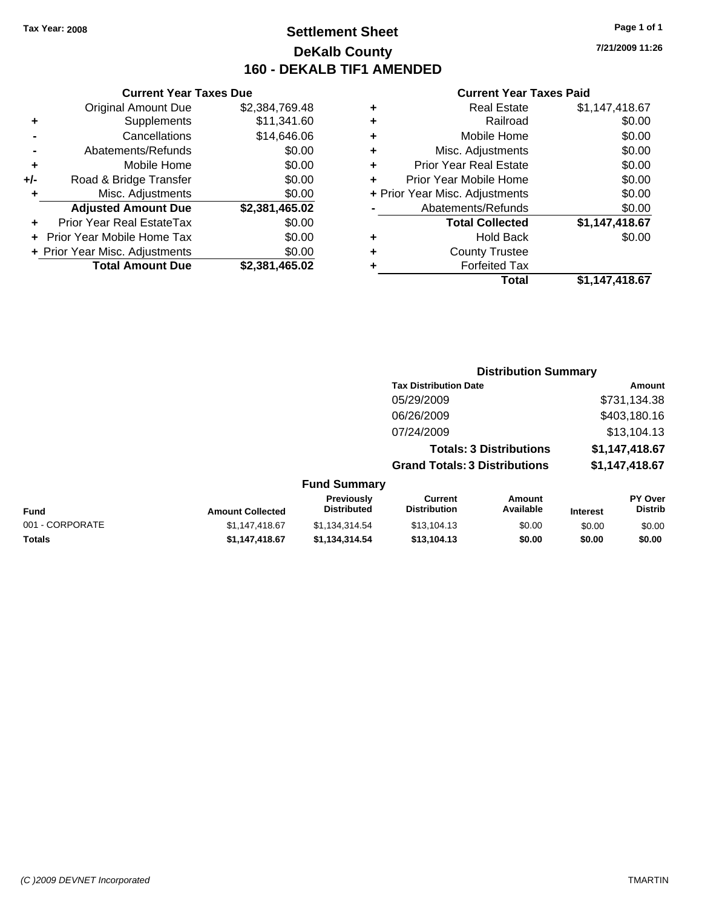Tax Year: 2008

# Settlement Sheet
## DeKalb County
## 160 - DEKALB TIF1 AMENDED

7/21/2009 11:26

### Current Year Taxes Due

| | | |
|---|---|---|
| | Original Amount Due | $2,384,769.48 |
| + | Supplements | $11,341.60 |
| - | Cancellations | $14,646.06 |
| - | Abatements/Refunds | $0.00 |
| + | Mobile Home | $0.00 |
| +/- | Road & Bridge Transfer | $0.00 |
| + | Misc. Adjustments | $0.00 |
| | **Adjusted Amount Due** | **$2,381,465.02** |
| + | Prior Year Real EstateTax | $0.00 |
| + | Prior Year Mobile Home Tax | $0.00 |
| + | Prior Year Misc. Adjustments | $0.00 |
| | **Total Amount Due** | **$2,381,465.02** |

### Current Year Taxes Paid

| | | |
|---|---|---|
| + | Real Estate | $1,147,418.67 |
| + | Railroad | $0.00 |
| + | Mobile Home | $0.00 |
| + | Misc. Adjustments | $0.00 |
| + | Prior Year Real Estate | $0.00 |
| + | Prior Year Mobile Home | $0.00 |
| + | Prior Year Misc. Adjustments | $0.00 |
| - | Abatements/Refunds | $0.00 |
| | **Total Collected** | **$1,147,418.67** |
| + | Hold Back | $0.00 |
| + | County Trustee | |
| + | Forfeited Tax | |
| | **Total** | **$1,147,418.67** |

### Distribution Summary

| Tax Distribution Date | Amount |
|---|---|
| 05/29/2009 | $731,134.38 |
| 06/26/2009 | $403,180.16 |
| 07/24/2009 | $13,104.13 |
| **Totals: 3 Distributions** | **$1,147,418.67** |
| **Grand Totals: 3 Distributions** | **$1,147,418.67** |

### Fund Summary

| Fund | Amount Collected | Previously Distributed | Current Distribution | Amount Available | Interest | PY Over Distrib |
|---|---|---|---|---|---|---|
| 001 - CORPORATE | $1,147,418.67 | $1,134,314.54 | $13,104.13 | $0.00 | $0.00 | $0.00 |
| **Totals** | **$1,147,418.67** | **$1,134,314.54** | **$13,104.13** | **$0.00** | **$0.00** | **$0.00** |

(C )2009 DEVNET Incorporated

TMARTIN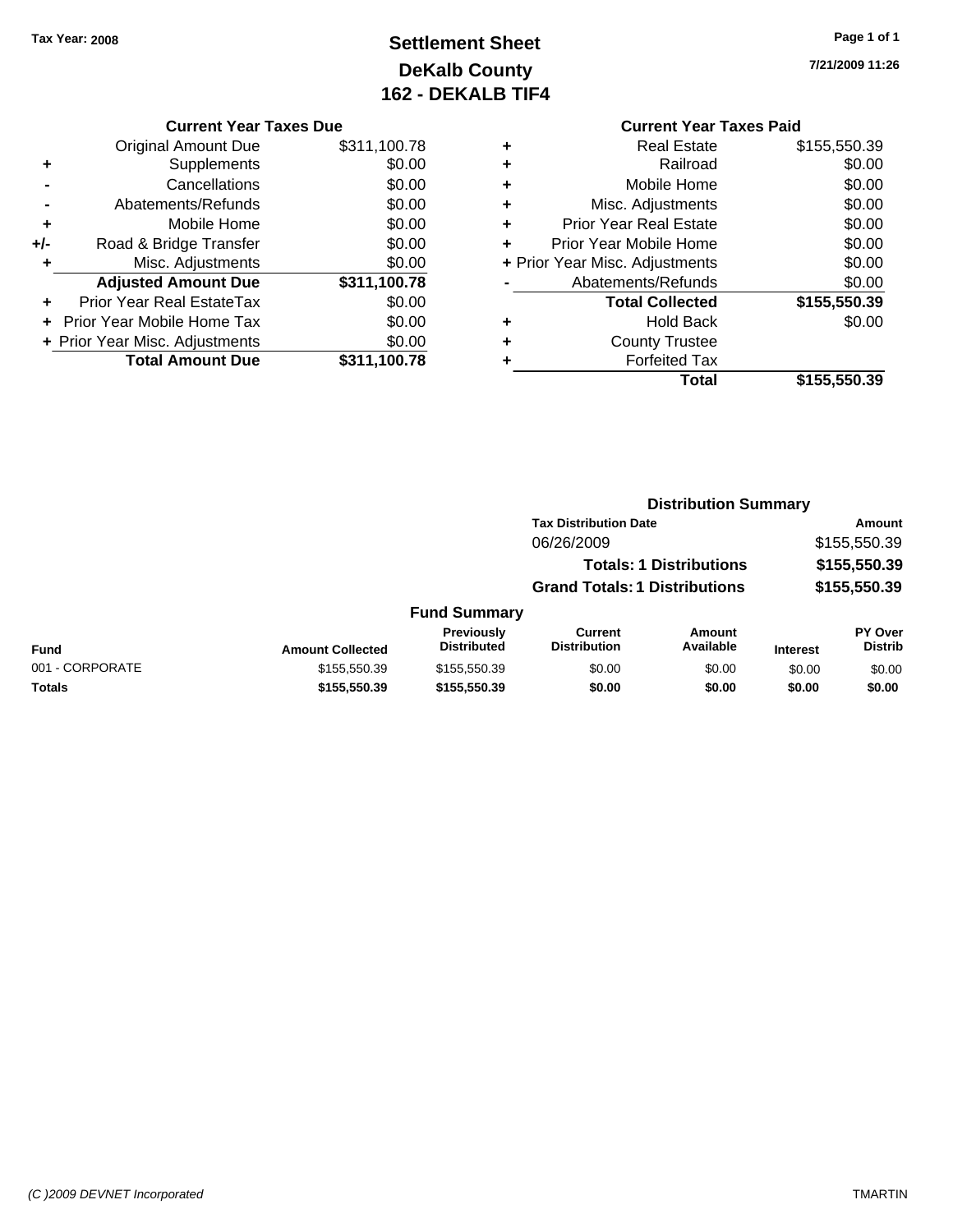Tax Year: 2008

# Settlement Sheet
## DeKalb County
## 162 - DEKALB TIF4

7/21/2009 11:26

### Current Year Taxes Due

| | | |
|---|---|---|
| | Original Amount Due | $311,100.78 |
| + | Supplements | $0.00 |
| - | Cancellations | $0.00 |
| - | Abatements/Refunds | $0.00 |
| + | Mobile Home | $0.00 |
| +/- | Road & Bridge Transfer | $0.00 |
| + | Misc. Adjustments | $0.00 |
| | **Adjusted Amount Due** | **$311,100.78** |
| + | Prior Year Real EstateTax | $0.00 |
| + | Prior Year Mobile Home Tax | $0.00 |
| + | Prior Year Misc. Adjustments | $0.00 |
| | **Total Amount Due** | **$311,100.78** |

### Current Year Taxes Paid

| | | |
|---|---|---|
| + | Real Estate | $155,550.39 |
| + | Railroad | $0.00 |
| + | Mobile Home | $0.00 |
| + | Misc. Adjustments | $0.00 |
| + | Prior Year Real Estate | $0.00 |
| + | Prior Year Mobile Home | $0.00 |
| + | Prior Year Misc. Adjustments | $0.00 |
| - | Abatements/Refunds | $0.00 |
| | **Total Collected** | **$155,550.39** |
| + | Hold Back | $0.00 |
| + | County Trustee | |
| + | Forfeited Tax | |
| | **Total** | **$155,550.39** |

### Distribution Summary

| Tax Distribution Date | Amount |
|---|---|
| 06/26/2009 | $155,550.39 |
| **Totals: 1 Distributions** | **$155,550.39** |
| **Grand Totals: 1 Distributions** | **$155,550.39** |

### Fund Summary

| Fund | Amount Collected | Previously Distributed | Current Distribution | Amount Available | Interest | PY Over Distrib |
|---|---|---|---|---|---|---|
| 001 - CORPORATE | $155,550.39 | $155,550.39 | $0.00 | $0.00 | $0.00 | $0.00 |
| **Totals** | **$155,550.39** | **$155,550.39** | **$0.00** | **$0.00** | **$0.00** | **$0.00** |

(C )2009 DEVNET Incorporated TMARTIN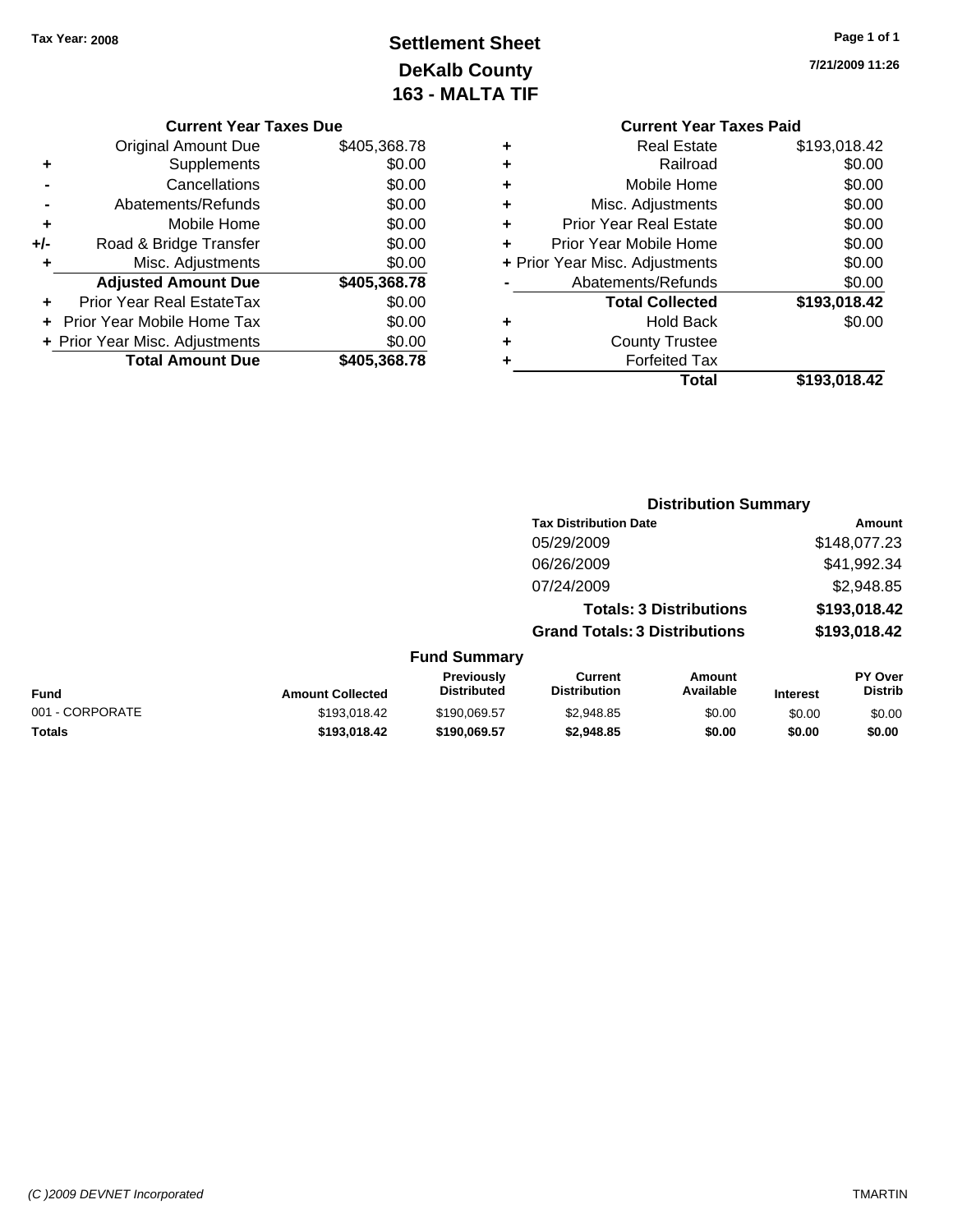Tax Year: 2008

# Settlement Sheet
## DeKalb County
## 163 - MALTA TIF

7/21/2009 11:26

**Current Year Taxes Due**

| | | |
|---|---|---|
| | Original Amount Due | $405,368.78 |
| + | Supplements | $0.00 |
| - | Cancellations | $0.00 |
| - | Abatements/Refunds | $0.00 |
| + | Mobile Home | $0.00 |
| +/- | Road & Bridge Transfer | $0.00 |
| + | Misc. Adjustments | $0.00 |
| | **Adjusted Amount Due** | **$405,368.78** |
| + | Prior Year Real EstateTax | $0.00 |
| + | Prior Year Mobile Home Tax | $0.00 |
| + | Prior Year Misc. Adjustments | $0.00 |
| | **Total Amount Due** | **$405,368.78** |

**Current Year Taxes Paid**

| | | |
|---|---|---|
| + | Real Estate | $193,018.42 |
| + | Railroad | $0.00 |
| + | Mobile Home | $0.00 |
| + | Misc. Adjustments | $0.00 |
| + | Prior Year Real Estate | $0.00 |
| + | Prior Year Mobile Home | $0.00 |
| + | Prior Year Misc. Adjustments | $0.00 |
| - | Abatements/Refunds | $0.00 |
| | **Total Collected** | **$193,018.42** |
| + | Hold Back | $0.00 |
| + | County Trustee | |
| + | Forfeited Tax | |
| | **Total** | **$193,018.42** |

**Distribution Summary**

| Tax Distribution Date | Amount |
|---|---|
| 05/29/2009 | $148,077.23 |
| 06/26/2009 | $41,992.34 |
| 07/24/2009 | $2,948.85 |
| **Totals: 3 Distributions** | **$193,018.42** |
| **Grand Totals: 3 Distributions** | **$193,018.42** |

**Fund Summary**

| Fund | Amount Collected | Previously Distributed | Current Distribution | Amount Available | Interest | PY Over Distrib |
|---|---|---|---|---|---|---|
| 001 - CORPORATE | $193,018.42 | $190,069.57 | $2,948.85 | $0.00 | $0.00 | $0.00 |
| **Totals** | **$193,018.42** | **$190,069.57** | **$2,948.85** | **$0.00** | **$0.00** | **$0.00** |

(C )2009 DEVNET Incorporated TMARTIN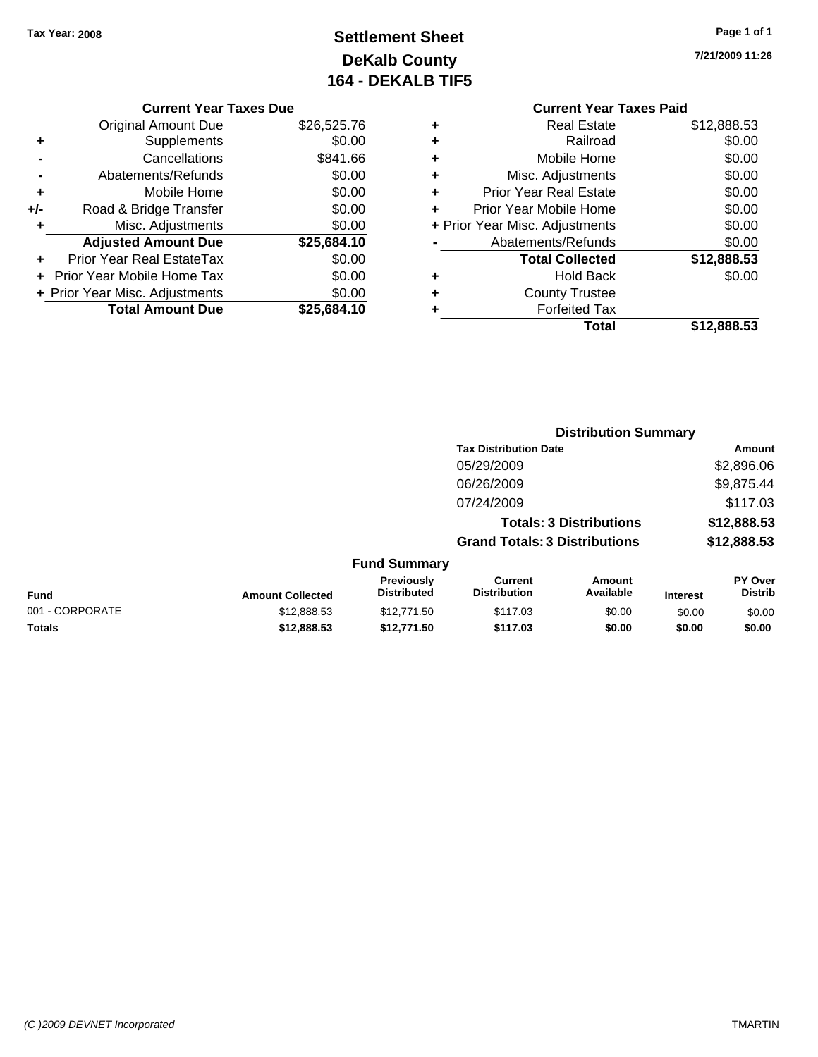Tax Year: 2008

# Settlement Sheet
## DeKalb County
## 164 - DEKALB TIF5

7/21/2009 11:26

### Current Year Taxes Due

| | | |
|---|---|---|
| | Original Amount Due | $26,525.76 |
| + | Supplements | $0.00 |
| - | Cancellations | $841.66 |
| - | Abatements/Refunds | $0.00 |
| + | Mobile Home | $0.00 |
| +/- | Road & Bridge Transfer | $0.00 |
| + | Misc. Adjustments | $0.00 |
| | **Adjusted Amount Due** | **$25,684.10** |
| + | Prior Year Real EstateTax | $0.00 |
| + | Prior Year Mobile Home Tax | $0.00 |
| + | Prior Year Misc. Adjustments | $0.00 |
| | **Total Amount Due** | **$25,684.10** |

### Current Year Taxes Paid

| | | |
|---|---|---|
| + | Real Estate | $12,888.53 |
| + | Railroad | $0.00 |
| + | Mobile Home | $0.00 |
| + | Misc. Adjustments | $0.00 |
| + | Prior Year Real Estate | $0.00 |
| + | Prior Year Mobile Home | $0.00 |
| + | Prior Year Misc. Adjustments | $0.00 |
| - | Abatements/Refunds | $0.00 |
| | **Total Collected** | **$12,888.53** |
| + | Hold Back | $0.00 |
| + | County Trustee | |
| + | Forfeited Tax | |
| | **Total** | **$12,888.53** |

### Distribution Summary

| Tax Distribution Date | Amount |
|---|---|
| 05/29/2009 | $2,896.06 |
| 06/26/2009 | $9,875.44 |
| 07/24/2009 | $117.03 |
| **Totals: 3 Distributions** | **$12,888.53** |
| **Grand Totals: 3 Distributions** | **$12,888.53** |

### Fund Summary

| Fund | Amount Collected | Previously Distributed | Current Distribution | Amount Available | Interest | PY Over Distrib |
|---|---|---|---|---|---|---|
| 001 - CORPORATE | $12,888.53 | $12,771.50 | $117.03 | $0.00 | $0.00 | $0.00 |
| **Totals** | **$12,888.53** | **$12,771.50** | **$117.03** | **$0.00** | **$0.00** | **$0.00** |

(C )2009 DEVNET Incorporated

TMARTIN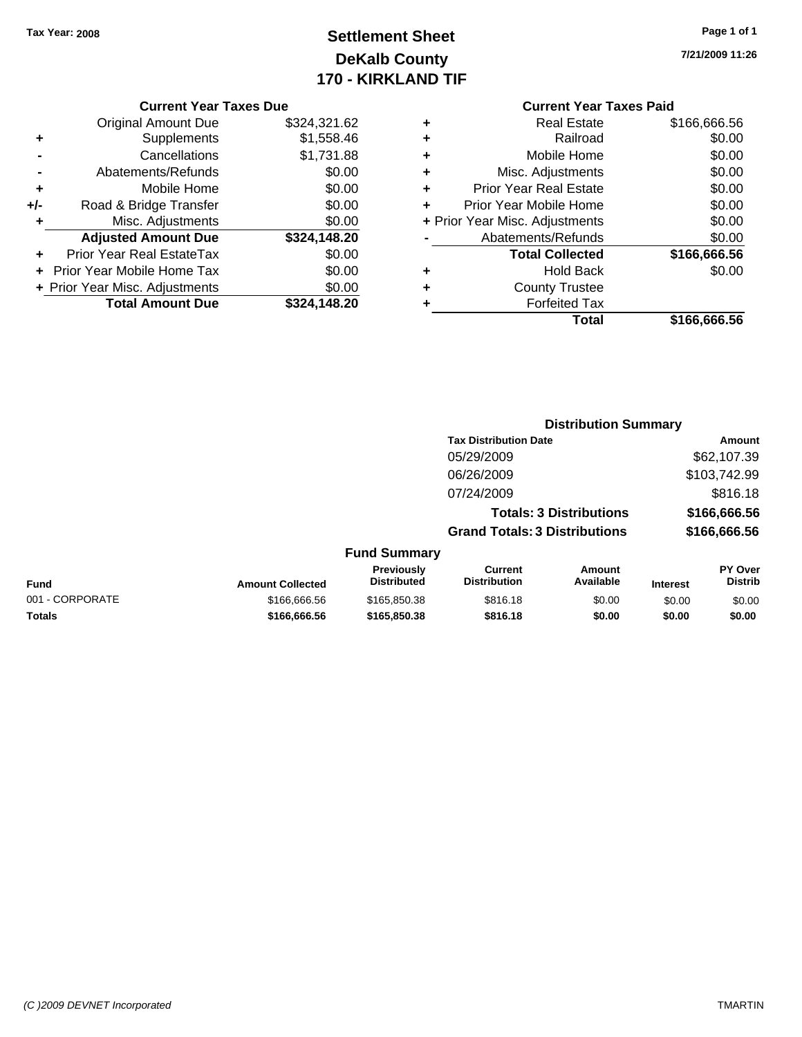**Tax Year: 2008**

# Settlement Sheet
## DeKalb County
## 170 - KIRKLAND TIF

7/21/2009 11:26

### Current Year Taxes Due

| | | |
|---|---|---|
| | Original Amount Due | $324,321.62 |
| + | Supplements | $1,558.46 |
| - | Cancellations | $1,731.88 |
| - | Abatements/Refunds | $0.00 |
| + | Mobile Home | $0.00 |
| +/- | Road & Bridge Transfer | $0.00 |
| + | Misc. Adjustments | $0.00 |
| | **Adjusted Amount Due** | **$324,148.20** |
| + | Prior Year Real EstateTax | $0.00 |
| + | Prior Year Mobile Home Tax | $0.00 |
| + | Prior Year Misc. Adjustments | $0.00 |
| | **Total Amount Due** | **$324,148.20** |

### Current Year Taxes Paid

| | | |
|---|---|---|
| + | Real Estate | $166,666.56 |
| + | Railroad | $0.00 |
| + | Mobile Home | $0.00 |
| + | Misc. Adjustments | $0.00 |
| + | Prior Year Real Estate | $0.00 |
| + | Prior Year Mobile Home | $0.00 |
| + | Prior Year Misc. Adjustments | $0.00 |
| - | Abatements/Refunds | $0.00 |
| | **Total Collected** | **$166,666.56** |
| + | Hold Back | $0.00 |
| + | County Trustee | |
| + | Forfeited Tax | |
| | **Total** | **$166,666.56** |

### Distribution Summary

| Tax Distribution Date | Amount |
|---|---|
| 05/29/2009 | $62,107.39 |
| 06/26/2009 | $103,742.99 |
| 07/24/2009 | $816.18 |
| **Totals: 3 Distributions** | **$166,666.56** |
| **Grand Totals: 3 Distributions** | **$166,666.56** |

### Fund Summary

| Fund | Amount Collected | Previously Distributed | Current Distribution | Amount Available | Interest | PY Over Distrib |
|---|---|---|---|---|---|---|
| 001 - CORPORATE | $166,666.56 | $165,850.38 | $816.18 | $0.00 | $0.00 | $0.00 |
| **Totals** | **$166,666.56** | **$165,850.38** | **$816.18** | **$0.00** | **$0.00** | **$0.00** |

(C )2009 DEVNET Incorporated TMARTIN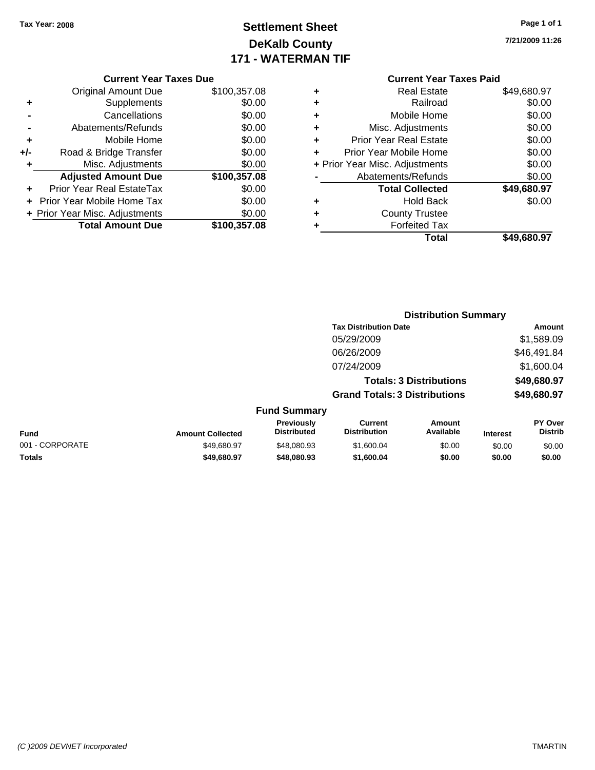Tax Year: 2008

# Settlement Sheet
# DeKalb County
# 171 - WATERMAN TIF

7/21/2009 11:26

| | Current Year Taxes Due | |
|---|---|---|
| | Original Amount Due | $100,357.08 |
| + | Supplements | $0.00 |
| - | Cancellations | $0.00 |
| - | Abatements/Refunds | $0.00 |
| + | Mobile Home | $0.00 |
| +/- | Road & Bridge Transfer | $0.00 |
| + | Misc. Adjustments | $0.00 |
| | **Adjusted Amount Due** | **$100,357.08** |
| + | Prior Year Real EstateTax | $0.00 |
| + | Prior Year Mobile Home Tax | $0.00 |
| + | Prior Year Misc. Adjustments | $0.00 |
| | **Total Amount Due** | **$100,357.08** |

| | Current Year Taxes Paid | |
|---|---|---|
| + | Real Estate | $49,680.97 |
| + | Railroad | $0.00 |
| + | Mobile Home | $0.00 |
| + | Misc. Adjustments | $0.00 |
| + | Prior Year Real Estate | $0.00 |
| + | Prior Year Mobile Home | $0.00 |
| + | Prior Year Misc. Adjustments | $0.00 |
| - | Abatements/Refunds | $0.00 |
| | **Total Collected** | **$49,680.97** |
| + | Hold Back | $0.00 |
| + | County Trustee | |
| + | Forfeited Tax | |
| | **Total** | **$49,680.97** |

**Distribution Summary**

| Tax Distribution Date | Amount |
|---|---|
| 05/29/2009 | $1,589.09 |
| 06/26/2009 | $46,491.84 |
| 07/24/2009 | $1,600.04 |
| **Totals: 3 Distributions** | **$49,680.97** |
| **Grand Totals: 3 Distributions** | **$49,680.97** |

**Fund Summary**

| Fund | Amount Collected | Previously Distributed | Current Distribution | Amount Available | Interest | PY Over Distrib |
|---|---|---|---|---|---|---|
| 001 - CORPORATE | $49,680.97 | $48,080.93 | $1,600.04 | $0.00 | $0.00 | $0.00 |
| **Totals** | **$49,680.97** | **$48,080.93** | **$1,600.04** | **$0.00** | **$0.00** | **$0.00** |

(C )2009 DEVNET Incorporated TMARTIN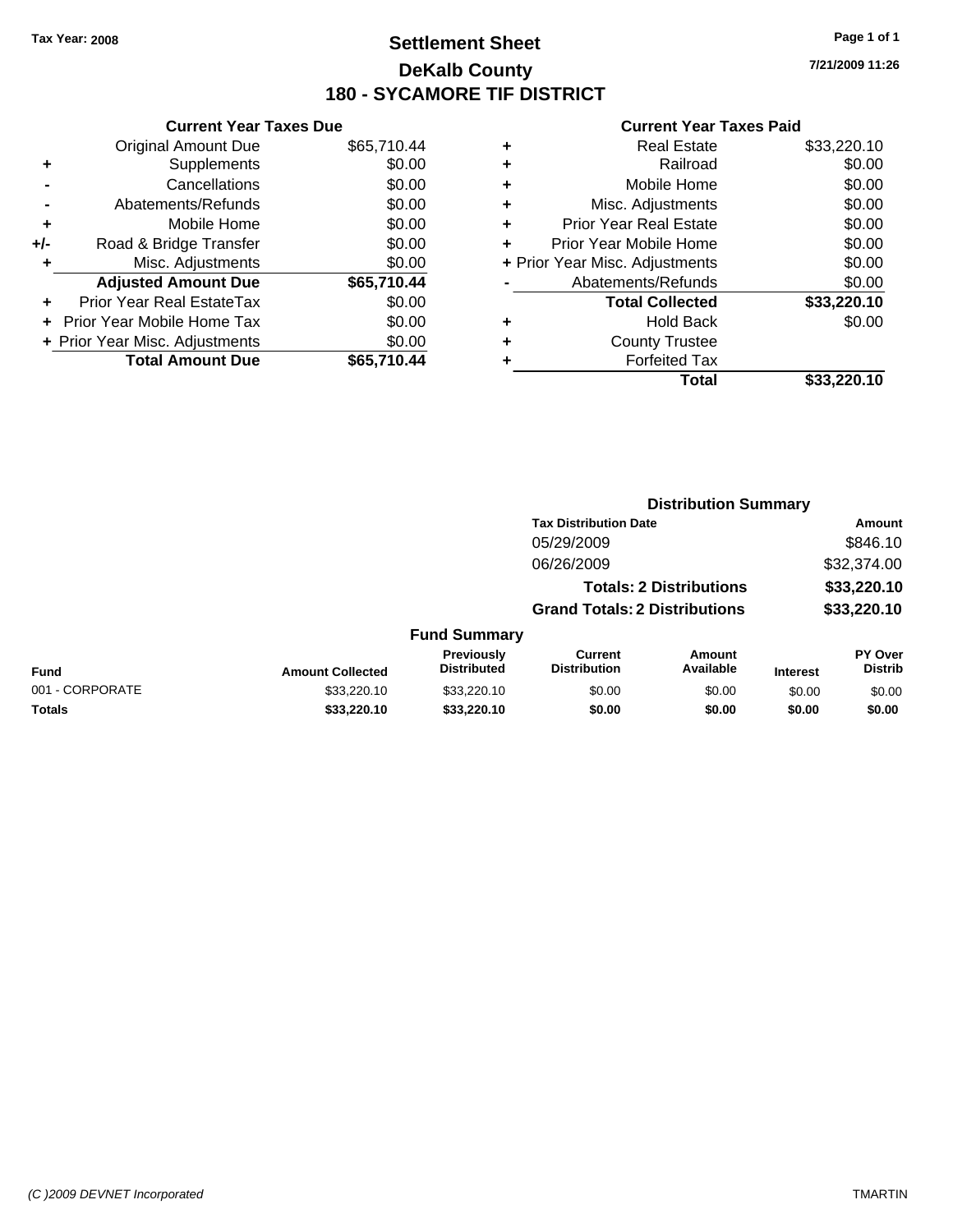Tax Year: 2008

# Settlement Sheet

## DeKalb County

## 180 - SYCAMORE TIF DISTRICT

7/21/2009 11:26

### Current Year Taxes Due

| | | |
|---|---|---|
| | Original Amount Due | $65,710.44 |
| + | Supplements | $0.00 |
| - | Cancellations | $0.00 |
| - | Abatements/Refunds | $0.00 |
| + | Mobile Home | $0.00 |
| +/- | Road & Bridge Transfer | $0.00 |
| + | Misc. Adjustments | $0.00 |
| | **Adjusted Amount Due** | **$65,710.44** |
| + | Prior Year Real EstateTax | $0.00 |
| + | Prior Year Mobile Home Tax | $0.00 |
| + | Prior Year Misc. Adjustments | $0.00 |
| | **Total Amount Due** | **$65,710.44** |

### Current Year Taxes Paid

| | | |
|---|---|---|
| + | Real Estate | $33,220.10 |
| + | Railroad | $0.00 |
| + | Mobile Home | $0.00 |
| + | Misc. Adjustments | $0.00 |
| + | Prior Year Real Estate | $0.00 |
| + | Prior Year Mobile Home | $0.00 |
| + | Prior Year Misc. Adjustments | $0.00 |
| - | Abatements/Refunds | $0.00 |
| | **Total Collected** | **$33,220.10** |
| + | Hold Back | $0.00 |
| + | County Trustee | |
| + | Forfeited Tax | |
| | **Total** | **$33,220.10** |

### Distribution Summary

| Tax Distribution Date | Amount |
|---|---|
| 05/29/2009 | $846.10 |
| 06/26/2009 | $32,374.00 |
| **Totals: 2 Distributions** | **$33,220.10** |
| **Grand Totals: 2 Distributions** | **$33,220.10** |

### Fund Summary

| Fund | Amount Collected | Previously Distributed | Current Distribution | Amount Available | Interest | PY Over Distrib |
|---|---|---|---|---|---|---|
| 001 - CORPORATE | $33,220.10 | $33,220.10 | $0.00 | $0.00 | $0.00 | $0.00 |
| **Totals** | **$33,220.10** | **$33,220.10** | **$0.00** | **$0.00** | **$0.00** | **$0.00** |

(C )2009 DEVNET Incorporated    TMARTIN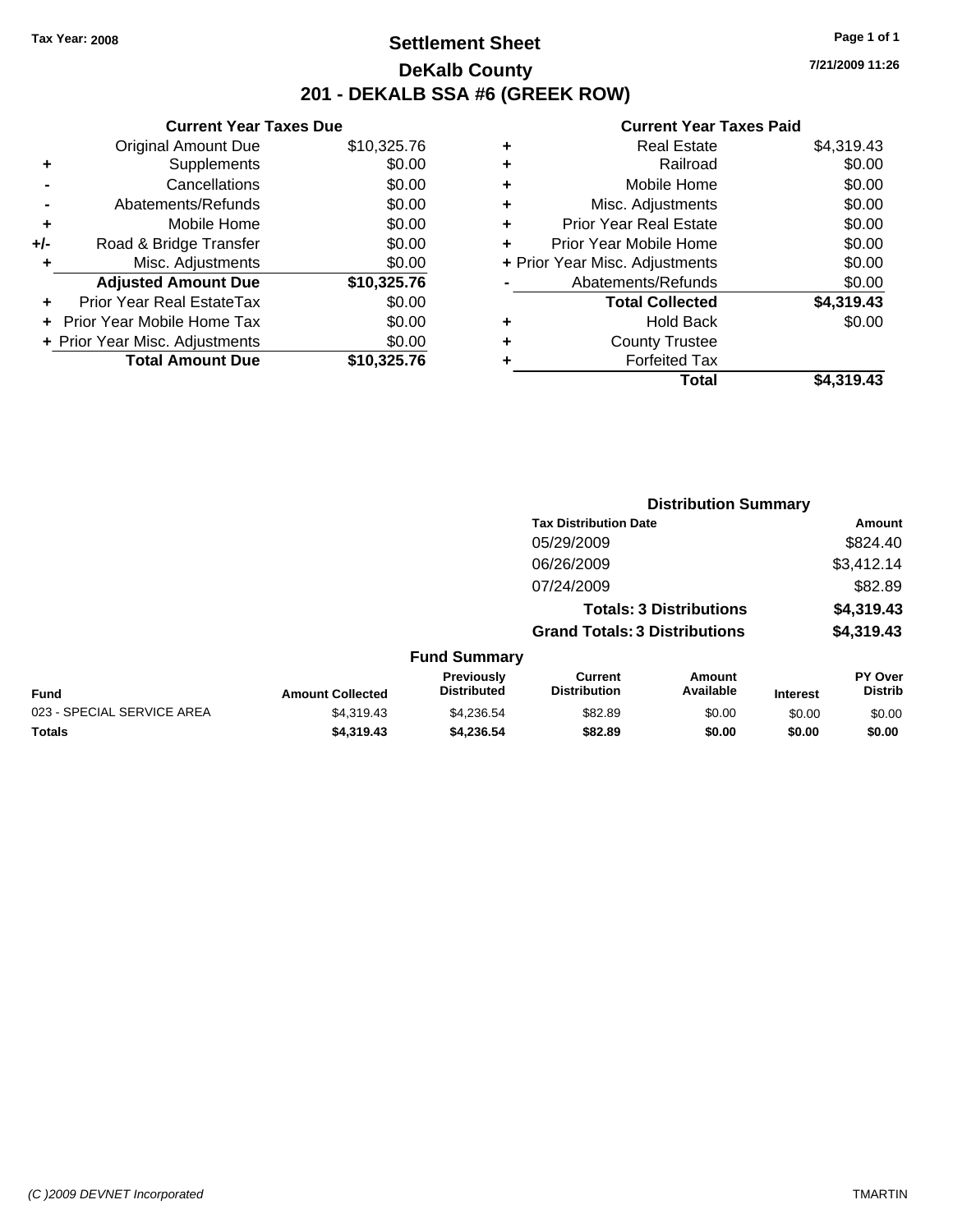**Tax Year: 2008**

# Settlement Sheet

## DeKalb County

## 201 - DEKALB SSA #6 (GREEK ROW)

7/21/2009 11:26

### Current Year Taxes Due

| | | |
|---|---|---|
| | Original Amount Due | $10,325.76 |
| + | Supplements | $0.00 |
| - | Cancellations | $0.00 |
| - | Abatements/Refunds | $0.00 |
| + | Mobile Home | $0.00 |
| +/- | Road & Bridge Transfer | $0.00 |
| + | Misc. Adjustments | $0.00 |
| | **Adjusted Amount Due** | **$10,325.76** |
| + | Prior Year Real EstateTax | $0.00 |
| + | Prior Year Mobile Home Tax | $0.00 |
| + | Prior Year Misc. Adjustments | $0.00 |
| | **Total Amount Due** | **$10,325.76** |

### Current Year Taxes Paid

| | | |
|---|---|---|
| + | Real Estate | $4,319.43 |
| + | Railroad | $0.00 |
| + | Mobile Home | $0.00 |
| + | Misc. Adjustments | $0.00 |
| + | Prior Year Real Estate | $0.00 |
| + | Prior Year Mobile Home | $0.00 |
| + | Prior Year Misc. Adjustments | $0.00 |
| - | Abatements/Refunds | $0.00 |
| | **Total Collected** | **$4,319.43** |
| + | Hold Back | $0.00 |
| + | County Trustee | |
| + | Forfeited Tax | |
| | **Total** | **$4,319.43** |

### Distribution Summary

| Tax Distribution Date | Amount |
|---|---|
| 05/29/2009 | $824.40 |
| 06/26/2009 | $3,412.14 |
| 07/24/2009 | $82.89 |
| **Totals: 3 Distributions** | **$4,319.43** |
| **Grand Totals: 3 Distributions** | **$4,319.43** |

### Fund Summary

| Fund | Amount Collected | Previously Distributed | Current Distribution | Amount Available | Interest | PY Over Distrib |
|---|---|---|---|---|---|---|
| 023 - SPECIAL SERVICE AREA | $4,319.43 | $4,236.54 | $82.89 | $0.00 | $0.00 | $0.00 |
| **Totals** | **$4,319.43** | **$4,236.54** | **$82.89** | **$0.00** | **$0.00** | **$0.00** |

(C )2009 DEVNET Incorporated TMARTIN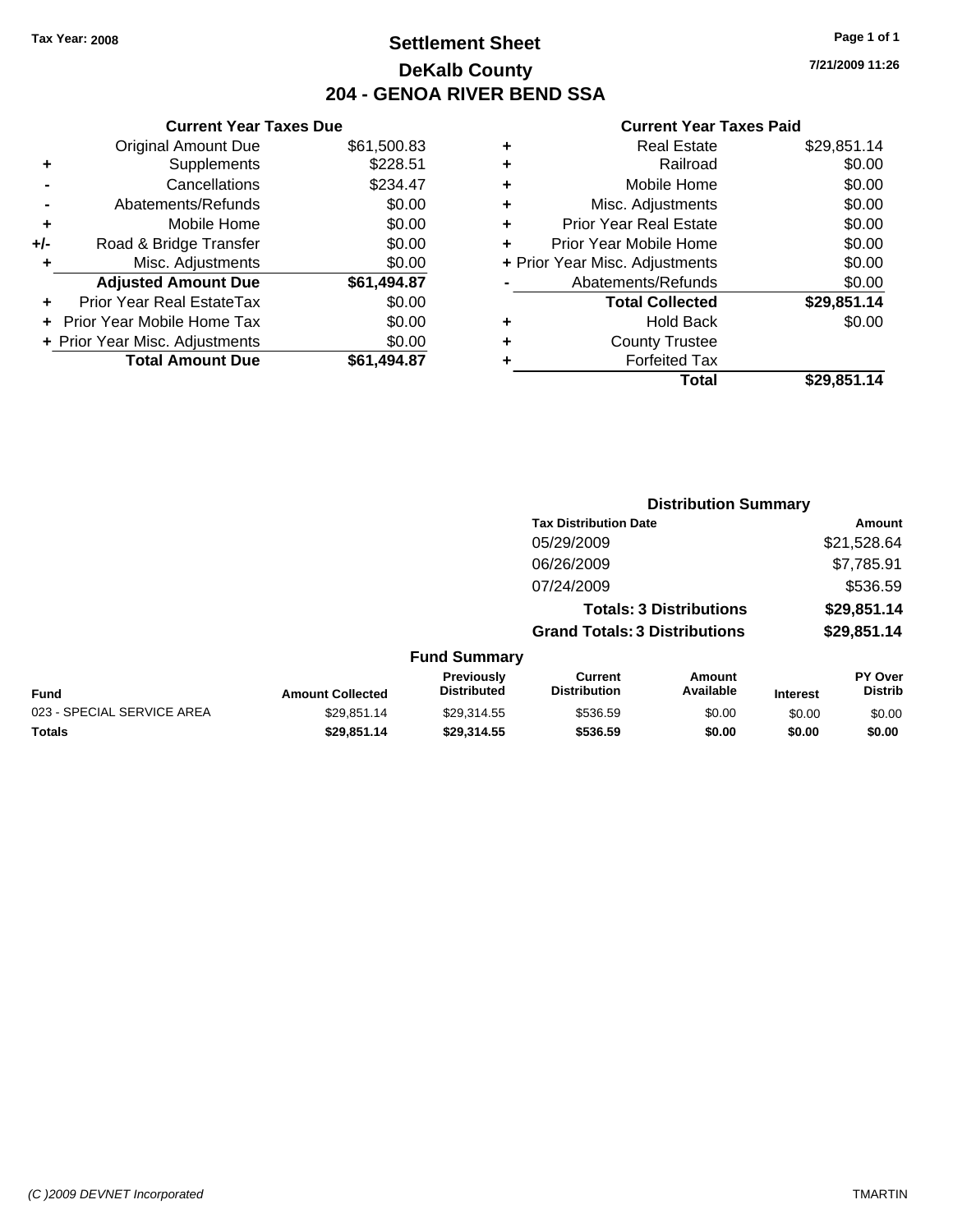Tax Year: 2008

# Settlement Sheet
## DeKalb County
## 204 - GENOA RIVER BEND SSA

7/21/2009 11:26

### Current Year Taxes Due

| | | |
|---|---|---|
| | Original Amount Due | $61,500.83 |
| + | Supplements | $228.51 |
| - | Cancellations | $234.47 |
| - | Abatements/Refunds | $0.00 |
| + | Mobile Home | $0.00 |
| +/- | Road & Bridge Transfer | $0.00 |
| + | Misc. Adjustments | $0.00 |
| | **Adjusted Amount Due** | **$61,494.87** |
| + | Prior Year Real EstateTax | $0.00 |
| + | Prior Year Mobile Home Tax | $0.00 |
| + | Prior Year Misc. Adjustments | $0.00 |
| | **Total Amount Due** | **$61,494.87** |

### Current Year Taxes Paid

| | | |
|---|---|---|
| + | Real Estate | $29,851.14 |
| + | Railroad | $0.00 |
| + | Mobile Home | $0.00 |
| + | Misc. Adjustments | $0.00 |
| + | Prior Year Real Estate | $0.00 |
| + | Prior Year Mobile Home | $0.00 |
| + | Prior Year Misc. Adjustments | $0.00 |
| - | Abatements/Refunds | $0.00 |
| | **Total Collected** | **$29,851.14** |
| + | Hold Back | $0.00 |
| + | County Trustee | |
| + | Forfeited Tax | |
| | **Total** | **$29,851.14** |

### Distribution Summary

| Tax Distribution Date | Amount |
|---|---|
| 05/29/2009 | $21,528.64 |
| 06/26/2009 | $7,785.91 |
| 07/24/2009 | $536.59 |
| **Totals: 3 Distributions** | **$29,851.14** |
| **Grand Totals: 3 Distributions** | **$29,851.14** |

### Fund Summary

| Fund | Amount Collected | Previously Distributed | Current Distribution | Amount Available | Interest | PY Over Distrib |
|---|---|---|---|---|---|---|
| 023 - SPECIAL SERVICE AREA | $29,851.14 | $29,314.55 | $536.59 | $0.00 | $0.00 | $0.00 |
| **Totals** | **$29,851.14** | **$29,314.55** | **$536.59** | **$0.00** | **$0.00** | **$0.00** |

(C )2009 DEVNET Incorporated

TMARTIN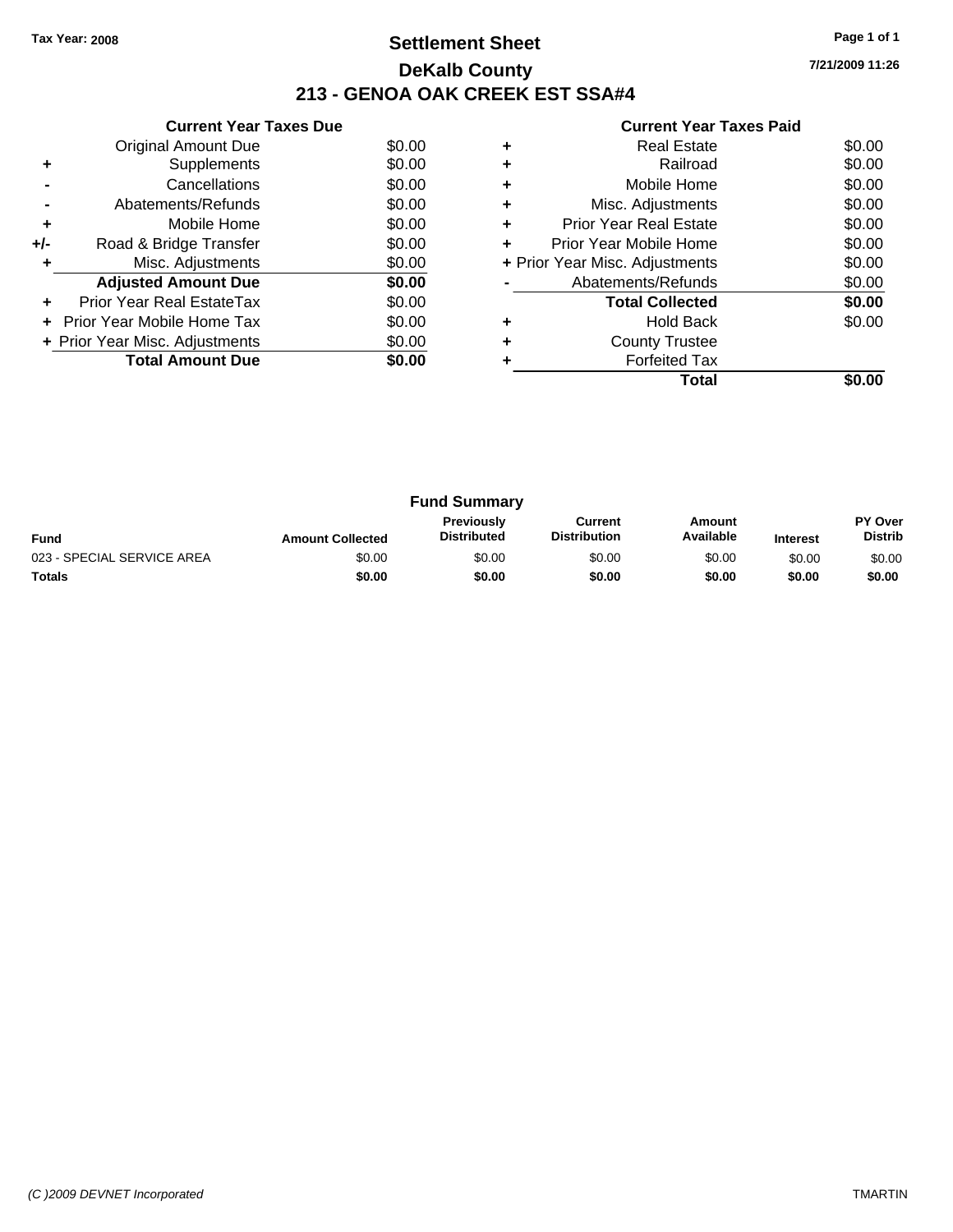**Tax Year: 2008**

# Settlement Sheet
## DeKalb County
## 213 - GENOA OAK CREEK EST SSA#4

7/21/2009 11:26

### Current Year Taxes Due

| | | |
|---|---|---|
| | Original Amount Due | $0.00 |
| + | Supplements | $0.00 |
| - | Cancellations | $0.00 |
| - | Abatements/Refunds | $0.00 |
| + | Mobile Home | $0.00 |
| +/- | Road & Bridge Transfer | $0.00 |
| + | Misc. Adjustments | $0.00 |
| | **Adjusted Amount Due** | **$0.00** |
| + | Prior Year Real EstateTax | $0.00 |
| + | Prior Year Mobile Home Tax | $0.00 |
| + | Prior Year Misc. Adjustments | $0.00 |
| | **Total Amount Due** | **$0.00** |

### Current Year Taxes Paid

| | | |
|---|---|---|
| + | Real Estate | $0.00 |
| + | Railroad | $0.00 |
| + | Mobile Home | $0.00 |
| + | Misc. Adjustments | $0.00 |
| + | Prior Year Real Estate | $0.00 |
| + | Prior Year Mobile Home | $0.00 |
| + | Prior Year Misc. Adjustments | $0.00 |
| - | Abatements/Refunds | $0.00 |
| | **Total Collected** | **$0.00** |
| + | Hold Back | $0.00 |
| + | County Trustee | |
| + | Forfeited Tax | |
| | **Total** | **$0.00** |

### Fund Summary

| Fund | Amount Collected | Previously Distributed | Current Distribution | Amount Available | Interest | PY Over Distrib |
|---|---|---|---|---|---|---|
| 023 - SPECIAL SERVICE AREA | $0.00 | $0.00 | $0.00 | $0.00 | $0.00 | $0.00 |
| **Totals** | **$0.00** | **$0.00** | **$0.00** | **$0.00** | **$0.00** | **$0.00** |

*(C )2009 DEVNET Incorporated* TMARTIN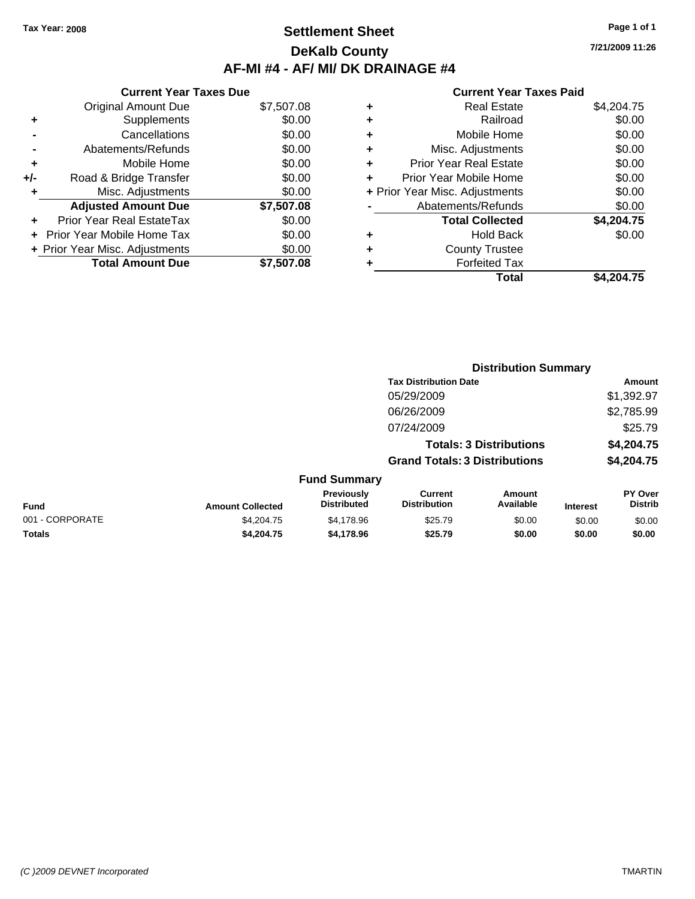**Tax Year: 2008**

# Settlement Sheet

## DeKalb County

## AF-MI #4 - AF/ MI/ DK DRAINAGE #4

**7/21/2009 11:26**

### Current Year Taxes Due

| | | |
|---|---|---|
| | Original Amount Due | $7,507.08 |
| + | Supplements | $0.00 |
| - | Cancellations | $0.00 |
| - | Abatements/Refunds | $0.00 |
| + | Mobile Home | $0.00 |
| +/- | Road & Bridge Transfer | $0.00 |
| + | Misc. Adjustments | $0.00 |
| | **Adjusted Amount Due** | **$7,507.08** |
| + | Prior Year Real EstateTax | $0.00 |
| + | Prior Year Mobile Home Tax | $0.00 |
| + | Prior Year Misc. Adjustments | $0.00 |
| | **Total Amount Due** | **$7,507.08** |

### Current Year Taxes Paid

| | | |
|---|---|---|
| + | Real Estate | $4,204.75 |
| + | Railroad | $0.00 |
| + | Mobile Home | $0.00 |
| + | Misc. Adjustments | $0.00 |
| + | Prior Year Real Estate | $0.00 |
| + | Prior Year Mobile Home | $0.00 |
| + | Prior Year Misc. Adjustments | $0.00 |
| - | Abatements/Refunds | $0.00 |
| | **Total Collected** | **$4,204.75** |
| + | Hold Back | $0.00 |
| + | County Trustee | |
| + | Forfeited Tax | |
| | **Total** | **$4,204.75** |

### Distribution Summary

| Tax Distribution Date | Amount |
|---|---|
| 05/29/2009 | $1,392.97 |
| 06/26/2009 | $2,785.99 |
| 07/24/2009 | $25.79 |
| **Totals: 3 Distributions** | **$4,204.75** |
| **Grand Totals: 3 Distributions** | **$4,204.75** |

### Fund Summary

| Fund | Amount Collected | Previously Distributed | Current Distribution | Amount Available | Interest | PY Over Distrib |
|---|---|---|---|---|---|---|
| 001 - CORPORATE | $4,204.75 | $4,178.96 | $25.79 | $0.00 | $0.00 | $0.00 |
| **Totals** | **$4,204.75** | **$4,178.96** | **$25.79** | **$0.00** | **$0.00** | **$0.00** |

(C )2009 DEVNET Incorporated TMARTIN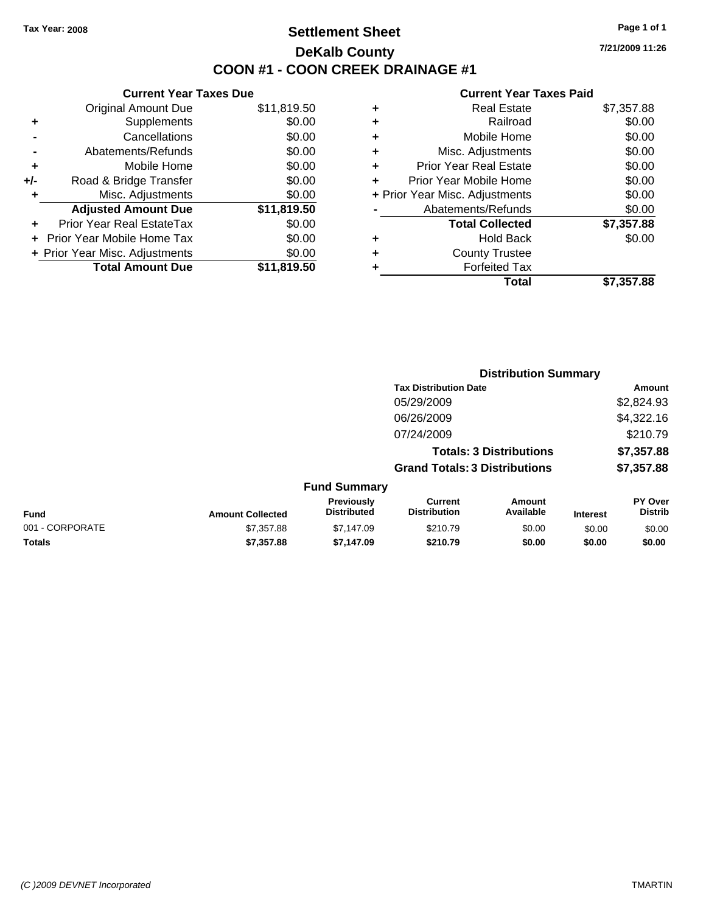Tax Year: 2008

# Settlement Sheet

## DeKalb County

## COON #1 - COON CREEK DRAINAGE #1

7/21/2009 11:26

### Current Year Taxes Due

| | | |
|---|---|---|
| | Original Amount Due | $11,819.50 |
| + | Supplements | $0.00 |
| - | Cancellations | $0.00 |
| - | Abatements/Refunds | $0.00 |
| + | Mobile Home | $0.00 |
| +/- | Road & Bridge Transfer | $0.00 |
| + | Misc. Adjustments | $0.00 |
| | **Adjusted Amount Due** | **$11,819.50** |
| + | Prior Year Real EstateTax | $0.00 |
| + | Prior Year Mobile Home Tax | $0.00 |
| + | Prior Year Misc. Adjustments | $0.00 |
| | **Total Amount Due** | **$11,819.50** |

### Current Year Taxes Paid

| | | |
|---|---|---|
| + | Real Estate | $7,357.88 |
| + | Railroad | $0.00 |
| + | Mobile Home | $0.00 |
| + | Misc. Adjustments | $0.00 |
| + | Prior Year Real Estate | $0.00 |
| + | Prior Year Mobile Home | $0.00 |
| + | Prior Year Misc. Adjustments | $0.00 |
| - | Abatements/Refunds | $0.00 |
| | **Total Collected** | **$7,357.88** |
| + | Hold Back | $0.00 |
| + | County Trustee | |
| + | Forfeited Tax | |
| | **Total** | **$7,357.88** |

### Distribution Summary

| Tax Distribution Date | Amount |
|---|---|
| 05/29/2009 | $2,824.93 |
| 06/26/2009 | $4,322.16 |
| 07/24/2009 | $210.79 |
| **Totals: 3 Distributions** | **$7,357.88** |
| **Grand Totals: 3 Distributions** | **$7,357.88** |

### Fund Summary

| Fund | Amount Collected | Previously Distributed | Current Distribution | Amount Available | Interest | PY Over Distrib |
|---|---|---|---|---|---|---|
| 001 - CORPORATE | $7,357.88 | $7,147.09 | $210.79 | $0.00 | $0.00 | $0.00 |
| **Totals** | **$7,357.88** | **$7,147.09** | **$210.79** | **$0.00** | **$0.00** | **$0.00** |

*(C )2009 DEVNET Incorporated* TMARTIN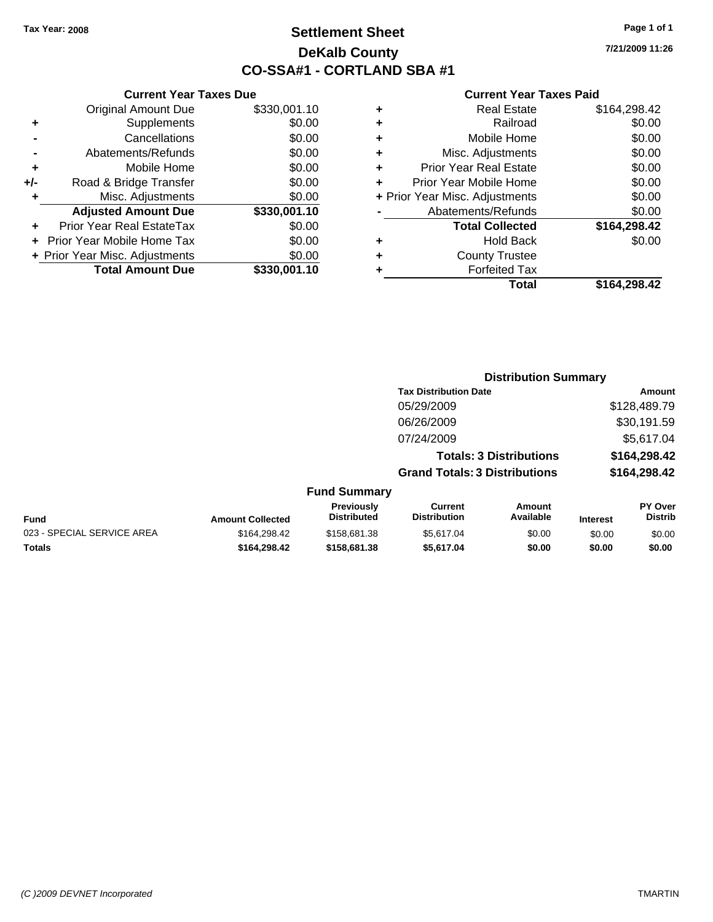Tax Year: 2008

# Settlement Sheet

## DeKalb County

## CO-SSA#1 - CORTLAND SBA #1

7/21/2009 11:26

### Current Year Taxes Due

| | | |
|---|---|---|
| | Original Amount Due | $330,001.10 |
| + | Supplements | $0.00 |
| - | Cancellations | $0.00 |
| - | Abatements/Refunds | $0.00 |
| + | Mobile Home | $0.00 |
| +/- | Road & Bridge Transfer | $0.00 |
| + | Misc. Adjustments | $0.00 |
| | **Adjusted Amount Due** | **$330,001.10** |
| + | Prior Year Real EstateTax | $0.00 |
| + | Prior Year Mobile Home Tax | $0.00 |
| + | Prior Year Misc. Adjustments | $0.00 |
| | **Total Amount Due** | **$330,001.10** |

### Current Year Taxes Paid

| | | |
|---|---|---|
| + | Real Estate | $164,298.42 |
| + | Railroad | $0.00 |
| + | Mobile Home | $0.00 |
| + | Misc. Adjustments | $0.00 |
| + | Prior Year Real Estate | $0.00 |
| + | Prior Year Mobile Home | $0.00 |
| + | Prior Year Misc. Adjustments | $0.00 |
| - | Abatements/Refunds | $0.00 |
| | **Total Collected** | **$164,298.42** |
| + | Hold Back | $0.00 |
| + | County Trustee | |
| + | Forfeited Tax | |
| | **Total** | **$164,298.42** |

### Distribution Summary

| Tax Distribution Date | Amount |
|---|---|
| 05/29/2009 | $128,489.79 |
| 06/26/2009 | $30,191.59 |
| 07/24/2009 | $5,617.04 |
| **Totals: 3 Distributions** | **$164,298.42** |
| **Grand Totals: 3 Distributions** | **$164,298.42** |

### Fund Summary

| Fund | Amount Collected | Previously Distributed | Current Distribution | Amount Available | Interest | PY Over Distrib |
|---|---|---|---|---|---|---|
| 023 - SPECIAL SERVICE AREA | $164,298.42 | $158,681.38 | $5,617.04 | $0.00 | $0.00 | $0.00 |
| **Totals** | **$164,298.42** | **$158,681.38** | **$5,617.04** | **$0.00** | **$0.00** | **$0.00** |

(C )2009 DEVNET Incorporated TMARTIN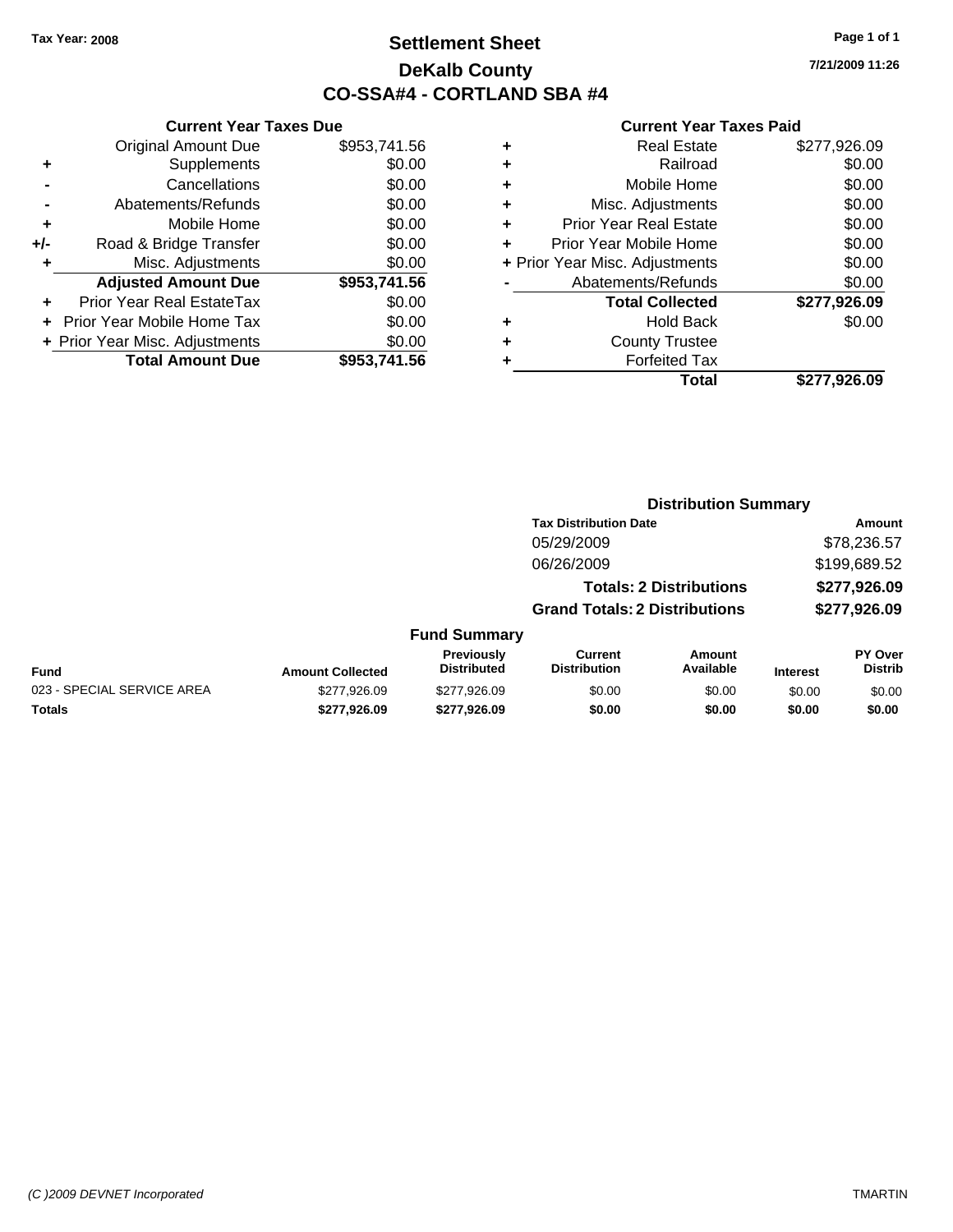Tax Year: 2008

# Settlement Sheet

## DeKalb County

## CO-SSA#4 - CORTLAND SBA #4

7/21/2009 11:26

### Current Year Taxes Due

| | | |
|---|---|---|
| | Original Amount Due | $953,741.56 |
| + | Supplements | $0.00 |
| - | Cancellations | $0.00 |
| - | Abatements/Refunds | $0.00 |
| + | Mobile Home | $0.00 |
| +/- | Road & Bridge Transfer | $0.00 |
| + | Misc. Adjustments | $0.00 |
| | **Adjusted Amount Due** | **$953,741.56** |
| + | Prior Year Real EstateTax | $0.00 |
| + | Prior Year Mobile Home Tax | $0.00 |
| + | Prior Year Misc. Adjustments | $0.00 |
| | **Total Amount Due** | **$953,741.56** |

### Current Year Taxes Paid

| | | |
|---|---|---|
| + | Real Estate | $277,926.09 |
| + | Railroad | $0.00 |
| + | Mobile Home | $0.00 |
| + | Misc. Adjustments | $0.00 |
| + | Prior Year Real Estate | $0.00 |
| + | Prior Year Mobile Home | $0.00 |
| + | Prior Year Misc. Adjustments | $0.00 |
| - | Abatements/Refunds | $0.00 |
| | **Total Collected** | **$277,926.09** |
| + | Hold Back | $0.00 |
| + | County Trustee | |
| + | Forfeited Tax | |
| | **Total** | **$277,926.09** |

### Distribution Summary

| Tax Distribution Date | Amount |
|---|---|
| 05/29/2009 | $78,236.57 |
| 06/26/2009 | $199,689.52 |
| **Totals: 2 Distributions** | **$277,926.09** |
| **Grand Totals: 2 Distributions** | **$277,926.09** |

### Fund Summary

| Fund | Amount Collected | Previously Distributed | Current Distribution | Amount Available | Interest | PY Over Distrib |
|---|---|---|---|---|---|---|
| 023 - SPECIAL SERVICE AREA | $277,926.09 | $277,926.09 | $0.00 | $0.00 | $0.00 | $0.00 |
| **Totals** | **$277,926.09** | **$277,926.09** | **$0.00** | **$0.00** | **$0.00** | **$0.00** |

(C )2009 DEVNET Incorporated TMARTIN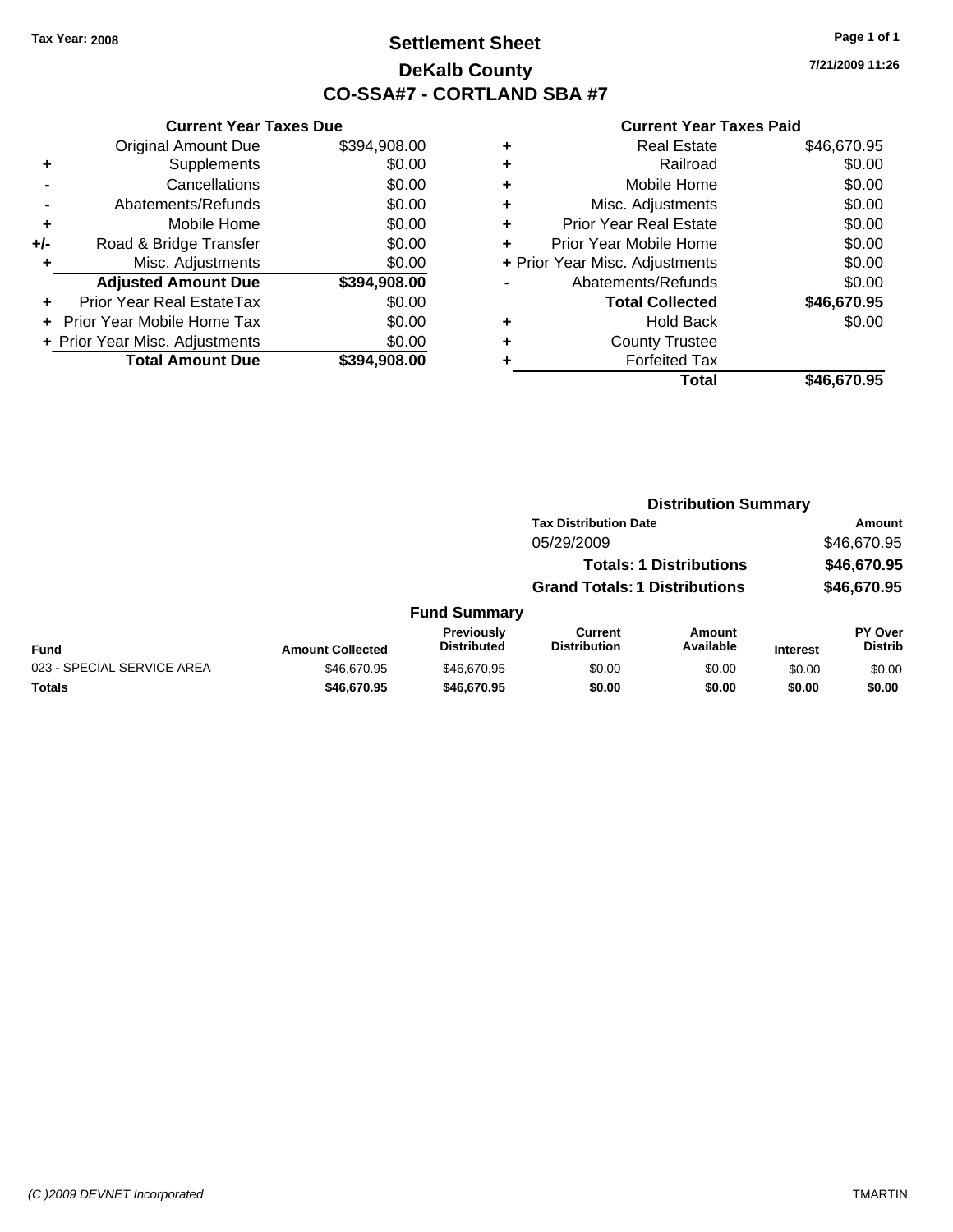Tax Year: 2008

# Settlement Sheet

## DeKalb County

## CO-SSA#7 - CORTLAND SBA #7

7/21/2009 11:26

### Current Year Taxes Due

| | | |
|---|---|---|
| | Original Amount Due | $394,908.00 |
| + | Supplements | $0.00 |
| - | Cancellations | $0.00 |
| - | Abatements/Refunds | $0.00 |
| + | Mobile Home | $0.00 |
| +/- | Road & Bridge Transfer | $0.00 |
| + | Misc. Adjustments | $0.00 |
| | **Adjusted Amount Due** | **$394,908.00** |
| + | Prior Year Real EstateTax | $0.00 |
| + | Prior Year Mobile Home Tax | $0.00 |
| + | Prior Year Misc. Adjustments | $0.00 |
| | **Total Amount Due** | **$394,908.00** |

### Current Year Taxes Paid

| | | |
|---|---|---|
| + | Real Estate | $46,670.95 |
| + | Railroad | $0.00 |
| + | Mobile Home | $0.00 |
| + | Misc. Adjustments | $0.00 |
| + | Prior Year Real Estate | $0.00 |
| + | Prior Year Mobile Home | $0.00 |
| + | Prior Year Misc. Adjustments | $0.00 |
| - | Abatements/Refunds | $0.00 |
| | **Total Collected** | **$46,670.95** |
| + | Hold Back | $0.00 |
| + | County Trustee | |
| + | Forfeited Tax | |
| | **Total** | **$46,670.95** |

### Distribution Summary

| Tax Distribution Date | Amount |
|---|---|
| 05/29/2009 | $46,670.95 |
| **Totals: 1 Distributions** | **$46,670.95** |
| **Grand Totals: 1 Distributions** | **$46,670.95** |

### Fund Summary

| Fund | Amount Collected | Previously Distributed | Current Distribution | Amount Available | Interest | PY Over Distrib |
|---|---|---|---|---|---|---|
| 023 - SPECIAL SERVICE AREA | $46,670.95 | $46,670.95 | $0.00 | $0.00 | $0.00 | $0.00 |
| **Totals** | **$46,670.95** | **$46,670.95** | **$0.00** | **$0.00** | **$0.00** | **$0.00** |

(C )2009 DEVNET Incorporated

TMARTIN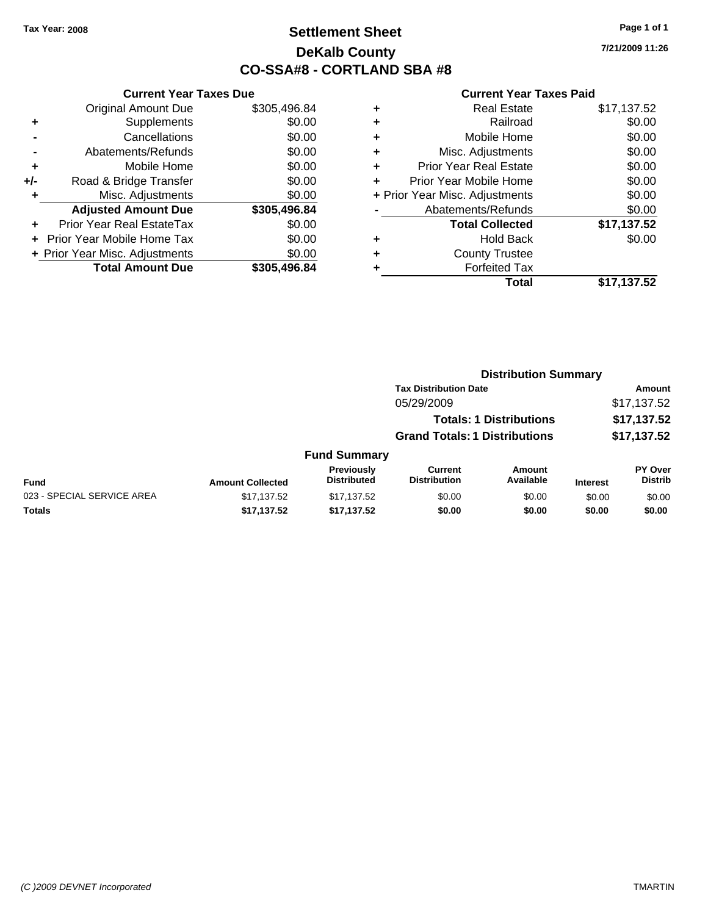Tax Year: 2008

# Settlement Sheet

## DeKalb County

## CO-SSA#8 - CORTLAND SBA #8

7/21/2009 11:26

### Current Year Taxes Due

| | | |
|---|---|---|
| | Original Amount Due | $305,496.84 |
| + | Supplements | $0.00 |
| - | Cancellations | $0.00 |
| - | Abatements/Refunds | $0.00 |
| + | Mobile Home | $0.00 |
| +/- | Road & Bridge Transfer | $0.00 |
| + | Misc. Adjustments | $0.00 |
| | **Adjusted Amount Due** | **$305,496.84** |
| + | Prior Year Real EstateTax | $0.00 |
| + | Prior Year Mobile Home Tax | $0.00 |
| + | Prior Year Misc. Adjustments | $0.00 |
| | **Total Amount Due** | **$305,496.84** |

### Current Year Taxes Paid

| | | |
|---|---|---|
| + | Real Estate | $17,137.52 |
| + | Railroad | $0.00 |
| + | Mobile Home | $0.00 |
| + | Misc. Adjustments | $0.00 |
| + | Prior Year Real Estate | $0.00 |
| + | Prior Year Mobile Home | $0.00 |
| + | Prior Year Misc. Adjustments | $0.00 |
| - | Abatements/Refunds | $0.00 |
| | **Total Collected** | **$17,137.52** |
| + | Hold Back | $0.00 |
| + | County Trustee | |
| + | Forfeited Tax | |
| | **Total** | **$17,137.52** |

### Distribution Summary

| Tax Distribution Date | Amount |
|---|---|
| 05/29/2009 | $17,137.52 |
| **Totals: 1 Distributions** | **$17,137.52** |
| **Grand Totals: 1 Distributions** | **$17,137.52** |

### Fund Summary

| Fund | Amount Collected | Previously Distributed | Current Distribution | Amount Available | Interest | PY Over Distrib |
|---|---|---|---|---|---|---|
| 023 - SPECIAL SERVICE AREA | $17,137.52 | $17,137.52 | $0.00 | $0.00 | $0.00 | $0.00 |
| **Totals** | **$17,137.52** | **$17,137.52** | **$0.00** | **$0.00** | **$0.00** | **$0.00** |

(C )2009 DEVNET Incorporated — TMARTIN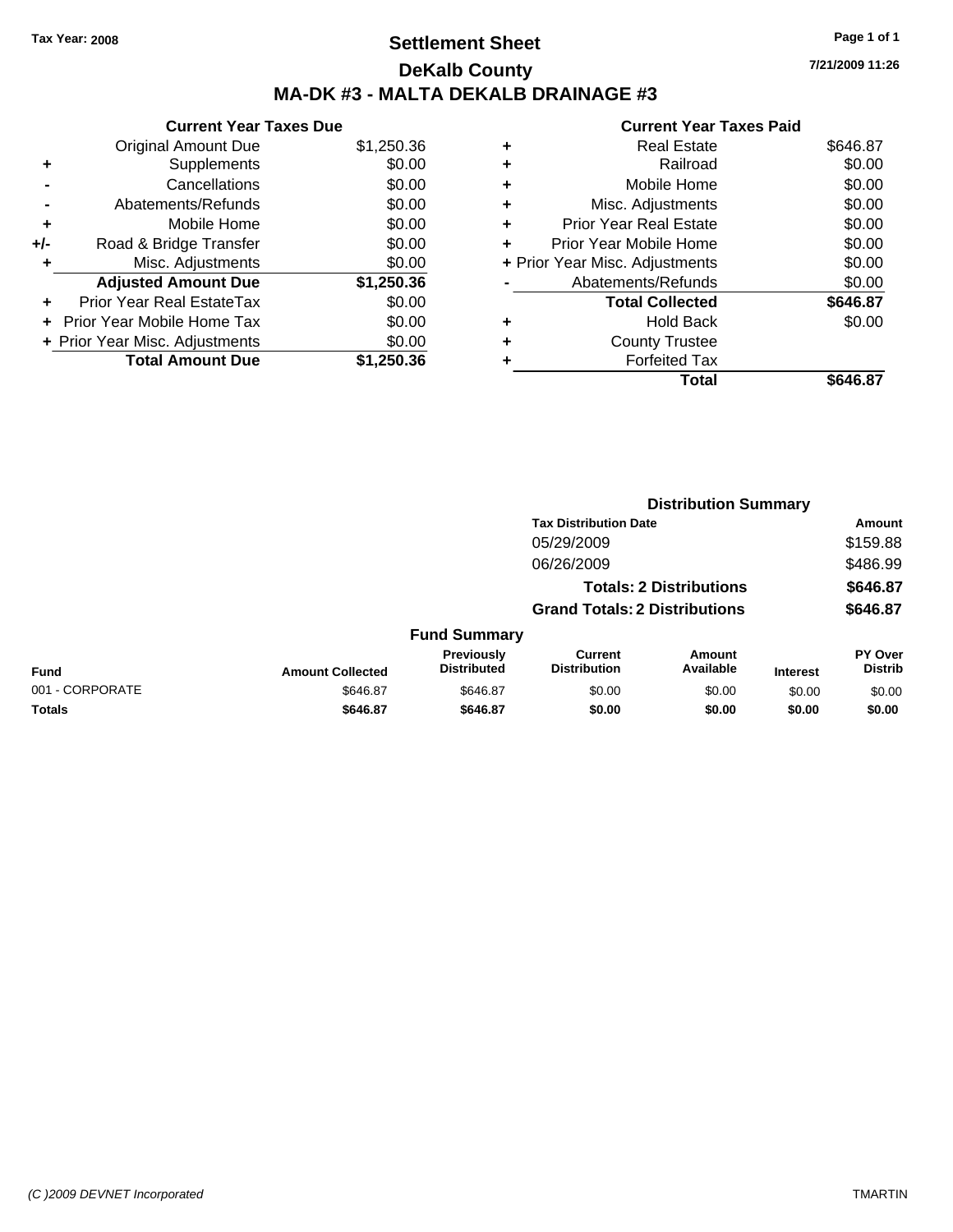Tax Year: 2008

# Settlement Sheet

## DeKalb County

## MA-DK #3 - MALTA DEKALB DRAINAGE #3

### Current Year Taxes Due

| | | |
|---|---|---|
| | Original Amount Due | $1,250.36 |
| + | Supplements | $0.00 |
| - | Cancellations | $0.00 |
| - | Abatements/Refunds | $0.00 |
| + | Mobile Home | $0.00 |
| +/- | Road & Bridge Transfer | $0.00 |
| + | Misc. Adjustments | $0.00 |
| | **Adjusted Amount Due** | **$1,250.36** |
| + | Prior Year Real EstateTax | $0.00 |
| + | Prior Year Mobile Home Tax | $0.00 |
| + | Prior Year Misc. Adjustments | $0.00 |
| | **Total Amount Due** | **$1,250.36** |

### Current Year Taxes Paid

| | | |
|---|---|---|
| + | Real Estate | $646.87 |
| + | Railroad | $0.00 |
| + | Mobile Home | $0.00 |
| + | Misc. Adjustments | $0.00 |
| + | Prior Year Real Estate | $0.00 |
| + | Prior Year Mobile Home | $0.00 |
| + | Prior Year Misc. Adjustments | $0.00 |
| - | Abatements/Refunds | $0.00 |
| | **Total Collected** | **$646.87** |
| + | Hold Back | $0.00 |
| + | County Trustee | |
| + | Forfeited Tax | |
| | **Total** | **$646.87** |

### Distribution Summary

| Tax Distribution Date | Amount |
|---|---|
| 05/29/2009 | $159.88 |
| 06/26/2009 | $486.99 |
| **Totals: 2 Distributions** | **$646.87** |
| **Grand Totals: 2 Distributions** | **$646.87** |

### Fund Summary

| Fund | Amount Collected | Previously Distributed | Current Distribution | Amount Available | Interest | PY Over Distrib |
|---|---|---|---|---|---|---|
| 001 - CORPORATE | $646.87 | $646.87 | $0.00 | $0.00 | $0.00 | $0.00 |
| **Totals** | **$646.87** | **$646.87** | **$0.00** | **$0.00** | **$0.00** | **$0.00** |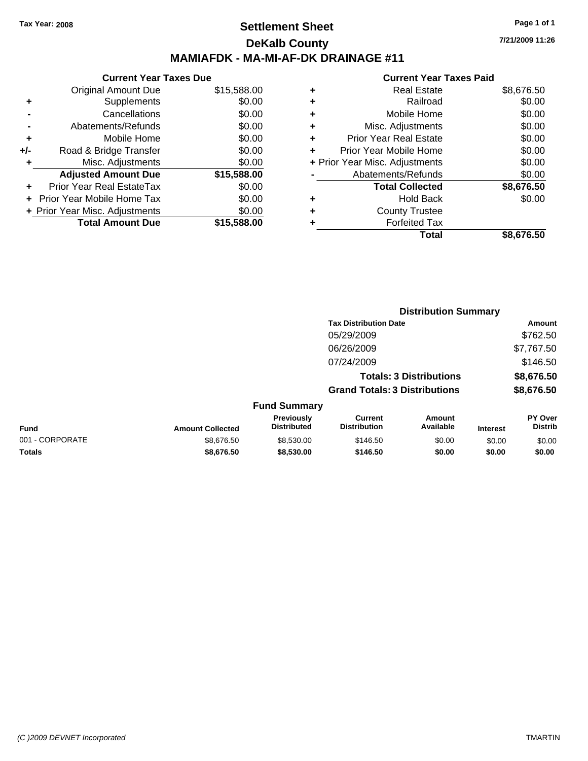Tax Year: 2008

# Settlement Sheet

## DeKalb County

## MAMIAFDK - MA-MI-AF-DK DRAINAGE #11

7/21/2009 11:26

### Current Year Taxes Due

| | | |
|---|---|---|
| | Original Amount Due | $15,588.00 |
| + | Supplements | $0.00 |
| - | Cancellations | $0.00 |
| - | Abatements/Refunds | $0.00 |
| + | Mobile Home | $0.00 |
| +/- | Road & Bridge Transfer | $0.00 |
| + | Misc. Adjustments | $0.00 |
| | **Adjusted Amount Due** | **$15,588.00** |
| + | Prior Year Real EstateTax | $0.00 |
| + | Prior Year Mobile Home Tax | $0.00 |
| + | Prior Year Misc. Adjustments | $0.00 |
| | **Total Amount Due** | **$15,588.00** |

### Current Year Taxes Paid

| | | |
|---|---|---|
| + | Real Estate | $8,676.50 |
| + | Railroad | $0.00 |
| + | Mobile Home | $0.00 |
| + | Misc. Adjustments | $0.00 |
| + | Prior Year Real Estate | $0.00 |
| + | Prior Year Mobile Home | $0.00 |
| + | Prior Year Misc. Adjustments | $0.00 |
| - | Abatements/Refunds | $0.00 |
| | **Total Collected** | **$8,676.50** |
| + | Hold Back | $0.00 |
| + | County Trustee | |
| + | Forfeited Tax | |
| | **Total** | **$8,676.50** |

### Distribution Summary

| Tax Distribution Date | Amount |
|---|---|
| 05/29/2009 | $762.50 |
| 06/26/2009 | $7,767.50 |
| 07/24/2009 | $146.50 |
| **Totals: 3 Distributions** | **$8,676.50** |
| **Grand Totals: 3 Distributions** | **$8,676.50** |

### Fund Summary

| Fund | Amount Collected | Previously Distributed | Current Distribution | Amount Available | Interest | PY Over Distrib |
|---|---|---|---|---|---|---|
| 001 - CORPORATE | $8,676.50 | $8,530.00 | $146.50 | $0.00 | $0.00 | $0.00 |
| **Totals** | **$8,676.50** | **$8,530.00** | **$146.50** | **$0.00** | **$0.00** | **$0.00** |

(C )2009 DEVNET Incorporated

TMARTIN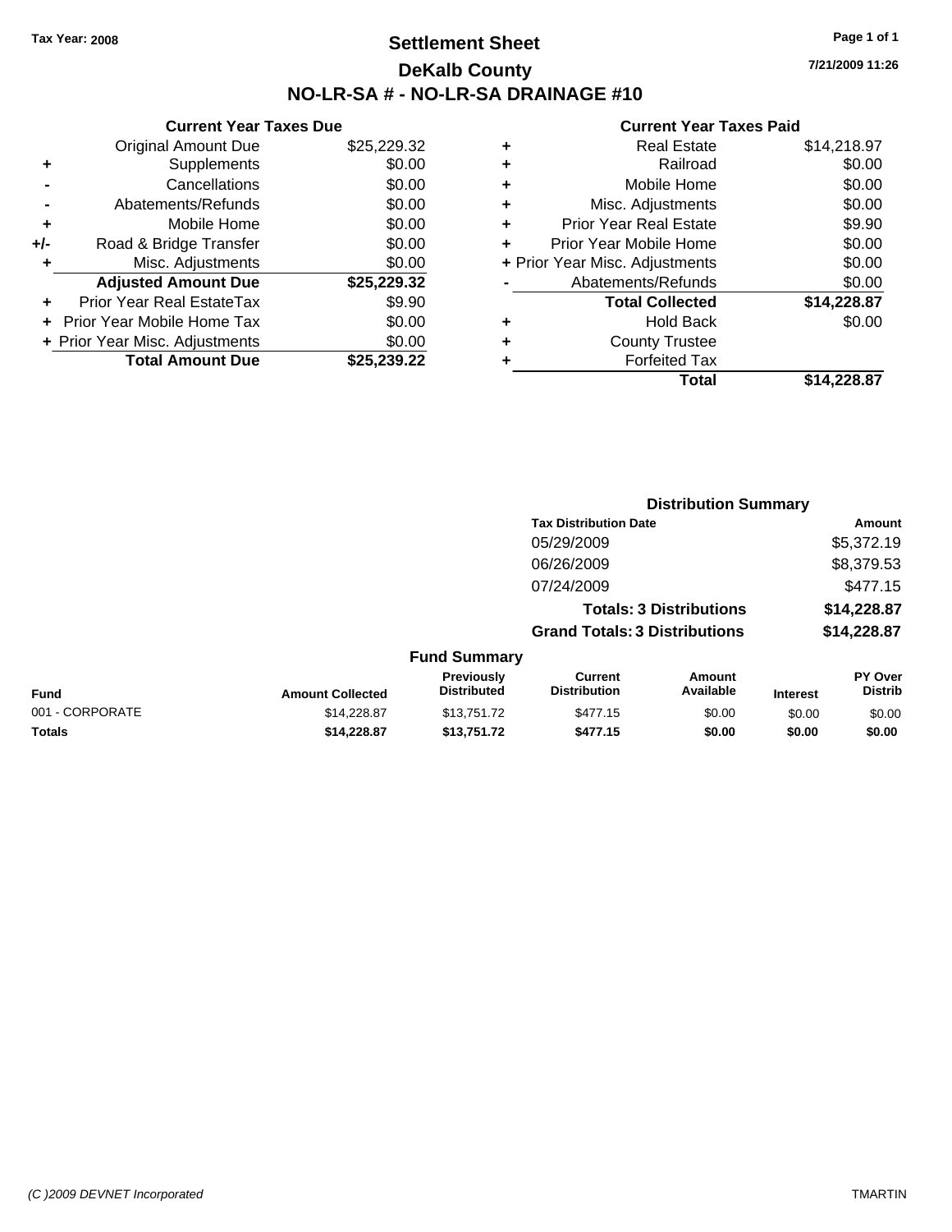Tax Year: 2008

# Settlement Sheet

## DeKalb County

## NO-LR-SA # - NO-LR-SA DRAINAGE #10

7/21/2009 11:26

### Current Year Taxes Due

| | | |
|---|---|---|
| | Original Amount Due | $25,229.32 |
| + | Supplements | $0.00 |
| - | Cancellations | $0.00 |
| - | Abatements/Refunds | $0.00 |
| + | Mobile Home | $0.00 |
| +/- | Road & Bridge Transfer | $0.00 |
| + | Misc. Adjustments | $0.00 |
| | **Adjusted Amount Due** | **$25,229.32** |
| + | Prior Year Real EstateTax | $9.90 |
| + | Prior Year Mobile Home Tax | $0.00 |
| + | Prior Year Misc. Adjustments | $0.00 |
| | **Total Amount Due** | **$25,239.22** |

### Current Year Taxes Paid

| | | |
|---|---|---|
| + | Real Estate | $14,218.97 |
| + | Railroad | $0.00 |
| + | Mobile Home | $0.00 |
| + | Misc. Adjustments | $0.00 |
| + | Prior Year Real Estate | $9.90 |
| + | Prior Year Mobile Home | $0.00 |
| + | Prior Year Misc. Adjustments | $0.00 |
| - | Abatements/Refunds | $0.00 |
| | **Total Collected** | **$14,228.87** |
| + | Hold Back | $0.00 |
| + | County Trustee | |
| + | Forfeited Tax | |
| | **Total** | **$14,228.87** |

### Distribution Summary

| Tax Distribution Date | Amount |
|---|---|
| 05/29/2009 | $5,372.19 |
| 06/26/2009 | $8,379.53 |
| 07/24/2009 | $477.15 |
| **Totals: 3 Distributions** | **$14,228.87** |
| **Grand Totals: 3 Distributions** | **$14,228.87** |

### Fund Summary

| Fund | Amount Collected | Previously Distributed | Current Distribution | Amount Available | Interest | PY Over Distrib |
|---|---|---|---|---|---|---|
| 001 - CORPORATE | $14,228.87 | $13,751.72 | $477.15 | $0.00 | $0.00 | $0.00 |
| **Totals** | **$14,228.87** | **$13,751.72** | **$477.15** | **$0.00** | **$0.00** | **$0.00** |

(C )2009 DEVNET Incorporated TMARTIN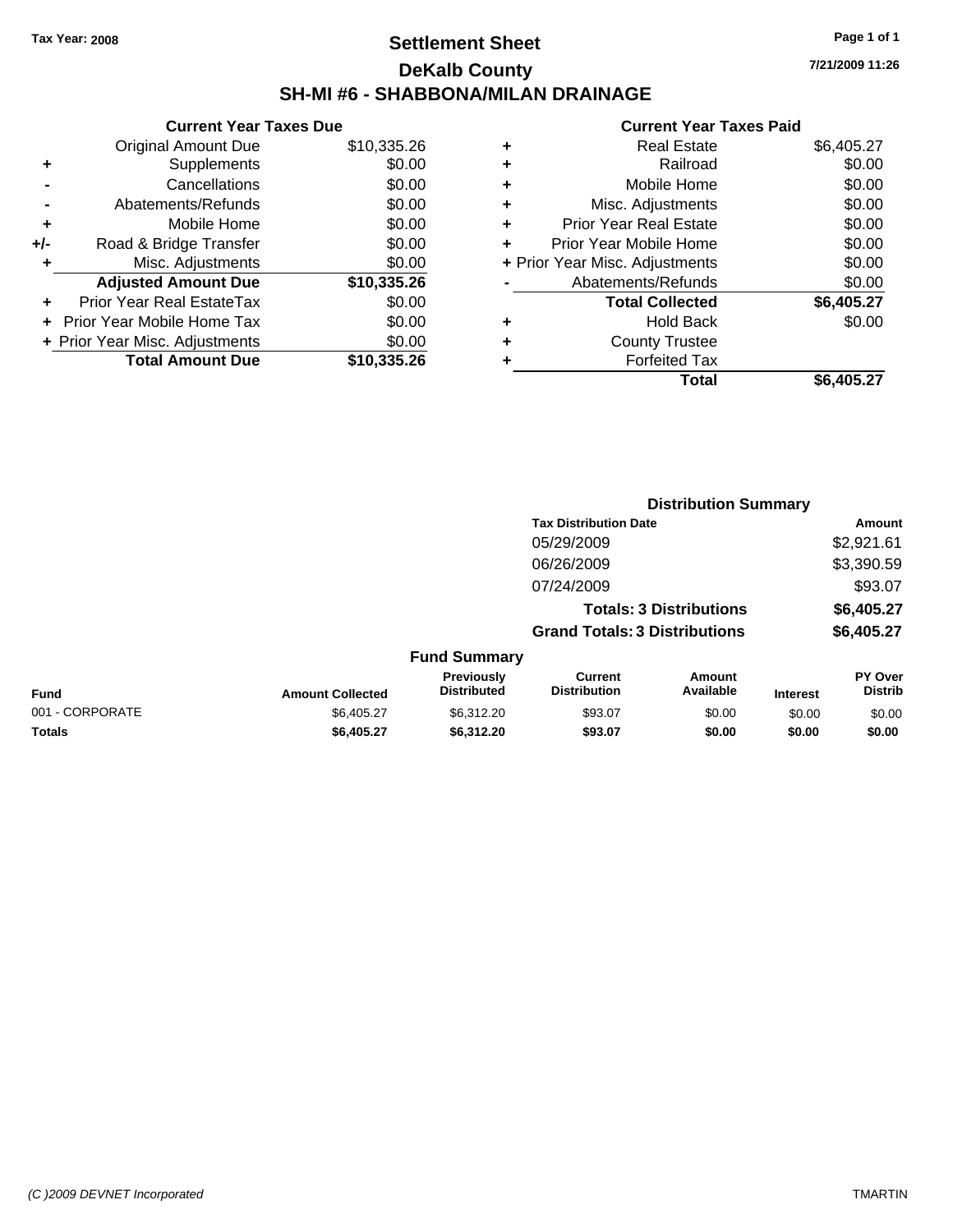Tax Year: 2008

# Settlement Sheet

## DeKalb County

## SH-MI #6 - SHABBONA/MILAN DRAINAGE

7/21/2009 11:26

### Current Year Taxes Due

| | | |
|---|---|---|
| | Original Amount Due | $10,335.26 |
| + | Supplements | $0.00 |
| - | Cancellations | $0.00 |
| - | Abatements/Refunds | $0.00 |
| + | Mobile Home | $0.00 |
| +/- | Road & Bridge Transfer | $0.00 |
| + | Misc. Adjustments | $0.00 |
| | **Adjusted Amount Due** | **$10,335.26** |
| + | Prior Year Real EstateTax | $0.00 |
| + | Prior Year Mobile Home Tax | $0.00 |
| + | Prior Year Misc. Adjustments | $0.00 |
| | **Total Amount Due** | **$10,335.26** |

### Current Year Taxes Paid

| | | |
|---|---|---|
| + | Real Estate | $6,405.27 |
| + | Railroad | $0.00 |
| + | Mobile Home | $0.00 |
| + | Misc. Adjustments | $0.00 |
| + | Prior Year Real Estate | $0.00 |
| + | Prior Year Mobile Home | $0.00 |
| + | Prior Year Misc. Adjustments | $0.00 |
| - | Abatements/Refunds | $0.00 |
| | **Total Collected** | **$6,405.27** |
| + | Hold Back | $0.00 |
| + | County Trustee | |
| + | Forfeited Tax | |
| | **Total** | **$6,405.27** |

### Distribution Summary

| Tax Distribution Date | Amount |
|---|---|
| 05/29/2009 | $2,921.61 |
| 06/26/2009 | $3,390.59 |
| 07/24/2009 | $93.07 |
| **Totals: 3 Distributions** | **$6,405.27** |
| **Grand Totals: 3 Distributions** | **$6,405.27** |

### Fund Summary

| Fund | Amount Collected | Previously Distributed | Current Distribution | Amount Available | Interest | PY Over Distrib |
|---|---|---|---|---|---|---|
| 001 - CORPORATE | $6,405.27 | $6,312.20 | $93.07 | $0.00 | $0.00 | $0.00 |
| **Totals** | **$6,405.27** | **$6,312.20** | **$93.07** | **$0.00** | **$0.00** | **$0.00** |

(C )2009 DEVNET Incorporated TMARTIN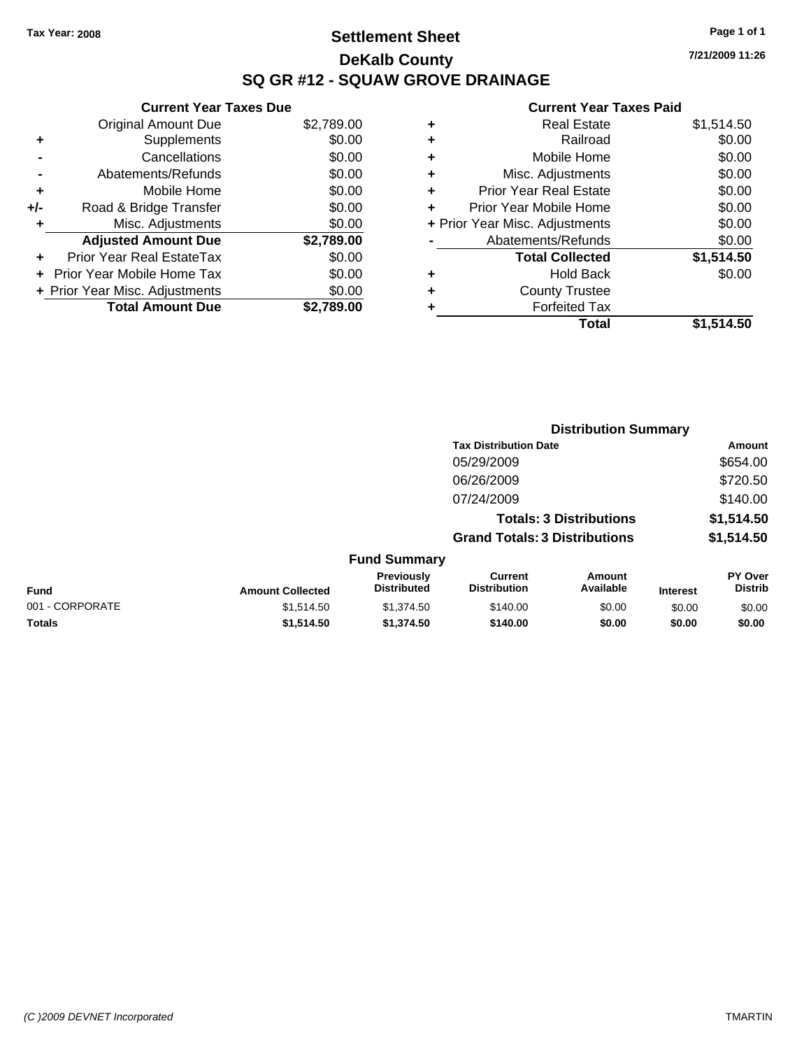Tax Year: 2008

# Settlement Sheet
## DeKalb County
## SQ GR #12 - SQUAW GROVE DRAINAGE

7/21/2009 11:26

| | Current Year Taxes Due | |
|---|---|---|
| | Original Amount Due | $2,789.00 |
| + | Supplements | $0.00 |
| - | Cancellations | $0.00 |
| - | Abatements/Refunds | $0.00 |
| + | Mobile Home | $0.00 |
| +/- | Road & Bridge Transfer | $0.00 |
| + | Misc. Adjustments | $0.00 |
| | **Adjusted Amount Due** | **$2,789.00** |
| + | Prior Year Real EstateTax | $0.00 |
| + | Prior Year Mobile Home Tax | $0.00 |
| + | Prior Year Misc. Adjustments | $0.00 |
| | **Total Amount Due** | **$2,789.00** |

| | Current Year Taxes Paid | |
|---|---|---|
| + | Real Estate | $1,514.50 |
| + | Railroad | $0.00 |
| + | Mobile Home | $0.00 |
| + | Misc. Adjustments | $0.00 |
| + | Prior Year Real Estate | $0.00 |
| + | Prior Year Mobile Home | $0.00 |
| + | Prior Year Misc. Adjustments | $0.00 |
| - | Abatements/Refunds | $0.00 |
| | **Total Collected** | **$1,514.50** |
| + | Hold Back | $0.00 |
| + | County Trustee | |
| + | Forfeited Tax | |
| | **Total** | **$1,514.50** |

### Distribution Summary

| Tax Distribution Date | Amount |
|---|---|
| 05/29/2009 | $654.00 |
| 06/26/2009 | $720.50 |
| 07/24/2009 | $140.00 |
| **Totals: 3 Distributions** | **$1,514.50** |
| **Grand Totals: 3 Distributions** | **$1,514.50** |

### Fund Summary

| Fund | Amount Collected | Previously Distributed | Current Distribution | Amount Available | Interest | PY Over Distrib |
|---|---|---|---|---|---|---|
| 001 - CORPORATE | $1,514.50 | $1,374.50 | $140.00 | $0.00 | $0.00 | $0.00 |
| **Totals** | **$1,514.50** | **$1,374.50** | **$140.00** | **$0.00** | **$0.00** | **$0.00** |

(C )2009 DEVNET Incorporated TMARTIN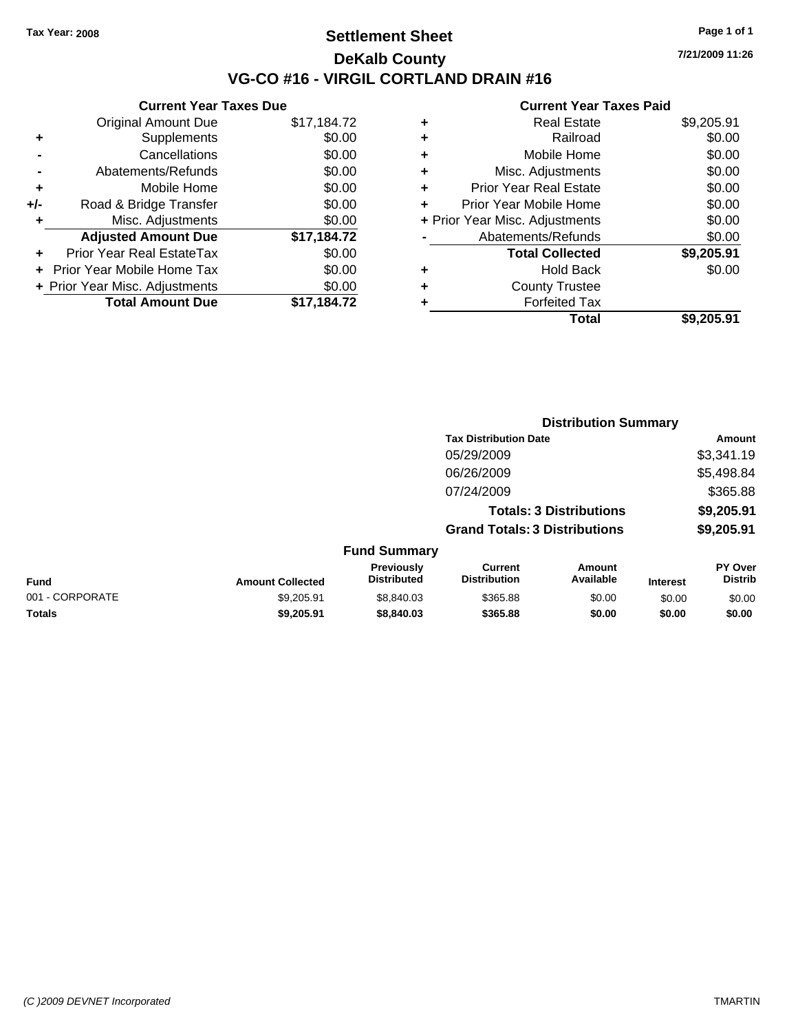Tax Year: 2008

# Settlement Sheet

## DeKalb County

## VG-CO #16 - VIRGIL CORTLAND DRAIN #16

7/21/2009 11:26

### Current Year Taxes Due

| | | |
|---|---|---|
| | Original Amount Due | $17,184.72 |
| + | Supplements | $0.00 |
| - | Cancellations | $0.00 |
| - | Abatements/Refunds | $0.00 |
| + | Mobile Home | $0.00 |
| +/- | Road & Bridge Transfer | $0.00 |
| + | Misc. Adjustments | $0.00 |
| | **Adjusted Amount Due** | **$17,184.72** |
| + | Prior Year Real EstateTax | $0.00 |
| + | Prior Year Mobile Home Tax | $0.00 |
| + | Prior Year Misc. Adjustments | $0.00 |
| | **Total Amount Due** | **$17,184.72** |

### Current Year Taxes Paid

| | | |
|---|---|---|
| + | Real Estate | $9,205.91 |
| + | Railroad | $0.00 |
| + | Mobile Home | $0.00 |
| + | Misc. Adjustments | $0.00 |
| + | Prior Year Real Estate | $0.00 |
| + | Prior Year Mobile Home | $0.00 |
| + | Prior Year Misc. Adjustments | $0.00 |
| - | Abatements/Refunds | $0.00 |
| | **Total Collected** | **$9,205.91** |
| + | Hold Back | $0.00 |
| + | County Trustee | |
| + | Forfeited Tax | |
| | **Total** | **$9,205.91** |

### Distribution Summary

| Tax Distribution Date | Amount |
|---|---|
| 05/29/2009 | $3,341.19 |
| 06/26/2009 | $5,498.84 |
| 07/24/2009 | $365.88 |
| **Totals: 3 Distributions** | **$9,205.91** |
| **Grand Totals: 3 Distributions** | **$9,205.91** |

### Fund Summary

| Fund | Amount Collected | Previously Distributed | Current Distribution | Amount Available | Interest | PY Over Distrib |
|---|---|---|---|---|---|---|
| 001 - CORPORATE | $9,205.91 | $8,840.03 | $365.88 | $0.00 | $0.00 | $0.00 |
| **Totals** | **$9,205.91** | **$8,840.03** | **$365.88** | **$0.00** | **$0.00** | **$0.00** |

(C )2009 DEVNET Incorporated TMARTIN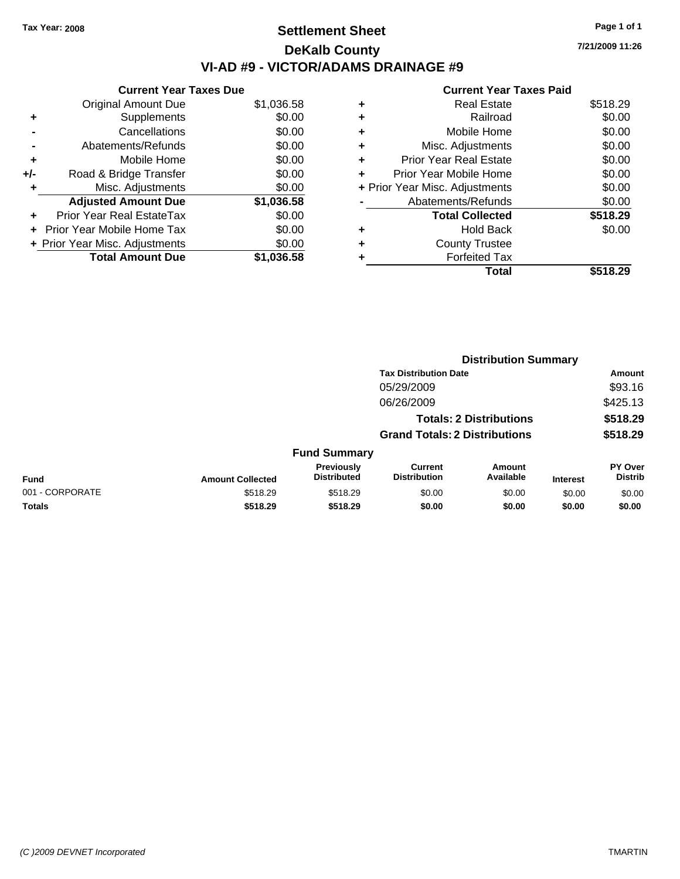**Tax Year: 2008**

# Settlement Sheet

## DeKalb County

## VI-AD #9 - VICTOR/ADAMS DRAINAGE #9

7/21/2009 11:26

### Current Year Taxes Due

| | | |
|---|---|---|
| | Original Amount Due | $1,036.58 |
| + | Supplements | $0.00 |
| - | Cancellations | $0.00 |
| - | Abatements/Refunds | $0.00 |
| + | Mobile Home | $0.00 |
| +/- | Road & Bridge Transfer | $0.00 |
| + | Misc. Adjustments | $0.00 |
| | **Adjusted Amount Due** | **$1,036.58** |
| + | Prior Year Real EstateTax | $0.00 |
| + | Prior Year Mobile Home Tax | $0.00 |
| + | Prior Year Misc. Adjustments | $0.00 |
| | **Total Amount Due** | **$1,036.58** |

### Current Year Taxes Paid

| | | |
|---|---|---|
| + | Real Estate | $518.29 |
| + | Railroad | $0.00 |
| + | Mobile Home | $0.00 |
| + | Misc. Adjustments | $0.00 |
| + | Prior Year Real Estate | $0.00 |
| + | Prior Year Mobile Home | $0.00 |
| + | Prior Year Misc. Adjustments | $0.00 |
| - | Abatements/Refunds | $0.00 |
| | **Total Collected** | **$518.29** |
| + | Hold Back | $0.00 |
| + | County Trustee | |
| + | Forfeited Tax | |
| | **Total** | **$518.29** |

### Distribution Summary

| Tax Distribution Date | Amount |
|---|---|
| 05/29/2009 | $93.16 |
| 06/26/2009 | $425.13 |
| **Totals: 2 Distributions** | **$518.29** |
| **Grand Totals: 2 Distributions** | **$518.29** |

### Fund Summary

| Fund | Amount Collected | Previously Distributed | Current Distribution | Amount Available | Interest | PY Over Distrib |
|---|---|---|---|---|---|---|
| 001 - CORPORATE | $518.29 | $518.29 | $0.00 | $0.00 | $0.00 | $0.00 |
| **Totals** | **$518.29** | **$518.29** | **$0.00** | **$0.00** | **$0.00** | **$0.00** |

(C )2009 DEVNET Incorporated TMARTIN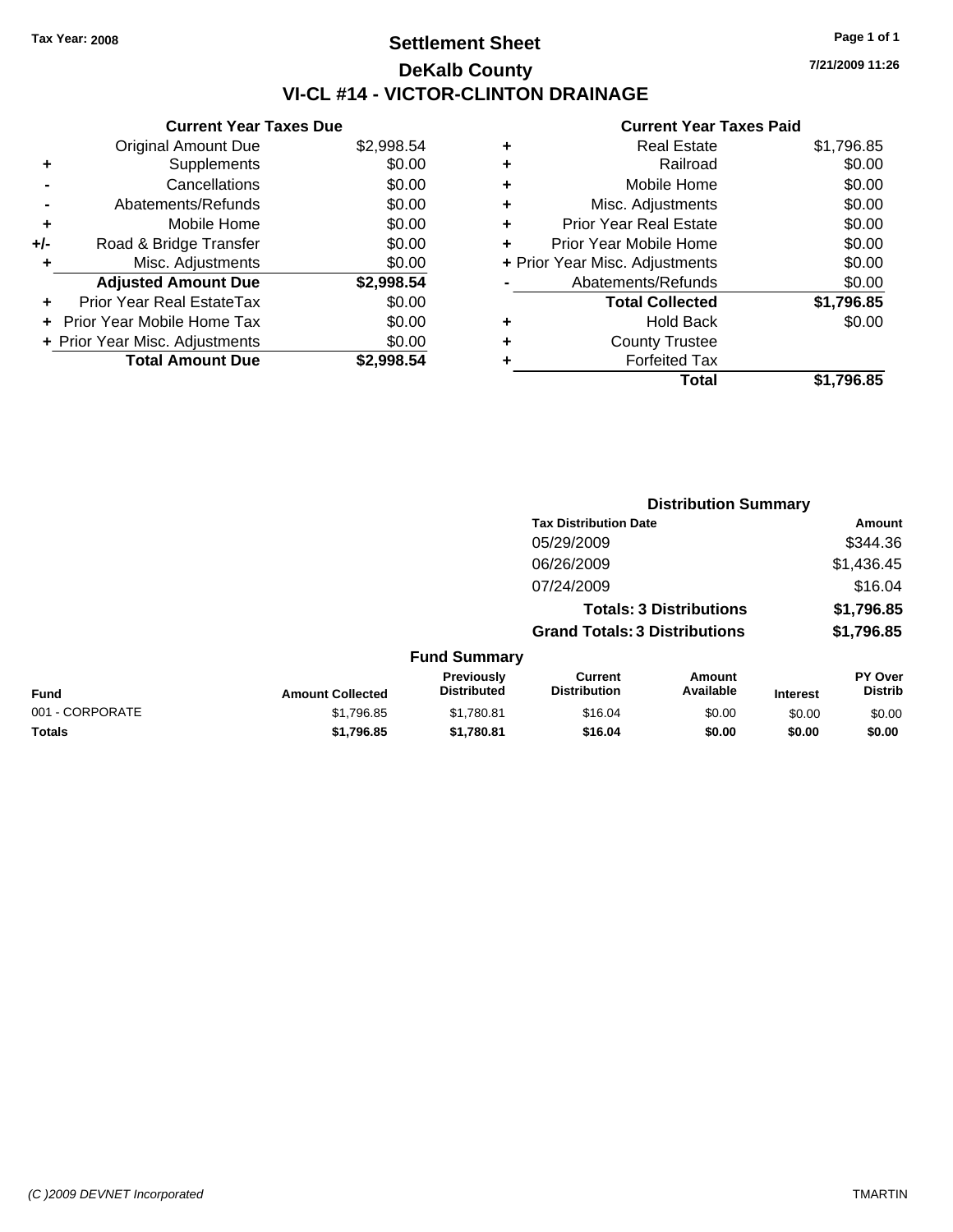Tax Year: 2008

# Settlement Sheet

## DeKalb County

## VI-CL #14 - VICTOR-CLINTON DRAINAGE

7/21/2009 11:26

### Current Year Taxes Due

| | | |
|---|---|---|
| | Original Amount Due | $2,998.54 |
| + | Supplements | $0.00 |
| - | Cancellations | $0.00 |
| - | Abatements/Refunds | $0.00 |
| + | Mobile Home | $0.00 |
| +/- | Road & Bridge Transfer | $0.00 |
| + | Misc. Adjustments | $0.00 |
| | **Adjusted Amount Due** | **$2,998.54** |
| + | Prior Year Real EstateTax | $0.00 |
| + | Prior Year Mobile Home Tax | $0.00 |
| + | Prior Year Misc. Adjustments | $0.00 |
| | **Total Amount Due** | **$2,998.54** |

### Current Year Taxes Paid

| | | |
|---|---|---|
| + | Real Estate | $1,796.85 |
| + | Railroad | $0.00 |
| + | Mobile Home | $0.00 |
| + | Misc. Adjustments | $0.00 |
| + | Prior Year Real Estate | $0.00 |
| + | Prior Year Mobile Home | $0.00 |
| + | Prior Year Misc. Adjustments | $0.00 |
| - | Abatements/Refunds | $0.00 |
| | **Total Collected** | **$1,796.85** |
| + | Hold Back | $0.00 |
| + | County Trustee | |
| + | Forfeited Tax | |
| | **Total** | **$1,796.85** |

### Distribution Summary

| Tax Distribution Date | Amount |
|---|---|
| 05/29/2009 | $344.36 |
| 06/26/2009 | $1,436.45 |
| 07/24/2009 | $16.04 |
| **Totals: 3 Distributions** | **$1,796.85** |
| **Grand Totals: 3 Distributions** | **$1,796.85** |

### Fund Summary

| Fund | Amount Collected | Previously Distributed | Current Distribution | Amount Available | Interest | PY Over Distrib |
|---|---|---|---|---|---|---|
| 001 - CORPORATE | $1,796.85 | $1,780.81 | $16.04 | $0.00 | $0.00 | $0.00 |
| **Totals** | **$1,796.85** | **$1,780.81** | **$16.04** | **$0.00** | **$0.00** | **$0.00** |

(C )2009 DEVNET Incorporated TMARTIN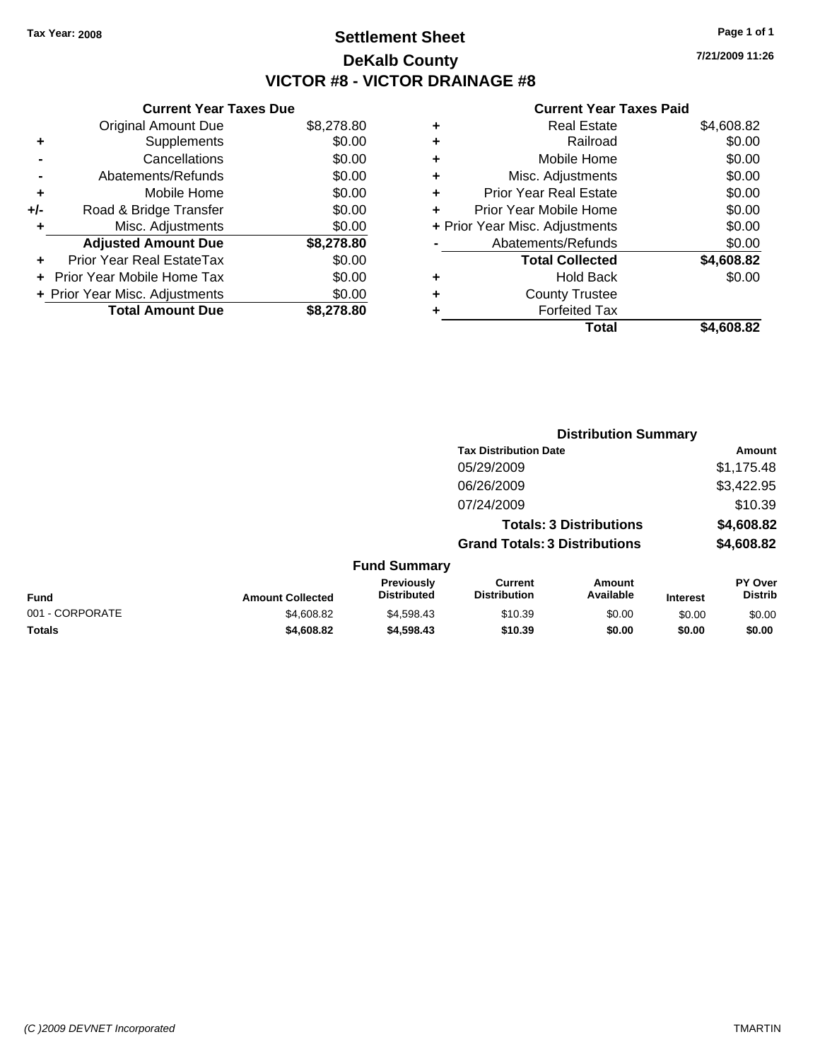Tax Year: 2008

# Settlement Sheet

## DeKalb County

## VICTOR #8 - VICTOR DRAINAGE #8

7/21/2009 11:26

| | Current Year Taxes Due | |
|---|---|---|
| | Original Amount Due | $8,278.80 |
| + | Supplements | $0.00 |
| - | Cancellations | $0.00 |
| - | Abatements/Refunds | $0.00 |
| + | Mobile Home | $0.00 |
| +/- | Road & Bridge Transfer | $0.00 |
| + | Misc. Adjustments | $0.00 |
| | **Adjusted Amount Due** | **$8,278.80** |
| + | Prior Year Real EstateTax | $0.00 |
| + | Prior Year Mobile Home Tax | $0.00 |
| + | Prior Year Misc. Adjustments | $0.00 |
| | **Total Amount Due** | **$8,278.80** |

| | Current Year Taxes Paid | |
|---|---|---|
| + | Real Estate | $4,608.82 |
| + | Railroad | $0.00 |
| + | Mobile Home | $0.00 |
| + | Misc. Adjustments | $0.00 |
| + | Prior Year Real Estate | $0.00 |
| + | Prior Year Mobile Home | $0.00 |
| + | Prior Year Misc. Adjustments | $0.00 |
| - | Abatements/Refunds | $0.00 |
| | **Total Collected** | **$4,608.82** |
| + | Hold Back | $0.00 |
| + | County Trustee | |
| + | Forfeited Tax | |
| | **Total** | **$4,608.82** |

### Distribution Summary

| Tax Distribution Date | Amount |
|---|---|
| 05/29/2009 | $1,175.48 |
| 06/26/2009 | $3,422.95 |
| 07/24/2009 | $10.39 |
| **Totals: 3 Distributions** | **$4,608.82** |
| **Grand Totals: 3 Distributions** | **$4,608.82** |

### Fund Summary

| Fund | Amount Collected | Previously Distributed | Current Distribution | Amount Available | Interest | PY Over Distrib |
|---|---|---|---|---|---|---|
| 001 - CORPORATE | $4,608.82 | $4,598.43 | $10.39 | $0.00 | $0.00 | $0.00 |
| **Totals** | **$4,608.82** | **$4,598.43** | **$10.39** | **$0.00** | **$0.00** | **$0.00** |

(C )2009 DEVNET Incorporated TMARTIN